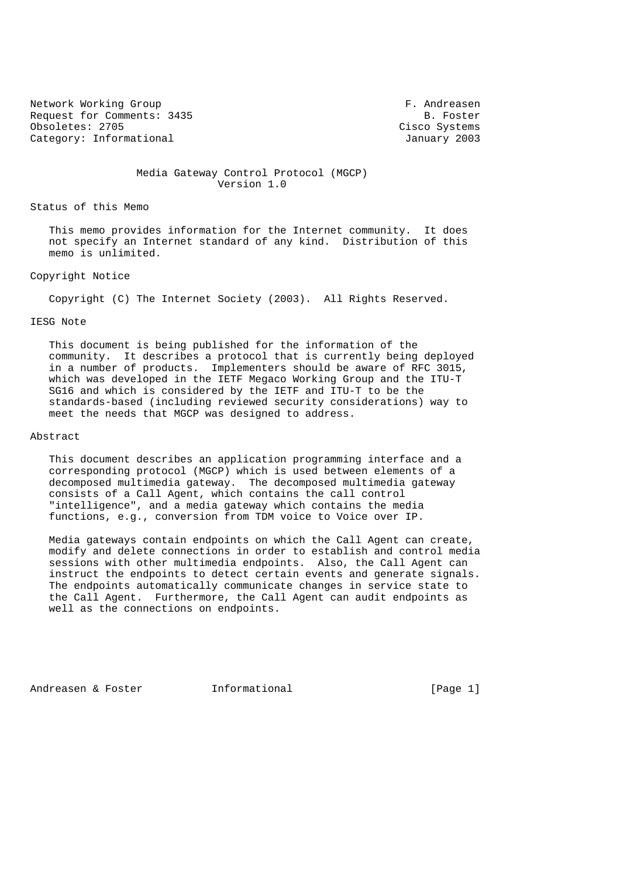Network Working Group F. Andreasen
Request for Comments: 3435 B. Foster
Obsoletes: 2705 Cisco Systems
Category: Informational January 2003

# Media Gateway Control Protocol (MGCP) Version 1.0

## Status of this Memo

This memo provides information for the Internet community. It does not specify an Internet standard of any kind. Distribution of this memo is unlimited.

## Copyright Notice

Copyright (C) The Internet Society (2003). All Rights Reserved.

## IESG Note

This document is being published for the information of the community. It describes a protocol that is currently being deployed in a number of products. Implementers should be aware of RFC 3015, which was developed in the IETF Megaco Working Group and the ITU-T SG16 and which is considered by the IETF and ITU-T to be the standards-based (including reviewed security considerations) way to meet the needs that MGCP was designed to address.

## Abstract

This document describes an application programming interface and a corresponding protocol (MGCP) which is used between elements of a decomposed multimedia gateway. The decomposed multimedia gateway consists of a Call Agent, which contains the call control "intelligence", and a media gateway which contains the media functions, e.g., conversion from TDM voice to Voice over IP.

Media gateways contain endpoints on which the Call Agent can create, modify and delete connections in order to establish and control media sessions with other multimedia endpoints. Also, the Call Agent can instruct the endpoints to detect certain events and generate signals. The endpoints automatically communicate changes in service state to the Call Agent. Furthermore, the Call Agent can audit endpoints as well as the connections on endpoints.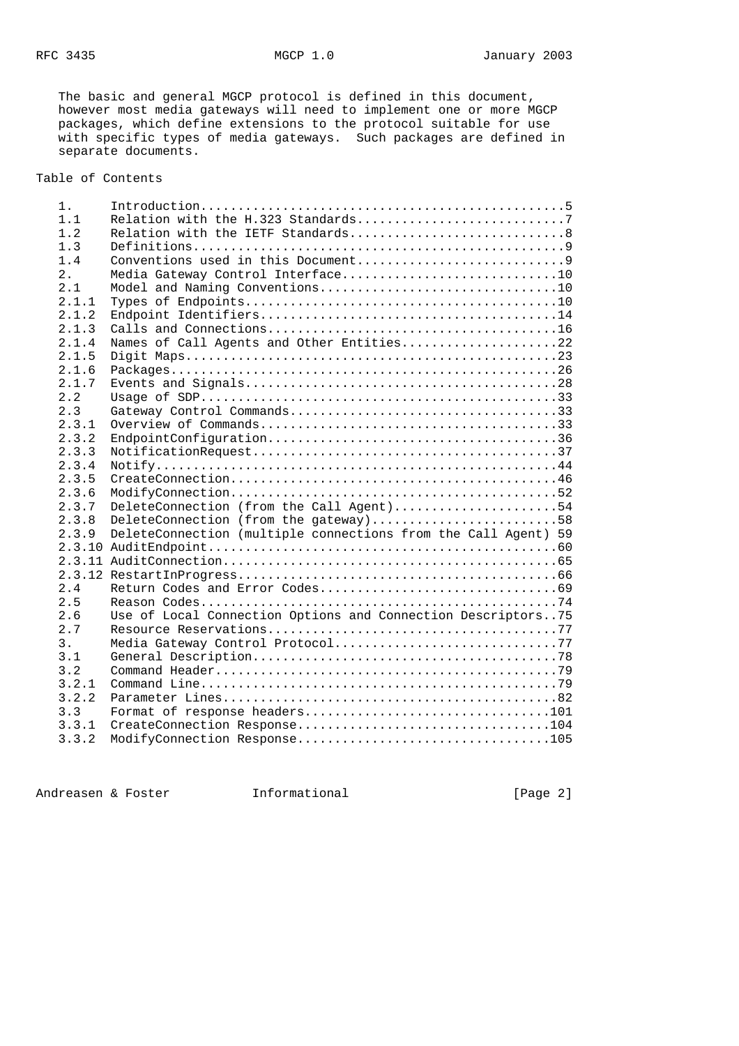The basic and general MGCP protocol is defined in this document, however most media gateways will need to implement one or more MGCP packages, which define extensions to the protocol suitable for use with specific types of media gateways. Such packages are defined in separate documents.

## Table of Contents

```
   1.     Introduction.................................................5
   1.1    Relation with the H.323 Standards............................7
   1.2    Relation with the IETF Standards.............................8
   1.3    Definitions..................................................9
   1.4    Conventions used in this Document............................9
   2.     Media Gateway Control Interface.............................10
   2.1    Model and Naming Conventions................................10
   2.1.1  Types of Endpoints..........................................10
   2.1.2  Endpoint Identifiers........................................14
   2.1.3  Calls and Connections.......................................16
   2.1.4  Names of Call Agents and Other Entities.....................22
   2.1.5  Digit Maps..................................................23
   2.1.6  Packages....................................................26
   2.1.7  Events and Signals..........................................28
   2.2    Usage of SDP................................................33
   2.3    Gateway Control Commands....................................33
   2.3.1  Overview of Commands........................................33
   2.3.2  EndpointConfiguration.......................................36
   2.3.3  NotificationRequest.........................................37
   2.3.4  Notify......................................................44
   2.3.5  CreateConnection............................................46
   2.3.6  ModifyConnection............................................52
   2.3.7  DeleteConnection (from the Call Agent)......................54
   2.3.8  DeleteConnection (from the gateway).........................58
   2.3.9  DeleteConnection (multiple connections from the Call Agent) 59
   2.3.10 AuditEndpoint...............................................60
   2.3.11 AuditConnection.............................................65
   2.3.12 RestartInProgress...........................................66
   2.4    Return Codes and Error Codes................................69
   2.5    Reason Codes................................................74
   2.6    Use of Local Connection Options and Connection Descriptors..75
   2.7    Resource Reservations.......................................77
   3.     Media Gateway Control Protocol..............................77
   3.1    General Description.........................................78
   3.2    Command Header..............................................79
   3.2.1  Command Line................................................79
   3.2.2  Parameter Lines.............................................82
   3.3    Format of response headers.................................101
   3.3.1  CreateConnection Response..................................104
   3.3.2  ModifyConnection Response..................................105
```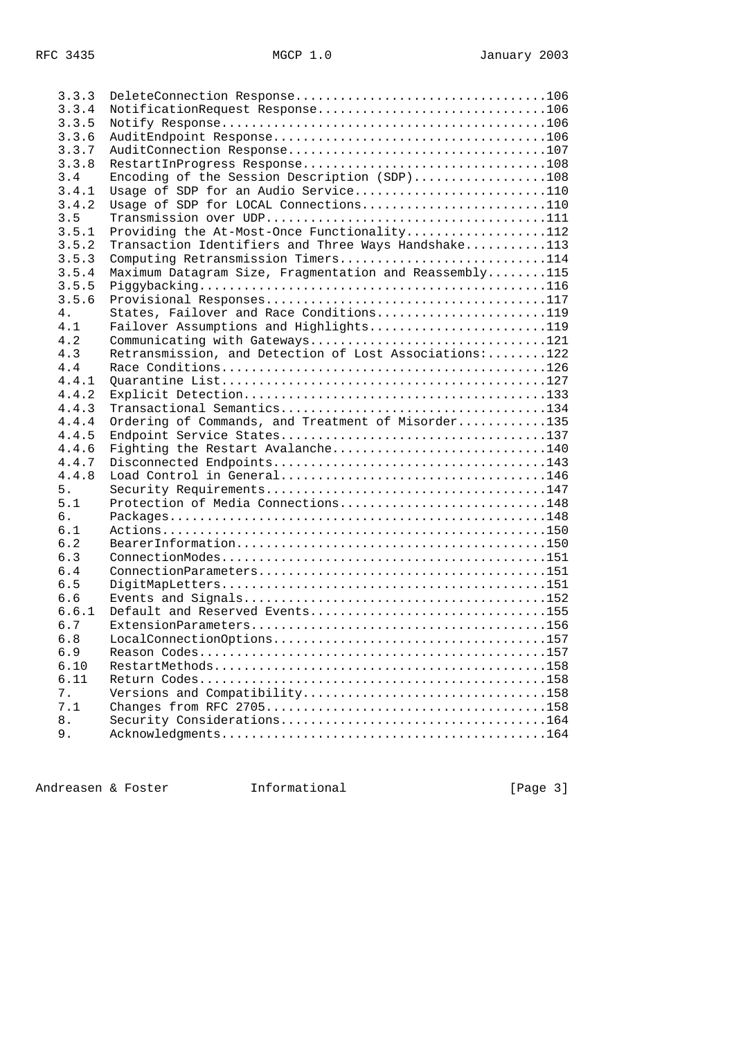```
   3.3.3  DeleteConnection Response..................................106
   3.3.4  NotificationRequest Response...............................106
   3.3.5  Notify Response............................................106
   3.3.6  AuditEndpoint Response.....................................106
   3.3.7  AuditConnection Response...................................107
   3.3.8  RestartInProgress Response.................................108
   3.4    Encoding of the Session Description (SDP)..................108
   3.4.1  Usage of SDP for an Audio Service..........................110
   3.4.2  Usage of SDP for LOCAL Connections.........................110
   3.5    Transmission over UDP......................................111
   3.5.1  Providing the At-Most-Once Functionality...................112
   3.5.2  Transaction Identifiers and Three Ways Handshake...........113
   3.5.3  Computing Retransmission Timers............................114
   3.5.4  Maximum Datagram Size, Fragmentation and Reassembly........115
   3.5.5  Piggybacking...............................................116
   3.5.6  Provisional Responses......................................117
   4.     States, Failover and Race Conditions.......................119
   4.1    Failover Assumptions and Highlights........................119
   4.2    Communicating with Gateways................................121
   4.3    Retransmission, and Detection of Lost Associations:........122
   4.4    Race Conditions............................................126
   4.4.1  Quarantine List............................................127
   4.4.2  Explicit Detection.........................................133
   4.4.3  Transactional Semantics....................................134
   4.4.4  Ordering of Commands, and Treatment of Misorder............135
   4.4.5  Endpoint Service States....................................137
   4.4.6  Fighting the Restart Avalanche.............................140
   4.4.7  Disconnected Endpoints.....................................143
   4.4.8  Load Control in General....................................146
   5.     Security Requirements......................................147
   5.1    Protection of Media Connections............................148
   6.     Packages...................................................148
   6.1    Actions....................................................150
   6.2    BearerInformation..........................................150
   6.3    ConnectionModes............................................151
   6.4    ConnectionParameters.......................................151
   6.5    DigitMapLetters............................................151
   6.6    Events and Signals.........................................152
   6.6.1  Default and Reserved Events................................155
   6.7    ExtensionParameters........................................156
   6.8    LocalConnectionOptions.....................................157
   6.9    Reason Codes...............................................157
   6.10   RestartMethods.............................................158
   6.11   Return Codes...............................................158
   7.     Versions and Compatibility.................................158
   7.1    Changes from RFC 2705......................................158
   8.     Security Considerations....................................164
   9.     Acknowledgments............................................164
```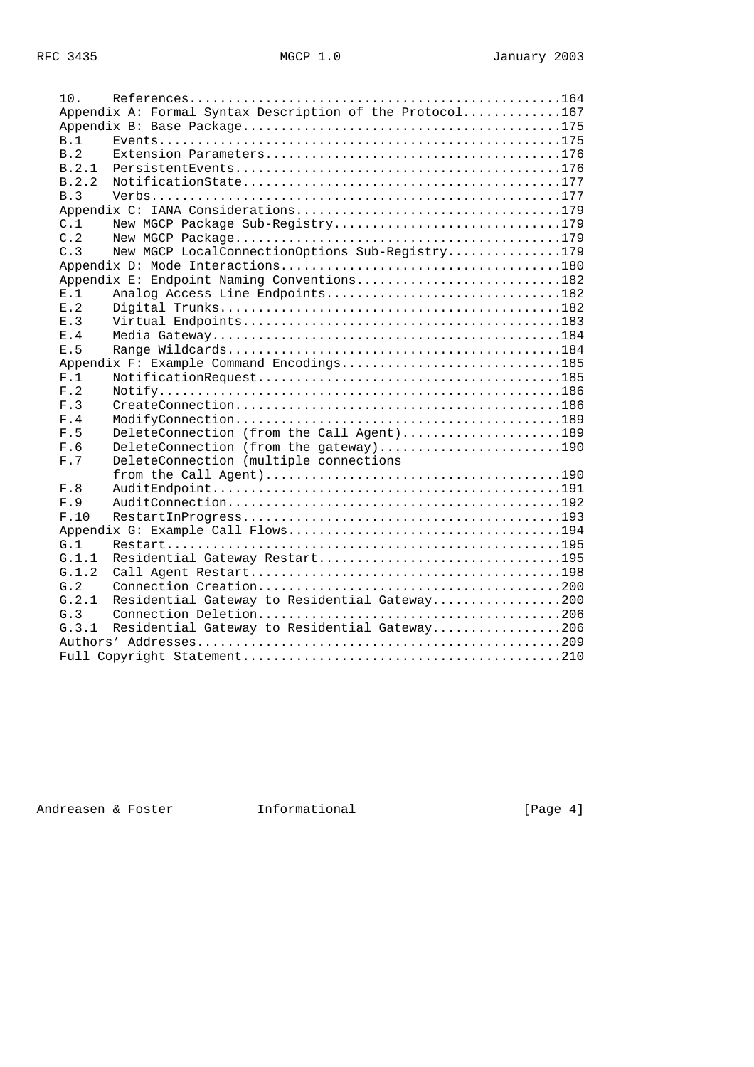```
   10.    References.................................................164
   Appendix A: Formal Syntax Description of the Protocol.............167
   Appendix B: Base Package..........................................175
   B.1    Events.....................................................175
   B.2    Extension Parameters.......................................176
   B.2.1  PersistentEvents...........................................176
   B.2.2  NotificationState..........................................177
   B.3    Verbs......................................................177
   Appendix C: IANA Considerations...................................179
   C.1    New MGCP Package Sub-Registry..............................179
   C.2    New MGCP Package...........................................179
   C.3    New MGCP LocalConnectionOptions Sub-Registry...............179
   Appendix D: Mode Interactions.....................................180
   Appendix E: Endpoint Naming Conventions...........................182
   E.1    Analog Access Line Endpoints...............................182
   E.2    Digital Trunks.............................................182
   E.3    Virtual Endpoints..........................................183
   E.4    Media Gateway..............................................184
   E.5    Range Wildcards............................................184
   Appendix F: Example Command Encodings.............................185
   F.1    NotificationRequest........................................185
   F.2    Notify.....................................................186
   F.3    CreateConnection...........................................186
   F.4    ModifyConnection...........................................189
   F.5    DeleteConnection (from the Call Agent).....................189
   F.6    DeleteConnection (from the gateway)........................190
   F.7    DeleteConnection (multiple connections
          from the Call Agent).......................................190
   F.8    AuditEndpoint..............................................191
   F.9    AuditConnection............................................192
   F.10   RestartInProgress..........................................193
   Appendix G: Example Call Flows....................................194
   G.1    Restart....................................................195
   G.1.1  Residential Gateway Restart................................195
   G.1.2  Call Agent Restart.........................................198
   G.2    Connection Creation........................................200
   G.2.1  Residential Gateway to Residential Gateway.................200
   G.3    Connection Deletion........................................206
   G.3.1  Residential Gateway to Residential Gateway.................206
   Authors' Addresses................................................209
   Full Copyright Statement..........................................210
```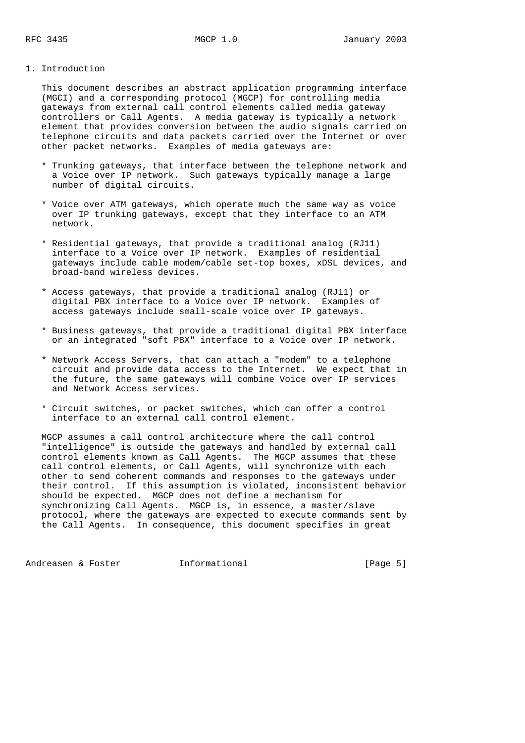# 1. Introduction

This document describes an abstract application programming interface (MGCI) and a corresponding protocol (MGCP) for controlling media gateways from external call control elements called media gateway controllers or Call Agents. A media gateway is typically a network element that provides conversion between the audio signals carried on telephone circuits and data packets carried over the Internet or over other packet networks. Examples of media gateways are:

* Trunking gateways, that interface between the telephone network and a Voice over IP network. Such gateways typically manage a large number of digital circuits.

* Voice over ATM gateways, which operate much the same way as voice over IP trunking gateways, except that they interface to an ATM network.

* Residential gateways, that provide a traditional analog (RJ11) interface to a Voice over IP network. Examples of residential gateways include cable modem/cable set-top boxes, xDSL devices, and broad-band wireless devices.

* Access gateways, that provide a traditional analog (RJ11) or digital PBX interface to a Voice over IP network. Examples of access gateways include small-scale voice over IP gateways.

* Business gateways, that provide a traditional digital PBX interface or an integrated "soft PBX" interface to a Voice over IP network.

* Network Access Servers, that can attach a "modem" to a telephone circuit and provide data access to the Internet. We expect that in the future, the same gateways will combine Voice over IP services and Network Access services.

* Circuit switches, or packet switches, which can offer a control interface to an external call control element.

MGCP assumes a call control architecture where the call control "intelligence" is outside the gateways and handled by external call control elements known as Call Agents. The MGCP assumes that these call control elements, or Call Agents, will synchronize with each other to send coherent commands and responses to the gateways under their control. If this assumption is violated, inconsistent behavior should be expected. MGCP does not define a mechanism for synchronizing Call Agents. MGCP is, in essence, a master/slave protocol, where the gateways are expected to execute commands sent by the Call Agents. In consequence, this document specifies in great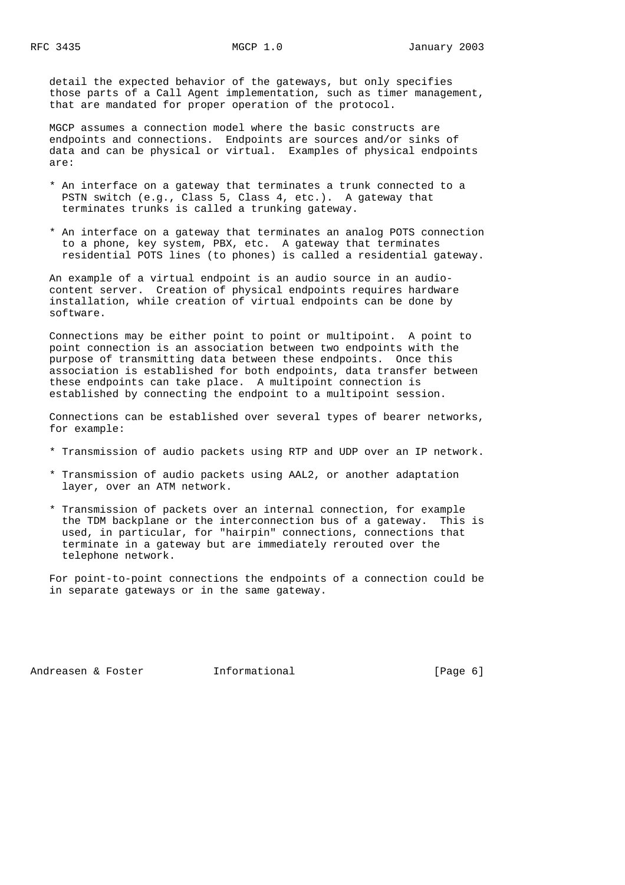detail the expected behavior of the gateways, but only specifies those parts of a Call Agent implementation, such as timer management, that are mandated for proper operation of the protocol.

MGCP assumes a connection model where the basic constructs are endpoints and connections. Endpoints are sources and/or sinks of data and can be physical or virtual. Examples of physical endpoints are:

* An interface on a gateway that terminates a trunk connected to a PSTN switch (e.g., Class 5, Class 4, etc.). A gateway that terminates trunks is called a trunking gateway.

* An interface on a gateway that terminates an analog POTS connection to a phone, key system, PBX, etc. A gateway that terminates residential POTS lines (to phones) is called a residential gateway.

An example of a virtual endpoint is an audio source in an audio-content server. Creation of physical endpoints requires hardware installation, while creation of virtual endpoints can be done by software.

Connections may be either point to point or multipoint. A point to point connection is an association between two endpoints with the purpose of transmitting data between these endpoints. Once this association is established for both endpoints, data transfer between these endpoints can take place. A multipoint connection is established by connecting the endpoint to a multipoint session.

Connections can be established over several types of bearer networks, for example:

* Transmission of audio packets using RTP and UDP over an IP network.

* Transmission of audio packets using AAL2, or another adaptation layer, over an ATM network.

* Transmission of packets over an internal connection, for example the TDM backplane or the interconnection bus of a gateway. This is used, in particular, for "hairpin" connections, connections that terminate in a gateway but are immediately rerouted over the telephone network.

For point-to-point connections the endpoints of a connection could be in separate gateways or in the same gateway.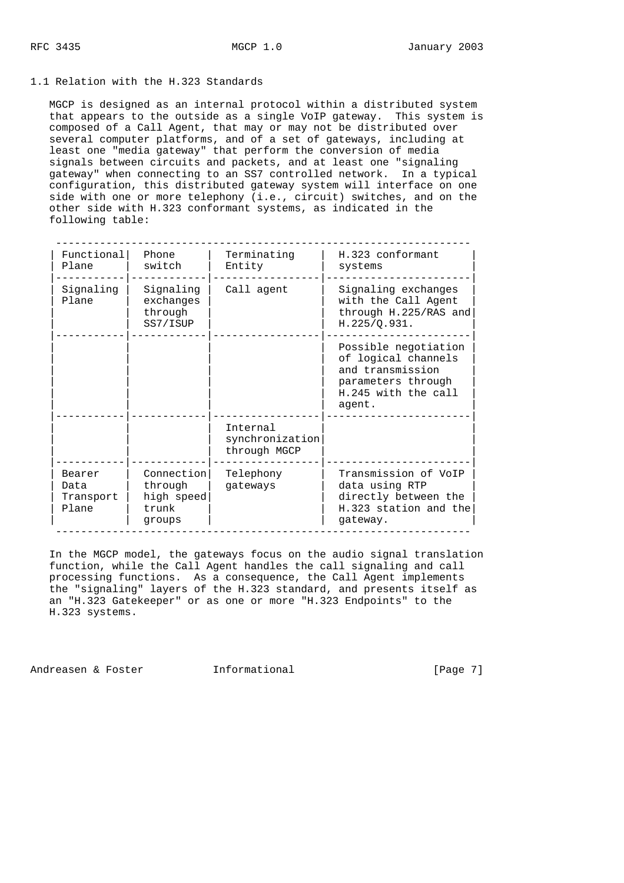## 1.1 Relation with the H.323 Standards

MGCP is designed as an internal protocol within a distributed system that appears to the outside as a single VoIP gateway. This system is composed of a Call Agent, that may or may not be distributed over several computer platforms, and of a set of gateways, including at least one "media gateway" that perform the conversion of media signals between circuits and packets, and at least one "signaling gateway" when connecting to an SS7 controlled network. In a typical configuration, this distributed gateway system will interface on one side with one or more telephony (i.e., circuit) switches, and on the other side with H.323 conformant systems, as indicated in the following table:

| Functional Plane | Phone switch | Terminating Entity | H.323 conformant systems |
|---|---|---|---|
| Signaling Plane | Signaling exchanges through SS7/ISUP | Call agent | Signaling exchanges with the Call Agent through H.225/RAS and H.225/Q.931. |
| | | | Possible negotiation of logical channels and transmission parameters through H.245 with the call agent. |
| | | Internal synchronization through MGCP | |
| Bearer Data Transport Plane | Connection through high speed trunk groups | Telephony gateways | Transmission of VoIP data using RTP directly between the H.323 station and the gateway. |

In the MGCP model, the gateways focus on the audio signal translation function, while the Call Agent handles the call signaling and call processing functions. As a consequence, the Call Agent implements the "signaling" layers of the H.323 standard, and presents itself as an "H.323 Gatekeeper" or as one or more "H.323 Endpoints" to the H.323 systems.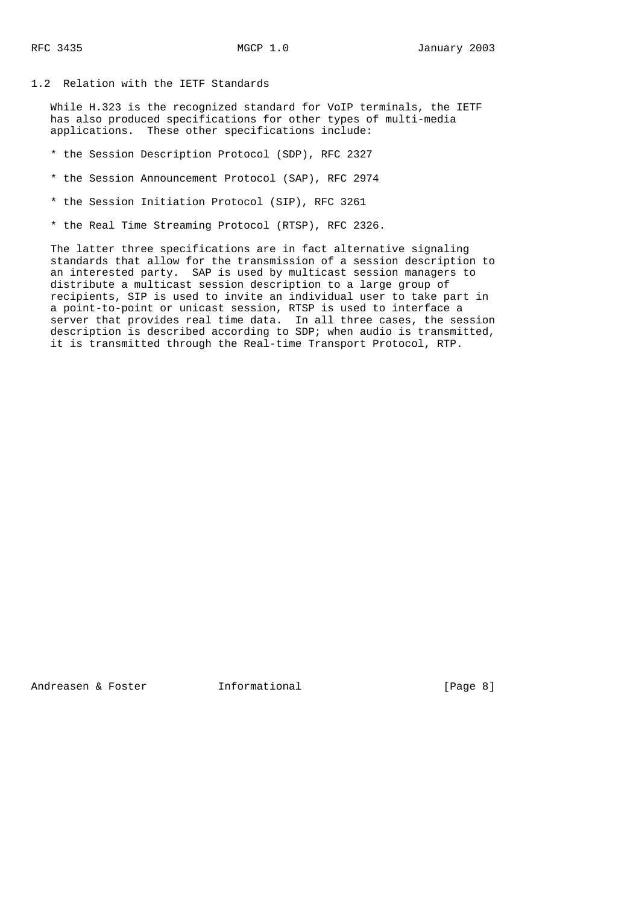## 1.2 Relation with the IETF Standards

While H.323 is the recognized standard for VoIP terminals, the IETF has also produced specifications for other types of multi-media applications. These other specifications include:

* the Session Description Protocol (SDP), RFC 2327
* the Session Announcement Protocol (SAP), RFC 2974
* the Session Initiation Protocol (SIP), RFC 3261
* the Real Time Streaming Protocol (RTSP), RFC 2326.

The latter three specifications are in fact alternative signaling standards that allow for the transmission of a session description to an interested party. SAP is used by multicast session managers to distribute a multicast session description to a large group of recipients, SIP is used to invite an individual user to take part in a point-to-point or unicast session, RTSP is used to interface a server that provides real time data. In all three cases, the session description is described according to SDP; when audio is transmitted, it is transmitted through the Real-time Transport Protocol, RTP.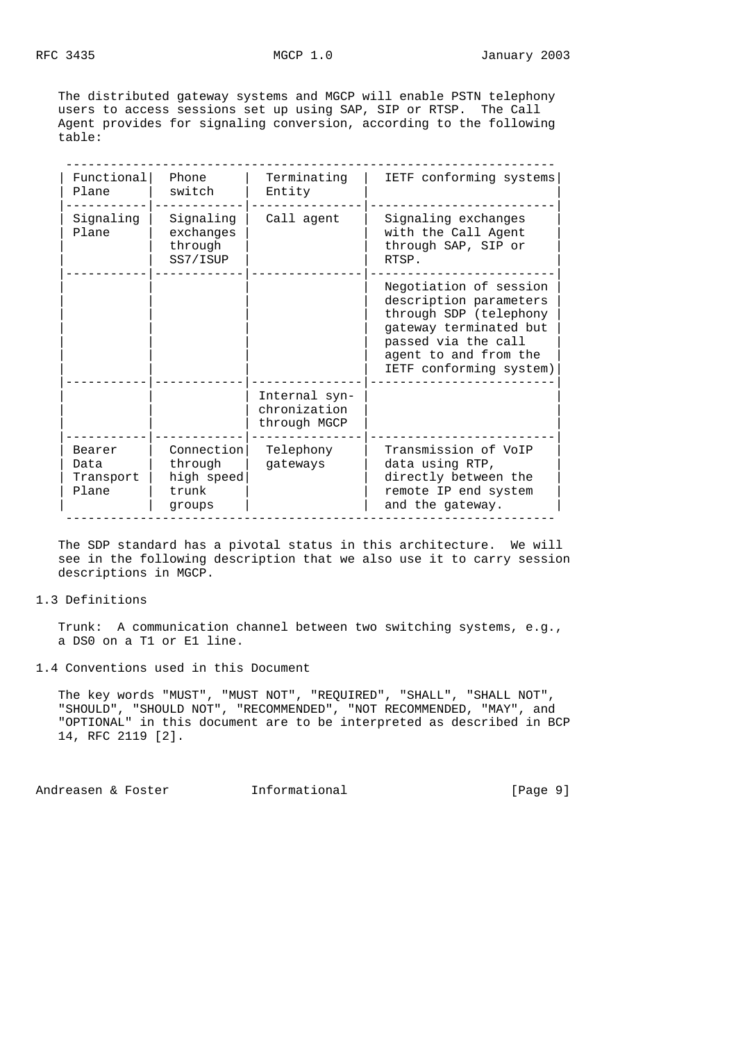The distributed gateway systems and MGCP will enable PSTN telephony users to access sessions set up using SAP, SIP or RTSP. The Call Agent provides for signaling conversion, according to the following table:

| Functional Plane | Phone switch | Terminating Entity | IETF conforming systems |
| --- | --- | --- | --- |
| Signaling Plane | Signaling exchanges through SS7/ISUP | Call agent | Signaling exchanges with the Call Agent through SAP, SIP or RTSP. |
| | | | Negotiation of session description parameters through SDP (telephony gateway terminated but passed via the call agent to and from the IETF conforming system) |
| | | Internal synchronization through MGCP | |
| Bearer Data Transport Plane | Connection through high speed trunk groups | Telephony gateways | Transmission of VoIP data using RTP, directly between the remote IP end system and the gateway. |

The SDP standard has a pivotal status in this architecture. We will see in the following description that we also use it to carry session descriptions in MGCP.

## 1.3 Definitions

Trunk: A communication channel between two switching systems, e.g., a DS0 on a T1 or E1 line.

## 1.4 Conventions used in this Document

The key words "MUST", "MUST NOT", "REQUIRED", "SHALL", "SHALL NOT", "SHOULD", "SHOULD NOT", "RECOMMENDED", "NOT RECOMMENDED, "MAY", and "OPTIONAL" in this document are to be interpreted as described in BCP 14, RFC 2119 [2].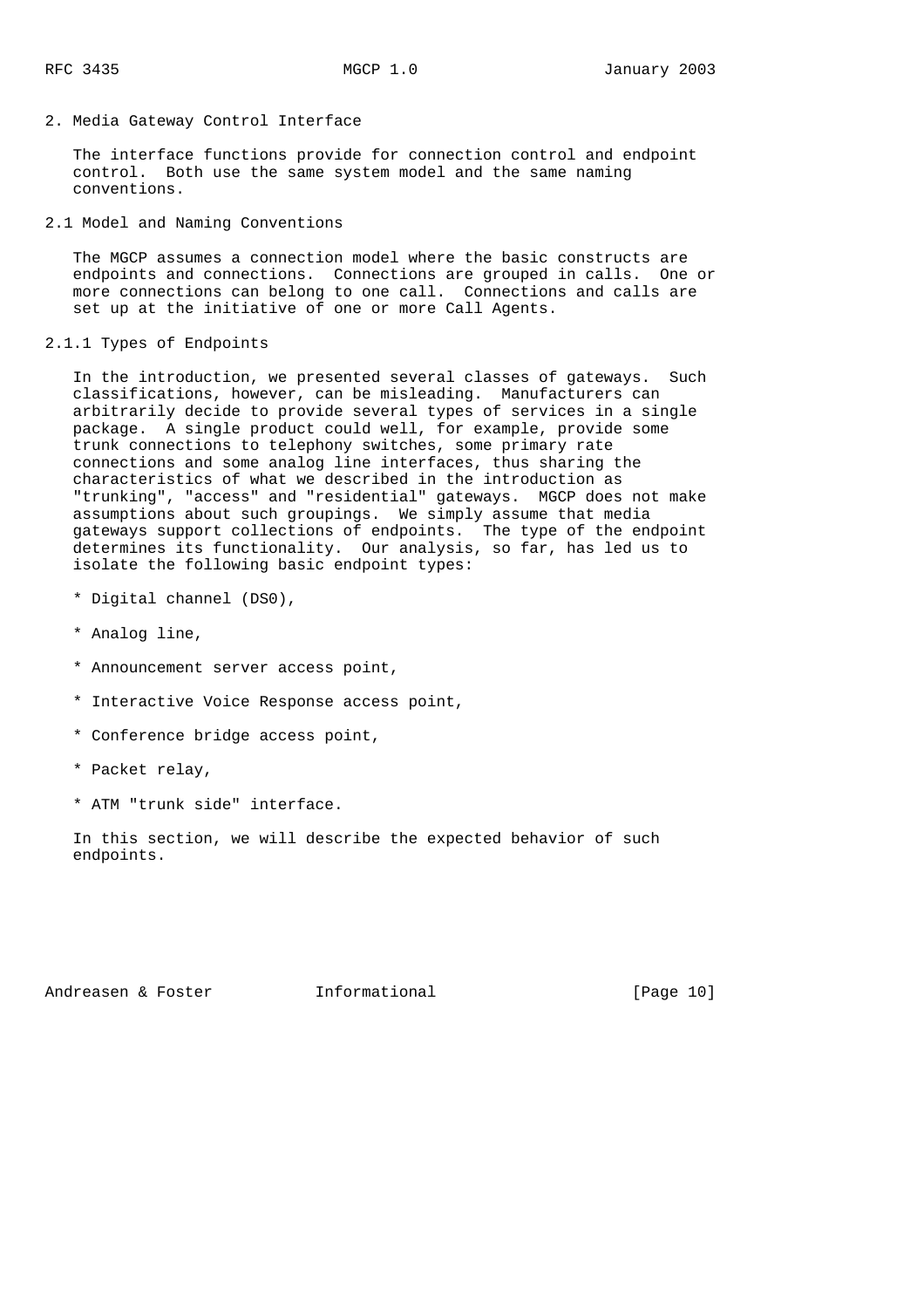## 2. Media Gateway Control Interface

The interface functions provide for connection control and endpoint control. Both use the same system model and the same naming conventions.

### 2.1 Model and Naming Conventions

The MGCP assumes a connection model where the basic constructs are endpoints and connections. Connections are grouped in calls. One or more connections can belong to one call. Connections and calls are set up at the initiative of one or more Call Agents.

#### 2.1.1 Types of Endpoints

In the introduction, we presented several classes of gateways. Such classifications, however, can be misleading. Manufacturers can arbitrarily decide to provide several types of services in a single package. A single product could well, for example, provide some trunk connections to telephony switches, some primary rate connections and some analog line interfaces, thus sharing the characteristics of what we described in the introduction as "trunking", "access" and "residential" gateways. MGCP does not make assumptions about such groupings. We simply assume that media gateways support collections of endpoints. The type of the endpoint determines its functionality. Our analysis, so far, has led us to isolate the following basic endpoint types:

* Digital channel (DS0),
* Analog line,
* Announcement server access point,
* Interactive Voice Response access point,
* Conference bridge access point,
* Packet relay,
* ATM "trunk side" interface.

In this section, we will describe the expected behavior of such endpoints.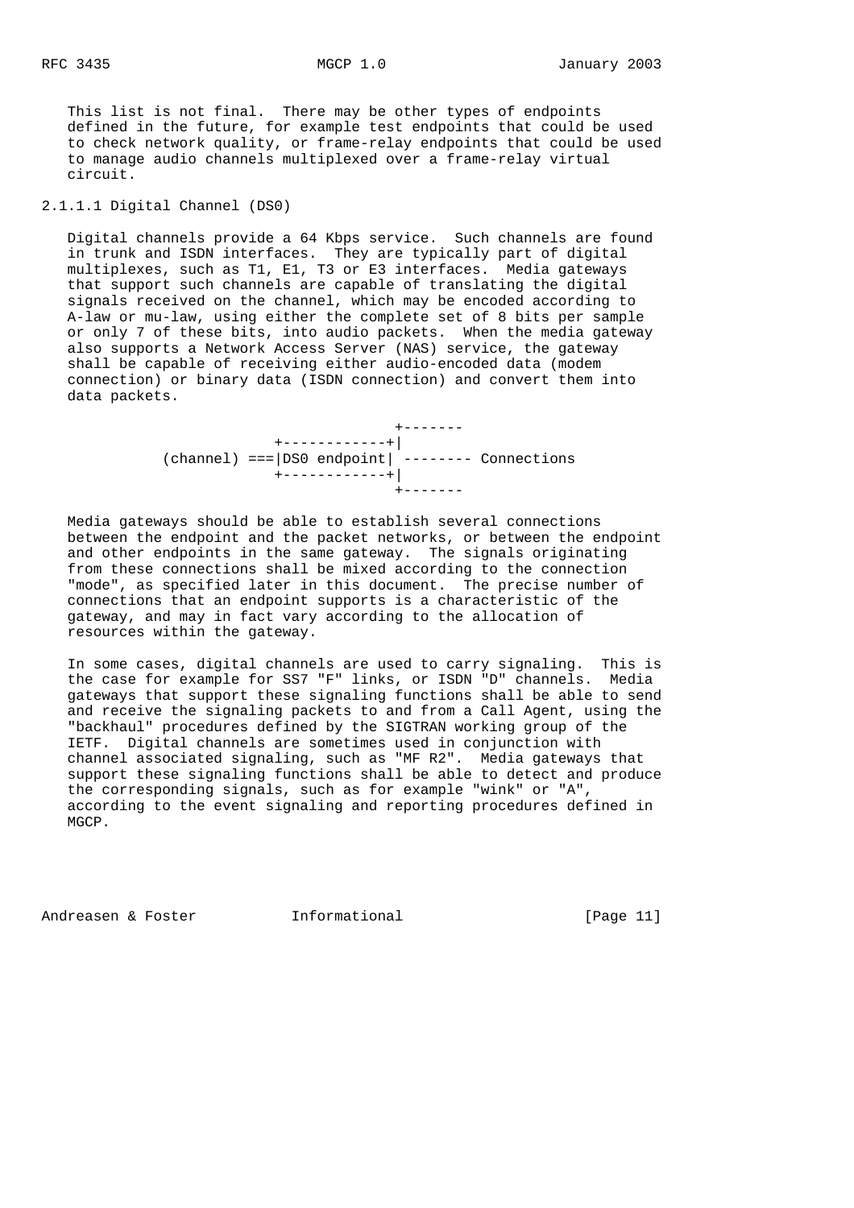This list is not final. There may be other types of endpoints defined in the future, for example test endpoints that could be used to check network quality, or frame-relay endpoints that could be used to manage audio channels multiplexed over a frame-relay virtual circuit.

#### 2.1.1.1 Digital Channel (DS0)

Digital channels provide a 64 Kbps service. Such channels are found in trunk and ISDN interfaces. They are typically part of digital multiplexes, such as T1, E1, T3 or E3 interfaces. Media gateways that support such channels are capable of translating the digital signals received on the channel, which may be encoded according to A-law or mu-law, using either the complete set of 8 bits per sample or only 7 of these bits, into audio packets. When the media gateway also supports a Network Access Server (NAS) service, the gateway shall be capable of receiving either audio-encoded data (modem connection) or binary data (ISDN connection) and convert them into data packets.

```
                                  +-------
                    +------------+|
         (channel) ===|DS0 endpoint| -------- Connections
                    +------------+|
                                  +-------
```

Media gateways should be able to establish several connections between the endpoint and the packet networks, or between the endpoint and other endpoints in the same gateway. The signals originating from these connections shall be mixed according to the connection "mode", as specified later in this document. The precise number of connections that an endpoint supports is a characteristic of the gateway, and may in fact vary according to the allocation of resources within the gateway.

In some cases, digital channels are used to carry signaling. This is the case for example for SS7 "F" links, or ISDN "D" channels. Media gateways that support these signaling functions shall be able to send and receive the signaling packets to and from a Call Agent, using the "backhaul" procedures defined by the SIGTRAN working group of the IETF. Digital channels are sometimes used in conjunction with channel associated signaling, such as "MF R2". Media gateways that support these signaling functions shall be able to detect and produce the corresponding signals, such as for example "wink" or "A", according to the event signaling and reporting procedures defined in MGCP.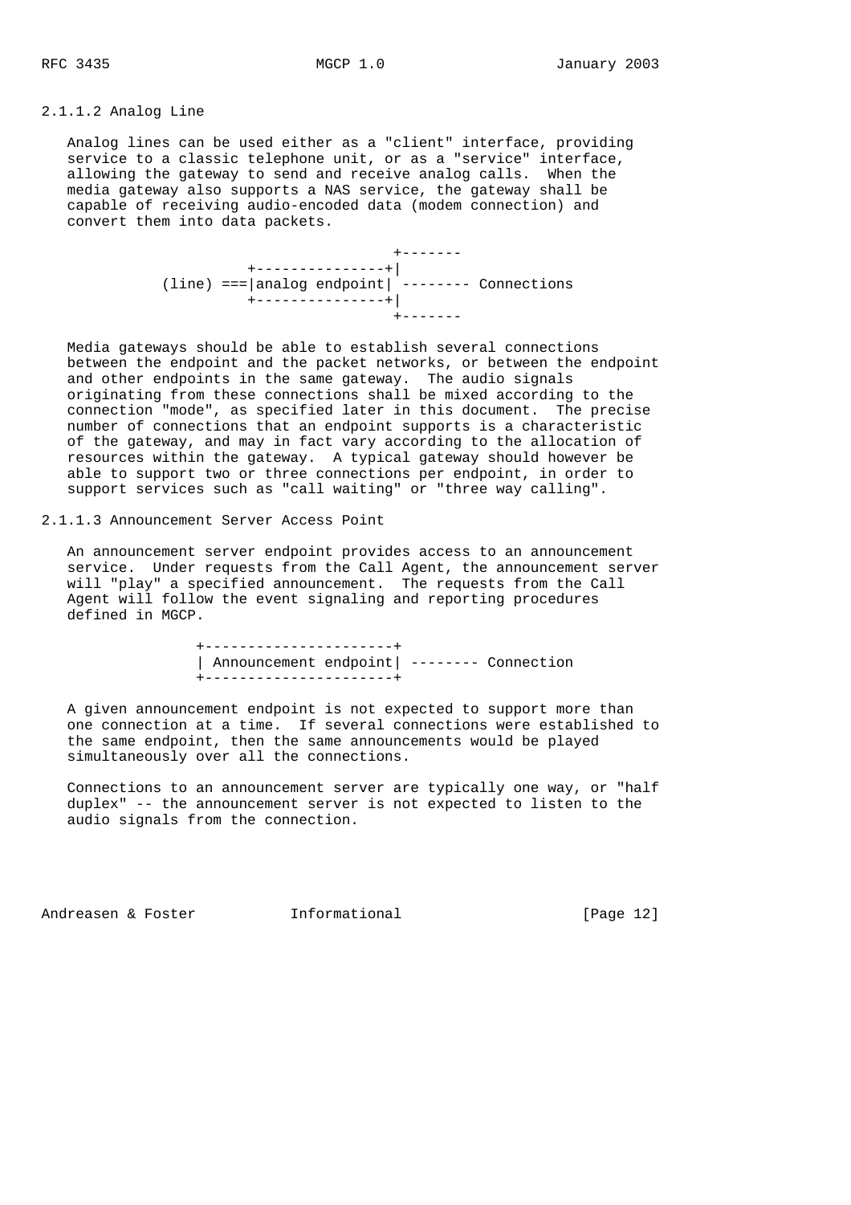#### 2.1.1.2 Analog Line

Analog lines can be used either as a "client" interface, providing service to a classic telephone unit, or as a "service" interface, allowing the gateway to send and receive analog calls. When the media gateway also supports a NAS service, the gateway shall be capable of receiving audio-encoded data (modem connection) and convert them into data packets.

```
                                   +-------
                    +---------------+|
          (line) ===|analog endpoint| -------- Connections
                    +---------------+|
                                   +-------
```

Media gateways should be able to establish several connections between the endpoint and the packet networks, or between the endpoint and other endpoints in the same gateway. The audio signals originating from these connections shall be mixed according to the connection "mode", as specified later in this document. The precise number of connections that an endpoint supports is a characteristic of the gateway, and may in fact vary according to the allocation of resources within the gateway. A typical gateway should however be able to support two or three connections per endpoint, in order to support services such as "call waiting" or "three way calling".

#### 2.1.1.3 Announcement Server Access Point

An announcement server endpoint provides access to an announcement service. Under requests from the Call Agent, the announcement server will "play" a specified announcement. The requests from the Call Agent will follow the event signaling and reporting procedures defined in MGCP.

```
               +----------------------+
               | Announcement endpoint| -------- Connection
               +----------------------+
```

A given announcement endpoint is not expected to support more than one connection at a time. If several connections were established to the same endpoint, then the same announcements would be played simultaneously over all the connections.

Connections to an announcement server are typically one way, or "half duplex" -- the announcement server is not expected to listen to the audio signals from the connection.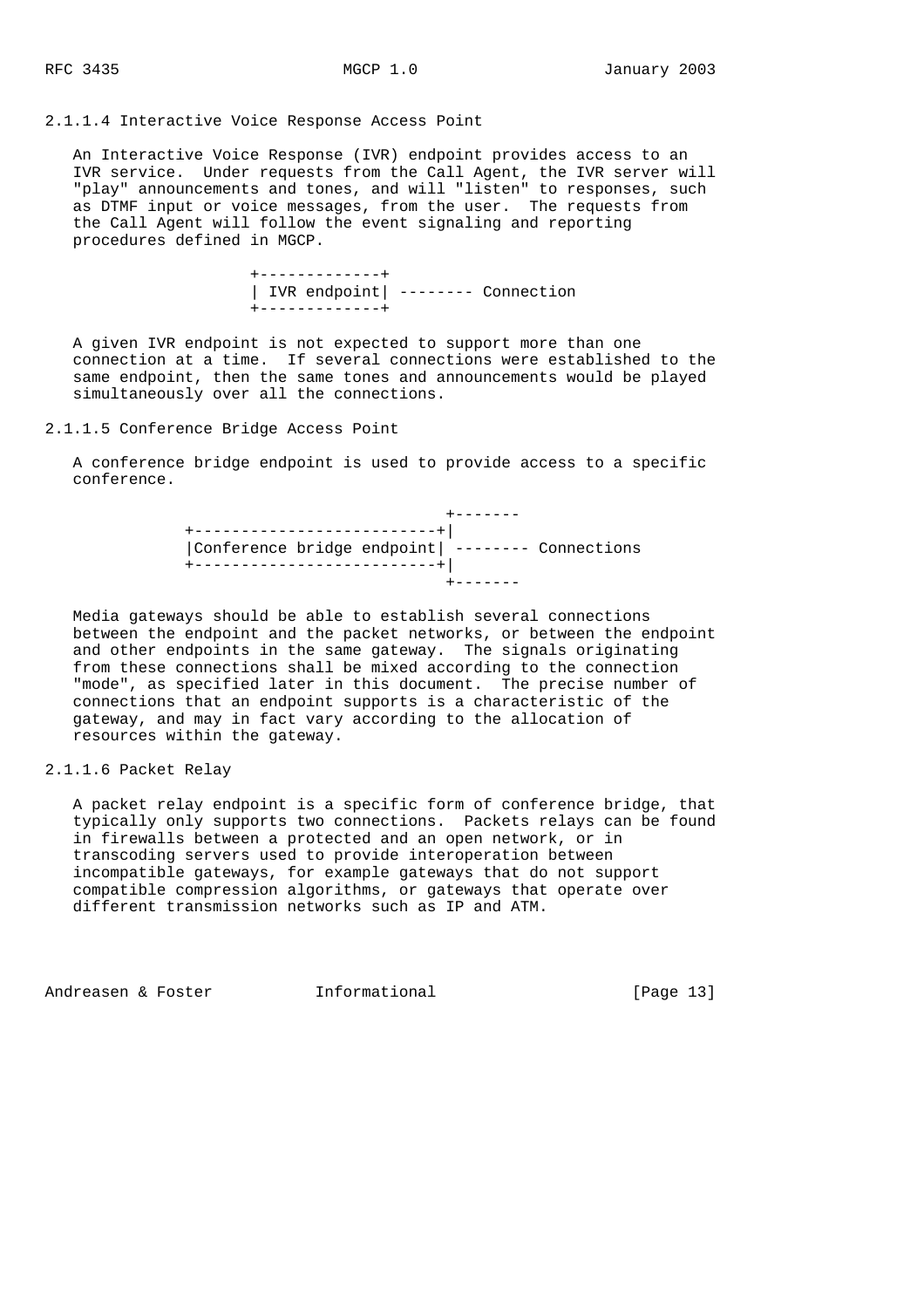#### 2.1.1.4 Interactive Voice Response Access Point

An Interactive Voice Response (IVR) endpoint provides access to an IVR service. Under requests from the Call Agent, the IVR server will "play" announcements and tones, and will "listen" to responses, such as DTMF input or voice messages, from the user. The requests from the Call Agent will follow the event signaling and reporting procedures defined in MGCP.

```
                +-------------+
                | IVR endpoint| -------- Connection
                +-------------+
```

A given IVR endpoint is not expected to support more than one connection at a time. If several connections were established to the same endpoint, then the same tones and announcements would be played simultaneously over all the connections.

#### 2.1.1.5 Conference Bridge Access Point

A conference bridge endpoint is used to provide access to a specific conference.

```
                                      +-------
         +--------------------------+|
         |Conference bridge endpoint| -------- Connections
         +--------------------------+|
                                      +-------
```

Media gateways should be able to establish several connections between the endpoint and the packet networks, or between the endpoint and other endpoints in the same gateway. The signals originating from these connections shall be mixed according to the connection "mode", as specified later in this document. The precise number of connections that an endpoint supports is a characteristic of the gateway, and may in fact vary according to the allocation of resources within the gateway.

#### 2.1.1.6 Packet Relay

A packet relay endpoint is a specific form of conference bridge, that typically only supports two connections. Packets relays can be found in firewalls between a protected and an open network, or in transcoding servers used to provide interoperation between incompatible gateways, for example gateways that do not support compatible compression algorithms, or gateways that operate over different transmission networks such as IP and ATM.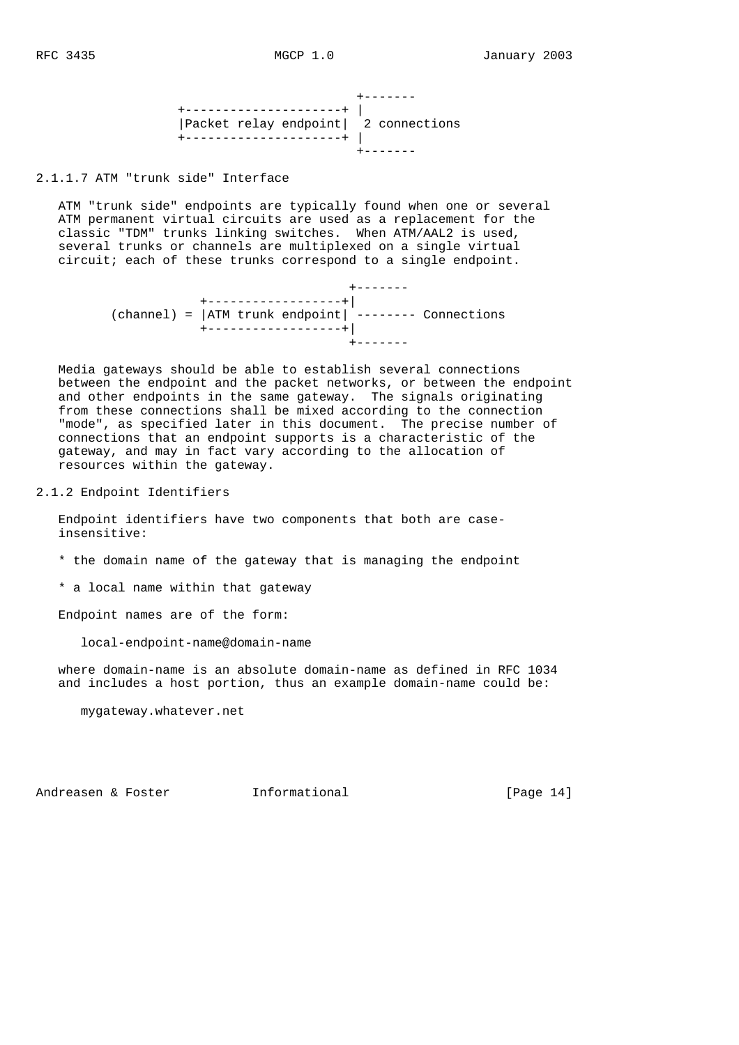```
                              +-------
                +---------------------+ |
                |Packet relay endpoint|  2 connections
                +---------------------+ |
                              +-------
```

#### 2.1.1.7 ATM "trunk side" Interface

ATM "trunk side" endpoints are typically found when one or several ATM permanent virtual circuits are used as a replacement for the classic "TDM" trunks linking switches. When ATM/AAL2 is used, several trunks or channels are multiplexed on a single virtual circuit; each of these trunks correspond to a single endpoint.

```
                              +-------
                  +------------------+|
      (channel) = |ATM trunk endpoint| -------- Connections
                  +------------------+|
                              +-------
```

Media gateways should be able to establish several connections between the endpoint and the packet networks, or between the endpoint and other endpoints in the same gateway. The signals originating from these connections shall be mixed according to the connection "mode", as specified later in this document. The precise number of connections that an endpoint supports is a characteristic of the gateway, and may in fact vary according to the allocation of resources within the gateway.

### 2.1.2 Endpoint Identifiers

Endpoint identifiers have two components that both are case-insensitive:

* the domain name of the gateway that is managing the endpoint

* a local name within that gateway

Endpoint names are of the form:

```
local-endpoint-name@domain-name
```

where domain-name is an absolute domain-name as defined in RFC 1034 and includes a host portion, thus an example domain-name could be:

```
mygateway.whatever.net
```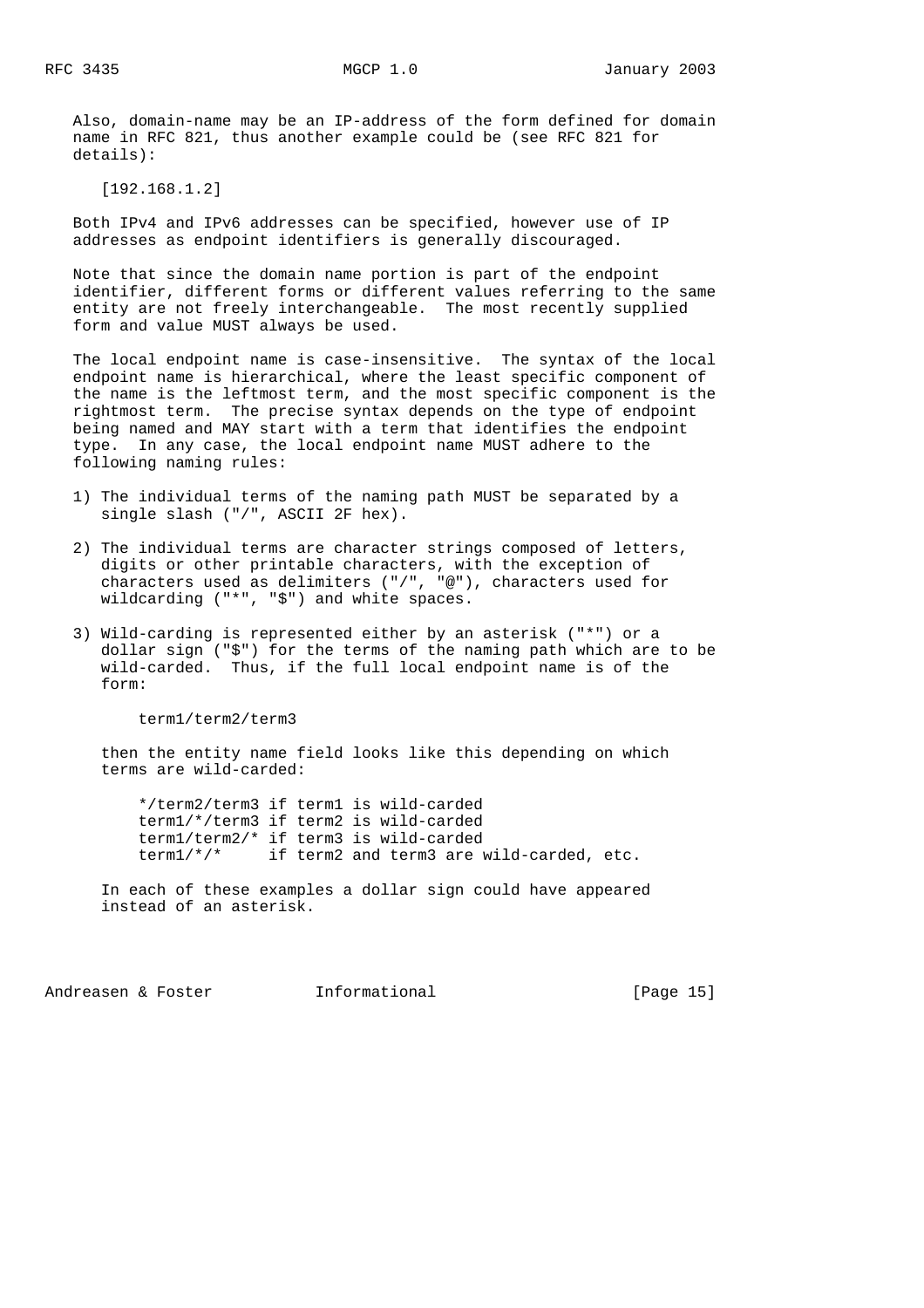Also, domain-name may be an IP-address of the form defined for domain name in RFC 821, thus another example could be (see RFC 821 for details):

```
[192.168.1.2]
```

Both IPv4 and IPv6 addresses can be specified, however use of IP addresses as endpoint identifiers is generally discouraged.

Note that since the domain name portion is part of the endpoint identifier, different forms or different values referring to the same entity are not freely interchangeable. The most recently supplied form and value MUST always be used.

The local endpoint name is case-insensitive. The syntax of the local endpoint name is hierarchical, where the least specific component of the name is the leftmost term, and the most specific component is the rightmost term. The precise syntax depends on the type of endpoint being named and MAY start with a term that identifies the endpoint type. In any case, the local endpoint name MUST adhere to the following naming rules:

1) The individual terms of the naming path MUST be separated by a single slash ("/", ASCII 2F hex).

2) The individual terms are character strings composed of letters, digits or other printable characters, with the exception of characters used as delimiters ("/", "@"), characters used for wildcarding ("*", "$") and white spaces.

3) Wild-carding is represented either by an asterisk ("*") or a dollar sign ("$") for the terms of the naming path which are to be wild-carded. Thus, if the full local endpoint name is of the form:

   ```
   term1/term2/term3
   ```

   then the entity name field looks like this depending on which terms are wild-carded:

   ```
   */term2/term3 if term1 is wild-carded
   term1/*/term3 if term2 is wild-carded
   term1/term2/* if term3 is wild-carded
   term1/*/*     if term2 and term3 are wild-carded, etc.
   ```

   In each of these examples a dollar sign could have appeared instead of an asterisk.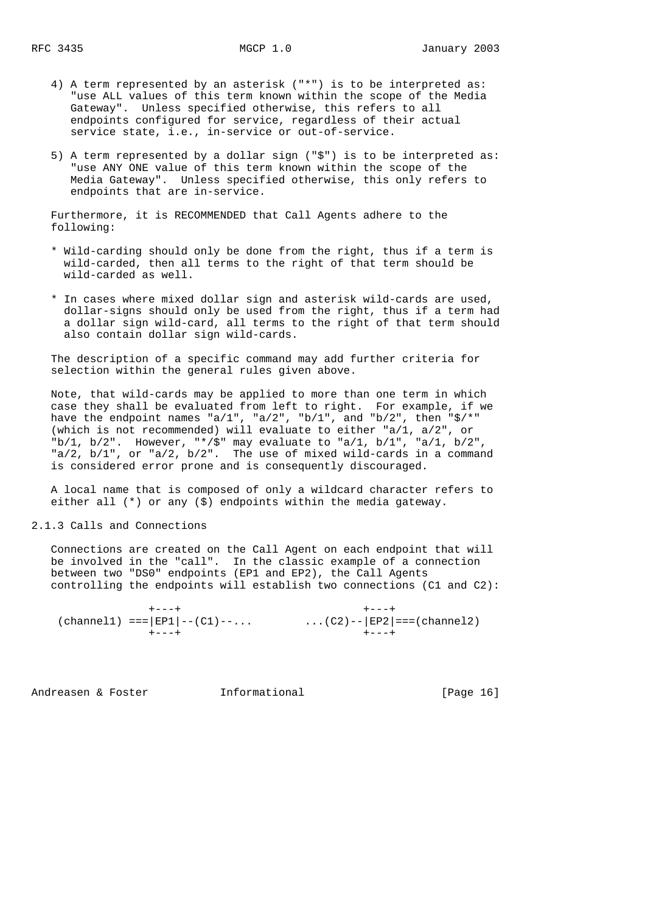4) A term represented by an asterisk ("*") is to be interpreted as: "use ALL values of this term known within the scope of the Media Gateway". Unless specified otherwise, this refers to all endpoints configured for service, regardless of their actual service state, i.e., in-service or out-of-service.

5) A term represented by a dollar sign ("$") is to be interpreted as: "use ANY ONE value of this term known within the scope of the Media Gateway". Unless specified otherwise, this only refers to endpoints that are in-service.

Furthermore, it is RECOMMENDED that Call Agents adhere to the following:

* Wild-carding should only be done from the right, thus if a term is wild-carded, then all terms to the right of that term should be wild-carded as well.

* In cases where mixed dollar sign and asterisk wild-cards are used, dollar-signs should only be used from the right, thus if a term had a dollar sign wild-card, all terms to the right of that term should also contain dollar sign wild-cards.

The description of a specific command may add further criteria for selection within the general rules given above.

Note, that wild-cards may be applied to more than one term in which case they shall be evaluated from left to right. For example, if we have the endpoint names "a/1", "a/2", "b/1", and "b/2", then "$/*" (which is not recommended) will evaluate to either "a/1, a/2", or "b/1, b/2". However, "*/$" may evaluate to "a/1, b/1", "a/1, b/2", "a/2, b/1", or "a/2, b/2". The use of mixed wild-cards in a command is considered error prone and is consequently discouraged.

A local name that is composed of only a wildcard character refers to either all (*) or any ($) endpoints within the media gateway.

## 2.1.3 Calls and Connections

Connections are created on the Call Agent on each endpoint that will be involved in the "call". In the classic example of a connection between two "DS0" endpoints (EP1 and EP2), the Call Agents controlling the endpoints will establish two connections (C1 and C2):

```
             +---+                             +---+
 (channel1) ===|EP1|--(C1)--...         ...(C2)--|EP2|===(channel2)
             +---+                             +---+
```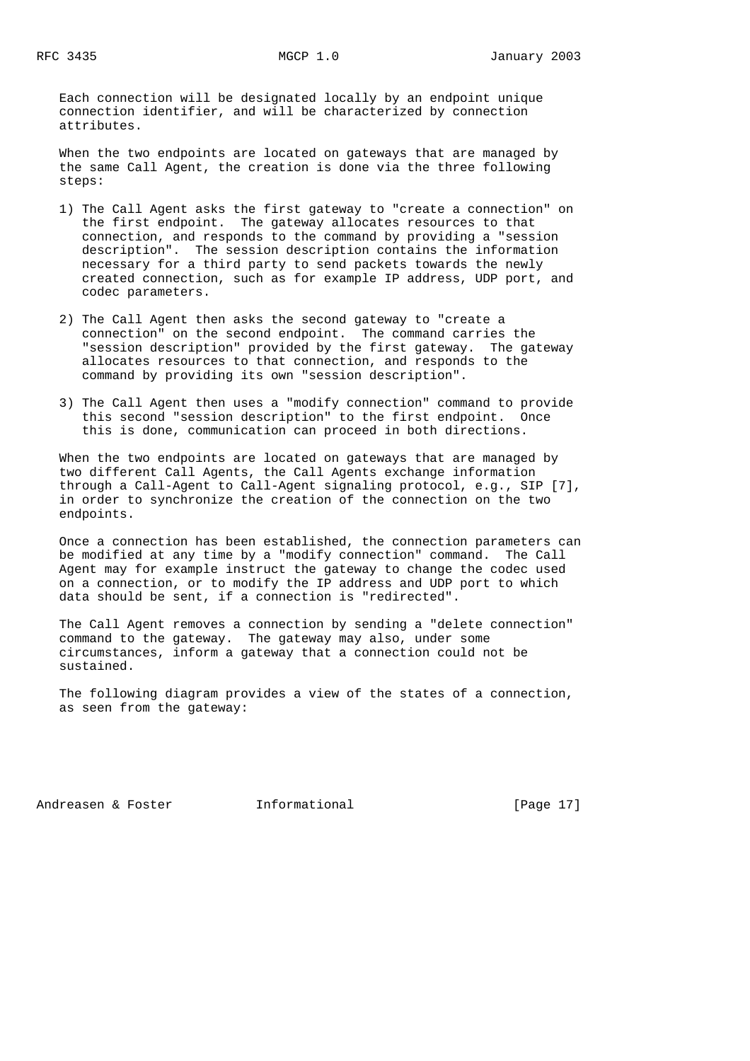Each connection will be designated locally by an endpoint unique connection identifier, and will be characterized by connection attributes.

When the two endpoints are located on gateways that are managed by the same Call Agent, the creation is done via the three following steps:

1) The Call Agent asks the first gateway to "create a connection" on the first endpoint. The gateway allocates resources to that connection, and responds to the command by providing a "session description". The session description contains the information necessary for a third party to send packets towards the newly created connection, such as for example IP address, UDP port, and codec parameters.

2) The Call Agent then asks the second gateway to "create a connection" on the second endpoint. The command carries the "session description" provided by the first gateway. The gateway allocates resources to that connection, and responds to the command by providing its own "session description".

3) The Call Agent then uses a "modify connection" command to provide this second "session description" to the first endpoint. Once this is done, communication can proceed in both directions.

When the two endpoints are located on gateways that are managed by two different Call Agents, the Call Agents exchange information through a Call-Agent to Call-Agent signaling protocol, e.g., SIP [7], in order to synchronize the creation of the connection on the two endpoints.

Once a connection has been established, the connection parameters can be modified at any time by a "modify connection" command. The Call Agent may for example instruct the gateway to change the codec used on a connection, or to modify the IP address and UDP port to which data should be sent, if a connection is "redirected".

The Call Agent removes a connection by sending a "delete connection" command to the gateway. The gateway may also, under some circumstances, inform a gateway that a connection could not be sustained.

The following diagram provides a view of the states of a connection, as seen from the gateway: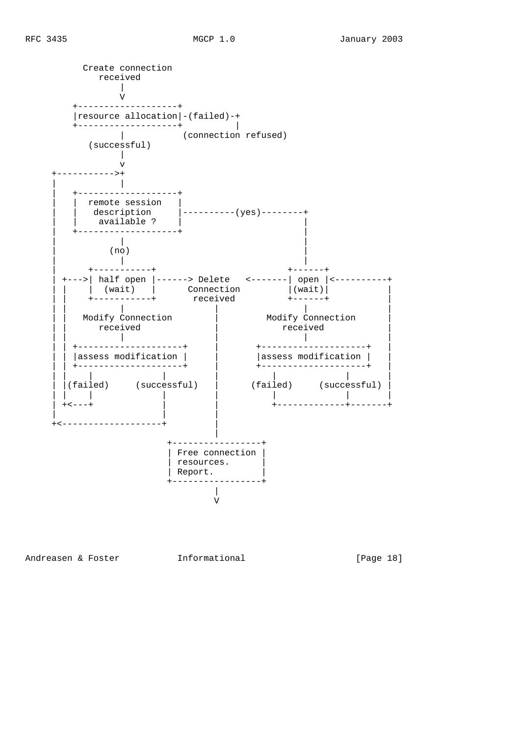```
           Create connection
              received
                  |
                  V
         +-------------------+
         |resource allocation|-(failed)-+
         +-------------------+          |
                  |           (connection refused)
            (successful)
                  |
                  v
     +----------->+
     |            |
     |   +-------------------+
     |   |  remote session   |
     |   |   description     |----------(yes)--------+
     |   |    available ?    |                       |
     |   +-------------------+                       |
     |            |                                  |
     |          (no)                                 |
     |            |                                  |
     |      +-----------+                         +------+
     | +--->| half open |------> Delete   <-------| open |<----------+
     | |    |  (wait)   |      Connection         |(wait)|           |
     | |    +-----------+       received          +------+           |
     | |            |              |                 |               |
     | |   Modify Connection       |         Modify Connection       |
     | |       received            |             received            |
     | |            |              |                 |               |
     | | +--------------------+    |       +--------------------+    |
     | | |assess modification |    |       |assess modification |    |
     | | +--------------------+    |       +--------------------+    |
     | |    |             |        |          |             |        |
     | |(failed)     (successful)  |      (failed)     (successful)  |
     | |    |             |        |          |             |        |
     | +<---+             |        |          +-------------+-------+
     |                    |        |
     +<-------------------+        |
                                   |
                          +-----------------+
                          | Free connection |
                          | resources.      |
                          | Report.         |
                          +-----------------+
                                   |
                                   V
```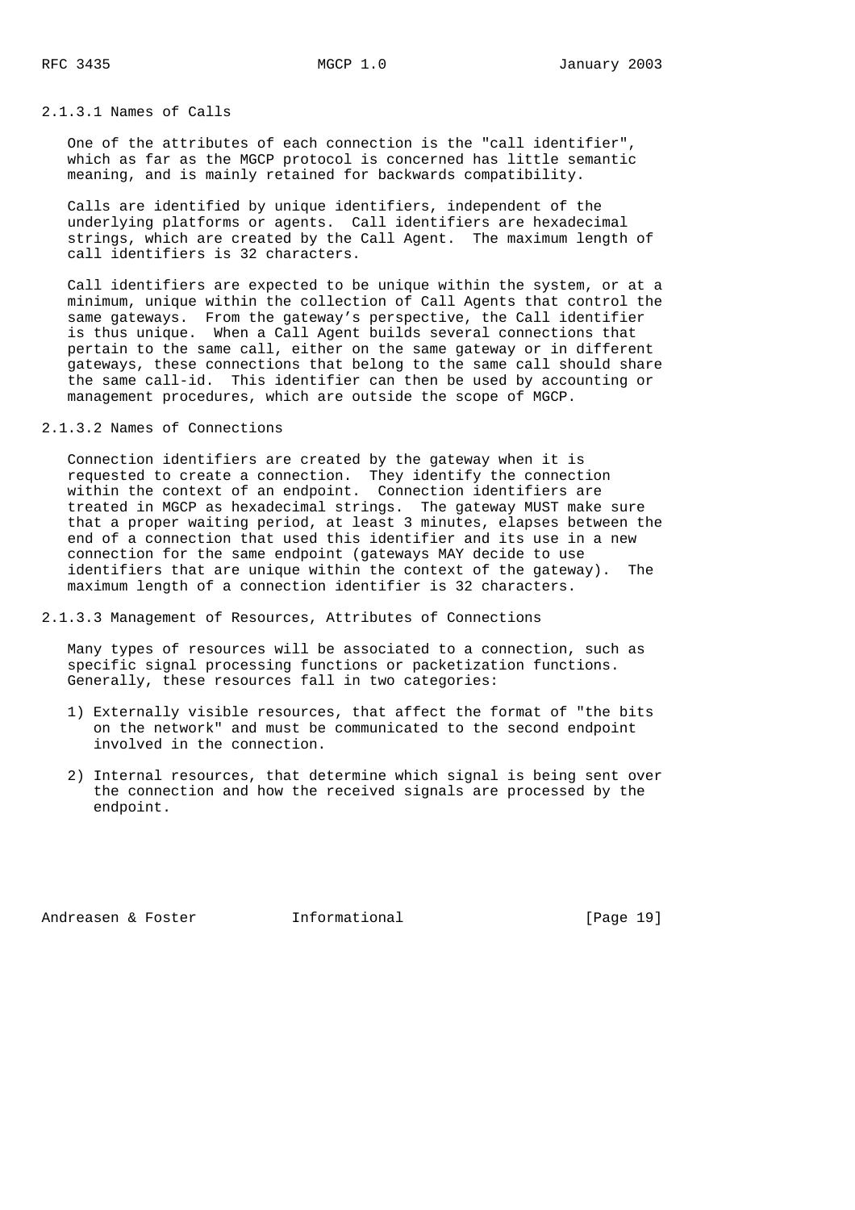#### 2.1.3.1 Names of Calls

One of the attributes of each connection is the "call identifier", which as far as the MGCP protocol is concerned has little semantic meaning, and is mainly retained for backwards compatibility.

Calls are identified by unique identifiers, independent of the underlying platforms or agents. Call identifiers are hexadecimal strings, which are created by the Call Agent. The maximum length of call identifiers is 32 characters.

Call identifiers are expected to be unique within the system, or at a minimum, unique within the collection of Call Agents that control the same gateways. From the gateway's perspective, the Call identifier is thus unique. When a Call Agent builds several connections that pertain to the same call, either on the same gateway or in different gateways, these connections that belong to the same call should share the same call-id. This identifier can then be used by accounting or management procedures, which are outside the scope of MGCP.

#### 2.1.3.2 Names of Connections

Connection identifiers are created by the gateway when it is requested to create a connection. They identify the connection within the context of an endpoint. Connection identifiers are treated in MGCP as hexadecimal strings. The gateway MUST make sure that a proper waiting period, at least 3 minutes, elapses between the end of a connection that used this identifier and its use in a new connection for the same endpoint (gateways MAY decide to use identifiers that are unique within the context of the gateway). The maximum length of a connection identifier is 32 characters.

#### 2.1.3.3 Management of Resources, Attributes of Connections

Many types of resources will be associated to a connection, such as specific signal processing functions or packetization functions. Generally, these resources fall in two categories:

1) Externally visible resources, that affect the format of "the bits on the network" and must be communicated to the second endpoint involved in the connection.

2) Internal resources, that determine which signal is being sent over the connection and how the received signals are processed by the endpoint.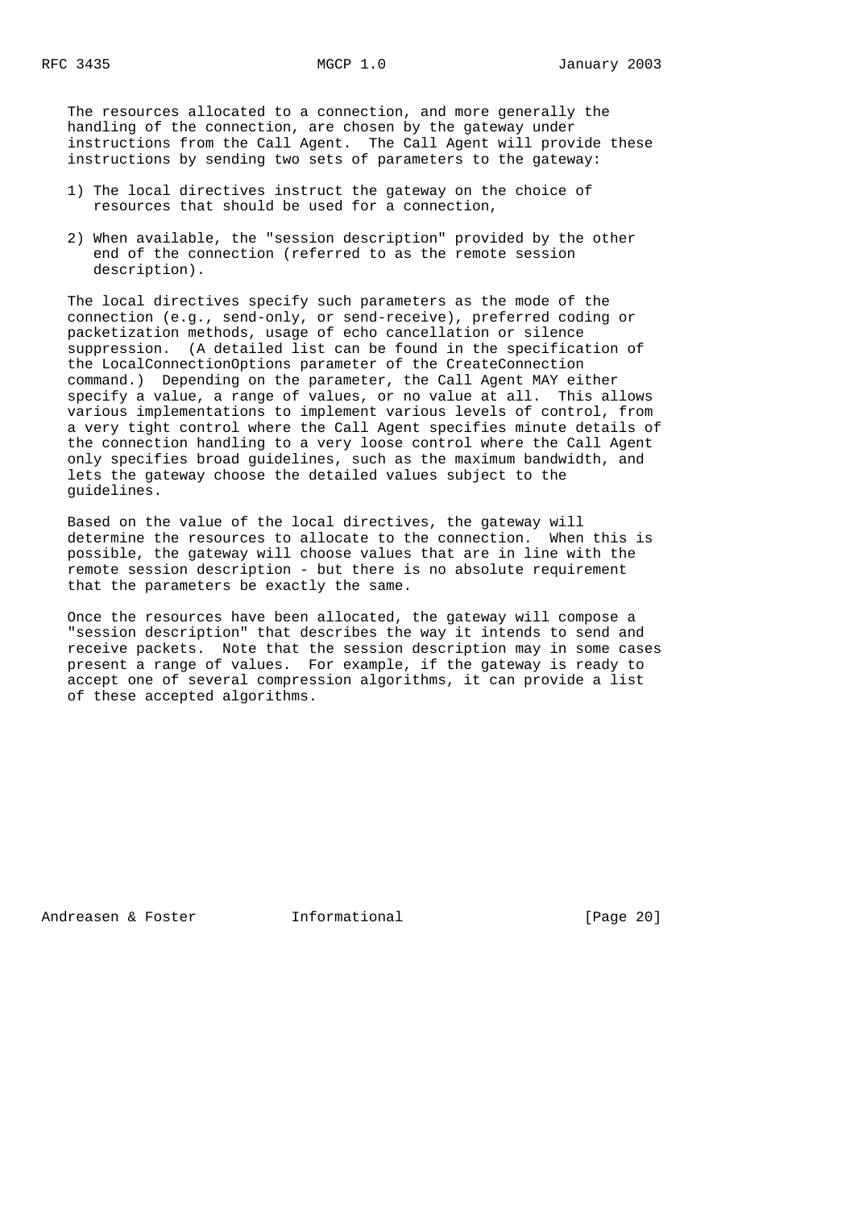The resources allocated to a connection, and more generally the handling of the connection, are chosen by the gateway under instructions from the Call Agent. The Call Agent will provide these instructions by sending two sets of parameters to the gateway:

1) The local directives instruct the gateway on the choice of resources that should be used for a connection,

2) When available, the "session description" provided by the other end of the connection (referred to as the remote session description).

The local directives specify such parameters as the mode of the connection (e.g., send-only, or send-receive), preferred coding or packetization methods, usage of echo cancellation or silence suppression. (A detailed list can be found in the specification of the LocalConnectionOptions parameter of the CreateConnection command.) Depending on the parameter, the Call Agent MAY either specify a value, a range of values, or no value at all. This allows various implementations to implement various levels of control, from a very tight control where the Call Agent specifies minute details of the connection handling to a very loose control where the Call Agent only specifies broad guidelines, such as the maximum bandwidth, and lets the gateway choose the detailed values subject to the guidelines.

Based on the value of the local directives, the gateway will determine the resources to allocate to the connection. When this is possible, the gateway will choose values that are in line with the remote session description - but there is no absolute requirement that the parameters be exactly the same.

Once the resources have been allocated, the gateway will compose a "session description" that describes the way it intends to send and receive packets. Note that the session description may in some cases present a range of values. For example, if the gateway is ready to accept one of several compression algorithms, it can provide a list of these accepted algorithms.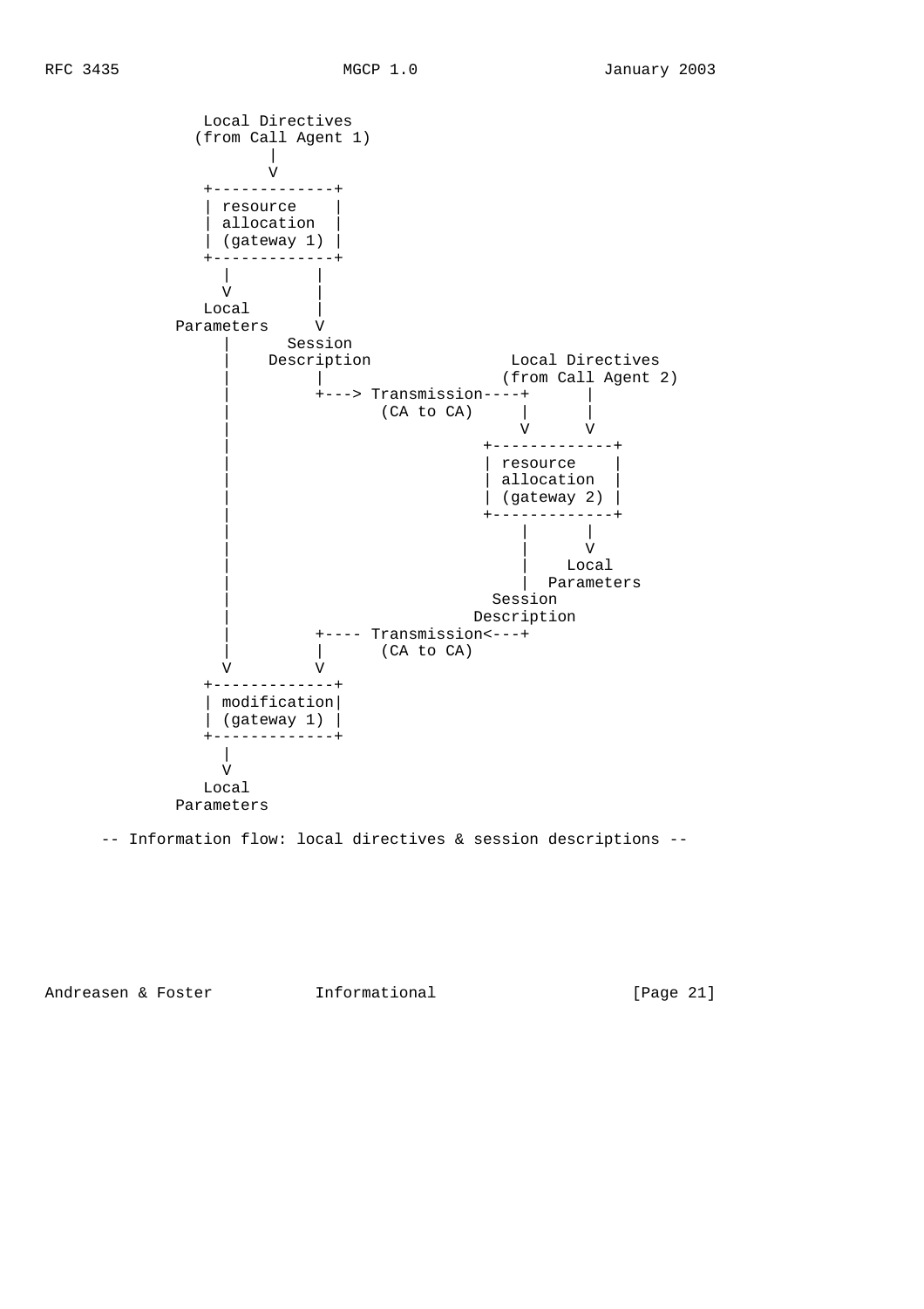```
               Local Directives
              (from Call Agent 1)
                      |
                      V
               +-------------+
               | resource    |
               | allocation  |
               | (gateway 1) |
               +-------------+
                 |         |
                 V         |
               Local       |
            Parameters     V
                 |      Session
                 |    Description               Local Directives
                 |         |                   (from Call Agent 2)
                 |         +---> Transmission----+      |
                 |                (CA to CA)     |      |
                 |                               V      V
                 |                           +-------------+
                 |                           | resource    |
                 |                           | allocation  |
                 |                           | (gateway 2) |
                 |                           +-------------+
                 |                               |      |
                 |                               |      V
                 |                               |    Local
                 |                               |  Parameters
                 |                             Session
                 |                           Description
                 |         +---- Transmission<---+
                 |         |      (CA to CA)
                 V         V
               +-------------+
               | modification|
               | (gateway 1) |
               +-------------+
                 |
                 V
               Local
            Parameters

      -- Information flow: local directives & session descriptions --
```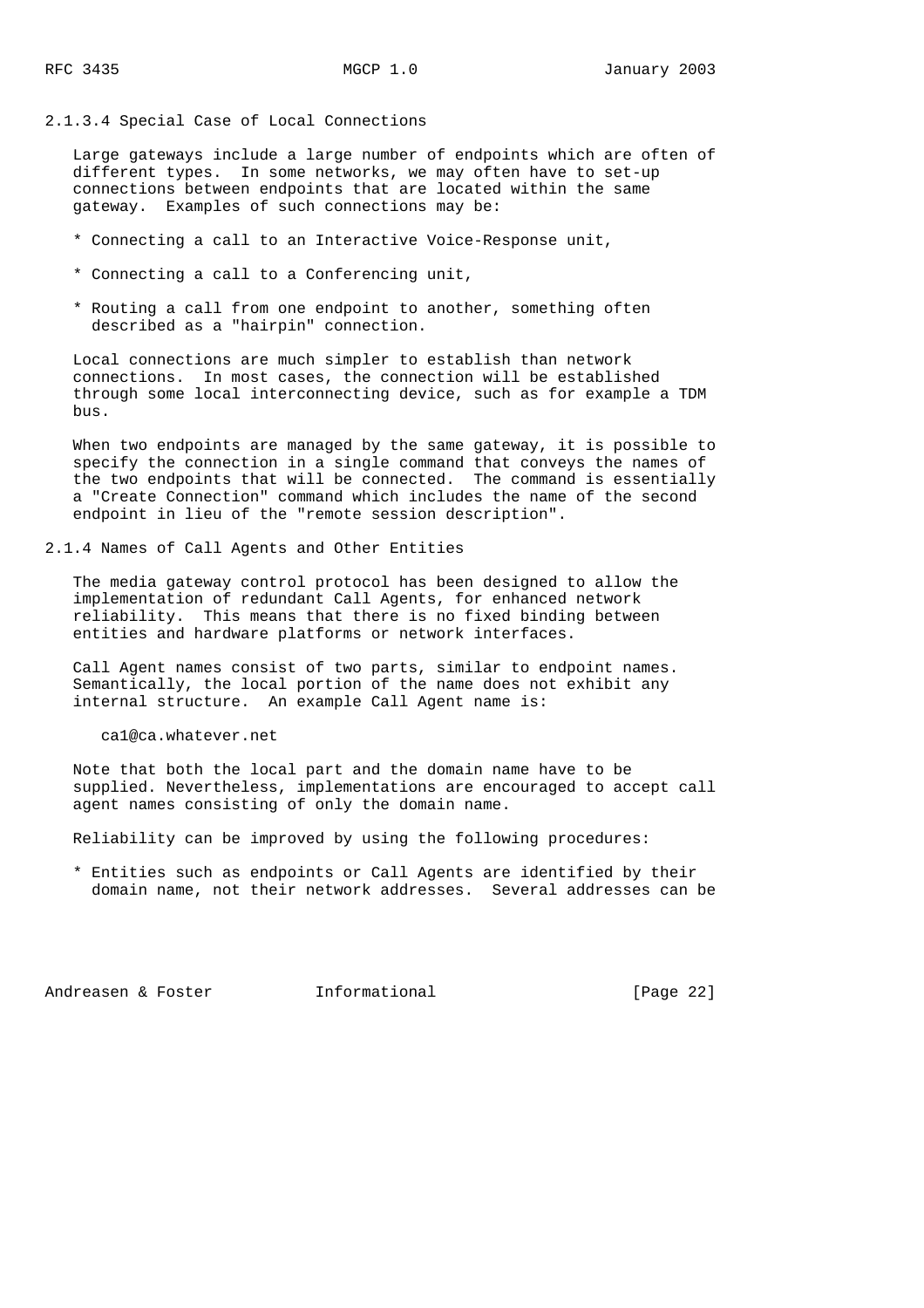#### 2.1.3.4 Special Case of Local Connections

Large gateways include a large number of endpoints which are often of different types. In some networks, we may often have to set-up connections between endpoints that are located within the same gateway. Examples of such connections may be:

* Connecting a call to an Interactive Voice-Response unit,
* Connecting a call to a Conferencing unit,
* Routing a call from one endpoint to another, something often described as a "hairpin" connection.

Local connections are much simpler to establish than network connections. In most cases, the connection will be established through some local interconnecting device, such as for example a TDM bus.

When two endpoints are managed by the same gateway, it is possible to specify the connection in a single command that conveys the names of the two endpoints that will be connected. The command is essentially a "Create Connection" command which includes the name of the second endpoint in lieu of the "remote session description".

### 2.1.4 Names of Call Agents and Other Entities

The media gateway control protocol has been designed to allow the implementation of redundant Call Agents, for enhanced network reliability. This means that there is no fixed binding between entities and hardware platforms or network interfaces.

Call Agent names consist of two parts, similar to endpoint names. Semantically, the local portion of the name does not exhibit any internal structure. An example Call Agent name is:

```
ca1@ca.whatever.net
```

Note that both the local part and the domain name have to be supplied. Nevertheless, implementations are encouraged to accept call agent names consisting of only the domain name.

Reliability can be improved by using the following procedures:

* Entities such as endpoints or Call Agents are identified by their domain name, not their network addresses. Several addresses can be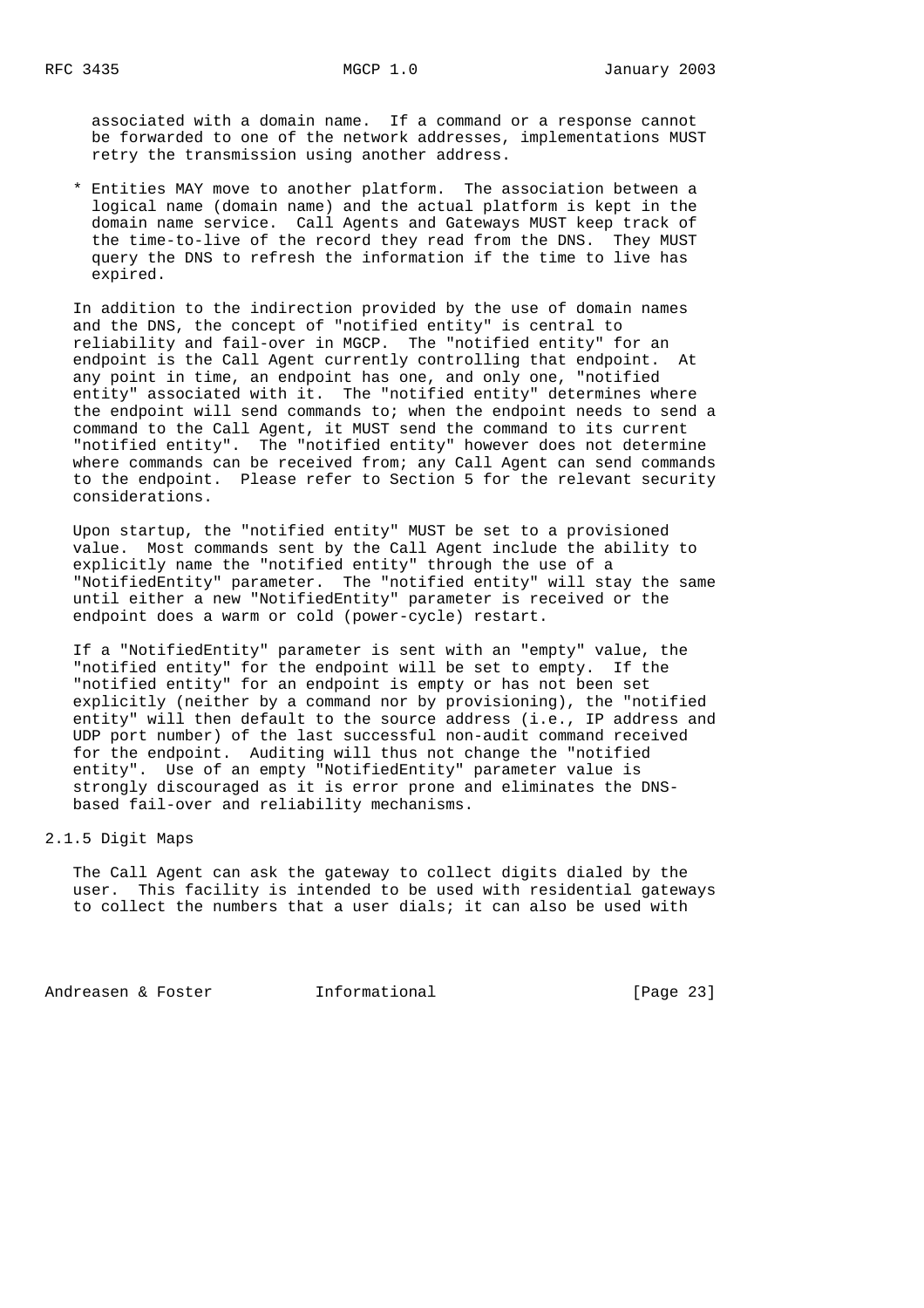associated with a domain name. If a command or a response cannot be forwarded to one of the network addresses, implementations MUST retry the transmission using another address.

* Entities MAY move to another platform. The association between a logical name (domain name) and the actual platform is kept in the domain name service. Call Agents and Gateways MUST keep track of the time-to-live of the record they read from the DNS. They MUST query the DNS to refresh the information if the time to live has expired.

In addition to the indirection provided by the use of domain names and the DNS, the concept of "notified entity" is central to reliability and fail-over in MGCP. The "notified entity" for an endpoint is the Call Agent currently controlling that endpoint. At any point in time, an endpoint has one, and only one, "notified entity" associated with it. The "notified entity" determines where the endpoint will send commands to; when the endpoint needs to send a command to the Call Agent, it MUST send the command to its current "notified entity". The "notified entity" however does not determine where commands can be received from; any Call Agent can send commands to the endpoint. Please refer to Section 5 for the relevant security considerations.

Upon startup, the "notified entity" MUST be set to a provisioned value. Most commands sent by the Call Agent include the ability to explicitly name the "notified entity" through the use of a "NotifiedEntity" parameter. The "notified entity" will stay the same until either a new "NotifiedEntity" parameter is received or the endpoint does a warm or cold (power-cycle) restart.

If a "NotifiedEntity" parameter is sent with an "empty" value, the "notified entity" for the endpoint will be set to empty. If the "notified entity" for an endpoint is empty or has not been set explicitly (neither by a command nor by provisioning), the "notified entity" will then default to the source address (i.e., IP address and UDP port number) of the last successful non-audit command received for the endpoint. Auditing will thus not change the "notified entity". Use of an empty "NotifiedEntity" parameter value is strongly discouraged as it is error prone and eliminates the DNS-based fail-over and reliability mechanisms.

### 2.1.5 Digit Maps

The Call Agent can ask the gateway to collect digits dialed by the user. This facility is intended to be used with residential gateways to collect the numbers that a user dials; it can also be used with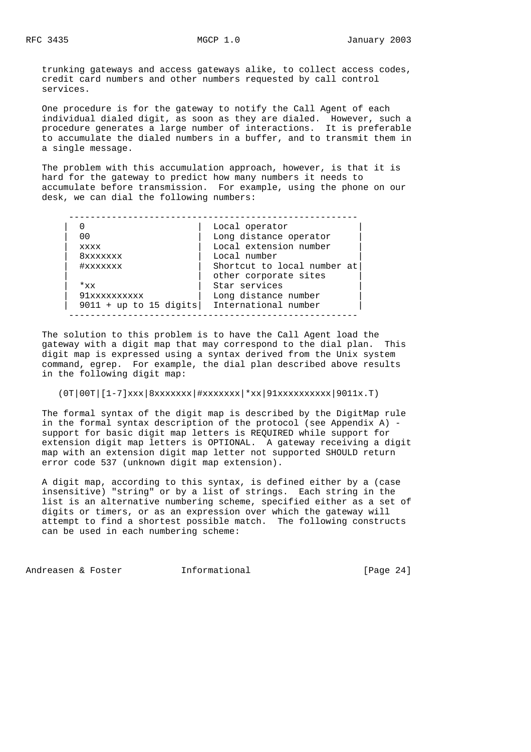trunking gateways and access gateways alike, to collect access codes, credit card numbers and other numbers requested by call control services.

One procedure is for the gateway to notify the Call Agent of each individual dialed digit, as soon as they are dialed. However, such a procedure generates a large number of interactions. It is preferable to accumulate the dialed numbers in a buffer, and to transmit them in a single message.

The problem with this accumulation approach, however, is that it is hard for the gateway to predict how many numbers it needs to accumulate before transmission. For example, using the phone on our desk, we can dial the following numbers:

| Number | Description |
| --- | --- |
| 0 | Local operator |
| 00 | Long distance operator |
| xxxx | Local extension number |
| 8xxxxxxx | Local number |
| #xxxxxxx | Shortcut to local number at other corporate sites |
| *xx | Star services |
| 91xxxxxxxxxx | Long distance number |
| 9011 + up to 15 digits | International number |

The solution to this problem is to have the Call Agent load the gateway with a digit map that may correspond to the dial plan. This digit map is expressed using a syntax derived from the Unix system command, egrep. For example, the dial plan described above results in the following digit map:

```
(0T|00T|[1-7]xxx|8xxxxxxx|#xxxxxxx|*xx|91xxxxxxxxxx|9011x.T)
```

The formal syntax of the digit map is described by the DigitMap rule in the formal syntax description of the protocol (see Appendix A) - support for basic digit map letters is REQUIRED while support for extension digit map letters is OPTIONAL. A gateway receiving a digit map with an extension digit map letter not supported SHOULD return error code 537 (unknown digit map extension).

A digit map, according to this syntax, is defined either by a (case insensitive) "string" or by a list of strings. Each string in the list is an alternative numbering scheme, specified either as a set of digits or timers, or as an expression over which the gateway will attempt to find a shortest possible match. The following constructs can be used in each numbering scheme: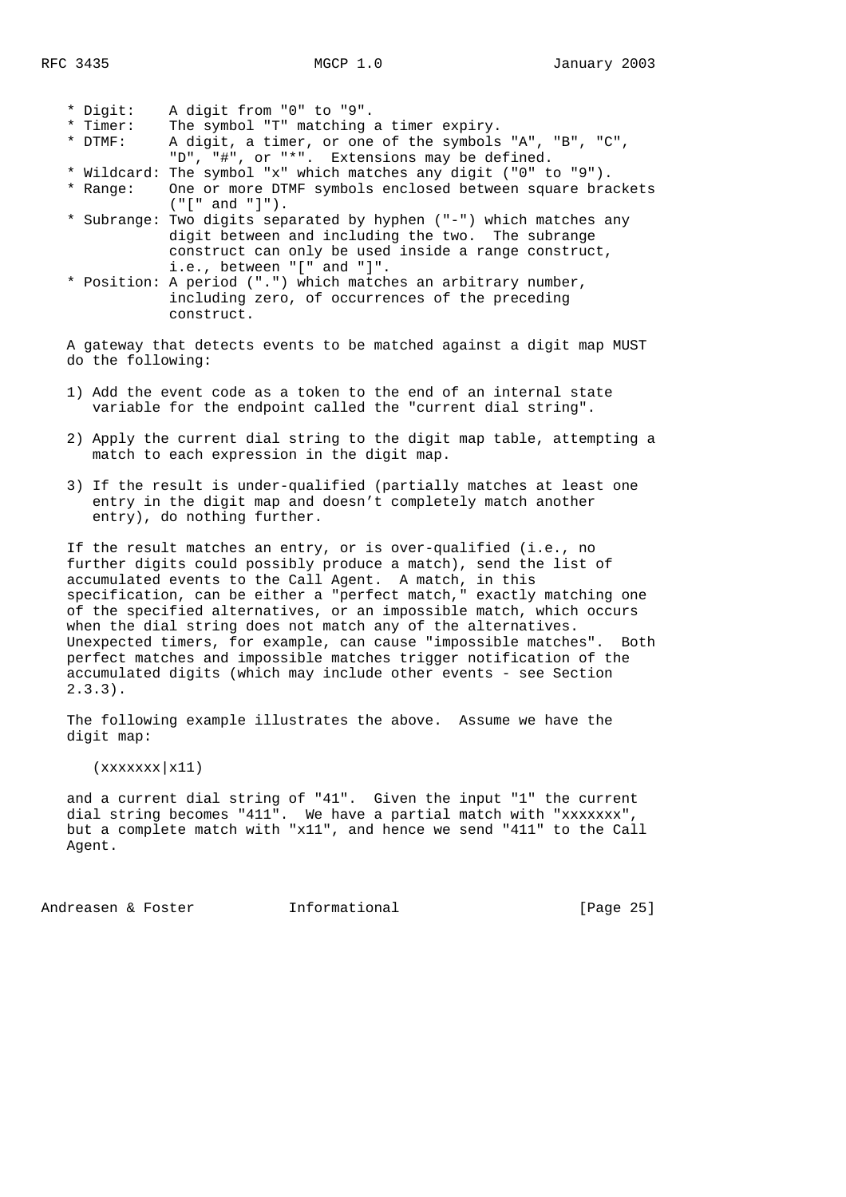* Digit: A digit from "0" to "9".
* Timer: The symbol "T" matching a timer expiry.
* DTMF: A digit, a timer, or one of the symbols "A", "B", "C", "D", "#", or "*". Extensions may be defined.
* Wildcard: The symbol "x" which matches any digit ("0" to "9").
* Range: One or more DTMF symbols enclosed between square brackets ("[" and "]").
* Subrange: Two digits separated by hyphen ("-") which matches any digit between and including the two. The subrange construct can only be used inside a range construct, i.e., between "[" and "]".
* Position: A period (".") which matches an arbitrary number, including zero, of occurrences of the preceding construct.

A gateway that detects events to be matched against a digit map MUST do the following:

1) Add the event code as a token to the end of an internal state variable for the endpoint called the "current dial string".

2) Apply the current dial string to the digit map table, attempting a match to each expression in the digit map.

3) If the result is under-qualified (partially matches at least one entry in the digit map and doesn't completely match another entry), do nothing further.

If the result matches an entry, or is over-qualified (i.e., no further digits could possibly produce a match), send the list of accumulated events to the Call Agent. A match, in this specification, can be either a "perfect match," exactly matching one of the specified alternatives, or an impossible match, which occurs when the dial string does not match any of the alternatives. Unexpected timers, for example, can cause "impossible matches". Both perfect matches and impossible matches trigger notification of the accumulated digits (which may include other events - see Section 2.3.3).

The following example illustrates the above. Assume we have the digit map:

```
(xxxxxxx|x11)
```

and a current dial string of "41". Given the input "1" the current dial string becomes "411". We have a partial match with "xxxxxxx", but a complete match with "x11", and hence we send "411" to the Call Agent.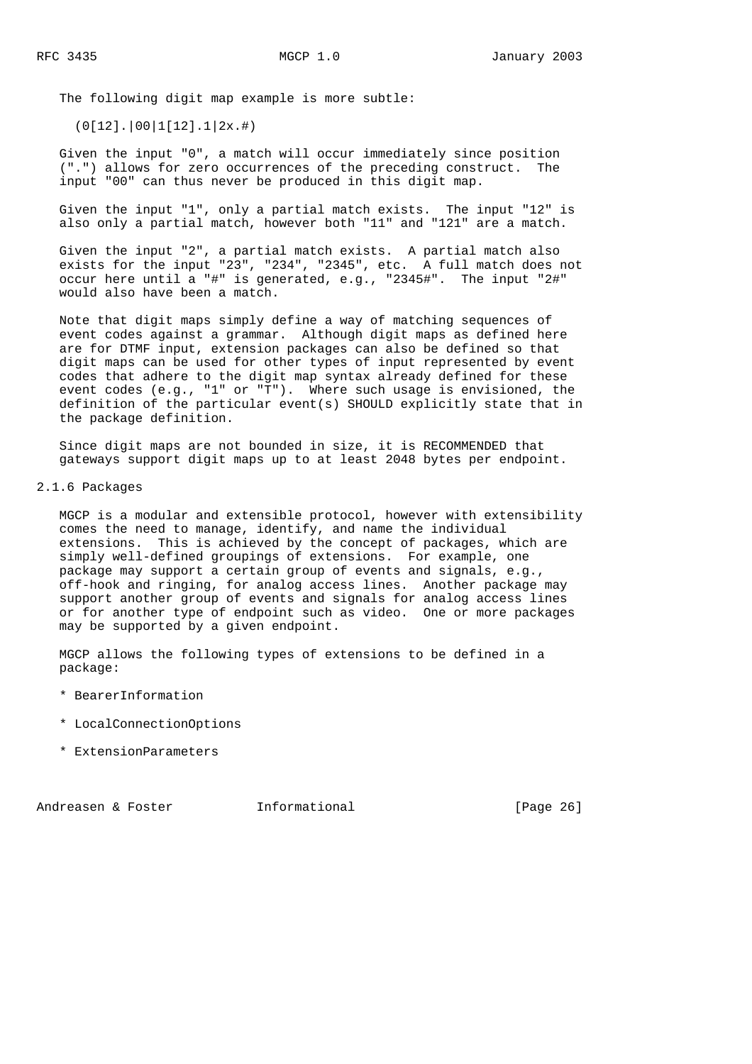The following digit map example is more subtle:

```
(0[12].|00|1[12].1|2x.#)
```

Given the input "0", a match will occur immediately since position (".") allows for zero occurrences of the preceding construct. The input "00" can thus never be produced in this digit map.

Given the input "1", only a partial match exists. The input "12" is also only a partial match, however both "11" and "121" are a match.

Given the input "2", a partial match exists. A partial match also exists for the input "23", "234", "2345", etc. A full match does not occur here until a "#" is generated, e.g., "2345#". The input "2#" would also have been a match.

Note that digit maps simply define a way of matching sequences of event codes against a grammar. Although digit maps as defined here are for DTMF input, extension packages can also be defined so that digit maps can be used for other types of input represented by event codes that adhere to the digit map syntax already defined for these event codes (e.g., "1" or "T"). Where such usage is envisioned, the definition of the particular event(s) SHOULD explicitly state that in the package definition.

Since digit maps are not bounded in size, it is RECOMMENDED that gateways support digit maps up to at least 2048 bytes per endpoint.

### 2.1.6 Packages

MGCP is a modular and extensible protocol, however with extensibility comes the need to manage, identify, and name the individual extensions. This is achieved by the concept of packages, which are simply well-defined groupings of extensions. For example, one package may support a certain group of events and signals, e.g., off-hook and ringing, for analog access lines. Another package may support another group of events and signals for analog access lines or for another type of endpoint such as video. One or more packages may be supported by a given endpoint.

MGCP allows the following types of extensions to be defined in a package:

* BearerInformation

* LocalConnectionOptions

* ExtensionParameters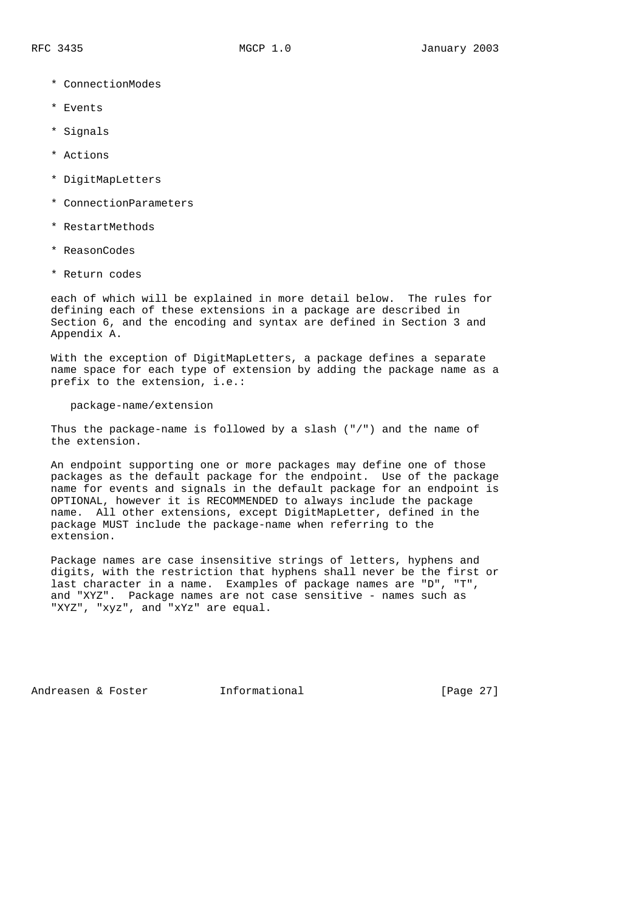* ConnectionModes
* Events
* Signals
* Actions
* DigitMapLetters
* ConnectionParameters
* RestartMethods
* ReasonCodes
* Return codes

each of which will be explained in more detail below. The rules for defining each of these extensions in a package are described in Section 6, and the encoding and syntax are defined in Section 3 and Appendix A.

With the exception of DigitMapLetters, a package defines a separate name space for each type of extension by adding the package name as a prefix to the extension, i.e.:

```
package-name/extension
```

Thus the package-name is followed by a slash ("/") and the name of the extension.

An endpoint supporting one or more packages may define one of those packages as the default package for the endpoint. Use of the package name for events and signals in the default package for an endpoint is OPTIONAL, however it is RECOMMENDED to always include the package name. All other extensions, except DigitMapLetter, defined in the package MUST include the package-name when referring to the extension.

Package names are case insensitive strings of letters, hyphens and digits, with the restriction that hyphens shall never be the first or last character in a name. Examples of package names are "D", "T", and "XYZ". Package names are not case sensitive - names such as "XYZ", "xyz", and "xYz" are equal.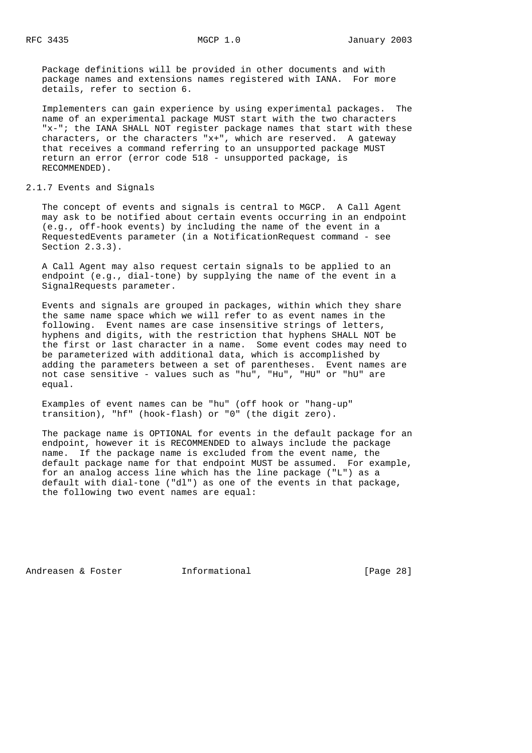Package definitions will be provided in other documents and with package names and extensions names registered with IANA. For more details, refer to section 6.

Implementers can gain experience by using experimental packages. The name of an experimental package MUST start with the two characters "x-"; the IANA SHALL NOT register package names that start with these characters, or the characters "x+", which are reserved. A gateway that receives a command referring to an unsupported package MUST return an error (error code 518 - unsupported package, is RECOMMENDED).

### 2.1.7 Events and Signals

The concept of events and signals is central to MGCP. A Call Agent may ask to be notified about certain events occurring in an endpoint (e.g., off-hook events) by including the name of the event in a RequestedEvents parameter (in a NotificationRequest command - see Section 2.3.3).

A Call Agent may also request certain signals to be applied to an endpoint (e.g., dial-tone) by supplying the name of the event in a SignalRequests parameter.

Events and signals are grouped in packages, within which they share the same name space which we will refer to as event names in the following. Event names are case insensitive strings of letters, hyphens and digits, with the restriction that hyphens SHALL NOT be the first or last character in a name. Some event codes may need to be parameterized with additional data, which is accomplished by adding the parameters between a set of parentheses. Event names are not case sensitive - values such as "hu", "Hu", "HU" or "hU" are equal.

Examples of event names can be "hu" (off hook or "hang-up" transition), "hf" (hook-flash) or "0" (the digit zero).

The package name is OPTIONAL for events in the default package for an endpoint, however it is RECOMMENDED to always include the package name. If the package name is excluded from the event name, the default package name for that endpoint MUST be assumed. For example, for an analog access line which has the line package ("L") as a default with dial-tone ("dl") as one of the events in that package, the following two event names are equal: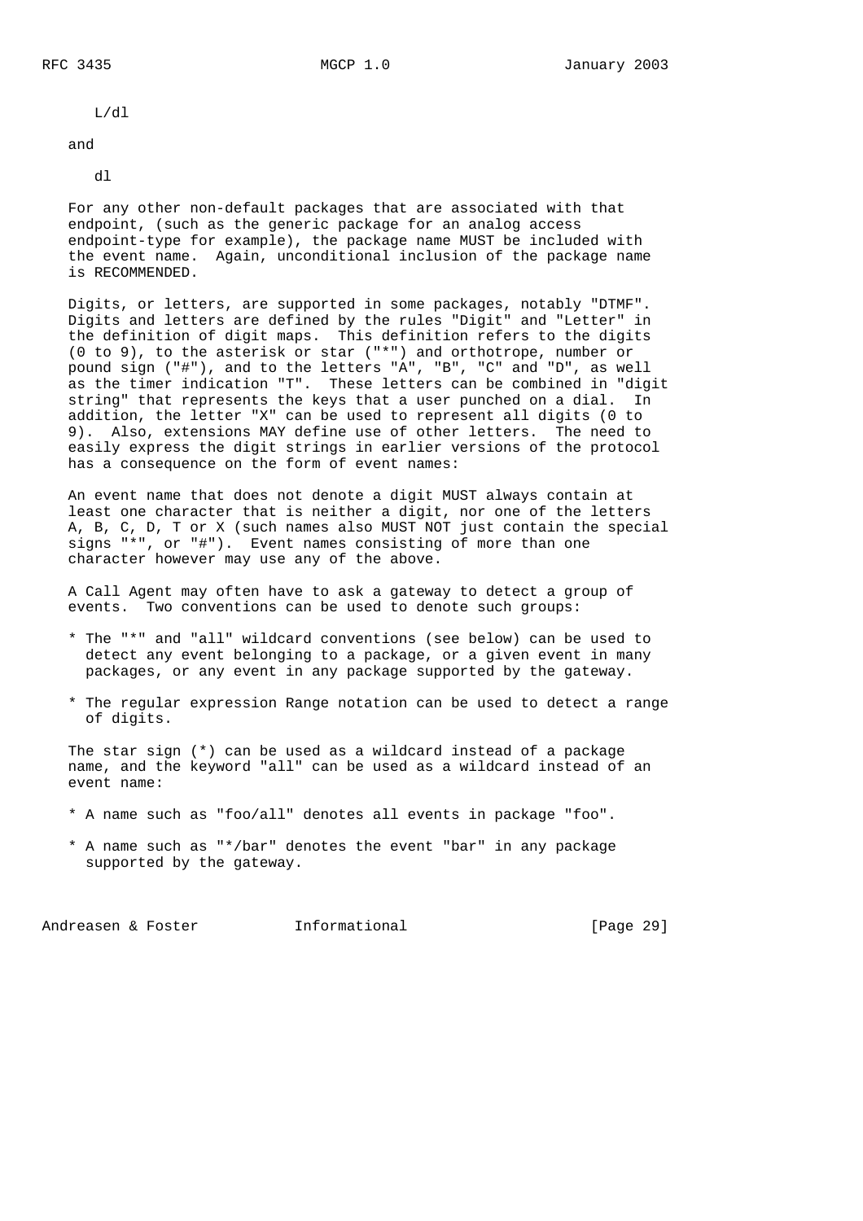L/dl

and

dl

For any other non-default packages that are associated with that endpoint, (such as the generic package for an analog access endpoint-type for example), the package name MUST be included with the event name. Again, unconditional inclusion of the package name is RECOMMENDED.

Digits, or letters, are supported in some packages, notably "DTMF". Digits and letters are defined by the rules "Digit" and "Letter" in the definition of digit maps. This definition refers to the digits (0 to 9), to the asterisk or star ("*") and orthotrope, number or pound sign ("#"), and to the letters "A", "B", "C" and "D", as well as the timer indication "T". These letters can be combined in "digit string" that represents the keys that a user punched on a dial. In addition, the letter "X" can be used to represent all digits (0 to 9). Also, extensions MAY define use of other letters. The need to easily express the digit strings in earlier versions of the protocol has a consequence on the form of event names:

An event name that does not denote a digit MUST always contain at least one character that is neither a digit, nor one of the letters A, B, C, D, T or X (such names also MUST NOT just contain the special signs "*", or "#"). Event names consisting of more than one character however may use any of the above.

A Call Agent may often have to ask a gateway to detect a group of events. Two conventions can be used to denote such groups:

* The "*" and "all" wildcard conventions (see below) can be used to detect any event belonging to a package, or a given event in many packages, or any event in any package supported by the gateway.

* The regular expression Range notation can be used to detect a range of digits.

The star sign (*) can be used as a wildcard instead of a package name, and the keyword "all" can be used as a wildcard instead of an event name:

* A name such as "foo/all" denotes all events in package "foo".

* A name such as "*/bar" denotes the event "bar" in any package supported by the gateway.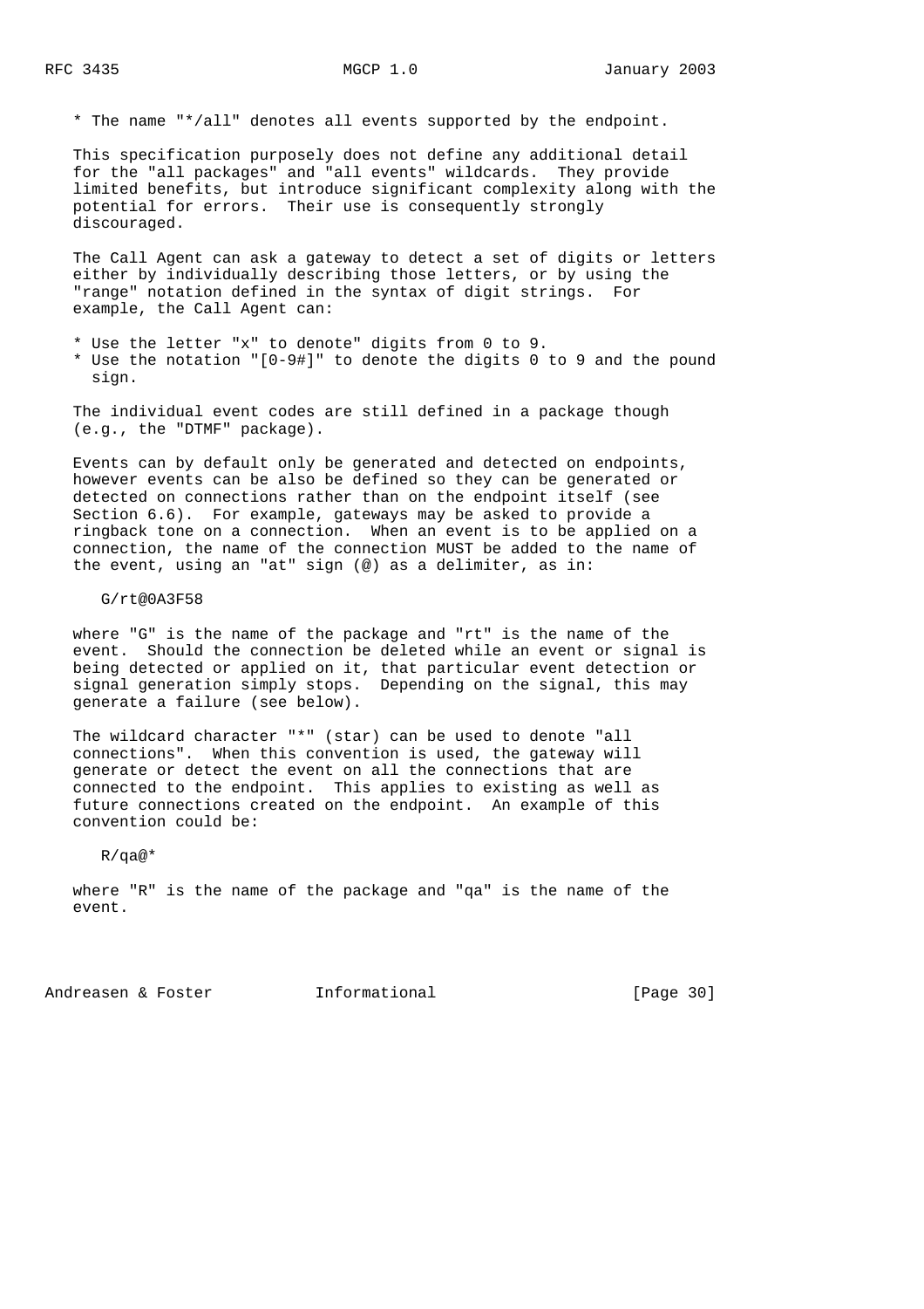* The name "*/all" denotes all events supported by the endpoint.

This specification purposely does not define any additional detail for the "all packages" and "all events" wildcards. They provide limited benefits, but introduce significant complexity along with the potential for errors. Their use is consequently strongly discouraged.

The Call Agent can ask a gateway to detect a set of digits or letters either by individually describing those letters, or by using the "range" notation defined in the syntax of digit strings. For example, the Call Agent can:

* Use the letter "x" to denote" digits from 0 to 9.
* Use the notation "[0-9#]" to denote the digits 0 to 9 and the pound sign.

The individual event codes are still defined in a package though (e.g., the "DTMF" package).

Events can by default only be generated and detected on endpoints, however events can be also be defined so they can be generated or detected on connections rather than on the endpoint itself (see Section 6.6). For example, gateways may be asked to provide a ringback tone on a connection. When an event is to be applied on a connection, the name of the connection MUST be added to the name of the event, using an "at" sign (@) as a delimiter, as in:

```
G/rt@0A3F58
```

where "G" is the name of the package and "rt" is the name of the event. Should the connection be deleted while an event or signal is being detected or applied on it, that particular event detection or signal generation simply stops. Depending on the signal, this may generate a failure (see below).

The wildcard character "*" (star) can be used to denote "all connections". When this convention is used, the gateway will generate or detect the event on all the connections that are connected to the endpoint. This applies to existing as well as future connections created on the endpoint. An example of this convention could be:

```
R/qa@*
```

where "R" is the name of the package and "qa" is the name of the event.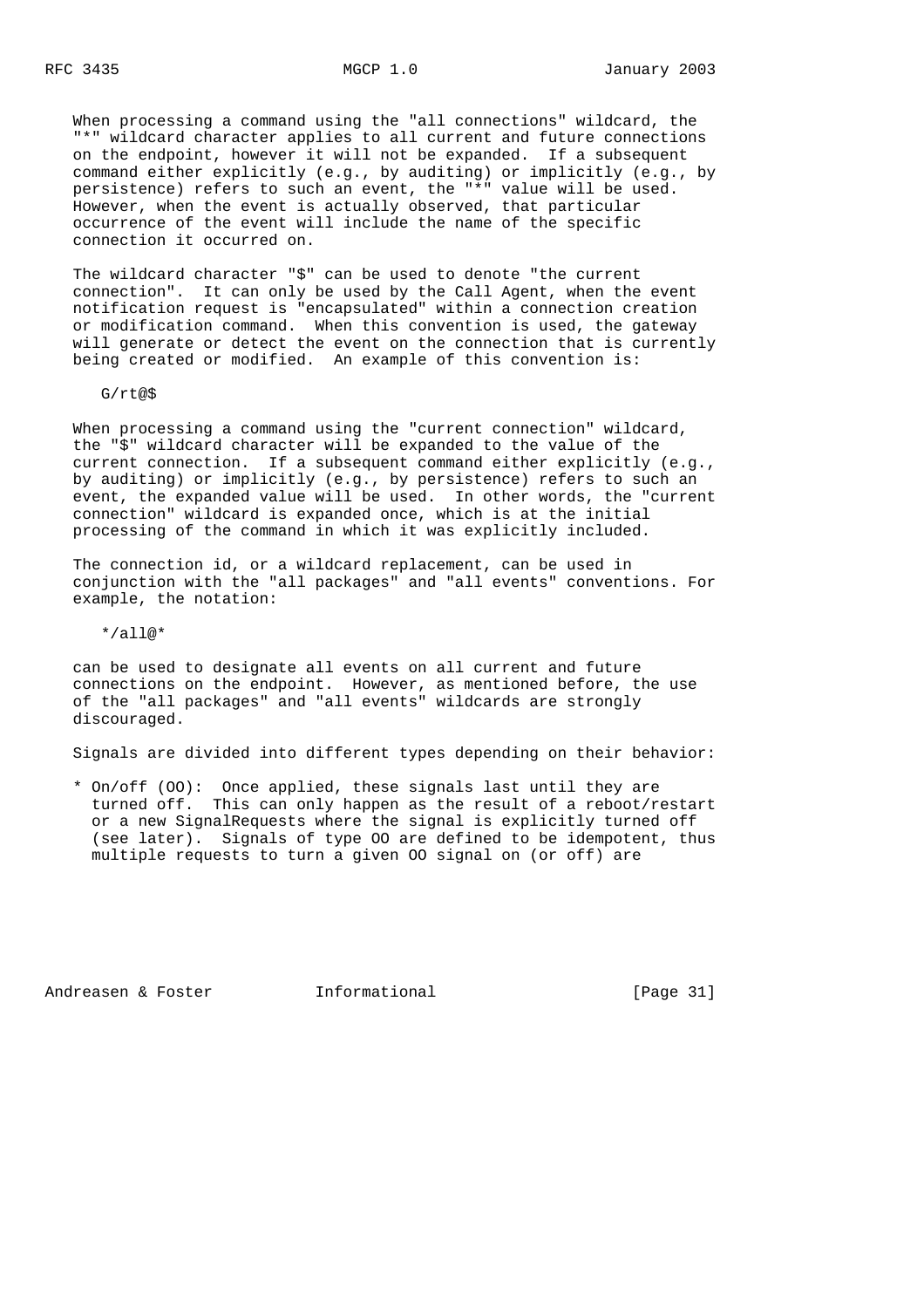When processing a command using the "all connections" wildcard, the "*" wildcard character applies to all current and future connections on the endpoint, however it will not be expanded. If a subsequent command either explicitly (e.g., by auditing) or implicitly (e.g., by persistence) refers to such an event, the "*" value will be used. However, when the event is actually observed, that particular occurrence of the event will include the name of the specific connection it occurred on.

The wildcard character "$" can be used to denote "the current connection". It can only be used by the Call Agent, when the event notification request is "encapsulated" within a connection creation or modification command. When this convention is used, the gateway will generate or detect the event on the connection that is currently being created or modified. An example of this convention is:

```
G/rt@$
```

When processing a command using the "current connection" wildcard, the "$" wildcard character will be expanded to the value of the current connection. If a subsequent command either explicitly (e.g., by auditing) or implicitly (e.g., by persistence) refers to such an event, the expanded value will be used. In other words, the "current connection" wildcard is expanded once, which is at the initial processing of the command in which it was explicitly included.

The connection id, or a wildcard replacement, can be used in conjunction with the "all packages" and "all events" conventions. For example, the notation:

```
*/all@*
```

can be used to designate all events on all current and future connections on the endpoint. However, as mentioned before, the use of the "all packages" and "all events" wildcards are strongly discouraged.

Signals are divided into different types depending on their behavior:

* On/off (OO): Once applied, these signals last until they are turned off. This can only happen as the result of a reboot/restart or a new SignalRequests where the signal is explicitly turned off (see later). Signals of type OO are defined to be idempotent, thus multiple requests to turn a given OO signal on (or off) are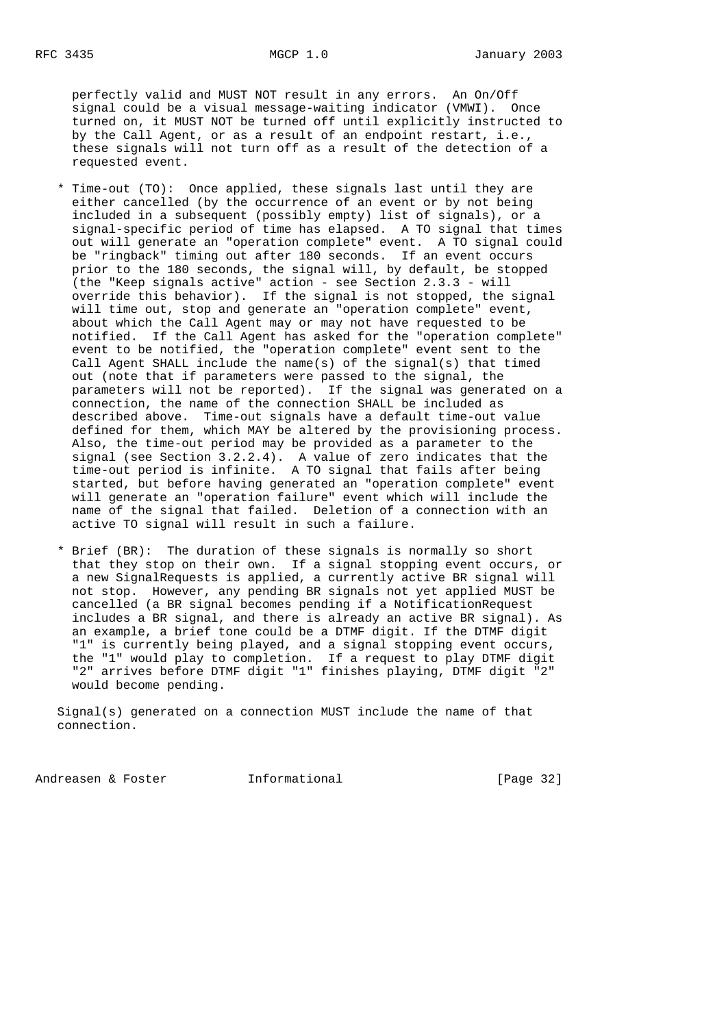perfectly valid and MUST NOT result in any errors. An On/Off signal could be a visual message-waiting indicator (VMWI). Once turned on, it MUST NOT be turned off until explicitly instructed to by the Call Agent, or as a result of an endpoint restart, i.e., these signals will not turn off as a result of the detection of a requested event.

* Time-out (TO): Once applied, these signals last until they are either cancelled (by the occurrence of an event or by not being included in a subsequent (possibly empty) list of signals), or a signal-specific period of time has elapsed. A TO signal that times out will generate an "operation complete" event. A TO signal could be "ringback" timing out after 180 seconds. If an event occurs prior to the 180 seconds, the signal will, by default, be stopped (the "Keep signals active" action - see Section 2.3.3 - will override this behavior). If the signal is not stopped, the signal will time out, stop and generate an "operation complete" event, about which the Call Agent may or may not have requested to be notified. If the Call Agent has asked for the "operation complete" event to be notified, the "operation complete" event sent to the Call Agent SHALL include the name(s) of the signal(s) that timed out (note that if parameters were passed to the signal, the parameters will not be reported). If the signal was generated on a connection, the name of the connection SHALL be included as described above. Time-out signals have a default time-out value defined for them, which MAY be altered by the provisioning process. Also, the time-out period may be provided as a parameter to the signal (see Section 3.2.2.4). A value of zero indicates that the time-out period is infinite. A TO signal that fails after being started, but before having generated an "operation complete" event will generate an "operation failure" event which will include the name of the signal that failed. Deletion of a connection with an active TO signal will result in such a failure.

* Brief (BR): The duration of these signals is normally so short that they stop on their own. If a signal stopping event occurs, or a new SignalRequests is applied, a currently active BR signal will not stop. However, any pending BR signals not yet applied MUST be cancelled (a BR signal becomes pending if a NotificationRequest includes a BR signal, and there is already an active BR signal). As an example, a brief tone could be a DTMF digit. If the DTMF digit "1" is currently being played, and a signal stopping event occurs, the "1" would play to completion. If a request to play DTMF digit "2" arrives before DTMF digit "1" finishes playing, DTMF digit "2" would become pending.

Signal(s) generated on a connection MUST include the name of that connection.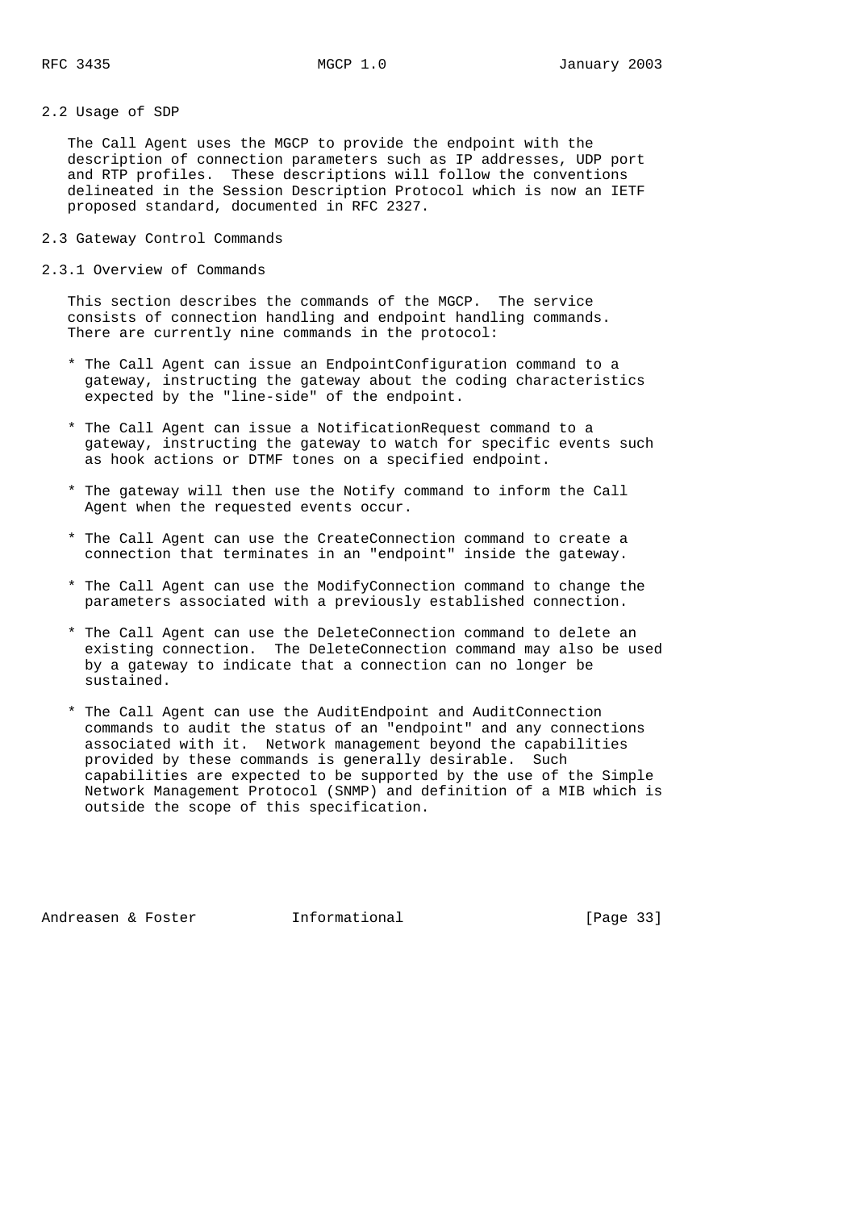## 2.2 Usage of SDP

The Call Agent uses the MGCP to provide the endpoint with the description of connection parameters such as IP addresses, UDP port and RTP profiles. These descriptions will follow the conventions delineated in the Session Description Protocol which is now an IETF proposed standard, documented in RFC 2327.

## 2.3 Gateway Control Commands

### 2.3.1 Overview of Commands

This section describes the commands of the MGCP. The service consists of connection handling and endpoint handling commands. There are currently nine commands in the protocol:

* The Call Agent can issue an EndpointConfiguration command to a gateway, instructing the gateway about the coding characteristics expected by the "line-side" of the endpoint.

* The Call Agent can issue a NotificationRequest command to a gateway, instructing the gateway to watch for specific events such as hook actions or DTMF tones on a specified endpoint.

* The gateway will then use the Notify command to inform the Call Agent when the requested events occur.

* The Call Agent can use the CreateConnection command to create a connection that terminates in an "endpoint" inside the gateway.

* The Call Agent can use the ModifyConnection command to change the parameters associated with a previously established connection.

* The Call Agent can use the DeleteConnection command to delete an existing connection. The DeleteConnection command may also be used by a gateway to indicate that a connection can no longer be sustained.

* The Call Agent can use the AuditEndpoint and AuditConnection commands to audit the status of an "endpoint" and any connections associated with it. Network management beyond the capabilities provided by these commands is generally desirable. Such capabilities are expected to be supported by the use of the Simple Network Management Protocol (SNMP) and definition of a MIB which is outside the scope of this specification.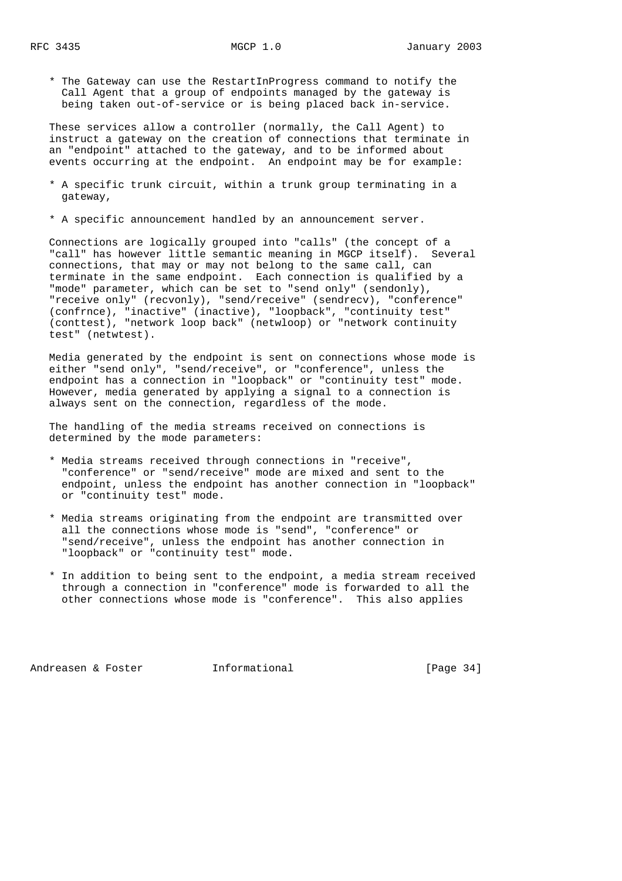* The Gateway can use the RestartInProgress command to notify the Call Agent that a group of endpoints managed by the gateway is being taken out-of-service or is being placed back in-service.

These services allow a controller (normally, the Call Agent) to instruct a gateway on the creation of connections that terminate in an "endpoint" attached to the gateway, and to be informed about events occurring at the endpoint. An endpoint may be for example:

* A specific trunk circuit, within a trunk group terminating in a gateway,

* A specific announcement handled by an announcement server.

Connections are logically grouped into "calls" (the concept of a "call" has however little semantic meaning in MGCP itself). Several connections, that may or may not belong to the same call, can terminate in the same endpoint. Each connection is qualified by a "mode" parameter, which can be set to "send only" (sendonly), "receive only" (recvonly), "send/receive" (sendrecv), "conference" (confrnce), "inactive" (inactive), "loopback", "continuity test" (conttest), "network loop back" (netwloop) or "network continuity test" (netwtest).

Media generated by the endpoint is sent on connections whose mode is either "send only", "send/receive", or "conference", unless the endpoint has a connection in "loopback" or "continuity test" mode. However, media generated by applying a signal to a connection is always sent on the connection, regardless of the mode.

The handling of the media streams received on connections is determined by the mode parameters:

* Media streams received through connections in "receive", "conference" or "send/receive" mode are mixed and sent to the endpoint, unless the endpoint has another connection in "loopback" or "continuity test" mode.

* Media streams originating from the endpoint are transmitted over all the connections whose mode is "send", "conference" or "send/receive", unless the endpoint has another connection in "loopback" or "continuity test" mode.

* In addition to being sent to the endpoint, a media stream received through a connection in "conference" mode is forwarded to all the other connections whose mode is "conference". This also applies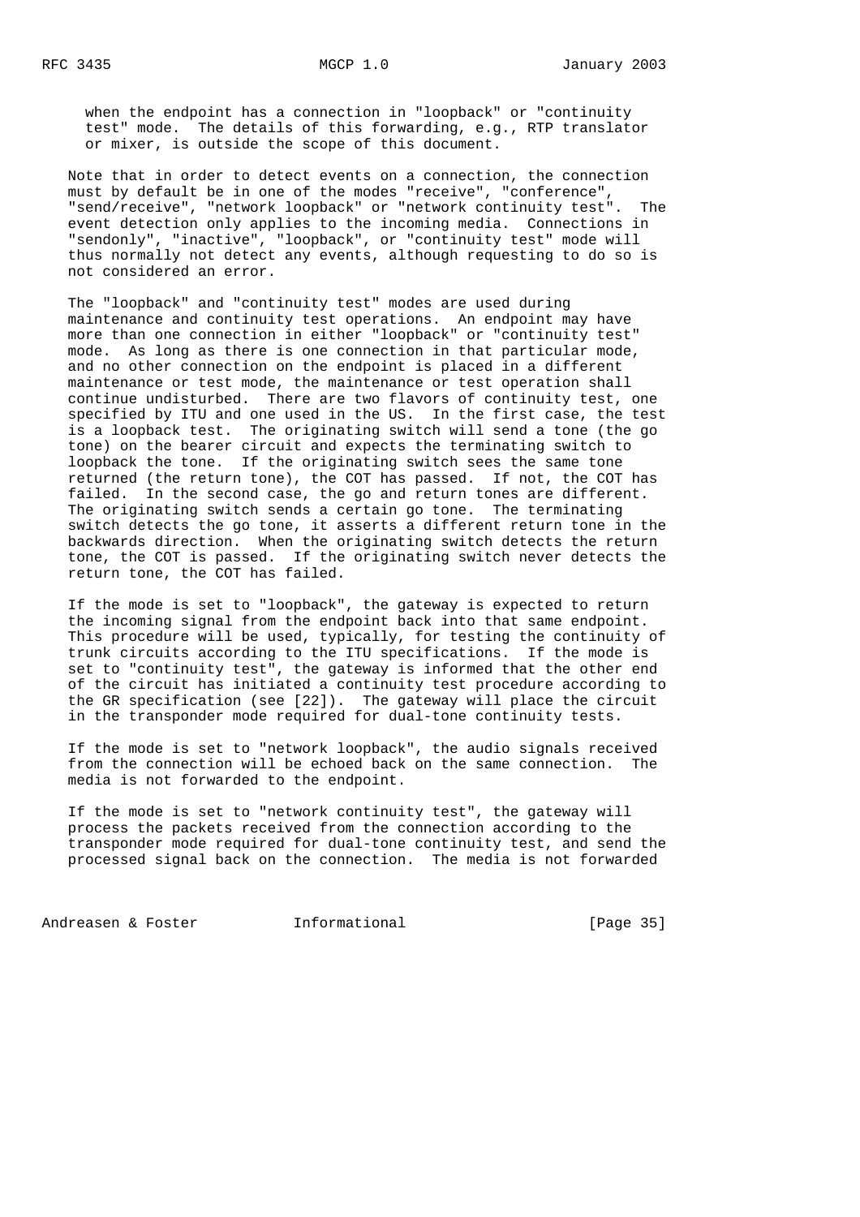when the endpoint has a connection in "loopback" or "continuity test" mode. The details of this forwarding, e.g., RTP translator or mixer, is outside the scope of this document.

Note that in order to detect events on a connection, the connection must by default be in one of the modes "receive", "conference", "send/receive", "network loopback" or "network continuity test". The event detection only applies to the incoming media. Connections in "sendonly", "inactive", "loopback", or "continuity test" mode will thus normally not detect any events, although requesting to do so is not considered an error.

The "loopback" and "continuity test" modes are used during maintenance and continuity test operations. An endpoint may have more than one connection in either "loopback" or "continuity test" mode. As long as there is one connection in that particular mode, and no other connection on the endpoint is placed in a different maintenance or test mode, the maintenance or test operation shall continue undisturbed. There are two flavors of continuity test, one specified by ITU and one used in the US. In the first case, the test is a loopback test. The originating switch will send a tone (the go tone) on the bearer circuit and expects the terminating switch to loopback the tone. If the originating switch sees the same tone returned (the return tone), the COT has passed. If not, the COT has failed. In the second case, the go and return tones are different. The originating switch sends a certain go tone. The terminating switch detects the go tone, it asserts a different return tone in the backwards direction. When the originating switch detects the return tone, the COT is passed. If the originating switch never detects the return tone, the COT has failed.

If the mode is set to "loopback", the gateway is expected to return the incoming signal from the endpoint back into that same endpoint. This procedure will be used, typically, for testing the continuity of trunk circuits according to the ITU specifications. If the mode is set to "continuity test", the gateway is informed that the other end of the circuit has initiated a continuity test procedure according to the GR specification (see [22]). The gateway will place the circuit in the transponder mode required for dual-tone continuity tests.

If the mode is set to "network loopback", the audio signals received from the connection will be echoed back on the same connection. The media is not forwarded to the endpoint.

If the mode is set to "network continuity test", the gateway will process the packets received from the connection according to the transponder mode required for dual-tone continuity test, and send the processed signal back on the connection. The media is not forwarded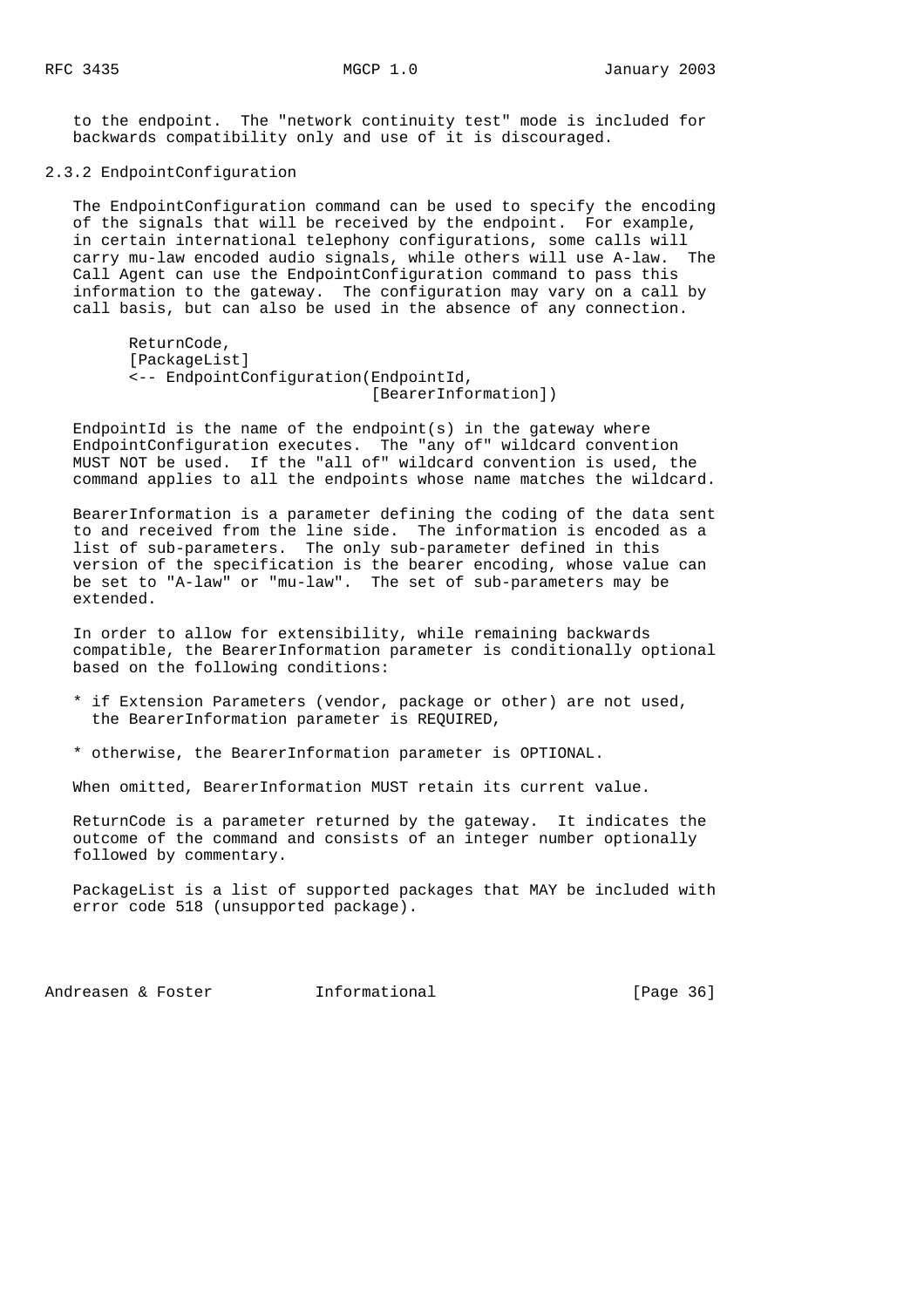to the endpoint. The "network continuity test" mode is included for backwards compatibility only and use of it is discouraged.

### 2.3.2 EndpointConfiguration

The EndpointConfiguration command can be used to specify the encoding of the signals that will be received by the endpoint. For example, in certain international telephony configurations, some calls will carry mu-law encoded audio signals, while others will use A-law. The Call Agent can use the EndpointConfiguration command to pass this information to the gateway. The configuration may vary on a call by call basis, but can also be used in the absence of any connection.

```
ReturnCode,
[PackageList]
<-- EndpointConfiguration(EndpointId,
                          [BearerInformation])
```

EndpointId is the name of the endpoint(s) in the gateway where EndpointConfiguration executes. The "any of" wildcard convention MUST NOT be used. If the "all of" wildcard convention is used, the command applies to all the endpoints whose name matches the wildcard.

BearerInformation is a parameter defining the coding of the data sent to and received from the line side. The information is encoded as a list of sub-parameters. The only sub-parameter defined in this version of the specification is the bearer encoding, whose value can be set to "A-law" or "mu-law". The set of sub-parameters may be extended.

In order to allow for extensibility, while remaining backwards compatible, the BearerInformation parameter is conditionally optional based on the following conditions:

* if Extension Parameters (vendor, package or other) are not used, the BearerInformation parameter is REQUIRED,

* otherwise, the BearerInformation parameter is OPTIONAL.

When omitted, BearerInformation MUST retain its current value.

ReturnCode is a parameter returned by the gateway. It indicates the outcome of the command and consists of an integer number optionally followed by commentary.

PackageList is a list of supported packages that MAY be included with error code 518 (unsupported package).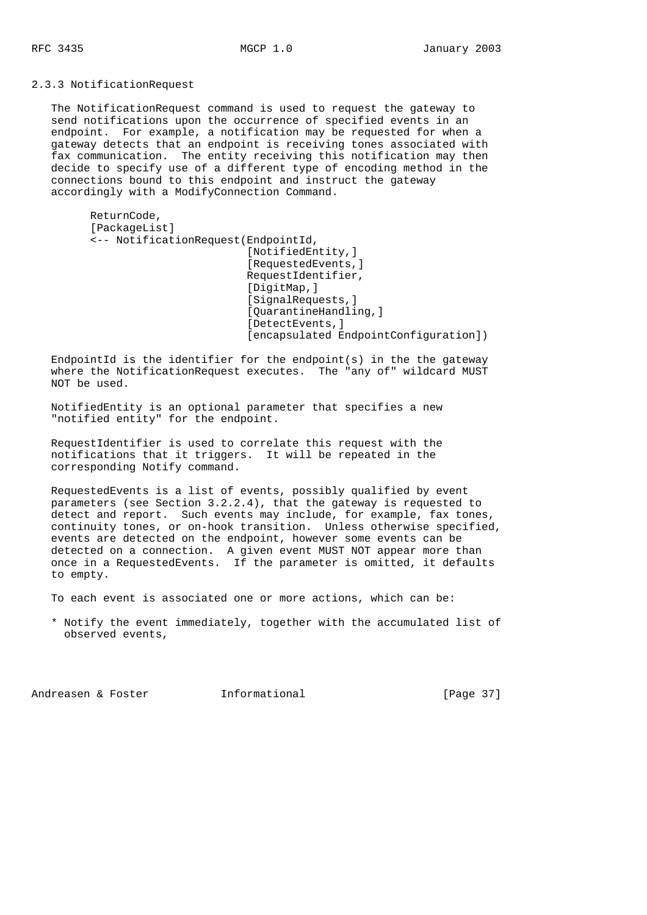### 2.3.3 NotificationRequest

The NotificationRequest command is used to request the gateway to send notifications upon the occurrence of specified events in an endpoint. For example, a notification may be requested for when a gateway detects that an endpoint is receiving tones associated with fax communication. The entity receiving this notification may then decide to specify use of a different type of encoding method in the connections bound to this endpoint and instruct the gateway accordingly with a ModifyConnection Command.

```
ReturnCode,
[PackageList]
<-- NotificationRequest(EndpointId,
                        [NotifiedEntity,]
                        [RequestedEvents,]
                        RequestIdentifier,
                        [DigitMap,]
                        [SignalRequests,]
                        [QuarantineHandling,]
                        [DetectEvents,]
                        [encapsulated EndpointConfiguration])
```

EndpointId is the identifier for the endpoint(s) in the the gateway where the NotificationRequest executes. The "any of" wildcard MUST NOT be used.

NotifiedEntity is an optional parameter that specifies a new "notified entity" for the endpoint.

RequestIdentifier is used to correlate this request with the notifications that it triggers. It will be repeated in the corresponding Notify command.

RequestedEvents is a list of events, possibly qualified by event parameters (see Section 3.2.2.4), that the gateway is requested to detect and report. Such events may include, for example, fax tones, continuity tones, or on-hook transition. Unless otherwise specified, events are detected on the endpoint, however some events can be detected on a connection. A given event MUST NOT appear more than once in a RequestedEvents. If the parameter is omitted, it defaults to empty.

To each event is associated one or more actions, which can be:

* Notify the event immediately, together with the accumulated list of observed events,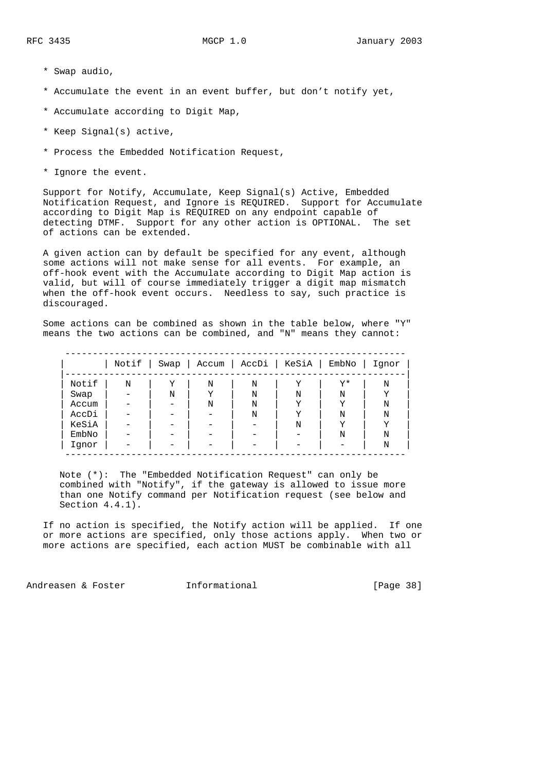* Swap audio,

* Accumulate the event in an event buffer, but don't notify yet,

* Accumulate according to Digit Map,

* Keep Signal(s) active,

* Process the Embedded Notification Request,

* Ignore the event.

Support for Notify, Accumulate, Keep Signal(s) Active, Embedded Notification Request, and Ignore is REQUIRED. Support for Accumulate according to Digit Map is REQUIRED on any endpoint capable of detecting DTMF. Support for any other action is OPTIONAL. The set of actions can be extended.

A given action can by default be specified for any event, although some actions will not make sense for all events. For example, an off-hook event with the Accumulate according to Digit Map action is valid, but will of course immediately trigger a digit map mismatch when the off-hook event occurs. Needless to say, such practice is discouraged.

Some actions can be combined as shown in the table below, where "Y" means the two actions can be combined, and "N" means they cannot:

| | Notif | Swap | Accum | AccDi | KeSiA | EmbNo | Ignor |
|---|---|---|---|---|---|---|---|
| Notif | N | Y | N | N | Y | Y* | N |
| Swap | - | N | Y | N | N | N | Y |
| Accum | - | - | N | N | Y | Y | N |
| AccDi | - | - | - | N | Y | N | N |
| KeSiA | - | - | - | - | N | Y | Y |
| EmbNo | - | - | - | - | - | N | N |
| Ignor | - | - | - | - | - | - | N |

Note (*): The "Embedded Notification Request" can only be combined with "Notify", if the gateway is allowed to issue more than one Notify command per Notification request (see below and Section 4.4.1).

If no action is specified, the Notify action will be applied. If one or more actions are specified, only those actions apply. When two or more actions are specified, each action MUST be combinable with all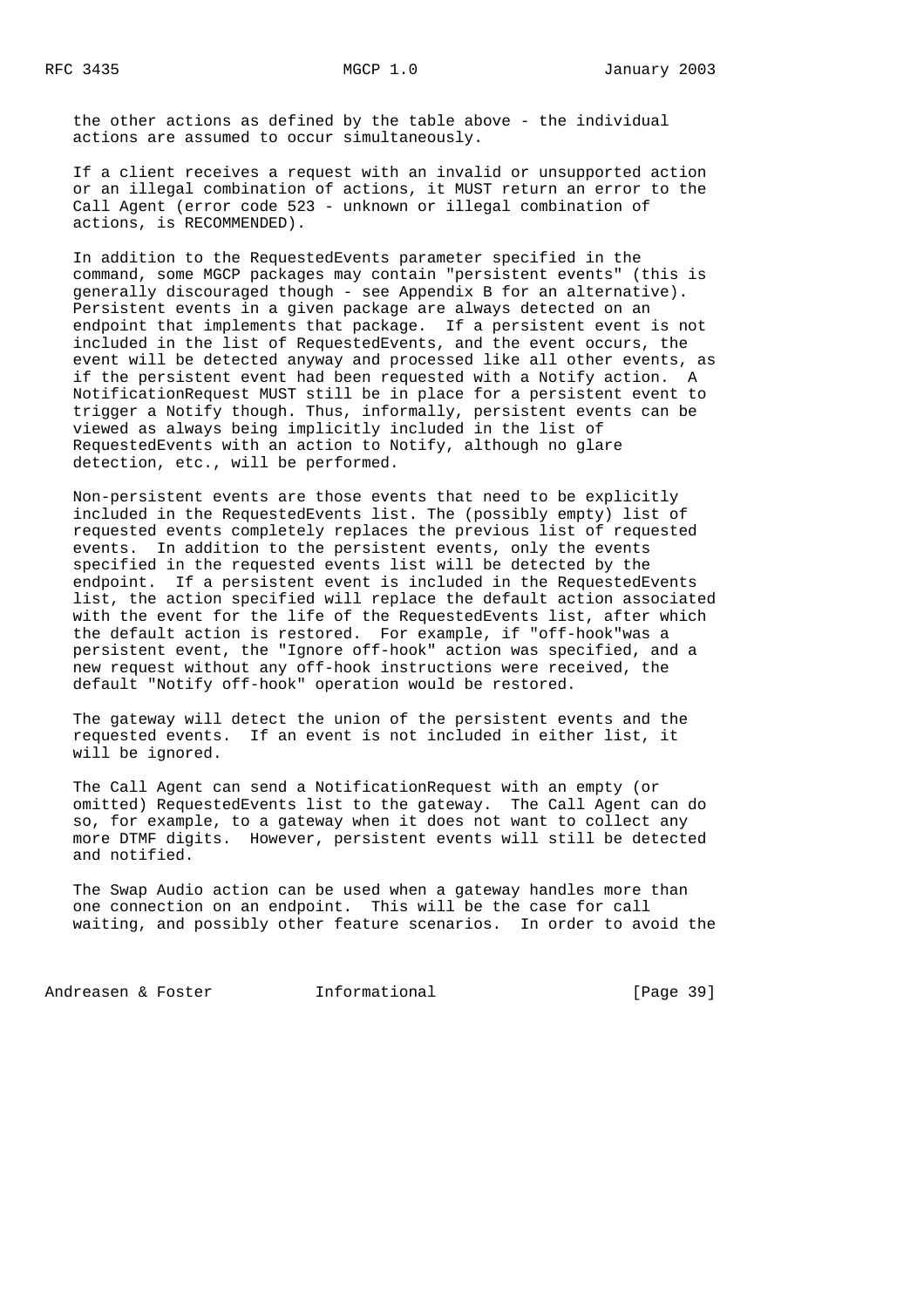the other actions as defined by the table above - the individual actions are assumed to occur simultaneously.

If a client receives a request with an invalid or unsupported action or an illegal combination of actions, it MUST return an error to the Call Agent (error code 523 - unknown or illegal combination of actions, is RECOMMENDED).

In addition to the RequestedEvents parameter specified in the command, some MGCP packages may contain "persistent events" (this is generally discouraged though - see Appendix B for an alternative). Persistent events in a given package are always detected on an endpoint that implements that package. If a persistent event is not included in the list of RequestedEvents, and the event occurs, the event will be detected anyway and processed like all other events, as if the persistent event had been requested with a Notify action. A NotificationRequest MUST still be in place for a persistent event to trigger a Notify though. Thus, informally, persistent events can be viewed as always being implicitly included in the list of RequestedEvents with an action to Notify, although no glare detection, etc., will be performed.

Non-persistent events are those events that need to be explicitly included in the RequestedEvents list. The (possibly empty) list of requested events completely replaces the previous list of requested events. In addition to the persistent events, only the events specified in the requested events list will be detected by the endpoint. If a persistent event is included in the RequestedEvents list, the action specified will replace the default action associated with the event for the life of the RequestedEvents list, after which the default action is restored. For example, if "off-hook"was a persistent event, the "Ignore off-hook" action was specified, and a new request without any off-hook instructions were received, the default "Notify off-hook" operation would be restored.

The gateway will detect the union of the persistent events and the requested events. If an event is not included in either list, it will be ignored.

The Call Agent can send a NotificationRequest with an empty (or omitted) RequestedEvents list to the gateway. The Call Agent can do so, for example, to a gateway when it does not want to collect any more DTMF digits. However, persistent events will still be detected and notified.

The Swap Audio action can be used when a gateway handles more than one connection on an endpoint. This will be the case for call waiting, and possibly other feature scenarios. In order to avoid the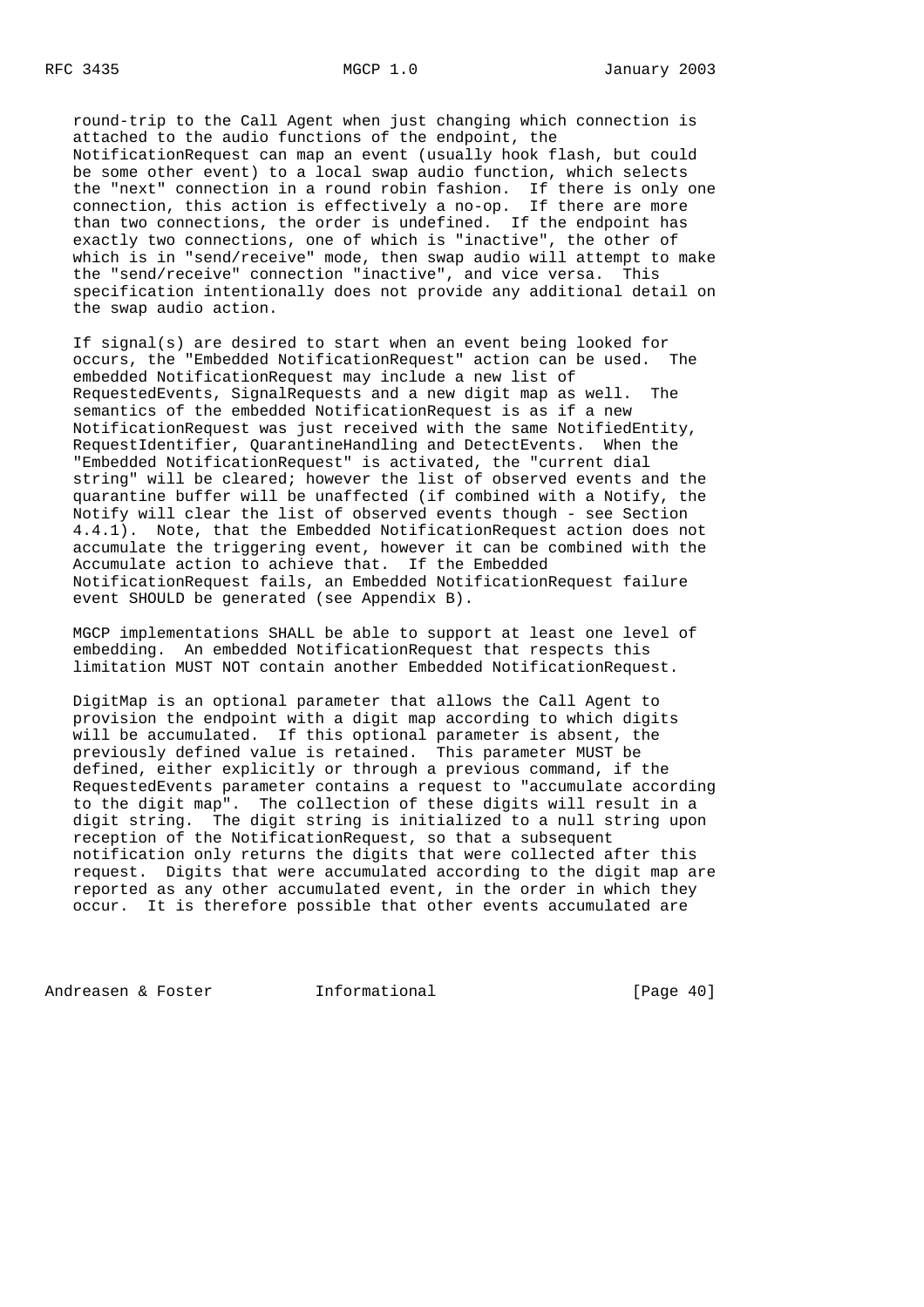round-trip to the Call Agent when just changing which connection is attached to the audio functions of the endpoint, the NotificationRequest can map an event (usually hook flash, but could be some other event) to a local swap audio function, which selects the "next" connection in a round robin fashion. If there is only one connection, this action is effectively a no-op. If there are more than two connections, the order is undefined. If the endpoint has exactly two connections, one of which is "inactive", the other of which is in "send/receive" mode, then swap audio will attempt to make the "send/receive" connection "inactive", and vice versa. This specification intentionally does not provide any additional detail on the swap audio action.

If signal(s) are desired to start when an event being looked for occurs, the "Embedded NotificationRequest" action can be used. The embedded NotificationRequest may include a new list of RequestedEvents, SignalRequests and a new digit map as well. The semantics of the embedded NotificationRequest is as if a new NotificationRequest was just received with the same NotifiedEntity, RequestIdentifier, QuarantineHandling and DetectEvents. When the "Embedded NotificationRequest" is activated, the "current dial string" will be cleared; however the list of observed events and the quarantine buffer will be unaffected (if combined with a Notify, the Notify will clear the list of observed events though - see Section 4.4.1). Note, that the Embedded NotificationRequest action does not accumulate the triggering event, however it can be combined with the Accumulate action to achieve that. If the Embedded NotificationRequest fails, an Embedded NotificationRequest failure event SHOULD be generated (see Appendix B).

MGCP implementations SHALL be able to support at least one level of embedding. An embedded NotificationRequest that respects this limitation MUST NOT contain another Embedded NotificationRequest.

DigitMap is an optional parameter that allows the Call Agent to provision the endpoint with a digit map according to which digits will be accumulated. If this optional parameter is absent, the previously defined value is retained. This parameter MUST be defined, either explicitly or through a previous command, if the RequestedEvents parameter contains a request to "accumulate according to the digit map". The collection of these digits will result in a digit string. The digit string is initialized to a null string upon reception of the NotificationRequest, so that a subsequent notification only returns the digits that were collected after this request. Digits that were accumulated according to the digit map are reported as any other accumulated event, in the order in which they occur. It is therefore possible that other events accumulated are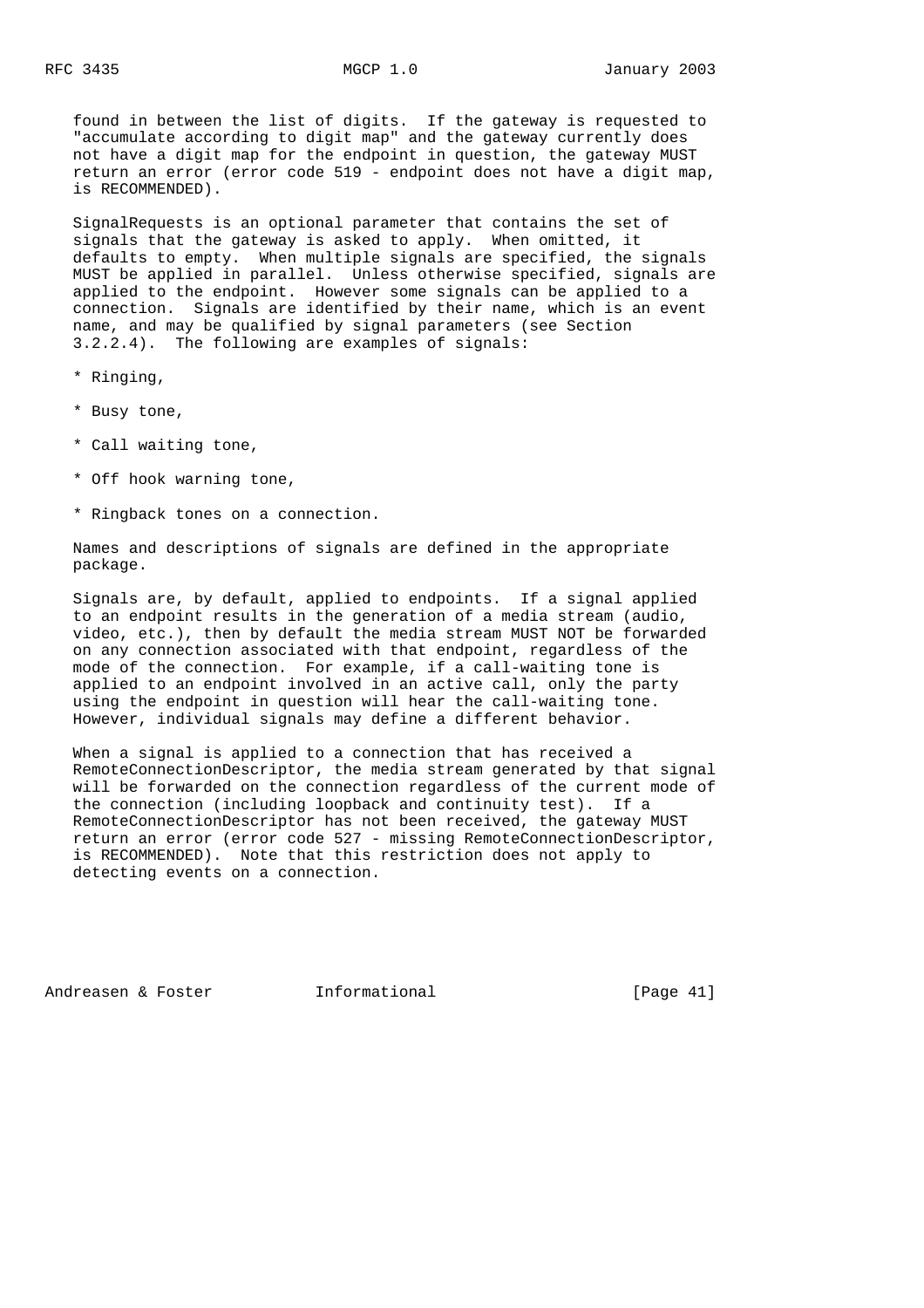found in between the list of digits. If the gateway is requested to "accumulate according to digit map" and the gateway currently does not have a digit map for the endpoint in question, the gateway MUST return an error (error code 519 - endpoint does not have a digit map, is RECOMMENDED).

SignalRequests is an optional parameter that contains the set of signals that the gateway is asked to apply. When omitted, it defaults to empty. When multiple signals are specified, the signals MUST be applied in parallel. Unless otherwise specified, signals are applied to the endpoint. However some signals can be applied to a connection. Signals are identified by their name, which is an event name, and may be qualified by signal parameters (see Section 3.2.2.4). The following are examples of signals:

* Ringing,

* Busy tone,

* Call waiting tone,

* Off hook warning tone,

* Ringback tones on a connection.

Names and descriptions of signals are defined in the appropriate package.

Signals are, by default, applied to endpoints. If a signal applied to an endpoint results in the generation of a media stream (audio, video, etc.), then by default the media stream MUST NOT be forwarded on any connection associated with that endpoint, regardless of the mode of the connection. For example, if a call-waiting tone is applied to an endpoint involved in an active call, only the party using the endpoint in question will hear the call-waiting tone. However, individual signals may define a different behavior.

When a signal is applied to a connection that has received a RemoteConnectionDescriptor, the media stream generated by that signal will be forwarded on the connection regardless of the current mode of the connection (including loopback and continuity test). If a RemoteConnectionDescriptor has not been received, the gateway MUST return an error (error code 527 - missing RemoteConnectionDescriptor, is RECOMMENDED). Note that this restriction does not apply to detecting events on a connection.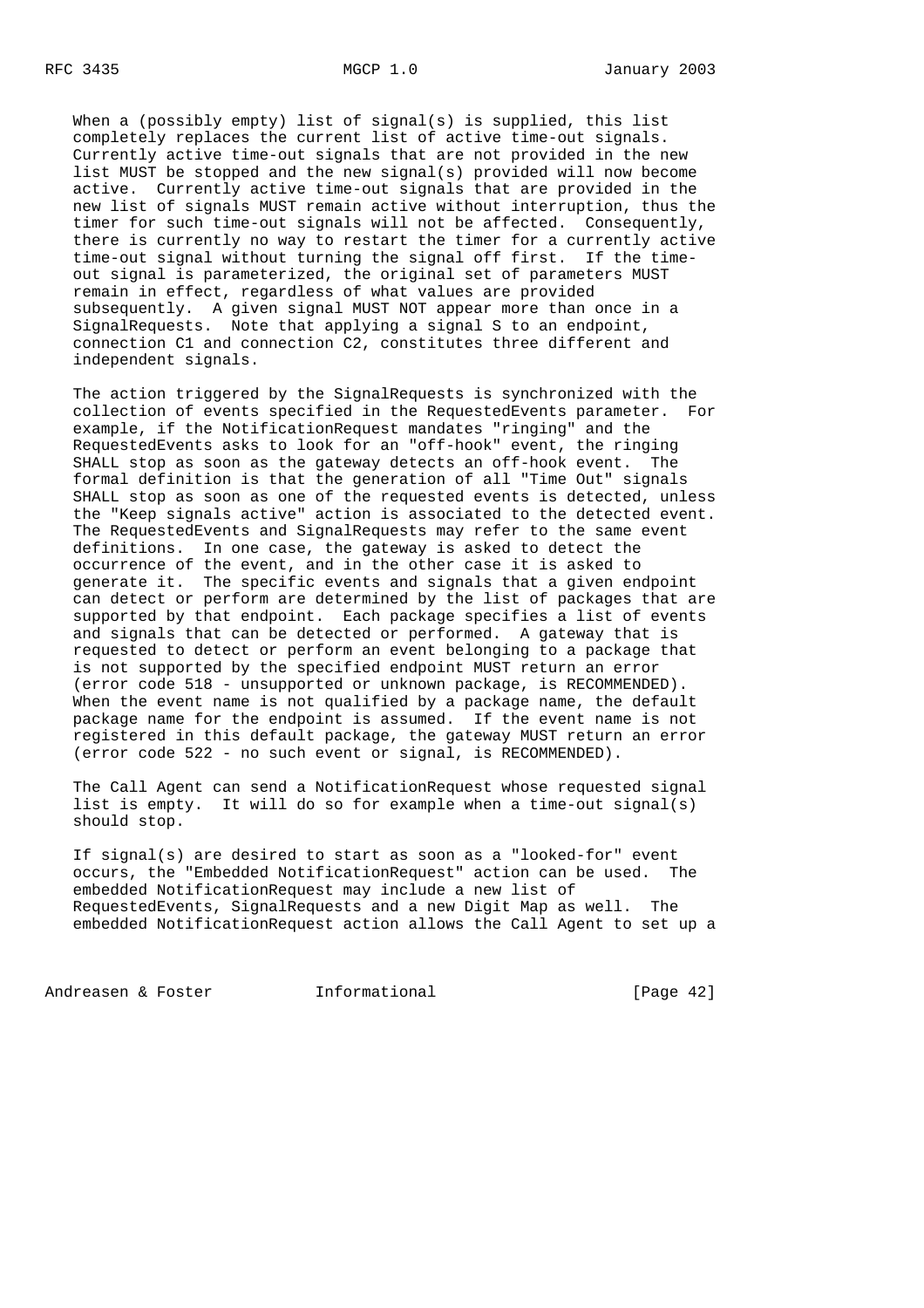When a (possibly empty) list of signal(s) is supplied, this list completely replaces the current list of active time-out signals. Currently active time-out signals that are not provided in the new list MUST be stopped and the new signal(s) provided will now become active. Currently active time-out signals that are provided in the new list of signals MUST remain active without interruption, thus the timer for such time-out signals will not be affected. Consequently, there is currently no way to restart the timer for a currently active time-out signal without turning the signal off first. If the time-out signal is parameterized, the original set of parameters MUST remain in effect, regardless of what values are provided subsequently. A given signal MUST NOT appear more than once in a SignalRequests. Note that applying a signal S to an endpoint, connection C1 and connection C2, constitutes three different and independent signals.

The action triggered by the SignalRequests is synchronized with the collection of events specified in the RequestedEvents parameter. For example, if the NotificationRequest mandates "ringing" and the RequestedEvents asks to look for an "off-hook" event, the ringing SHALL stop as soon as the gateway detects an off-hook event. The formal definition is that the generation of all "Time Out" signals SHALL stop as soon as one of the requested events is detected, unless the "Keep signals active" action is associated to the detected event. The RequestedEvents and SignalRequests may refer to the same event definitions. In one case, the gateway is asked to detect the occurrence of the event, and in the other case it is asked to generate it. The specific events and signals that a given endpoint can detect or perform are determined by the list of packages that are supported by that endpoint. Each package specifies a list of events and signals that can be detected or performed. A gateway that is requested to detect or perform an event belonging to a package that is not supported by the specified endpoint MUST return an error (error code 518 - unsupported or unknown package, is RECOMMENDED). When the event name is not qualified by a package name, the default package name for the endpoint is assumed. If the event name is not registered in this default package, the gateway MUST return an error (error code 522 - no such event or signal, is RECOMMENDED).

The Call Agent can send a NotificationRequest whose requested signal list is empty. It will do so for example when a time-out signal(s) should stop.

If signal(s) are desired to start as soon as a "looked-for" event occurs, the "Embedded NotificationRequest" action can be used. The embedded NotificationRequest may include a new list of RequestedEvents, SignalRequests and a new Digit Map as well. The embedded NotificationRequest action allows the Call Agent to set up a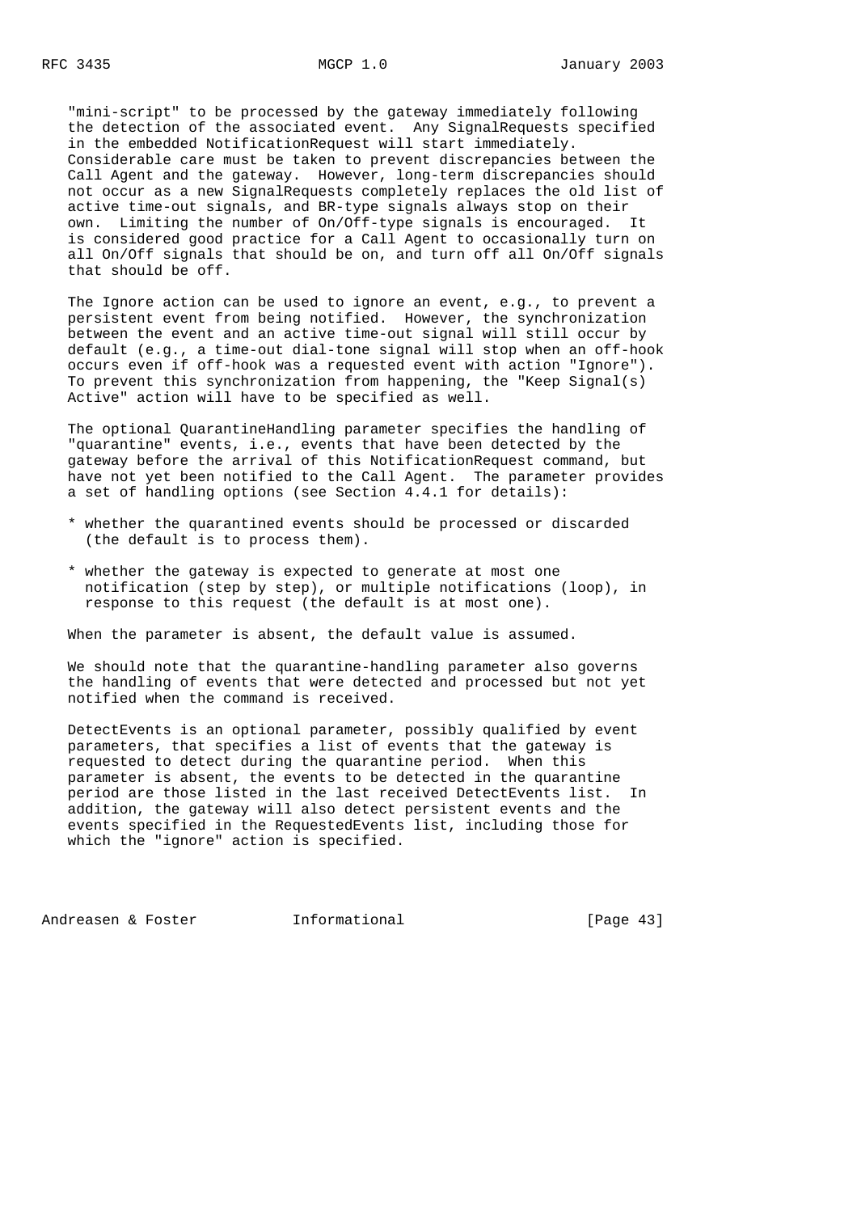"mini-script" to be processed by the gateway immediately following the detection of the associated event. Any SignalRequests specified in the embedded NotificationRequest will start immediately. Considerable care must be taken to prevent discrepancies between the Call Agent and the gateway. However, long-term discrepancies should not occur as a new SignalRequests completely replaces the old list of active time-out signals, and BR-type signals always stop on their own. Limiting the number of On/Off-type signals is encouraged. It is considered good practice for a Call Agent to occasionally turn on all On/Off signals that should be on, and turn off all On/Off signals that should be off.

The Ignore action can be used to ignore an event, e.g., to prevent a persistent event from being notified. However, the synchronization between the event and an active time-out signal will still occur by default (e.g., a time-out dial-tone signal will stop when an off-hook occurs even if off-hook was a requested event with action "Ignore"). To prevent this synchronization from happening, the "Keep Signal(s) Active" action will have to be specified as well.

The optional QuarantineHandling parameter specifies the handling of "quarantine" events, i.e., events that have been detected by the gateway before the arrival of this NotificationRequest command, but have not yet been notified to the Call Agent. The parameter provides a set of handling options (see Section 4.4.1 for details):

* whether the quarantined events should be processed or discarded (the default is to process them).

* whether the gateway is expected to generate at most one notification (step by step), or multiple notifications (loop), in response to this request (the default is at most one).

When the parameter is absent, the default value is assumed.

We should note that the quarantine-handling parameter also governs the handling of events that were detected and processed but not yet notified when the command is received.

DetectEvents is an optional parameter, possibly qualified by event parameters, that specifies a list of events that the gateway is requested to detect during the quarantine period. When this parameter is absent, the events to be detected in the quarantine period are those listed in the last received DetectEvents list. In addition, the gateway will also detect persistent events and the events specified in the RequestedEvents list, including those for which the "ignore" action is specified.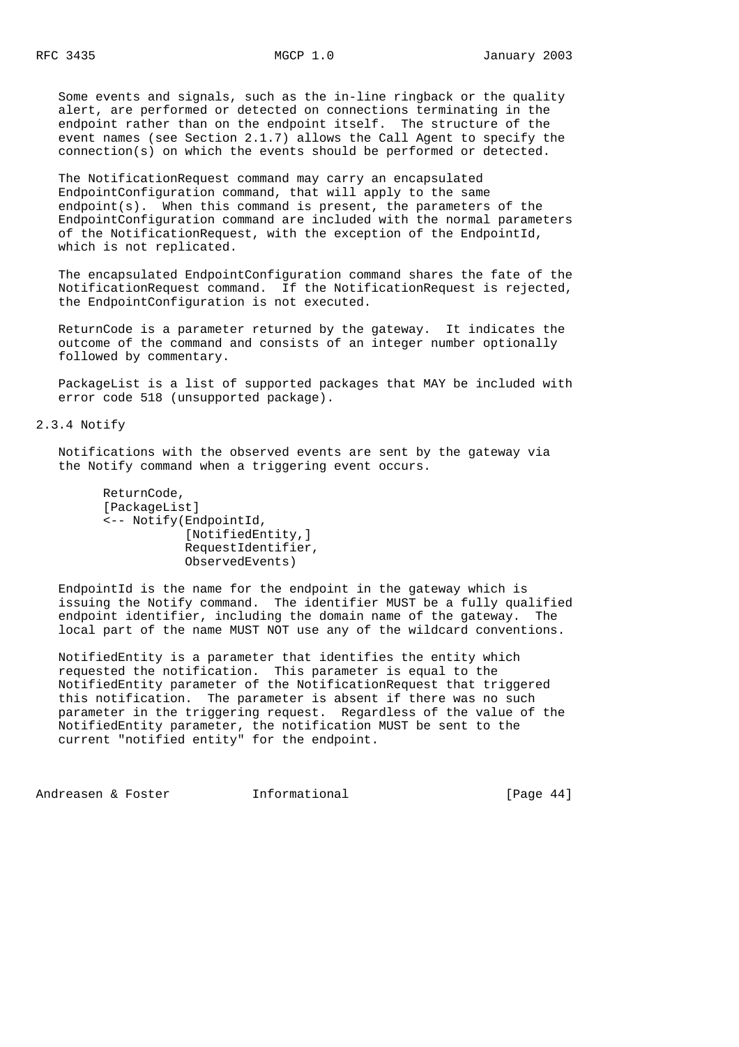Some events and signals, such as the in-line ringback or the quality alert, are performed or detected on connections terminating in the endpoint rather than on the endpoint itself. The structure of the event names (see Section 2.1.7) allows the Call Agent to specify the connection(s) on which the events should be performed or detected.

The NotificationRequest command may carry an encapsulated EndpointConfiguration command, that will apply to the same endpoint(s). When this command is present, the parameters of the EndpointConfiguration command are included with the normal parameters of the NotificationRequest, with the exception of the EndpointId, which is not replicated.

The encapsulated EndpointConfiguration command shares the fate of the NotificationRequest command. If the NotificationRequest is rejected, the EndpointConfiguration is not executed.

ReturnCode is a parameter returned by the gateway. It indicates the outcome of the command and consists of an integer number optionally followed by commentary.

PackageList is a list of supported packages that MAY be included with error code 518 (unsupported package).

### 2.3.4 Notify

Notifications with the observed events are sent by the gateway via the Notify command when a triggering event occurs.

```
ReturnCode,
[PackageList]
<-- Notify(EndpointId,
           [NotifiedEntity,]
           RequestIdentifier,
           ObservedEvents)
```

EndpointId is the name for the endpoint in the gateway which is issuing the Notify command. The identifier MUST be a fully qualified endpoint identifier, including the domain name of the gateway. The local part of the name MUST NOT use any of the wildcard conventions.

NotifiedEntity is a parameter that identifies the entity which requested the notification. This parameter is equal to the NotifiedEntity parameter of the NotificationRequest that triggered this notification. The parameter is absent if there was no such parameter in the triggering request. Regardless of the value of the NotifiedEntity parameter, the notification MUST be sent to the current "notified entity" for the endpoint.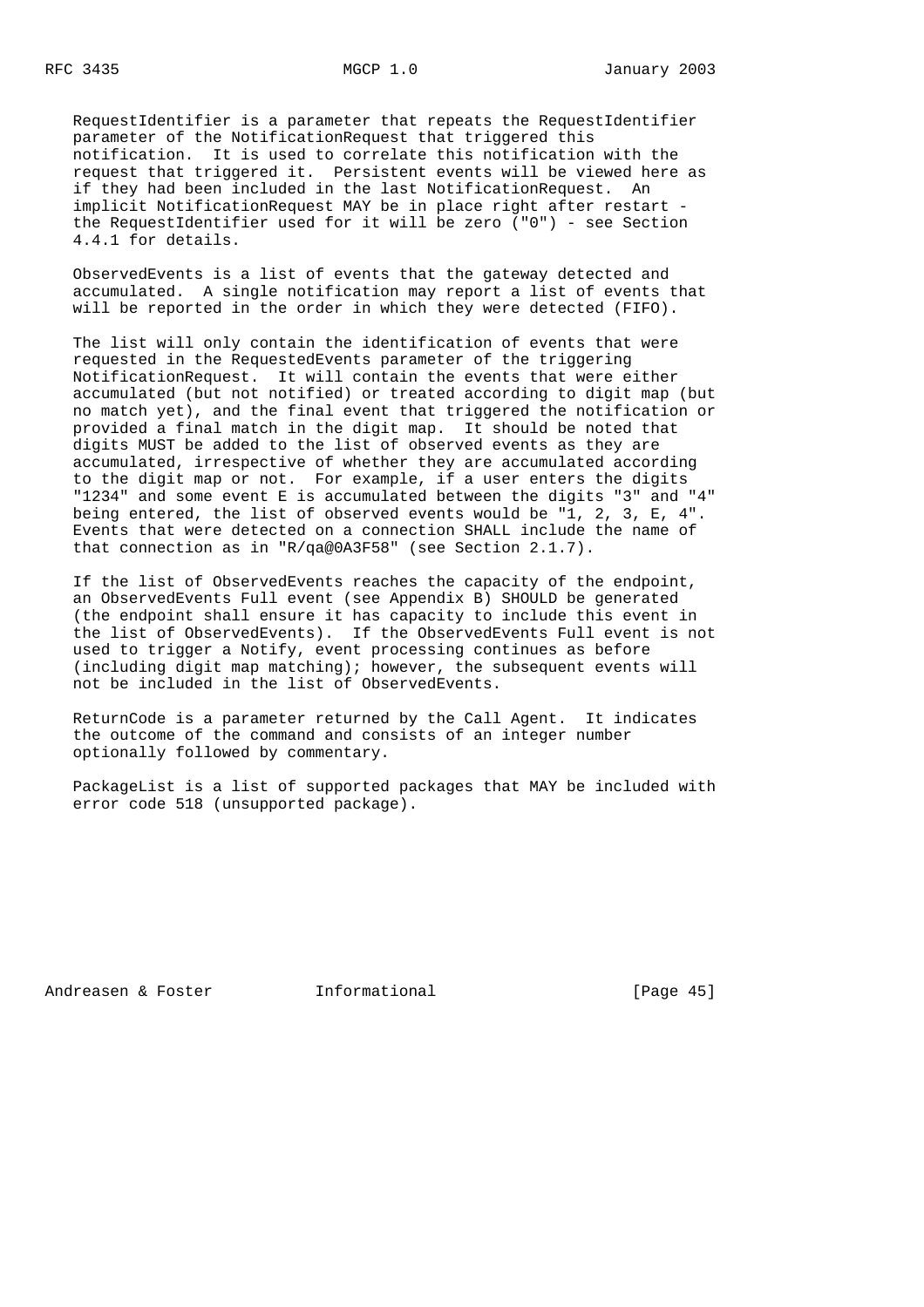RequestIdentifier is a parameter that repeats the RequestIdentifier parameter of the NotificationRequest that triggered this notification. It is used to correlate this notification with the request that triggered it. Persistent events will be viewed here as if they had been included in the last NotificationRequest. An implicit NotificationRequest MAY be in place right after restart - the RequestIdentifier used for it will be zero ("0") - see Section 4.4.1 for details.

ObservedEvents is a list of events that the gateway detected and accumulated. A single notification may report a list of events that will be reported in the order in which they were detected (FIFO).

The list will only contain the identification of events that were requested in the RequestedEvents parameter of the triggering NotificationRequest. It will contain the events that were either accumulated (but not notified) or treated according to digit map (but no match yet), and the final event that triggered the notification or provided a final match in the digit map. It should be noted that digits MUST be added to the list of observed events as they are accumulated, irrespective of whether they are accumulated according to the digit map or not. For example, if a user enters the digits "1234" and some event E is accumulated between the digits "3" and "4" being entered, the list of observed events would be "1, 2, 3, E, 4". Events that were detected on a connection SHALL include the name of that connection as in "R/qa@0A3F58" (see Section 2.1.7).

If the list of ObservedEvents reaches the capacity of the endpoint, an ObservedEvents Full event (see Appendix B) SHOULD be generated (the endpoint shall ensure it has capacity to include this event in the list of ObservedEvents). If the ObservedEvents Full event is not used to trigger a Notify, event processing continues as before (including digit map matching); however, the subsequent events will not be included in the list of ObservedEvents.

ReturnCode is a parameter returned by the Call Agent. It indicates the outcome of the command and consists of an integer number optionally followed by commentary.

PackageList is a list of supported packages that MAY be included with error code 518 (unsupported package).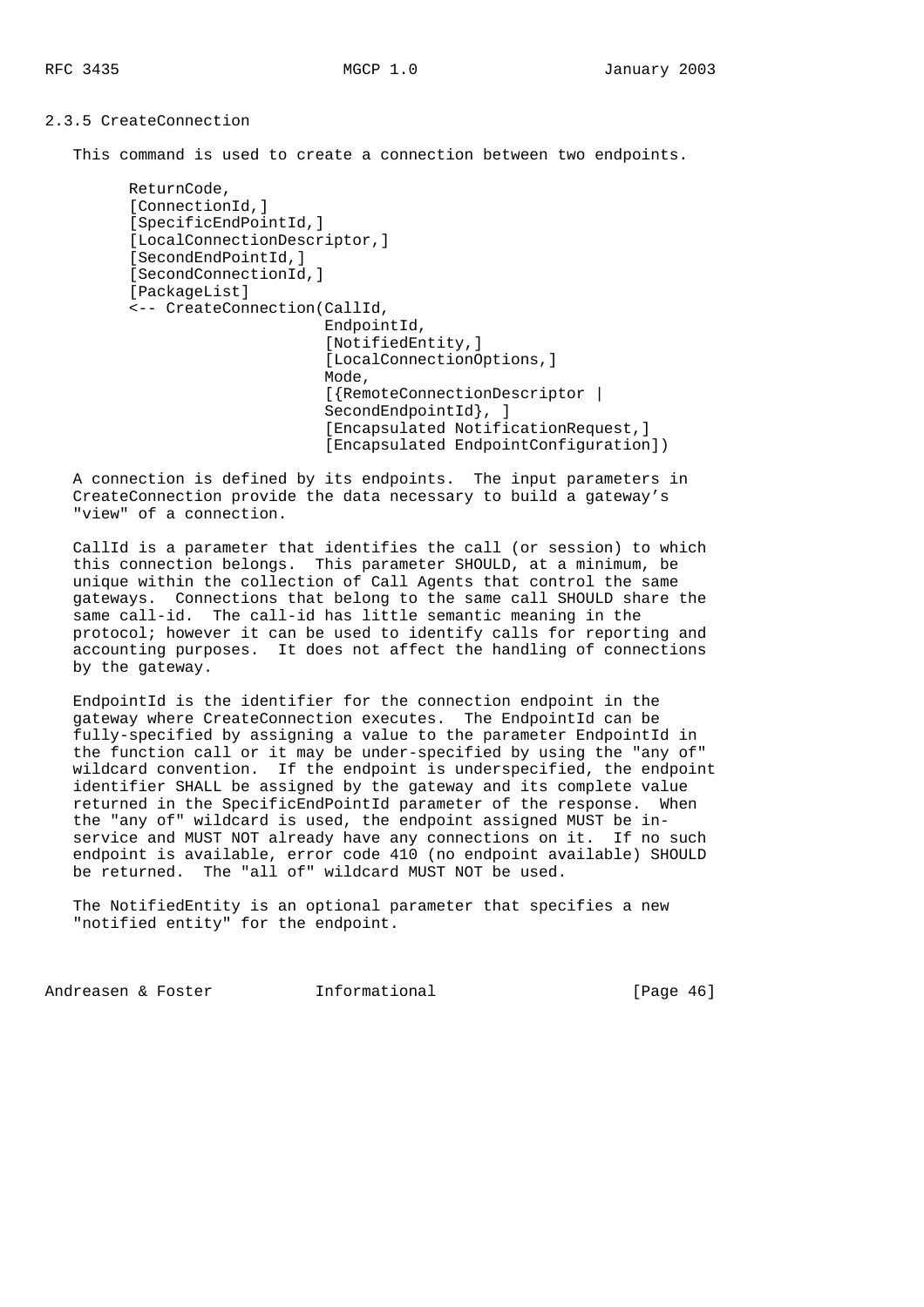### 2.3.5 CreateConnection

This command is used to create a connection between two endpoints.

```
 ReturnCode,
 [ConnectionId,]
 [SpecificEndPointId,]
 [LocalConnectionDescriptor,]
 [SecondEndPointId,]
 [SecondConnectionId,]
 [PackageList]
 <-- CreateConnection(CallId,
                      EndpointId,
                      [NotifiedEntity,]
                      [LocalConnectionOptions,]
                      Mode,
                      [{RemoteConnectionDescriptor |
                      SecondEndpointId}, ]
                      [Encapsulated NotificationRequest,]
                      [Encapsulated EndpointConfiguration])
```

A connection is defined by its endpoints. The input parameters in CreateConnection provide the data necessary to build a gateway's "view" of a connection.

CallId is a parameter that identifies the call (or session) to which this connection belongs. This parameter SHOULD, at a minimum, be unique within the collection of Call Agents that control the same gateways. Connections that belong to the same call SHOULD share the same call-id. The call-id has little semantic meaning in the protocol; however it can be used to identify calls for reporting and accounting purposes. It does not affect the handling of connections by the gateway.

EndpointId is the identifier for the connection endpoint in the gateway where CreateConnection executes. The EndpointId can be fully-specified by assigning a value to the parameter EndpointId in the function call or it may be under-specified by using the "any of" wildcard convention. If the endpoint is underspecified, the endpoint identifier SHALL be assigned by the gateway and its complete value returned in the SpecificEndPointId parameter of the response. When the "any of" wildcard is used, the endpoint assigned MUST be in-service and MUST NOT already have any connections on it. If no such endpoint is available, error code 410 (no endpoint available) SHOULD be returned. The "all of" wildcard MUST NOT be used.

The NotifiedEntity is an optional parameter that specifies a new "notified entity" for the endpoint.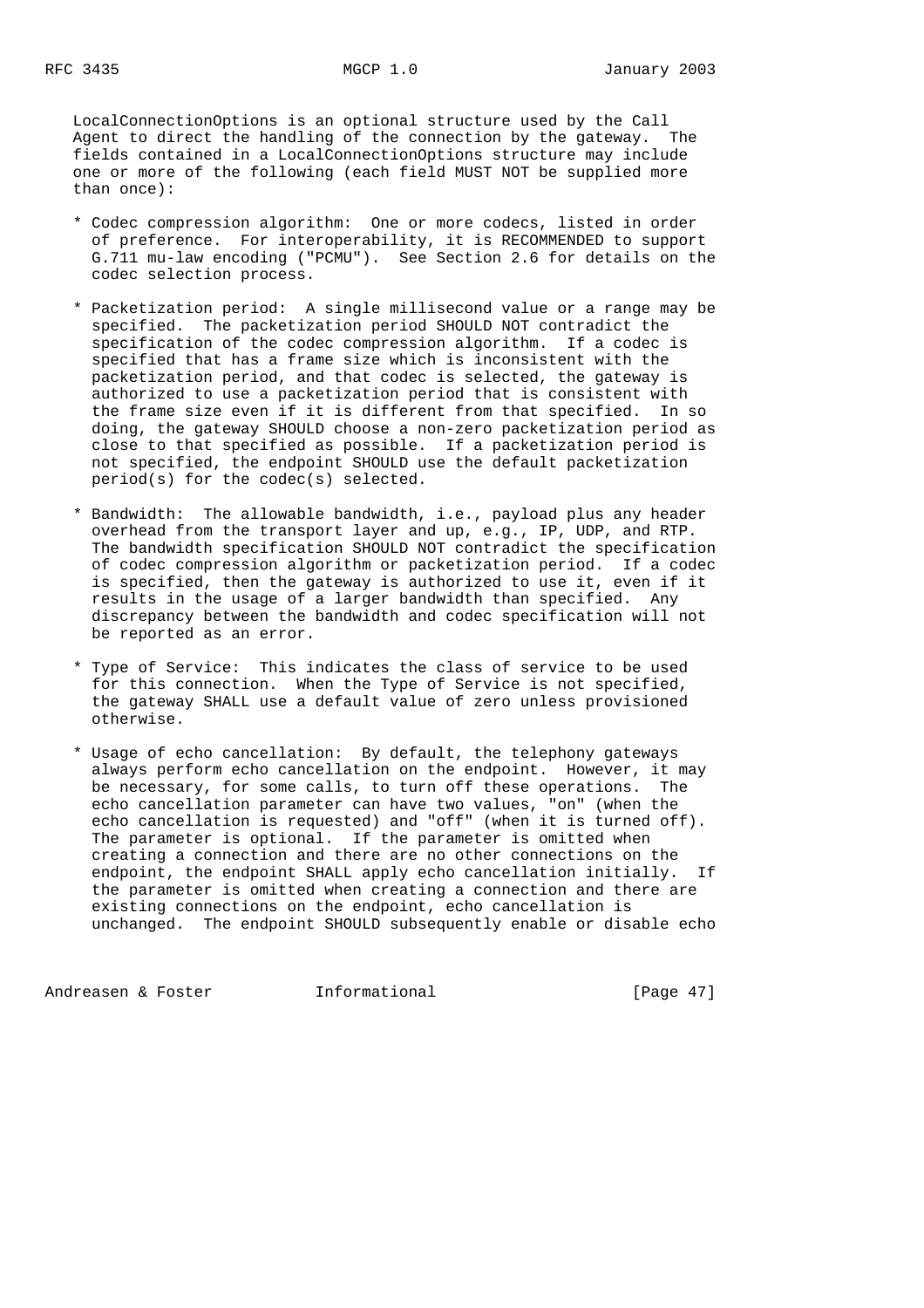LocalConnectionOptions is an optional structure used by the Call Agent to direct the handling of the connection by the gateway. The fields contained in a LocalConnectionOptions structure may include one or more of the following (each field MUST NOT be supplied more than once):

* Codec compression algorithm: One or more codecs, listed in order of preference. For interoperability, it is RECOMMENDED to support G.711 mu-law encoding ("PCMU"). See Section 2.6 for details on the codec selection process.

* Packetization period: A single millisecond value or a range may be specified. The packetization period SHOULD NOT contradict the specification of the codec compression algorithm. If a codec is specified that has a frame size which is inconsistent with the packetization period, and that codec is selected, the gateway is authorized to use a packetization period that is consistent with the frame size even if it is different from that specified. In so doing, the gateway SHOULD choose a non-zero packetization period as close to that specified as possible. If a packetization period is not specified, the endpoint SHOULD use the default packetization period(s) for the codec(s) selected.

* Bandwidth: The allowable bandwidth, i.e., payload plus any header overhead from the transport layer and up, e.g., IP, UDP, and RTP. The bandwidth specification SHOULD NOT contradict the specification of codec compression algorithm or packetization period. If a codec is specified, then the gateway is authorized to use it, even if it results in the usage of a larger bandwidth than specified. Any discrepancy between the bandwidth and codec specification will not be reported as an error.

* Type of Service: This indicates the class of service to be used for this connection. When the Type of Service is not specified, the gateway SHALL use a default value of zero unless provisioned otherwise.

* Usage of echo cancellation: By default, the telephony gateways always perform echo cancellation on the endpoint. However, it may be necessary, for some calls, to turn off these operations. The echo cancellation parameter can have two values, "on" (when the echo cancellation is requested) and "off" (when it is turned off). The parameter is optional. If the parameter is omitted when creating a connection and there are no other connections on the endpoint, the endpoint SHALL apply echo cancellation initially. If the parameter is omitted when creating a connection and there are existing connections on the endpoint, echo cancellation is unchanged. The endpoint SHOULD subsequently enable or disable echo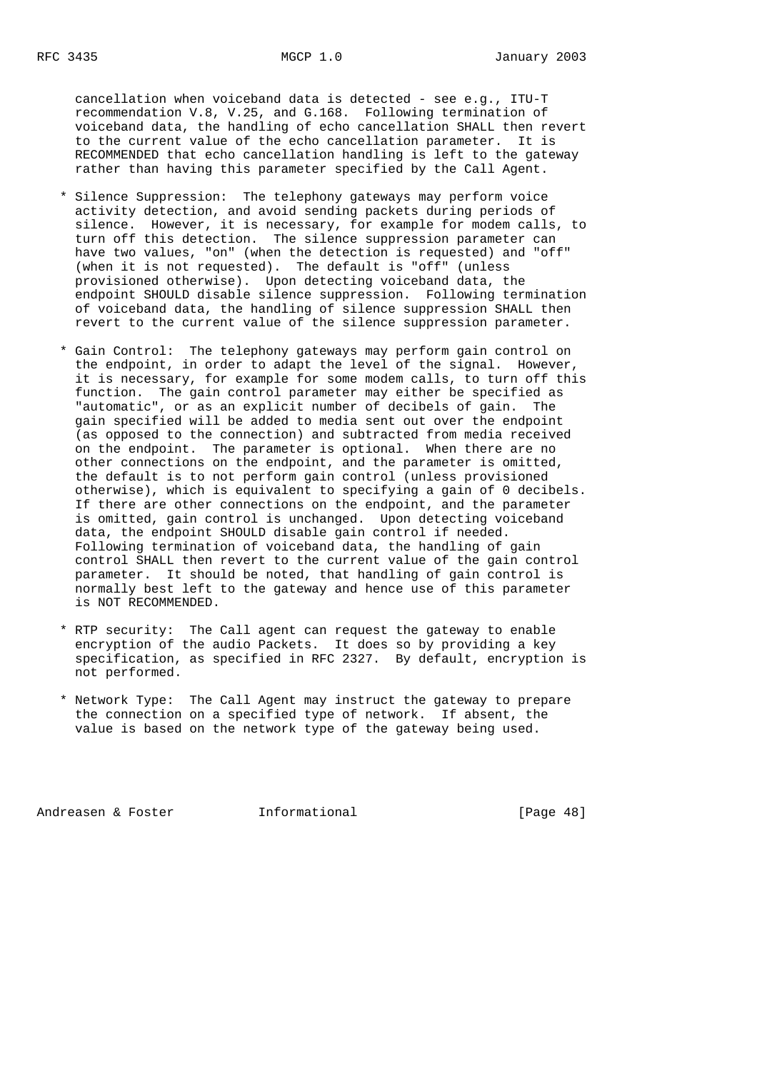cancellation when voiceband data is detected - see e.g., ITU-T recommendation V.8, V.25, and G.168. Following termination of voiceband data, the handling of echo cancellation SHALL then revert to the current value of the echo cancellation parameter. It is RECOMMENDED that echo cancellation handling is left to the gateway rather than having this parameter specified by the Call Agent.

* Silence Suppression: The telephony gateways may perform voice activity detection, and avoid sending packets during periods of silence. However, it is necessary, for example for modem calls, to turn off this detection. The silence suppression parameter can have two values, "on" (when the detection is requested) and "off" (when it is not requested). The default is "off" (unless provisioned otherwise). Upon detecting voiceband data, the endpoint SHOULD disable silence suppression. Following termination of voiceband data, the handling of silence suppression SHALL then revert to the current value of the silence suppression parameter.

* Gain Control: The telephony gateways may perform gain control on the endpoint, in order to adapt the level of the signal. However, it is necessary, for example for some modem calls, to turn off this function. The gain control parameter may either be specified as "automatic", or as an explicit number of decibels of gain. The gain specified will be added to media sent out over the endpoint (as opposed to the connection) and subtracted from media received on the endpoint. The parameter is optional. When there are no other connections on the endpoint, and the parameter is omitted, the default is to not perform gain control (unless provisioned otherwise), which is equivalent to specifying a gain of 0 decibels. If there are other connections on the endpoint, and the parameter is omitted, gain control is unchanged. Upon detecting voiceband data, the endpoint SHOULD disable gain control if needed. Following termination of voiceband data, the handling of gain control SHALL then revert to the current value of the gain control parameter. It should be noted, that handling of gain control is normally best left to the gateway and hence use of this parameter is NOT RECOMMENDED.

* RTP security: The Call agent can request the gateway to enable encryption of the audio Packets. It does so by providing a key specification, as specified in RFC 2327. By default, encryption is not performed.

* Network Type: The Call Agent may instruct the gateway to prepare the connection on a specified type of network. If absent, the value is based on the network type of the gateway being used.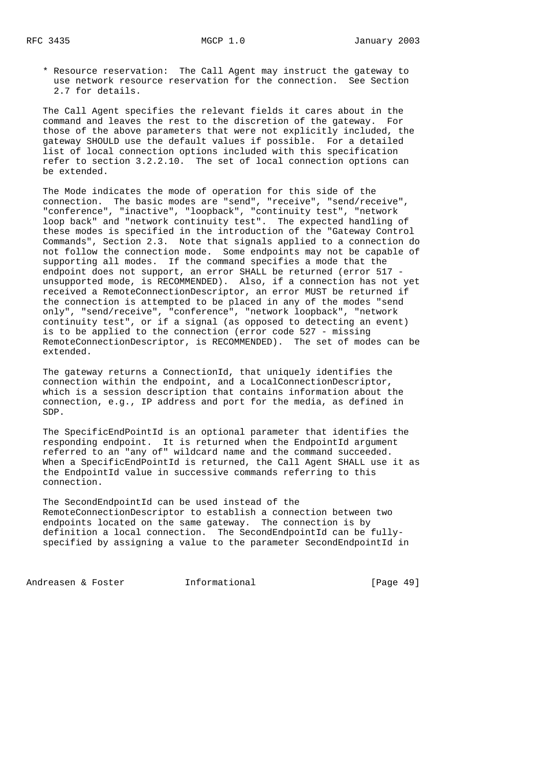* Resource reservation: The Call Agent may instruct the gateway to use network resource reservation for the connection. See Section 2.7 for details.

The Call Agent specifies the relevant fields it cares about in the command and leaves the rest to the discretion of the gateway. For those of the above parameters that were not explicitly included, the gateway SHOULD use the default values if possible. For a detailed list of local connection options included with this specification refer to section 3.2.2.10. The set of local connection options can be extended.

The Mode indicates the mode of operation for this side of the connection. The basic modes are "send", "receive", "send/receive", "conference", "inactive", "loopback", "continuity test", "network loop back" and "network continuity test". The expected handling of these modes is specified in the introduction of the "Gateway Control Commands", Section 2.3. Note that signals applied to a connection do not follow the connection mode. Some endpoints may not be capable of supporting all modes. If the command specifies a mode that the endpoint does not support, an error SHALL be returned (error 517 - unsupported mode, is RECOMMENDED). Also, if a connection has not yet received a RemoteConnectionDescriptor, an error MUST be returned if the connection is attempted to be placed in any of the modes "send only", "send/receive", "conference", "network loopback", "network continuity test", or if a signal (as opposed to detecting an event) is to be applied to the connection (error code 527 - missing RemoteConnectionDescriptor, is RECOMMENDED). The set of modes can be extended.

The gateway returns a ConnectionId, that uniquely identifies the connection within the endpoint, and a LocalConnectionDescriptor, which is a session description that contains information about the connection, e.g., IP address and port for the media, as defined in SDP.

The SpecificEndPointId is an optional parameter that identifies the responding endpoint. It is returned when the EndpointId argument referred to an "any of" wildcard name and the command succeeded. When a SpecificEndPointId is returned, the Call Agent SHALL use it as the EndpointId value in successive commands referring to this connection.

The SecondEndpointId can be used instead of the RemoteConnectionDescriptor to establish a connection between two endpoints located on the same gateway. The connection is by definition a local connection. The SecondEndpointId can be fully-specified by assigning a value to the parameter SecondEndpointId in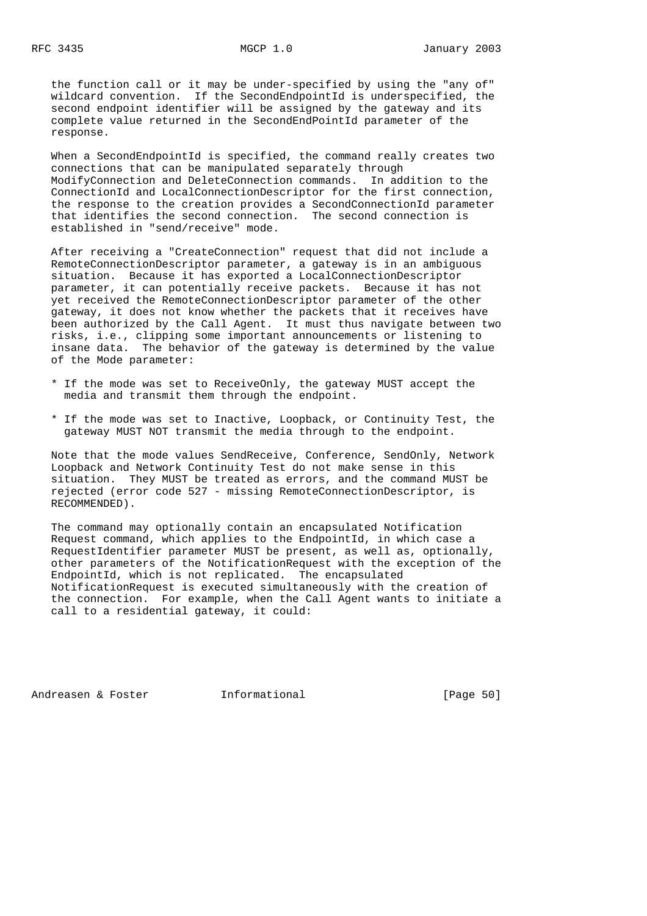the function call or it may be under-specified by using the "any of" wildcard convention. If the SecondEndpointId is underspecified, the second endpoint identifier will be assigned by the gateway and its complete value returned in the SecondEndPointId parameter of the response.

When a SecondEndpointId is specified, the command really creates two connections that can be manipulated separately through ModifyConnection and DeleteConnection commands. In addition to the ConnectionId and LocalConnectionDescriptor for the first connection, the response to the creation provides a SecondConnectionId parameter that identifies the second connection. The second connection is established in "send/receive" mode.

After receiving a "CreateConnection" request that did not include a RemoteConnectionDescriptor parameter, a gateway is in an ambiguous situation. Because it has exported a LocalConnectionDescriptor parameter, it can potentially receive packets. Because it has not yet received the RemoteConnectionDescriptor parameter of the other gateway, it does not know whether the packets that it receives have been authorized by the Call Agent. It must thus navigate between two risks, i.e., clipping some important announcements or listening to insane data. The behavior of the gateway is determined by the value of the Mode parameter:

* If the mode was set to ReceiveOnly, the gateway MUST accept the media and transmit them through the endpoint.

* If the mode was set to Inactive, Loopback, or Continuity Test, the gateway MUST NOT transmit the media through to the endpoint.

Note that the mode values SendReceive, Conference, SendOnly, Network Loopback and Network Continuity Test do not make sense in this situation. They MUST be treated as errors, and the command MUST be rejected (error code 527 - missing RemoteConnectionDescriptor, is RECOMMENDED).

The command may optionally contain an encapsulated Notification Request command, which applies to the EndpointId, in which case a RequestIdentifier parameter MUST be present, as well as, optionally, other parameters of the NotificationRequest with the exception of the EndpointId, which is not replicated. The encapsulated NotificationRequest is executed simultaneously with the creation of the connection. For example, when the Call Agent wants to initiate a call to a residential gateway, it could: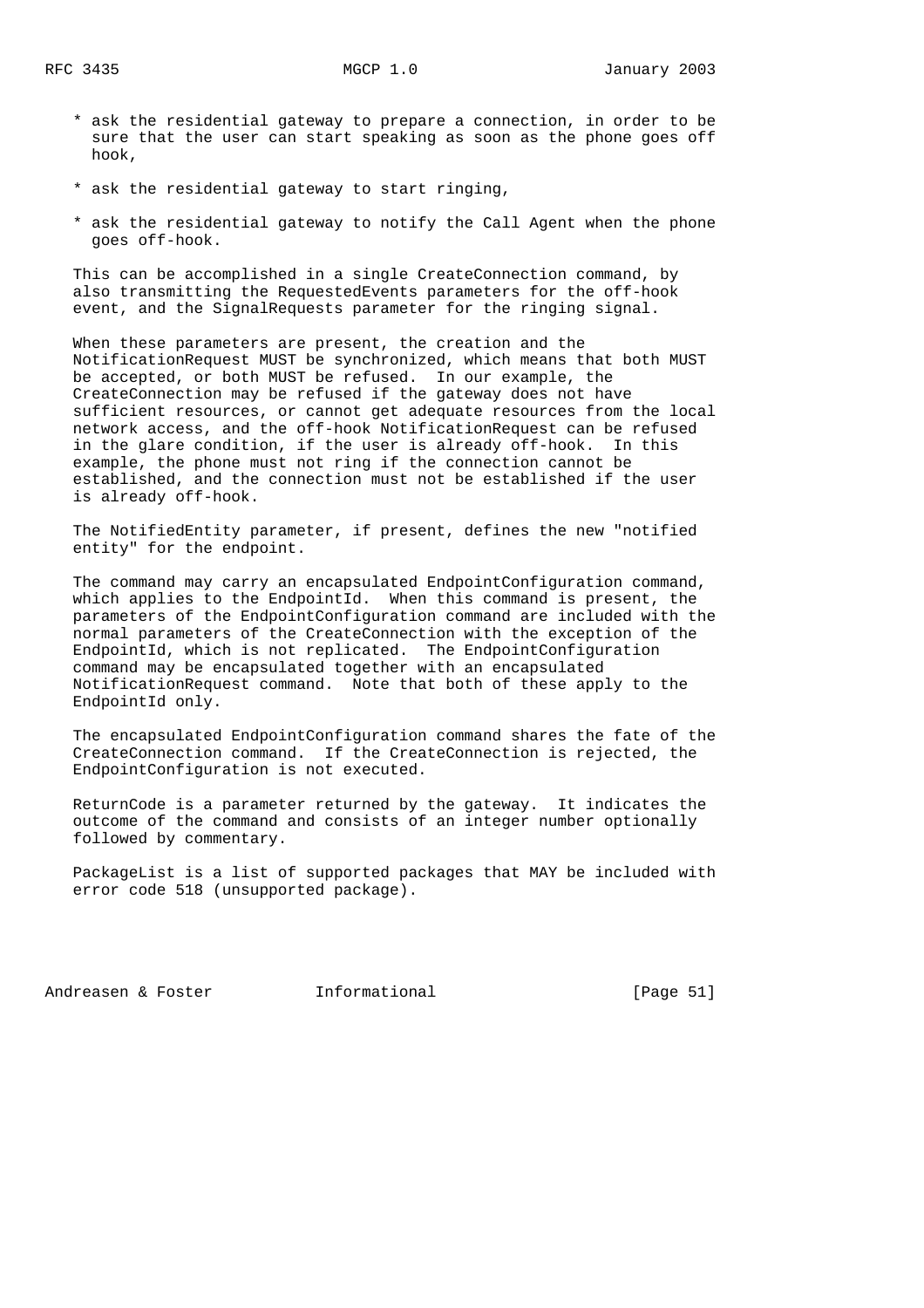* ask the residential gateway to prepare a connection, in order to be sure that the user can start speaking as soon as the phone goes off hook,

* ask the residential gateway to start ringing,

* ask the residential gateway to notify the Call Agent when the phone goes off-hook.

This can be accomplished in a single CreateConnection command, by also transmitting the RequestedEvents parameters for the off-hook event, and the SignalRequests parameter for the ringing signal.

When these parameters are present, the creation and the NotificationRequest MUST be synchronized, which means that both MUST be accepted, or both MUST be refused. In our example, the CreateConnection may be refused if the gateway does not have sufficient resources, or cannot get adequate resources from the local network access, and the off-hook NotificationRequest can be refused in the glare condition, if the user is already off-hook. In this example, the phone must not ring if the connection cannot be established, and the connection must not be established if the user is already off-hook.

The NotifiedEntity parameter, if present, defines the new "notified entity" for the endpoint.

The command may carry an encapsulated EndpointConfiguration command, which applies to the EndpointId. When this command is present, the parameters of the EndpointConfiguration command are included with the normal parameters of the CreateConnection with the exception of the EndpointId, which is not replicated. The EndpointConfiguration command may be encapsulated together with an encapsulated NotificationRequest command. Note that both of these apply to the EndpointId only.

The encapsulated EndpointConfiguration command shares the fate of the CreateConnection command. If the CreateConnection is rejected, the EndpointConfiguration is not executed.

ReturnCode is a parameter returned by the gateway. It indicates the outcome of the command and consists of an integer number optionally followed by commentary.

PackageList is a list of supported packages that MAY be included with error code 518 (unsupported package).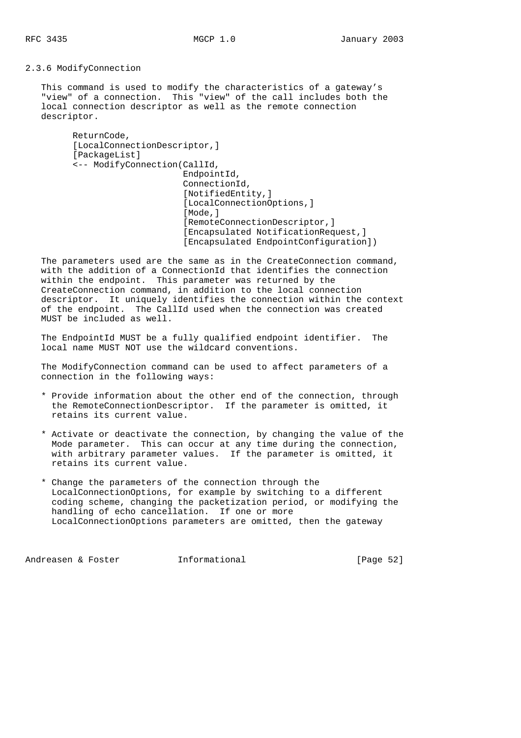### 2.3.6 ModifyConnection

This command is used to modify the characteristics of a gateway's "view" of a connection. This "view" of the call includes both the local connection descriptor as well as the remote connection descriptor.

```
ReturnCode,
[LocalConnectionDescriptor,]
[PackageList]
<-- ModifyConnection(CallId,
                     EndpointId,
                     ConnectionId,
                     [NotifiedEntity,]
                     [LocalConnectionOptions,]
                     [Mode,]
                     [RemoteConnectionDescriptor,]
                     [Encapsulated NotificationRequest,]
                     [Encapsulated EndpointConfiguration])
```

The parameters used are the same as in the CreateConnection command, with the addition of a ConnectionId that identifies the connection within the endpoint. This parameter was returned by the CreateConnection command, in addition to the local connection descriptor. It uniquely identifies the connection within the context of the endpoint. The CallId used when the connection was created MUST be included as well.

The EndpointId MUST be a fully qualified endpoint identifier. The local name MUST NOT use the wildcard conventions.

The ModifyConnection command can be used to affect parameters of a connection in the following ways:

* Provide information about the other end of the connection, through the RemoteConnectionDescriptor. If the parameter is omitted, it retains its current value.

* Activate or deactivate the connection, by changing the value of the Mode parameter. This can occur at any time during the connection, with arbitrary parameter values. If the parameter is omitted, it retains its current value.

* Change the parameters of the connection through the LocalConnectionOptions, for example by switching to a different coding scheme, changing the packetization period, or modifying the handling of echo cancellation. If one or more LocalConnectionOptions parameters are omitted, then the gateway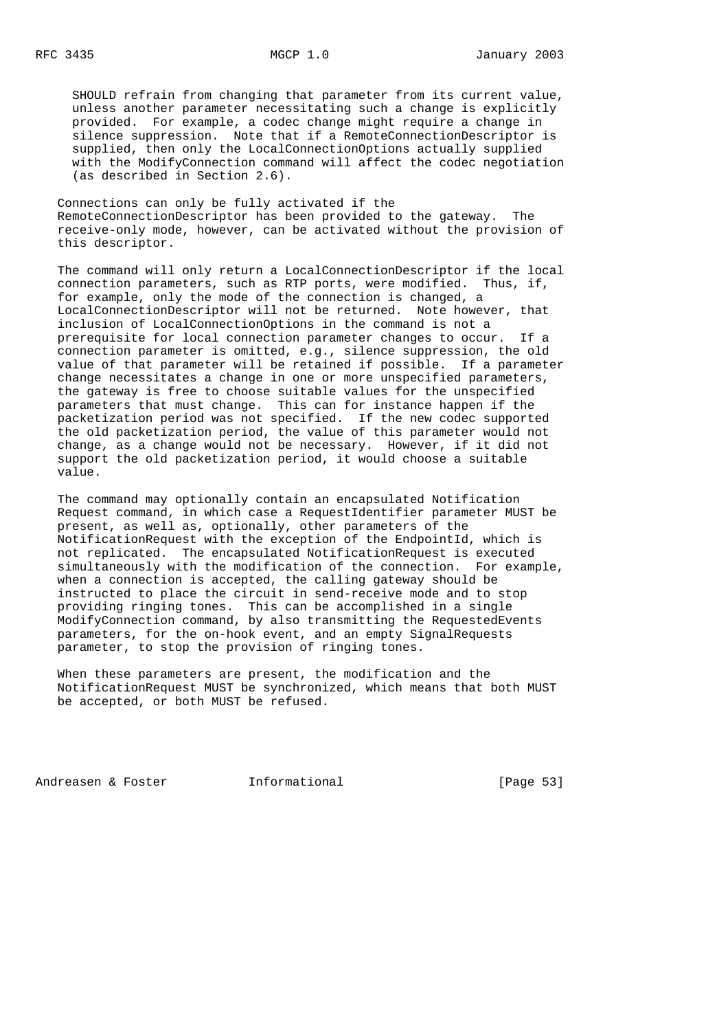SHOULD refrain from changing that parameter from its current value, unless another parameter necessitating such a change is explicitly provided. For example, a codec change might require a change in silence suppression. Note that if a RemoteConnectionDescriptor is supplied, then only the LocalConnectionOptions actually supplied with the ModifyConnection command will affect the codec negotiation (as described in Section 2.6).

Connections can only be fully activated if the RemoteConnectionDescriptor has been provided to the gateway. The receive-only mode, however, can be activated without the provision of this descriptor.

The command will only return a LocalConnectionDescriptor if the local connection parameters, such as RTP ports, were modified. Thus, if, for example, only the mode of the connection is changed, a LocalConnectionDescriptor will not be returned. Note however, that inclusion of LocalConnectionOptions in the command is not a prerequisite for local connection parameter changes to occur. If a connection parameter is omitted, e.g., silence suppression, the old value of that parameter will be retained if possible. If a parameter change necessitates a change in one or more unspecified parameters, the gateway is free to choose suitable values for the unspecified parameters that must change. This can for instance happen if the packetization period was not specified. If the new codec supported the old packetization period, the value of this parameter would not change, as a change would not be necessary. However, if it did not support the old packetization period, it would choose a suitable value.

The command may optionally contain an encapsulated Notification Request command, in which case a RequestIdentifier parameter MUST be present, as well as, optionally, other parameters of the NotificationRequest with the exception of the EndpointId, which is not replicated. The encapsulated NotificationRequest is executed simultaneously with the modification of the connection. For example, when a connection is accepted, the calling gateway should be instructed to place the circuit in send-receive mode and to stop providing ringing tones. This can be accomplished in a single ModifyConnection command, by also transmitting the RequestedEvents parameters, for the on-hook event, and an empty SignalRequests parameter, to stop the provision of ringing tones.

When these parameters are present, the modification and the NotificationRequest MUST be synchronized, which means that both MUST be accepted, or both MUST be refused.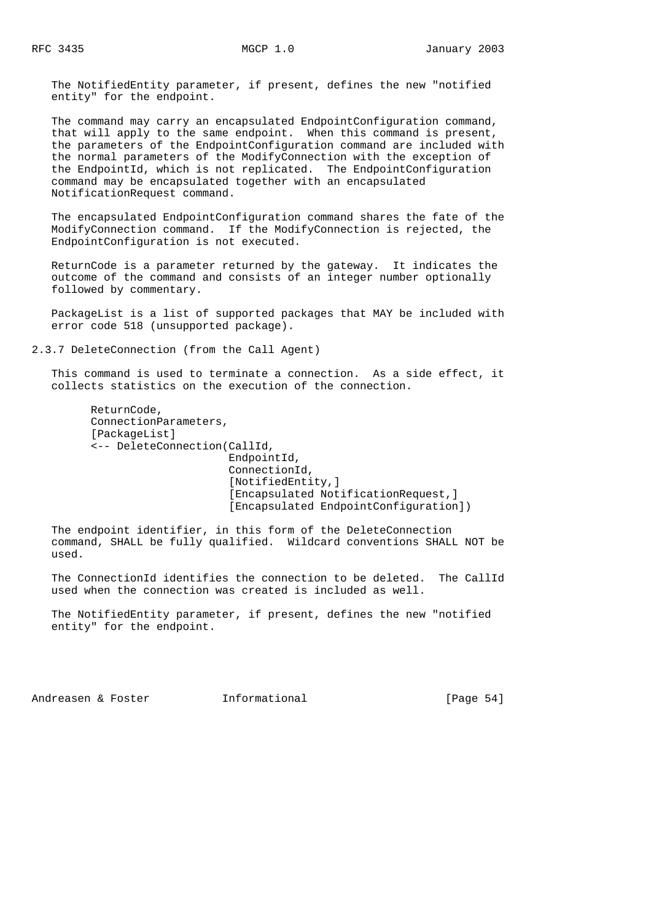The NotifiedEntity parameter, if present, defines the new "notified entity" for the endpoint.

The command may carry an encapsulated EndpointConfiguration command, that will apply to the same endpoint. When this command is present, the parameters of the EndpointConfiguration command are included with the normal parameters of the ModifyConnection with the exception of the EndpointId, which is not replicated. The EndpointConfiguration command may be encapsulated together with an encapsulated NotificationRequest command.

The encapsulated EndpointConfiguration command shares the fate of the ModifyConnection command. If the ModifyConnection is rejected, the EndpointConfiguration is not executed.

ReturnCode is a parameter returned by the gateway. It indicates the outcome of the command and consists of an integer number optionally followed by commentary.

PackageList is a list of supported packages that MAY be included with error code 518 (unsupported package).

### 2.3.7 DeleteConnection (from the Call Agent)

This command is used to terminate a connection. As a side effect, it collects statistics on the execution of the connection.

```
ReturnCode,
ConnectionParameters,
[PackageList]
<-- DeleteConnection(CallId,
                     EndpointId,
                     ConnectionId,
                     [NotifiedEntity,]
                     [Encapsulated NotificationRequest,]
                     [Encapsulated EndpointConfiguration])
```

The endpoint identifier, in this form of the DeleteConnection command, SHALL be fully qualified. Wildcard conventions SHALL NOT be used.

The ConnectionId identifies the connection to be deleted. The CallId used when the connection was created is included as well.

The NotifiedEntity parameter, if present, defines the new "notified entity" for the endpoint.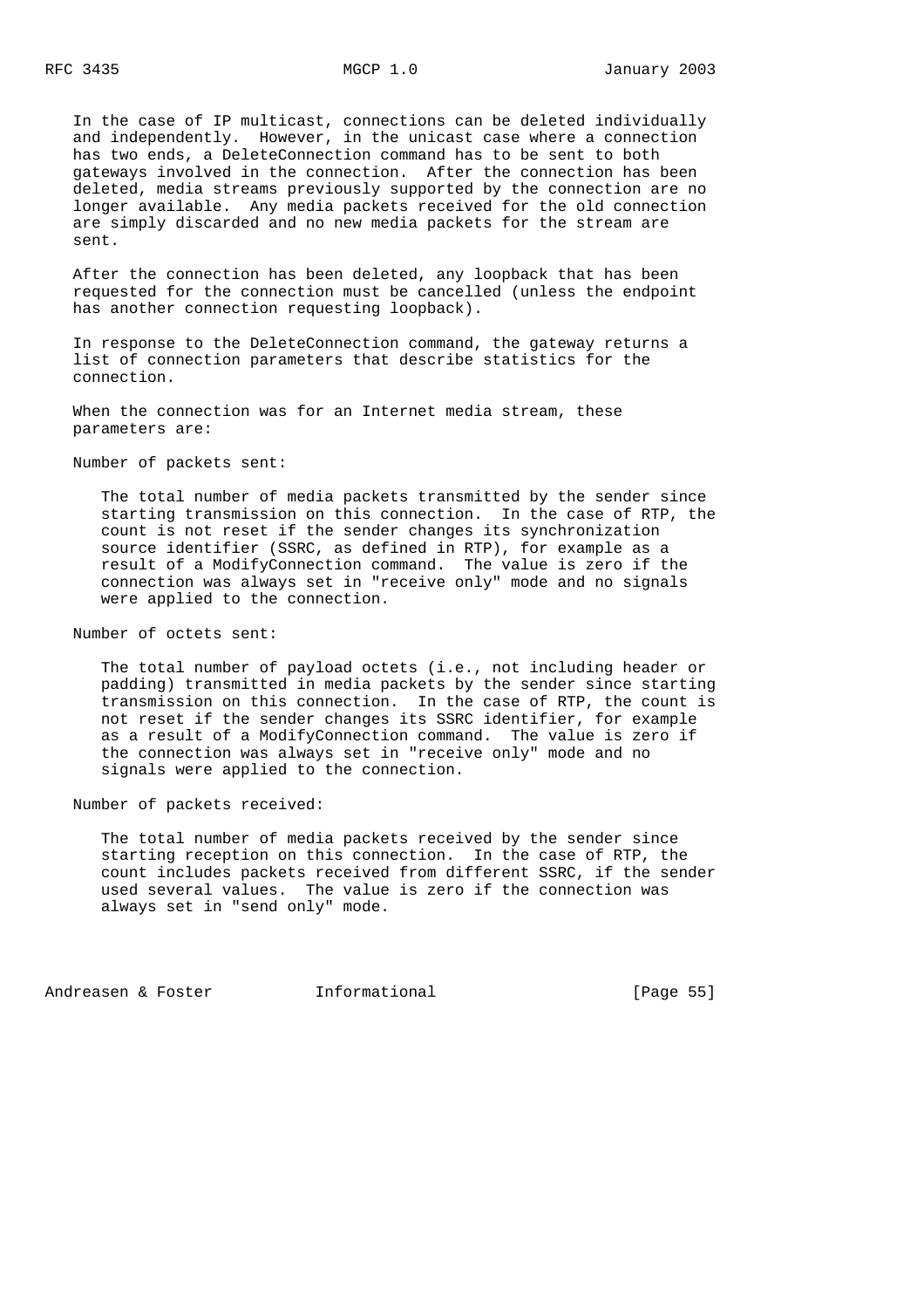In the case of IP multicast, connections can be deleted individually and independently. However, in the unicast case where a connection has two ends, a DeleteConnection command has to be sent to both gateways involved in the connection. After the connection has been deleted, media streams previously supported by the connection are no longer available. Any media packets received for the old connection are simply discarded and no new media packets for the stream are sent.

After the connection has been deleted, any loopback that has been requested for the connection must be cancelled (unless the endpoint has another connection requesting loopback).

In response to the DeleteConnection command, the gateway returns a list of connection parameters that describe statistics for the connection.

When the connection was for an Internet media stream, these parameters are:

Number of packets sent:

The total number of media packets transmitted by the sender since starting transmission on this connection. In the case of RTP, the count is not reset if the sender changes its synchronization source identifier (SSRC, as defined in RTP), for example as a result of a ModifyConnection command. The value is zero if the connection was always set in "receive only" mode and no signals were applied to the connection.

Number of octets sent:

The total number of payload octets (i.e., not including header or padding) transmitted in media packets by the sender since starting transmission on this connection. In the case of RTP, the count is not reset if the sender changes its SSRC identifier, for example as a result of a ModifyConnection command. The value is zero if the connection was always set in "receive only" mode and no signals were applied to the connection.

Number of packets received:

The total number of media packets received by the sender since starting reception on this connection. In the case of RTP, the count includes packets received from different SSRC, if the sender used several values. The value is zero if the connection was always set in "send only" mode.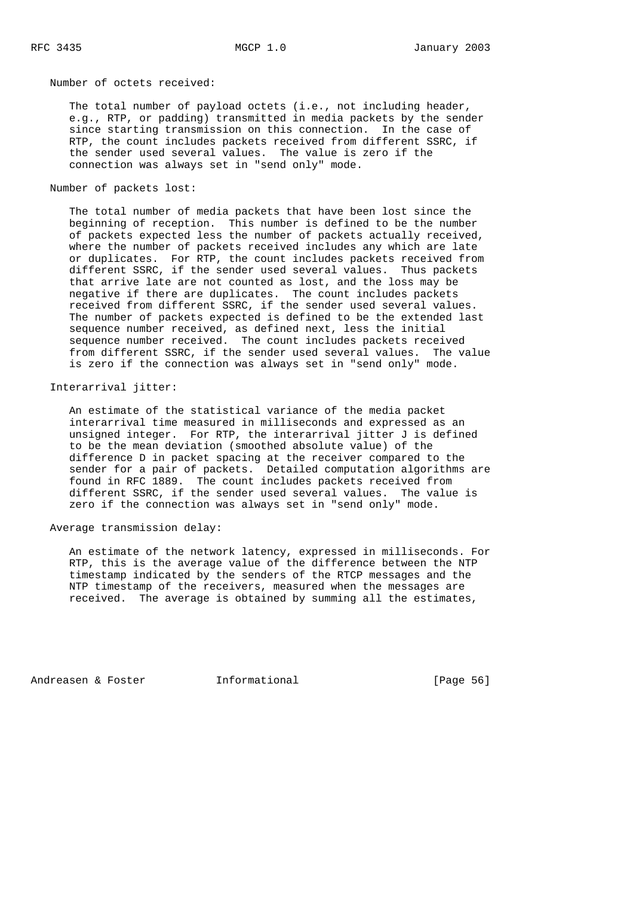Number of octets received:

The total number of payload octets (i.e., not including header, e.g., RTP, or padding) transmitted in media packets by the sender since starting transmission on this connection. In the case of RTP, the count includes packets received from different SSRC, if the sender used several values. The value is zero if the connection was always set in "send only" mode.

Number of packets lost:

The total number of media packets that have been lost since the beginning of reception. This number is defined to be the number of packets expected less the number of packets actually received, where the number of packets received includes any which are late or duplicates. For RTP, the count includes packets received from different SSRC, if the sender used several values. Thus packets that arrive late are not counted as lost, and the loss may be negative if there are duplicates. The count includes packets received from different SSRC, if the sender used several values. The number of packets expected is defined to be the extended last sequence number received, as defined next, less the initial sequence number received. The count includes packets received from different SSRC, if the sender used several values. The value is zero if the connection was always set in "send only" mode.

Interarrival jitter:

An estimate of the statistical variance of the media packet interarrival time measured in milliseconds and expressed as an unsigned integer. For RTP, the interarrival jitter J is defined to be the mean deviation (smoothed absolute value) of the difference D in packet spacing at the receiver compared to the sender for a pair of packets. Detailed computation algorithms are found in RFC 1889. The count includes packets received from different SSRC, if the sender used several values. The value is zero if the connection was always set in "send only" mode.

Average transmission delay:

An estimate of the network latency, expressed in milliseconds. For RTP, this is the average value of the difference between the NTP timestamp indicated by the senders of the RTCP messages and the NTP timestamp of the receivers, measured when the messages are received. The average is obtained by summing all the estimates,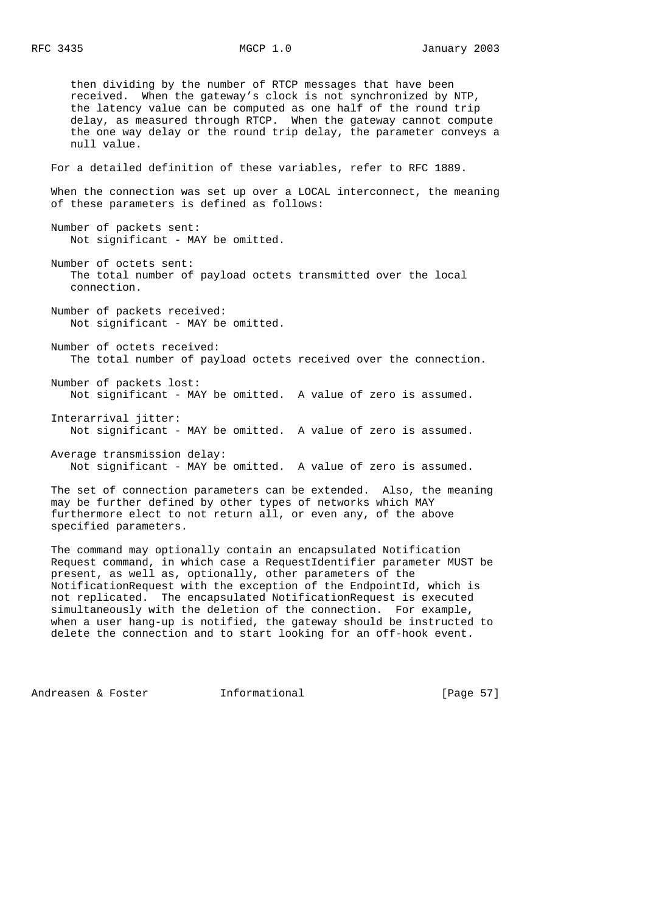then dividing by the number of RTCP messages that have been received. When the gateway's clock is not synchronized by NTP, the latency value can be computed as one half of the round trip delay, as measured through RTCP. When the gateway cannot compute the one way delay or the round trip delay, the parameter conveys a null value.

For a detailed definition of these variables, refer to RFC 1889.

When the connection was set up over a LOCAL interconnect, the meaning of these parameters is defined as follows:

Number of packets sent:
Not significant - MAY be omitted.

Number of octets sent:
The total number of payload octets transmitted over the local connection.

Number of packets received:
Not significant - MAY be omitted.

Number of octets received:
The total number of payload octets received over the connection.

Number of packets lost:
Not significant - MAY be omitted. A value of zero is assumed.

Interarrival jitter:
Not significant - MAY be omitted. A value of zero is assumed.

Average transmission delay:
Not significant - MAY be omitted. A value of zero is assumed.

The set of connection parameters can be extended. Also, the meaning may be further defined by other types of networks which MAY furthermore elect to not return all, or even any, of the above specified parameters.

The command may optionally contain an encapsulated Notification Request command, in which case a RequestIdentifier parameter MUST be present, as well as, optionally, other parameters of the NotificationRequest with the exception of the EndpointId, which is not replicated. The encapsulated NotificationRequest is executed simultaneously with the deletion of the connection. For example, when a user hang-up is notified, the gateway should be instructed to delete the connection and to start looking for an off-hook event.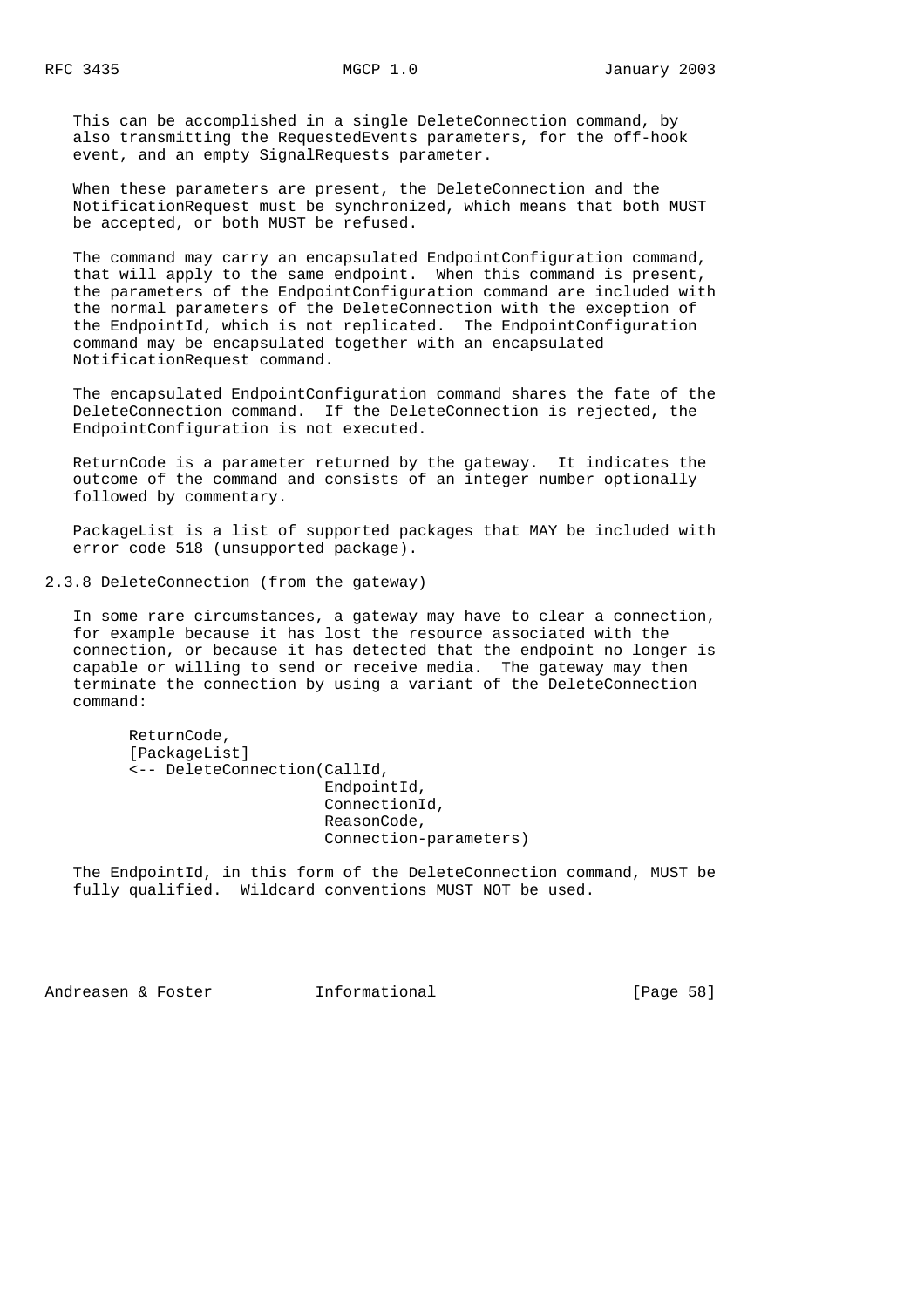This can be accomplished in a single DeleteConnection command, by also transmitting the RequestedEvents parameters, for the off-hook event, and an empty SignalRequests parameter.

When these parameters are present, the DeleteConnection and the NotificationRequest must be synchronized, which means that both MUST be accepted, or both MUST be refused.

The command may carry an encapsulated EndpointConfiguration command, that will apply to the same endpoint. When this command is present, the parameters of the EndpointConfiguration command are included with the normal parameters of the DeleteConnection with the exception of the EndpointId, which is not replicated. The EndpointConfiguration command may be encapsulated together with an encapsulated NotificationRequest command.

The encapsulated EndpointConfiguration command shares the fate of the DeleteConnection command. If the DeleteConnection is rejected, the EndpointConfiguration is not executed.

ReturnCode is a parameter returned by the gateway. It indicates the outcome of the command and consists of an integer number optionally followed by commentary.

PackageList is a list of supported packages that MAY be included with error code 518 (unsupported package).

### 2.3.8 DeleteConnection (from the gateway)

In some rare circumstances, a gateway may have to clear a connection, for example because it has lost the resource associated with the connection, or because it has detected that the endpoint no longer is capable or willing to send or receive media. The gateway may then terminate the connection by using a variant of the DeleteConnection command:

```
ReturnCode,
[PackageList]
<-- DeleteConnection(CallId,
                     EndpointId,
                     ConnectionId,
                     ReasonCode,
                     Connection-parameters)
```

The EndpointId, in this form of the DeleteConnection command, MUST be fully qualified. Wildcard conventions MUST NOT be used.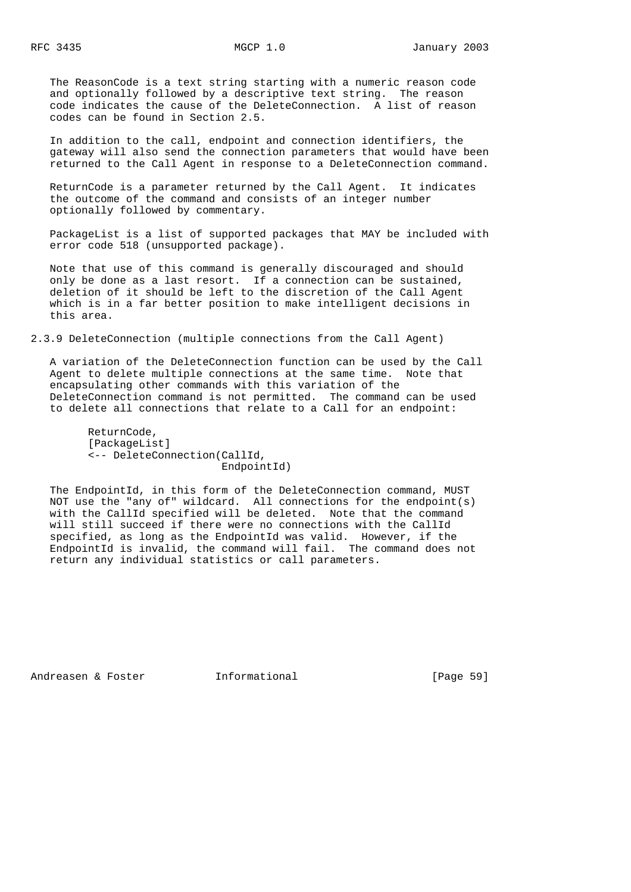The ReasonCode is a text string starting with a numeric reason code and optionally followed by a descriptive text string. The reason code indicates the cause of the DeleteConnection. A list of reason codes can be found in Section 2.5.

In addition to the call, endpoint and connection identifiers, the gateway will also send the connection parameters that would have been returned to the Call Agent in response to a DeleteConnection command.

ReturnCode is a parameter returned by the Call Agent. It indicates the outcome of the command and consists of an integer number optionally followed by commentary.

PackageList is a list of supported packages that MAY be included with error code 518 (unsupported package).

Note that use of this command is generally discouraged and should only be done as a last resort. If a connection can be sustained, deletion of it should be left to the discretion of the Call Agent which is in a far better position to make intelligent decisions in this area.

### 2.3.9 DeleteConnection (multiple connections from the Call Agent)

A variation of the DeleteConnection function can be used by the Call Agent to delete multiple connections at the same time. Note that encapsulating other commands with this variation of the DeleteConnection command is not permitted. The command can be used to delete all connections that relate to a Call for an endpoint:

```
ReturnCode,
[PackageList]
<-- DeleteConnection(CallId,
                     EndpointId)
```

The EndpointId, in this form of the DeleteConnection command, MUST NOT use the "any of" wildcard. All connections for the endpoint(s) with the CallId specified will be deleted. Note that the command will still succeed if there were no connections with the CallId specified, as long as the EndpointId was valid. However, if the EndpointId is invalid, the command will fail. The command does not return any individual statistics or call parameters.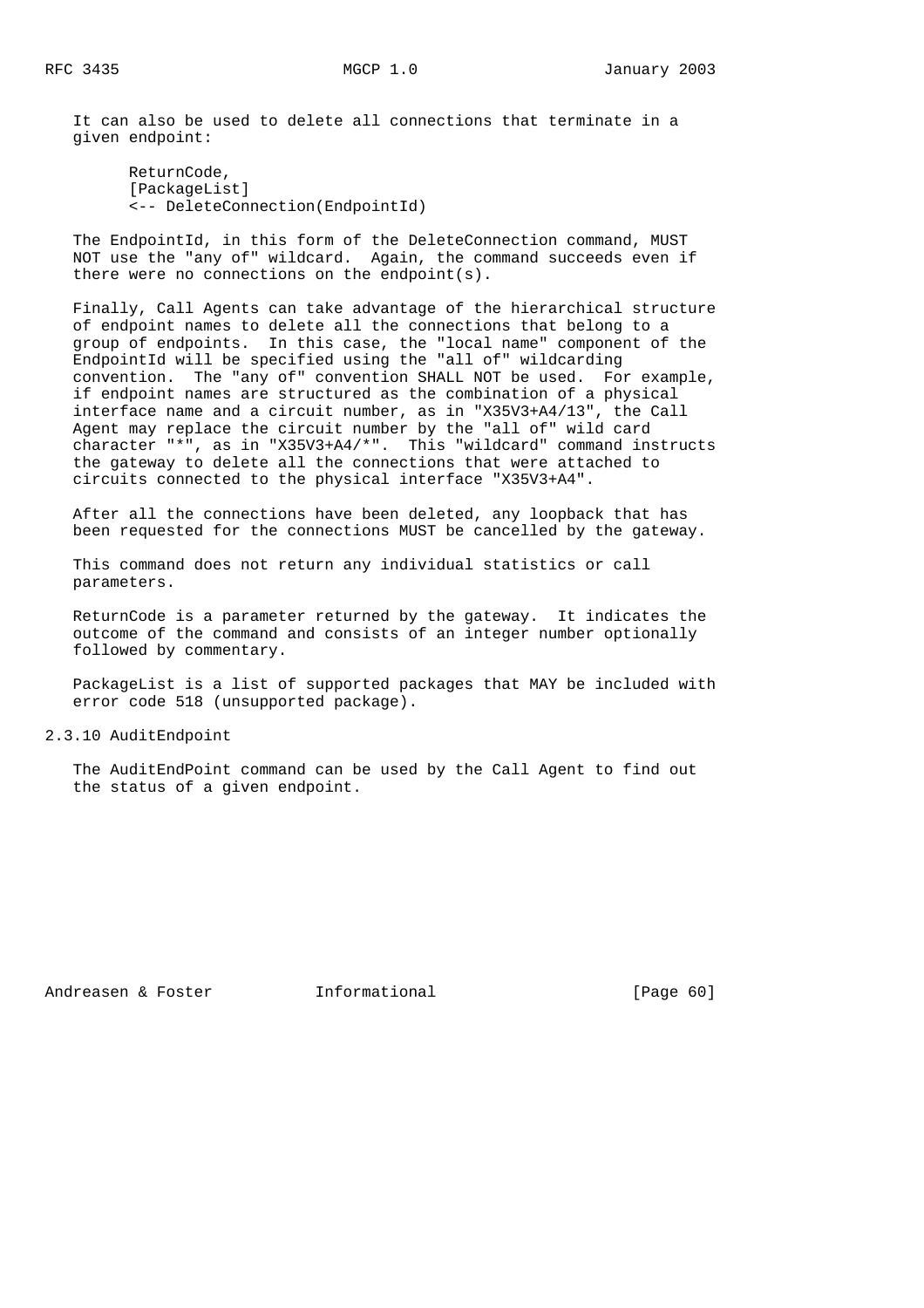It can also be used to delete all connections that terminate in a given endpoint:

```
ReturnCode,
[PackageList]
<-- DeleteConnection(EndpointId)
```

The EndpointId, in this form of the DeleteConnection command, MUST NOT use the "any of" wildcard. Again, the command succeeds even if there were no connections on the endpoint(s).

Finally, Call Agents can take advantage of the hierarchical structure of endpoint names to delete all the connections that belong to a group of endpoints. In this case, the "local name" component of the EndpointId will be specified using the "all of" wildcarding convention. The "any of" convention SHALL NOT be used. For example, if endpoint names are structured as the combination of a physical interface name and a circuit number, as in "X35V3+A4/13", the Call Agent may replace the circuit number by the "all of" wild card character "*", as in "X35V3+A4/*". This "wildcard" command instructs the gateway to delete all the connections that were attached to circuits connected to the physical interface "X35V3+A4".

After all the connections have been deleted, any loopback that has been requested for the connections MUST be cancelled by the gateway.

This command does not return any individual statistics or call parameters.

ReturnCode is a parameter returned by the gateway. It indicates the outcome of the command and consists of an integer number optionally followed by commentary.

PackageList is a list of supported packages that MAY be included with error code 518 (unsupported package).

### 2.3.10 AuditEndpoint

The AuditEndPoint command can be used by the Call Agent to find out the status of a given endpoint.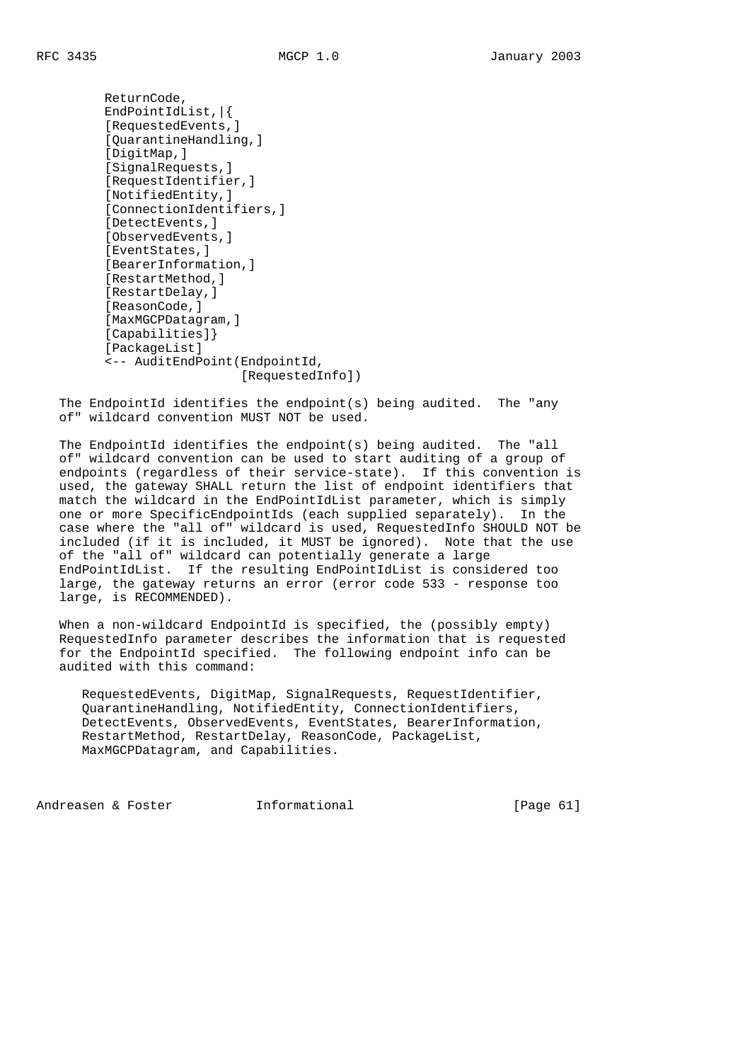```
ReturnCode,
EndPointIdList,|{
[RequestedEvents,]
[QuarantineHandling,]
[DigitMap,]
[SignalRequests,]
[RequestIdentifier,]
[NotifiedEntity,]
[ConnectionIdentifiers,]
[DetectEvents,]
[ObservedEvents,]
[EventStates,]
[BearerInformation,]
[RestartMethod,]
[RestartDelay,]
[ReasonCode,]
[MaxMGCPDatagram,]
[Capabilities]}
[PackageList]
<-- AuditEndPoint(EndpointId,
                  [RequestedInfo])
```

The EndpointId identifies the endpoint(s) being audited. The "any of" wildcard convention MUST NOT be used.

The EndpointId identifies the endpoint(s) being audited. The "all of" wildcard convention can be used to start auditing of a group of endpoints (regardless of their service-state). If this convention is used, the gateway SHALL return the list of endpoint identifiers that match the wildcard in the EndPointIdList parameter, which is simply one or more SpecificEndpointIds (each supplied separately). In the case where the "all of" wildcard is used, RequestedInfo SHOULD NOT be included (if it is included, it MUST be ignored). Note that the use of the "all of" wildcard can potentially generate a large EndPointIdList. If the resulting EndPointIdList is considered too large, the gateway returns an error (error code 533 - response too large, is RECOMMENDED).

When a non-wildcard EndpointId is specified, the (possibly empty) RequestedInfo parameter describes the information that is requested for the EndpointId specified. The following endpoint info can be audited with this command:

RequestedEvents, DigitMap, SignalRequests, RequestIdentifier, QuarantineHandling, NotifiedEntity, ConnectionIdentifiers, DetectEvents, ObservedEvents, EventStates, BearerInformation, RestartMethod, RestartDelay, ReasonCode, PackageList, MaxMGCPDatagram, and Capabilities.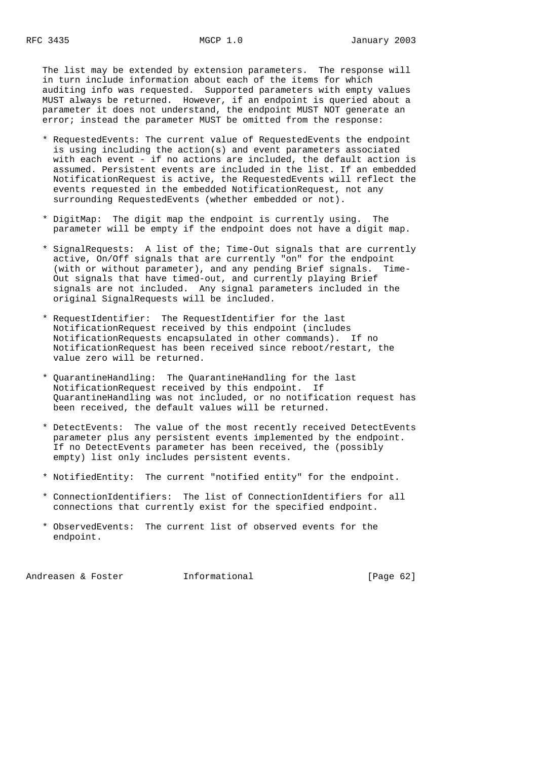The list may be extended by extension parameters. The response will in turn include information about each of the items for which auditing info was requested. Supported parameters with empty values MUST always be returned. However, if an endpoint is queried about a parameter it does not understand, the endpoint MUST NOT generate an error; instead the parameter MUST be omitted from the response:

* RequestedEvents: The current value of RequestedEvents the endpoint is using including the action(s) and event parameters associated with each event - if no actions are included, the default action is assumed. Persistent events are included in the list. If an embedded NotificationRequest is active, the RequestedEvents will reflect the events requested in the embedded NotificationRequest, not any surrounding RequestedEvents (whether embedded or not).

* DigitMap: The digit map the endpoint is currently using. The parameter will be empty if the endpoint does not have a digit map.

* SignalRequests: A list of the; Time-Out signals that are currently active, On/Off signals that are currently "on" for the endpoint (with or without parameter), and any pending Brief signals. Time-Out signals that have timed-out, and currently playing Brief signals are not included. Any signal parameters included in the original SignalRequests will be included.

* RequestIdentifier: The RequestIdentifier for the last NotificationRequest received by this endpoint (includes NotificationRequests encapsulated in other commands). If no NotificationRequest has been received since reboot/restart, the value zero will be returned.

* QuarantineHandling: The QuarantineHandling for the last NotificationRequest received by this endpoint. If QuarantineHandling was not included, or no notification request has been received, the default values will be returned.

* DetectEvents: The value of the most recently received DetectEvents parameter plus any persistent events implemented by the endpoint. If no DetectEvents parameter has been received, the (possibly empty) list only includes persistent events.

* NotifiedEntity: The current "notified entity" for the endpoint.

* ConnectionIdentifiers: The list of ConnectionIdentifiers for all connections that currently exist for the specified endpoint.

* ObservedEvents: The current list of observed events for the endpoint.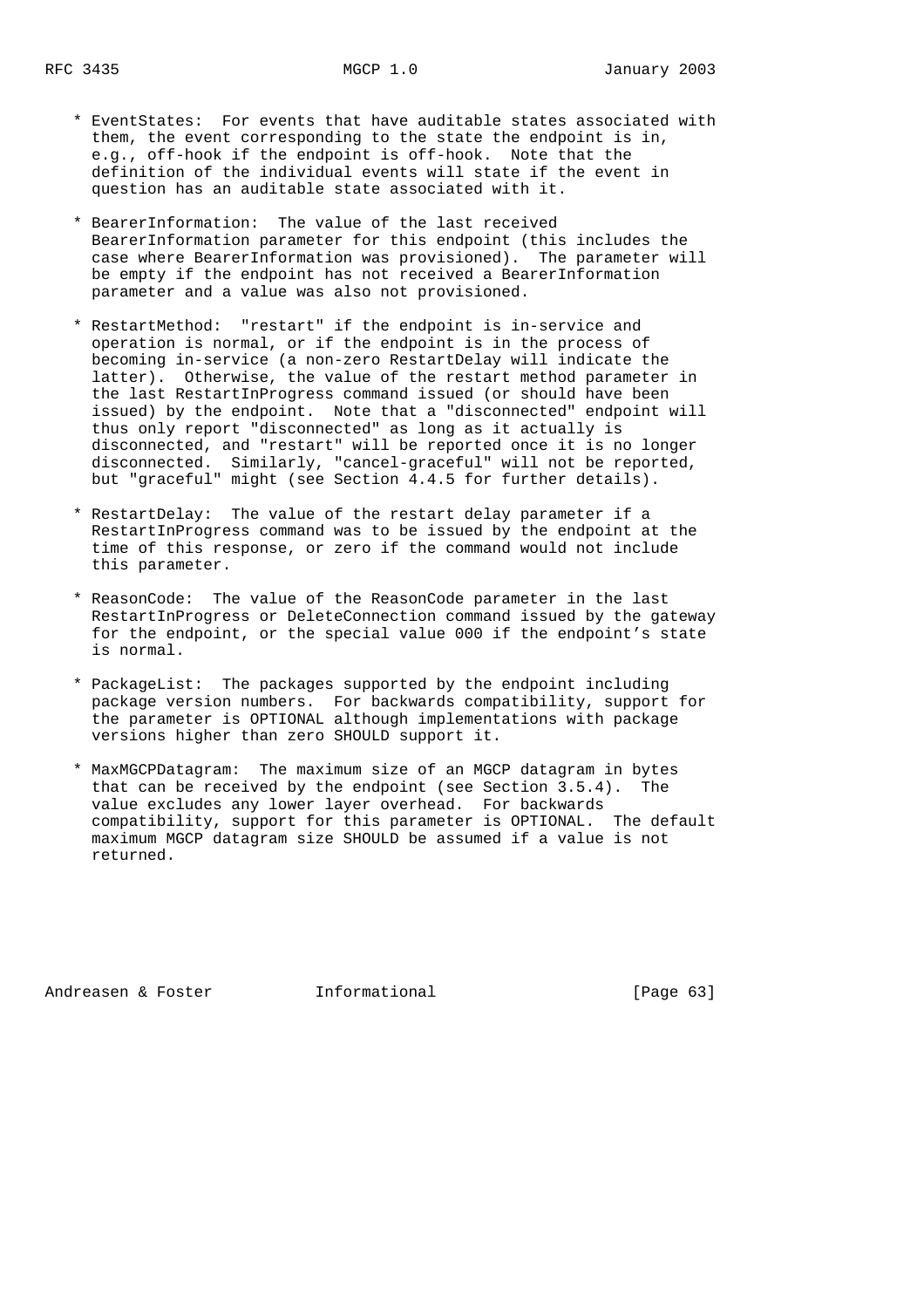* EventStates: For events that have auditable states associated with them, the event corresponding to the state the endpoint is in, e.g., off-hook if the endpoint is off-hook. Note that the definition of the individual events will state if the event in question has an auditable state associated with it.

* BearerInformation: The value of the last received BearerInformation parameter for this endpoint (this includes the case where BearerInformation was provisioned). The parameter will be empty if the endpoint has not received a BearerInformation parameter and a value was also not provisioned.

* RestartMethod: "restart" if the endpoint is in-service and operation is normal, or if the endpoint is in the process of becoming in-service (a non-zero RestartDelay will indicate the latter). Otherwise, the value of the restart method parameter in the last RestartInProgress command issued (or should have been issued) by the endpoint. Note that a "disconnected" endpoint will thus only report "disconnected" as long as it actually is disconnected, and "restart" will be reported once it is no longer disconnected. Similarly, "cancel-graceful" will not be reported, but "graceful" might (see Section 4.4.5 for further details).

* RestartDelay: The value of the restart delay parameter if a RestartInProgress command was to be issued by the endpoint at the time of this response, or zero if the command would not include this parameter.

* ReasonCode: The value of the ReasonCode parameter in the last RestartInProgress or DeleteConnection command issued by the gateway for the endpoint, or the special value 000 if the endpoint's state is normal.

* PackageList: The packages supported by the endpoint including package version numbers. For backwards compatibility, support for the parameter is OPTIONAL although implementations with package versions higher than zero SHOULD support it.

* MaxMGCPDatagram: The maximum size of an MGCP datagram in bytes that can be received by the endpoint (see Section 3.5.4). The value excludes any lower layer overhead. For backwards compatibility, support for this parameter is OPTIONAL. The default maximum MGCP datagram size SHOULD be assumed if a value is not returned.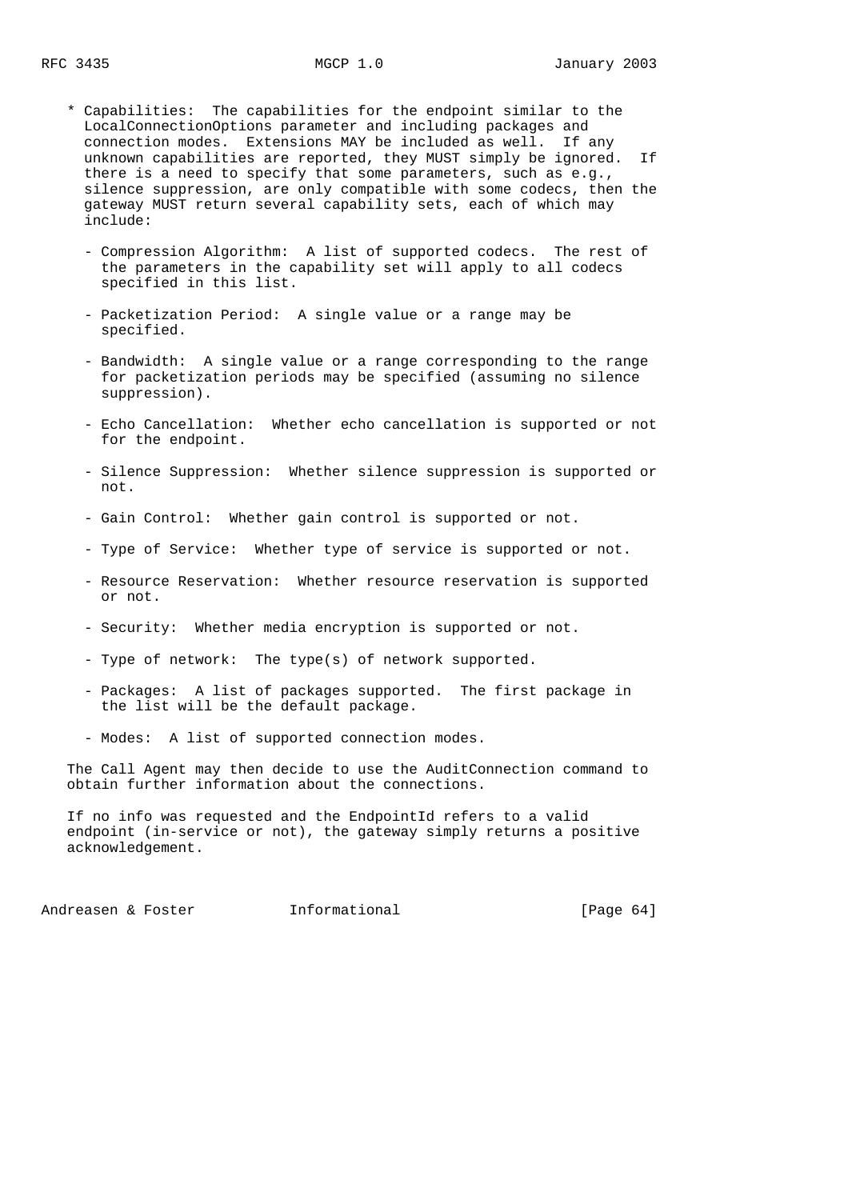* Capabilities: The capabilities for the endpoint similar to the LocalConnectionOptions parameter and including packages and connection modes. Extensions MAY be included as well. If any unknown capabilities are reported, they MUST simply be ignored. If there is a need to specify that some parameters, such as e.g., silence suppression, are only compatible with some codecs, then the gateway MUST return several capability sets, each of which may include:

  - Compression Algorithm: A list of supported codecs. The rest of the parameters in the capability set will apply to all codecs specified in this list.

  - Packetization Period: A single value or a range may be specified.

  - Bandwidth: A single value or a range corresponding to the range for packetization periods may be specified (assuming no silence suppression).

  - Echo Cancellation: Whether echo cancellation is supported or not for the endpoint.

  - Silence Suppression: Whether silence suppression is supported or not.

  - Gain Control: Whether gain control is supported or not.

  - Type of Service: Whether type of service is supported or not.

  - Resource Reservation: Whether resource reservation is supported or not.

  - Security: Whether media encryption is supported or not.

  - Type of network: The type(s) of network supported.

  - Packages: A list of packages supported. The first package in the list will be the default package.

  - Modes: A list of supported connection modes.

The Call Agent may then decide to use the AuditConnection command to obtain further information about the connections.

If no info was requested and the EndpointId refers to a valid endpoint (in-service or not), the gateway simply returns a positive acknowledgement.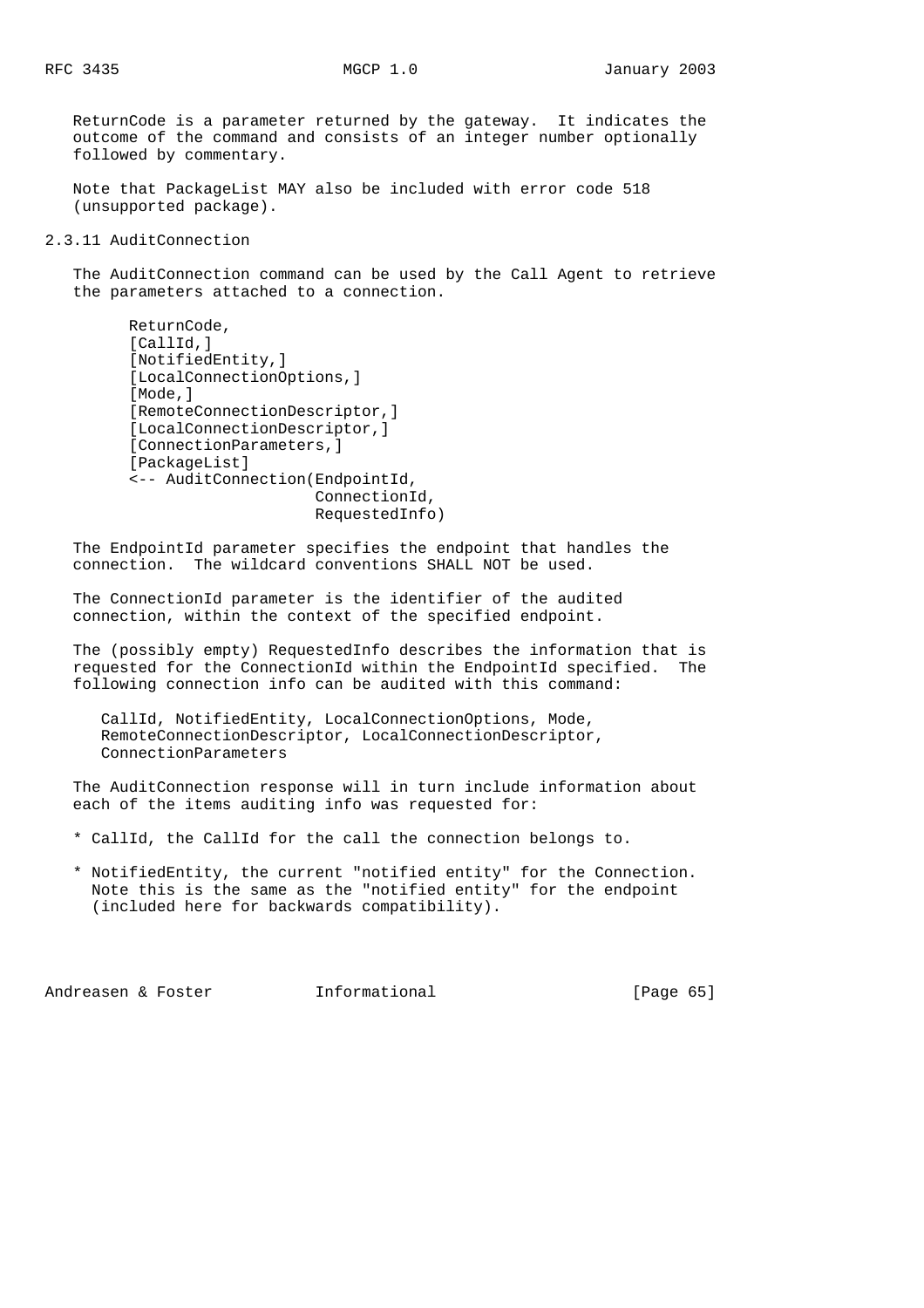ReturnCode is a parameter returned by the gateway. It indicates the outcome of the command and consists of an integer number optionally followed by commentary.

Note that PackageList MAY also be included with error code 518 (unsupported package).

### 2.3.11 AuditConnection

The AuditConnection command can be used by the Call Agent to retrieve the parameters attached to a connection.

```
ReturnCode,
[CallId,]
[NotifiedEntity,]
[LocalConnectionOptions,]
[Mode,]
[RemoteConnectionDescriptor,]
[LocalConnectionDescriptor,]
[ConnectionParameters,]
[PackageList]
<-- AuditConnection(EndpointId,
                    ConnectionId,
                    RequestedInfo)
```

The EndpointId parameter specifies the endpoint that handles the connection. The wildcard conventions SHALL NOT be used.

The ConnectionId parameter is the identifier of the audited connection, within the context of the specified endpoint.

The (possibly empty) RequestedInfo describes the information that is requested for the ConnectionId within the EndpointId specified. The following connection info can be audited with this command:

CallId, NotifiedEntity, LocalConnectionOptions, Mode, RemoteConnectionDescriptor, LocalConnectionDescriptor, ConnectionParameters

The AuditConnection response will in turn include information about each of the items auditing info was requested for:

* CallId, the CallId for the call the connection belongs to.

* NotifiedEntity, the current "notified entity" for the Connection. Note this is the same as the "notified entity" for the endpoint (included here for backwards compatibility).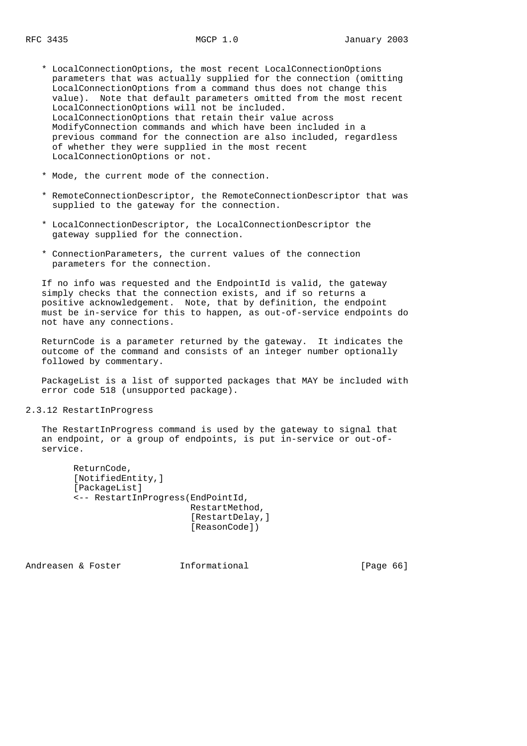* LocalConnectionOptions, the most recent LocalConnectionOptions parameters that was actually supplied for the connection (omitting LocalConnectionOptions from a command thus does not change this value). Note that default parameters omitted from the most recent LocalConnectionOptions will not be included. LocalConnectionOptions that retain their value across ModifyConnection commands and which have been included in a previous command for the connection are also included, regardless of whether they were supplied in the most recent LocalConnectionOptions or not.

* Mode, the current mode of the connection.

* RemoteConnectionDescriptor, the RemoteConnectionDescriptor that was supplied to the gateway for the connection.

* LocalConnectionDescriptor, the LocalConnectionDescriptor the gateway supplied for the connection.

* ConnectionParameters, the current values of the connection parameters for the connection.

If no info was requested and the EndpointId is valid, the gateway simply checks that the connection exists, and if so returns a positive acknowledgement. Note, that by definition, the endpoint must be in-service for this to happen, as out-of-service endpoints do not have any connections.

ReturnCode is a parameter returned by the gateway. It indicates the outcome of the command and consists of an integer number optionally followed by commentary.

PackageList is a list of supported packages that MAY be included with error code 518 (unsupported package).

### 2.3.12 RestartInProgress

The RestartInProgress command is used by the gateway to signal that an endpoint, or a group of endpoints, is put in-service or out-of-service.

```
ReturnCode,
[NotifiedEntity,]
[PackageList]
<-- RestartInProgress(EndPointId,
                      RestartMethod,
                      [RestartDelay,]
                      [ReasonCode])
```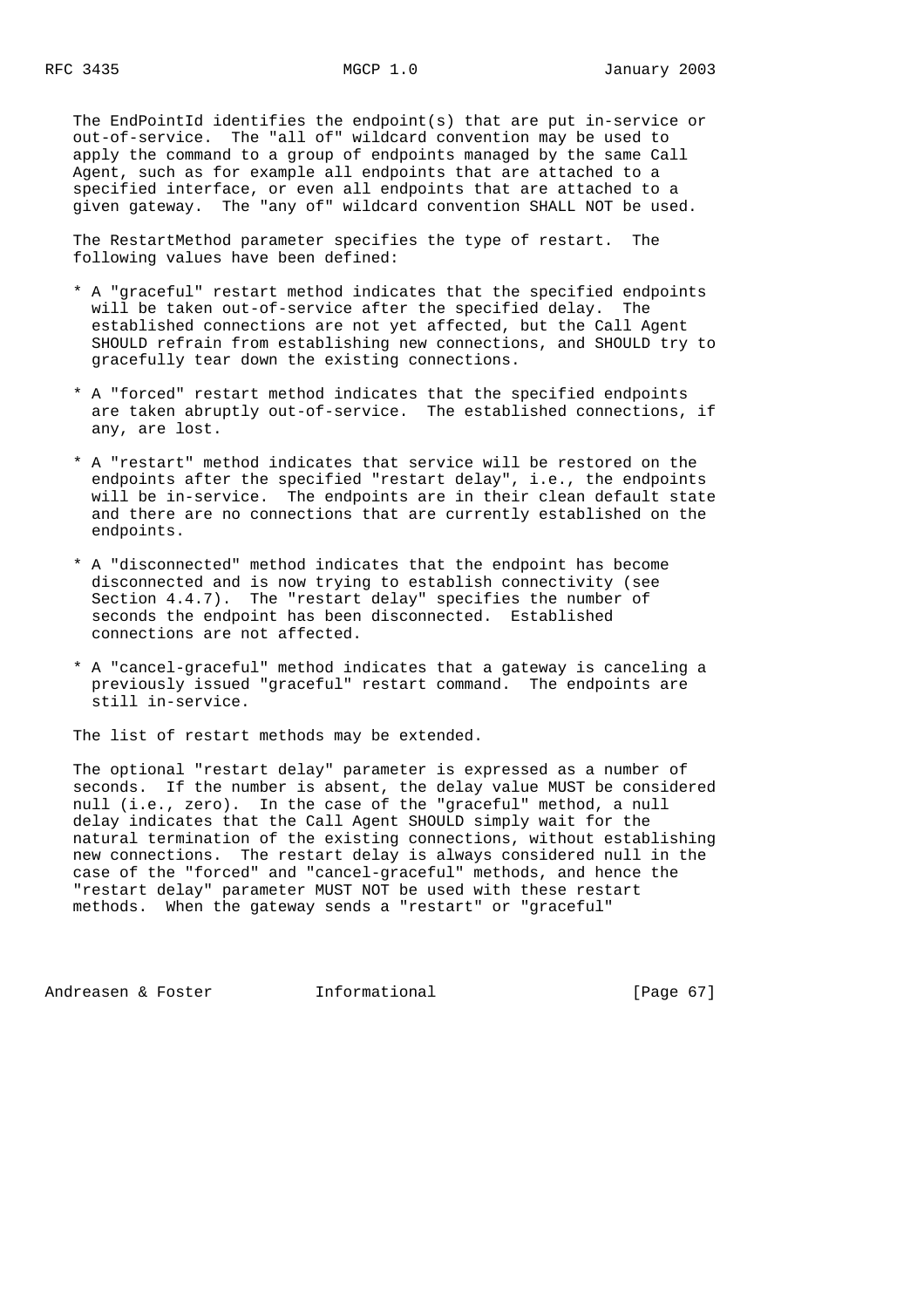The EndPointId identifies the endpoint(s) that are put in-service or out-of-service. The "all of" wildcard convention may be used to apply the command to a group of endpoints managed by the same Call Agent, such as for example all endpoints that are attached to a specified interface, or even all endpoints that are attached to a given gateway. The "any of" wildcard convention SHALL NOT be used.

The RestartMethod parameter specifies the type of restart. The following values have been defined:

* A "graceful" restart method indicates that the specified endpoints will be taken out-of-service after the specified delay. The established connections are not yet affected, but the Call Agent SHOULD refrain from establishing new connections, and SHOULD try to gracefully tear down the existing connections.

* A "forced" restart method indicates that the specified endpoints are taken abruptly out-of-service. The established connections, if any, are lost.

* A "restart" method indicates that service will be restored on the endpoints after the specified "restart delay", i.e., the endpoints will be in-service. The endpoints are in their clean default state and there are no connections that are currently established on the endpoints.

* A "disconnected" method indicates that the endpoint has become disconnected and is now trying to establish connectivity (see Section 4.4.7). The "restart delay" specifies the number of seconds the endpoint has been disconnected. Established connections are not affected.

* A "cancel-graceful" method indicates that a gateway is canceling a previously issued "graceful" restart command. The endpoints are still in-service.

The list of restart methods may be extended.

The optional "restart delay" parameter is expressed as a number of seconds. If the number is absent, the delay value MUST be considered null (i.e., zero). In the case of the "graceful" method, a null delay indicates that the Call Agent SHOULD simply wait for the natural termination of the existing connections, without establishing new connections. The restart delay is always considered null in the case of the "forced" and "cancel-graceful" methods, and hence the "restart delay" parameter MUST NOT be used with these restart methods. When the gateway sends a "restart" or "graceful"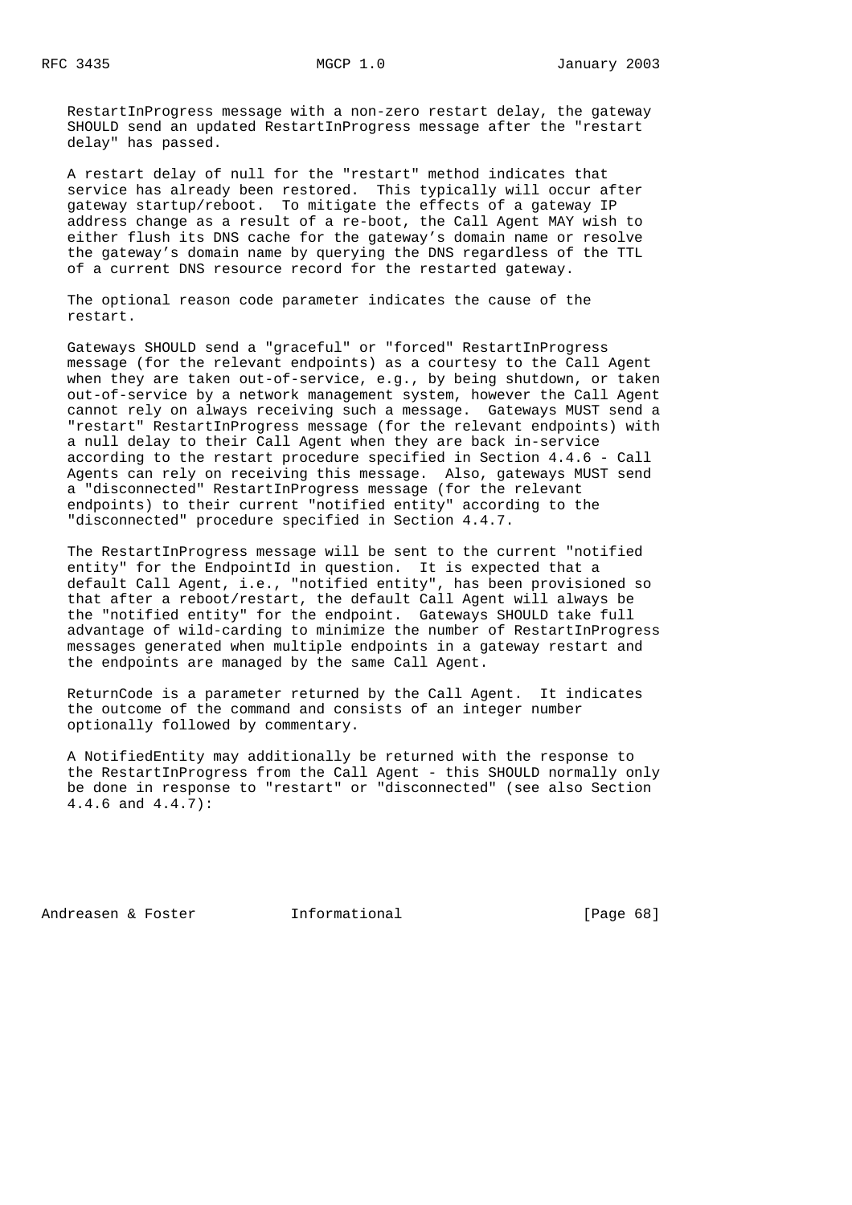RestartInProgress message with a non-zero restart delay, the gateway SHOULD send an updated RestartInProgress message after the "restart delay" has passed.

A restart delay of null for the "restart" method indicates that service has already been restored. This typically will occur after gateway startup/reboot. To mitigate the effects of a gateway IP address change as a result of a re-boot, the Call Agent MAY wish to either flush its DNS cache for the gateway's domain name or resolve the gateway's domain name by querying the DNS regardless of the TTL of a current DNS resource record for the restarted gateway.

The optional reason code parameter indicates the cause of the restart.

Gateways SHOULD send a "graceful" or "forced" RestartInProgress message (for the relevant endpoints) as a courtesy to the Call Agent when they are taken out-of-service, e.g., by being shutdown, or taken out-of-service by a network management system, however the Call Agent cannot rely on always receiving such a message. Gateways MUST send a "restart" RestartInProgress message (for the relevant endpoints) with a null delay to their Call Agent when they are back in-service according to the restart procedure specified in Section 4.4.6 - Call Agents can rely on receiving this message. Also, gateways MUST send a "disconnected" RestartInProgress message (for the relevant endpoints) to their current "notified entity" according to the "disconnected" procedure specified in Section 4.4.7.

The RestartInProgress message will be sent to the current "notified entity" for the EndpointId in question. It is expected that a default Call Agent, i.e., "notified entity", has been provisioned so that after a reboot/restart, the default Call Agent will always be the "notified entity" for the endpoint. Gateways SHOULD take full advantage of wild-carding to minimize the number of RestartInProgress messages generated when multiple endpoints in a gateway restart and the endpoints are managed by the same Call Agent.

ReturnCode is a parameter returned by the Call Agent. It indicates the outcome of the command and consists of an integer number optionally followed by commentary.

A NotifiedEntity may additionally be returned with the response to the RestartInProgress from the Call Agent - this SHOULD normally only be done in response to "restart" or "disconnected" (see also Section 4.4.6 and 4.4.7):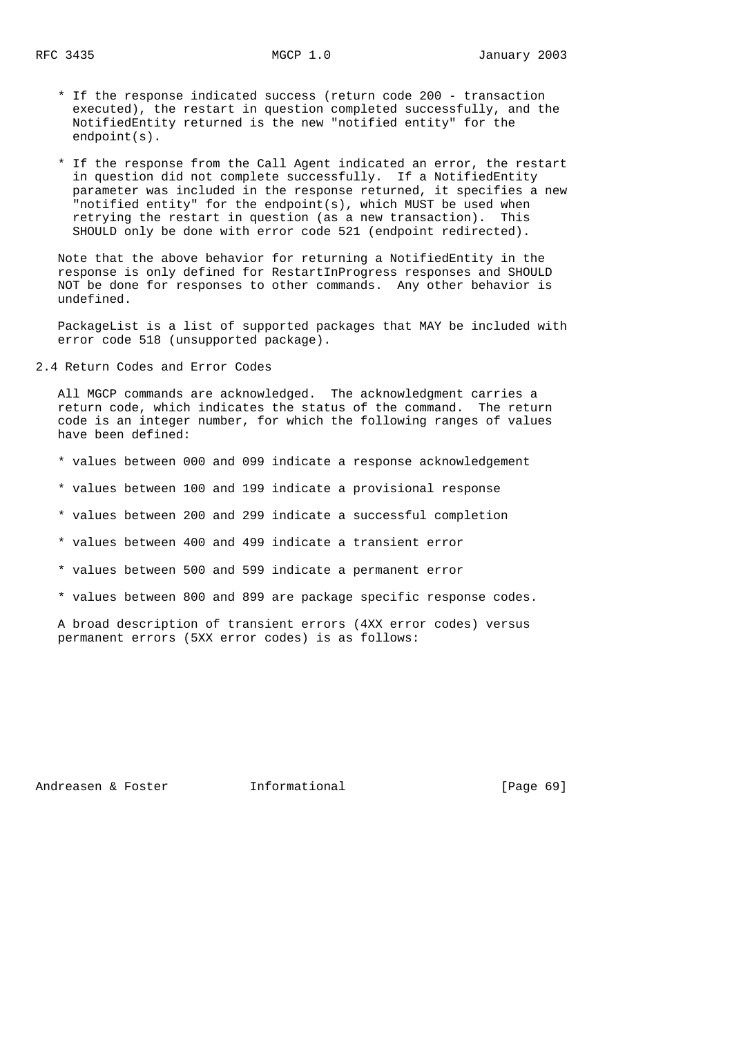* If the response indicated success (return code 200 - transaction executed), the restart in question completed successfully, and the NotifiedEntity returned is the new "notified entity" for the endpoint(s).

* If the response from the Call Agent indicated an error, the restart in question did not complete successfully. If a NotifiedEntity parameter was included in the response returned, it specifies a new "notified entity" for the endpoint(s), which MUST be used when retrying the restart in question (as a new transaction). This SHOULD only be done with error code 521 (endpoint redirected).

Note that the above behavior for returning a NotifiedEntity in the response is only defined for RestartInProgress responses and SHOULD NOT be done for responses to other commands. Any other behavior is undefined.

PackageList is a list of supported packages that MAY be included with error code 518 (unsupported package).

## 2.4 Return Codes and Error Codes

All MGCP commands are acknowledged. The acknowledgment carries a return code, which indicates the status of the command. The return code is an integer number, for which the following ranges of values have been defined:

* values between 000 and 099 indicate a response acknowledgement

* values between 100 and 199 indicate a provisional response

* values between 200 and 299 indicate a successful completion

* values between 400 and 499 indicate a transient error

* values between 500 and 599 indicate a permanent error

* values between 800 and 899 are package specific response codes.

A broad description of transient errors (4XX error codes) versus permanent errors (5XX error codes) is as follows: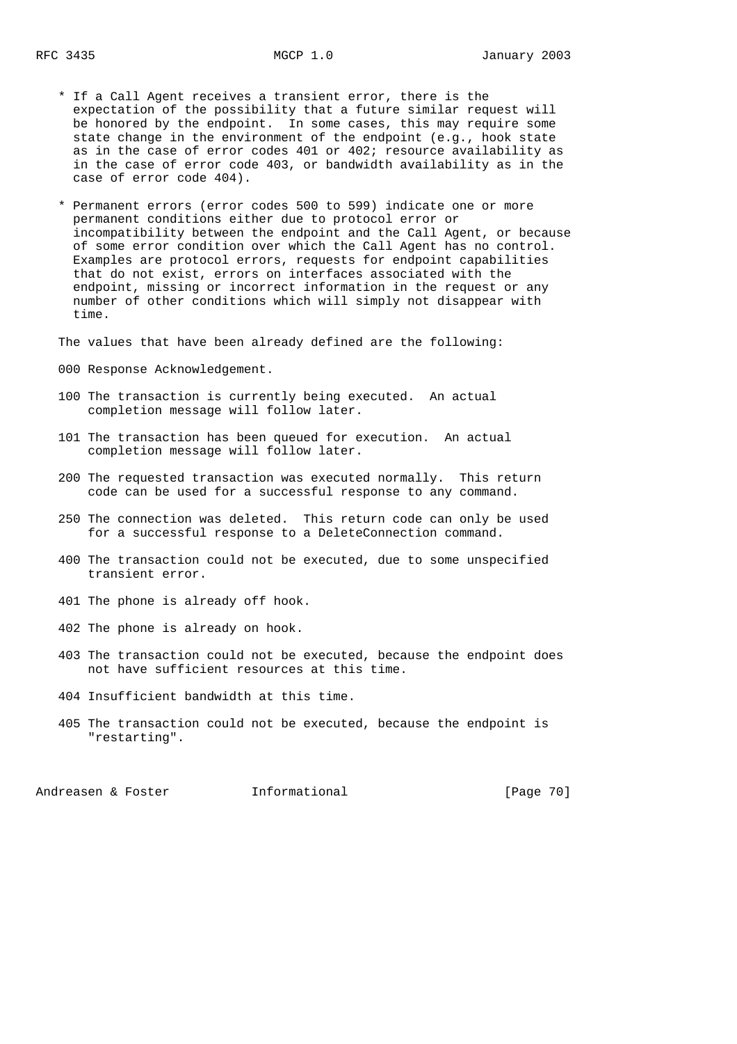* If a Call Agent receives a transient error, there is the expectation of the possibility that a future similar request will be honored by the endpoint. In some cases, this may require some state change in the environment of the endpoint (e.g., hook state as in the case of error codes 401 or 402; resource availability as in the case of error code 403, or bandwidth availability as in the case of error code 404).

* Permanent errors (error codes 500 to 599) indicate one or more permanent conditions either due to protocol error or incompatibility between the endpoint and the Call Agent, or because of some error condition over which the Call Agent has no control. Examples are protocol errors, requests for endpoint capabilities that do not exist, errors on interfaces associated with the endpoint, missing or incorrect information in the request or any number of other conditions which will simply not disappear with time.

The values that have been already defined are the following:

000 Response Acknowledgement.

100 The transaction is currently being executed. An actual completion message will follow later.

101 The transaction has been queued for execution. An actual completion message will follow later.

200 The requested transaction was executed normally. This return code can be used for a successful response to any command.

250 The connection was deleted. This return code can only be used for a successful response to a DeleteConnection command.

400 The transaction could not be executed, due to some unspecified transient error.

401 The phone is already off hook.

402 The phone is already on hook.

403 The transaction could not be executed, because the endpoint does not have sufficient resources at this time.

404 Insufficient bandwidth at this time.

405 The transaction could not be executed, because the endpoint is "restarting".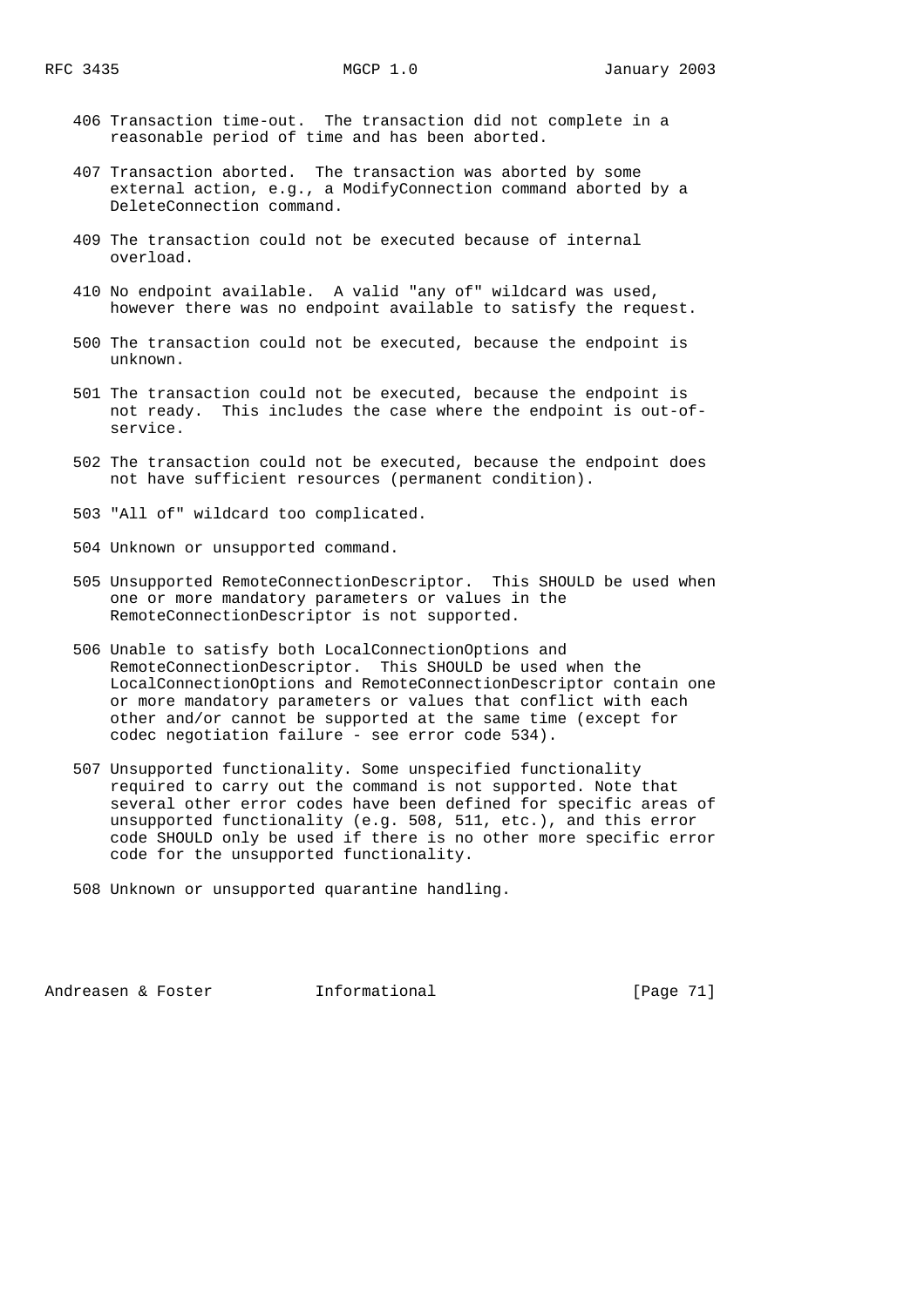406 Transaction time-out. The transaction did not complete in a reasonable period of time and has been aborted.

407 Transaction aborted. The transaction was aborted by some external action, e.g., a ModifyConnection command aborted by a DeleteConnection command.

409 The transaction could not be executed because of internal overload.

410 No endpoint available. A valid "any of" wildcard was used, however there was no endpoint available to satisfy the request.

500 The transaction could not be executed, because the endpoint is unknown.

501 The transaction could not be executed, because the endpoint is not ready. This includes the case where the endpoint is out-of-service.

502 The transaction could not be executed, because the endpoint does not have sufficient resources (permanent condition).

503 "All of" wildcard too complicated.

504 Unknown or unsupported command.

505 Unsupported RemoteConnectionDescriptor. This SHOULD be used when one or more mandatory parameters or values in the RemoteConnectionDescriptor is not supported.

506 Unable to satisfy both LocalConnectionOptions and RemoteConnectionDescriptor. This SHOULD be used when the LocalConnectionOptions and RemoteConnectionDescriptor contain one or more mandatory parameters or values that conflict with each other and/or cannot be supported at the same time (except for codec negotiation failure - see error code 534).

507 Unsupported functionality. Some unspecified functionality required to carry out the command is not supported. Note that several other error codes have been defined for specific areas of unsupported functionality (e.g. 508, 511, etc.), and this error code SHOULD only be used if there is no other more specific error code for the unsupported functionality.

508 Unknown or unsupported quarantine handling.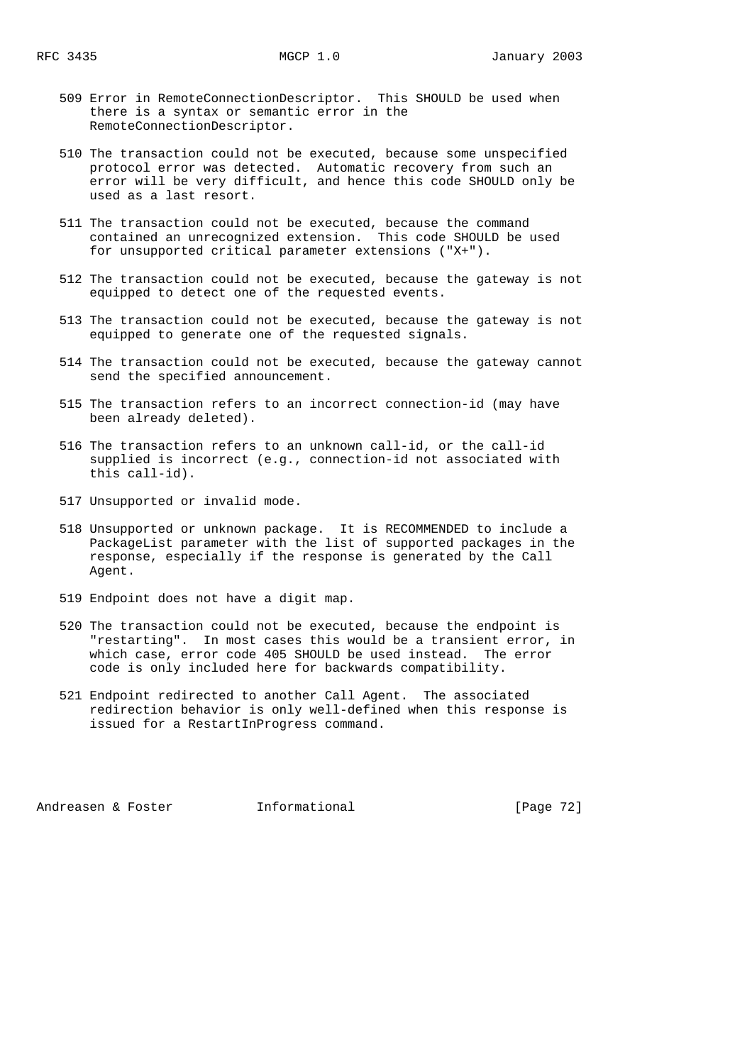509 Error in RemoteConnectionDescriptor. This SHOULD be used when there is a syntax or semantic error in the RemoteConnectionDescriptor.

510 The transaction could not be executed, because some unspecified protocol error was detected. Automatic recovery from such an error will be very difficult, and hence this code SHOULD only be used as a last resort.

511 The transaction could not be executed, because the command contained an unrecognized extension. This code SHOULD be used for unsupported critical parameter extensions ("X+").

512 The transaction could not be executed, because the gateway is not equipped to detect one of the requested events.

513 The transaction could not be executed, because the gateway is not equipped to generate one of the requested signals.

514 The transaction could not be executed, because the gateway cannot send the specified announcement.

515 The transaction refers to an incorrect connection-id (may have been already deleted).

516 The transaction refers to an unknown call-id, or the call-id supplied is incorrect (e.g., connection-id not associated with this call-id).

517 Unsupported or invalid mode.

518 Unsupported or unknown package. It is RECOMMENDED to include a PackageList parameter with the list of supported packages in the response, especially if the response is generated by the Call Agent.

519 Endpoint does not have a digit map.

520 The transaction could not be executed, because the endpoint is "restarting". In most cases this would be a transient error, in which case, error code 405 SHOULD be used instead. The error code is only included here for backwards compatibility.

521 Endpoint redirected to another Call Agent. The associated redirection behavior is only well-defined when this response is issued for a RestartInProgress command.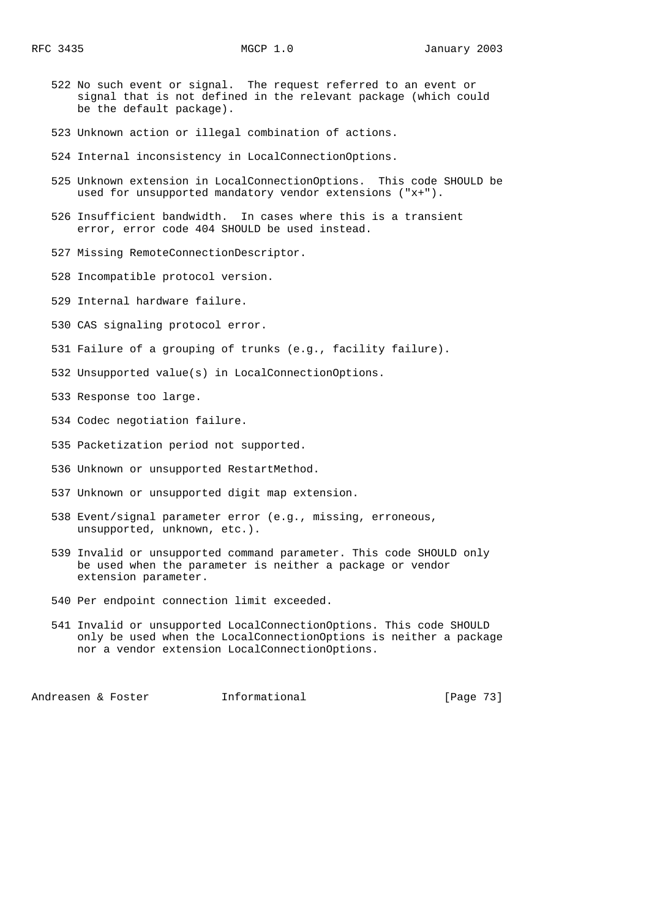522 No such event or signal. The request referred to an event or signal that is not defined in the relevant package (which could be the default package).

523 Unknown action or illegal combination of actions.

524 Internal inconsistency in LocalConnectionOptions.

525 Unknown extension in LocalConnectionOptions. This code SHOULD be used for unsupported mandatory vendor extensions ("x+").

526 Insufficient bandwidth. In cases where this is a transient error, error code 404 SHOULD be used instead.

527 Missing RemoteConnectionDescriptor.

528 Incompatible protocol version.

529 Internal hardware failure.

530 CAS signaling protocol error.

531 Failure of a grouping of trunks (e.g., facility failure).

532 Unsupported value(s) in LocalConnectionOptions.

533 Response too large.

534 Codec negotiation failure.

535 Packetization period not supported.

536 Unknown or unsupported RestartMethod.

537 Unknown or unsupported digit map extension.

538 Event/signal parameter error (e.g., missing, erroneous, unsupported, unknown, etc.).

539 Invalid or unsupported command parameter. This code SHOULD only be used when the parameter is neither a package or vendor extension parameter.

540 Per endpoint connection limit exceeded.

541 Invalid or unsupported LocalConnectionOptions. This code SHOULD only be used when the LocalConnectionOptions is neither a package nor a vendor extension LocalConnectionOptions.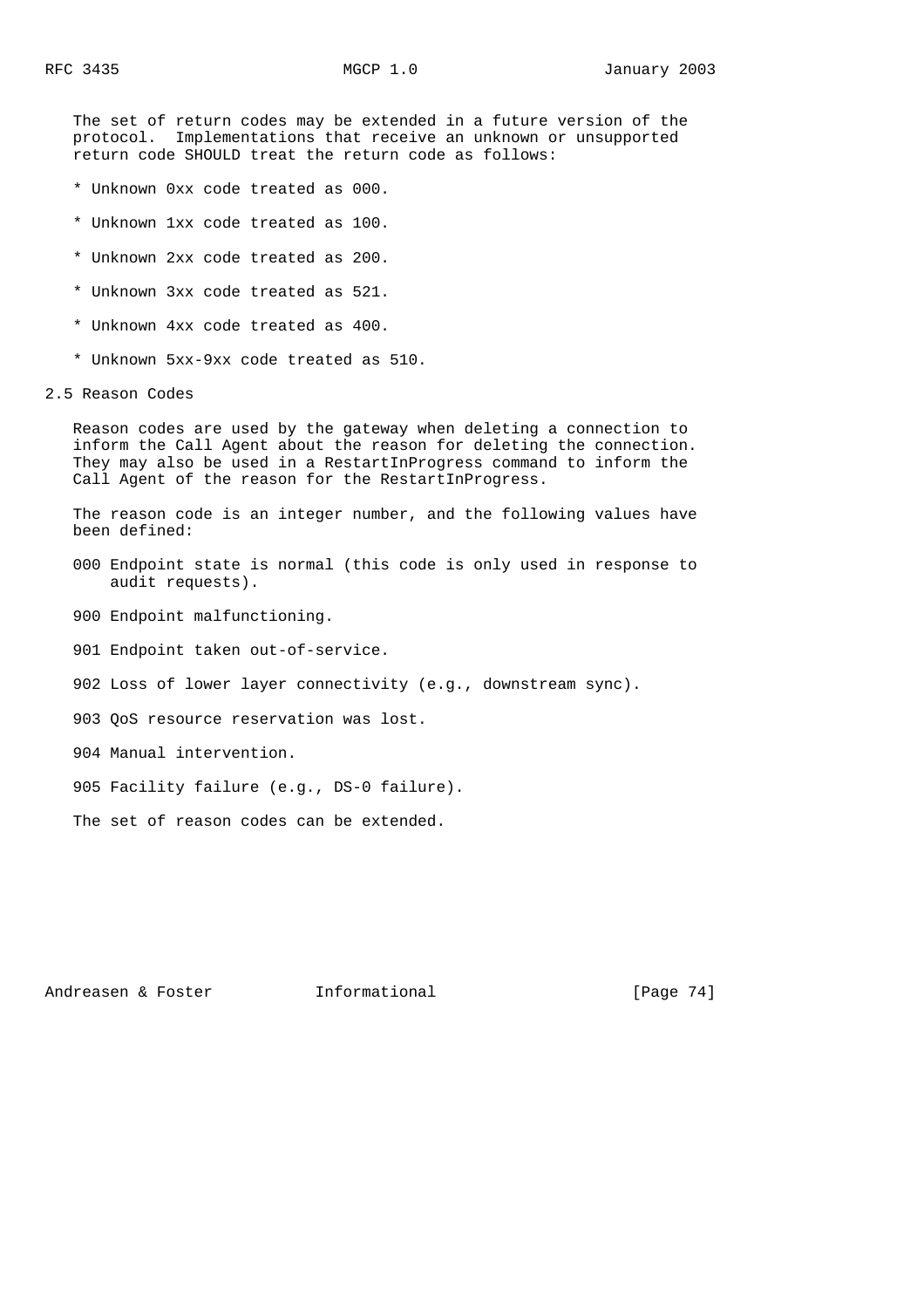The set of return codes may be extended in a future version of the protocol. Implementations that receive an unknown or unsupported return code SHOULD treat the return code as follows:

* Unknown 0xx code treated as 000.
* Unknown 1xx code treated as 100.
* Unknown 2xx code treated as 200.
* Unknown 3xx code treated as 521.
* Unknown 4xx code treated as 400.
* Unknown 5xx-9xx code treated as 510.

## 2.5 Reason Codes

Reason codes are used by the gateway when deleting a connection to inform the Call Agent about the reason for deleting the connection. They may also be used in a RestartInProgress command to inform the Call Agent of the reason for the RestartInProgress.

The reason code is an integer number, and the following values have been defined:

000 Endpoint state is normal (this code is only used in response to audit requests).

900 Endpoint malfunctioning.

901 Endpoint taken out-of-service.

902 Loss of lower layer connectivity (e.g., downstream sync).

903 QoS resource reservation was lost.

904 Manual intervention.

905 Facility failure (e.g., DS-0 failure).

The set of reason codes can be extended.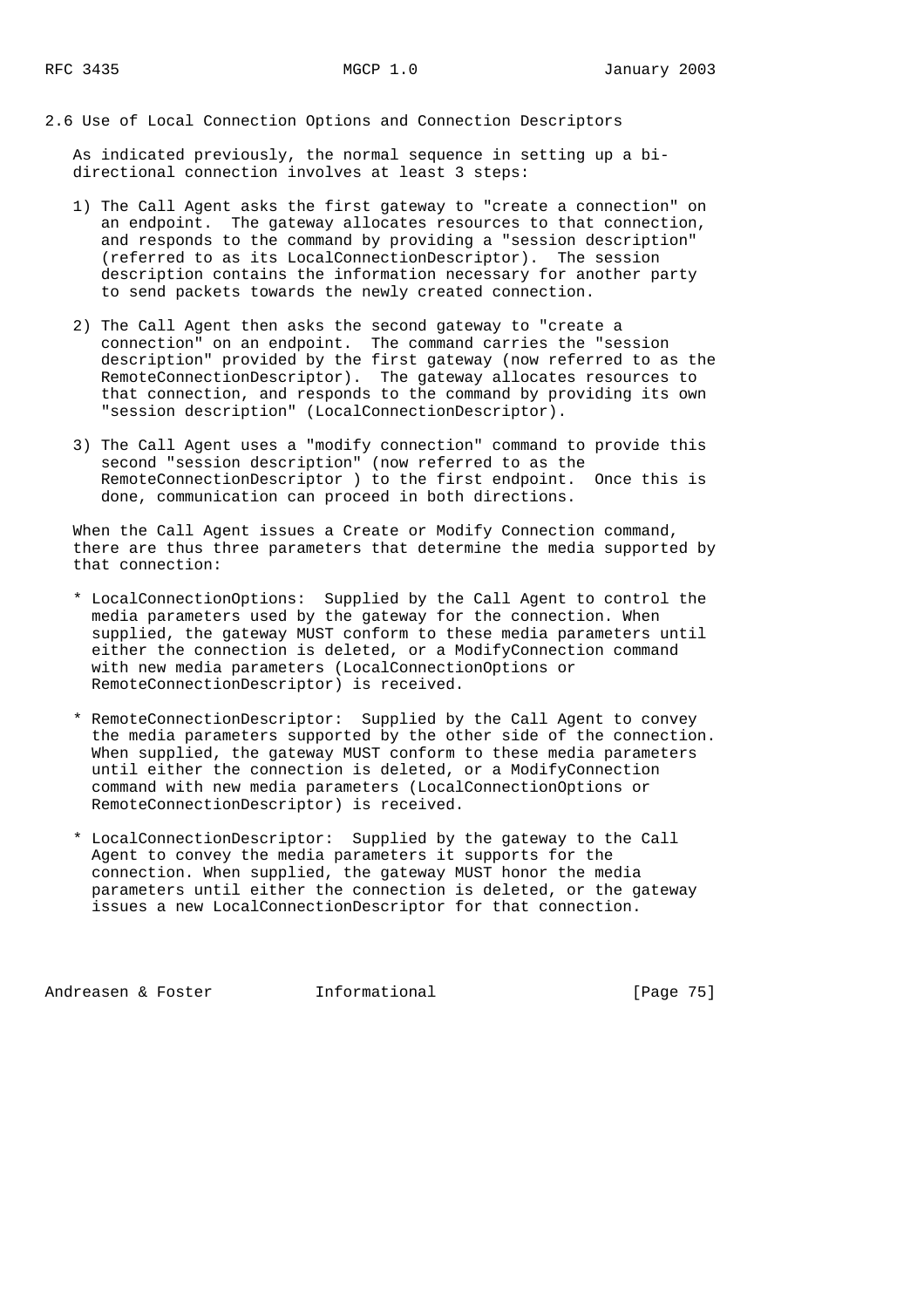## 2.6 Use of Local Connection Options and Connection Descriptors

As indicated previously, the normal sequence in setting up a bi-directional connection involves at least 3 steps:

1) The Call Agent asks the first gateway to "create a connection" on an endpoint. The gateway allocates resources to that connection, and responds to the command by providing a "session description" (referred to as its LocalConnectionDescriptor). The session description contains the information necessary for another party to send packets towards the newly created connection.

2) The Call Agent then asks the second gateway to "create a connection" on an endpoint. The command carries the "session description" provided by the first gateway (now referred to as the RemoteConnectionDescriptor). The gateway allocates resources to that connection, and responds to the command by providing its own "session description" (LocalConnectionDescriptor).

3) The Call Agent uses a "modify connection" command to provide this second "session description" (now referred to as the RemoteConnectionDescriptor ) to the first endpoint. Once this is done, communication can proceed in both directions.

When the Call Agent issues a Create or Modify Connection command, there are thus three parameters that determine the media supported by that connection:

* LocalConnectionOptions: Supplied by the Call Agent to control the media parameters used by the gateway for the connection. When supplied, the gateway MUST conform to these media parameters until either the connection is deleted, or a ModifyConnection command with new media parameters (LocalConnectionOptions or RemoteConnectionDescriptor) is received.

* RemoteConnectionDescriptor: Supplied by the Call Agent to convey the media parameters supported by the other side of the connection. When supplied, the gateway MUST conform to these media parameters until either the connection is deleted, or a ModifyConnection command with new media parameters (LocalConnectionOptions or RemoteConnectionDescriptor) is received.

* LocalConnectionDescriptor: Supplied by the gateway to the Call Agent to convey the media parameters it supports for the connection. When supplied, the gateway MUST honor the media parameters until either the connection is deleted, or the gateway issues a new LocalConnectionDescriptor for that connection.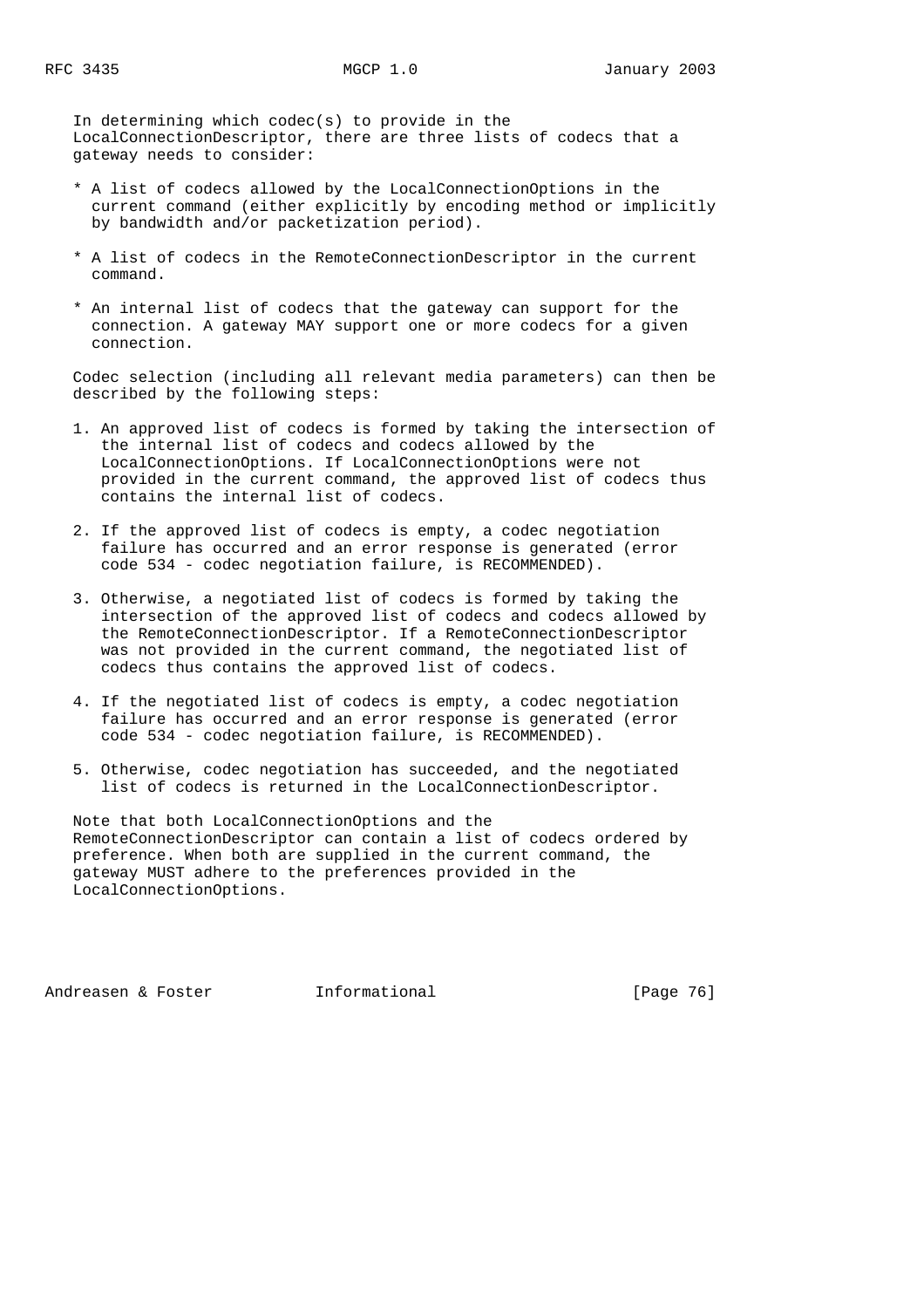In determining which codec(s) to provide in the LocalConnectionDescriptor, there are three lists of codecs that a gateway needs to consider:

* A list of codecs allowed by the LocalConnectionOptions in the current command (either explicitly by encoding method or implicitly by bandwidth and/or packetization period).

* A list of codecs in the RemoteConnectionDescriptor in the current command.

* An internal list of codecs that the gateway can support for the connection. A gateway MAY support one or more codecs for a given connection.

Codec selection (including all relevant media parameters) can then be described by the following steps:

1. An approved list of codecs is formed by taking the intersection of the internal list of codecs and codecs allowed by the LocalConnectionOptions. If LocalConnectionOptions were not provided in the current command, the approved list of codecs thus contains the internal list of codecs.

2. If the approved list of codecs is empty, a codec negotiation failure has occurred and an error response is generated (error code 534 - codec negotiation failure, is RECOMMENDED).

3. Otherwise, a negotiated list of codecs is formed by taking the intersection of the approved list of codecs and codecs allowed by the RemoteConnectionDescriptor. If a RemoteConnectionDescriptor was not provided in the current command, the negotiated list of codecs thus contains the approved list of codecs.

4. If the negotiated list of codecs is empty, a codec negotiation failure has occurred and an error response is generated (error code 534 - codec negotiation failure, is RECOMMENDED).

5. Otherwise, codec negotiation has succeeded, and the negotiated list of codecs is returned in the LocalConnectionDescriptor.

Note that both LocalConnectionOptions and the RemoteConnectionDescriptor can contain a list of codecs ordered by preference. When both are supplied in the current command, the gateway MUST adhere to the preferences provided in the LocalConnectionOptions.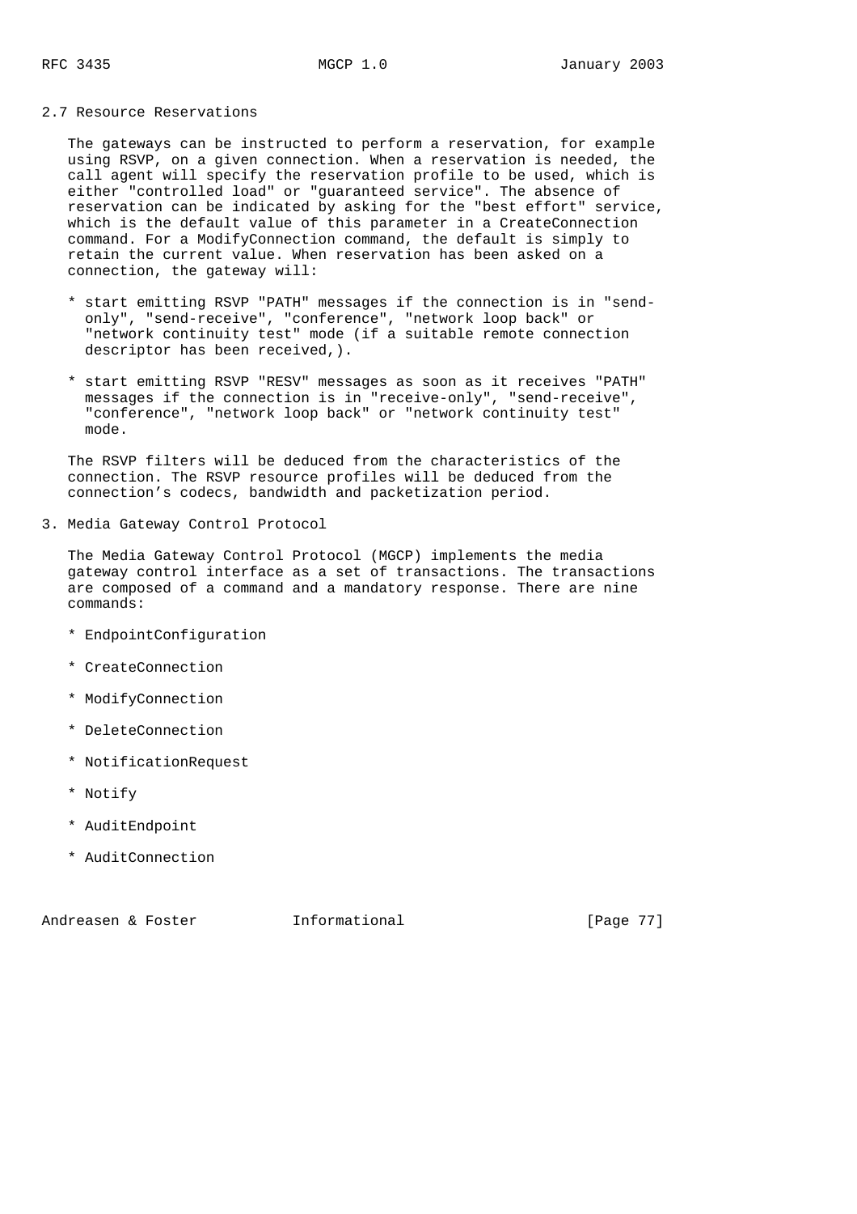## 2.7 Resource Reservations

The gateways can be instructed to perform a reservation, for example using RSVP, on a given connection. When a reservation is needed, the call agent will specify the reservation profile to be used, which is either "controlled load" or "guaranteed service". The absence of reservation can be indicated by asking for the "best effort" service, which is the default value of this parameter in a CreateConnection command. For a ModifyConnection command, the default is simply to retain the current value. When reservation has been asked on a connection, the gateway will:

* start emitting RSVP "PATH" messages if the connection is in "send-only", "send-receive", "conference", "network loop back" or "network continuity test" mode (if a suitable remote connection descriptor has been received,).

* start emitting RSVP "RESV" messages as soon as it receives "PATH" messages if the connection is in "receive-only", "send-receive", "conference", "network loop back" or "network continuity test" mode.

The RSVP filters will be deduced from the characteristics of the connection. The RSVP resource profiles will be deduced from the connection's codecs, bandwidth and packetization period.

# 3. Media Gateway Control Protocol

The Media Gateway Control Protocol (MGCP) implements the media gateway control interface as a set of transactions. The transactions are composed of a command and a mandatory response. There are nine commands:

* EndpointConfiguration

* CreateConnection

* ModifyConnection

* DeleteConnection

* NotificationRequest

* Notify

* AuditEndpoint

* AuditConnection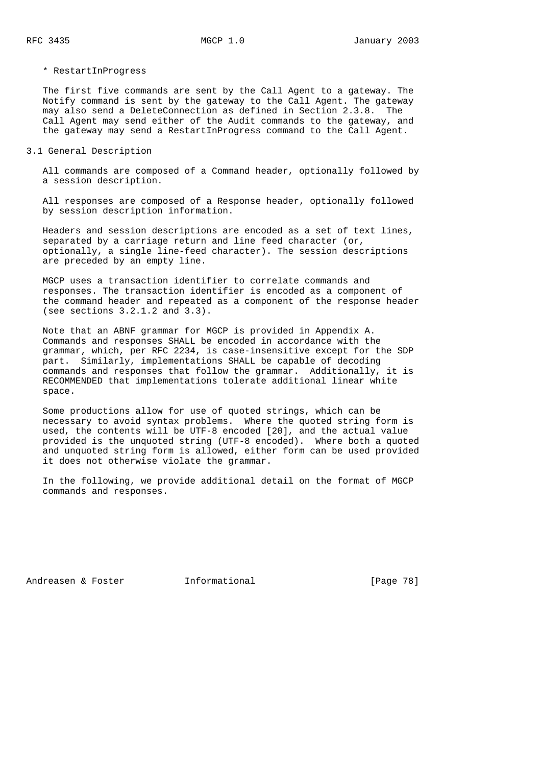* RestartInProgress

The first five commands are sent by the Call Agent to a gateway. The Notify command is sent by the gateway to the Call Agent. The gateway may also send a DeleteConnection as defined in Section 2.3.8. The Call Agent may send either of the Audit commands to the gateway, and the gateway may send a RestartInProgress command to the Call Agent.

## 3.1 General Description

All commands are composed of a Command header, optionally followed by a session description.

All responses are composed of a Response header, optionally followed by session description information.

Headers and session descriptions are encoded as a set of text lines, separated by a carriage return and line feed character (or, optionally, a single line-feed character). The session descriptions are preceded by an empty line.

MGCP uses a transaction identifier to correlate commands and responses. The transaction identifier is encoded as a component of the command header and repeated as a component of the response header (see sections 3.2.1.2 and 3.3).

Note that an ABNF grammar for MGCP is provided in Appendix A. Commands and responses SHALL be encoded in accordance with the grammar, which, per RFC 2234, is case-insensitive except for the SDP part. Similarly, implementations SHALL be capable of decoding commands and responses that follow the grammar. Additionally, it is RECOMMENDED that implementations tolerate additional linear white space.

Some productions allow for use of quoted strings, which can be necessary to avoid syntax problems. Where the quoted string form is used, the contents will be UTF-8 encoded [20], and the actual value provided is the unquoted string (UTF-8 encoded). Where both a quoted and unquoted string form is allowed, either form can be used provided it does not otherwise violate the grammar.

In the following, we provide additional detail on the format of MGCP commands and responses.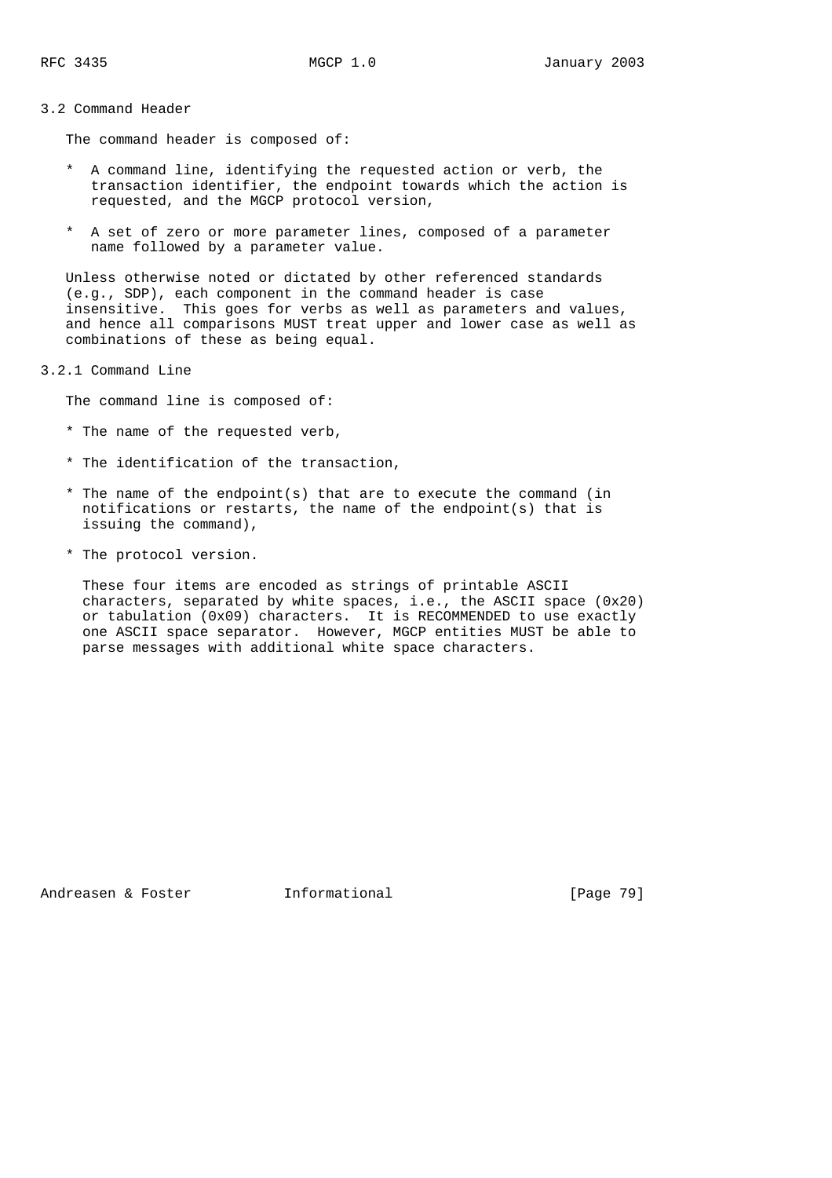## 3.2 Command Header

The command header is composed of:

* A command line, identifying the requested action or verb, the transaction identifier, the endpoint towards which the action is requested, and the MGCP protocol version,

* A set of zero or more parameter lines, composed of a parameter name followed by a parameter value.

Unless otherwise noted or dictated by other referenced standards (e.g., SDP), each component in the command header is case insensitive. This goes for verbs as well as parameters and values, and hence all comparisons MUST treat upper and lower case as well as combinations of these as being equal.

### 3.2.1 Command Line

The command line is composed of:

* The name of the requested verb,

* The identification of the transaction,

* The name of the endpoint(s) that are to execute the command (in notifications or restarts, the name of the endpoint(s) that is issuing the command),

* The protocol version.

These four items are encoded as strings of printable ASCII characters, separated by white spaces, i.e., the ASCII space (0x20) or tabulation (0x09) characters. It is RECOMMENDED to use exactly one ASCII space separator. However, MGCP entities MUST be able to parse messages with additional white space characters.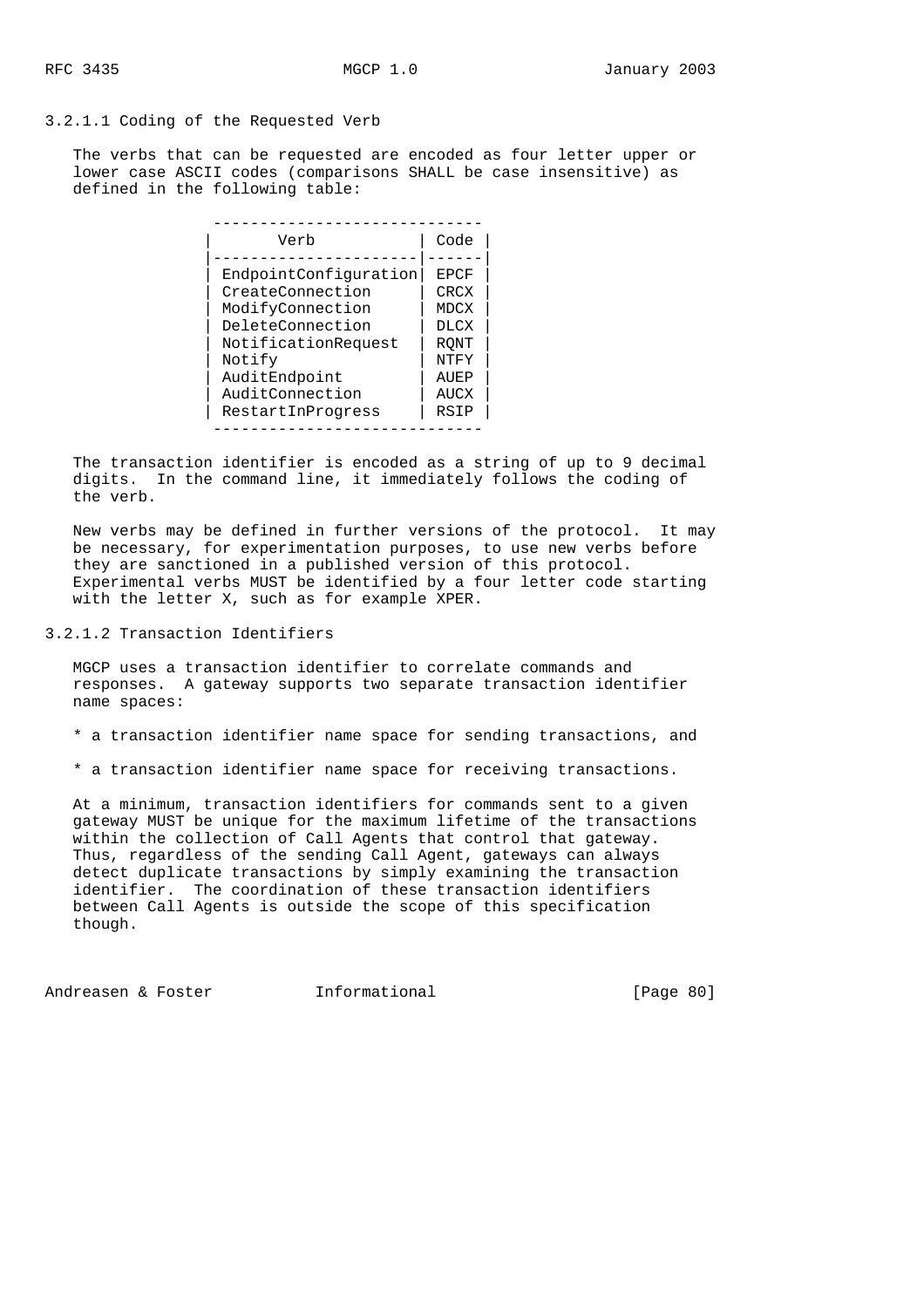#### 3.2.1.1 Coding of the Requested Verb

The verbs that can be requested are encoded as four letter upper or lower case ASCII codes (comparisons SHALL be case insensitive) as defined in the following table:

| Verb | Code |
|---|---|
| EndpointConfiguration | EPCF |
| CreateConnection | CRCX |
| ModifyConnection | MDCX |
| DeleteConnection | DLCX |
| NotificationRequest | RQNT |
| Notify | NTFY |
| AuditEndpoint | AUEP |
| AuditConnection | AUCX |
| RestartInProgress | RSIP |

The transaction identifier is encoded as a string of up to 9 decimal digits. In the command line, it immediately follows the coding of the verb.

New verbs may be defined in further versions of the protocol. It may be necessary, for experimentation purposes, to use new verbs before they are sanctioned in a published version of this protocol. Experimental verbs MUST be identified by a four letter code starting with the letter X, such as for example XPER.

#### 3.2.1.2 Transaction Identifiers

MGCP uses a transaction identifier to correlate commands and responses. A gateway supports two separate transaction identifier name spaces:

* a transaction identifier name space for sending transactions, and

* a transaction identifier name space for receiving transactions.

At a minimum, transaction identifiers for commands sent to a given gateway MUST be unique for the maximum lifetime of the transactions within the collection of Call Agents that control that gateway. Thus, regardless of the sending Call Agent, gateways can always detect duplicate transactions by simply examining the transaction identifier. The coordination of these transaction identifiers between Call Agents is outside the scope of this specification though.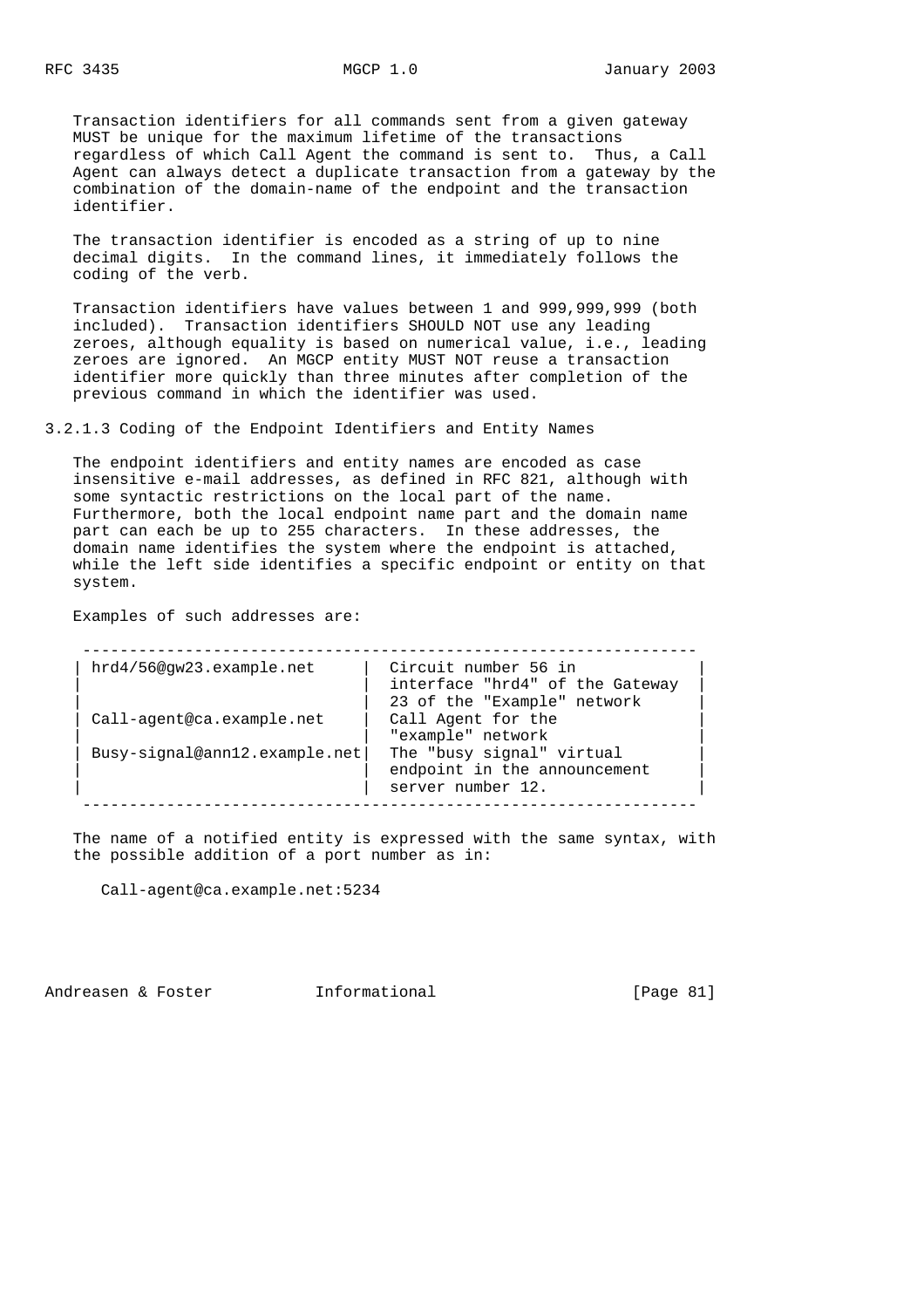Transaction identifiers for all commands sent from a given gateway MUST be unique for the maximum lifetime of the transactions regardless of which Call Agent the command is sent to. Thus, a Call Agent can always detect a duplicate transaction from a gateway by the combination of the domain-name of the endpoint and the transaction identifier.

The transaction identifier is encoded as a string of up to nine decimal digits. In the command lines, it immediately follows the coding of the verb.

Transaction identifiers have values between 1 and 999,999,999 (both included). Transaction identifiers SHOULD NOT use any leading zeroes, although equality is based on numerical value, i.e., leading zeroes are ignored. An MGCP entity MUST NOT reuse a transaction identifier more quickly than three minutes after completion of the previous command in which the identifier was used.

### 3.2.1.3 Coding of the Endpoint Identifiers and Entity Names

The endpoint identifiers and entity names are encoded as case insensitive e-mail addresses, as defined in RFC 821, although with some syntactic restrictions on the local part of the name. Furthermore, both the local endpoint name part and the domain name part can each be up to 255 characters. In these addresses, the domain name identifies the system where the endpoint is attached, while the left side identifies a specific endpoint or entity on that system.

Examples of such addresses are:

| Address | Description |
| --- | --- |
| hrd4/56@gw23.example.net | Circuit number 56 in interface "hrd4" of the Gateway 23 of the "Example" network |
| Call-agent@ca.example.net | Call Agent for the "example" network |
| Busy-signal@ann12.example.net | The "busy signal" virtual endpoint in the announcement server number 12. |

The name of a notified entity is expressed with the same syntax, with the possible addition of a port number as in:

```
Call-agent@ca.example.net:5234
```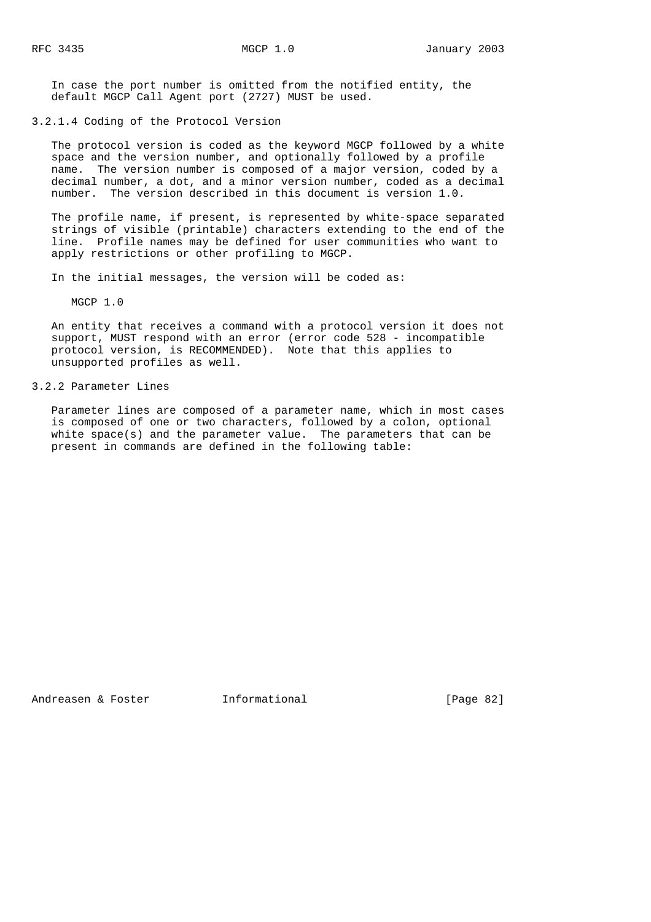In case the port number is omitted from the notified entity, the default MGCP Call Agent port (2727) MUST be used.

#### 3.2.1.4 Coding of the Protocol Version

The protocol version is coded as the keyword MGCP followed by a white space and the version number, and optionally followed by a profile name. The version number is composed of a major version, coded by a decimal number, a dot, and a minor version number, coded as a decimal number. The version described in this document is version 1.0.

The profile name, if present, is represented by white-space separated strings of visible (printable) characters extending to the end of the line. Profile names may be defined for user communities who want to apply restrictions or other profiling to MGCP.

In the initial messages, the version will be coded as:

```
MGCP 1.0
```

An entity that receives a command with a protocol version it does not support, MUST respond with an error (error code 528 - incompatible protocol version, is RECOMMENDED). Note that this applies to unsupported profiles as well.

### 3.2.2 Parameter Lines

Parameter lines are composed of a parameter name, which in most cases is composed of one or two characters, followed by a colon, optional white space(s) and the parameter value. The parameters that can be present in commands are defined in the following table: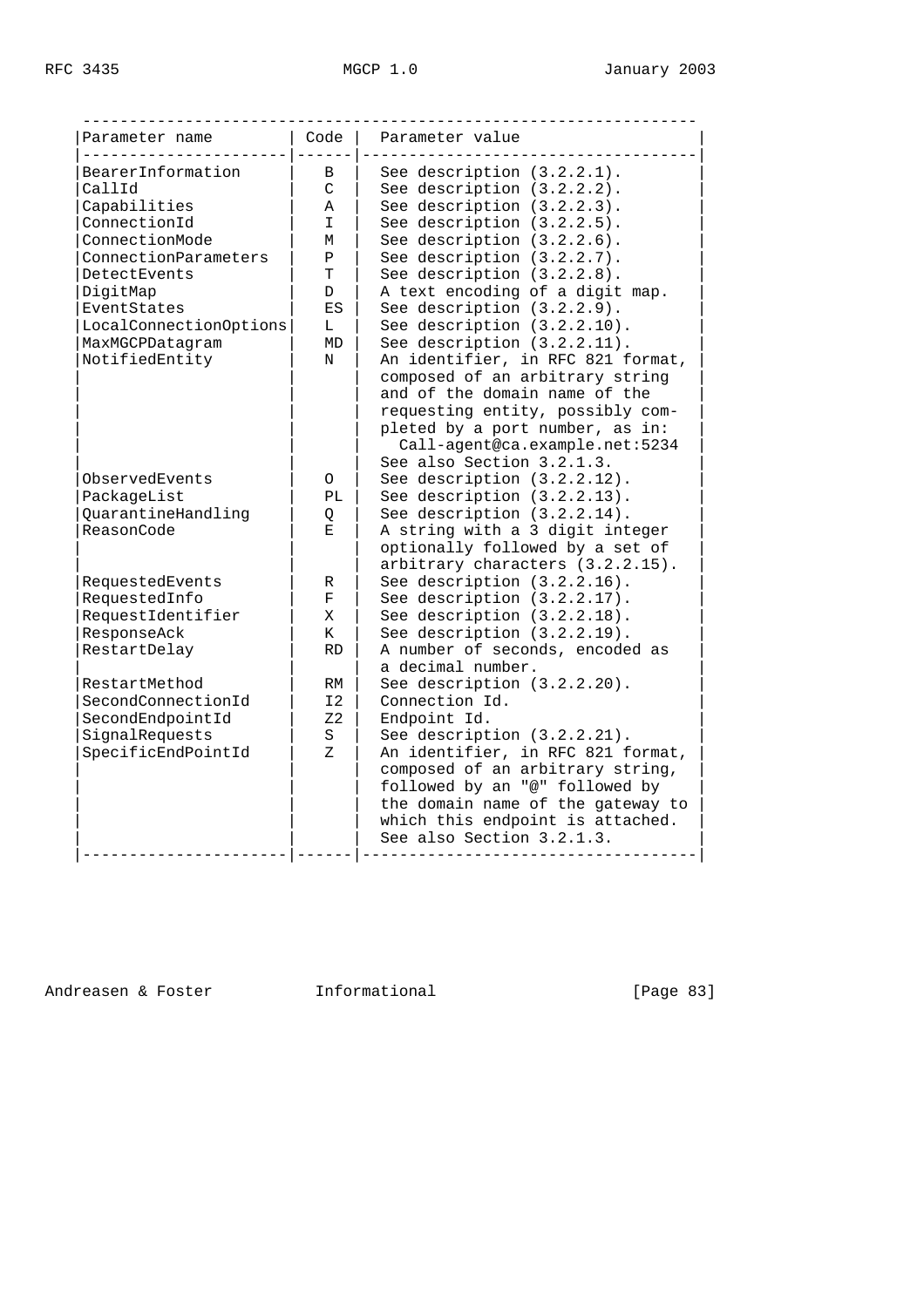| Parameter name | Code | Parameter value |
|---|---|---|
| BearerInformation | B | See description (3.2.2.1). |
| CallId | C | See description (3.2.2.2). |
| Capabilities | A | See description (3.2.2.3). |
| ConnectionId | I | See description (3.2.2.5). |
| ConnectionMode | M | See description (3.2.2.6). |
| ConnectionParameters | P | See description (3.2.2.7). |
| DetectEvents | T | See description (3.2.2.8). |
| DigitMap | D | A text encoding of a digit map. |
| EventStates | ES | See description (3.2.2.9). |
| LocalConnectionOptions | L | See description (3.2.2.10). |
| MaxMGCPDatagram | MD | See description (3.2.2.11). |
| NotifiedEntity | N | An identifier, in RFC 821 format, composed of an arbitrary string and of the domain name of the requesting entity, possibly completed by a port number, as in: Call-agent@ca.example.net:5234 See also Section 3.2.1.3. |
| ObservedEvents | O | See description (3.2.2.12). |
| PackageList | PL | See description (3.2.2.13). |
| QuarantineHandling | Q | See description (3.2.2.14). |
| ReasonCode | E | A string with a 3 digit integer optionally followed by a set of arbitrary characters (3.2.2.15). |
| RequestedEvents | R | See description (3.2.2.16). |
| RequestedInfo | F | See description (3.2.2.17). |
| RequestIdentifier | X | See description (3.2.2.18). |
| ResponseAck | K | See description (3.2.2.19). |
| RestartDelay | RD | A number of seconds, encoded as a decimal number. |
| RestartMethod | RM | See description (3.2.2.20). |
| SecondConnectionId | I2 | Connection Id. |
| SecondEndpointId | Z2 | Endpoint Id. |
| SignalRequests | S | See description (3.2.2.21). |
| SpecificEndPointId | Z | An identifier, in RFC 821 format, composed of an arbitrary string, followed by an "@" followed by the domain name of the gateway to which this endpoint is attached. See also Section 3.2.1.3. |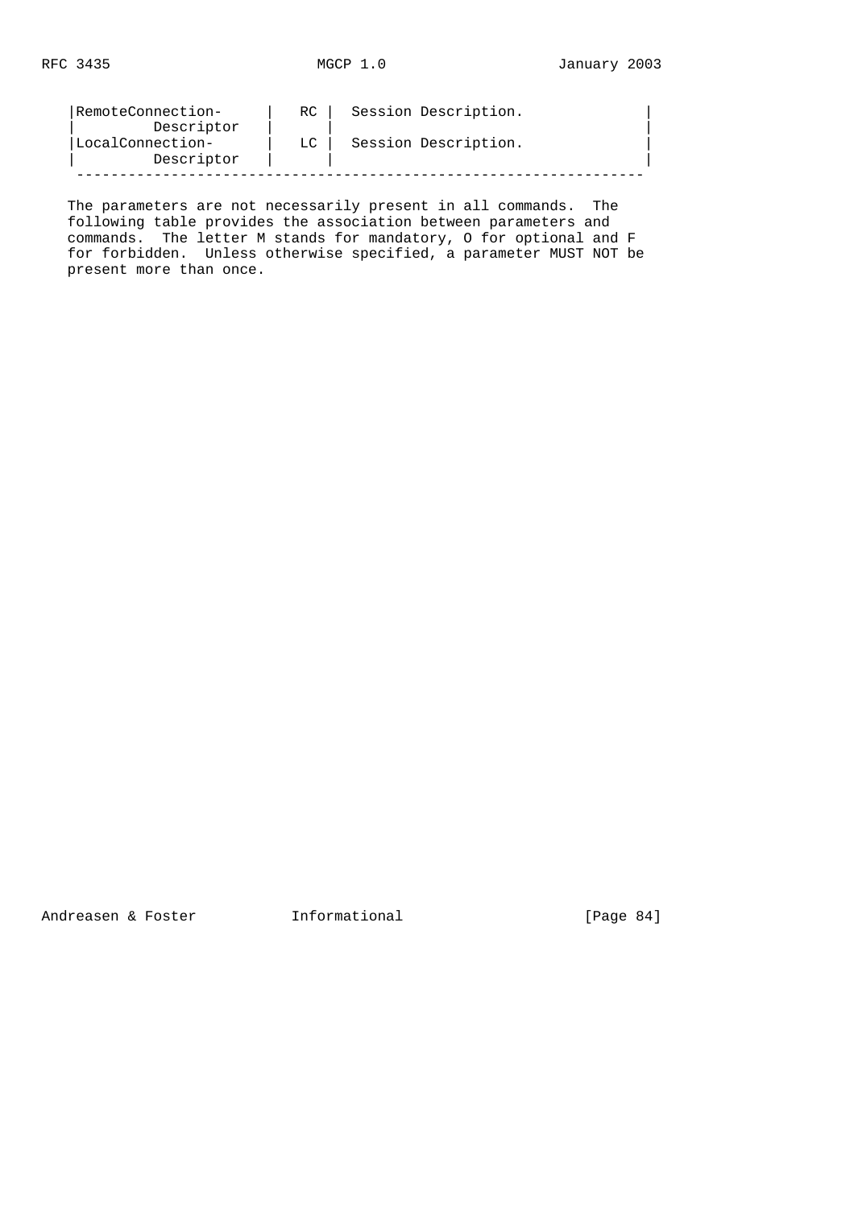| Parameter name | Code | Parameter value |
|---|---|---|
| RemoteConnection-Descriptor | RC | Session Description. |
| LocalConnection-Descriptor | LC | Session Description. |

The parameters are not necessarily present in all commands. The following table provides the association between parameters and commands. The letter M stands for mandatory, O for optional and F for forbidden. Unless otherwise specified, a parameter MUST NOT be present more than once.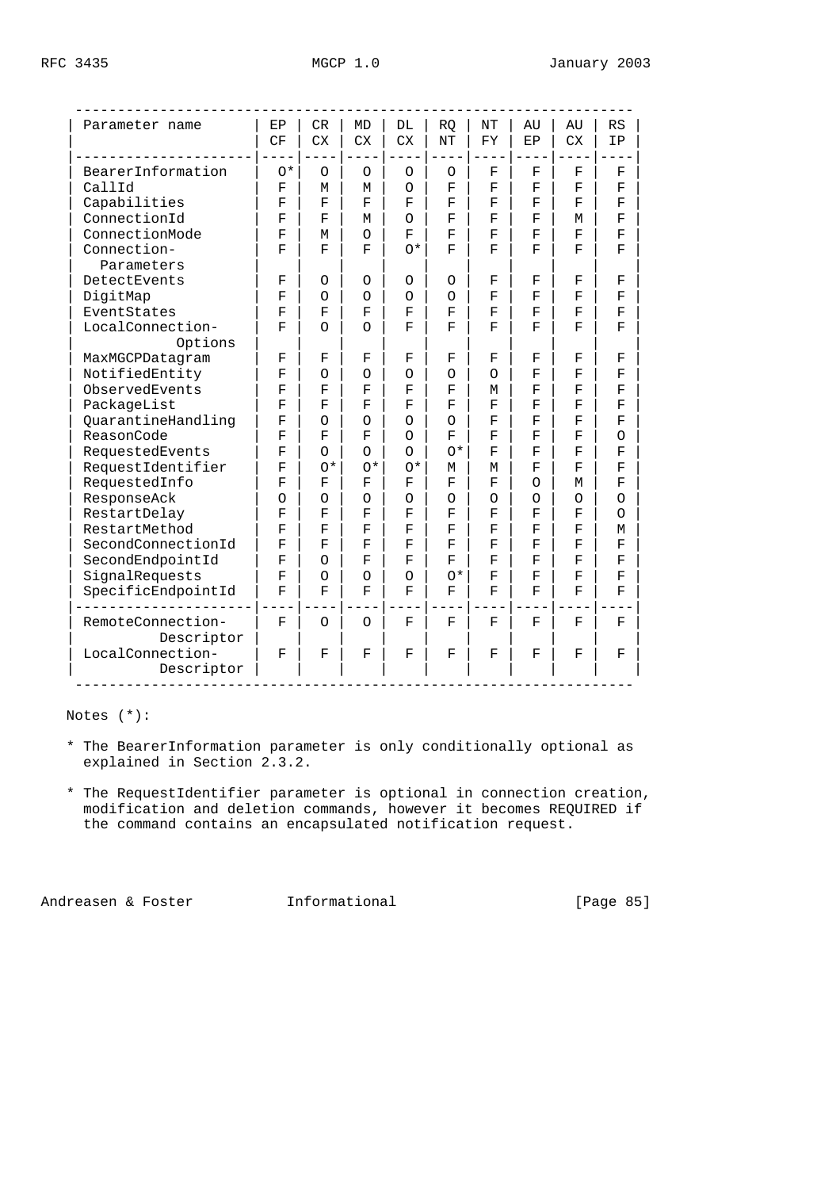| Parameter name | EP CF | CR CX | MD CX | DL CX | RQ NT | NT FY | AU EP | AU CX | RS IP |
|---|---|---|---|---|---|---|---|---|---|
| BearerInformation | O* | O | O | O | O | F | F | F | F |
| CallId | F | M | M | O | F | F | F | F | F |
| Capabilities | F | F | F | F | F | F | F | F | F |
| ConnectionId | F | F | M | O | F | F | F | M | F |
| ConnectionMode | F | M | O | F | F | F | F | F | F |
| Connection-Parameters | F | F | F | O* | F | F | F | F | F |
| DetectEvents | F | O | O | O | O | F | F | F | F |
| DigitMap | F | O | O | O | O | F | F | F | F |
| EventStates | F | F | F | F | F | F | F | F | F |
| LocalConnection-Options | F | O | O | F | F | F | F | F | F |
| MaxMGCPDatagram | F | F | F | F | F | F | F | F | F |
| NotifiedEntity | F | O | O | O | O | O | F | F | F |
| ObservedEvents | F | F | F | F | F | M | F | F | F |
| PackageList | F | F | F | F | F | F | F | F | F |
| QuarantineHandling | F | O | O | O | O | F | F | F | F |
| ReasonCode | F | F | F | O | F | F | F | F | O |
| RequestedEvents | F | O | O | O | O* | F | F | F | F |
| RequestIdentifier | F | O* | O* | O* | M | M | F | F | F |
| RequestedInfo | F | F | F | F | F | F | O | M | F |
| ResponseAck | O | O | O | O | O | O | O | O | O |
| RestartDelay | F | F | F | F | F | F | F | F | O |
| RestartMethod | F | F | F | F | F | F | F | F | M |
| SecondConnectionId | F | F | F | F | F | F | F | F | F |
| SecondEndpointId | F | O | F | F | F | F | F | F | F |
| SignalRequests | F | O | O | O | O* | F | F | F | F |
| SpecificEndpointId | F | F | F | F | F | F | F | F | F |
| RemoteConnection-Descriptor | F | O | O | F | F | F | F | F | F |
| LocalConnection-Descriptor | F | F | F | F | F | F | F | F | F |

Notes (*):

* The BearerInformation parameter is only conditionally optional as explained in Section 2.3.2.

* The RequestIdentifier parameter is optional in connection creation, modification and deletion commands, however it becomes REQUIRED if the command contains an encapsulated notification request.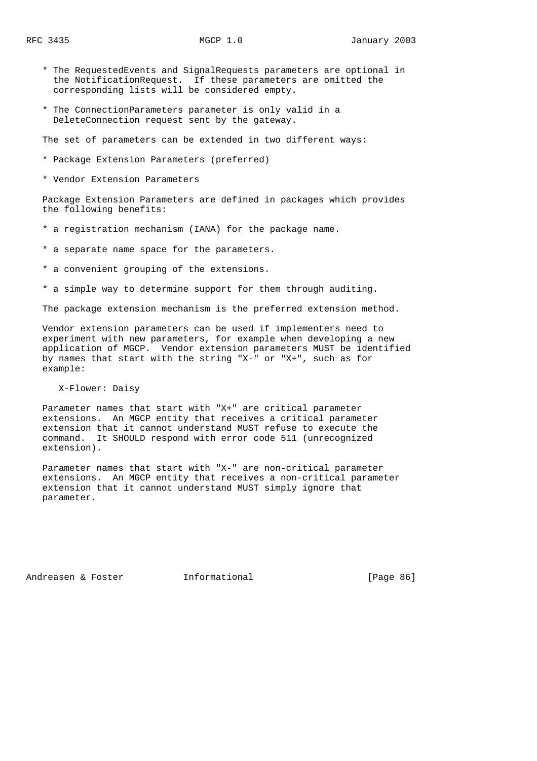* The RequestedEvents and SignalRequests parameters are optional in the NotificationRequest. If these parameters are omitted the corresponding lists will be considered empty.

* The ConnectionParameters parameter is only valid in a DeleteConnection request sent by the gateway.

The set of parameters can be extended in two different ways:

* Package Extension Parameters (preferred)

* Vendor Extension Parameters

Package Extension Parameters are defined in packages which provides the following benefits:

* a registration mechanism (IANA) for the package name.

* a separate name space for the parameters.

* a convenient grouping of the extensions.

* a simple way to determine support for them through auditing.

The package extension mechanism is the preferred extension method.

Vendor extension parameters can be used if implementers need to experiment with new parameters, for example when developing a new application of MGCP. Vendor extension parameters MUST be identified by names that start with the string "X-" or "X+", such as for example:

```
X-Flower: Daisy
```

Parameter names that start with "X+" are critical parameter extensions. An MGCP entity that receives a critical parameter extension that it cannot understand MUST refuse to execute the command. It SHOULD respond with error code 511 (unrecognized extension).

Parameter names that start with "X-" are non-critical parameter extensions. An MGCP entity that receives a non-critical parameter extension that it cannot understand MUST simply ignore that parameter.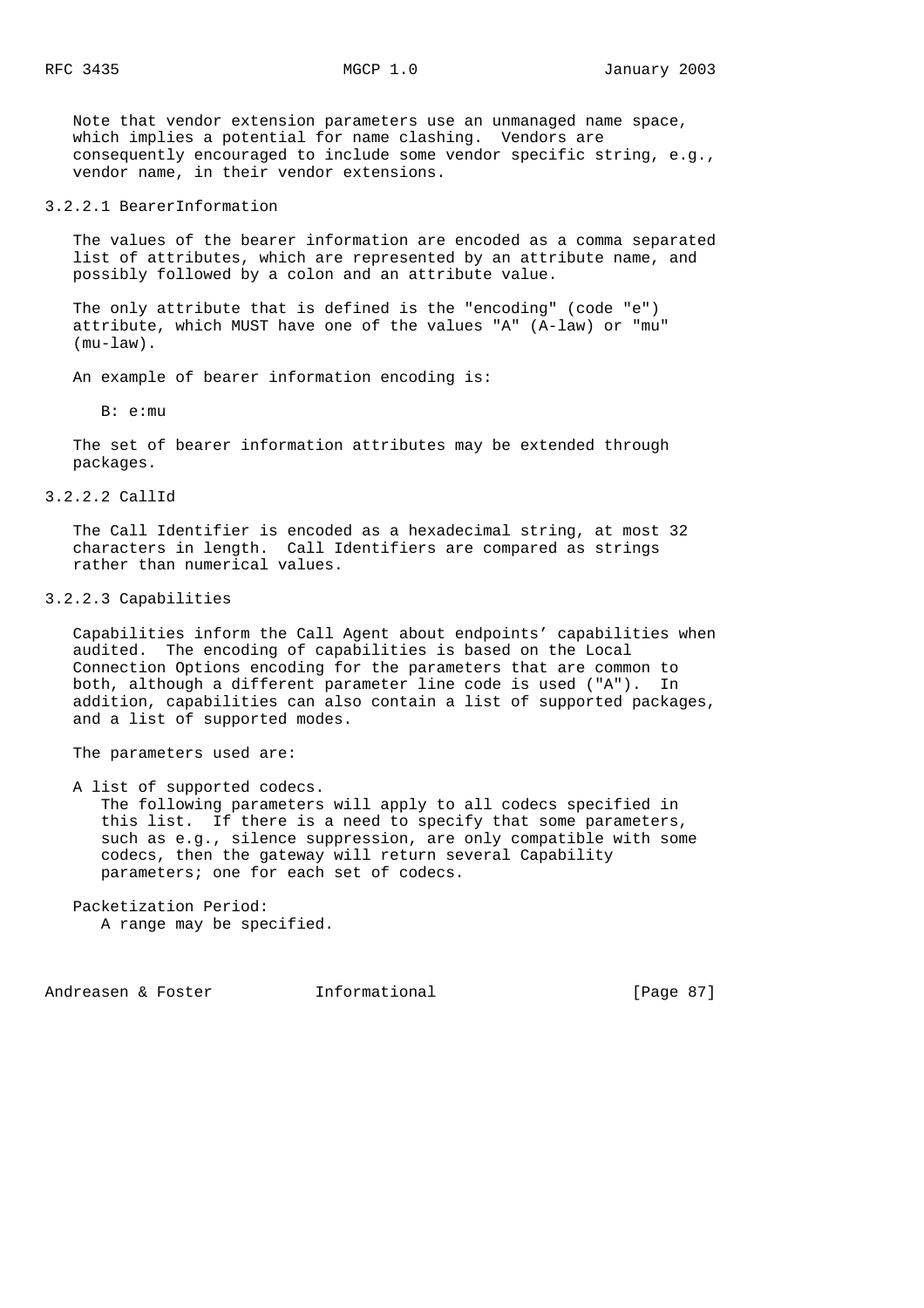Note that vendor extension parameters use an unmanaged name space, which implies a potential for name clashing. Vendors are consequently encouraged to include some vendor specific string, e.g., vendor name, in their vendor extensions.

### 3.2.2.1 BearerInformation

The values of the bearer information are encoded as a comma separated list of attributes, which are represented by an attribute name, and possibly followed by a colon and an attribute value.

The only attribute that is defined is the "encoding" (code "e") attribute, which MUST have one of the values "A" (A-law) or "mu" (mu-law).

An example of bearer information encoding is:

```
B: e:mu
```

The set of bearer information attributes may be extended through packages.

### 3.2.2.2 CallId

The Call Identifier is encoded as a hexadecimal string, at most 32 characters in length. Call Identifiers are compared as strings rather than numerical values.

### 3.2.2.3 Capabilities

Capabilities inform the Call Agent about endpoints' capabilities when audited. The encoding of capabilities is based on the Local Connection Options encoding for the parameters that are common to both, although a different parameter line code is used ("A"). In addition, capabilities can also contain a list of supported packages, and a list of supported modes.

The parameters used are:

A list of supported codecs.
The following parameters will apply to all codecs specified in this list. If there is a need to specify that some parameters, such as e.g., silence suppression, are only compatible with some codecs, then the gateway will return several Capability parameters; one for each set of codecs.

Packetization Period:
A range may be specified.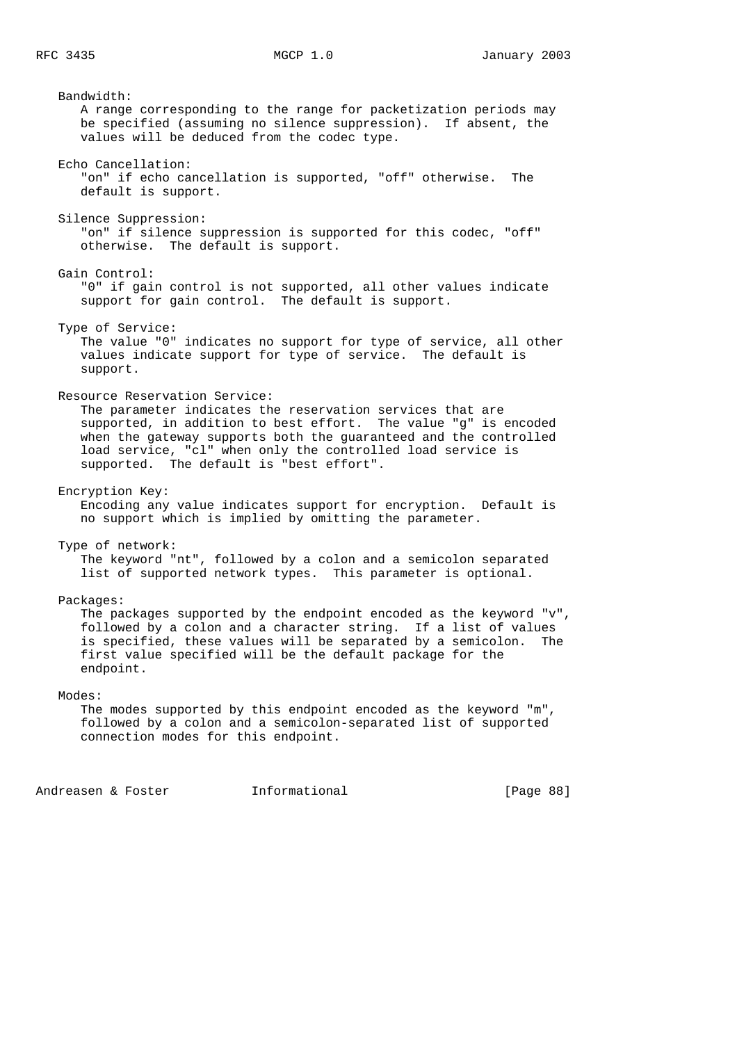Bandwidth:
A range corresponding to the range for packetization periods may be specified (assuming no silence suppression). If absent, the values will be deduced from the codec type.

Echo Cancellation:
"on" if echo cancellation is supported, "off" otherwise. The default is support.

Silence Suppression:
"on" if silence suppression is supported for this codec, "off" otherwise. The default is support.

Gain Control:
"0" if gain control is not supported, all other values indicate support for gain control. The default is support.

Type of Service:
The value "0" indicates no support for type of service, all other values indicate support for type of service. The default is support.

Resource Reservation Service:
The parameter indicates the reservation services that are supported, in addition to best effort. The value "g" is encoded when the gateway supports both the guaranteed and the controlled load service, "cl" when only the controlled load service is supported. The default is "best effort".

Encryption Key:
Encoding any value indicates support for encryption. Default is no support which is implied by omitting the parameter.

Type of network:
The keyword "nt", followed by a colon and a semicolon separated list of supported network types. This parameter is optional.

Packages:
The packages supported by the endpoint encoded as the keyword "v", followed by a colon and a character string. If a list of values is specified, these values will be separated by a semicolon. The first value specified will be the default package for the endpoint.

Modes:
The modes supported by this endpoint encoded as the keyword "m", followed by a colon and a semicolon-separated list of supported connection modes for this endpoint.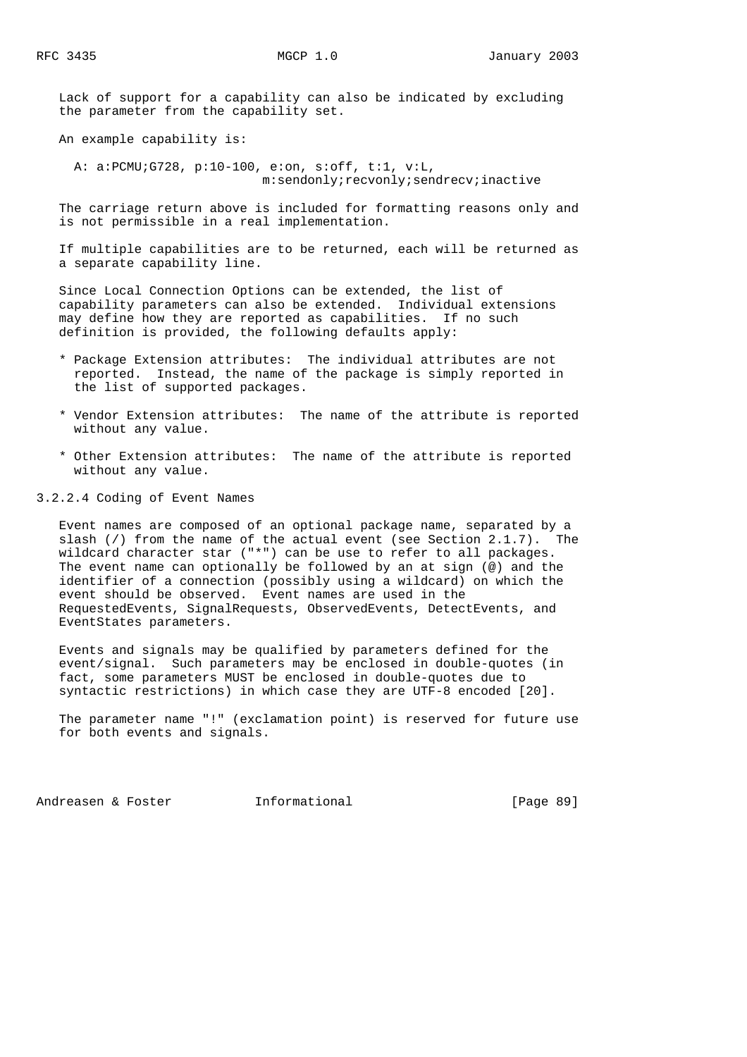Lack of support for a capability can also be indicated by excluding the parameter from the capability set.

An example capability is:

```
A: a:PCMU;G728, p:10-100, e:on, s:off, t:1, v:L,
                         m:sendonly;recvonly;sendrecv;inactive
```

The carriage return above is included for formatting reasons only and is not permissible in a real implementation.

If multiple capabilities are to be returned, each will be returned as a separate capability line.

Since Local Connection Options can be extended, the list of capability parameters can also be extended. Individual extensions may define how they are reported as capabilities. If no such definition is provided, the following defaults apply:

* Package Extension attributes: The individual attributes are not reported. Instead, the name of the package is simply reported in the list of supported packages.

* Vendor Extension attributes: The name of the attribute is reported without any value.

* Other Extension attributes: The name of the attribute is reported without any value.

### 3.2.2.4 Coding of Event Names

Event names are composed of an optional package name, separated by a slash (/) from the name of the actual event (see Section 2.1.7). The wildcard character star ("*") can be use to refer to all packages. The event name can optionally be followed by an at sign (@) and the identifier of a connection (possibly using a wildcard) on which the event should be observed. Event names are used in the RequestedEvents, SignalRequests, ObservedEvents, DetectEvents, and EventStates parameters.

Events and signals may be qualified by parameters defined for the event/signal. Such parameters may be enclosed in double-quotes (in fact, some parameters MUST be enclosed in double-quotes due to syntactic restrictions) in which case they are UTF-8 encoded [20].

The parameter name "!" (exclamation point) is reserved for future use for both events and signals.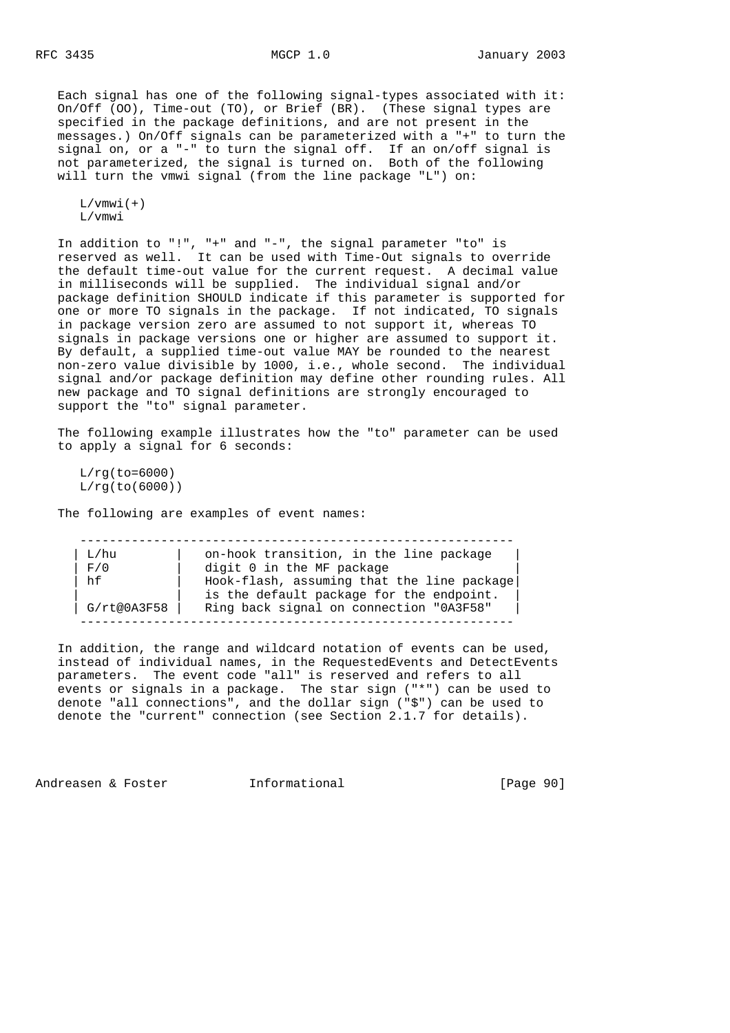Each signal has one of the following signal-types associated with it: On/Off (OO), Time-out (TO), or Brief (BR). (These signal types are specified in the package definitions, and are not present in the messages.) On/Off signals can be parameterized with a "+" to turn the signal on, or a "-" to turn the signal off. If an on/off signal is not parameterized, the signal is turned on. Both of the following will turn the vmwi signal (from the line package "L") on:

```
L/vmwi(+)
L/vmwi
```

In addition to "!", "+" and "-", the signal parameter "to" is reserved as well. It can be used with Time-Out signals to override the default time-out value for the current request. A decimal value in milliseconds will be supplied. The individual signal and/or package definition SHOULD indicate if this parameter is supported for one or more TO signals in the package. If not indicated, TO signals in package version zero are assumed to not support it, whereas TO signals in package versions one or higher are assumed to support it. By default, a supplied time-out value MAY be rounded to the nearest non-zero value divisible by 1000, i.e., whole second. The individual signal and/or package definition may define other rounding rules. All new package and TO signal definitions are strongly encouraged to support the "to" signal parameter.

The following example illustrates how the "to" parameter can be used to apply a signal for 6 seconds:

```
L/rg(to=6000)
L/rg(to(6000))
```

The following are examples of event names:

| | |
|---|---|
| L/hu | on-hook transition, in the line package |
| F/0 | digit 0 in the MF package |
| hf | Hook-flash, assuming that the line package is the default package for the endpoint. |
| G/rt@0A3F58 | Ring back signal on connection "0A3F58" |

In addition, the range and wildcard notation of events can be used, instead of individual names, in the RequestedEvents and DetectEvents parameters. The event code "all" is reserved and refers to all events or signals in a package. The star sign ("*") can be used to denote "all connections", and the dollar sign ("$") can be used to denote the "current" connection (see Section 2.1.7 for details).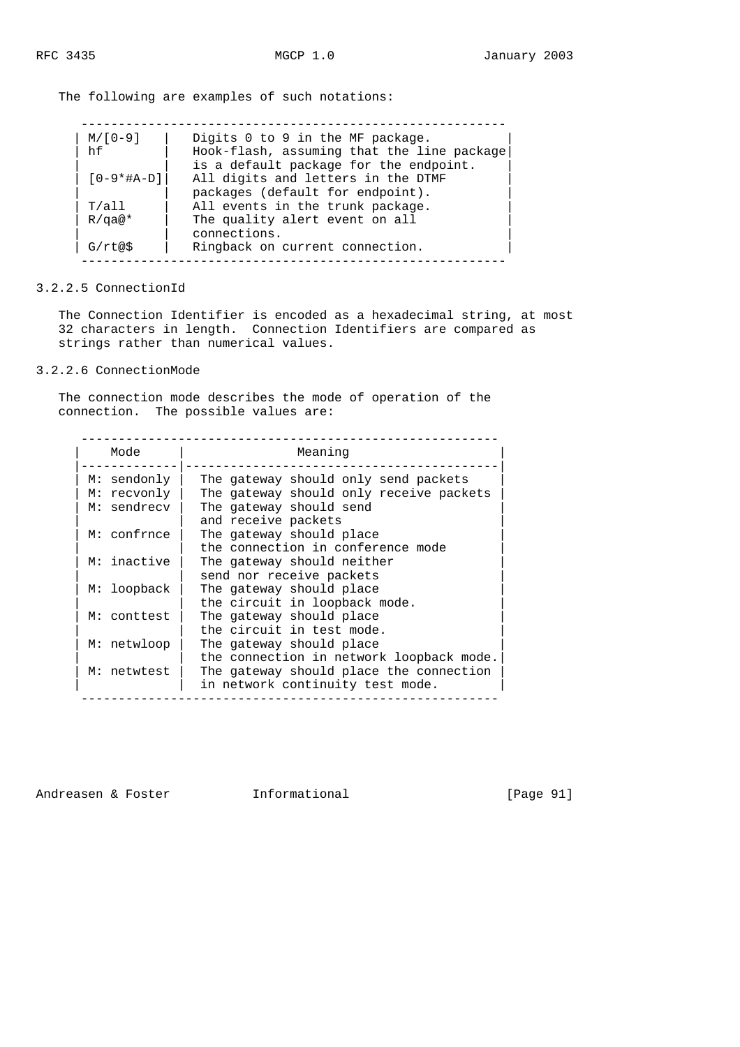The following are examples of such notations:

| | |
|---|---|
| M/[0-9] | Digits 0 to 9 in the MF package. |
| hf | Hook-flash, assuming that the line package is a default package for the endpoint. |
| [0-9*#A-D] | All digits and letters in the DTMF packages (default for endpoint). |
| T/all | All events in the trunk package. |
| R/qa@* | The quality alert event on all connections. |
| G/rt@$ | Ringback on current connection. |

### 3.2.2.5 ConnectionId

The Connection Identifier is encoded as a hexadecimal string, at most 32 characters in length. Connection Identifiers are compared as strings rather than numerical values.

### 3.2.2.6 ConnectionMode

The connection mode describes the mode of operation of the connection. The possible values are:

| Mode | Meaning |
|---|---|
| M: sendonly | The gateway should only send packets |
| M: recvonly | The gateway should only receive packets |
| M: sendrecv | The gateway should send and receive packets |
| M: confrnce | The gateway should place the connection in conference mode |
| M: inactive | The gateway should neither send nor receive packets |
| M: loopback | The gateway should place the circuit in loopback mode. |
| M: conttest | The gateway should place the circuit in test mode. |
| M: netwloop | The gateway should place the connection in network loopback mode. |
| M: netwtest | The gateway should place the connection in network continuity test mode. |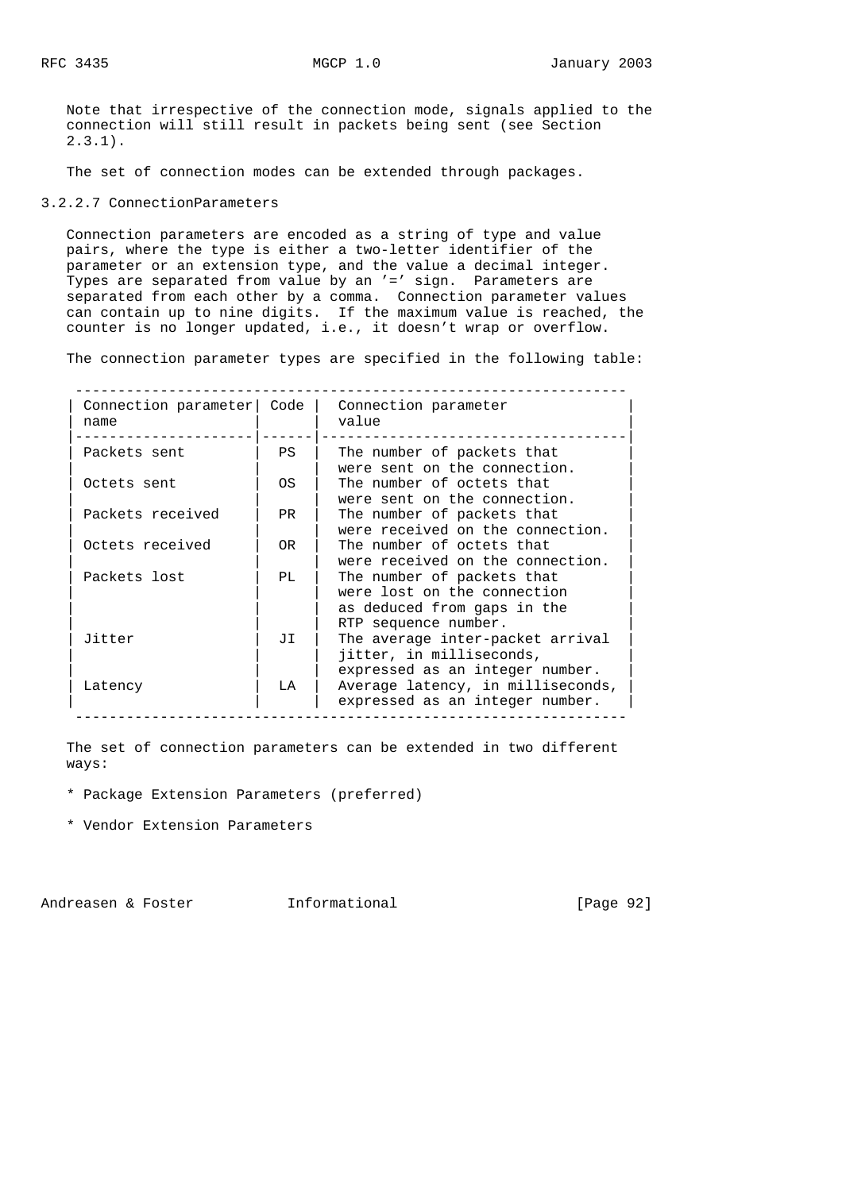Note that irrespective of the connection mode, signals applied to the connection will still result in packets being sent (see Section 2.3.1).

The set of connection modes can be extended through packages.

### 3.2.2.7 ConnectionParameters

Connection parameters are encoded as a string of type and value pairs, where the type is either a two-letter identifier of the parameter or an extension type, and the value a decimal integer. Types are separated from value by an '=' sign. Parameters are separated from each other by a comma. Connection parameter values can contain up to nine digits. If the maximum value is reached, the counter is no longer updated, i.e., it doesn't wrap or overflow.

The connection parameter types are specified in the following table:

| Connection parameter name | Code | Connection parameter value |
| --- | --- | --- |
| Packets sent | PS | The number of packets that were sent on the connection. |
| Octets sent | OS | The number of octets that were sent on the connection. |
| Packets received | PR | The number of packets that were received on the connection. |
| Octets received | OR | The number of octets that were received on the connection. |
| Packets lost | PL | The number of packets that were lost on the connection as deduced from gaps in the RTP sequence number. |
| Jitter | JI | The average inter-packet arrival jitter, in milliseconds, expressed as an integer number. |
| Latency | LA | Average latency, in milliseconds, expressed as an integer number. |

The set of connection parameters can be extended in two different ways:

* Package Extension Parameters (preferred)

* Vendor Extension Parameters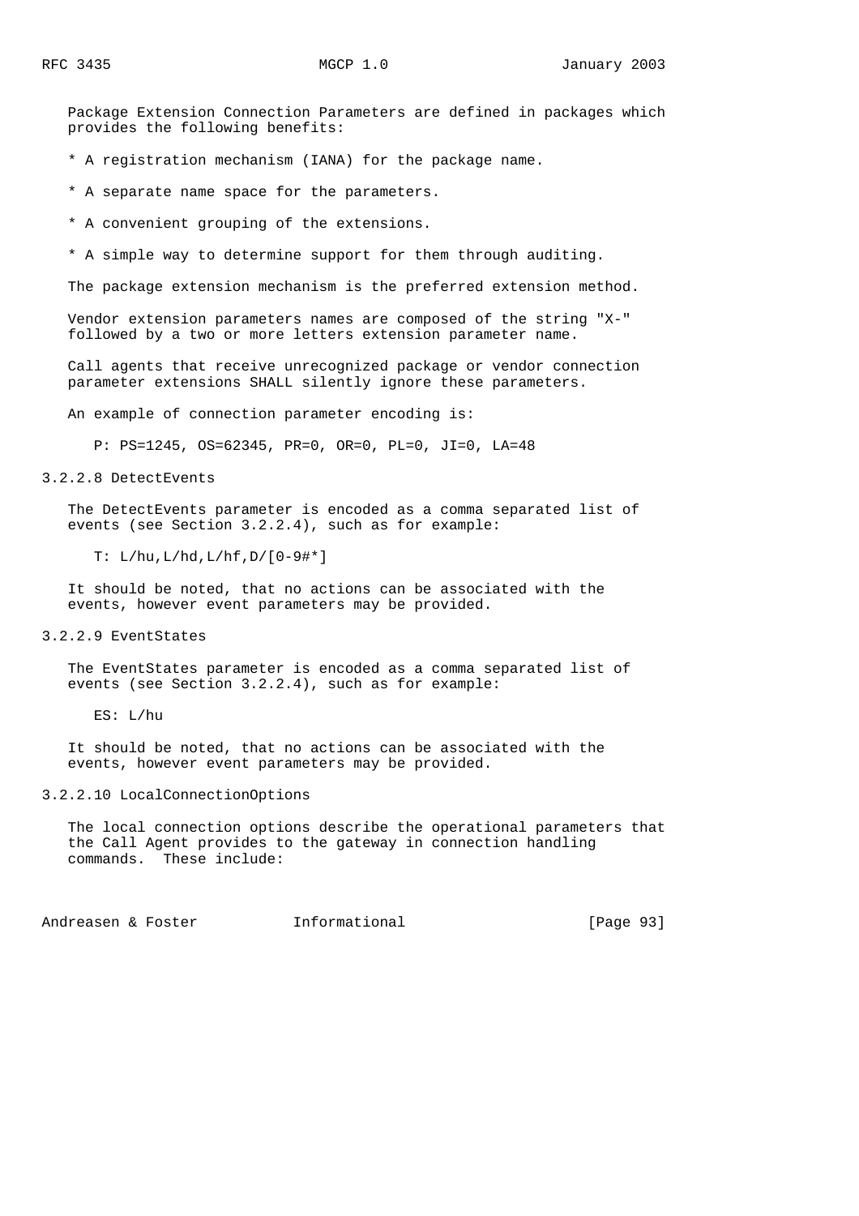Package Extension Connection Parameters are defined in packages which provides the following benefits:

* A registration mechanism (IANA) for the package name.

* A separate name space for the parameters.

* A convenient grouping of the extensions.

* A simple way to determine support for them through auditing.

The package extension mechanism is the preferred extension method.

Vendor extension parameters names are composed of the string "X-" followed by a two or more letters extension parameter name.

Call agents that receive unrecognized package or vendor connection parameter extensions SHALL silently ignore these parameters.

An example of connection parameter encoding is:

```
P: PS=1245, OS=62345, PR=0, OR=0, PL=0, JI=0, LA=48
```

### 3.2.2.8 DetectEvents

The DetectEvents parameter is encoded as a comma separated list of events (see Section 3.2.2.4), such as for example:

```
T: L/hu,L/hd,L/hf,D/[0-9#*]
```

It should be noted, that no actions can be associated with the events, however event parameters may be provided.

### 3.2.2.9 EventStates

The EventStates parameter is encoded as a comma separated list of events (see Section 3.2.2.4), such as for example:

```
ES: L/hu
```

It should be noted, that no actions can be associated with the events, however event parameters may be provided.

### 3.2.2.10 LocalConnectionOptions

The local connection options describe the operational parameters that the Call Agent provides to the gateway in connection handling commands. These include: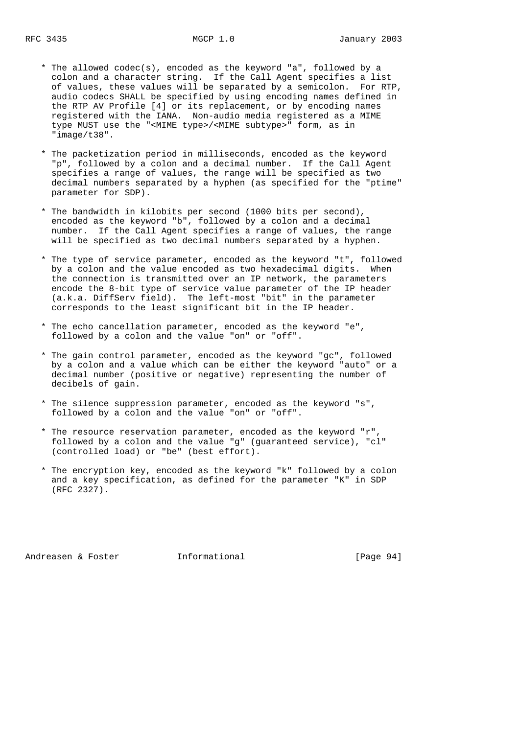* The allowed codec(s), encoded as the keyword "a", followed by a colon and a character string. If the Call Agent specifies a list of values, these values will be separated by a semicolon. For RTP, audio codecs SHALL be specified by using encoding names defined in the RTP AV Profile [4] or its replacement, or by encoding names registered with the IANA. Non-audio media registered as a MIME type MUST use the "<MIME type>/<MIME subtype>" form, as in "image/t38".

* The packetization period in milliseconds, encoded as the keyword "p", followed by a colon and a decimal number. If the Call Agent specifies a range of values, the range will be specified as two decimal numbers separated by a hyphen (as specified for the "ptime" parameter for SDP).

* The bandwidth in kilobits per second (1000 bits per second), encoded as the keyword "b", followed by a colon and a decimal number. If the Call Agent specifies a range of values, the range will be specified as two decimal numbers separated by a hyphen.

* The type of service parameter, encoded as the keyword "t", followed by a colon and the value encoded as two hexadecimal digits. When the connection is transmitted over an IP network, the parameters encode the 8-bit type of service value parameter of the IP header (a.k.a. DiffServ field). The left-most "bit" in the parameter corresponds to the least significant bit in the IP header.

* The echo cancellation parameter, encoded as the keyword "e", followed by a colon and the value "on" or "off".

* The gain control parameter, encoded as the keyword "gc", followed by a colon and a value which can be either the keyword "auto" or a decimal number (positive or negative) representing the number of decibels of gain.

* The silence suppression parameter, encoded as the keyword "s", followed by a colon and the value "on" or "off".

* The resource reservation parameter, encoded as the keyword "r", followed by a colon and the value "g" (guaranteed service), "cl" (controlled load) or "be" (best effort).

* The encryption key, encoded as the keyword "k" followed by a colon and a key specification, as defined for the parameter "K" in SDP (RFC 2327).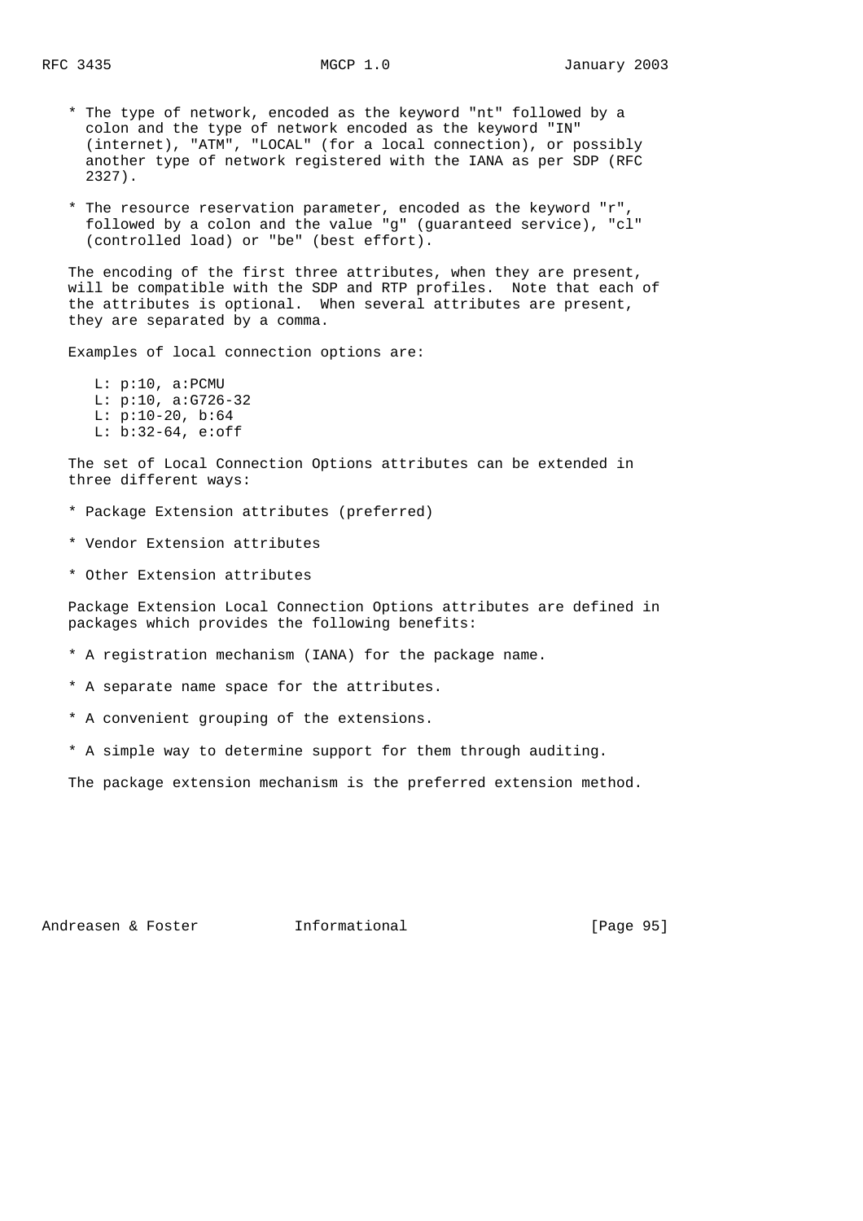* The type of network, encoded as the keyword "nt" followed by a colon and the type of network encoded as the keyword "IN" (internet), "ATM", "LOCAL" (for a local connection), or possibly another type of network registered with the IANA as per SDP (RFC 2327).

* The resource reservation parameter, encoded as the keyword "r", followed by a colon and the value "g" (guaranteed service), "cl" (controlled load) or "be" (best effort).

The encoding of the first three attributes, when they are present, will be compatible with the SDP and RTP profiles. Note that each of the attributes is optional. When several attributes are present, they are separated by a comma.

Examples of local connection options are:

```
L: p:10, a:PCMU
L: p:10, a:G726-32
L: p:10-20, b:64
L: b:32-64, e:off
```

The set of Local Connection Options attributes can be extended in three different ways:

* Package Extension attributes (preferred)

* Vendor Extension attributes

* Other Extension attributes

Package Extension Local Connection Options attributes are defined in packages which provides the following benefits:

* A registration mechanism (IANA) for the package name.

* A separate name space for the attributes.

* A convenient grouping of the extensions.

* A simple way to determine support for them through auditing.

The package extension mechanism is the preferred extension method.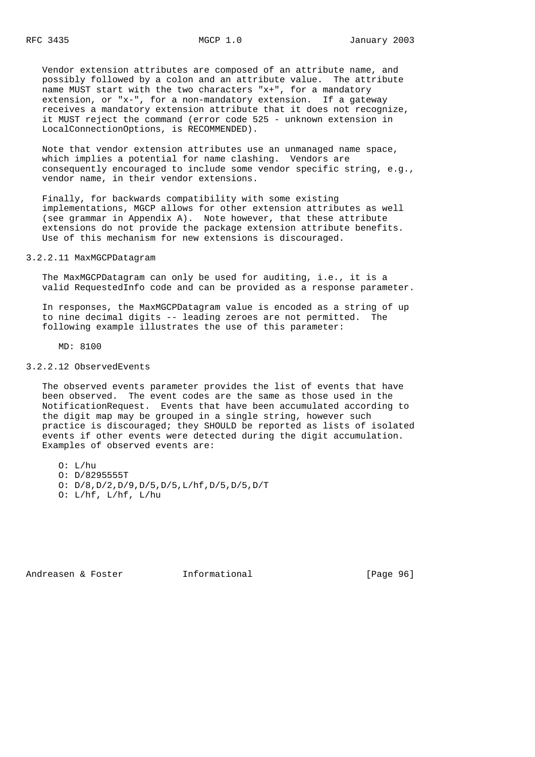Vendor extension attributes are composed of an attribute name, and possibly followed by a colon and an attribute value. The attribute name MUST start with the two characters "x+", for a mandatory extension, or "x-", for a non-mandatory extension. If a gateway receives a mandatory extension attribute that it does not recognize, it MUST reject the command (error code 525 - unknown extension in LocalConnectionOptions, is RECOMMENDED).

Note that vendor extension attributes use an unmanaged name space, which implies a potential for name clashing. Vendors are consequently encouraged to include some vendor specific string, e.g., vendor name, in their vendor extensions.

Finally, for backwards compatibility with some existing implementations, MGCP allows for other extension attributes as well (see grammar in Appendix A). Note however, that these attribute extensions do not provide the package extension attribute benefits. Use of this mechanism for new extensions is discouraged.

### 3.2.2.11 MaxMGCPDatagram

The MaxMGCPDatagram can only be used for auditing, i.e., it is a valid RequestedInfo code and can be provided as a response parameter.

In responses, the MaxMGCPDatagram value is encoded as a string of up to nine decimal digits -- leading zeroes are not permitted. The following example illustrates the use of this parameter:

```
MD: 8100
```

### 3.2.2.12 ObservedEvents

The observed events parameter provides the list of events that have been observed. The event codes are the same as those used in the NotificationRequest. Events that have been accumulated according to the digit map may be grouped in a single string, however such practice is discouraged; they SHOULD be reported as lists of isolated events if other events were detected during the digit accumulation. Examples of observed events are:

```
O: L/hu
O: D/8295555T
O: D/8,D/2,D/9,D/5,D/5,L/hf,D/5,D/5,D/T
O: L/hf, L/hf, L/hu
```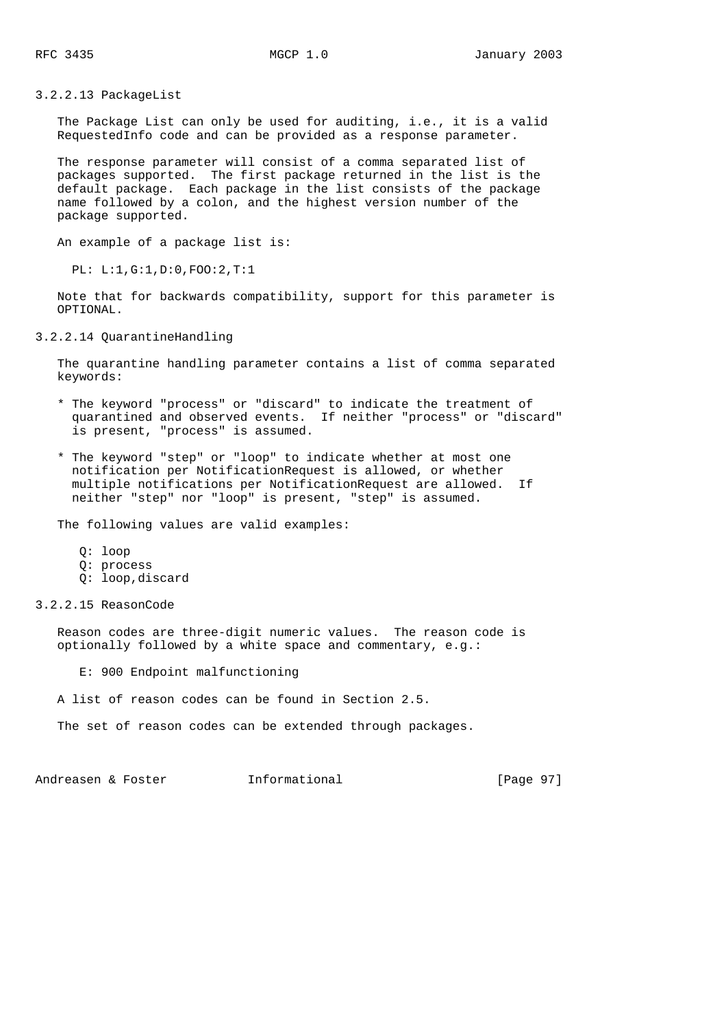#### 3.2.2.13 PackageList

The Package List can only be used for auditing, i.e., it is a valid RequestedInfo code and can be provided as a response parameter.

The response parameter will consist of a comma separated list of packages supported. The first package returned in the list is the default package. Each package in the list consists of the package name followed by a colon, and the highest version number of the package supported.

An example of a package list is:

```
PL: L:1,G:1,D:0,FOO:2,T:1
```

Note that for backwards compatibility, support for this parameter is OPTIONAL.

#### 3.2.2.14 QuarantineHandling

The quarantine handling parameter contains a list of comma separated keywords:

* The keyword "process" or "discard" to indicate the treatment of quarantined and observed events. If neither "process" or "discard" is present, "process" is assumed.

* The keyword "step" or "loop" to indicate whether at most one notification per NotificationRequest is allowed, or whether multiple notifications per NotificationRequest are allowed. If neither "step" nor "loop" is present, "step" is assumed.

The following values are valid examples:

```
Q: loop
Q: process
Q: loop,discard
```

#### 3.2.2.15 ReasonCode

Reason codes are three-digit numeric values. The reason code is optionally followed by a white space and commentary, e.g.:

```
E: 900 Endpoint malfunctioning
```

A list of reason codes can be found in Section 2.5.

The set of reason codes can be extended through packages.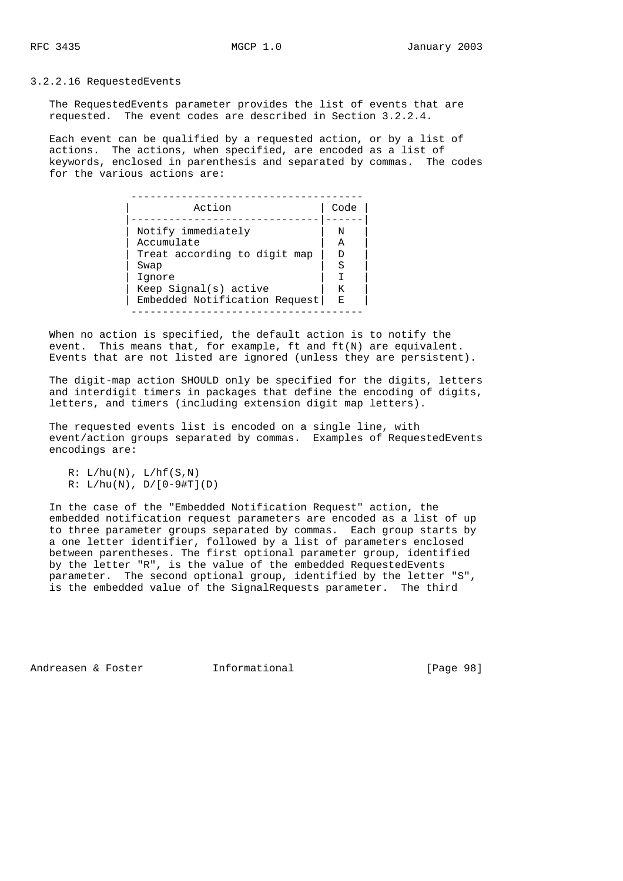### 3.2.2.16 RequestedEvents

The RequestedEvents parameter provides the list of events that are requested. The event codes are described in Section 3.2.2.4.

Each event can be qualified by a requested action, or by a list of actions. The actions, when specified, are encoded as a list of keywords, enclosed in parenthesis and separated by commas. The codes for the various actions are:

| Action | Code |
|---|---|
| Notify immediately | N |
| Accumulate | A |
| Treat according to digit map | D |
| Swap | S |
| Ignore | I |
| Keep Signal(s) active | K |
| Embedded Notification Request | E |

When no action is specified, the default action is to notify the event. This means that, for example, ft and ft(N) are equivalent. Events that are not listed are ignored (unless they are persistent).

The digit-map action SHOULD only be specified for the digits, letters and interdigit timers in packages that define the encoding of digits, letters, and timers (including extension digit map letters).

The requested events list is encoded on a single line, with event/action groups separated by commas. Examples of RequestedEvents encodings are:

```
R: L/hu(N), L/hf(S,N)
R: L/hu(N), D/[0-9#T](D)
```

In the case of the "Embedded Notification Request" action, the embedded notification request parameters are encoded as a list of up to three parameter groups separated by commas. Each group starts by a one letter identifier, followed by a list of parameters enclosed between parentheses. The first optional parameter group, identified by the letter "R", is the value of the embedded RequestedEvents parameter. The second optional group, identified by the letter "S", is the embedded value of the SignalRequests parameter. The third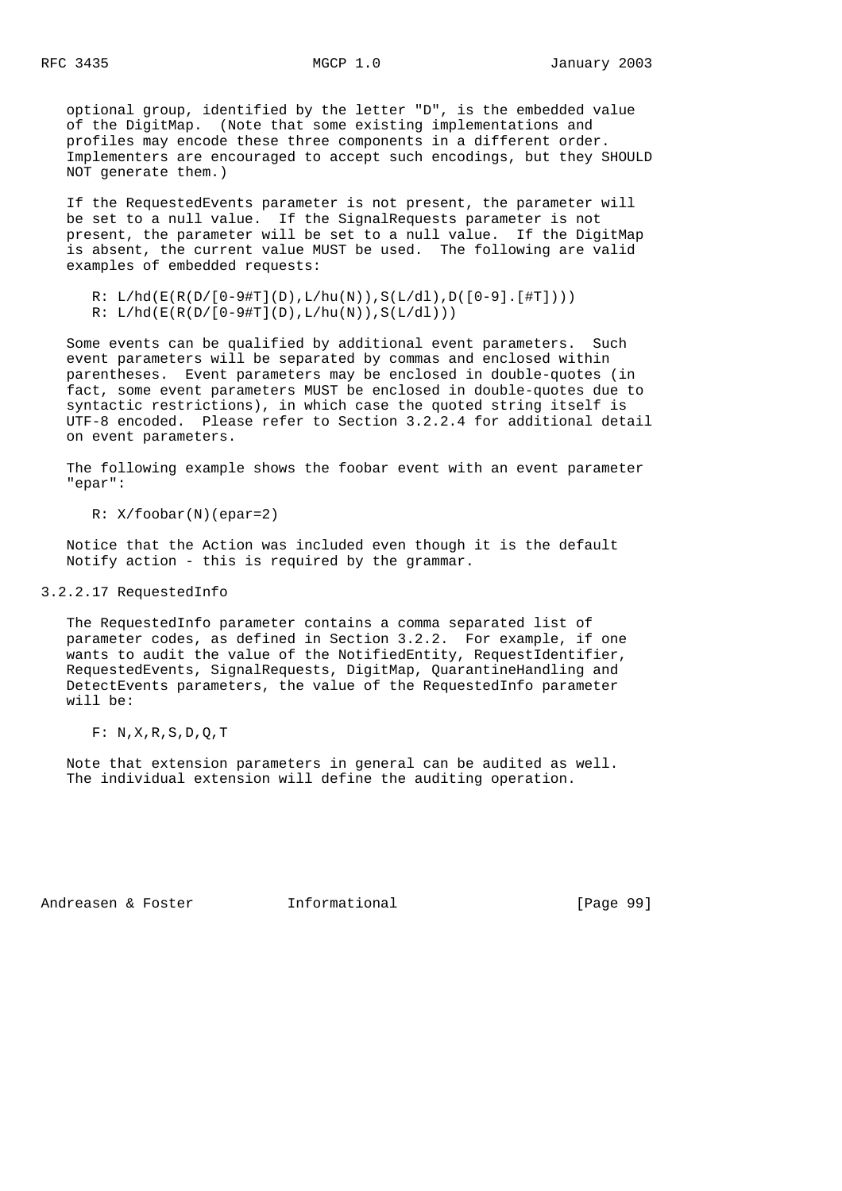optional group, identified by the letter "D", is the embedded value of the DigitMap. (Note that some existing implementations and profiles may encode these three components in a different order. Implementers are encouraged to accept such encodings, but they SHOULD NOT generate them.)

If the RequestedEvents parameter is not present, the parameter will be set to a null value. If the SignalRequests parameter is not present, the parameter will be set to a null value. If the DigitMap is absent, the current value MUST be used. The following are valid examples of embedded requests:

```
R: L/hd(E(R(D/[0-9#T](D),L/hu(N)),S(L/dl),D([0-9].[#T])))
R: L/hd(E(R(D/[0-9#T](D),L/hu(N)),S(L/dl)))
```

Some events can be qualified by additional event parameters. Such event parameters will be separated by commas and enclosed within parentheses. Event parameters may be enclosed in double-quotes (in fact, some event parameters MUST be enclosed in double-quotes due to syntactic restrictions), in which case the quoted string itself is UTF-8 encoded. Please refer to Section 3.2.2.4 for additional detail on event parameters.

The following example shows the foobar event with an event parameter "epar":

```
R: X/foobar(N)(epar=2)
```

Notice that the Action was included even though it is the default Notify action - this is required by the grammar.

### 3.2.2.17 RequestedInfo

The RequestedInfo parameter contains a comma separated list of parameter codes, as defined in Section 3.2.2. For example, if one wants to audit the value of the NotifiedEntity, RequestIdentifier, RequestedEvents, SignalRequests, DigitMap, QuarantineHandling and DetectEvents parameters, the value of the RequestedInfo parameter will be:

```
F: N,X,R,S,D,Q,T
```

Note that extension parameters in general can be audited as well. The individual extension will define the auditing operation.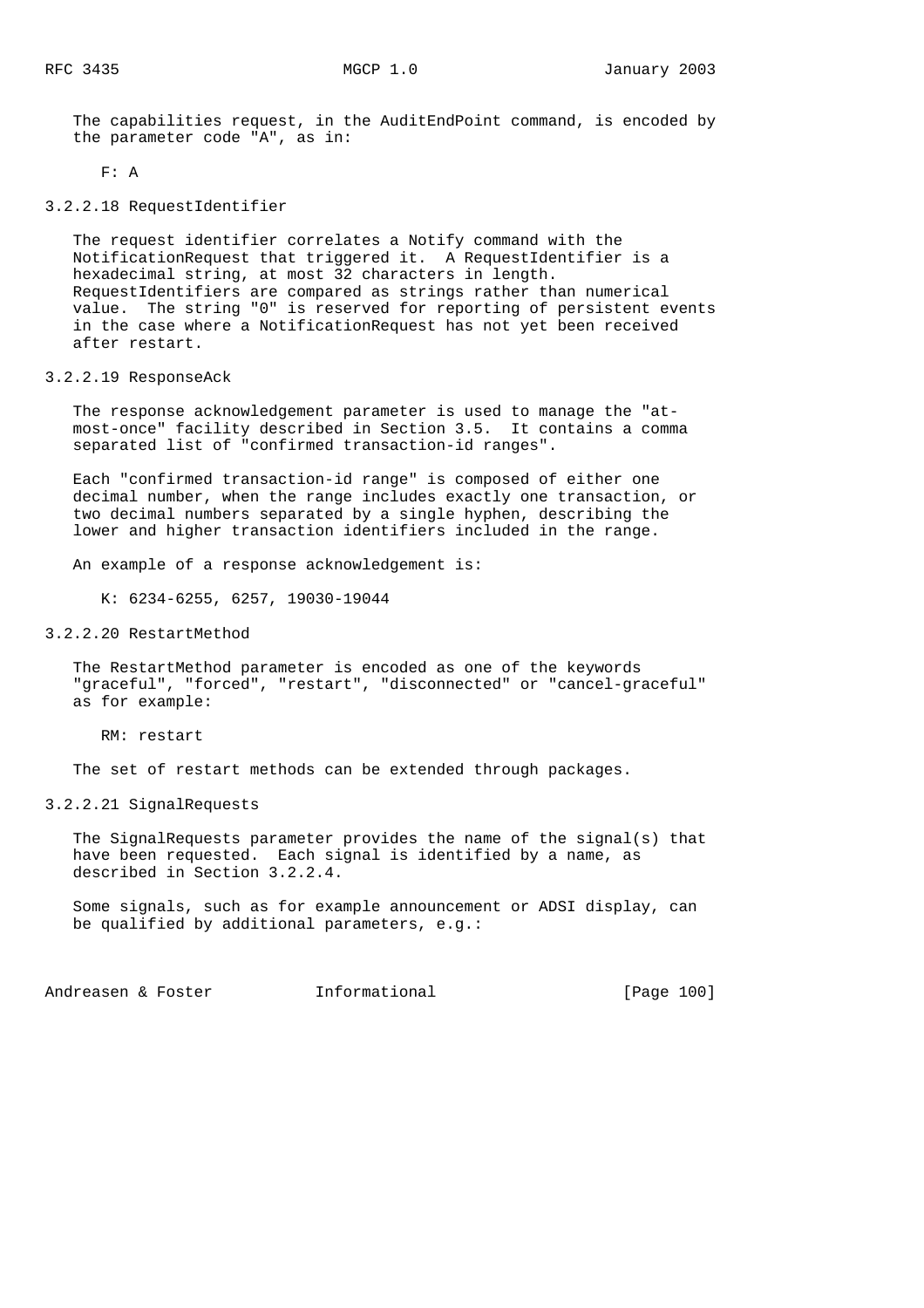The capabilities request, in the AuditEndPoint command, is encoded by the parameter code "A", as in:

```
F: A
```

### 3.2.2.18 RequestIdentifier

The request identifier correlates a Notify command with the NotificationRequest that triggered it. A RequestIdentifier is a hexadecimal string, at most 32 characters in length. RequestIdentifiers are compared as strings rather than numerical value. The string "0" is reserved for reporting of persistent events in the case where a NotificationRequest has not yet been received after restart.

### 3.2.2.19 ResponseAck

The response acknowledgement parameter is used to manage the "at-most-once" facility described in Section 3.5. It contains a comma separated list of "confirmed transaction-id ranges".

Each "confirmed transaction-id range" is composed of either one decimal number, when the range includes exactly one transaction, or two decimal numbers separated by a single hyphen, describing the lower and higher transaction identifiers included in the range.

An example of a response acknowledgement is:

```
K: 6234-6255, 6257, 19030-19044
```

### 3.2.2.20 RestartMethod

The RestartMethod parameter is encoded as one of the keywords "graceful", "forced", "restart", "disconnected" or "cancel-graceful" as for example:

```
RM: restart
```

The set of restart methods can be extended through packages.

### 3.2.2.21 SignalRequests

The SignalRequests parameter provides the name of the signal(s) that have been requested. Each signal is identified by a name, as described in Section 3.2.2.4.

Some signals, such as for example announcement or ADSI display, can be qualified by additional parameters, e.g.: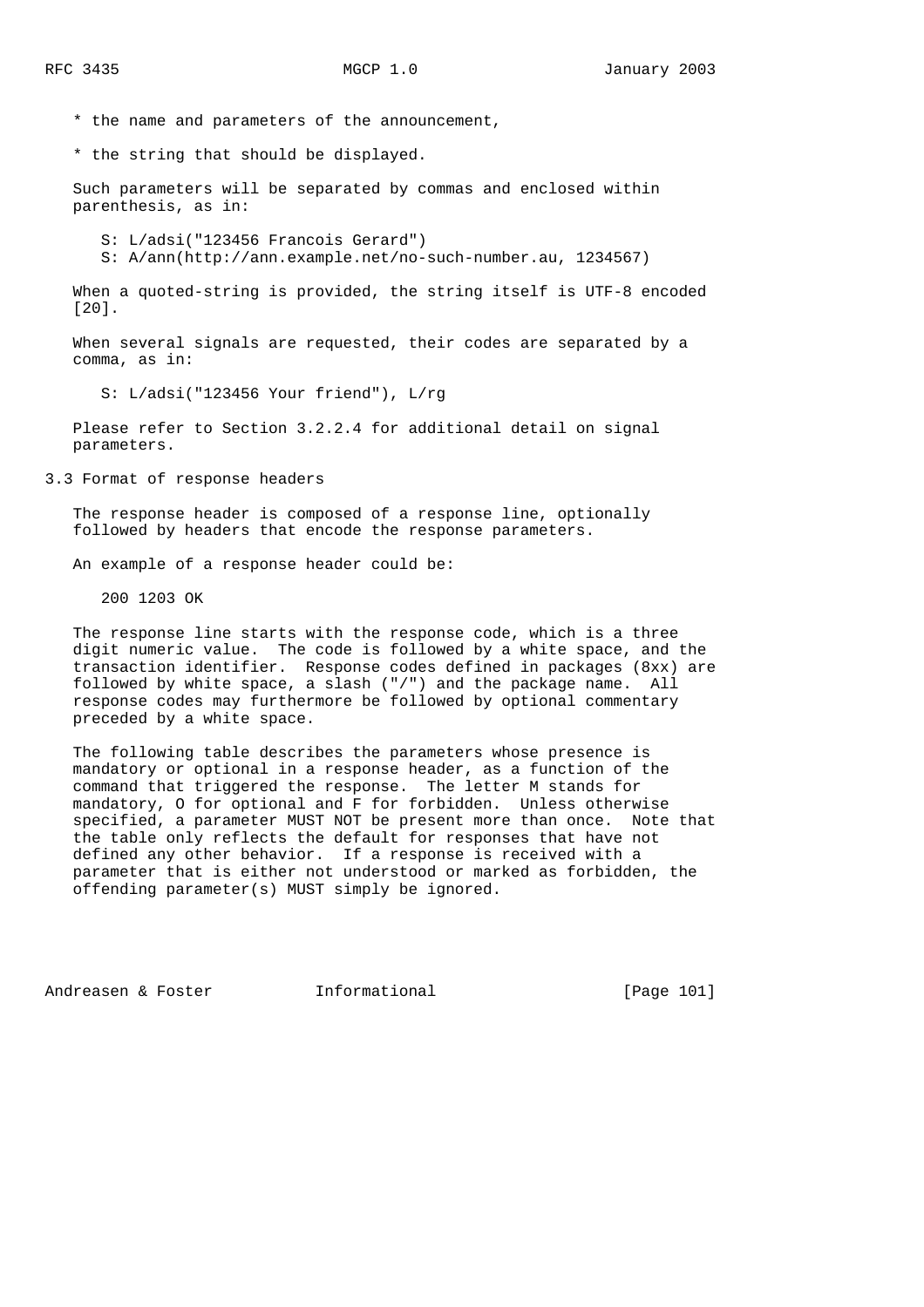* the name and parameters of the announcement,

* the string that should be displayed.

Such parameters will be separated by commas and enclosed within parenthesis, as in:

```
S: L/adsi("123456 Francois Gerard")
S: A/ann(http://ann.example.net/no-such-number.au, 1234567)
```

When a quoted-string is provided, the string itself is UTF-8 encoded [20].

When several signals are requested, their codes are separated by a comma, as in:

```
S: L/adsi("123456 Your friend"), L/rg
```

Please refer to Section 3.2.2.4 for additional detail on signal parameters.

## 3.3 Format of response headers

The response header is composed of a response line, optionally followed by headers that encode the response parameters.

An example of a response header could be:

```
200 1203 OK
```

The response line starts with the response code, which is a three digit numeric value. The code is followed by a white space, and the transaction identifier. Response codes defined in packages (8xx) are followed by white space, a slash ("/") and the package name. All response codes may furthermore be followed by optional commentary preceded by a white space.

The following table describes the parameters whose presence is mandatory or optional in a response header, as a function of the command that triggered the response. The letter M stands for mandatory, O for optional and F for forbidden. Unless otherwise specified, a parameter MUST NOT be present more than once. Note that the table only reflects the default for responses that have not defined any other behavior. If a response is received with a parameter that is either not understood or marked as forbidden, the offending parameter(s) MUST simply be ignored.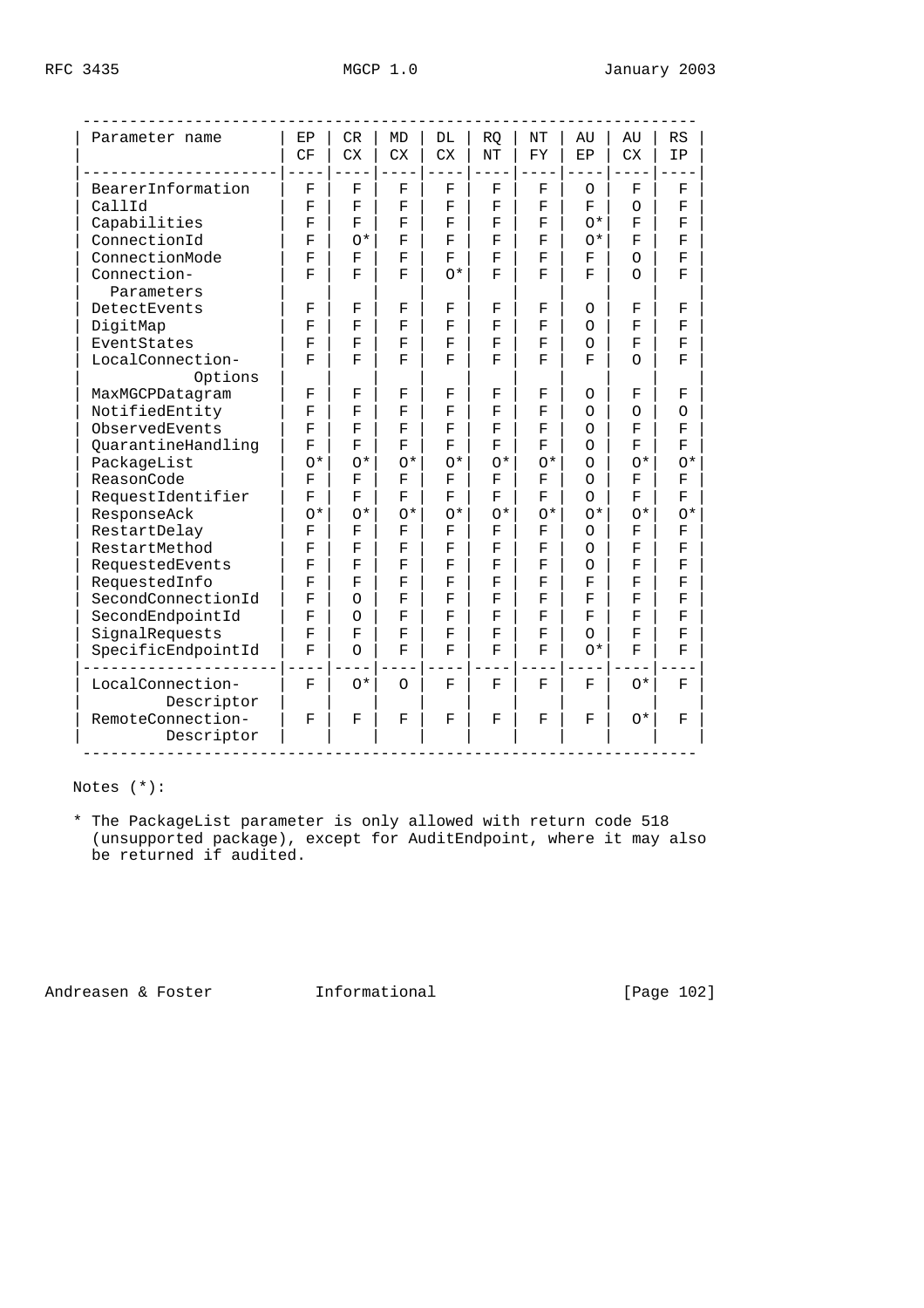| Parameter name | EP CF | CR CX | MD CX | DL CX | RQ NT | NT FY | AU EP | AU CX | RS IP |
|---|---|---|---|---|---|---|---|---|---|
| BearerInformation | F | F | F | F | F | F | O | F | F |
| CallId | F | F | F | F | F | F | F | O | F |
| Capabilities | F | F | F | F | F | F | O* | F | F |
| ConnectionId | F | O* | F | F | F | F | O* | F | F |
| ConnectionMode | F | F | F | F | F | F | F | O | F |
| Connection-Parameters | F | F | F | O* | F | F | F | O | F |
| DetectEvents | F | F | F | F | F | F | O | F | F |
| DigitMap | F | F | F | F | F | F | O | F | F |
| EventStates | F | F | F | F | F | F | O | F | F |
| LocalConnection-Options | F | F | F | F | F | F | F | O | F |
| MaxMGCPDatagram | F | F | F | F | F | F | O | F | F |
| NotifiedEntity | F | F | F | F | F | F | O | O | O |
| ObservedEvents | F | F | F | F | F | F | O | F | F |
| QuarantineHandling | F | F | F | F | F | F | O | F | F |
| PackageList | O* | O* | O* | O* | O* | O* | O | O* | O* |
| ReasonCode | F | F | F | F | F | F | O | F | F |
| RequestIdentifier | F | F | F | F | F | F | O | F | F |
| ResponseAck | O* | O* | O* | O* | O* | O* | O* | O* | O* |
| RestartDelay | F | F | F | F | F | F | O | F | F |
| RestartMethod | F | F | F | F | F | F | O | F | F |
| RequestedEvents | F | F | F | F | F | F | O | F | F |
| RequestedInfo | F | F | F | F | F | F | F | F | F |
| SecondConnectionId | F | O | F | F | F | F | F | F | F |
| SecondEndpointId | F | O | F | F | F | F | F | F | F |
| SignalRequests | F | F | F | F | F | F | O | F | F |
| SpecificEndpointId | F | O | F | F | F | F | O* | F | F |
| LocalConnection-Descriptor | F | O* | O | F | F | F | F | O* | F |
| RemoteConnection-Descriptor | F | F | F | F | F | F | F | O* | F |

Notes (*):

* The PackageList parameter is only allowed with return code 518 (unsupported package), except for AuditEndpoint, where it may also be returned if audited.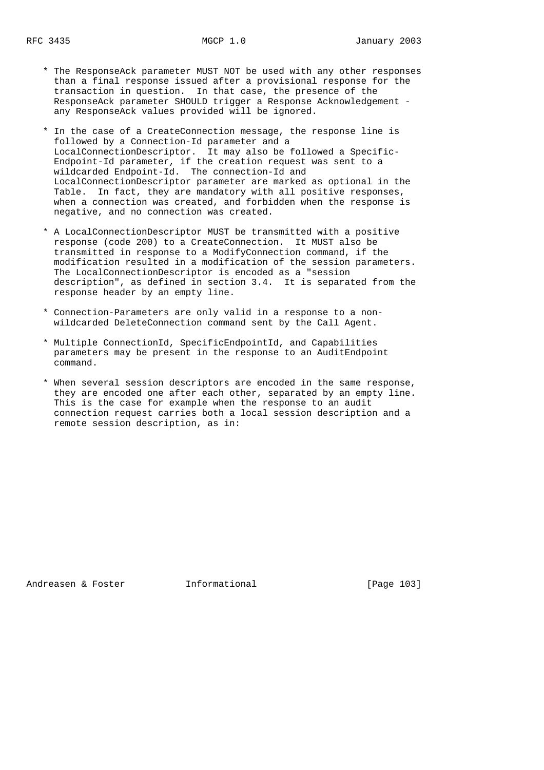* The ResponseAck parameter MUST NOT be used with any other responses than a final response issued after a provisional response for the transaction in question. In that case, the presence of the ResponseAck parameter SHOULD trigger a Response Acknowledgement - any ResponseAck values provided will be ignored.

* In the case of a CreateConnection message, the response line is followed by a Connection-Id parameter and a LocalConnectionDescriptor. It may also be followed a Specific-Endpoint-Id parameter, if the creation request was sent to a wildcarded Endpoint-Id. The connection-Id and LocalConnectionDescriptor parameter are marked as optional in the Table. In fact, they are mandatory with all positive responses, when a connection was created, and forbidden when the response is negative, and no connection was created.

* A LocalConnectionDescriptor MUST be transmitted with a positive response (code 200) to a CreateConnection. It MUST also be transmitted in response to a ModifyConnection command, if the modification resulted in a modification of the session parameters. The LocalConnectionDescriptor is encoded as a "session description", as defined in section 3.4. It is separated from the response header by an empty line.

* Connection-Parameters are only valid in a response to a non-wildcarded DeleteConnection command sent by the Call Agent.

* Multiple ConnectionId, SpecificEndpointId, and Capabilities parameters may be present in the response to an AuditEndpoint command.

* When several session descriptors are encoded in the same response, they are encoded one after each other, separated by an empty line. This is the case for example when the response to an audit connection request carries both a local session description and a remote session description, as in: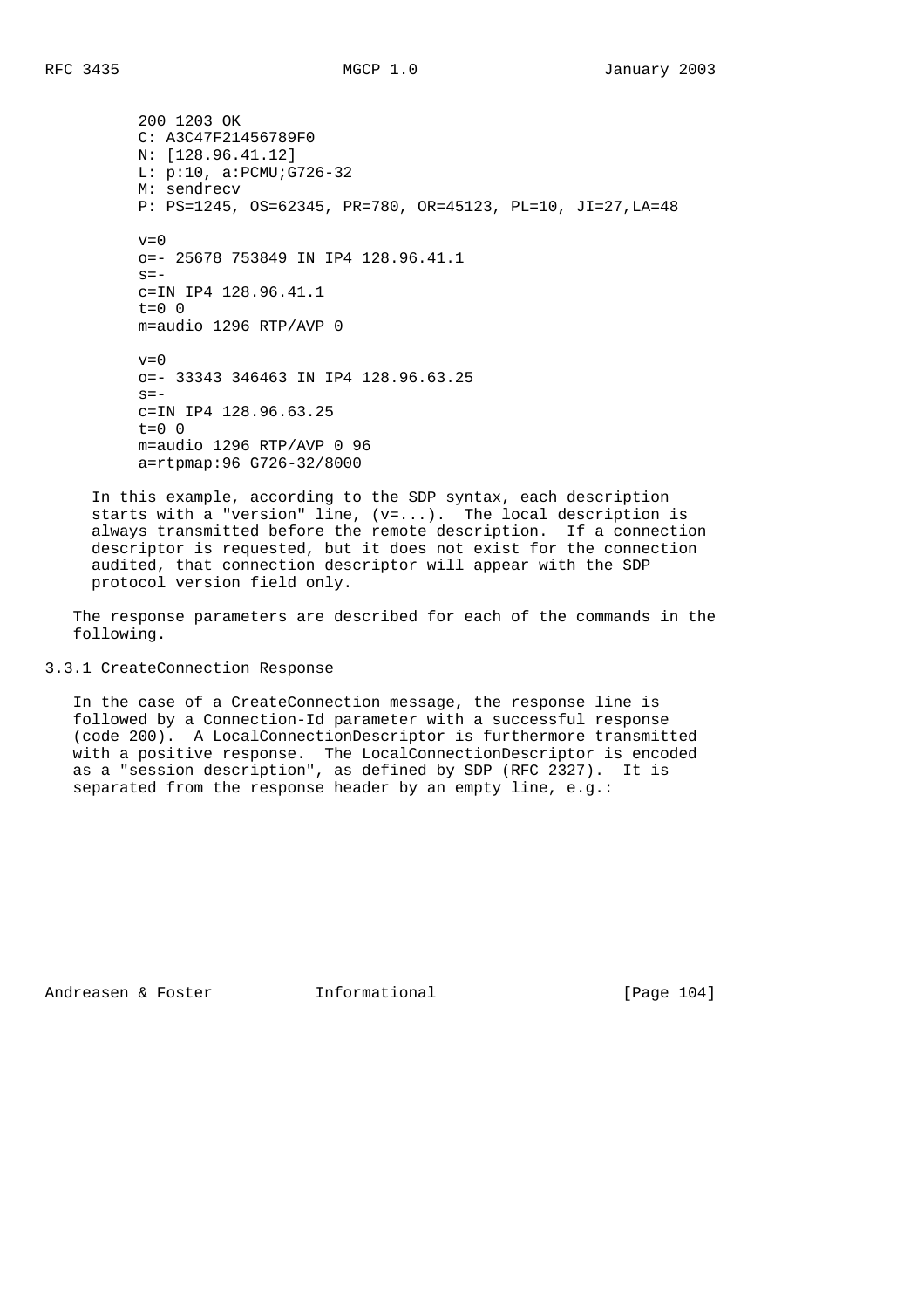```
200 1203 OK
C: A3C47F21456789F0
N: [128.96.41.12]
L: p:10, a:PCMU;G726-32
M: sendrecv
P: PS=1245, OS=62345, PR=780, OR=45123, PL=10, JI=27,LA=48

v=0
o=- 25678 753849 IN IP4 128.96.41.1
s=-
c=IN IP4 128.96.41.1
t=0 0
m=audio 1296 RTP/AVP 0

v=0
o=- 33343 346463 IN IP4 128.96.63.25
s=-
c=IN IP4 128.96.63.25
t=0 0
m=audio 1296 RTP/AVP 0 96
a=rtpmap:96 G726-32/8000
```

In this example, according to the SDP syntax, each description starts with a "version" line, (v=...). The local description is always transmitted before the remote description. If a connection descriptor is requested, but it does not exist for the connection audited, that connection descriptor will appear with the SDP protocol version field only.

The response parameters are described for each of the commands in the following.

### 3.3.1 CreateConnection Response

In the case of a CreateConnection message, the response line is followed by a Connection-Id parameter with a successful response (code 200). A LocalConnectionDescriptor is furthermore transmitted with a positive response. The LocalConnectionDescriptor is encoded as a "session description", as defined by SDP (RFC 2327). It is separated from the response header by an empty line, e.g.: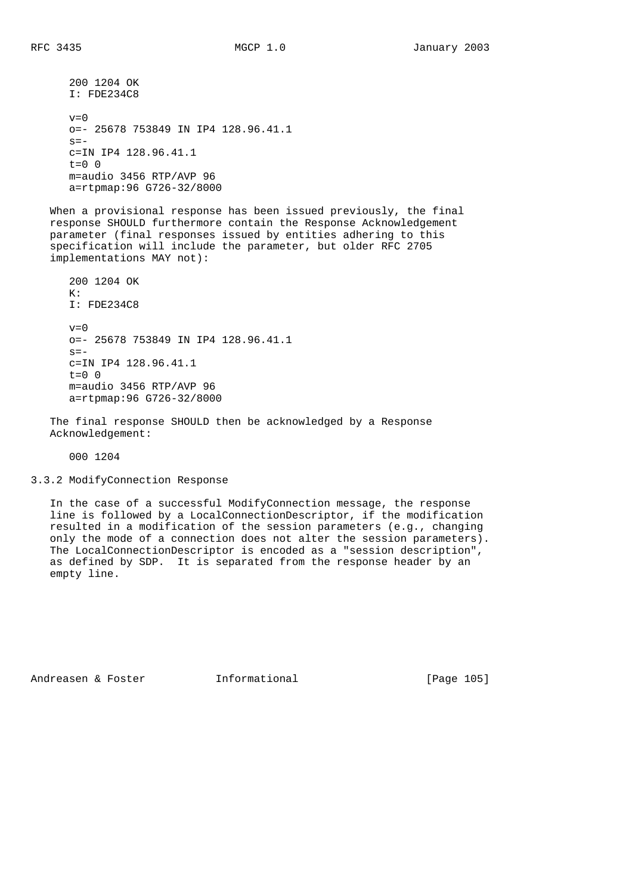```
200 1204 OK
I: FDE234C8

v=0
o=- 25678 753849 IN IP4 128.96.41.1
s=-
c=IN IP4 128.96.41.1
t=0 0
m=audio 3456 RTP/AVP 96
a=rtpmap:96 G726-32/8000
```

When a provisional response has been issued previously, the final response SHOULD furthermore contain the Response Acknowledgement parameter (final responses issued by entities adhering to this specification will include the parameter, but older RFC 2705 implementations MAY not):

```
200 1204 OK
K:
I: FDE234C8

v=0
o=- 25678 753849 IN IP4 128.96.41.1
s=-
c=IN IP4 128.96.41.1
t=0 0
m=audio 3456 RTP/AVP 96
a=rtpmap:96 G726-32/8000
```

The final response SHOULD then be acknowledged by a Response Acknowledgement:

```
000 1204
```

### 3.3.2 ModifyConnection Response

In the case of a successful ModifyConnection message, the response line is followed by a LocalConnectionDescriptor, if the modification resulted in a modification of the session parameters (e.g., changing only the mode of a connection does not alter the session parameters). The LocalConnectionDescriptor is encoded as a "session description", as defined by SDP. It is separated from the response header by an empty line.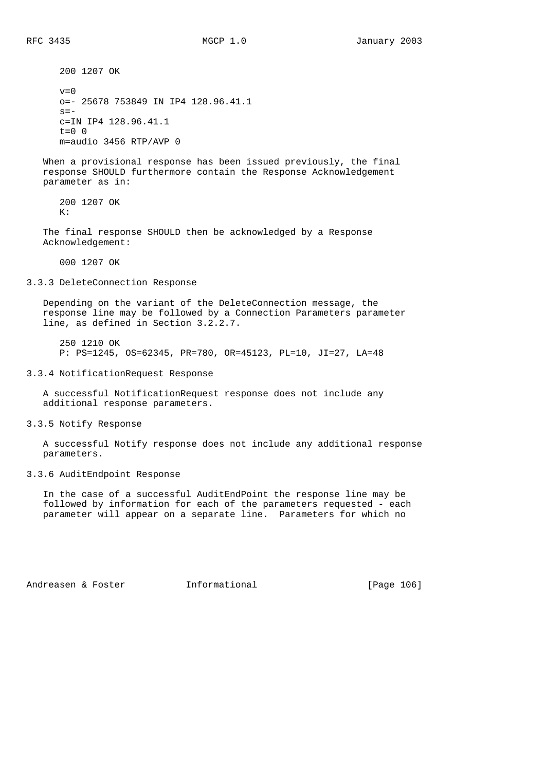```
200 1207 OK

v=0
o=- 25678 753849 IN IP4 128.96.41.1
s=-
c=IN IP4 128.96.41.1
t=0 0
m=audio 3456 RTP/AVP 0
```

When a provisional response has been issued previously, the final response SHOULD furthermore contain the Response Acknowledgement parameter as in:

```
200 1207 OK
K:
```

The final response SHOULD then be acknowledged by a Response Acknowledgement:

```
000 1207 OK
```

### 3.3.3 DeleteConnection Response

Depending on the variant of the DeleteConnection message, the response line may be followed by a Connection Parameters parameter line, as defined in Section 3.2.2.7.

```
250 1210 OK
P: PS=1245, OS=62345, PR=780, OR=45123, PL=10, JI=27, LA=48
```

### 3.3.4 NotificationRequest Response

A successful NotificationRequest response does not include any additional response parameters.

### 3.3.5 Notify Response

A successful Notify response does not include any additional response parameters.

### 3.3.6 AuditEndpoint Response

In the case of a successful AuditEndPoint the response line may be followed by information for each of the parameters requested - each parameter will appear on a separate line. Parameters for which no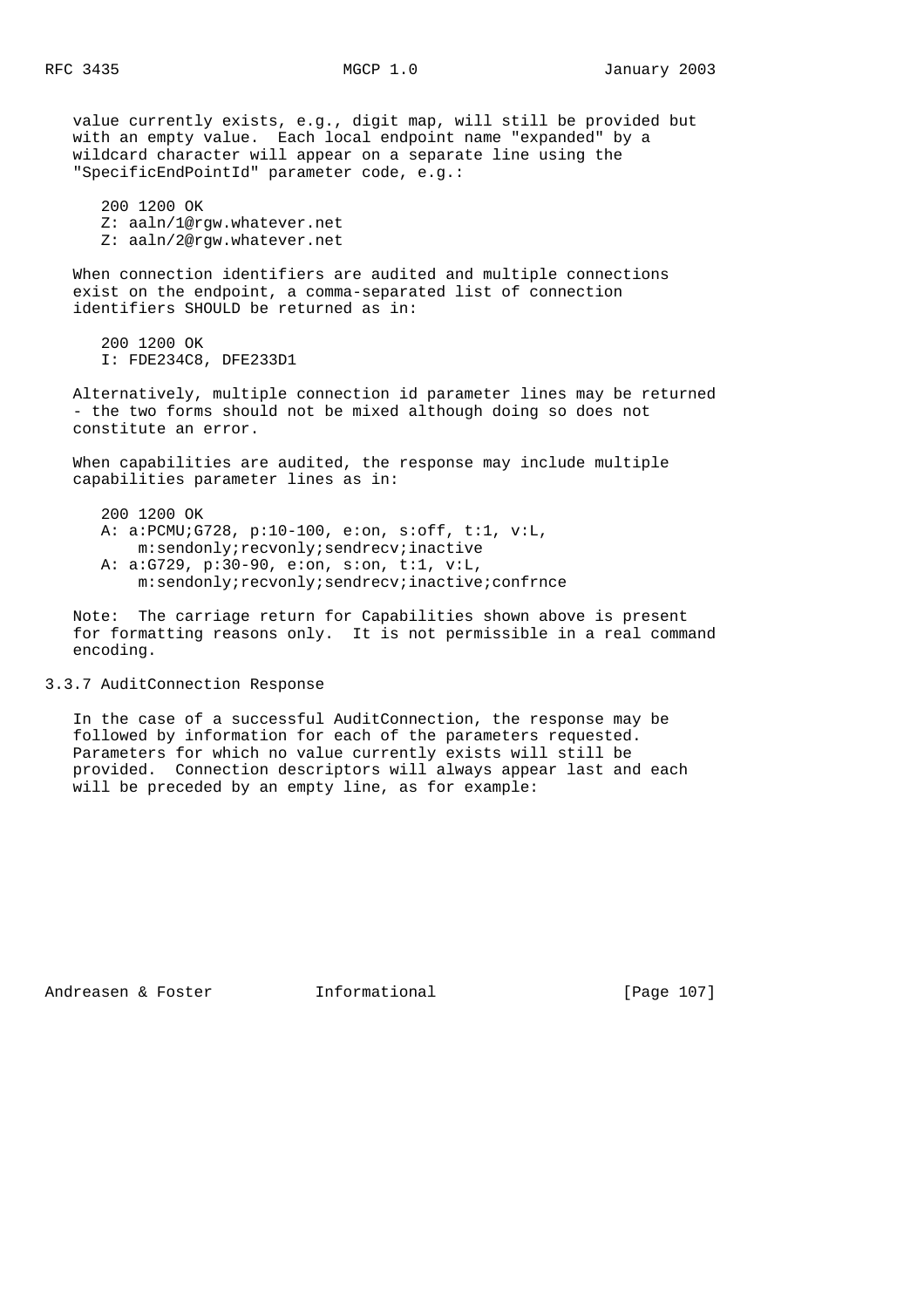value currently exists, e.g., digit map, will still be provided but with an empty value. Each local endpoint name "expanded" by a wildcard character will appear on a separate line using the "SpecificEndPointId" parameter code, e.g.:

```
200 1200 OK
Z: aaln/1@rgw.whatever.net
Z: aaln/2@rgw.whatever.net
```

When connection identifiers are audited and multiple connections exist on the endpoint, a comma-separated list of connection identifiers SHOULD be returned as in:

```
200 1200 OK
I: FDE234C8, DFE233D1
```

Alternatively, multiple connection id parameter lines may be returned - the two forms should not be mixed although doing so does not constitute an error.

When capabilities are audited, the response may include multiple capabilities parameter lines as in:

```
200 1200 OK
A: a:PCMU;G728, p:10-100, e:on, s:off, t:1, v:L,
     m:sendonly;recvonly;sendrecv;inactive
A: a:G729, p:30-90, e:on, s:on, t:1, v:L,
     m:sendonly;recvonly;sendrecv;inactive;confrnce
```

Note: The carriage return for Capabilities shown above is present for formatting reasons only. It is not permissible in a real command encoding.

### 3.3.7 AuditConnection Response

In the case of a successful AuditConnection, the response may be followed by information for each of the parameters requested. Parameters for which no value currently exists will still be provided. Connection descriptors will always appear last and each will be preceded by an empty line, as for example: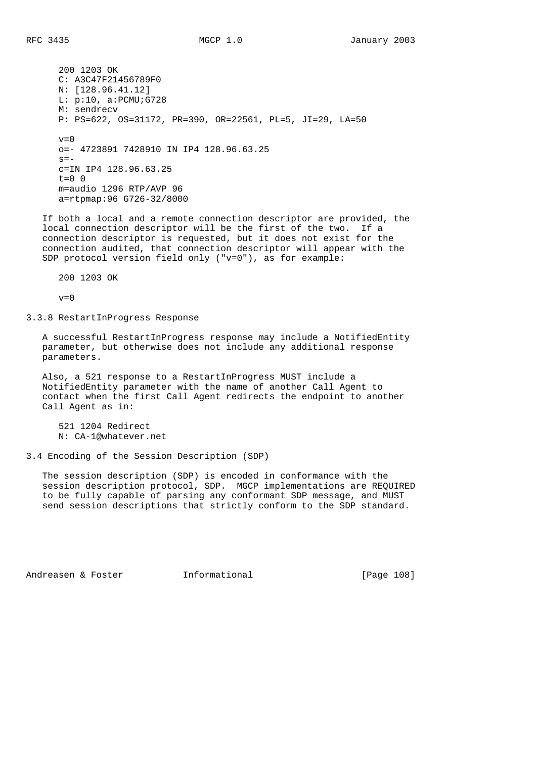```
200 1203 OK
C: A3C47F21456789F0
N: [128.96.41.12]
L: p:10, a:PCMU;G728
M: sendrecv
P: PS=622, OS=31172, PR=390, OR=22561, PL=5, JI=29, LA=50

v=0
o=- 4723891 7428910 IN IP4 128.96.63.25
s=-
c=IN IP4 128.96.63.25
t=0 0
m=audio 1296 RTP/AVP 96
a=rtpmap:96 G726-32/8000
```

If both a local and a remote connection descriptor are provided, the local connection descriptor will be the first of the two. If a connection descriptor is requested, but it does not exist for the connection audited, that connection descriptor will appear with the SDP protocol version field only ("v=0"), as for example:

```
200 1203 OK

v=0
```

### 3.3.8 RestartInProgress Response

A successful RestartInProgress response may include a NotifiedEntity parameter, but otherwise does not include any additional response parameters.

Also, a 521 response to a RestartInProgress MUST include a NotifiedEntity parameter with the name of another Call Agent to contact when the first Call Agent redirects the endpoint to another Call Agent as in:

```
521 1204 Redirect
N: CA-1@whatever.net
```

## 3.4 Encoding of the Session Description (SDP)

The session description (SDP) is encoded in conformance with the session description protocol, SDP. MGCP implementations are REQUIRED to be fully capable of parsing any conformant SDP message, and MUST send session descriptions that strictly conform to the SDP standard.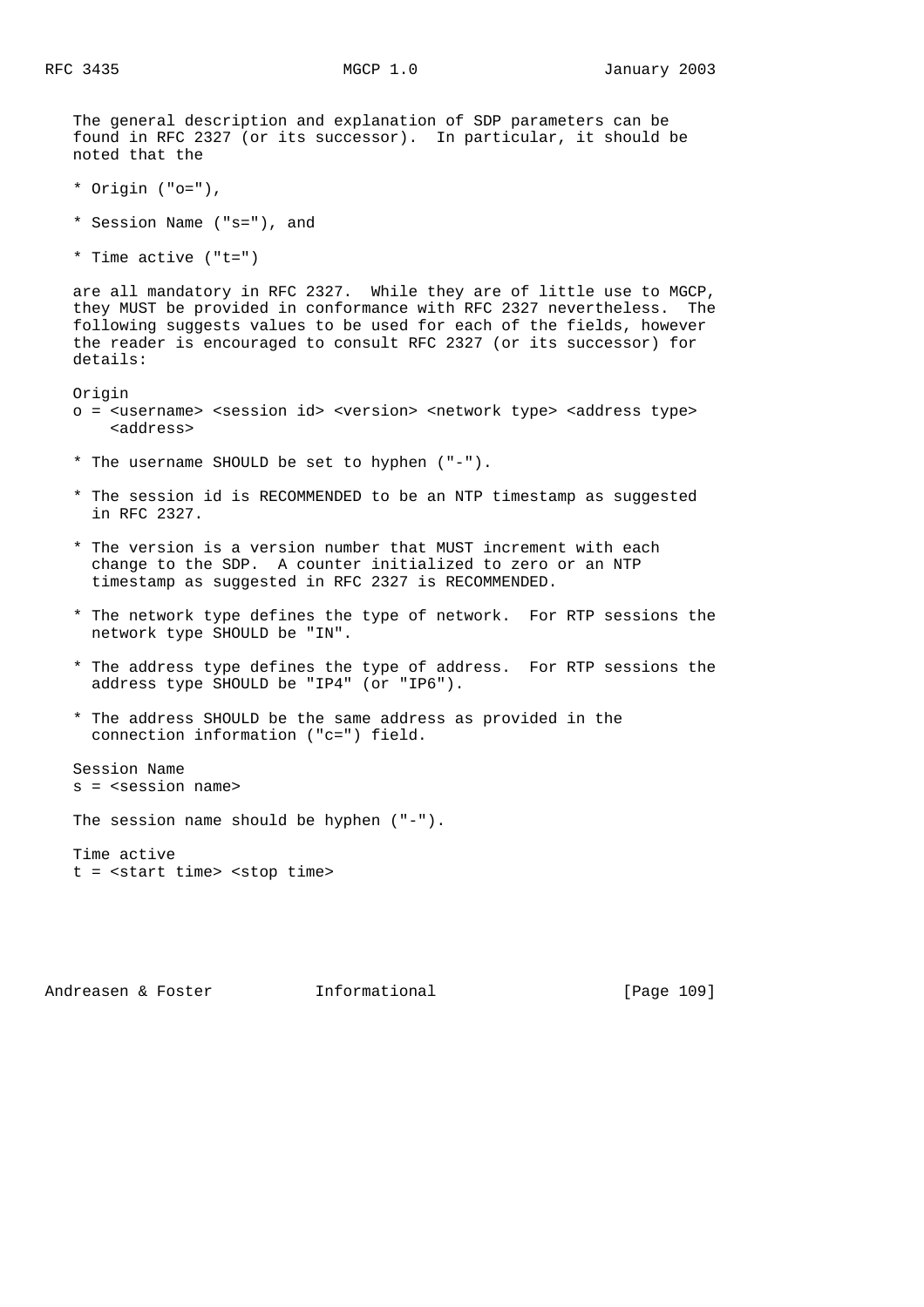The general description and explanation of SDP parameters can be found in RFC 2327 (or its successor). In particular, it should be noted that the

* Origin ("o="),

* Session Name ("s="), and

* Time active ("t=")

are all mandatory in RFC 2327. While they are of little use to MGCP, they MUST be provided in conformance with RFC 2327 nevertheless. The following suggests values to be used for each of the fields, however the reader is encouraged to consult RFC 2327 (or its successor) for details:

Origin
o = <username> <session id> <version> <network type> <address type> <address>

* The username SHOULD be set to hyphen ("-").

* The session id is RECOMMENDED to be an NTP timestamp as suggested in RFC 2327.

* The version is a version number that MUST increment with each change to the SDP. A counter initialized to zero or an NTP timestamp as suggested in RFC 2327 is RECOMMENDED.

* The network type defines the type of network. For RTP sessions the network type SHOULD be "IN".

* The address type defines the type of address. For RTP sessions the address type SHOULD be "IP4" (or "IP6").

* The address SHOULD be the same address as provided in the connection information ("c=") field.

Session Name
s = <session name>

The session name should be hyphen ("-").

Time active
t = <start time> <stop time>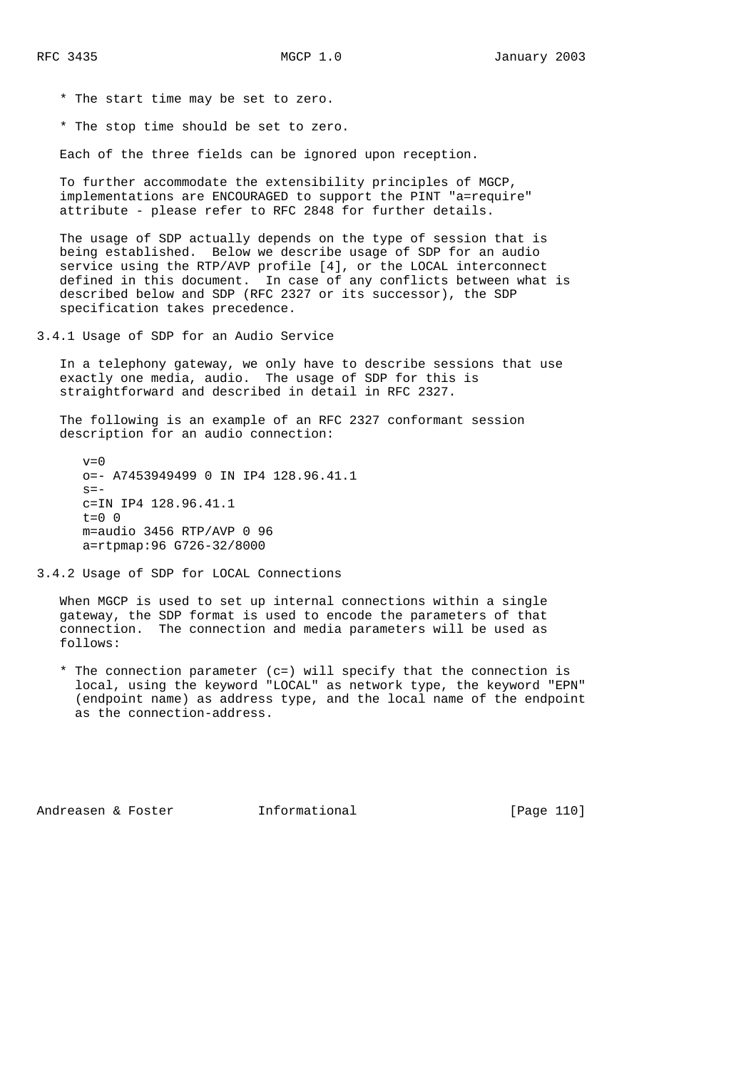* The start time may be set to zero.

* The stop time should be set to zero.

Each of the three fields can be ignored upon reception.

To further accommodate the extensibility principles of MGCP, implementations are ENCOURAGED to support the PINT "a=require" attribute - please refer to RFC 2848 for further details.

The usage of SDP actually depends on the type of session that is being established. Below we describe usage of SDP for an audio service using the RTP/AVP profile [4], or the LOCAL interconnect defined in this document. In case of any conflicts between what is described below and SDP (RFC 2327 or its successor), the SDP specification takes precedence.

### 3.4.1 Usage of SDP for an Audio Service

In a telephony gateway, we only have to describe sessions that use exactly one media, audio. The usage of SDP for this is straightforward and described in detail in RFC 2327.

The following is an example of an RFC 2327 conformant session description for an audio connection:

```
v=0
o=- A7453949499 0 IN IP4 128.96.41.1
s=-
c=IN IP4 128.96.41.1
t=0 0
m=audio 3456 RTP/AVP 0 96
a=rtpmap:96 G726-32/8000
```

### 3.4.2 Usage of SDP for LOCAL Connections

When MGCP is used to set up internal connections within a single gateway, the SDP format is used to encode the parameters of that connection. The connection and media parameters will be used as follows:

* The connection parameter (c=) will specify that the connection is local, using the keyword "LOCAL" as network type, the keyword "EPN" (endpoint name) as address type, and the local name of the endpoint as the connection-address.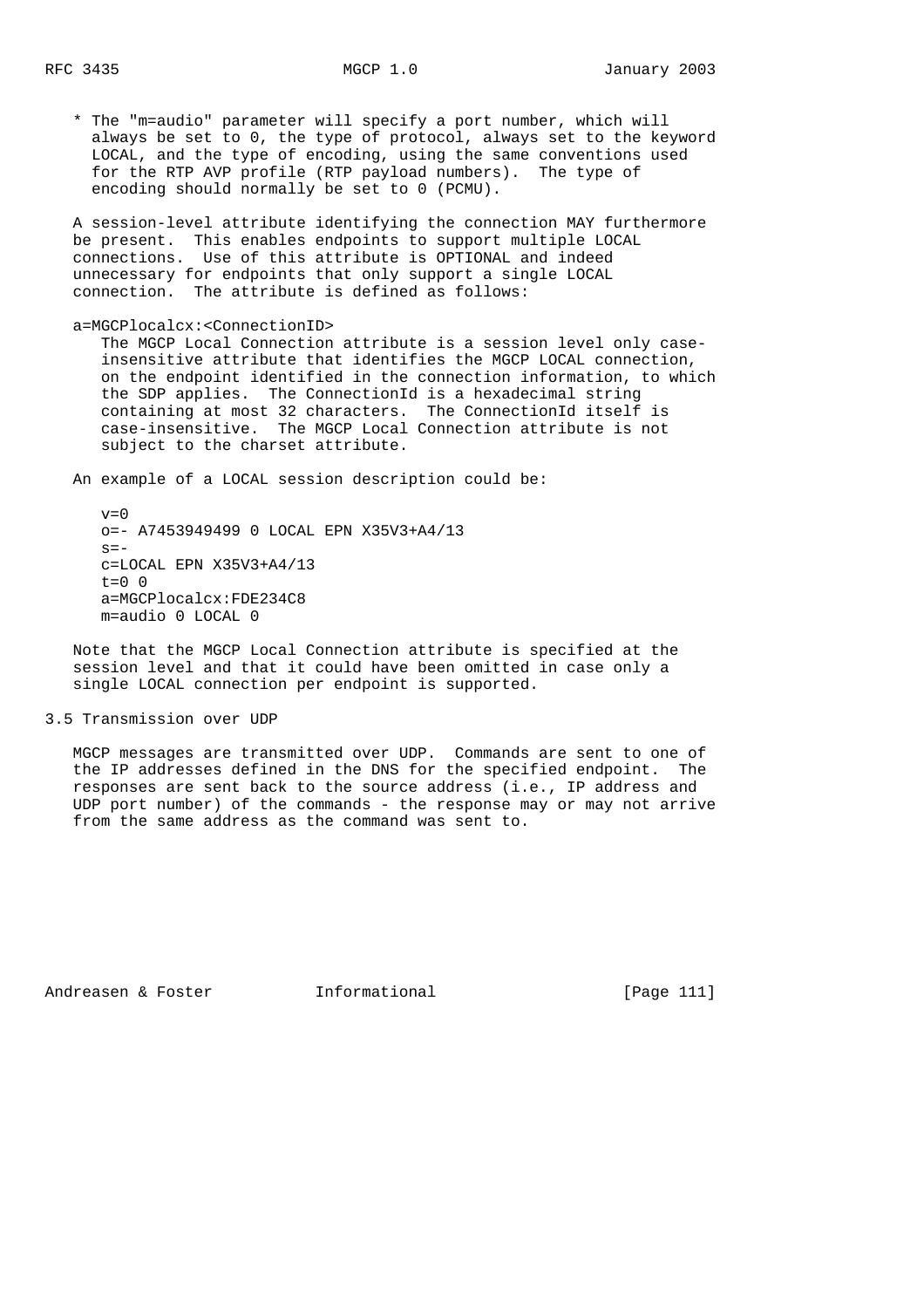* The "m=audio" parameter will specify a port number, which will always be set to 0, the type of protocol, always set to the keyword LOCAL, and the type of encoding, using the same conventions used for the RTP AVP profile (RTP payload numbers). The type of encoding should normally be set to 0 (PCMU).

A session-level attribute identifying the connection MAY furthermore be present. This enables endpoints to support multiple LOCAL connections. Use of this attribute is OPTIONAL and indeed unnecessary for endpoints that only support a single LOCAL connection. The attribute is defined as follows:

a=MGCPlocalcx:<ConnectionID>

The MGCP Local Connection attribute is a session level only case-insensitive attribute that identifies the MGCP LOCAL connection, on the endpoint identified in the connection information, to which the SDP applies. The ConnectionId is a hexadecimal string containing at most 32 characters. The ConnectionId itself is case-insensitive. The MGCP Local Connection attribute is not subject to the charset attribute.

An example of a LOCAL session description could be:

```
v=0
o=- A7453949499 0 LOCAL EPN X35V3+A4/13
s=-
c=LOCAL EPN X35V3+A4/13
t=0 0
a=MGCPlocalcx:FDE234C8
m=audio 0 LOCAL 0
```

Note that the MGCP Local Connection attribute is specified at the session level and that it could have been omitted in case only a single LOCAL connection per endpoint is supported.

## 3.5 Transmission over UDP

MGCP messages are transmitted over UDP. Commands are sent to one of the IP addresses defined in the DNS for the specified endpoint. The responses are sent back to the source address (i.e., IP address and UDP port number) of the commands - the response may or may not arrive from the same address as the command was sent to.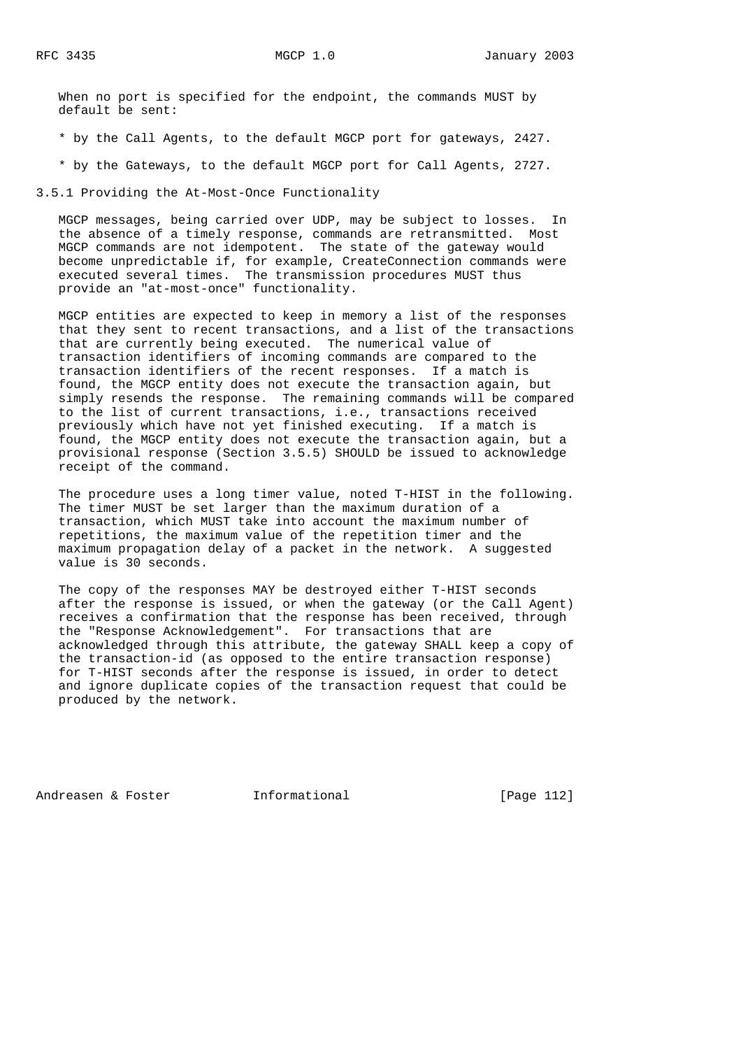When no port is specified for the endpoint, the commands MUST by default be sent:

* by the Call Agents, to the default MGCP port for gateways, 2427.
* by the Gateways, to the default MGCP port for Call Agents, 2727.

### 3.5.1 Providing the At-Most-Once Functionality

MGCP messages, being carried over UDP, may be subject to losses. In the absence of a timely response, commands are retransmitted. Most MGCP commands are not idempotent. The state of the gateway would become unpredictable if, for example, CreateConnection commands were executed several times. The transmission procedures MUST thus provide an "at-most-once" functionality.

MGCP entities are expected to keep in memory a list of the responses that they sent to recent transactions, and a list of the transactions that are currently being executed. The numerical value of transaction identifiers of incoming commands are compared to the transaction identifiers of the recent responses. If a match is found, the MGCP entity does not execute the transaction again, but simply resends the response. The remaining commands will be compared to the list of current transactions, i.e., transactions received previously which have not yet finished executing. If a match is found, the MGCP entity does not execute the transaction again, but a provisional response (Section 3.5.5) SHOULD be issued to acknowledge receipt of the command.

The procedure uses a long timer value, noted T-HIST in the following. The timer MUST be set larger than the maximum duration of a transaction, which MUST take into account the maximum number of repetitions, the maximum value of the repetition timer and the maximum propagation delay of a packet in the network. A suggested value is 30 seconds.

The copy of the responses MAY be destroyed either T-HIST seconds after the response is issued, or when the gateway (or the Call Agent) receives a confirmation that the response has been received, through the "Response Acknowledgement". For transactions that are acknowledged through this attribute, the gateway SHALL keep a copy of the transaction-id (as opposed to the entire transaction response) for T-HIST seconds after the response is issued, in order to detect and ignore duplicate copies of the transaction request that could be produced by the network.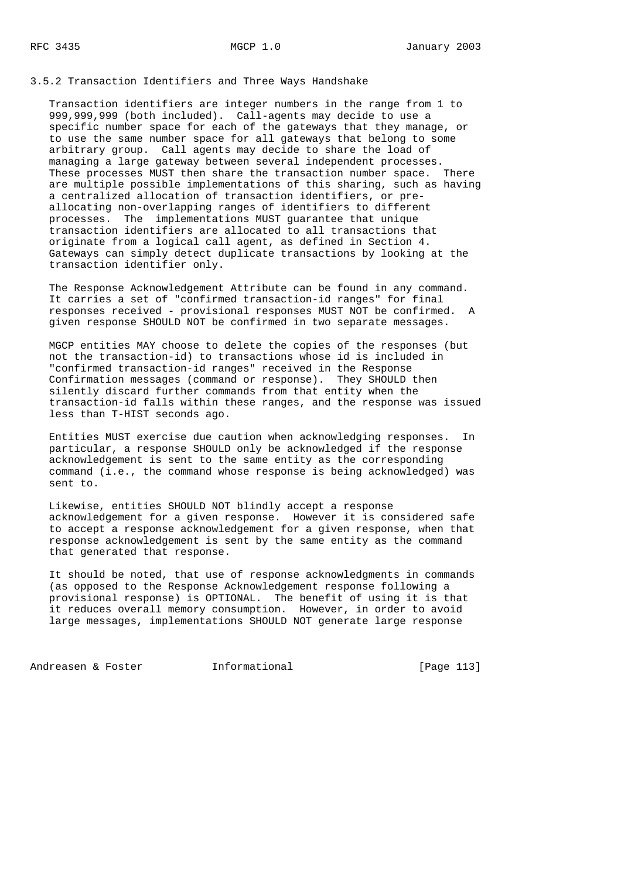### 3.5.2 Transaction Identifiers and Three Ways Handshake

Transaction identifiers are integer numbers in the range from 1 to 999,999,999 (both included). Call-agents may decide to use a specific number space for each of the gateways that they manage, or to use the same number space for all gateways that belong to some arbitrary group. Call agents may decide to share the load of managing a large gateway between several independent processes. These processes MUST then share the transaction number space. There are multiple possible implementations of this sharing, such as having a centralized allocation of transaction identifiers, or pre-allocating non-overlapping ranges of identifiers to different processes. The implementations MUST guarantee that unique transaction identifiers are allocated to all transactions that originate from a logical call agent, as defined in Section 4. Gateways can simply detect duplicate transactions by looking at the transaction identifier only.

The Response Acknowledgement Attribute can be found in any command. It carries a set of "confirmed transaction-id ranges" for final responses received - provisional responses MUST NOT be confirmed. A given response SHOULD NOT be confirmed in two separate messages.

MGCP entities MAY choose to delete the copies of the responses (but not the transaction-id) to transactions whose id is included in "confirmed transaction-id ranges" received in the Response Confirmation messages (command or response). They SHOULD then silently discard further commands from that entity when the transaction-id falls within these ranges, and the response was issued less than T-HIST seconds ago.

Entities MUST exercise due caution when acknowledging responses. In particular, a response SHOULD only be acknowledged if the response acknowledgement is sent to the same entity as the corresponding command (i.e., the command whose response is being acknowledged) was sent to.

Likewise, entities SHOULD NOT blindly accept a response acknowledgement for a given response. However it is considered safe to accept a response acknowledgement for a given response, when that response acknowledgement is sent by the same entity as the command that generated that response.

It should be noted, that use of response acknowledgments in commands (as opposed to the Response Acknowledgement response following a provisional response) is OPTIONAL. The benefit of using it is that it reduces overall memory consumption. However, in order to avoid large messages, implementations SHOULD NOT generate large response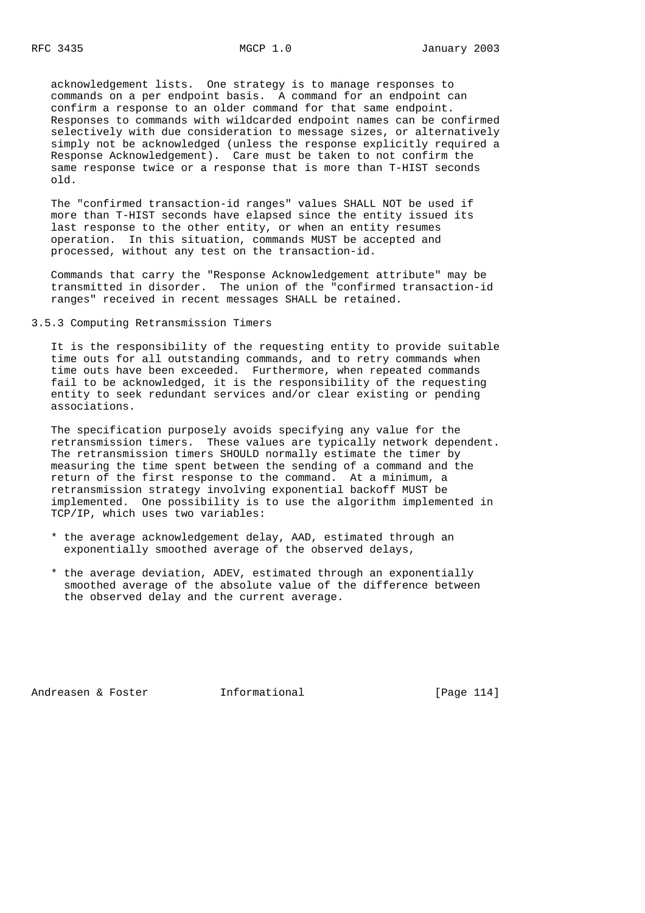acknowledgement lists. One strategy is to manage responses to commands on a per endpoint basis. A command for an endpoint can confirm a response to an older command for that same endpoint. Responses to commands with wildcarded endpoint names can be confirmed selectively with due consideration to message sizes, or alternatively simply not be acknowledged (unless the response explicitly required a Response Acknowledgement). Care must be taken to not confirm the same response twice or a response that is more than T-HIST seconds old.

The "confirmed transaction-id ranges" values SHALL NOT be used if more than T-HIST seconds have elapsed since the entity issued its last response to the other entity, or when an entity resumes operation. In this situation, commands MUST be accepted and processed, without any test on the transaction-id.

Commands that carry the "Response Acknowledgement attribute" may be transmitted in disorder. The union of the "confirmed transaction-id ranges" received in recent messages SHALL be retained.

### 3.5.3 Computing Retransmission Timers

It is the responsibility of the requesting entity to provide suitable time outs for all outstanding commands, and to retry commands when time outs have been exceeded. Furthermore, when repeated commands fail to be acknowledged, it is the responsibility of the requesting entity to seek redundant services and/or clear existing or pending associations.

The specification purposely avoids specifying any value for the retransmission timers. These values are typically network dependent. The retransmission timers SHOULD normally estimate the timer by measuring the time spent between the sending of a command and the return of the first response to the command. At a minimum, a retransmission strategy involving exponential backoff MUST be implemented. One possibility is to use the algorithm implemented in TCP/IP, which uses two variables:

* the average acknowledgement delay, AAD, estimated through an exponentially smoothed average of the observed delays,

* the average deviation, ADEV, estimated through an exponentially smoothed average of the absolute value of the difference between the observed delay and the current average.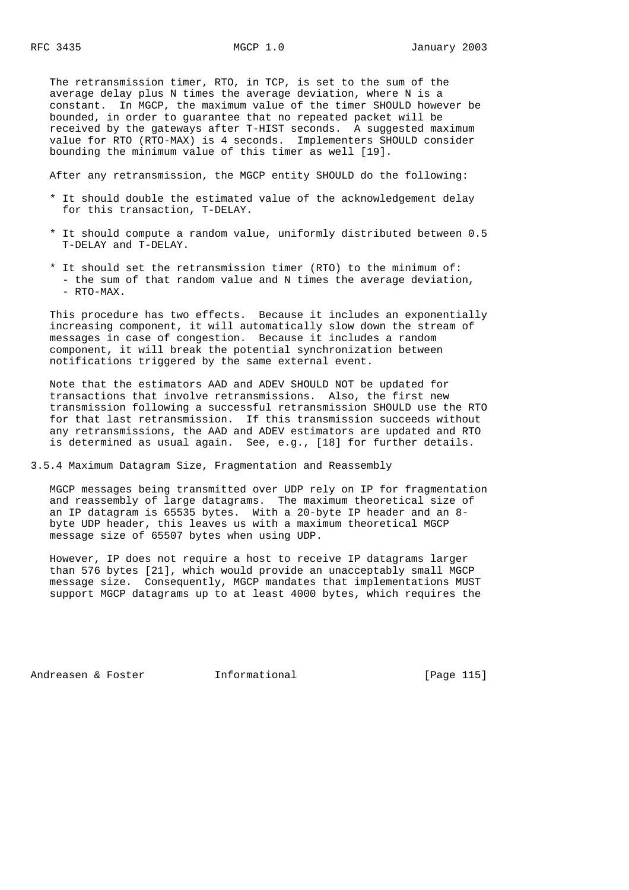The retransmission timer, RTO, in TCP, is set to the sum of the average delay plus N times the average deviation, where N is a constant. In MGCP, the maximum value of the timer SHOULD however be bounded, in order to guarantee that no repeated packet will be received by the gateways after T-HIST seconds. A suggested maximum value for RTO (RTO-MAX) is 4 seconds. Implementers SHOULD consider bounding the minimum value of this timer as well [19].

After any retransmission, the MGCP entity SHOULD do the following:

* It should double the estimated value of the acknowledgement delay for this transaction, T-DELAY.
* It should compute a random value, uniformly distributed between 0.5 T-DELAY and T-DELAY.
* It should set the retransmission timer (RTO) to the minimum of:
  - the sum of that random value and N times the average deviation,
  - RTO-MAX.

This procedure has two effects. Because it includes an exponentially increasing component, it will automatically slow down the stream of messages in case of congestion. Because it includes a random component, it will break the potential synchronization between notifications triggered by the same external event.

Note that the estimators AAD and ADEV SHOULD NOT be updated for transactions that involve retransmissions. Also, the first new transmission following a successful retransmission SHOULD use the RTO for that last retransmission. If this transmission succeeds without any retransmissions, the AAD and ADEV estimators are updated and RTO is determined as usual again. See, e.g., [18] for further details.

### 3.5.4 Maximum Datagram Size, Fragmentation and Reassembly

MGCP messages being transmitted over UDP rely on IP for fragmentation and reassembly of large datagrams. The maximum theoretical size of an IP datagram is 65535 bytes. With a 20-byte IP header and an 8-byte UDP header, this leaves us with a maximum theoretical MGCP message size of 65507 bytes when using UDP.

However, IP does not require a host to receive IP datagrams larger than 576 bytes [21], which would provide an unacceptably small MGCP message size. Consequently, MGCP mandates that implementations MUST support MGCP datagrams up to at least 4000 bytes, which requires the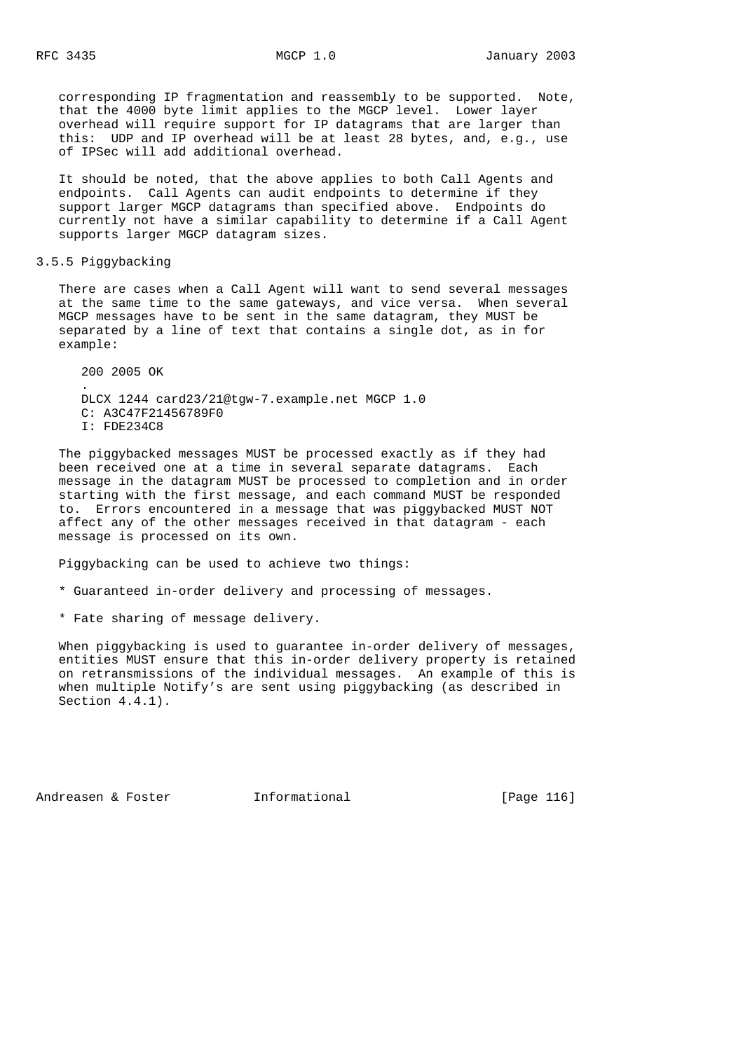corresponding IP fragmentation and reassembly to be supported. Note, that the 4000 byte limit applies to the MGCP level. Lower layer overhead will require support for IP datagrams that are larger than this: UDP and IP overhead will be at least 28 bytes, and, e.g., use of IPSec will add additional overhead.

It should be noted, that the above applies to both Call Agents and endpoints. Call Agents can audit endpoints to determine if they support larger MGCP datagrams than specified above. Endpoints do currently not have a similar capability to determine if a Call Agent supports larger MGCP datagram sizes.

### 3.5.5 Piggybacking

There are cases when a Call Agent will want to send several messages at the same time to the same gateways, and vice versa. When several MGCP messages have to be sent in the same datagram, they MUST be separated by a line of text that contains a single dot, as in for example:

```
200 2005 OK
.
DLCX 1244 card23/21@tgw-7.example.net MGCP 1.0
C: A3C47F21456789F0
I: FDE234C8
```

The piggybacked messages MUST be processed exactly as if they had been received one at a time in several separate datagrams. Each message in the datagram MUST be processed to completion and in order starting with the first message, and each command MUST be responded to. Errors encountered in a message that was piggybacked MUST NOT affect any of the other messages received in that datagram - each message is processed on its own.

Piggybacking can be used to achieve two things:

* Guaranteed in-order delivery and processing of messages.

* Fate sharing of message delivery.

When piggybacking is used to guarantee in-order delivery of messages, entities MUST ensure that this in-order delivery property is retained on retransmissions of the individual messages. An example of this is when multiple Notify's are sent using piggybacking (as described in Section 4.4.1).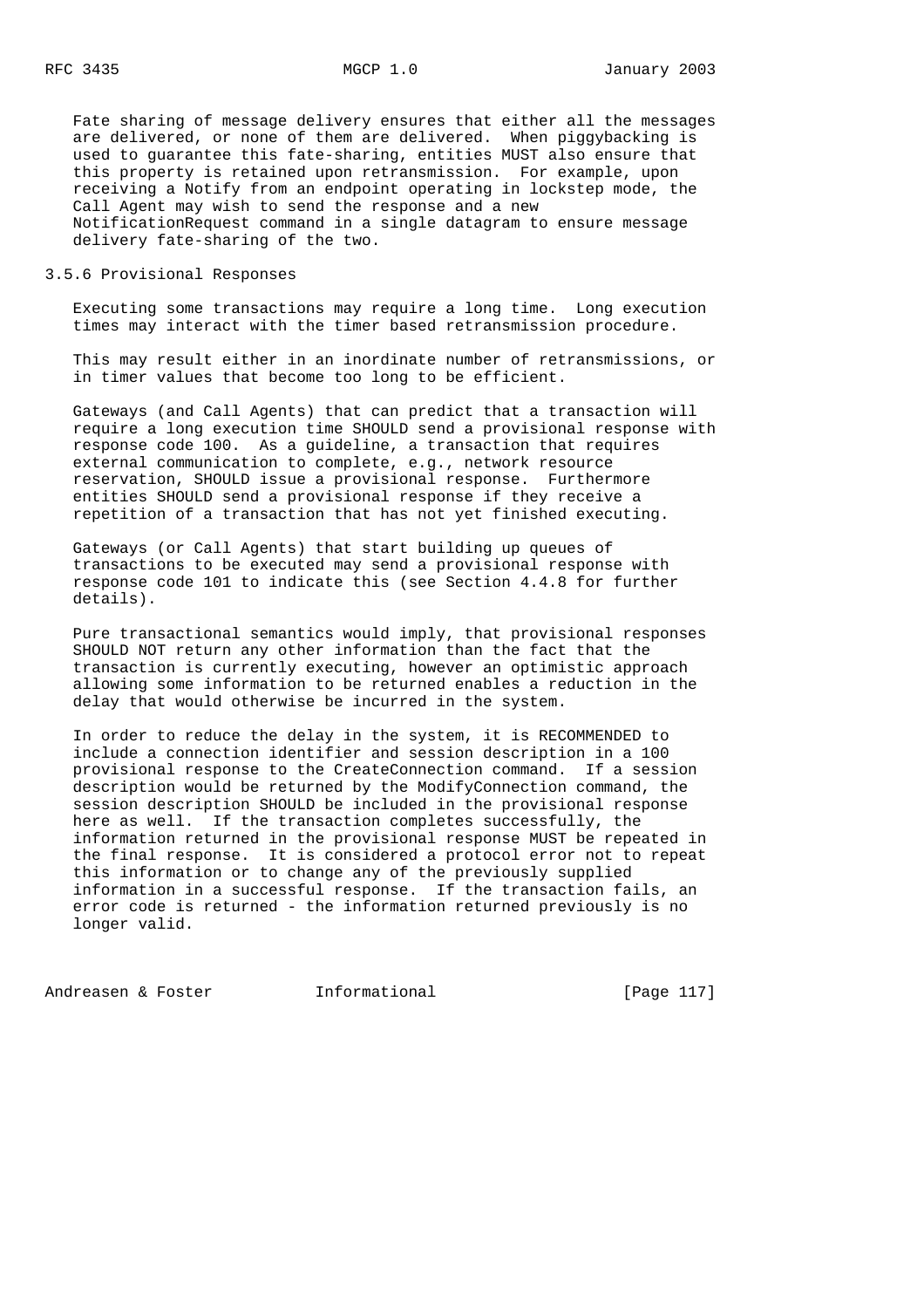Fate sharing of message delivery ensures that either all the messages are delivered, or none of them are delivered. When piggybacking is used to guarantee this fate-sharing, entities MUST also ensure that this property is retained upon retransmission. For example, upon receiving a Notify from an endpoint operating in lockstep mode, the Call Agent may wish to send the response and a new NotificationRequest command in a single datagram to ensure message delivery fate-sharing of the two.

### 3.5.6 Provisional Responses

Executing some transactions may require a long time. Long execution times may interact with the timer based retransmission procedure.

This may result either in an inordinate number of retransmissions, or in timer values that become too long to be efficient.

Gateways (and Call Agents) that can predict that a transaction will require a long execution time SHOULD send a provisional response with response code 100. As a guideline, a transaction that requires external communication to complete, e.g., network resource reservation, SHOULD issue a provisional response. Furthermore entities SHOULD send a provisional response if they receive a repetition of a transaction that has not yet finished executing.

Gateways (or Call Agents) that start building up queues of transactions to be executed may send a provisional response with response code 101 to indicate this (see Section 4.4.8 for further details).

Pure transactional semantics would imply, that provisional responses SHOULD NOT return any other information than the fact that the transaction is currently executing, however an optimistic approach allowing some information to be returned enables a reduction in the delay that would otherwise be incurred in the system.

In order to reduce the delay in the system, it is RECOMMENDED to include a connection identifier and session description in a 100 provisional response to the CreateConnection command. If a session description would be returned by the ModifyConnection command, the session description SHOULD be included in the provisional response here as well. If the transaction completes successfully, the information returned in the provisional response MUST be repeated in the final response. It is considered a protocol error not to repeat this information or to change any of the previously supplied information in a successful response. If the transaction fails, an error code is returned - the information returned previously is no longer valid.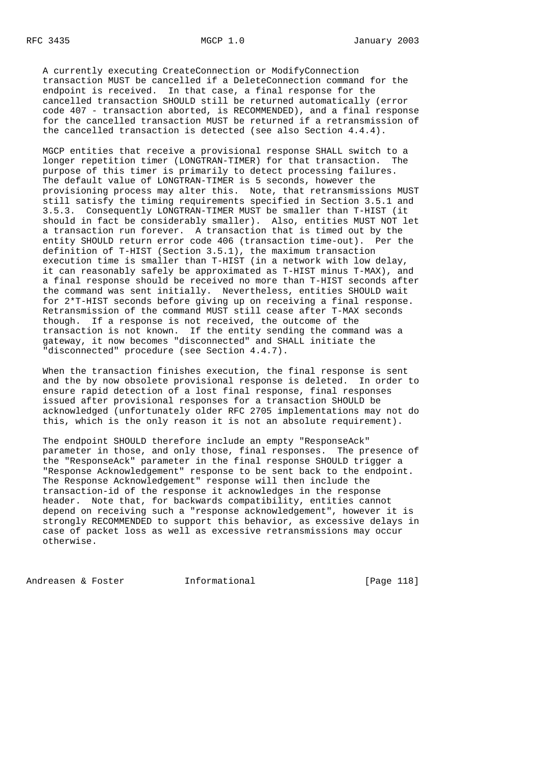A currently executing CreateConnection or ModifyConnection transaction MUST be cancelled if a DeleteConnection command for the endpoint is received. In that case, a final response for the cancelled transaction SHOULD still be returned automatically (error code 407 - transaction aborted, is RECOMMENDED), and a final response for the cancelled transaction MUST be returned if a retransmission of the cancelled transaction is detected (see also Section 4.4.4).

MGCP entities that receive a provisional response SHALL switch to a longer repetition timer (LONGTRAN-TIMER) for that transaction. The purpose of this timer is primarily to detect processing failures. The default value of LONGTRAN-TIMER is 5 seconds, however the provisioning process may alter this. Note, that retransmissions MUST still satisfy the timing requirements specified in Section 3.5.1 and 3.5.3. Consequently LONGTRAN-TIMER MUST be smaller than T-HIST (it should in fact be considerably smaller). Also, entities MUST NOT let a transaction run forever. A transaction that is timed out by the entity SHOULD return error code 406 (transaction time-out). Per the definition of T-HIST (Section 3.5.1), the maximum transaction execution time is smaller than T-HIST (in a network with low delay, it can reasonably safely be approximated as T-HIST minus T-MAX), and a final response should be received no more than T-HIST seconds after the command was sent initially. Nevertheless, entities SHOULD wait for 2*T-HIST seconds before giving up on receiving a final response. Retransmission of the command MUST still cease after T-MAX seconds though. If a response is not received, the outcome of the transaction is not known. If the entity sending the command was a gateway, it now becomes "disconnected" and SHALL initiate the "disconnected" procedure (see Section 4.4.7).

When the transaction finishes execution, the final response is sent and the by now obsolete provisional response is deleted. In order to ensure rapid detection of a lost final response, final responses issued after provisional responses for a transaction SHOULD be acknowledged (unfortunately older RFC 2705 implementations may not do this, which is the only reason it is not an absolute requirement).

The endpoint SHOULD therefore include an empty "ResponseAck" parameter in those, and only those, final responses. The presence of the "ResponseAck" parameter in the final response SHOULD trigger a "Response Acknowledgement" response to be sent back to the endpoint. The Response Acknowledgement" response will then include the transaction-id of the response it acknowledges in the response header. Note that, for backwards compatibility, entities cannot depend on receiving such a "response acknowledgement", however it is strongly RECOMMENDED to support this behavior, as excessive delays in case of packet loss as well as excessive retransmissions may occur otherwise.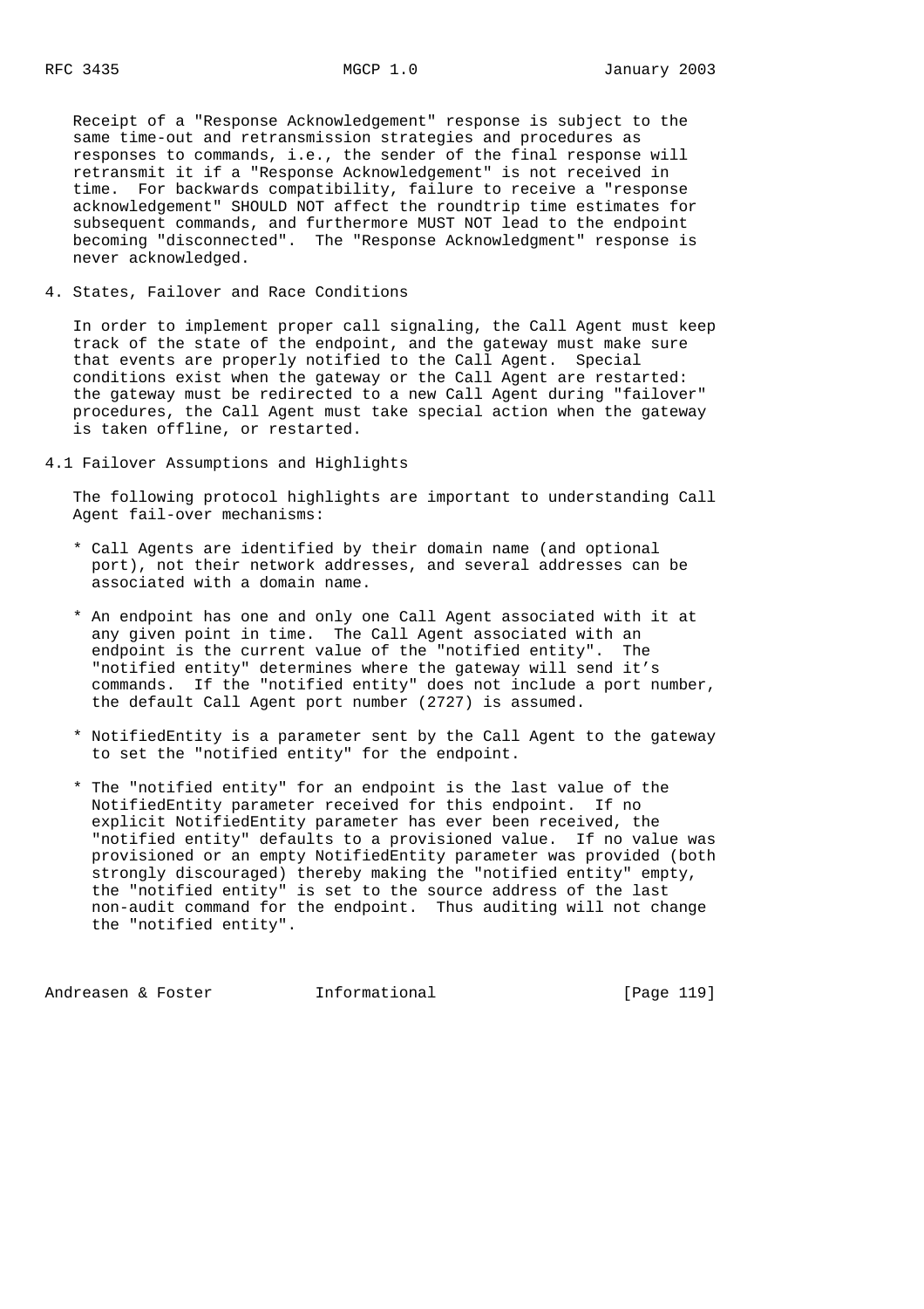Receipt of a "Response Acknowledgement" response is subject to the same time-out and retransmission strategies and procedures as responses to commands, i.e., the sender of the final response will retransmit it if a "Response Acknowledgement" is not received in time. For backwards compatibility, failure to receive a "response acknowledgement" SHOULD NOT affect the roundtrip time estimates for subsequent commands, and furthermore MUST NOT lead to the endpoint becoming "disconnected". The "Response Acknowledgment" response is never acknowledged.

# 4. States, Failover and Race Conditions

In order to implement proper call signaling, the Call Agent must keep track of the state of the endpoint, and the gateway must make sure that events are properly notified to the Call Agent. Special conditions exist when the gateway or the Call Agent are restarted: the gateway must be redirected to a new Call Agent during "failover" procedures, the Call Agent must take special action when the gateway is taken offline, or restarted.

## 4.1 Failover Assumptions and Highlights

The following protocol highlights are important to understanding Call Agent fail-over mechanisms:

* Call Agents are identified by their domain name (and optional port), not their network addresses, and several addresses can be associated with a domain name.

* An endpoint has one and only one Call Agent associated with it at any given point in time. The Call Agent associated with an endpoint is the current value of the "notified entity". The "notified entity" determines where the gateway will send it's commands. If the "notified entity" does not include a port number, the default Call Agent port number (2727) is assumed.

* NotifiedEntity is a parameter sent by the Call Agent to the gateway to set the "notified entity" for the endpoint.

* The "notified entity" for an endpoint is the last value of the NotifiedEntity parameter received for this endpoint. If no explicit NotifiedEntity parameter has ever been received, the "notified entity" defaults to a provisioned value. If no value was provisioned or an empty NotifiedEntity parameter was provided (both strongly discouraged) thereby making the "notified entity" empty, the "notified entity" is set to the source address of the last non-audit command for the endpoint. Thus auditing will not change the "notified entity".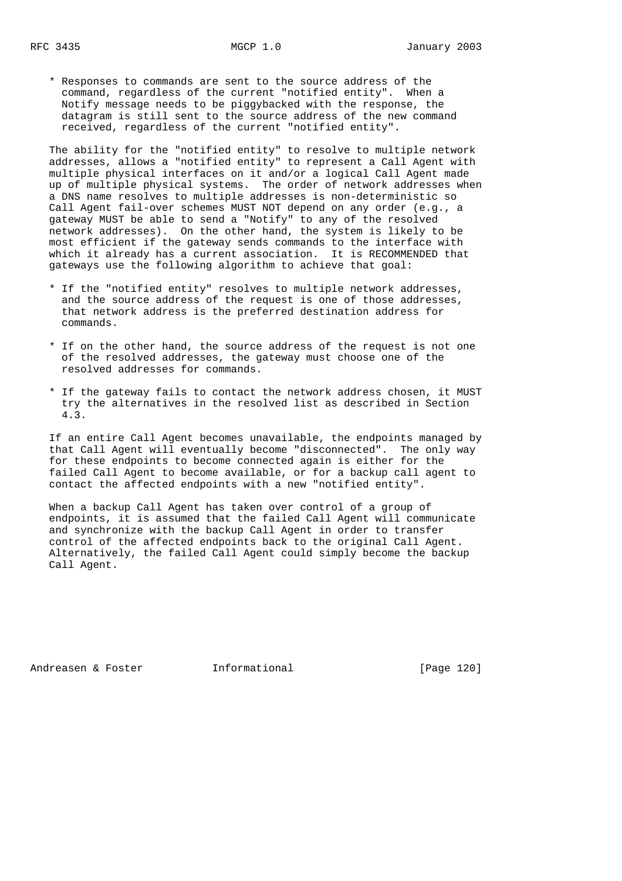* Responses to commands are sent to the source address of the command, regardless of the current "notified entity". When a Notify message needs to be piggybacked with the response, the datagram is still sent to the source address of the new command received, regardless of the current "notified entity".

The ability for the "notified entity" to resolve to multiple network addresses, allows a "notified entity" to represent a Call Agent with multiple physical interfaces on it and/or a logical Call Agent made up of multiple physical systems. The order of network addresses when a DNS name resolves to multiple addresses is non-deterministic so Call Agent fail-over schemes MUST NOT depend on any order (e.g., a gateway MUST be able to send a "Notify" to any of the resolved network addresses). On the other hand, the system is likely to be most efficient if the gateway sends commands to the interface with which it already has a current association. It is RECOMMENDED that gateways use the following algorithm to achieve that goal:

* If the "notified entity" resolves to multiple network addresses, and the source address of the request is one of those addresses, that network address is the preferred destination address for commands.

* If on the other hand, the source address of the request is not one of the resolved addresses, the gateway must choose one of the resolved addresses for commands.

* If the gateway fails to contact the network address chosen, it MUST try the alternatives in the resolved list as described in Section 4.3.

If an entire Call Agent becomes unavailable, the endpoints managed by that Call Agent will eventually become "disconnected". The only way for these endpoints to become connected again is either for the failed Call Agent to become available, or for a backup call agent to contact the affected endpoints with a new "notified entity".

When a backup Call Agent has taken over control of a group of endpoints, it is assumed that the failed Call Agent will communicate and synchronize with the backup Call Agent in order to transfer control of the affected endpoints back to the original Call Agent. Alternatively, the failed Call Agent could simply become the backup Call Agent.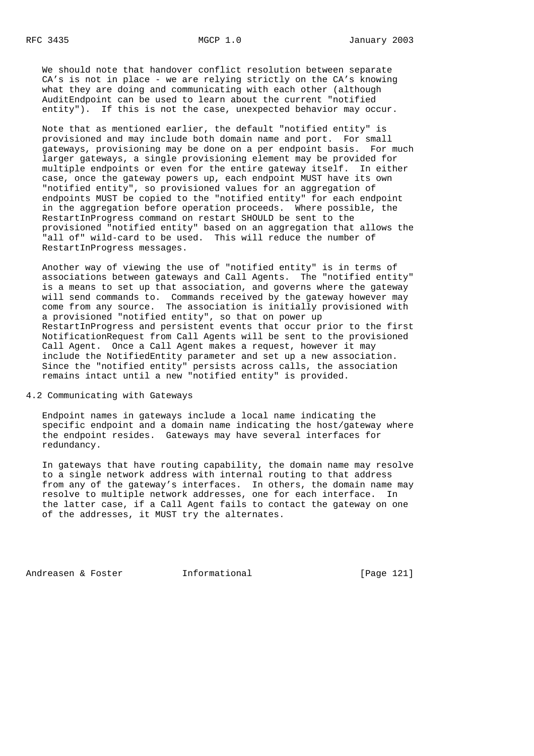We should note that handover conflict resolution between separate CA's is not in place - we are relying strictly on the CA's knowing what they are doing and communicating with each other (although AuditEndpoint can be used to learn about the current "notified entity"). If this is not the case, unexpected behavior may occur.

Note that as mentioned earlier, the default "notified entity" is provisioned and may include both domain name and port. For small gateways, provisioning may be done on a per endpoint basis. For much larger gateways, a single provisioning element may be provided for multiple endpoints or even for the entire gateway itself. In either case, once the gateway powers up, each endpoint MUST have its own "notified entity", so provisioned values for an aggregation of endpoints MUST be copied to the "notified entity" for each endpoint in the aggregation before operation proceeds. Where possible, the RestartInProgress command on restart SHOULD be sent to the provisioned "notified entity" based on an aggregation that allows the "all of" wild-card to be used. This will reduce the number of RestartInProgress messages.

Another way of viewing the use of "notified entity" is in terms of associations between gateways and Call Agents. The "notified entity" is a means to set up that association, and governs where the gateway will send commands to. Commands received by the gateway however may come from any source. The association is initially provisioned with a provisioned "notified entity", so that on power up RestartInProgress and persistent events that occur prior to the first NotificationRequest from Call Agents will be sent to the provisioned Call Agent. Once a Call Agent makes a request, however it may include the NotifiedEntity parameter and set up a new association. Since the "notified entity" persists across calls, the association remains intact until a new "notified entity" is provided.

## 4.2 Communicating with Gateways

Endpoint names in gateways include a local name indicating the specific endpoint and a domain name indicating the host/gateway where the endpoint resides. Gateways may have several interfaces for redundancy.

In gateways that have routing capability, the domain name may resolve to a single network address with internal routing to that address from any of the gateway's interfaces. In others, the domain name may resolve to multiple network addresses, one for each interface. In the latter case, if a Call Agent fails to contact the gateway on one of the addresses, it MUST try the alternates.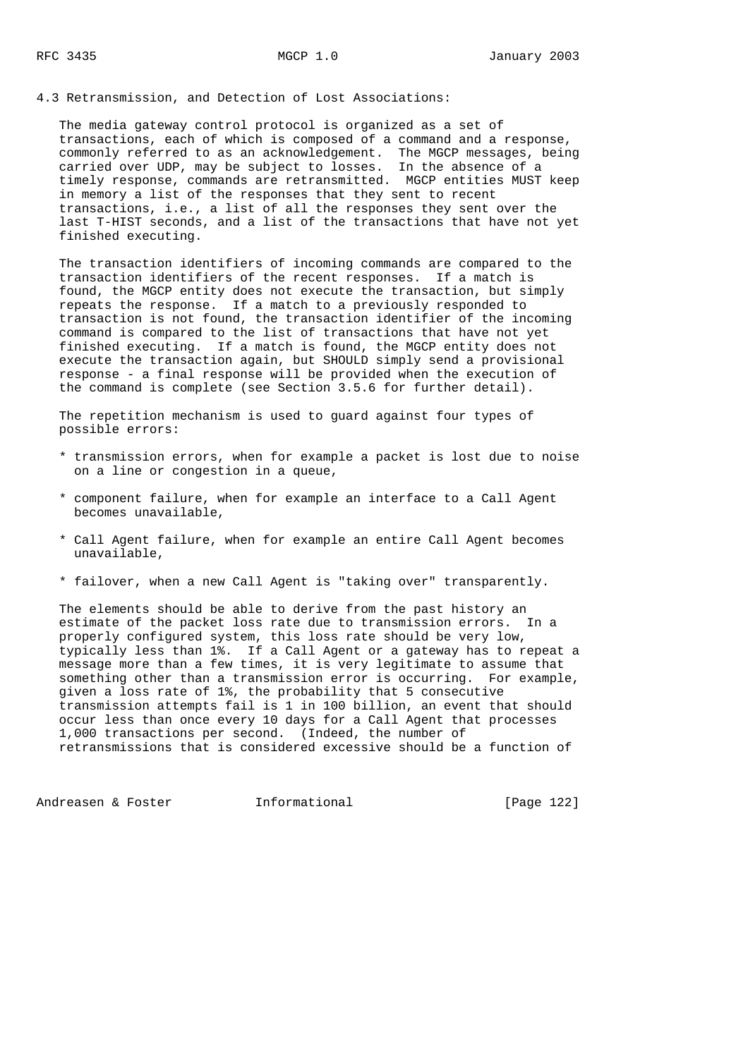## 4.3 Retransmission, and Detection of Lost Associations:

The media gateway control protocol is organized as a set of transactions, each of which is composed of a command and a response, commonly referred to as an acknowledgement. The MGCP messages, being carried over UDP, may be subject to losses. In the absence of a timely response, commands are retransmitted. MGCP entities MUST keep in memory a list of the responses that they sent to recent transactions, i.e., a list of all the responses they sent over the last T-HIST seconds, and a list of the transactions that have not yet finished executing.

The transaction identifiers of incoming commands are compared to the transaction identifiers of the recent responses. If a match is found, the MGCP entity does not execute the transaction, but simply repeats the response. If a match to a previously responded to transaction is not found, the transaction identifier of the incoming command is compared to the list of transactions that have not yet finished executing. If a match is found, the MGCP entity does not execute the transaction again, but SHOULD simply send a provisional response - a final response will be provided when the execution of the command is complete (see Section 3.5.6 for further detail).

The repetition mechanism is used to guard against four types of possible errors:

* transmission errors, when for example a packet is lost due to noise on a line or congestion in a queue,
* component failure, when for example an interface to a Call Agent becomes unavailable,
* Call Agent failure, when for example an entire Call Agent becomes unavailable,
* failover, when a new Call Agent is "taking over" transparently.

The elements should be able to derive from the past history an estimate of the packet loss rate due to transmission errors. In a properly configured system, this loss rate should be very low, typically less than 1%. If a Call Agent or a gateway has to repeat a message more than a few times, it is very legitimate to assume that something other than a transmission error is occurring. For example, given a loss rate of 1%, the probability that 5 consecutive transmission attempts fail is 1 in 100 billion, an event that should occur less than once every 10 days for a Call Agent that processes 1,000 transactions per second. (Indeed, the number of retransmissions that is considered excessive should be a function of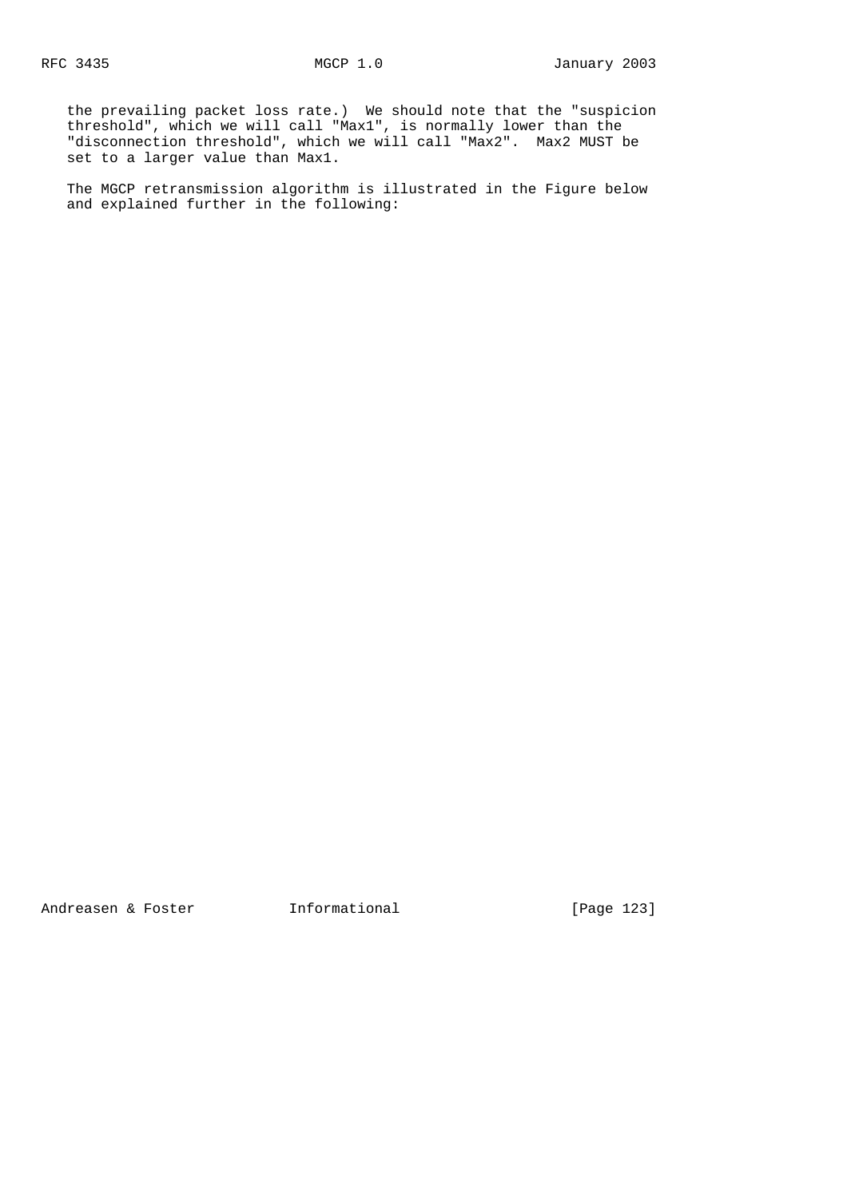the prevailing packet loss rate.) We should note that the "suspicion threshold", which we will call "Max1", is normally lower than the "disconnection threshold", which we will call "Max2". Max2 MUST be set to a larger value than Max1.

The MGCP retransmission algorithm is illustrated in the Figure below and explained further in the following: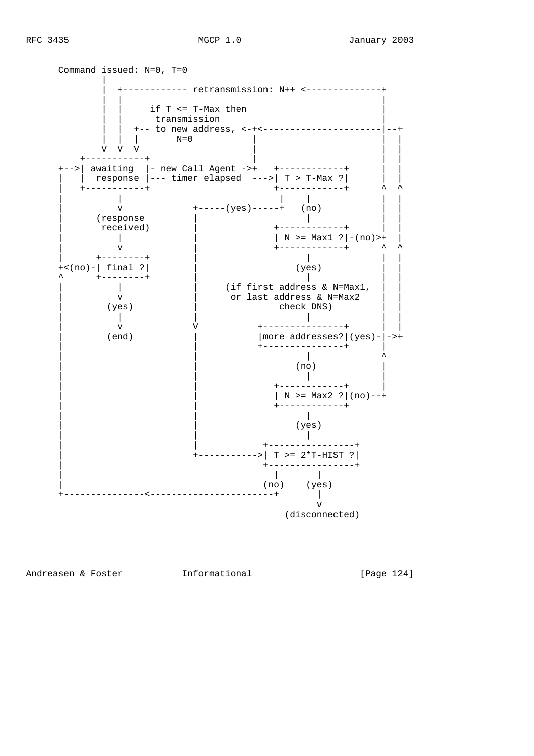```
      Command issued: N=0, T=0
              |
              |  +------------ retransmission: N++ <--------------+
              |  |                                                |
              |  |     if T <= T-Max then                         |
              |  |      transmission                              |
              |  |  +-- to new address, <-+<----------------------|--+
              |  |  |       N=0           |                       |  |
              V  V  V                     |                       |  |
          +-----------+                   |                       |  |
      +-->| awaiting  |- new Call Agent ->+   +------------+      |  |
      |   |  response |--- timer elapsed  --->| T > T-Max ?|      |  |
      |   +-----------+                       +------------+      ^  ^
      |         |                              |    |             |  |
      |         v              +-----(yes)-----+   (no)           |  |
      |      (response         |                    |             |  |
      |       received)        |              +------------+      |  |
      |         |              |              | N >= Max1 ?|-(no)>+  |
      |         v              |              +------------+      ^  ^
      |      +--------+        |                    |             |  |
      +<(no)-| final ?|        |                  (yes)           |  |
      ^      +--------+        |                    |             |  |
      |         |              |     (if first address & N=Max1,  |  |
      |         v              |      or last address & N=Max2    |  |
      |       (yes)            |               check DNS)         |  |
      |         |              |                    |             |  |
      |         v              V           +---------------+      |  |
      |       (end)            |           |more addresses?|(yes)-|->+
      |                        |           +---------------+      |
      |                        |                    |             ^
      |                        |                  (no)            |
      |                        |                    |             |
      |                        |              +------------+      |
      |                        |              | N >= Max2 ?|(no)--+
      |                        |              +------------+
      |                        |                    |
      |                        |                  (yes)
      |                        |                    |
      |                        |            +----------------+
      |                        +----------->| T >= 2*T-HIST ?|
      |                                     +----------------+
      |                                       |       |
      |                                      (no)    (yes)
      +---------------<-----------------------+       |
                                                      v
                                               (disconnected)
```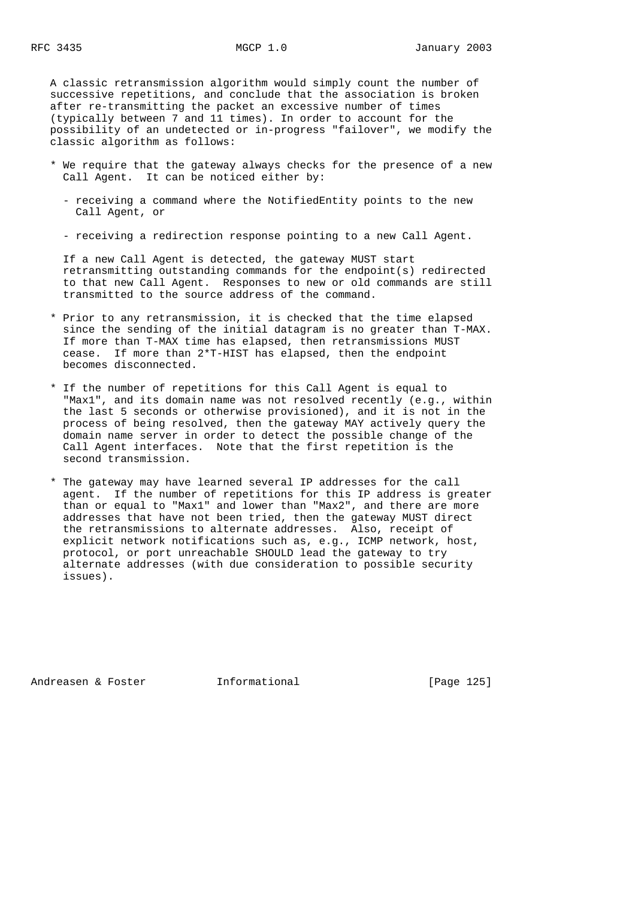A classic retransmission algorithm would simply count the number of successive repetitions, and conclude that the association is broken after re-transmitting the packet an excessive number of times (typically between 7 and 11 times). In order to account for the possibility of an undetected or in-progress "failover", we modify the classic algorithm as follows:

* We require that the gateway always checks for the presence of a new Call Agent. It can be noticed either by:

  - receiving a command where the NotifiedEntity points to the new Call Agent, or

  - receiving a redirection response pointing to a new Call Agent.

  If a new Call Agent is detected, the gateway MUST start retransmitting outstanding commands for the endpoint(s) redirected to that new Call Agent. Responses to new or old commands are still transmitted to the source address of the command.

* Prior to any retransmission, it is checked that the time elapsed since the sending of the initial datagram is no greater than T-MAX. If more than T-MAX time has elapsed, then retransmissions MUST cease. If more than 2*T-HIST has elapsed, then the endpoint becomes disconnected.

* If the number of repetitions for this Call Agent is equal to "Max1", and its domain name was not resolved recently (e.g., within the last 5 seconds or otherwise provisioned), and it is not in the process of being resolved, then the gateway MAY actively query the domain name server in order to detect the possible change of the Call Agent interfaces. Note that the first repetition is the second transmission.

* The gateway may have learned several IP addresses for the call agent. If the number of repetitions for this IP address is greater than or equal to "Max1" and lower than "Max2", and there are more addresses that have not been tried, then the gateway MUST direct the retransmissions to alternate addresses. Also, receipt of explicit network notifications such as, e.g., ICMP network, host, protocol, or port unreachable SHOULD lead the gateway to try alternate addresses (with due consideration to possible security issues).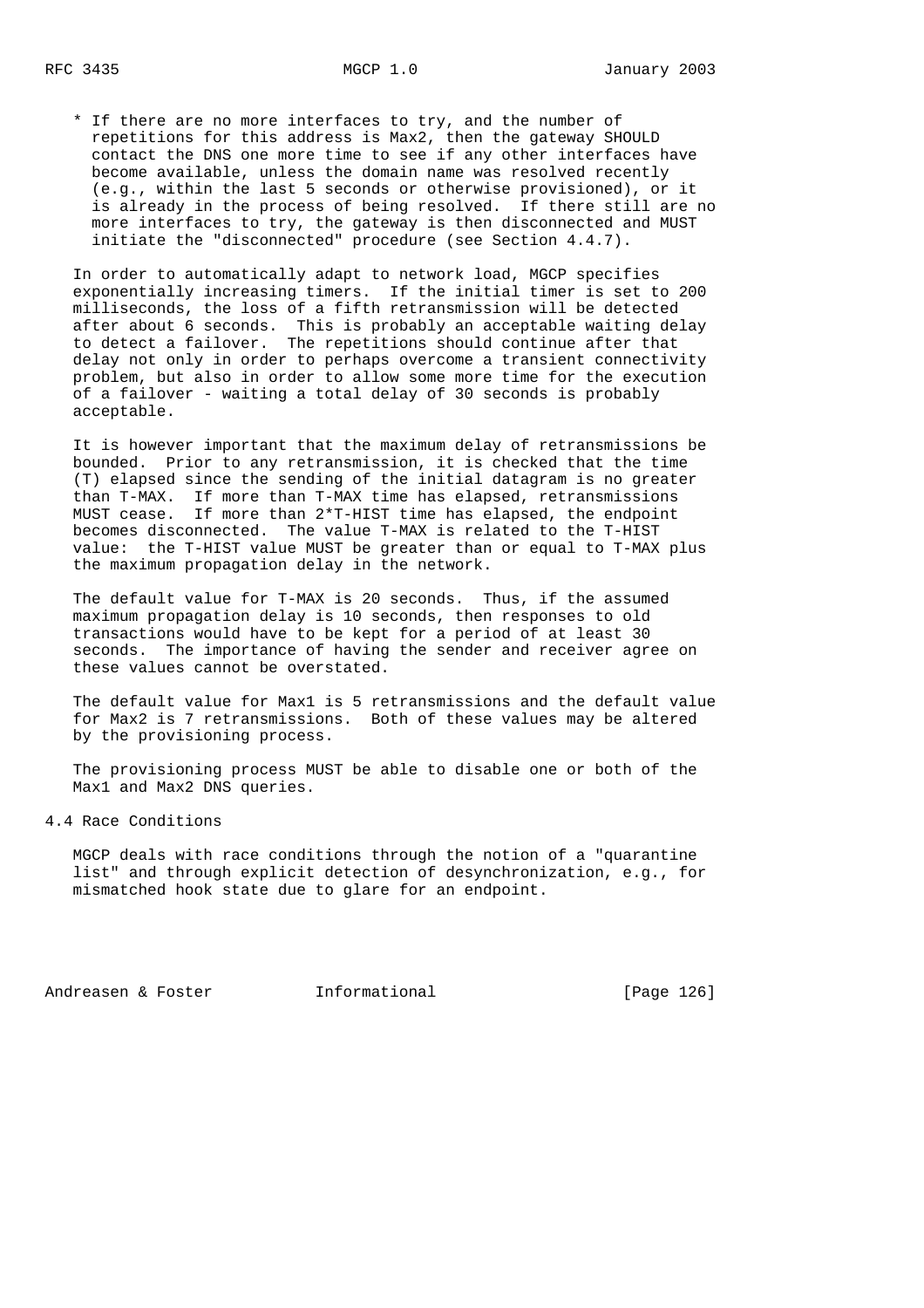* If there are no more interfaces to try, and the number of repetitions for this address is Max2, then the gateway SHOULD contact the DNS one more time to see if any other interfaces have become available, unless the domain name was resolved recently (e.g., within the last 5 seconds or otherwise provisioned), or it is already in the process of being resolved. If there still are no more interfaces to try, the gateway is then disconnected and MUST initiate the "disconnected" procedure (see Section 4.4.7).

In order to automatically adapt to network load, MGCP specifies exponentially increasing timers. If the initial timer is set to 200 milliseconds, the loss of a fifth retransmission will be detected after about 6 seconds. This is probably an acceptable waiting delay to detect a failover. The repetitions should continue after that delay not only in order to perhaps overcome a transient connectivity problem, but also in order to allow some more time for the execution of a failover - waiting a total delay of 30 seconds is probably acceptable.

It is however important that the maximum delay of retransmissions be bounded. Prior to any retransmission, it is checked that the time (T) elapsed since the sending of the initial datagram is no greater than T-MAX. If more than T-MAX time has elapsed, retransmissions MUST cease. If more than 2*T-HIST time has elapsed, the endpoint becomes disconnected. The value T-MAX is related to the T-HIST value: the T-HIST value MUST be greater than or equal to T-MAX plus the maximum propagation delay in the network.

The default value for T-MAX is 20 seconds. Thus, if the assumed maximum propagation delay is 10 seconds, then responses to old transactions would have to be kept for a period of at least 30 seconds. The importance of having the sender and receiver agree on these values cannot be overstated.

The default value for Max1 is 5 retransmissions and the default value for Max2 is 7 retransmissions. Both of these values may be altered by the provisioning process.

The provisioning process MUST be able to disable one or both of the Max1 and Max2 DNS queries.

## 4.4 Race Conditions

MGCP deals with race conditions through the notion of a "quarantine list" and through explicit detection of desynchronization, e.g., for mismatched hook state due to glare for an endpoint.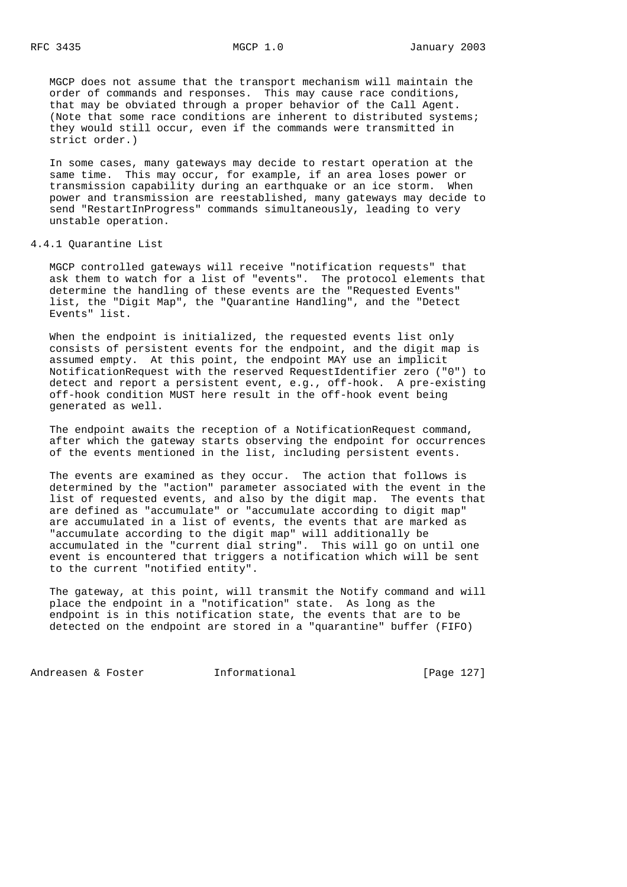MGCP does not assume that the transport mechanism will maintain the order of commands and responses. This may cause race conditions, that may be obviated through a proper behavior of the Call Agent. (Note that some race conditions are inherent to distributed systems; they would still occur, even if the commands were transmitted in strict order.)

In some cases, many gateways may decide to restart operation at the same time. This may occur, for example, if an area loses power or transmission capability during an earthquake or an ice storm. When power and transmission are reestablished, many gateways may decide to send "RestartInProgress" commands simultaneously, leading to very unstable operation.

### 4.4.1 Quarantine List

MGCP controlled gateways will receive "notification requests" that ask them to watch for a list of "events". The protocol elements that determine the handling of these events are the "Requested Events" list, the "Digit Map", the "Quarantine Handling", and the "Detect Events" list.

When the endpoint is initialized, the requested events list only consists of persistent events for the endpoint, and the digit map is assumed empty. At this point, the endpoint MAY use an implicit NotificationRequest with the reserved RequestIdentifier zero ("0") to detect and report a persistent event, e.g., off-hook. A pre-existing off-hook condition MUST here result in the off-hook event being generated as well.

The endpoint awaits the reception of a NotificationRequest command, after which the gateway starts observing the endpoint for occurrences of the events mentioned in the list, including persistent events.

The events are examined as they occur. The action that follows is determined by the "action" parameter associated with the event in the list of requested events, and also by the digit map. The events that are defined as "accumulate" or "accumulate according to digit map" are accumulated in a list of events, the events that are marked as "accumulate according to the digit map" will additionally be accumulated in the "current dial string". This will go on until one event is encountered that triggers a notification which will be sent to the current "notified entity".

The gateway, at this point, will transmit the Notify command and will place the endpoint in a "notification" state. As long as the endpoint is in this notification state, the events that are to be detected on the endpoint are stored in a "quarantine" buffer (FIFO)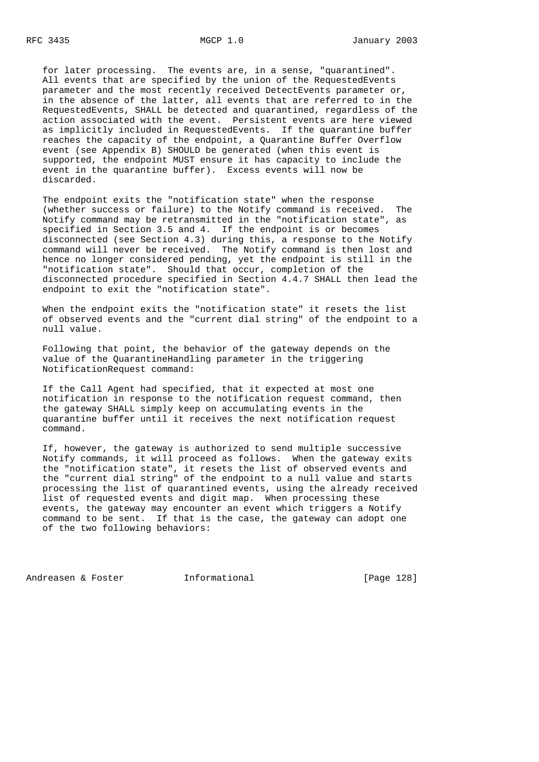for later processing. The events are, in a sense, "quarantined". All events that are specified by the union of the RequestedEvents parameter and the most recently received DetectEvents parameter or, in the absence of the latter, all events that are referred to in the RequestedEvents, SHALL be detected and quarantined, regardless of the action associated with the event. Persistent events are here viewed as implicitly included in RequestedEvents. If the quarantine buffer reaches the capacity of the endpoint, a Quarantine Buffer Overflow event (see Appendix B) SHOULD be generated (when this event is supported, the endpoint MUST ensure it has capacity to include the event in the quarantine buffer). Excess events will now be discarded.

The endpoint exits the "notification state" when the response (whether success or failure) to the Notify command is received. The Notify command may be retransmitted in the "notification state", as specified in Section 3.5 and 4. If the endpoint is or becomes disconnected (see Section 4.3) during this, a response to the Notify command will never be received. The Notify command is then lost and hence no longer considered pending, yet the endpoint is still in the "notification state". Should that occur, completion of the disconnected procedure specified in Section 4.4.7 SHALL then lead the endpoint to exit the "notification state".

When the endpoint exits the "notification state" it resets the list of observed events and the "current dial string" of the endpoint to a null value.

Following that point, the behavior of the gateway depends on the value of the QuarantineHandling parameter in the triggering NotificationRequest command:

If the Call Agent had specified, that it expected at most one notification in response to the notification request command, then the gateway SHALL simply keep on accumulating events in the quarantine buffer until it receives the next notification request command.

If, however, the gateway is authorized to send multiple successive Notify commands, it will proceed as follows. When the gateway exits the "notification state", it resets the list of observed events and the "current dial string" of the endpoint to a null value and starts processing the list of quarantined events, using the already received list of requested events and digit map. When processing these events, the gateway may encounter an event which triggers a Notify command to be sent. If that is the case, the gateway can adopt one of the two following behaviors: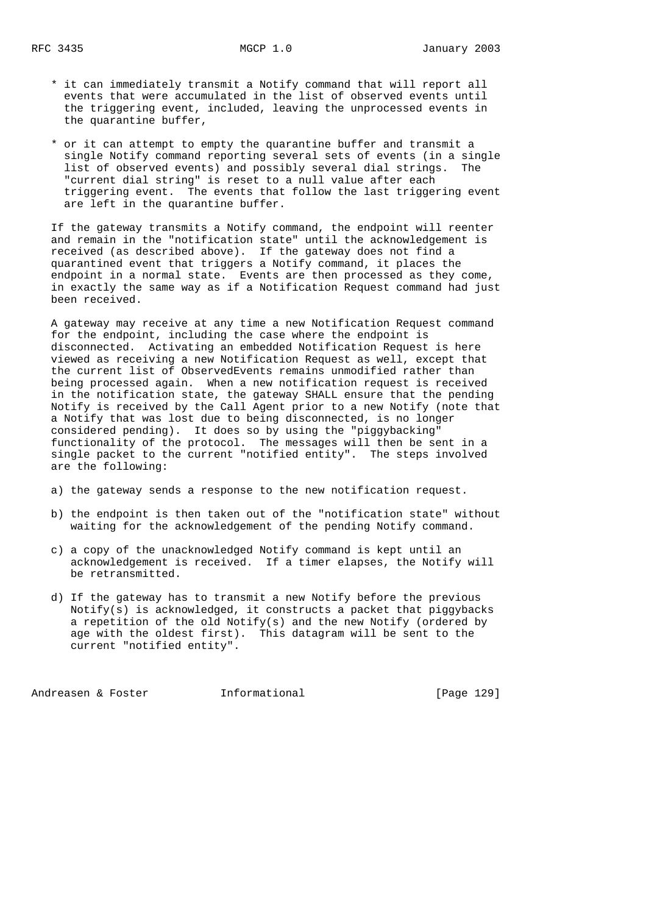* it can immediately transmit a Notify command that will report all events that were accumulated in the list of observed events until the triggering event, included, leaving the unprocessed events in the quarantine buffer,

* or it can attempt to empty the quarantine buffer and transmit a single Notify command reporting several sets of events (in a single list of observed events) and possibly several dial strings. The "current dial string" is reset to a null value after each triggering event. The events that follow the last triggering event are left in the quarantine buffer.

If the gateway transmits a Notify command, the endpoint will reenter and remain in the "notification state" until the acknowledgement is received (as described above). If the gateway does not find a quarantined event that triggers a Notify command, it places the endpoint in a normal state. Events are then processed as they come, in exactly the same way as if a Notification Request command had just been received.

A gateway may receive at any time a new Notification Request command for the endpoint, including the case where the endpoint is disconnected. Activating an embedded Notification Request is here viewed as receiving a new Notification Request as well, except that the current list of ObservedEvents remains unmodified rather than being processed again. When a new notification request is received in the notification state, the gateway SHALL ensure that the pending Notify is received by the Call Agent prior to a new Notify (note that a Notify that was lost due to being disconnected, is no longer considered pending). It does so by using the "piggybacking" functionality of the protocol. The messages will then be sent in a single packet to the current "notified entity". The steps involved are the following:

a) the gateway sends a response to the new notification request.

b) the endpoint is then taken out of the "notification state" without waiting for the acknowledgement of the pending Notify command.

c) a copy of the unacknowledged Notify command is kept until an acknowledgement is received. If a timer elapses, the Notify will be retransmitted.

d) If the gateway has to transmit a new Notify before the previous Notify(s) is acknowledged, it constructs a packet that piggybacks a repetition of the old Notify(s) and the new Notify (ordered by age with the oldest first). This datagram will be sent to the current "notified entity".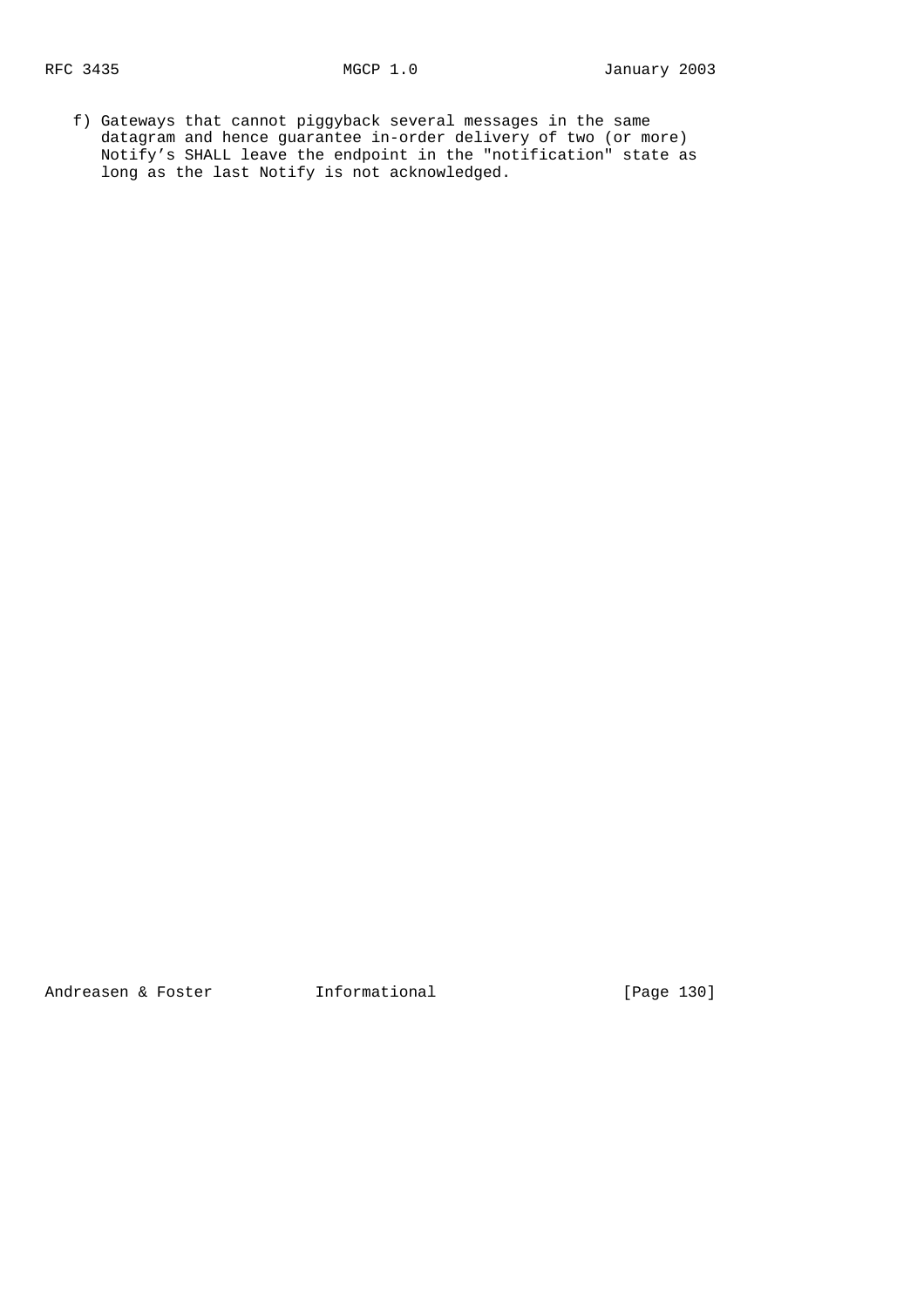f) Gateways that cannot piggyback several messages in the same datagram and hence guarantee in-order delivery of two (or more) Notify's SHALL leave the endpoint in the "notification" state as long as the last Notify is not acknowledged.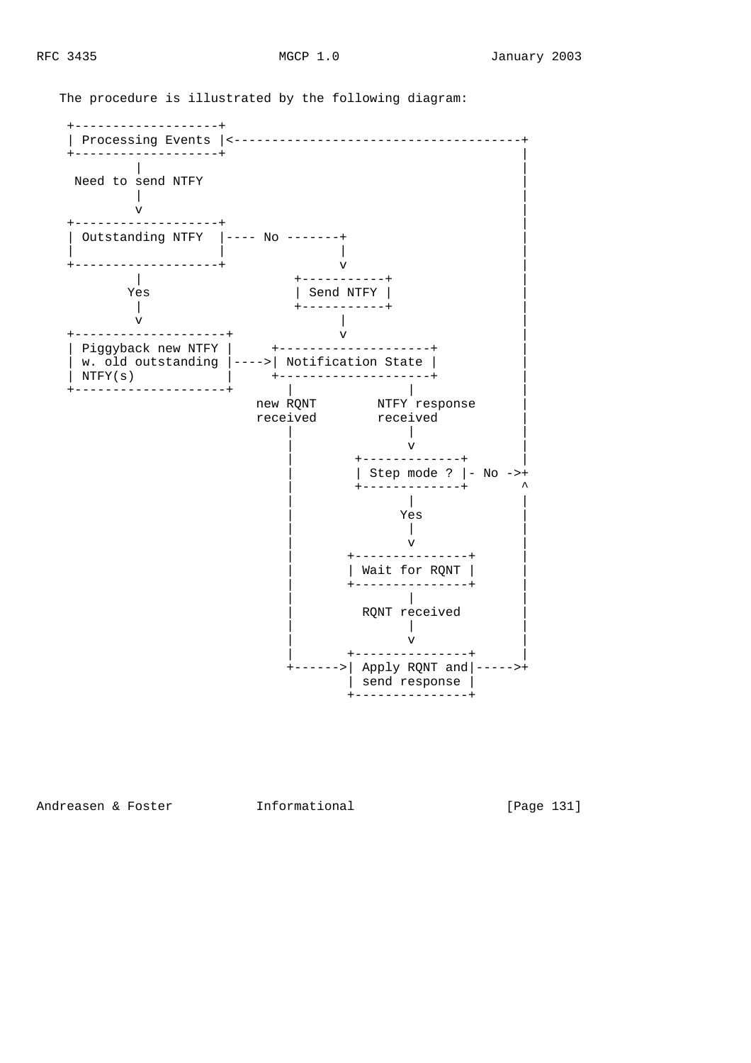The procedure is illustrated by the following diagram:

```
 +-------------------+
 | Processing Events |<------------------------------------+
 +-------------------+                                     |
         |                                                 |
  Need to send NTFY                                        |
         |                                                 |
         v                                                 |
 +-------------------+                                     |
 | Outstanding NTFY  |---- No -------+                     |
 |                   |               |                     |
 +-------------------+               v                     |
         |                     +-----------+               |
        Yes                    | Send NTFY |               |
         |                     +-----------+               |
         v                           |                     |
 +--------------------+              v                     |
 | Piggyback new NTFY |     +--------------------+         |
 | w. old outstanding |---->| Notification State |         |
 | NTFY(s)            |     +--------------------+         |
 +--------------------+         |              |           |
                            new RQNT       NTFY response   |
                            received       received        |
                                |              |           |
                                |              v           |
                                |      +-------------+     |
                                |      | Step mode ? |- No ->+
                                |      +-------------+      ^
                                |              |            |
                                |             Yes           |
                                |              |            |
                                |              v            |
                                |     +---------------+     |
                                |     | Wait for RQNT |     |
                                |     +---------------+     |
                                |              |            |
                                |        RQNT received      |
                                |              |            |
                                |              v            |
                                |     +---------------+     |
                                +---->| Apply RQNT and|---->+
                                      | send response |
                                      +---------------+
```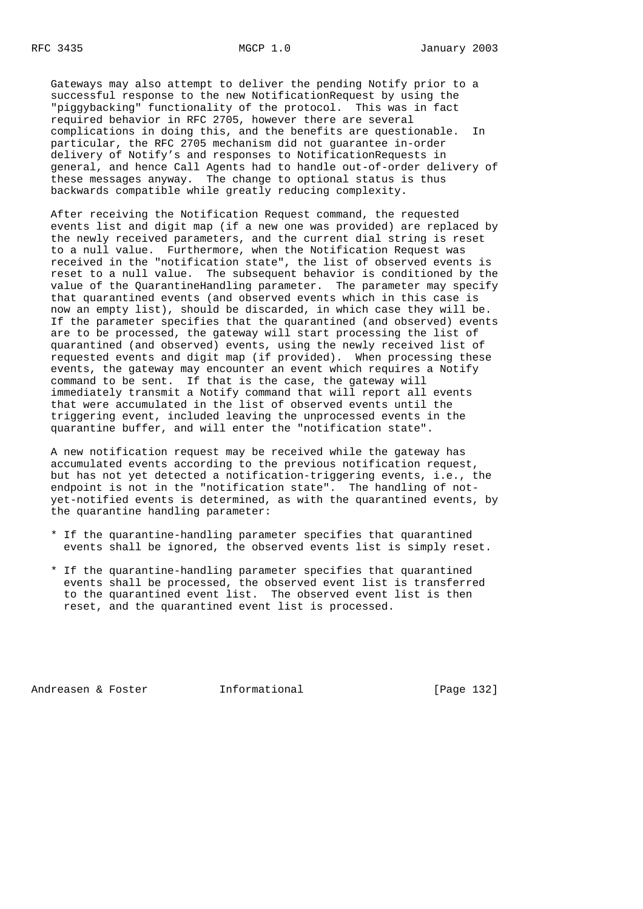Gateways may also attempt to deliver the pending Notify prior to a successful response to the new NotificationRequest by using the "piggybacking" functionality of the protocol. This was in fact required behavior in RFC 2705, however there are several complications in doing this, and the benefits are questionable. In particular, the RFC 2705 mechanism did not guarantee in-order delivery of Notify’s and responses to NotificationRequests in general, and hence Call Agents had to handle out-of-order delivery of these messages anyway. The change to optional status is thus backwards compatible while greatly reducing complexity.

After receiving the Notification Request command, the requested events list and digit map (if a new one was provided) are replaced by the newly received parameters, and the current dial string is reset to a null value. Furthermore, when the Notification Request was received in the "notification state", the list of observed events is reset to a null value. The subsequent behavior is conditioned by the value of the QuarantineHandling parameter. The parameter may specify that quarantined events (and observed events which in this case is now an empty list), should be discarded, in which case they will be. If the parameter specifies that the quarantined (and observed) events are to be processed, the gateway will start processing the list of quarantined (and observed) events, using the newly received list of requested events and digit map (if provided). When processing these events, the gateway may encounter an event which requires a Notify command to be sent. If that is the case, the gateway will immediately transmit a Notify command that will report all events that were accumulated in the list of observed events until the triggering event, included leaving the unprocessed events in the quarantine buffer, and will enter the "notification state".

A new notification request may be received while the gateway has accumulated events according to the previous notification request, but has not yet detected a notification-triggering events, i.e., the endpoint is not in the "notification state". The handling of not-yet-notified events is determined, as with the quarantined events, by the quarantine handling parameter:

* If the quarantine-handling parameter specifies that quarantined events shall be ignored, the observed events list is simply reset.

* If the quarantine-handling parameter specifies that quarantined events shall be processed, the observed event list is transferred to the quarantined event list. The observed event list is then reset, and the quarantined event list is processed.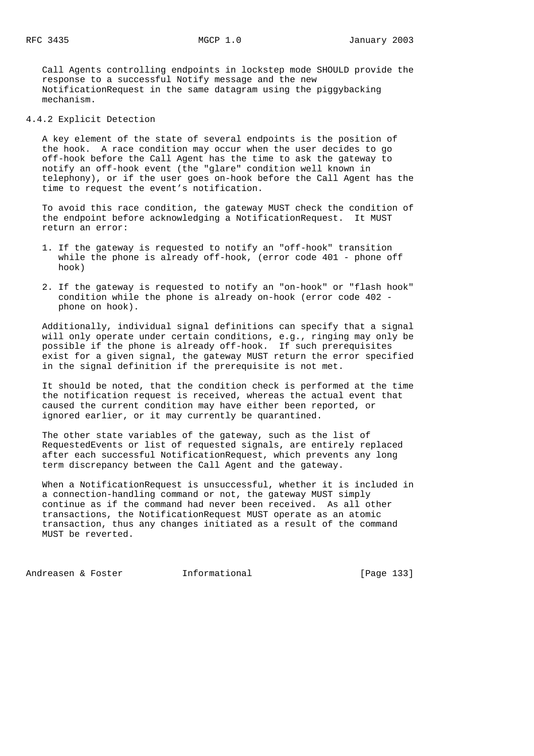Call Agents controlling endpoints in lockstep mode SHOULD provide the response to a successful Notify message and the new NotificationRequest in the same datagram using the piggybacking mechanism.

### 4.4.2 Explicit Detection

A key element of the state of several endpoints is the position of the hook. A race condition may occur when the user decides to go off-hook before the Call Agent has the time to ask the gateway to notify an off-hook event (the "glare" condition well known in telephony), or if the user goes on-hook before the Call Agent has the time to request the event's notification.

To avoid this race condition, the gateway MUST check the condition of the endpoint before acknowledging a NotificationRequest. It MUST return an error:

1. If the gateway is requested to notify an "off-hook" transition while the phone is already off-hook, (error code 401 - phone off hook)

2. If the gateway is requested to notify an "on-hook" or "flash hook" condition while the phone is already on-hook (error code 402 - phone on hook).

Additionally, individual signal definitions can specify that a signal will only operate under certain conditions, e.g., ringing may only be possible if the phone is already off-hook. If such prerequisites exist for a given signal, the gateway MUST return the error specified in the signal definition if the prerequisite is not met.

It should be noted, that the condition check is performed at the time the notification request is received, whereas the actual event that caused the current condition may have either been reported, or ignored earlier, or it may currently be quarantined.

The other state variables of the gateway, such as the list of RequestedEvents or list of requested signals, are entirely replaced after each successful NotificationRequest, which prevents any long term discrepancy between the Call Agent and the gateway.

When a NotificationRequest is unsuccessful, whether it is included in a connection-handling command or not, the gateway MUST simply continue as if the command had never been received. As all other transactions, the NotificationRequest MUST operate as an atomic transaction, thus any changes initiated as a result of the command MUST be reverted.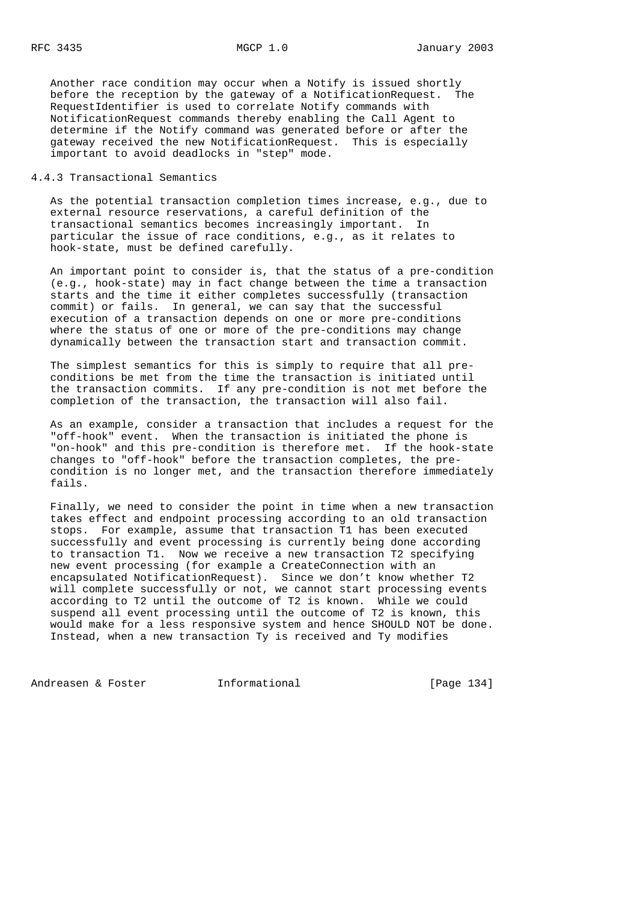Another race condition may occur when a Notify is issued shortly before the reception by the gateway of a NotificationRequest. The RequestIdentifier is used to correlate Notify commands with NotificationRequest commands thereby enabling the Call Agent to determine if the Notify command was generated before or after the gateway received the new NotificationRequest. This is especially important to avoid deadlocks in "step" mode.

### 4.4.3 Transactional Semantics

As the potential transaction completion times increase, e.g., due to external resource reservations, a careful definition of the transactional semantics becomes increasingly important. In particular the issue of race conditions, e.g., as it relates to hook-state, must be defined carefully.

An important point to consider is, that the status of a pre-condition (e.g., hook-state) may in fact change between the time a transaction starts and the time it either completes successfully (transaction commit) or fails. In general, we can say that the successful execution of a transaction depends on one or more pre-conditions where the status of one or more of the pre-conditions may change dynamically between the transaction start and transaction commit.

The simplest semantics for this is simply to require that all pre-conditions be met from the time the transaction is initiated until the transaction commits. If any pre-condition is not met before the completion of the transaction, the transaction will also fail.

As an example, consider a transaction that includes a request for the "off-hook" event. When the transaction is initiated the phone is "on-hook" and this pre-condition is therefore met. If the hook-state changes to "off-hook" before the transaction completes, the pre-condition is no longer met, and the transaction therefore immediately fails.

Finally, we need to consider the point in time when a new transaction takes effect and endpoint processing according to an old transaction stops. For example, assume that transaction T1 has been executed successfully and event processing is currently being done according to transaction T1. Now we receive a new transaction T2 specifying new event processing (for example a CreateConnection with an encapsulated NotificationRequest). Since we don't know whether T2 will complete successfully or not, we cannot start processing events according to T2 until the outcome of T2 is known. While we could suspend all event processing until the outcome of T2 is known, this would make for a less responsive system and hence SHOULD NOT be done. Instead, when a new transaction Ty is received and Ty modifies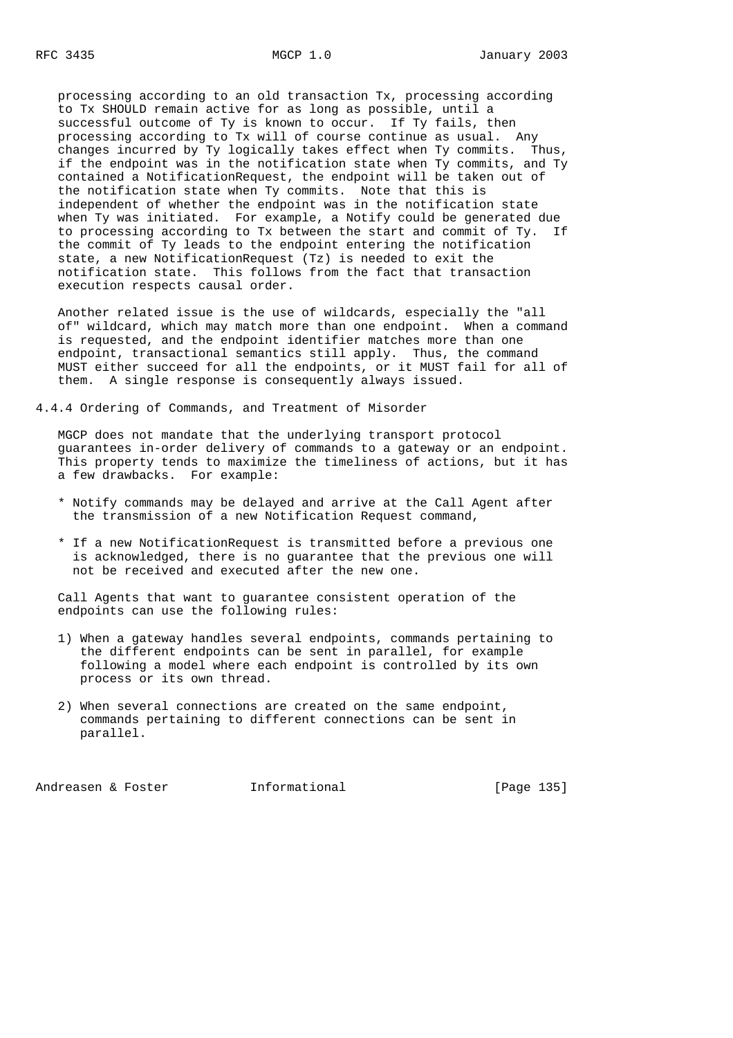processing according to an old transaction Tx, processing according to Tx SHOULD remain active for as long as possible, until a successful outcome of Ty is known to occur. If Ty fails, then processing according to Tx will of course continue as usual. Any changes incurred by Ty logically takes effect when Ty commits. Thus, if the endpoint was in the notification state when Ty commits, and Ty contained a NotificationRequest, the endpoint will be taken out of the notification state when Ty commits. Note that this is independent of whether the endpoint was in the notification state when Ty was initiated. For example, a Notify could be generated due to processing according to Tx between the start and commit of Ty. If the commit of Ty leads to the endpoint entering the notification state, a new NotificationRequest (Tz) is needed to exit the notification state. This follows from the fact that transaction execution respects causal order.

Another related issue is the use of wildcards, especially the "all of" wildcard, which may match more than one endpoint. When a command is requested, and the endpoint identifier matches more than one endpoint, transactional semantics still apply. Thus, the command MUST either succeed for all the endpoints, or it MUST fail for all of them. A single response is consequently always issued.

### 4.4.4 Ordering of Commands, and Treatment of Misorder

MGCP does not mandate that the underlying transport protocol guarantees in-order delivery of commands to a gateway or an endpoint. This property tends to maximize the timeliness of actions, but it has a few drawbacks. For example:

* Notify commands may be delayed and arrive at the Call Agent after the transmission of a new Notification Request command,

* If a new NotificationRequest is transmitted before a previous one is acknowledged, there is no guarantee that the previous one will not be received and executed after the new one.

Call Agents that want to guarantee consistent operation of the endpoints can use the following rules:

1) When a gateway handles several endpoints, commands pertaining to the different endpoints can be sent in parallel, for example following a model where each endpoint is controlled by its own process or its own thread.

2) When several connections are created on the same endpoint, commands pertaining to different connections can be sent in parallel.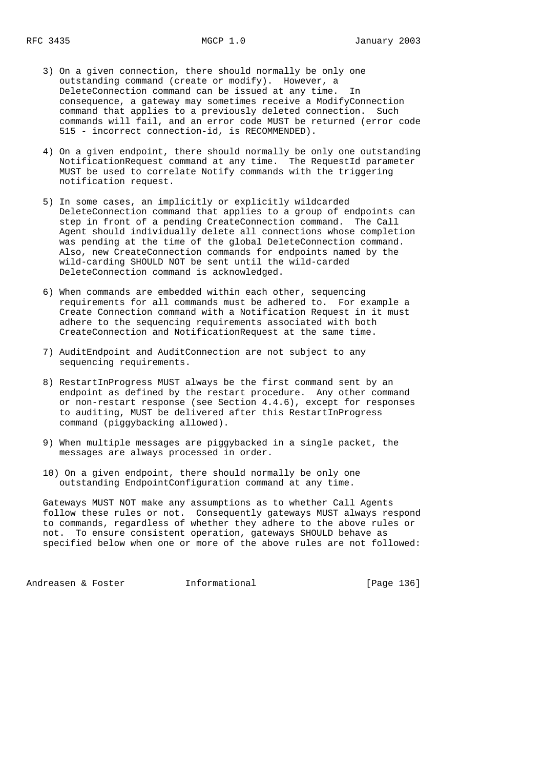3) On a given connection, there should normally be only one outstanding command (create or modify). However, a DeleteConnection command can be issued at any time. In consequence, a gateway may sometimes receive a ModifyConnection command that applies to a previously deleted connection. Such commands will fail, and an error code MUST be returned (error code 515 - incorrect connection-id, is RECOMMENDED).

4) On a given endpoint, there should normally be only one outstanding NotificationRequest command at any time. The RequestId parameter MUST be used to correlate Notify commands with the triggering notification request.

5) In some cases, an implicitly or explicitly wildcarded DeleteConnection command that applies to a group of endpoints can step in front of a pending CreateConnection command. The Call Agent should individually delete all connections whose completion was pending at the time of the global DeleteConnection command. Also, new CreateConnection commands for endpoints named by the wild-carding SHOULD NOT be sent until the wild-carded DeleteConnection command is acknowledged.

6) When commands are embedded within each other, sequencing requirements for all commands must be adhered to. For example a Create Connection command with a Notification Request in it must adhere to the sequencing requirements associated with both CreateConnection and NotificationRequest at the same time.

7) AuditEndpoint and AuditConnection are not subject to any sequencing requirements.

8) RestartInProgress MUST always be the first command sent by an endpoint as defined by the restart procedure. Any other command or non-restart response (see Section 4.4.6), except for responses to auditing, MUST be delivered after this RestartInProgress command (piggybacking allowed).

9) When multiple messages are piggybacked in a single packet, the messages are always processed in order.

10) On a given endpoint, there should normally be only one outstanding EndpointConfiguration command at any time.

Gateways MUST NOT make any assumptions as to whether Call Agents follow these rules or not. Consequently gateways MUST always respond to commands, regardless of whether they adhere to the above rules or not. To ensure consistent operation, gateways SHOULD behave as specified below when one or more of the above rules are not followed: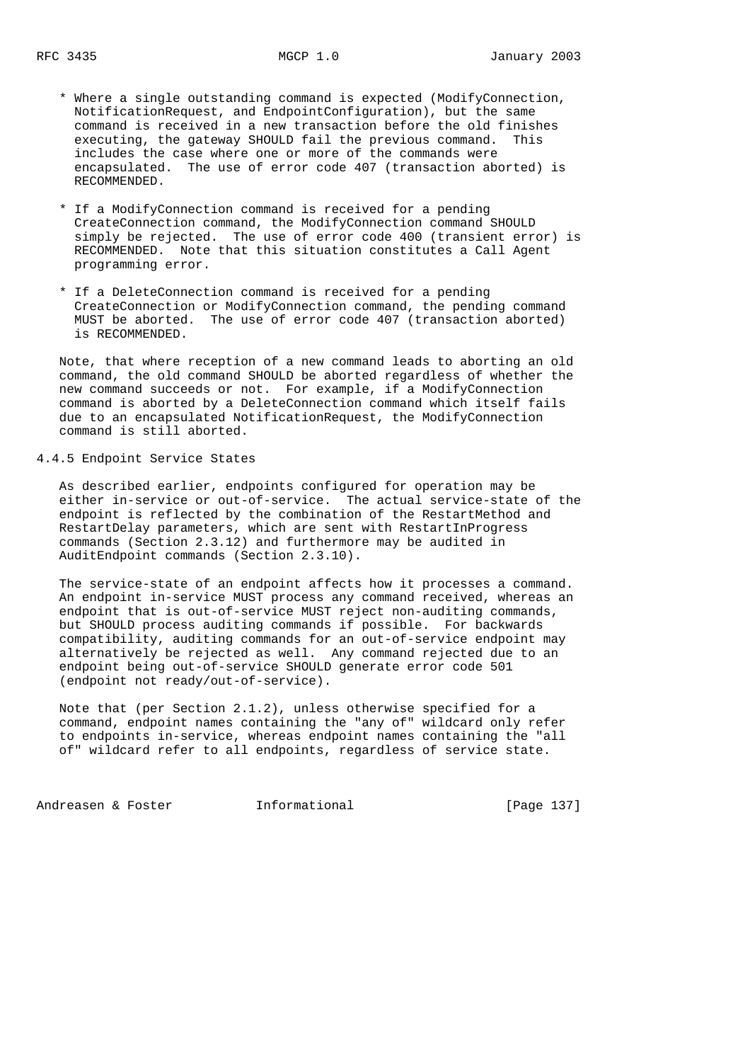* Where a single outstanding command is expected (ModifyConnection, NotificationRequest, and EndpointConfiguration), but the same command is received in a new transaction before the old finishes executing, the gateway SHOULD fail the previous command. This includes the case where one or more of the commands were encapsulated. The use of error code 407 (transaction aborted) is RECOMMENDED.

* If a ModifyConnection command is received for a pending CreateConnection command, the ModifyConnection command SHOULD simply be rejected. The use of error code 400 (transient error) is RECOMMENDED. Note that this situation constitutes a Call Agent programming error.

* If a DeleteConnection command is received for a pending CreateConnection or ModifyConnection command, the pending command MUST be aborted. The use of error code 407 (transaction aborted) is RECOMMENDED.

Note, that where reception of a new command leads to aborting an old command, the old command SHOULD be aborted regardless of whether the new command succeeds or not. For example, if a ModifyConnection command is aborted by a DeleteConnection command which itself fails due to an encapsulated NotificationRequest, the ModifyConnection command is still aborted.

### 4.4.5 Endpoint Service States

As described earlier, endpoints configured for operation may be either in-service or out-of-service. The actual service-state of the endpoint is reflected by the combination of the RestartMethod and RestartDelay parameters, which are sent with RestartInProgress commands (Section 2.3.12) and furthermore may be audited in AuditEndpoint commands (Section 2.3.10).

The service-state of an endpoint affects how it processes a command. An endpoint in-service MUST process any command received, whereas an endpoint that is out-of-service MUST reject non-auditing commands, but SHOULD process auditing commands if possible. For backwards compatibility, auditing commands for an out-of-service endpoint may alternatively be rejected as well. Any command rejected due to an endpoint being out-of-service SHOULD generate error code 501 (endpoint not ready/out-of-service).

Note that (per Section 2.1.2), unless otherwise specified for a command, endpoint names containing the "any of" wildcard only refer to endpoints in-service, whereas endpoint names containing the "all of" wildcard refer to all endpoints, regardless of service state.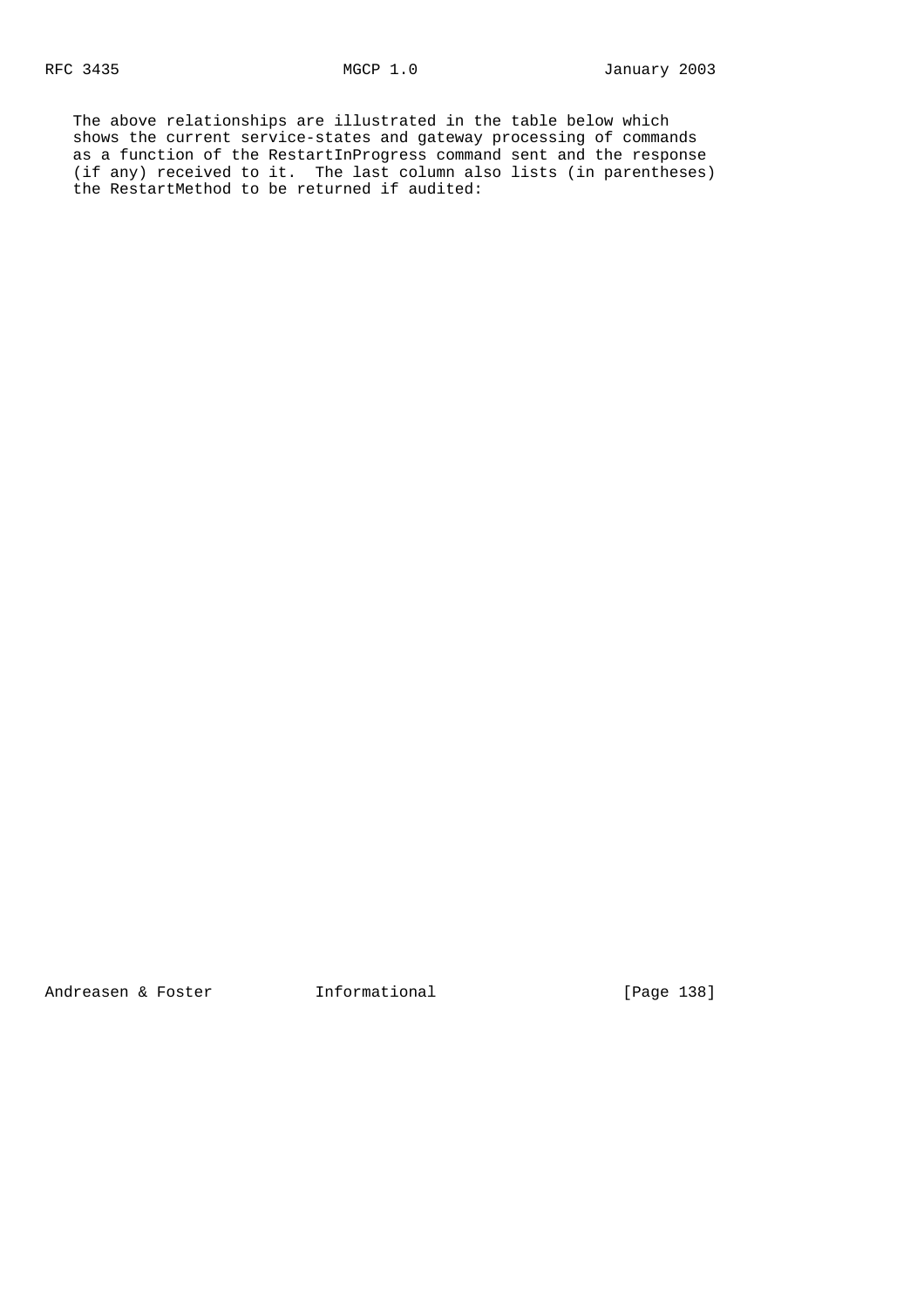The above relationships are illustrated in the table below which shows the current service-states and gateway processing of commands as a function of the RestartInProgress command sent and the response (if any) received to it. The last column also lists (in parentheses) the RestartMethod to be returned if audited: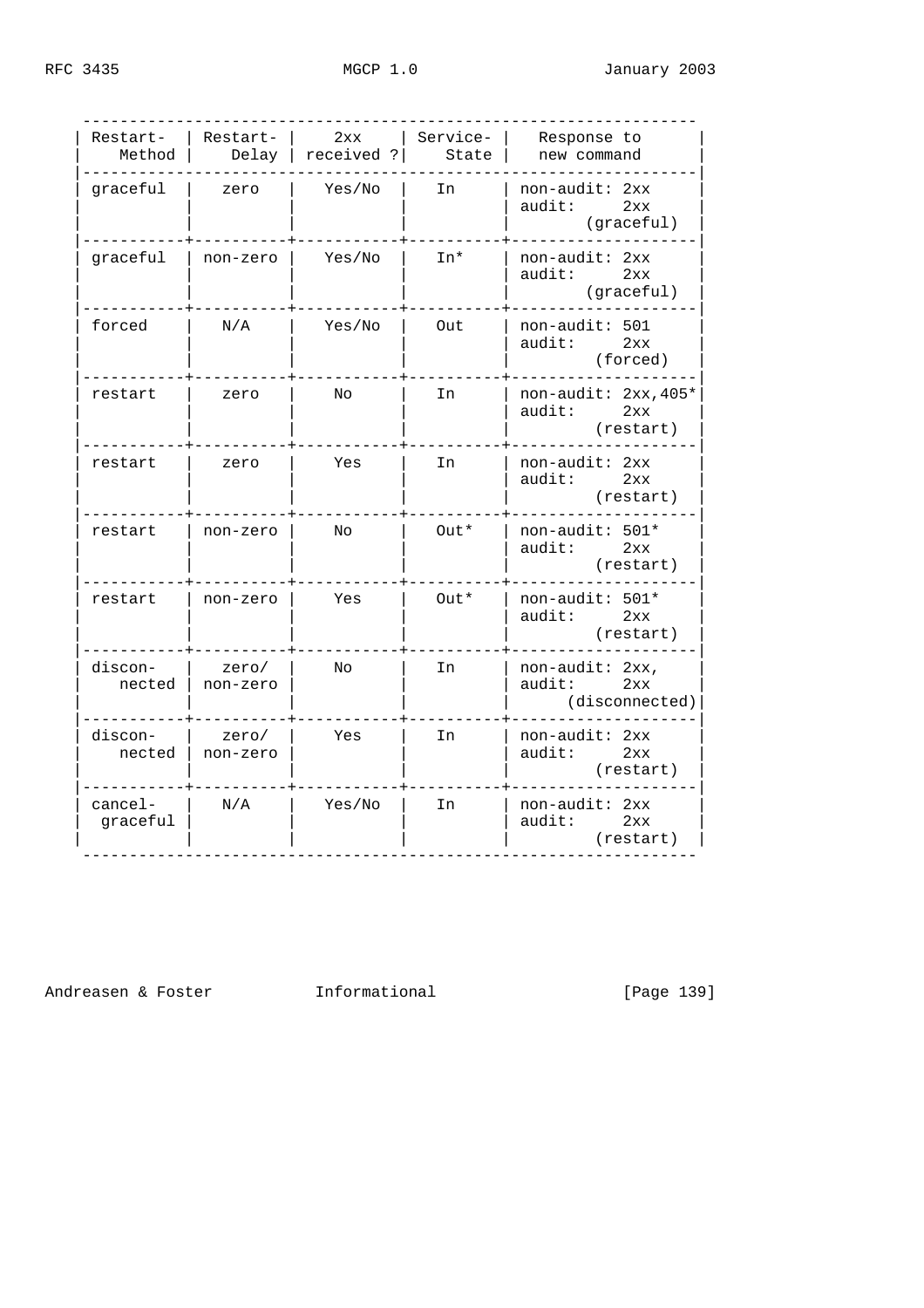| Restart-Method | Restart-Delay | 2xx received ? | Service-State | Response to new command |
| --- | --- | --- | --- | --- |
| graceful | zero | Yes/No | In | non-audit: 2xx<br>audit: 2xx (graceful) |
| graceful | non-zero | Yes/No | In* | non-audit: 2xx<br>audit: 2xx (graceful) |
| forced | N/A | Yes/No | Out | non-audit: 501<br>audit: 2xx (forced) |
| restart | zero | No | In | non-audit: 2xx,405*<br>audit: 2xx (restart) |
| restart | zero | Yes | In | non-audit: 2xx<br>audit: 2xx (restart) |
| restart | non-zero | No | Out* | non-audit: 501*<br>audit: 2xx (restart) |
| restart | non-zero | Yes | Out* | non-audit: 501*<br>audit: 2xx (restart) |
| discon-nected | zero/ non-zero | No | In | non-audit: 2xx,<br>audit: 2xx (disconnected) |
| discon-nected | zero/ non-zero | Yes | In | non-audit: 2xx<br>audit: 2xx (restart) |
| cancel-graceful | N/A | Yes/No | In | non-audit: 2xx<br>audit: 2xx (restart) |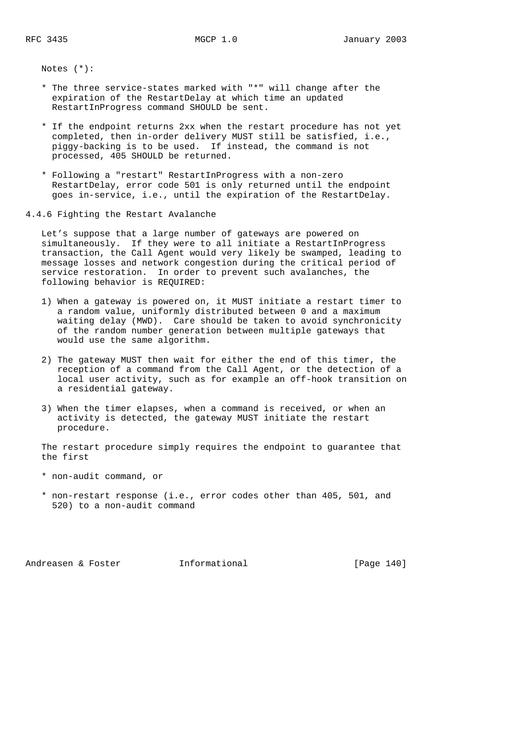Notes (*):

* The three service-states marked with "*" will change after the expiration of the RestartDelay at which time an updated RestartInProgress command SHOULD be sent.

* If the endpoint returns 2xx when the restart procedure has not yet completed, then in-order delivery MUST still be satisfied, i.e., piggy-backing is to be used. If instead, the command is not processed, 405 SHOULD be returned.

* Following a "restart" RestartInProgress with a non-zero RestartDelay, error code 501 is only returned until the endpoint goes in-service, i.e., until the expiration of the RestartDelay.

### 4.4.6 Fighting the Restart Avalanche

Let's suppose that a large number of gateways are powered on simultaneously. If they were to all initiate a RestartInProgress transaction, the Call Agent would very likely be swamped, leading to message losses and network congestion during the critical period of service restoration. In order to prevent such avalanches, the following behavior is REQUIRED:

1) When a gateway is powered on, it MUST initiate a restart timer to a random value, uniformly distributed between 0 and a maximum waiting delay (MWD). Care should be taken to avoid synchronicity of the random number generation between multiple gateways that would use the same algorithm.

2) The gateway MUST then wait for either the end of this timer, the reception of a command from the Call Agent, or the detection of a local user activity, such as for example an off-hook transition on a residential gateway.

3) When the timer elapses, when a command is received, or when an activity is detected, the gateway MUST initiate the restart procedure.

The restart procedure simply requires the endpoint to guarantee that the first

* non-audit command, or

* non-restart response (i.e., error codes other than 405, 501, and 520) to a non-audit command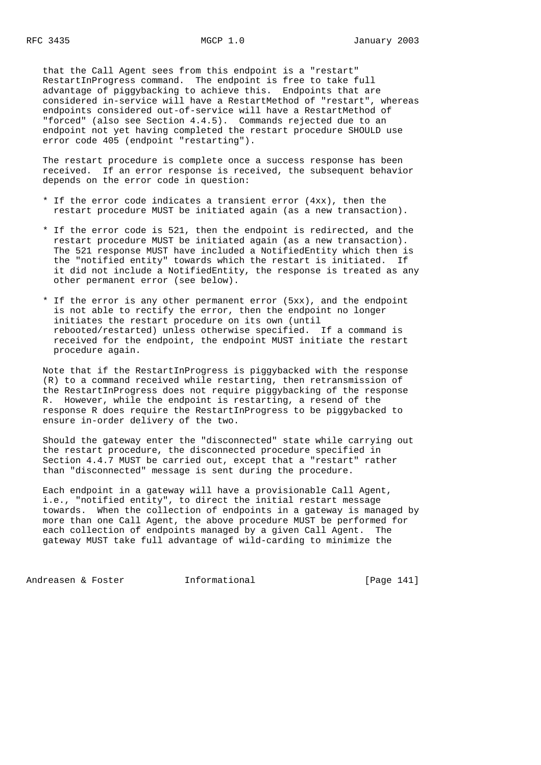that the Call Agent sees from this endpoint is a "restart" RestartInProgress command. The endpoint is free to take full advantage of piggybacking to achieve this. Endpoints that are considered in-service will have a RestartMethod of "restart", whereas endpoints considered out-of-service will have a RestartMethod of "forced" (also see Section 4.4.5). Commands rejected due to an endpoint not yet having completed the restart procedure SHOULD use error code 405 (endpoint "restarting").

The restart procedure is complete once a success response has been received. If an error response is received, the subsequent behavior depends on the error code in question:

* If the error code indicates a transient error (4xx), then the restart procedure MUST be initiated again (as a new transaction).

* If the error code is 521, then the endpoint is redirected, and the restart procedure MUST be initiated again (as a new transaction). The 521 response MUST have included a NotifiedEntity which then is the "notified entity" towards which the restart is initiated. If it did not include a NotifiedEntity, the response is treated as any other permanent error (see below).

* If the error is any other permanent error (5xx), and the endpoint is not able to rectify the error, then the endpoint no longer initiates the restart procedure on its own (until rebooted/restarted) unless otherwise specified. If a command is received for the endpoint, the endpoint MUST initiate the restart procedure again.

Note that if the RestartInProgress is piggybacked with the response (R) to a command received while restarting, then retransmission of the RestartInProgress does not require piggybacking of the response R. However, while the endpoint is restarting, a resend of the response R does require the RestartInProgress to be piggybacked to ensure in-order delivery of the two.

Should the gateway enter the "disconnected" state while carrying out the restart procedure, the disconnected procedure specified in Section 4.4.7 MUST be carried out, except that a "restart" rather than "disconnected" message is sent during the procedure.

Each endpoint in a gateway will have a provisionable Call Agent, i.e., "notified entity", to direct the initial restart message towards. When the collection of endpoints in a gateway is managed by more than one Call Agent, the above procedure MUST be performed for each collection of endpoints managed by a given Call Agent. The gateway MUST take full advantage of wild-carding to minimize the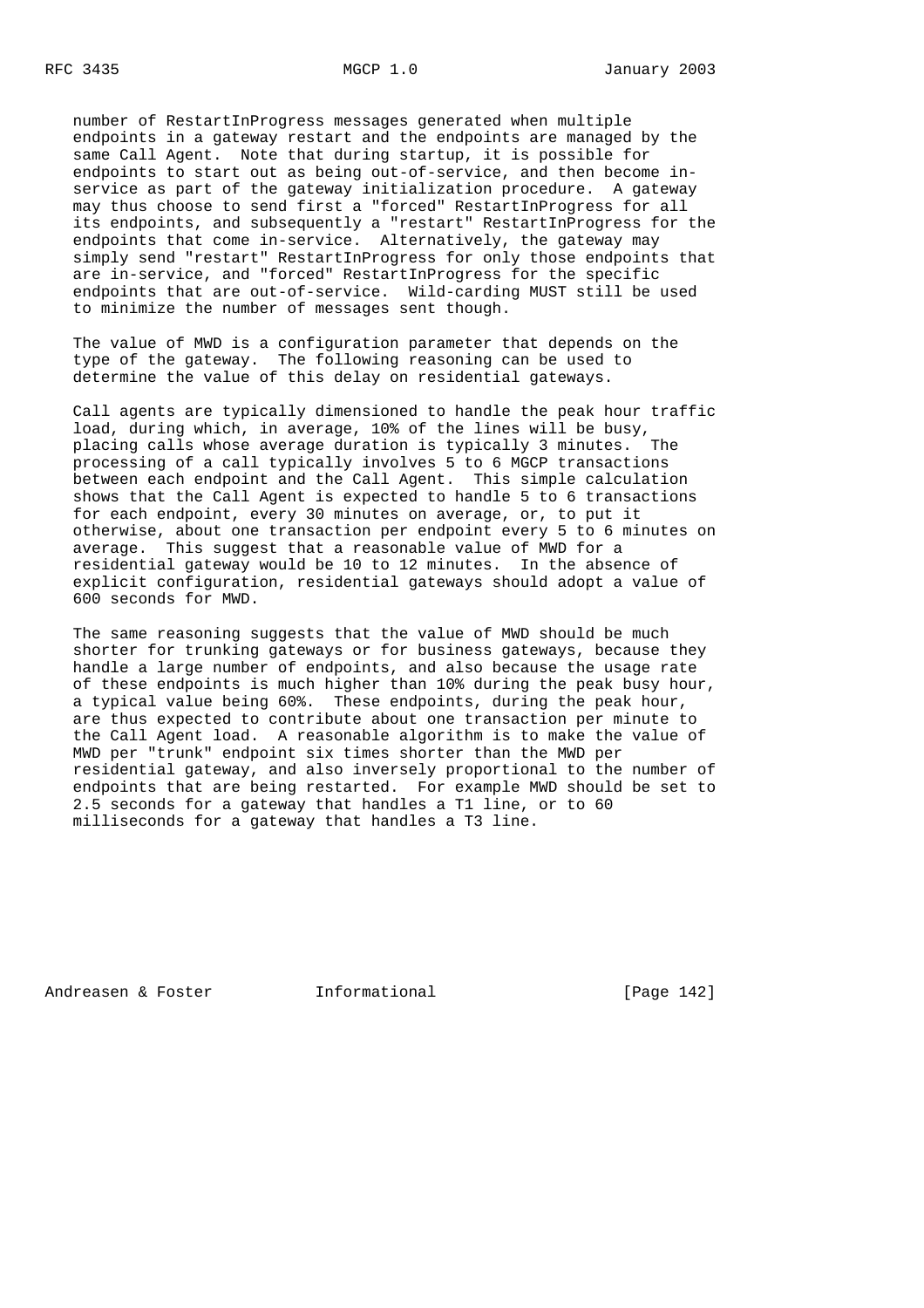number of RestartInProgress messages generated when multiple endpoints in a gateway restart and the endpoints are managed by the same Call Agent. Note that during startup, it is possible for endpoints to start out as being out-of-service, and then become in-service as part of the gateway initialization procedure. A gateway may thus choose to send first a "forced" RestartInProgress for all its endpoints, and subsequently a "restart" RestartInProgress for the endpoints that come in-service. Alternatively, the gateway may simply send "restart" RestartInProgress for only those endpoints that are in-service, and "forced" RestartInProgress for the specific endpoints that are out-of-service. Wild-carding MUST still be used to minimize the number of messages sent though.

The value of MWD is a configuration parameter that depends on the type of the gateway. The following reasoning can be used to determine the value of this delay on residential gateways.

Call agents are typically dimensioned to handle the peak hour traffic load, during which, in average, 10% of the lines will be busy, placing calls whose average duration is typically 3 minutes. The processing of a call typically involves 5 to 6 MGCP transactions between each endpoint and the Call Agent. This simple calculation shows that the Call Agent is expected to handle 5 to 6 transactions for each endpoint, every 30 minutes on average, or, to put it otherwise, about one transaction per endpoint every 5 to 6 minutes on average. This suggest that a reasonable value of MWD for a residential gateway would be 10 to 12 minutes. In the absence of explicit configuration, residential gateways should adopt a value of 600 seconds for MWD.

The same reasoning suggests that the value of MWD should be much shorter for trunking gateways or for business gateways, because they handle a large number of endpoints, and also because the usage rate of these endpoints is much higher than 10% during the peak busy hour, a typical value being 60%. These endpoints, during the peak hour, are thus expected to contribute about one transaction per minute to the Call Agent load. A reasonable algorithm is to make the value of MWD per "trunk" endpoint six times shorter than the MWD per residential gateway, and also inversely proportional to the number of endpoints that are being restarted. For example MWD should be set to 2.5 seconds for a gateway that handles a T1 line, or to 60 milliseconds for a gateway that handles a T3 line.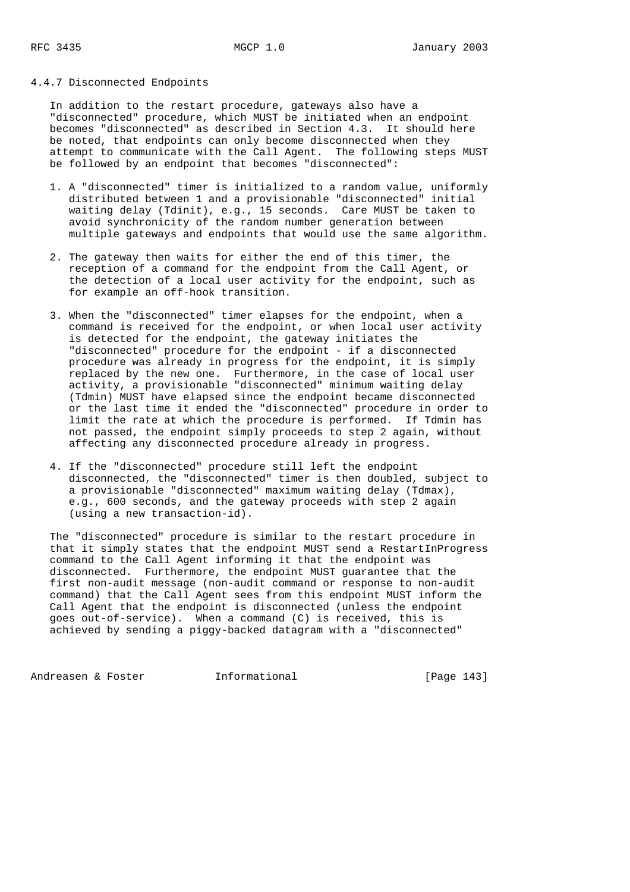### 4.4.7 Disconnected Endpoints

In addition to the restart procedure, gateways also have a "disconnected" procedure, which MUST be initiated when an endpoint becomes "disconnected" as described in Section 4.3. It should here be noted, that endpoints can only become disconnected when they attempt to communicate with the Call Agent. The following steps MUST be followed by an endpoint that becomes "disconnected":

1. A "disconnected" timer is initialized to a random value, uniformly distributed between 1 and a provisionable "disconnected" initial waiting delay (Tdinit), e.g., 15 seconds. Care MUST be taken to avoid synchronicity of the random number generation between multiple gateways and endpoints that would use the same algorithm.

2. The gateway then waits for either the end of this timer, the reception of a command for the endpoint from the Call Agent, or the detection of a local user activity for the endpoint, such as for example an off-hook transition.

3. When the "disconnected" timer elapses for the endpoint, when a command is received for the endpoint, or when local user activity is detected for the endpoint, the gateway initiates the "disconnected" procedure for the endpoint - if a disconnected procedure was already in progress for the endpoint, it is simply replaced by the new one. Furthermore, in the case of local user activity, a provisionable "disconnected" minimum waiting delay (Tdmin) MUST have elapsed since the endpoint became disconnected or the last time it ended the "disconnected" procedure in order to limit the rate at which the procedure is performed. If Tdmin has not passed, the endpoint simply proceeds to step 2 again, without affecting any disconnected procedure already in progress.

4. If the "disconnected" procedure still left the endpoint disconnected, the "disconnected" timer is then doubled, subject to a provisionable "disconnected" maximum waiting delay (Tdmax), e.g., 600 seconds, and the gateway proceeds with step 2 again (using a new transaction-id).

The "disconnected" procedure is similar to the restart procedure in that it simply states that the endpoint MUST send a RestartInProgress command to the Call Agent informing it that the endpoint was disconnected. Furthermore, the endpoint MUST guarantee that the first non-audit message (non-audit command or response to non-audit command) that the Call Agent sees from this endpoint MUST inform the Call Agent that the endpoint is disconnected (unless the endpoint goes out-of-service). When a command (C) is received, this is achieved by sending a piggy-backed datagram with a "disconnected"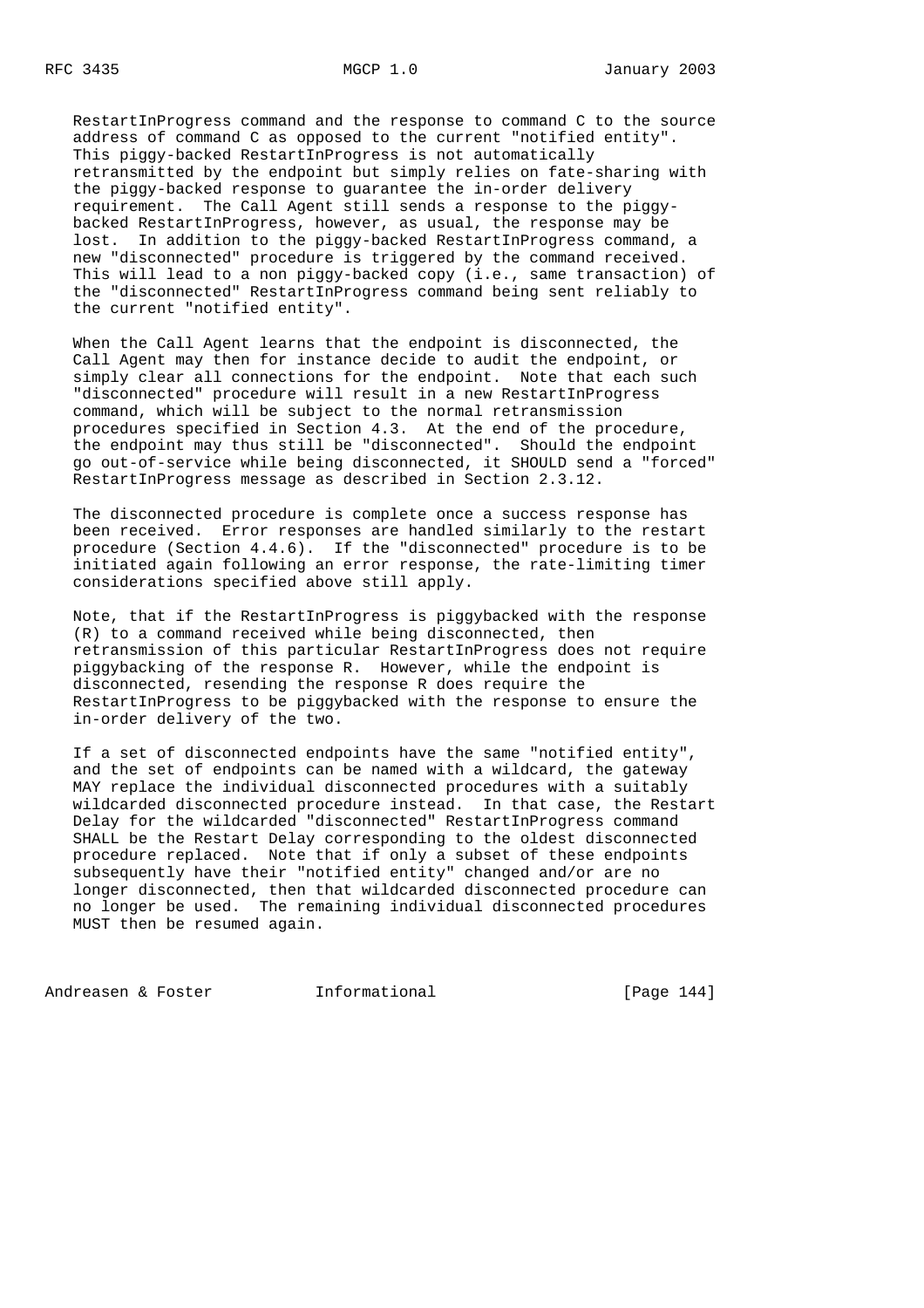RestartInProgress command and the response to command C to the source address of command C as opposed to the current "notified entity". This piggy-backed RestartInProgress is not automatically retransmitted by the endpoint but simply relies on fate-sharing with the piggy-backed response to guarantee the in-order delivery requirement. The Call Agent still sends a response to the piggy-backed RestartInProgress, however, as usual, the response may be lost. In addition to the piggy-backed RestartInProgress command, a new "disconnected" procedure is triggered by the command received. This will lead to a non piggy-backed copy (i.e., same transaction) of the "disconnected" RestartInProgress command being sent reliably to the current "notified entity".

When the Call Agent learns that the endpoint is disconnected, the Call Agent may then for instance decide to audit the endpoint, or simply clear all connections for the endpoint. Note that each such "disconnected" procedure will result in a new RestartInProgress command, which will be subject to the normal retransmission procedures specified in Section 4.3. At the end of the procedure, the endpoint may thus still be "disconnected". Should the endpoint go out-of-service while being disconnected, it SHOULD send a "forced" RestartInProgress message as described in Section 2.3.12.

The disconnected procedure is complete once a success response has been received. Error responses are handled similarly to the restart procedure (Section 4.4.6). If the "disconnected" procedure is to be initiated again following an error response, the rate-limiting timer considerations specified above still apply.

Note, that if the RestartInProgress is piggybacked with the response (R) to a command received while being disconnected, then retransmission of this particular RestartInProgress does not require piggybacking of the response R. However, while the endpoint is disconnected, resending the response R does require the RestartInProgress to be piggybacked with the response to ensure the in-order delivery of the two.

If a set of disconnected endpoints have the same "notified entity", and the set of endpoints can be named with a wildcard, the gateway MAY replace the individual disconnected procedures with a suitably wildcarded disconnected procedure instead. In that case, the Restart Delay for the wildcarded "disconnected" RestartInProgress command SHALL be the Restart Delay corresponding to the oldest disconnected procedure replaced. Note that if only a subset of these endpoints subsequently have their "notified entity" changed and/or are no longer disconnected, then that wildcarded disconnected procedure can no longer be used. The remaining individual disconnected procedures MUST then be resumed again.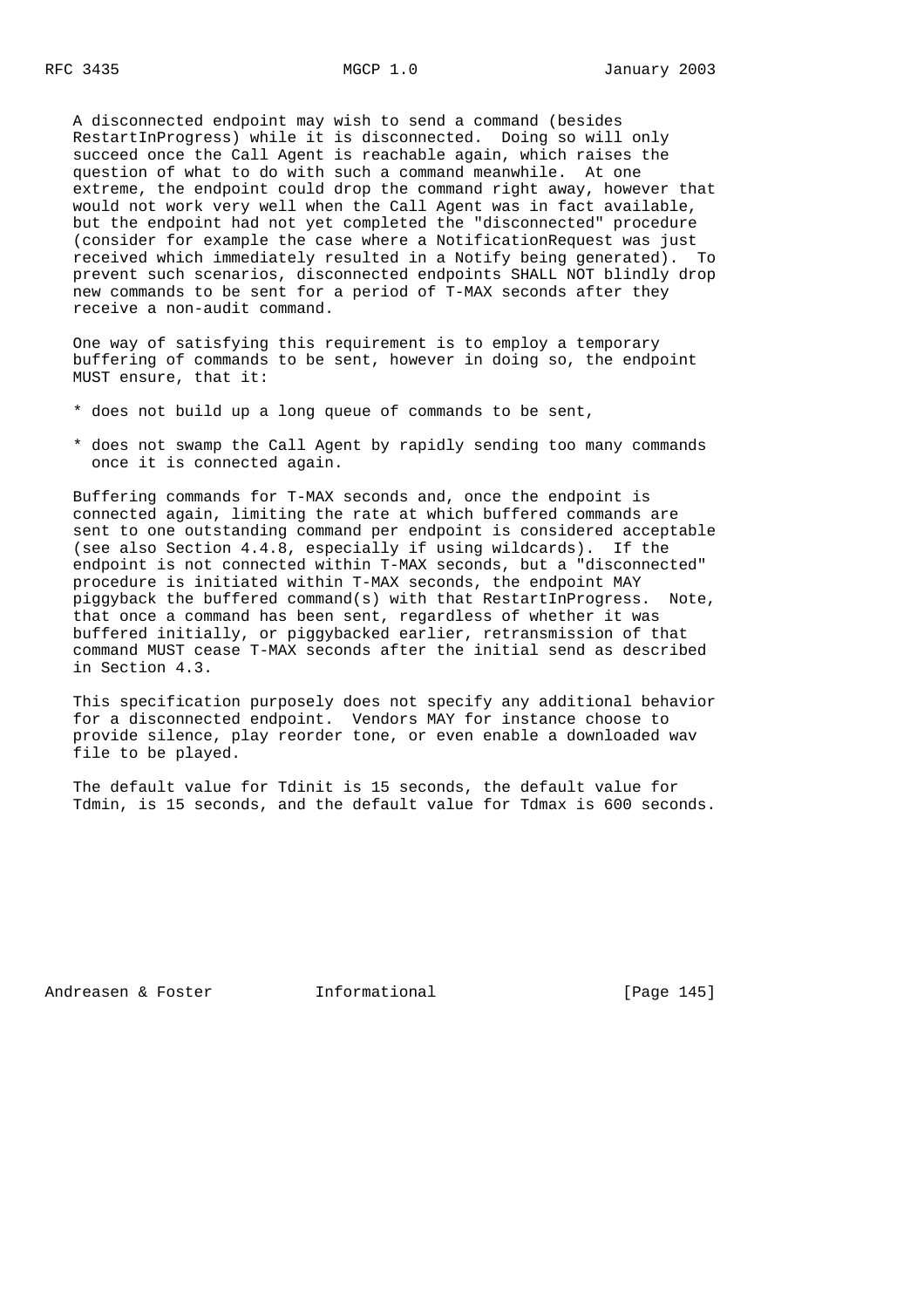A disconnected endpoint may wish to send a command (besides RestartInProgress) while it is disconnected. Doing so will only succeed once the Call Agent is reachable again, which raises the question of what to do with such a command meanwhile. At one extreme, the endpoint could drop the command right away, however that would not work very well when the Call Agent was in fact available, but the endpoint had not yet completed the "disconnected" procedure (consider for example the case where a NotificationRequest was just received which immediately resulted in a Notify being generated). To prevent such scenarios, disconnected endpoints SHALL NOT blindly drop new commands to be sent for a period of T-MAX seconds after they receive a non-audit command.

One way of satisfying this requirement is to employ a temporary buffering of commands to be sent, however in doing so, the endpoint MUST ensure, that it:

* does not build up a long queue of commands to be sent,

* does not swamp the Call Agent by rapidly sending too many commands once it is connected again.

Buffering commands for T-MAX seconds and, once the endpoint is connected again, limiting the rate at which buffered commands are sent to one outstanding command per endpoint is considered acceptable (see also Section 4.4.8, especially if using wildcards). If the endpoint is not connected within T-MAX seconds, but a "disconnected" procedure is initiated within T-MAX seconds, the endpoint MAY piggyback the buffered command(s) with that RestartInProgress. Note, that once a command has been sent, regardless of whether it was buffered initially, or piggybacked earlier, retransmission of that command MUST cease T-MAX seconds after the initial send as described in Section 4.3.

This specification purposely does not specify any additional behavior for a disconnected endpoint. Vendors MAY for instance choose to provide silence, play reorder tone, or even enable a downloaded wav file to be played.

The default value for Tdinit is 15 seconds, the default value for Tdmin, is 15 seconds, and the default value for Tdmax is 600 seconds.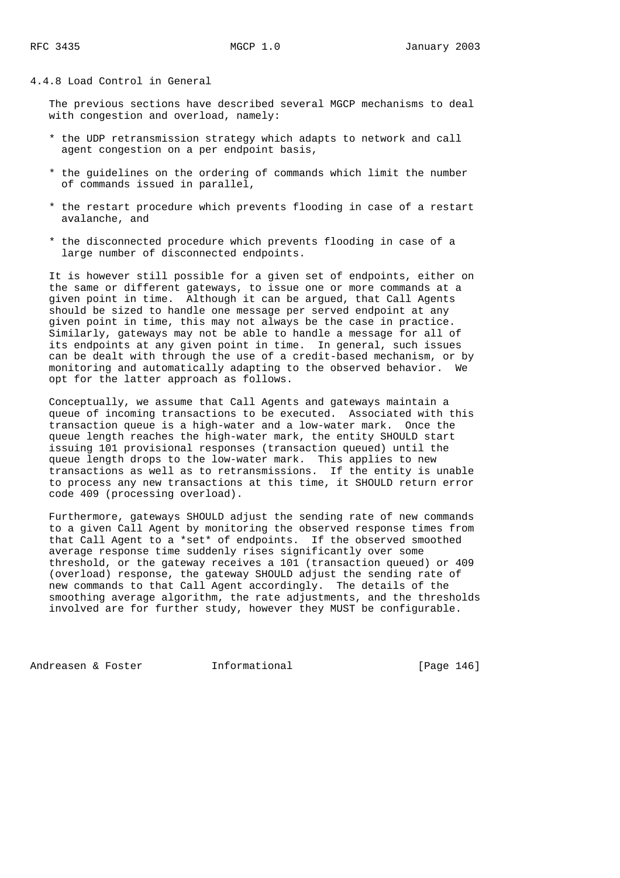### 4.4.8 Load Control in General

The previous sections have described several MGCP mechanisms to deal with congestion and overload, namely:

* the UDP retransmission strategy which adapts to network and call agent congestion on a per endpoint basis,

* the guidelines on the ordering of commands which limit the number of commands issued in parallel,

* the restart procedure which prevents flooding in case of a restart avalanche, and

* the disconnected procedure which prevents flooding in case of a large number of disconnected endpoints.

It is however still possible for a given set of endpoints, either on the same or different gateways, to issue one or more commands at a given point in time. Although it can be argued, that Call Agents should be sized to handle one message per served endpoint at any given point in time, this may not always be the case in practice. Similarly, gateways may not be able to handle a message for all of its endpoints at any given point in time. In general, such issues can be dealt with through the use of a credit-based mechanism, or by monitoring and automatically adapting to the observed behavior. We opt for the latter approach as follows.

Conceptually, we assume that Call Agents and gateways maintain a queue of incoming transactions to be executed. Associated with this transaction queue is a high-water and a low-water mark. Once the queue length reaches the high-water mark, the entity SHOULD start issuing 101 provisional responses (transaction queued) until the queue length drops to the low-water mark. This applies to new transactions as well as to retransmissions. If the entity is unable to process any new transactions at this time, it SHOULD return error code 409 (processing overload).

Furthermore, gateways SHOULD adjust the sending rate of new commands to a given Call Agent by monitoring the observed response times from that Call Agent to a *set* of endpoints. If the observed smoothed average response time suddenly rises significantly over some threshold, or the gateway receives a 101 (transaction queued) or 409 (overload) response, the gateway SHOULD adjust the sending rate of new commands to that Call Agent accordingly. The details of the smoothing average algorithm, the rate adjustments, and the thresholds involved are for further study, however they MUST be configurable.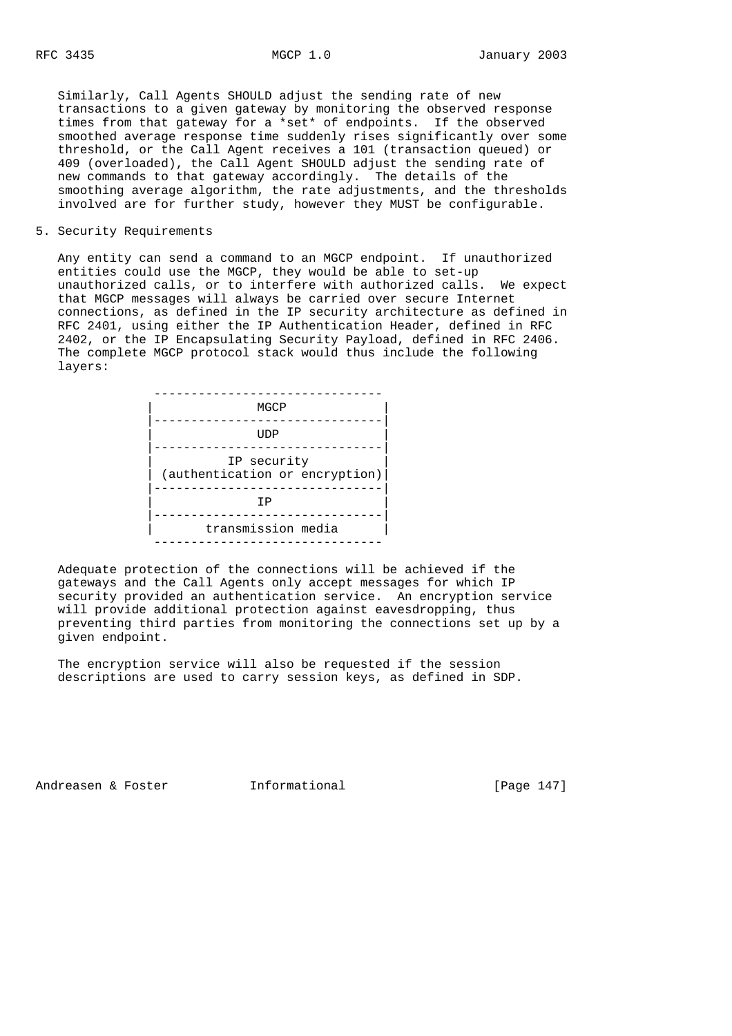Similarly, Call Agents SHOULD adjust the sending rate of new transactions to a given gateway by monitoring the observed response times from that gateway for a *set* of endpoints. If the observed smoothed average response time suddenly rises significantly over some threshold, or the Call Agent receives a 101 (transaction queued) or 409 (overloaded), the Call Agent SHOULD adjust the sending rate of new commands to that gateway accordingly. The details of the smoothing average algorithm, the rate adjustments, and the thresholds involved are for further study, however they MUST be configurable.

## 5. Security Requirements

Any entity can send a command to an MGCP endpoint. If unauthorized entities could use the MGCP, they would be able to set-up unauthorized calls, or to interfere with authorized calls. We expect that MGCP messages will always be carried over secure Internet connections, as defined in the IP security architecture as defined in RFC 2401, using either the IP Authentication Header, defined in RFC 2402, or the IP Encapsulating Security Payload, defined in RFC 2406. The complete MGCP protocol stack would thus include the following layers:

```
 -------------------------------
|             MGCP              |
|-------------------------------|
|             UDP               |
|-------------------------------|
|          IP security          |
|(authentication or encryption)|
|-------------------------------|
|              IP               |
|-------------------------------|
|      transmission media       |
 -------------------------------
```

Adequate protection of the connections will be achieved if the gateways and the Call Agents only accept messages for which IP security provided an authentication service. An encryption service will provide additional protection against eavesdropping, thus preventing third parties from monitoring the connections set up by a given endpoint.

The encryption service will also be requested if the session descriptions are used to carry session keys, as defined in SDP.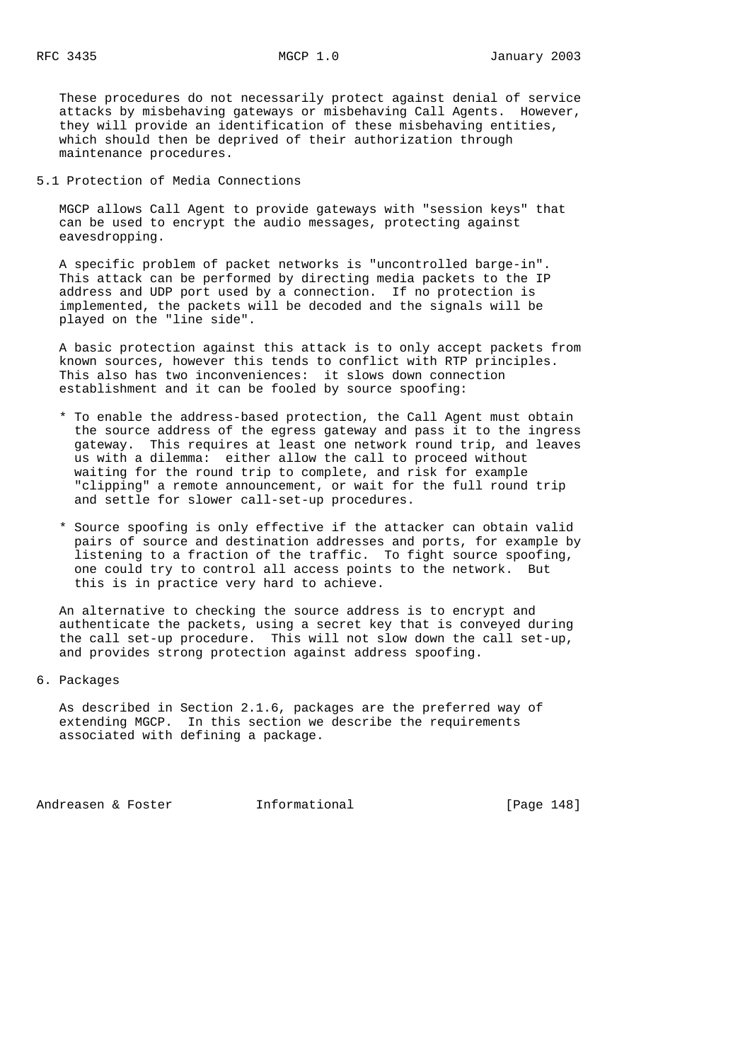These procedures do not necessarily protect against denial of service attacks by misbehaving gateways or misbehaving Call Agents. However, they will provide an identification of these misbehaving entities, which should then be deprived of their authorization through maintenance procedures.

## 5.1 Protection of Media Connections

MGCP allows Call Agent to provide gateways with "session keys" that can be used to encrypt the audio messages, protecting against eavesdropping.

A specific problem of packet networks is "uncontrolled barge-in". This attack can be performed by directing media packets to the IP address and UDP port used by a connection. If no protection is implemented, the packets will be decoded and the signals will be played on the "line side".

A basic protection against this attack is to only accept packets from known sources, however this tends to conflict with RTP principles. This also has two inconveniences: it slows down connection establishment and it can be fooled by source spoofing:

* To enable the address-based protection, the Call Agent must obtain the source address of the egress gateway and pass it to the ingress gateway. This requires at least one network round trip, and leaves us with a dilemma: either allow the call to proceed without waiting for the round trip to complete, and risk for example "clipping" a remote announcement, or wait for the full round trip and settle for slower call-set-up procedures.

* Source spoofing is only effective if the attacker can obtain valid pairs of source and destination addresses and ports, for example by listening to a fraction of the traffic. To fight source spoofing, one could try to control all access points to the network. But this is in practice very hard to achieve.

An alternative to checking the source address is to encrypt and authenticate the packets, using a secret key that is conveyed during the call set-up procedure. This will not slow down the call set-up, and provides strong protection against address spoofing.

# 6. Packages

As described in Section 2.1.6, packages are the preferred way of extending MGCP. In this section we describe the requirements associated with defining a package.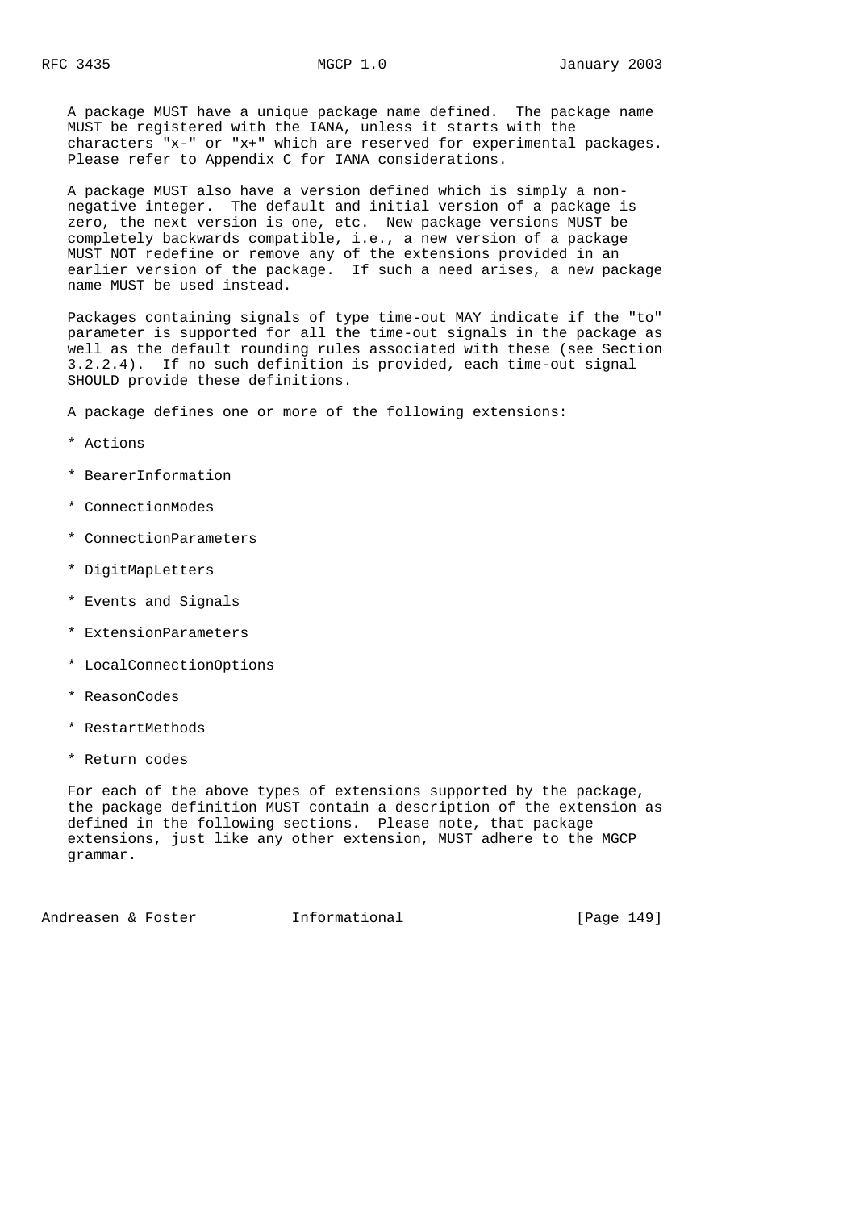A package MUST have a unique package name defined. The package name MUST be registered with the IANA, unless it starts with the characters "x-" or "x+" which are reserved for experimental packages. Please refer to Appendix C for IANA considerations.

A package MUST also have a version defined which is simply a non-negative integer. The default and initial version of a package is zero, the next version is one, etc. New package versions MUST be completely backwards compatible, i.e., a new version of a package MUST NOT redefine or remove any of the extensions provided in an earlier version of the package. If such a need arises, a new package name MUST be used instead.

Packages containing signals of type time-out MAY indicate if the "to" parameter is supported for all the time-out signals in the package as well as the default rounding rules associated with these (see Section 3.2.2.4). If no such definition is provided, each time-out signal SHOULD provide these definitions.

A package defines one or more of the following extensions:

* Actions
* BearerInformation
* ConnectionModes
* ConnectionParameters
* DigitMapLetters
* Events and Signals
* ExtensionParameters
* LocalConnectionOptions
* ReasonCodes
* RestartMethods
* Return codes

For each of the above types of extensions supported by the package, the package definition MUST contain a description of the extension as defined in the following sections. Please note, that package extensions, just like any other extension, MUST adhere to the MGCP grammar.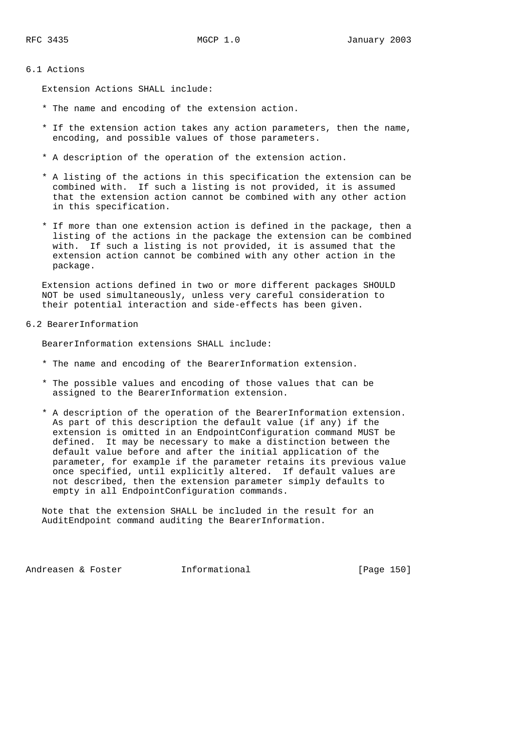## 6.1 Actions

Extension Actions SHALL include:

* The name and encoding of the extension action.
* If the extension action takes any action parameters, then the name, encoding, and possible values of those parameters.
* A description of the operation of the extension action.
* A listing of the actions in this specification the extension can be combined with. If such a listing is not provided, it is assumed that the extension action cannot be combined with any other action in this specification.
* If more than one extension action is defined in the package, then a listing of the actions in the package the extension can be combined with. If such a listing is not provided, it is assumed that the extension action cannot be combined with any other action in the package.

Extension actions defined in two or more different packages SHOULD NOT be used simultaneously, unless very careful consideration to their potential interaction and side-effects has been given.

## 6.2 BearerInformation

BearerInformation extensions SHALL include:

* The name and encoding of the BearerInformation extension.
* The possible values and encoding of those values that can be assigned to the BearerInformation extension.
* A description of the operation of the BearerInformation extension. As part of this description the default value (if any) if the extension is omitted in an EndpointConfiguration command MUST be defined. It may be necessary to make a distinction between the default value before and after the initial application of the parameter, for example if the parameter retains its previous value once specified, until explicitly altered. If default values are not described, then the extension parameter simply defaults to empty in all EndpointConfiguration commands.

Note that the extension SHALL be included in the result for an AuditEndpoint command auditing the BearerInformation.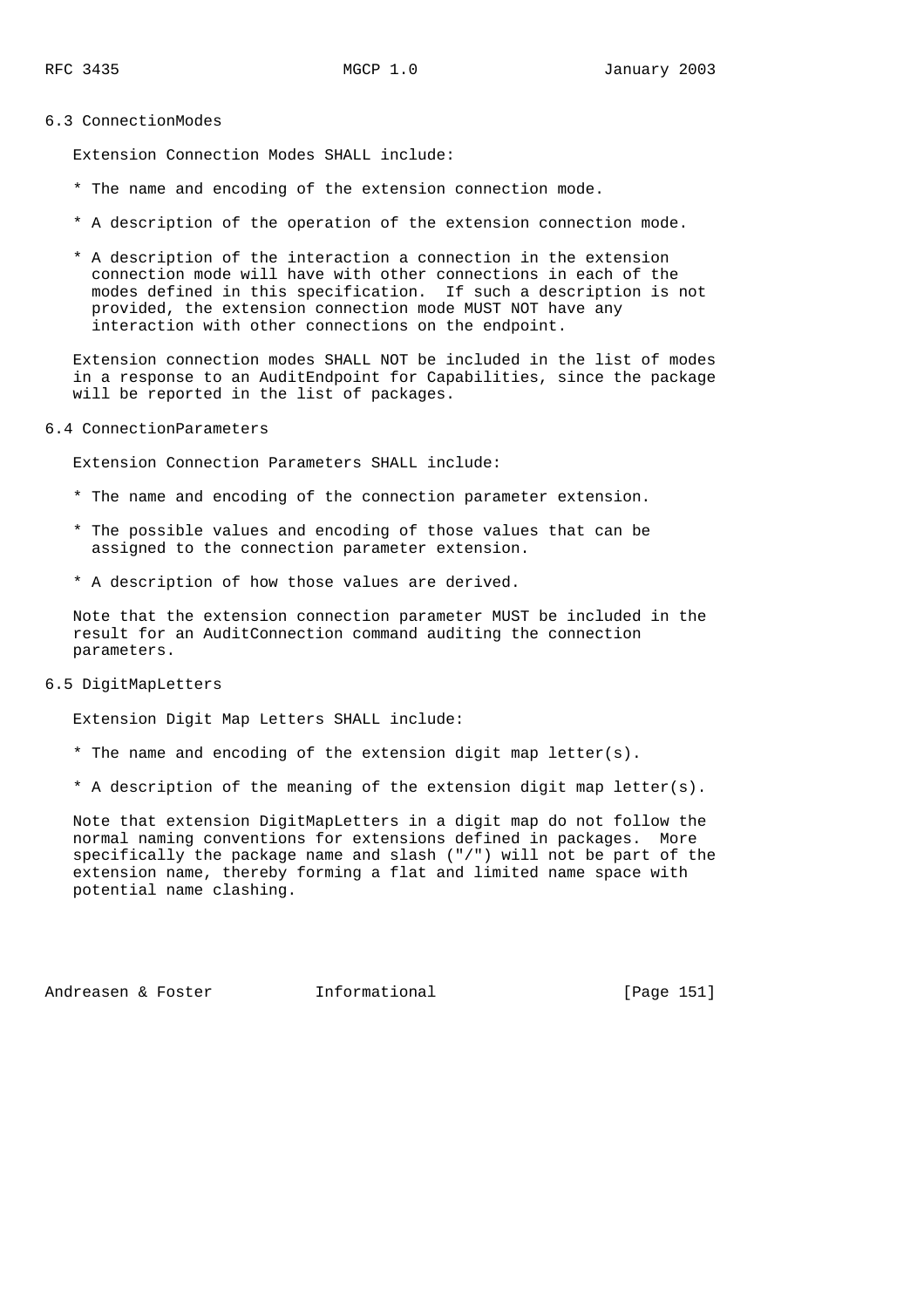### 6.3 ConnectionModes

Extension Connection Modes SHALL include:

* The name and encoding of the extension connection mode.

* A description of the operation of the extension connection mode.

* A description of the interaction a connection in the extension connection mode will have with other connections in each of the modes defined in this specification. If such a description is not provided, the extension connection mode MUST NOT have any interaction with other connections on the endpoint.

Extension connection modes SHALL NOT be included in the list of modes in a response to an AuditEndpoint for Capabilities, since the package will be reported in the list of packages.

### 6.4 ConnectionParameters

Extension Connection Parameters SHALL include:

* The name and encoding of the connection parameter extension.

* The possible values and encoding of those values that can be assigned to the connection parameter extension.

* A description of how those values are derived.

Note that the extension connection parameter MUST be included in the result for an AuditConnection command auditing the connection parameters.

### 6.5 DigitMapLetters

Extension Digit Map Letters SHALL include:

* The name and encoding of the extension digit map letter(s).

* A description of the meaning of the extension digit map letter(s).

Note that extension DigitMapLetters in a digit map do not follow the normal naming conventions for extensions defined in packages. More specifically the package name and slash ("/") will not be part of the extension name, thereby forming a flat and limited name space with potential name clashing.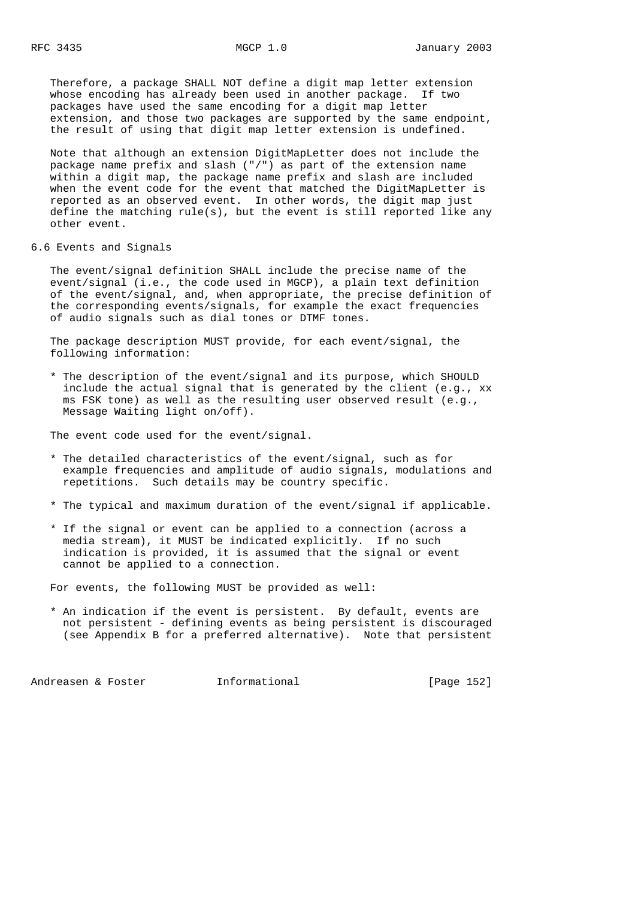Therefore, a package SHALL NOT define a digit map letter extension whose encoding has already been used in another package. If two packages have used the same encoding for a digit map letter extension, and those two packages are supported by the same endpoint, the result of using that digit map letter extension is undefined.

Note that although an extension DigitMapLetter does not include the package name prefix and slash ("/") as part of the extension name within a digit map, the package name prefix and slash are included when the event code for the event that matched the DigitMapLetter is reported as an observed event. In other words, the digit map just define the matching rule(s), but the event is still reported like any other event.

## 6.6 Events and Signals

The event/signal definition SHALL include the precise name of the event/signal (i.e., the code used in MGCP), a plain text definition of the event/signal, and, when appropriate, the precise definition of the corresponding events/signals, for example the exact frequencies of audio signals such as dial tones or DTMF tones.

The package description MUST provide, for each event/signal, the following information:

* The description of the event/signal and its purpose, which SHOULD include the actual signal that is generated by the client (e.g., xx ms FSK tone) as well as the resulting user observed result (e.g., Message Waiting light on/off).

The event code used for the event/signal.

* The detailed characteristics of the event/signal, such as for example frequencies and amplitude of audio signals, modulations and repetitions. Such details may be country specific.
* The typical and maximum duration of the event/signal if applicable.
* If the signal or event can be applied to a connection (across a media stream), it MUST be indicated explicitly. If no such indication is provided, it is assumed that the signal or event cannot be applied to a connection.

For events, the following MUST be provided as well:

* An indication if the event is persistent. By default, events are not persistent - defining events as being persistent is discouraged (see Appendix B for a preferred alternative). Note that persistent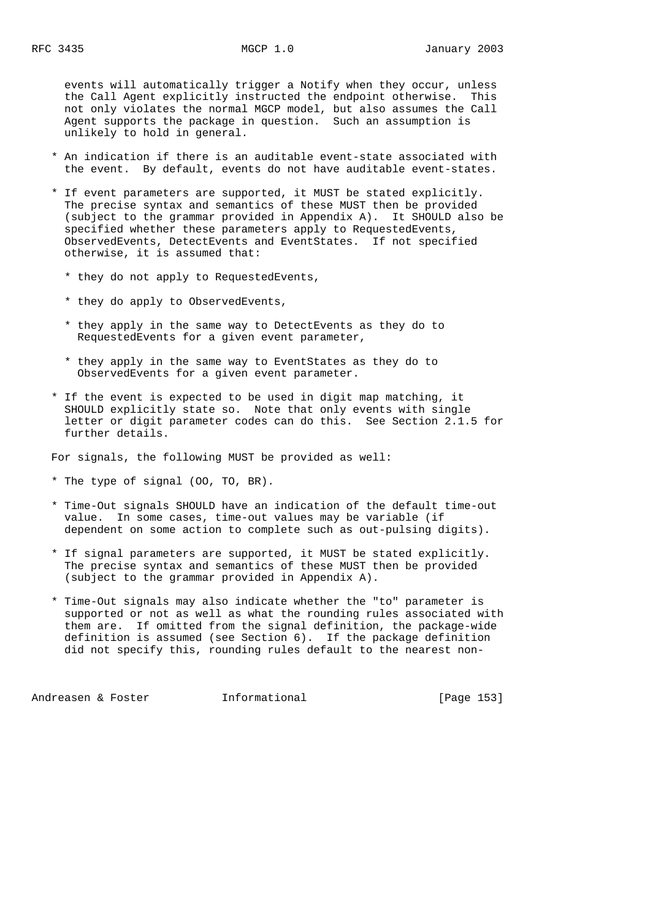events will automatically trigger a Notify when they occur, unless the Call Agent explicitly instructed the endpoint otherwise. This not only violates the normal MGCP model, but also assumes the Call Agent supports the package in question. Such an assumption is unlikely to hold in general.

* An indication if there is an auditable event-state associated with the event. By default, events do not have auditable event-states.

* If event parameters are supported, it MUST be stated explicitly. The precise syntax and semantics of these MUST then be provided (subject to the grammar provided in Appendix A). It SHOULD also be specified whether these parameters apply to RequestedEvents, ObservedEvents, DetectEvents and EventStates. If not specified otherwise, it is assumed that:

  * they do not apply to RequestedEvents,

  * they do apply to ObservedEvents,

  * they apply in the same way to DetectEvents as they do to RequestedEvents for a given event parameter,

  * they apply in the same way to EventStates as they do to ObservedEvents for a given event parameter.

* If the event is expected to be used in digit map matching, it SHOULD explicitly state so. Note that only events with single letter or digit parameter codes can do this. See Section 2.1.5 for further details.

For signals, the following MUST be provided as well:

* The type of signal (OO, TO, BR).

* Time-Out signals SHOULD have an indication of the default time-out value. In some cases, time-out values may be variable (if dependent on some action to complete such as out-pulsing digits).

* If signal parameters are supported, it MUST be stated explicitly. The precise syntax and semantics of these MUST then be provided (subject to the grammar provided in Appendix A).

* Time-Out signals may also indicate whether the "to" parameter is supported or not as well as what the rounding rules associated with them are. If omitted from the signal definition, the package-wide definition is assumed (see Section 6). If the package definition did not specify this, rounding rules default to the nearest non-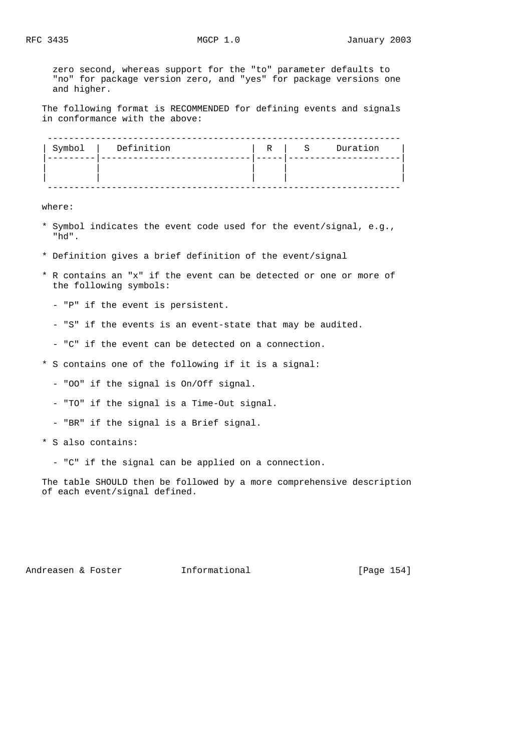zero second, whereas support for the "to" parameter defaults to "no" for package version zero, and "yes" for package versions one and higher.

The following format is RECOMMENDED for defining events and signals in conformance with the above:

| Symbol | Definition | R | S Duration |
|---|---|---|---|
| | | | |
| | | | |

where:

* Symbol indicates the event code used for the event/signal, e.g., "hd".

* Definition gives a brief definition of the event/signal

* R contains an "x" if the event can be detected or one or more of the following symbols:

  - "P" if the event is persistent.

  - "S" if the events is an event-state that may be audited.

  - "C" if the event can be detected on a connection.

* S contains one of the following if it is a signal:

  - "OO" if the signal is On/Off signal.

  - "TO" if the signal is a Time-Out signal.

  - "BR" if the signal is a Brief signal.

* S also contains:

  - "C" if the signal can be applied on a connection.

The table SHOULD then be followed by a more comprehensive description of each event/signal defined.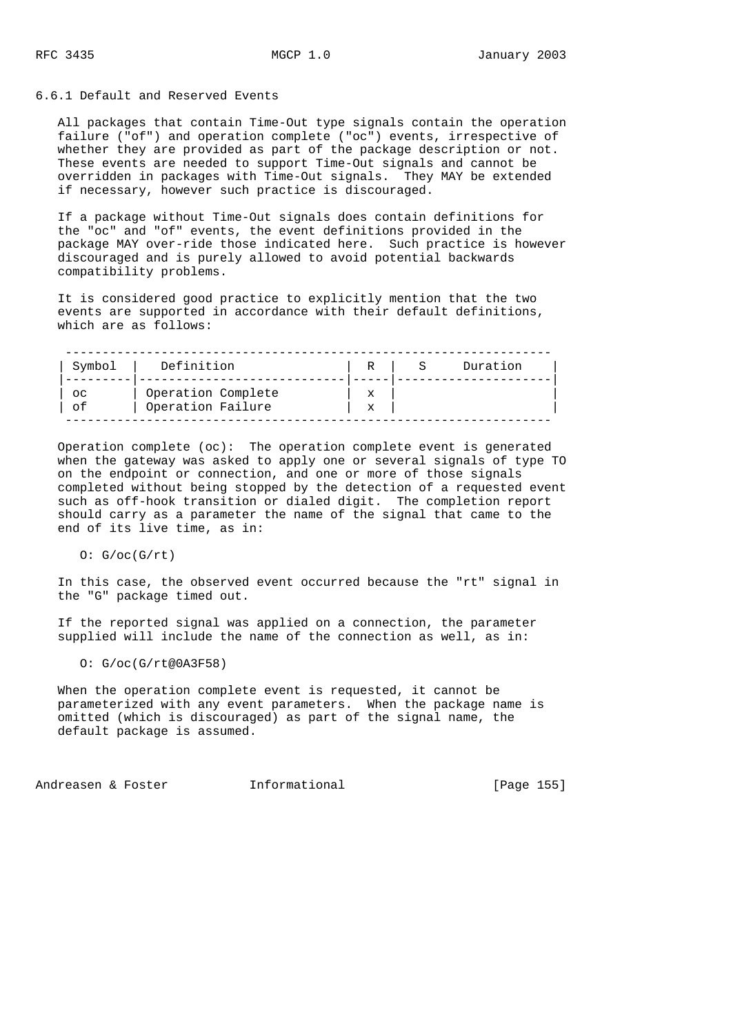### 6.6.1 Default and Reserved Events

All packages that contain Time-Out type signals contain the operation failure ("of") and operation complete ("oc") events, irrespective of whether they are provided as part of the package description or not. These events are needed to support Time-Out signals and cannot be overridden in packages with Time-Out signals. They MAY be extended if necessary, however such practice is discouraged.

If a package without Time-Out signals does contain definitions for the "oc" and "of" events, the event definitions provided in the package MAY over-ride those indicated here. Such practice is however discouraged and is purely allowed to avoid potential backwards compatibility problems.

It is considered good practice to explicitly mention that the two events are supported in accordance with their default definitions, which are as follows:

| Symbol | Definition | R | S | Duration |
|---|---|---|---|---|
| oc | Operation Complete | x | | |
| of | Operation Failure | x | | |

Operation complete (oc): The operation complete event is generated when the gateway was asked to apply one or several signals of type TO on the endpoint or connection, and one or more of those signals completed without being stopped by the detection of a requested event such as off-hook transition or dialed digit. The completion report should carry as a parameter the name of the signal that came to the end of its live time, as in:

```
O: G/oc(G/rt)
```

In this case, the observed event occurred because the "rt" signal in the "G" package timed out.

If the reported signal was applied on a connection, the parameter supplied will include the name of the connection as well, as in:

```
O: G/oc(G/rt@0A3F58)
```

When the operation complete event is requested, it cannot be parameterized with any event parameters. When the package name is omitted (which is discouraged) as part of the signal name, the default package is assumed.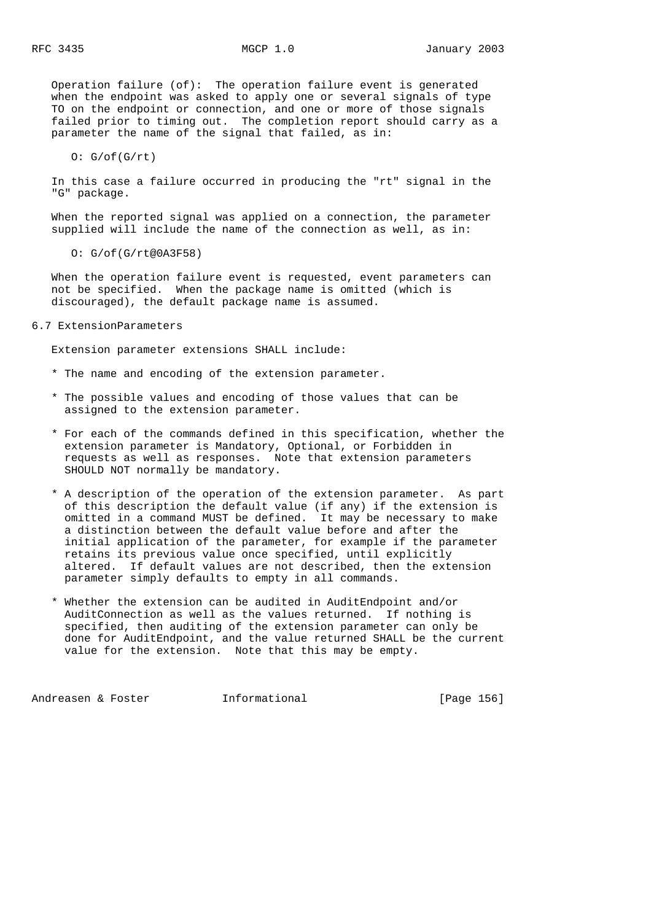Operation failure (of): The operation failure event is generated when the endpoint was asked to apply one or several signals of type TO on the endpoint or connection, and one or more of those signals failed prior to timing out. The completion report should carry as a parameter the name of the signal that failed, as in:

```
O: G/of(G/rt)
```

In this case a failure occurred in producing the "rt" signal in the "G" package.

When the reported signal was applied on a connection, the parameter supplied will include the name of the connection as well, as in:

```
O: G/of(G/rt@0A3F58)
```

When the operation failure event is requested, event parameters can not be specified. When the package name is omitted (which is discouraged), the default package name is assumed.

## 6.7 ExtensionParameters

Extension parameter extensions SHALL include:

* The name and encoding of the extension parameter.

* The possible values and encoding of those values that can be assigned to the extension parameter.

* For each of the commands defined in this specification, whether the extension parameter is Mandatory, Optional, or Forbidden in requests as well as responses. Note that extension parameters SHOULD NOT normally be mandatory.

* A description of the operation of the extension parameter. As part of this description the default value (if any) if the extension is omitted in a command MUST be defined. It may be necessary to make a distinction between the default value before and after the initial application of the parameter, for example if the parameter retains its previous value once specified, until explicitly altered. If default values are not described, then the extension parameter simply defaults to empty in all commands.

* Whether the extension can be audited in AuditEndpoint and/or AuditConnection as well as the values returned. If nothing is specified, then auditing of the extension parameter can only be done for AuditEndpoint, and the value returned SHALL be the current value for the extension. Note that this may be empty.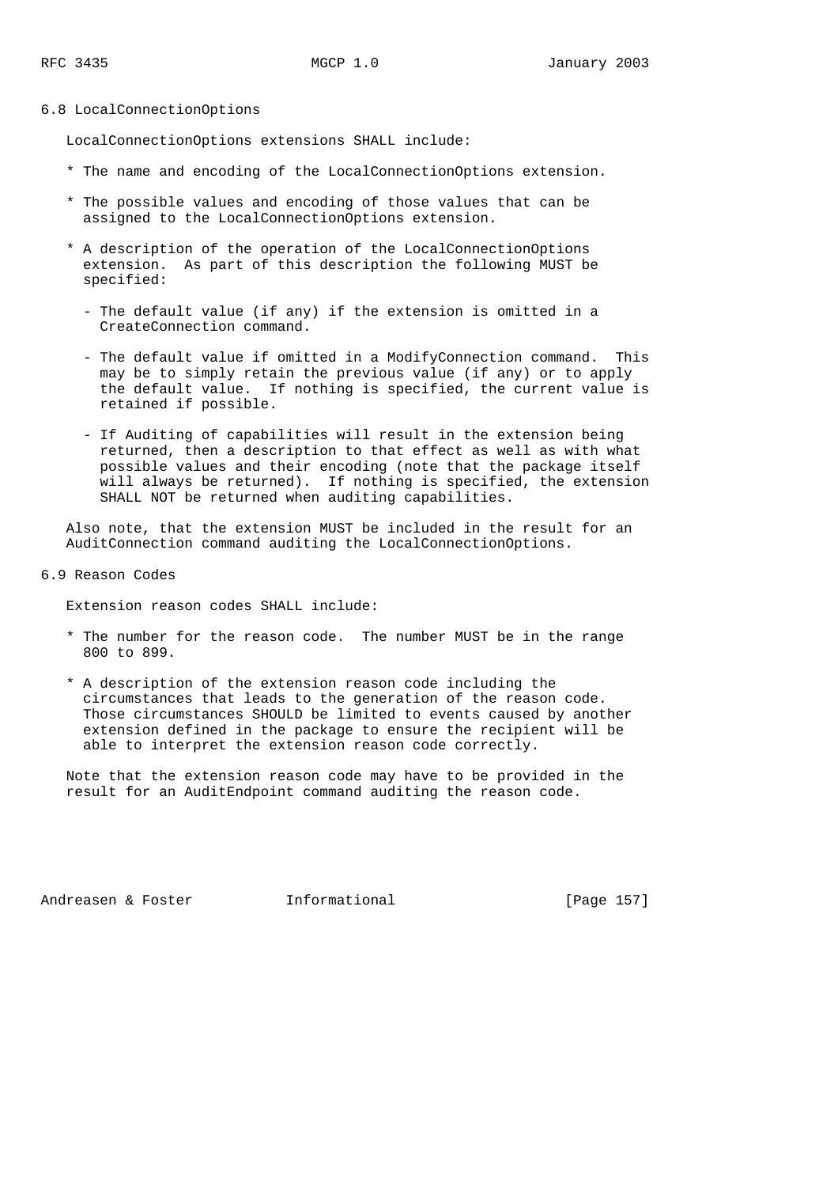## 6.8 LocalConnectionOptions

LocalConnectionOptions extensions SHALL include:

* The name and encoding of the LocalConnectionOptions extension.

* The possible values and encoding of those values that can be assigned to the LocalConnectionOptions extension.

* A description of the operation of the LocalConnectionOptions extension. As part of this description the following MUST be specified:

  - The default value (if any) if the extension is omitted in a CreateConnection command.

  - The default value if omitted in a ModifyConnection command. This may be to simply retain the previous value (if any) or to apply the default value. If nothing is specified, the current value is retained if possible.

  - If Auditing of capabilities will result in the extension being returned, then a description to that effect as well as with what possible values and their encoding (note that the package itself will always be returned). If nothing is specified, the extension SHALL NOT be returned when auditing capabilities.

Also note, that the extension MUST be included in the result for an AuditConnection command auditing the LocalConnectionOptions.

## 6.9 Reason Codes

Extension reason codes SHALL include:

* The number for the reason code. The number MUST be in the range 800 to 899.

* A description of the extension reason code including the circumstances that leads to the generation of the reason code. Those circumstances SHOULD be limited to events caused by another extension defined in the package to ensure the recipient will be able to interpret the extension reason code correctly.

Note that the extension reason code may have to be provided in the result for an AuditEndpoint command auditing the reason code.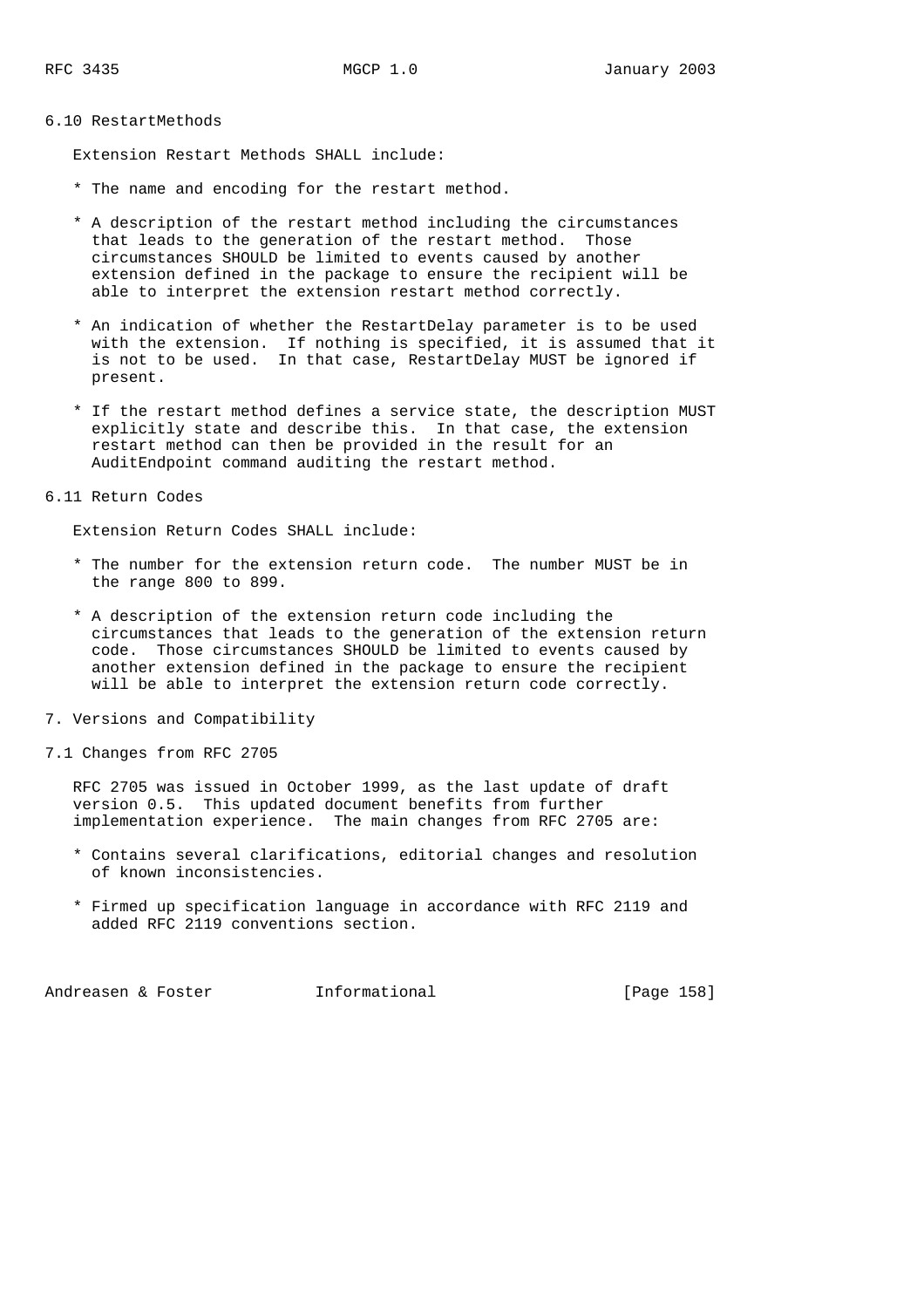### 6.10 RestartMethods

Extension Restart Methods SHALL include:

* The name and encoding for the restart method.

* A description of the restart method including the circumstances that leads to the generation of the restart method. Those circumstances SHOULD be limited to events caused by another extension defined in the package to ensure the recipient will be able to interpret the extension restart method correctly.

* An indication of whether the RestartDelay parameter is to be used with the extension. If nothing is specified, it is assumed that it is not to be used. In that case, RestartDelay MUST be ignored if present.

* If the restart method defines a service state, the description MUST explicitly state and describe this. In that case, the extension restart method can then be provided in the result for an AuditEndpoint command auditing the restart method.

### 6.11 Return Codes

Extension Return Codes SHALL include:

* The number for the extension return code. The number MUST be in the range 800 to 899.

* A description of the extension return code including the circumstances that leads to the generation of the extension return code. Those circumstances SHOULD be limited to events caused by another extension defined in the package to ensure the recipient will be able to interpret the extension return code correctly.

## 7. Versions and Compatibility

### 7.1 Changes from RFC 2705

RFC 2705 was issued in October 1999, as the last update of draft version 0.5. This updated document benefits from further implementation experience. The main changes from RFC 2705 are:

* Contains several clarifications, editorial changes and resolution of known inconsistencies.

* Firmed up specification language in accordance with RFC 2119 and added RFC 2119 conventions section.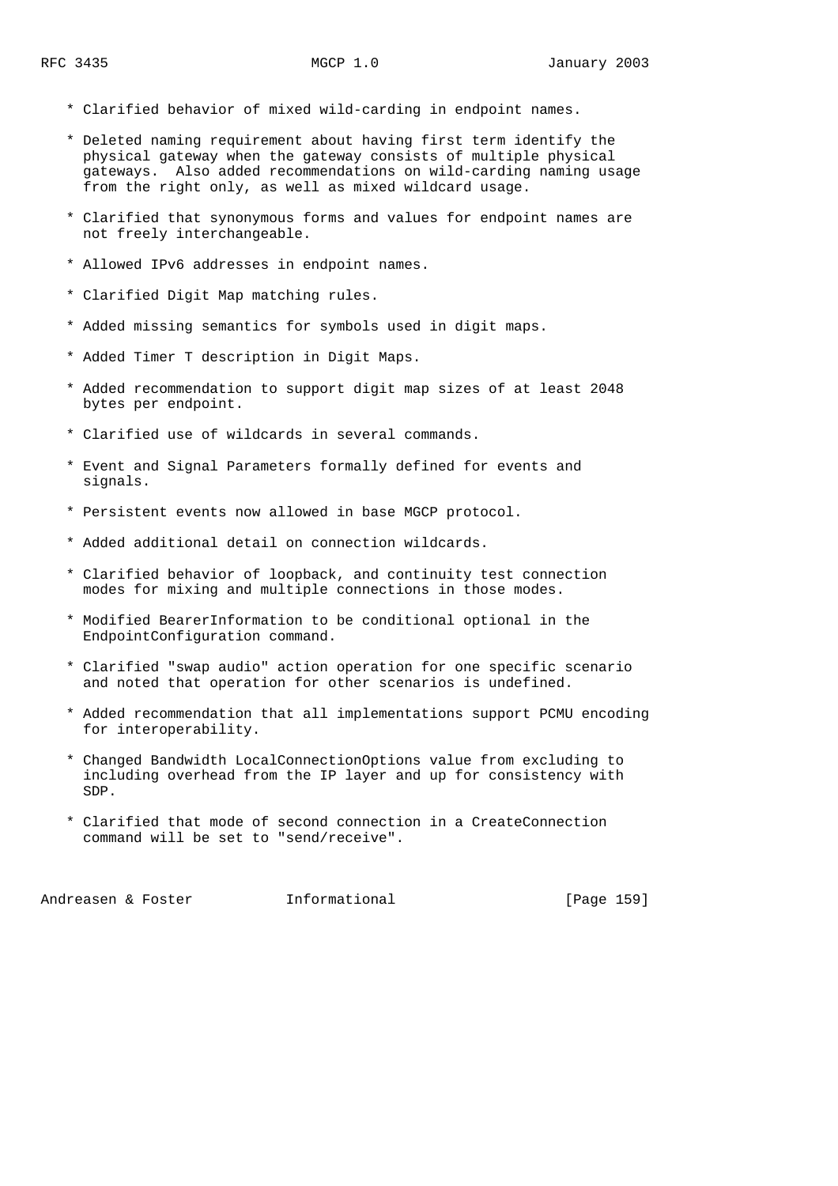* Clarified behavior of mixed wild-carding in endpoint names.

* Deleted naming requirement about having first term identify the physical gateway when the gateway consists of multiple physical gateways. Also added recommendations on wild-carding naming usage from the right only, as well as mixed wildcard usage.

* Clarified that synonymous forms and values for endpoint names are not freely interchangeable.

* Allowed IPv6 addresses in endpoint names.

* Clarified Digit Map matching rules.

* Added missing semantics for symbols used in digit maps.

* Added Timer T description in Digit Maps.

* Added recommendation to support digit map sizes of at least 2048 bytes per endpoint.

* Clarified use of wildcards in several commands.

* Event and Signal Parameters formally defined for events and signals.

* Persistent events now allowed in base MGCP protocol.

* Added additional detail on connection wildcards.

* Clarified behavior of loopback, and continuity test connection modes for mixing and multiple connections in those modes.

* Modified BearerInformation to be conditional optional in the EndpointConfiguration command.

* Clarified "swap audio" action operation for one specific scenario and noted that operation for other scenarios is undefined.

* Added recommendation that all implementations support PCMU encoding for interoperability.

* Changed Bandwidth LocalConnectionOptions value from excluding to including overhead from the IP layer and up for consistency with SDP.

* Clarified that mode of second connection in a CreateConnection command will be set to "send/receive".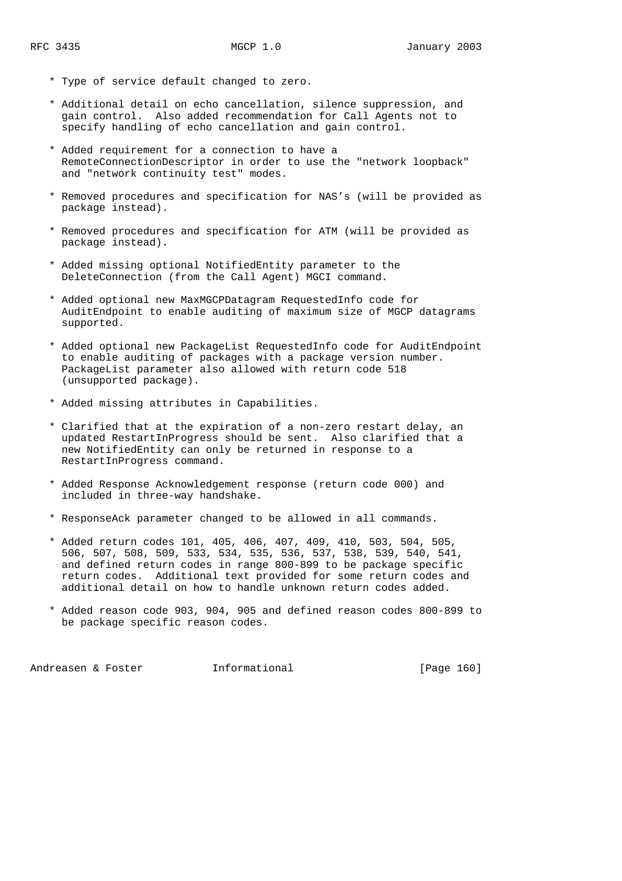* Type of service default changed to zero.

* Additional detail on echo cancellation, silence suppression, and gain control. Also added recommendation for Call Agents not to specify handling of echo cancellation and gain control.

* Added requirement for a connection to have a RemoteConnectionDescriptor in order to use the "network loopback" and "network continuity test" modes.

* Removed procedures and specification for NAS's (will be provided as package instead).

* Removed procedures and specification for ATM (will be provided as package instead).

* Added missing optional NotifiedEntity parameter to the DeleteConnection (from the Call Agent) MGCI command.

* Added optional new MaxMGCPDatagram RequestedInfo code for AuditEndpoint to enable auditing of maximum size of MGCP datagrams supported.

* Added optional new PackageList RequestedInfo code for AuditEndpoint to enable auditing of packages with a package version number. PackageList parameter also allowed with return code 518 (unsupported package).

* Added missing attributes in Capabilities.

* Clarified that at the expiration of a non-zero restart delay, an updated RestartInProgress should be sent. Also clarified that a new NotifiedEntity can only be returned in response to a RestartInProgress command.

* Added Response Acknowledgement response (return code 000) and included in three-way handshake.

* ResponseAck parameter changed to be allowed in all commands.

* Added return codes 101, 405, 406, 407, 409, 410, 503, 504, 505, 506, 507, 508, 509, 533, 534, 535, 536, 537, 538, 539, 540, 541, and defined return codes in range 800-899 to be package specific return codes. Additional text provided for some return codes and additional detail on how to handle unknown return codes added.

* Added reason code 903, 904, 905 and defined reason codes 800-899 to be package specific reason codes.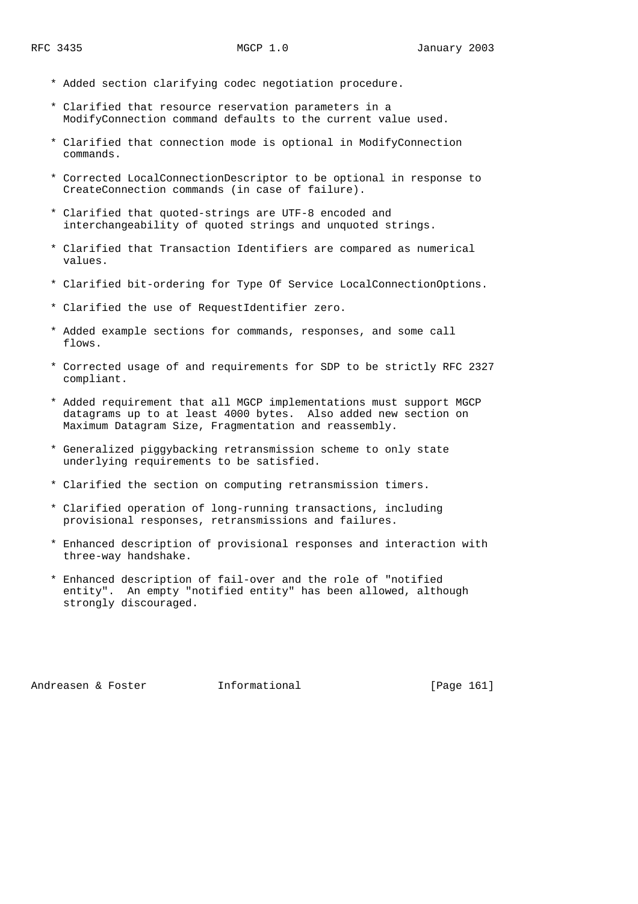* Added section clarifying codec negotiation procedure.

* Clarified that resource reservation parameters in a ModifyConnection command defaults to the current value used.

* Clarified that connection mode is optional in ModifyConnection commands.

* Corrected LocalConnectionDescriptor to be optional in response to CreateConnection commands (in case of failure).

* Clarified that quoted-strings are UTF-8 encoded and interchangeability of quoted strings and unquoted strings.

* Clarified that Transaction Identifiers are compared as numerical values.

* Clarified bit-ordering for Type Of Service LocalConnectionOptions.

* Clarified the use of RequestIdentifier zero.

* Added example sections for commands, responses, and some call flows.

* Corrected usage of and requirements for SDP to be strictly RFC 2327 compliant.

* Added requirement that all MGCP implementations must support MGCP datagrams up to at least 4000 bytes. Also added new section on Maximum Datagram Size, Fragmentation and reassembly.

* Generalized piggybacking retransmission scheme to only state underlying requirements to be satisfied.

* Clarified the section on computing retransmission timers.

* Clarified operation of long-running transactions, including provisional responses, retransmissions and failures.

* Enhanced description of provisional responses and interaction with three-way handshake.

* Enhanced description of fail-over and the role of "notified entity". An empty "notified entity" has been allowed, although strongly discouraged.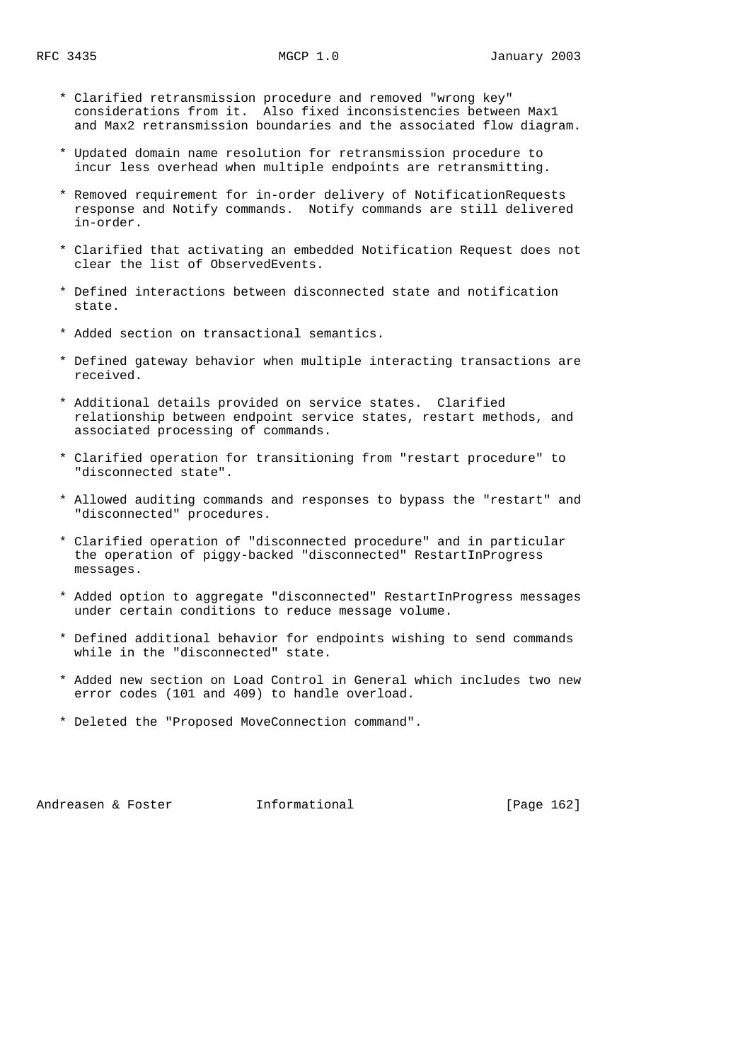* Clarified retransmission procedure and removed "wrong key" considerations from it. Also fixed inconsistencies between Max1 and Max2 retransmission boundaries and the associated flow diagram.

* Updated domain name resolution for retransmission procedure to incur less overhead when multiple endpoints are retransmitting.

* Removed requirement for in-order delivery of NotificationRequests response and Notify commands. Notify commands are still delivered in-order.

* Clarified that activating an embedded Notification Request does not clear the list of ObservedEvents.

* Defined interactions between disconnected state and notification state.

* Added section on transactional semantics.

* Defined gateway behavior when multiple interacting transactions are received.

* Additional details provided on service states. Clarified relationship between endpoint service states, restart methods, and associated processing of commands.

* Clarified operation for transitioning from "restart procedure" to "disconnected state".

* Allowed auditing commands and responses to bypass the "restart" and "disconnected" procedures.

* Clarified operation of "disconnected procedure" and in particular the operation of piggy-backed "disconnected" RestartInProgress messages.

* Added option to aggregate "disconnected" RestartInProgress messages under certain conditions to reduce message volume.

* Defined additional behavior for endpoints wishing to send commands while in the "disconnected" state.

* Added new section on Load Control in General which includes two new error codes (101 and 409) to handle overload.

* Deleted the "Proposed MoveConnection command".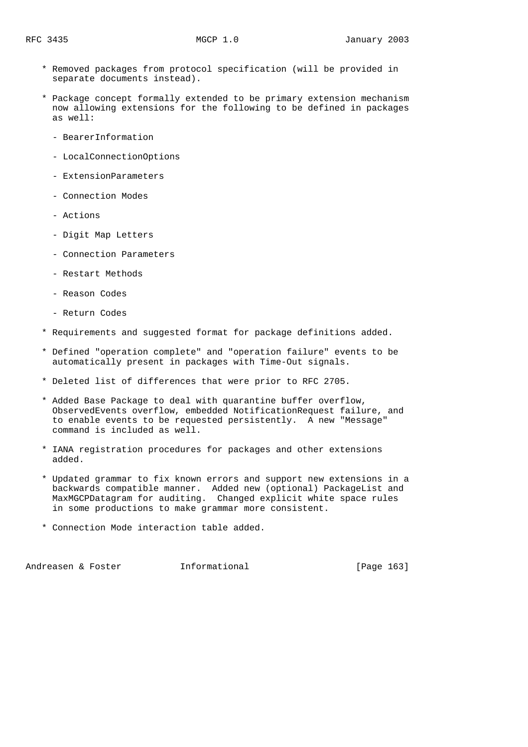* Removed packages from protocol specification (will be provided in separate documents instead).

* Package concept formally extended to be primary extension mechanism now allowing extensions for the following to be defined in packages as well:

  - BearerInformation
  - LocalConnectionOptions
  - ExtensionParameters
  - Connection Modes
  - Actions
  - Digit Map Letters
  - Connection Parameters
  - Restart Methods
  - Reason Codes
  - Return Codes

* Requirements and suggested format for package definitions added.

* Defined "operation complete" and "operation failure" events to be automatically present in packages with Time-Out signals.

* Deleted list of differences that were prior to RFC 2705.

* Added Base Package to deal with quarantine buffer overflow, ObservedEvents overflow, embedded NotificationRequest failure, and to enable events to be requested persistently. A new "Message" command is included as well.

* IANA registration procedures for packages and other extensions added.

* Updated grammar to fix known errors and support new extensions in a backwards compatible manner. Added new (optional) PackageList and MaxMGCPDatagram for auditing. Changed explicit white space rules in some productions to make grammar more consistent.

* Connection Mode interaction table added.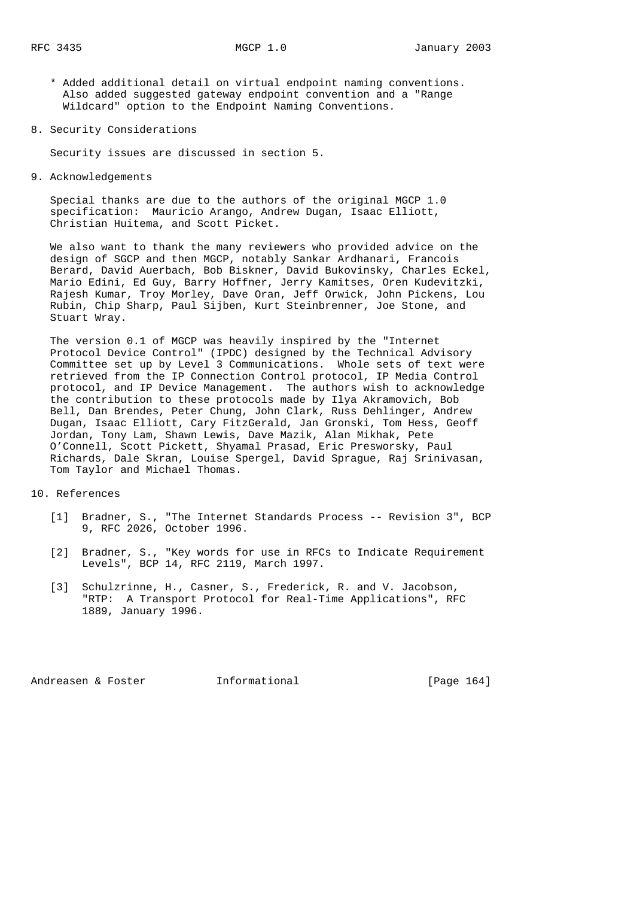* Added additional detail on virtual endpoint naming conventions. Also added suggested gateway endpoint convention and a "Range Wildcard" option to the Endpoint Naming Conventions.

## 8. Security Considerations

Security issues are discussed in section 5.

## 9. Acknowledgements

Special thanks are due to the authors of the original MGCP 1.0 specification: Mauricio Arango, Andrew Dugan, Isaac Elliott, Christian Huitema, and Scott Picket.

We also want to thank the many reviewers who provided advice on the design of SGCP and then MGCP, notably Sankar Ardhanari, Francois Berard, David Auerbach, Bob Biskner, David Bukovinsky, Charles Eckel, Mario Edini, Ed Guy, Barry Hoffner, Jerry Kamitses, Oren Kudevitzki, Rajesh Kumar, Troy Morley, Dave Oran, Jeff Orwick, John Pickens, Lou Rubin, Chip Sharp, Paul Sijben, Kurt Steinbrenner, Joe Stone, and Stuart Wray.

The version 0.1 of MGCP was heavily inspired by the "Internet Protocol Device Control" (IPDC) designed by the Technical Advisory Committee set up by Level 3 Communications. Whole sets of text were retrieved from the IP Connection Control protocol, IP Media Control protocol, and IP Device Management. The authors wish to acknowledge the contribution to these protocols made by Ilya Akramovich, Bob Bell, Dan Brendes, Peter Chung, John Clark, Russ Dehlinger, Andrew Dugan, Isaac Elliott, Cary FitzGerald, Jan Gronski, Tom Hess, Geoff Jordan, Tony Lam, Shawn Lewis, Dave Mazik, Alan Mikhak, Pete O'Connell, Scott Pickett, Shyamal Prasad, Eric Presworsky, Paul Richards, Dale Skran, Louise Spergel, David Sprague, Raj Srinivasan, Tom Taylor and Michael Thomas.

## 10. References

[1] Bradner, S., "The Internet Standards Process -- Revision 3", BCP 9, RFC 2026, October 1996.

[2] Bradner, S., "Key words for use in RFCs to Indicate Requirement Levels", BCP 14, RFC 2119, March 1997.

[3] Schulzrinne, H., Casner, S., Frederick, R. and V. Jacobson, "RTP: A Transport Protocol for Real-Time Applications", RFC 1889, January 1996.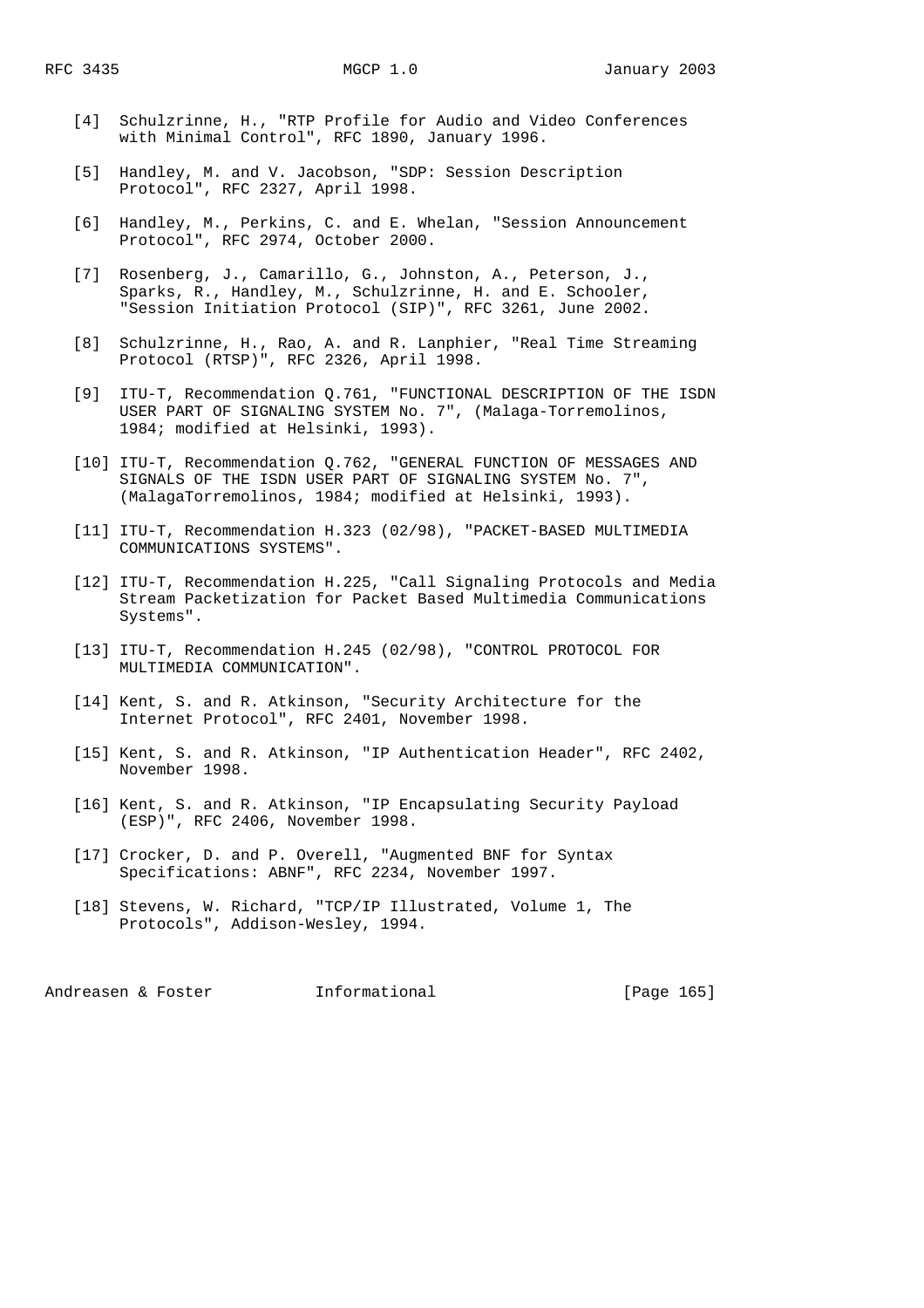[4] Schulzrinne, H., "RTP Profile for Audio and Video Conferences with Minimal Control", RFC 1890, January 1996.

[5] Handley, M. and V. Jacobson, "SDP: Session Description Protocol", RFC 2327, April 1998.

[6] Handley, M., Perkins, C. and E. Whelan, "Session Announcement Protocol", RFC 2974, October 2000.

[7] Rosenberg, J., Camarillo, G., Johnston, A., Peterson, J., Sparks, R., Handley, M., Schulzrinne, H. and E. Schooler, "Session Initiation Protocol (SIP)", RFC 3261, June 2002.

[8] Schulzrinne, H., Rao, A. and R. Lanphier, "Real Time Streaming Protocol (RTSP)", RFC 2326, April 1998.

[9] ITU-T, Recommendation Q.761, "FUNCTIONAL DESCRIPTION OF THE ISDN USER PART OF SIGNALING SYSTEM No. 7", (Malaga-Torremolinos, 1984; modified at Helsinki, 1993).

[10] ITU-T, Recommendation Q.762, "GENERAL FUNCTION OF MESSAGES AND SIGNALS OF THE ISDN USER PART OF SIGNALING SYSTEM No. 7", (MalagaTorremolinos, 1984; modified at Helsinki, 1993).

[11] ITU-T, Recommendation H.323 (02/98), "PACKET-BASED MULTIMEDIA COMMUNICATIONS SYSTEMS".

[12] ITU-T, Recommendation H.225, "Call Signaling Protocols and Media Stream Packetization for Packet Based Multimedia Communications Systems".

[13] ITU-T, Recommendation H.245 (02/98), "CONTROL PROTOCOL FOR MULTIMEDIA COMMUNICATION".

[14] Kent, S. and R. Atkinson, "Security Architecture for the Internet Protocol", RFC 2401, November 1998.

[15] Kent, S. and R. Atkinson, "IP Authentication Header", RFC 2402, November 1998.

[16] Kent, S. and R. Atkinson, "IP Encapsulating Security Payload (ESP)", RFC 2406, November 1998.

[17] Crocker, D. and P. Overell, "Augmented BNF for Syntax Specifications: ABNF", RFC 2234, November 1997.

[18] Stevens, W. Richard, "TCP/IP Illustrated, Volume 1, The Protocols", Addison-Wesley, 1994.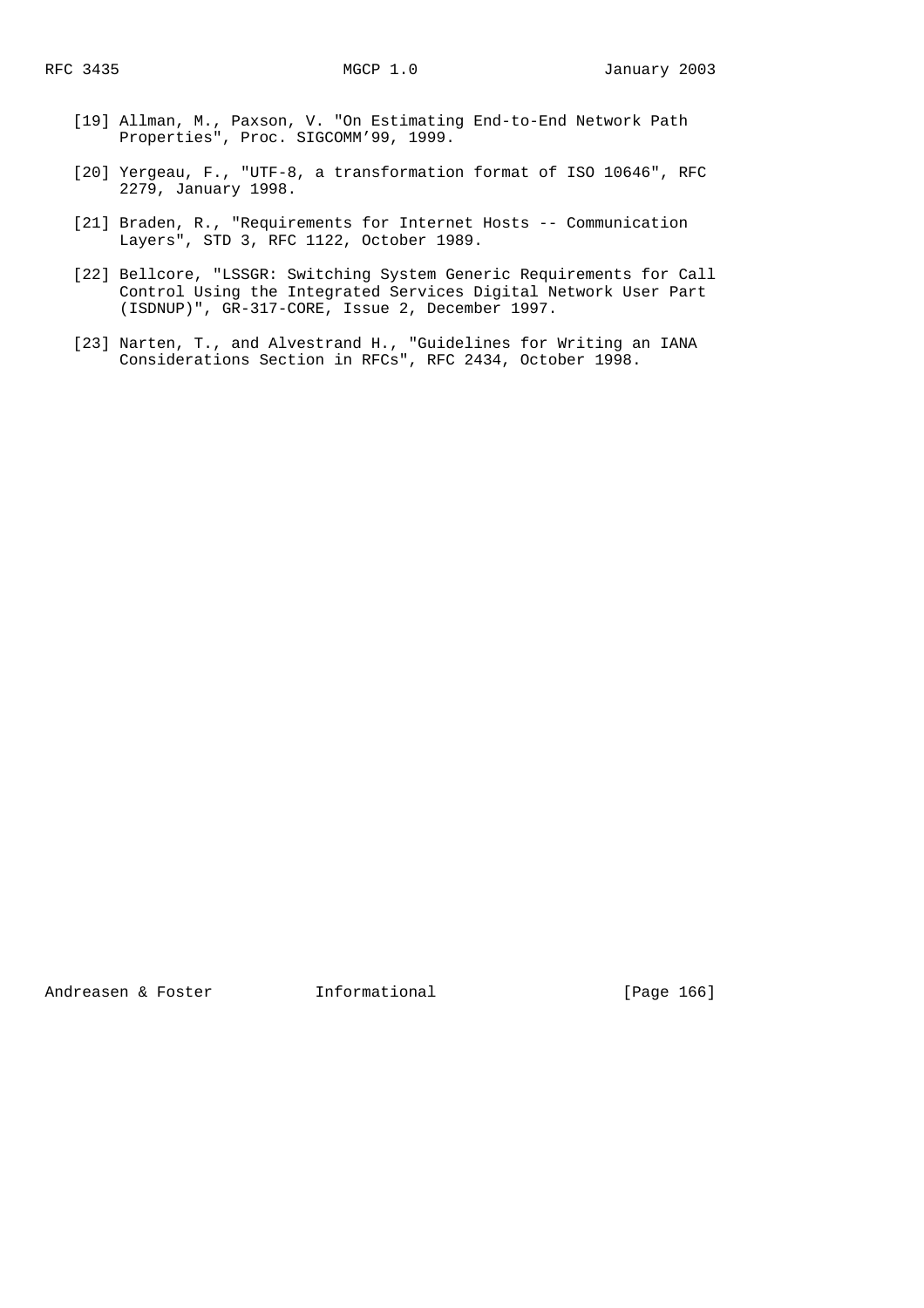[19] Allman, M., Paxson, V. "On Estimating End-to-End Network Path Properties", Proc. SIGCOMM'99, 1999.

[20] Yergeau, F., "UTF-8, a transformation format of ISO 10646", RFC 2279, January 1998.

[21] Braden, R., "Requirements for Internet Hosts -- Communication Layers", STD 3, RFC 1122, October 1989.

[22] Bellcore, "LSSGR: Switching System Generic Requirements for Call Control Using the Integrated Services Digital Network User Part (ISDNUP)", GR-317-CORE, Issue 2, December 1997.

[23] Narten, T., and Alvestrand H., "Guidelines for Writing an IANA Considerations Section in RFCs", RFC 2434, October 1998.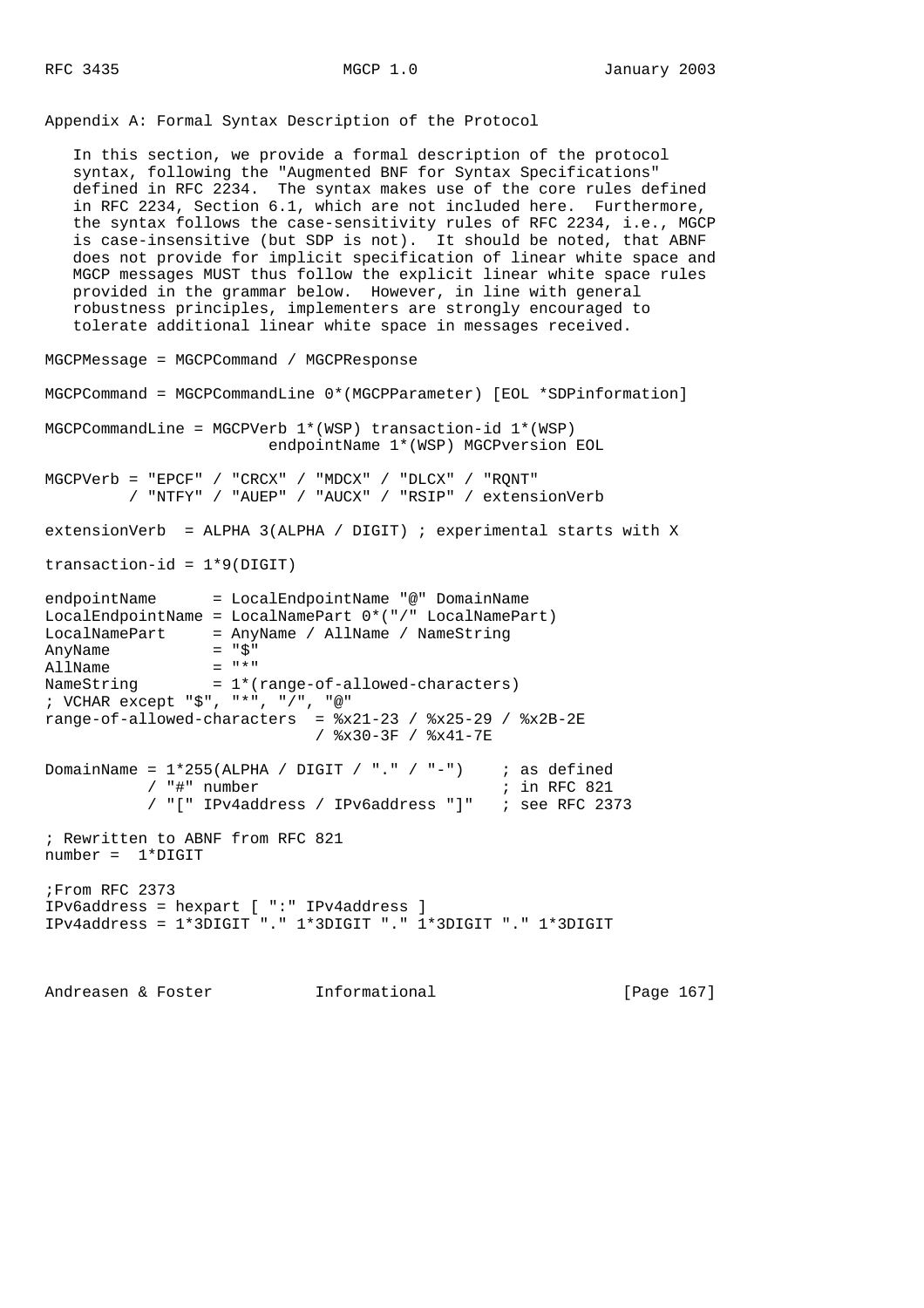## Appendix A: Formal Syntax Description of the Protocol

In this section, we provide a formal description of the protocol syntax, following the "Augmented BNF for Syntax Specifications" defined in RFC 2234. The syntax makes use of the core rules defined in RFC 2234, Section 6.1, which are not included here. Furthermore, the syntax follows the case-sensitivity rules of RFC 2234, i.e., MGCP is case-insensitive (but SDP is not). It should be noted, that ABNF does not provide for implicit specification of linear white space and MGCP messages MUST thus follow the explicit linear white space rules provided in the grammar below. However, in line with general robustness principles, implementers are strongly encouraged to tolerate additional linear white space in messages received.

```
MGCPMessage = MGCPCommand / MGCPResponse

MGCPCommand = MGCPCommandLine 0*(MGCPParameter) [EOL *SDPinformation]

MGCPCommandLine = MGCPVerb 1*(WSP) transaction-id 1*(WSP)
                        endpointName 1*(WSP) MGCPversion EOL

MGCPVerb = "EPCF" / "CRCX" / "MDCX" / "DLCX" / "RQNT"
         / "NTFY" / "AUEP" / "AUCX" / "RSIP" / extensionVerb

extensionVerb  = ALPHA 3(ALPHA / DIGIT) ; experimental starts with X

transaction-id = 1*9(DIGIT)

endpointName      = LocalEndpointName "@" DomainName
LocalEndpointName = LocalNamePart 0*("/" LocalNamePart)
LocalNamePart     = AnyName / AllName / NameString
AnyName           = "$"
AllName           = "*"
NameString        = 1*(range-of-allowed-characters)
; VCHAR except "$", "*", "/", "@"
range-of-allowed-characters  = %x21-23 / %x25-29 / %x2B-2E
                             / %x30-3F / %x41-7E

DomainName = 1*255(ALPHA / DIGIT / "." / "-")    ; as defined
           / "#" number                          ; in RFC 821
           / "[" IPv4address / IPv6address "]"   ; see RFC 2373

; Rewritten to ABNF from RFC 821
number =  1*DIGIT

;From RFC 2373
IPv6address = hexpart [ ":" IPv4address ]
IPv4address = 1*3DIGIT "." 1*3DIGIT "." 1*3DIGIT "." 1*3DIGIT
```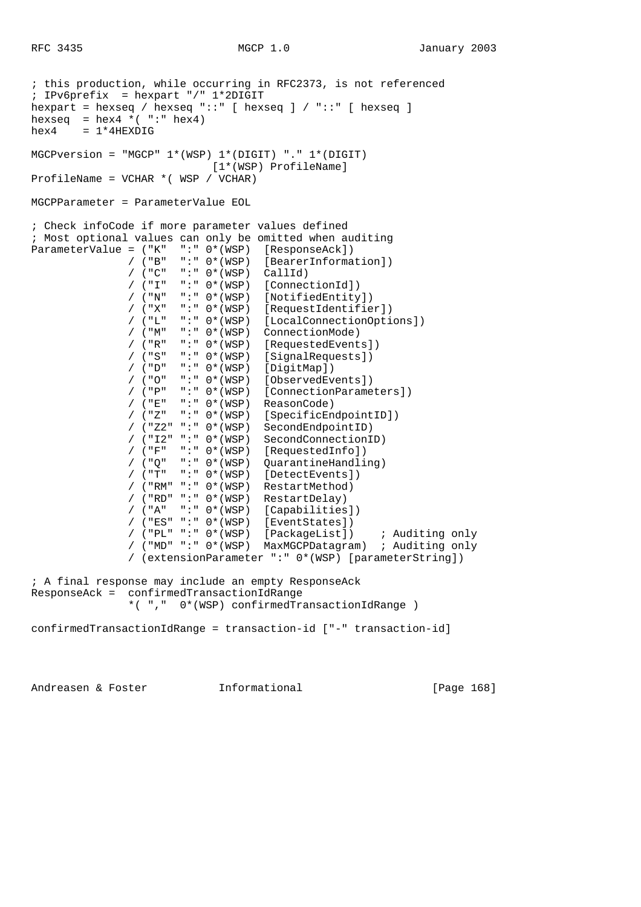```
; this production, while occurring in RFC2373, is not referenced
; IPv6prefix  = hexpart "/" 1*2DIGIT
hexpart = hexseq / hexseq "::" [ hexseq ] / "::" [ hexseq ]
hexseq  = hex4 *( ":" hex4)
hex4    = 1*4HEXDIG

MGCPversion = "MGCP" 1*(WSP) 1*(DIGIT) "." 1*(DIGIT)
                            [1*(WSP) ProfileName]
ProfileName = VCHAR *( WSP / VCHAR)

MGCPParameter = ParameterValue EOL

; Check infoCode if more parameter values defined
; Most optional values can only be omitted when auditing
ParameterValue = ("K"  ":" 0*(WSP)  [ResponseAck])
               / ("B"  ":" 0*(WSP)  [BearerInformation])
               / ("C"  ":" 0*(WSP)  CallId)
               / ("I"  ":" 0*(WSP)  [ConnectionId])
               / ("N"  ":" 0*(WSP)  [NotifiedEntity])
               / ("X"  ":" 0*(WSP)  [RequestIdentifier])
               / ("L"  ":" 0*(WSP)  [LocalConnectionOptions])
               / ("M"  ":" 0*(WSP)  ConnectionMode)
               / ("R"  ":" 0*(WSP)  [RequestedEvents])
               / ("S"  ":" 0*(WSP)  [SignalRequests])
               / ("D"  ":" 0*(WSP)  [DigitMap])
               / ("O"  ":" 0*(WSP)  [ObservedEvents])
               / ("P"  ":" 0*(WSP)  [ConnectionParameters])
               / ("E"  ":" 0*(WSP)  ReasonCode)
               / ("Z"  ":" 0*(WSP)  [SpecificEndpointID])
               / ("Z2" ":" 0*(WSP)  SecondEndpointID)
               / ("I2" ":" 0*(WSP)  SecondConnectionID)
               / ("F"  ":" 0*(WSP)  [RequestedInfo])
               / ("Q"  ":" 0*(WSP)  QuarantineHandling)
               / ("T"  ":" 0*(WSP)  [DetectEvents])
               / ("RM" ":" 0*(WSP)  RestartMethod)
               / ("RD" ":" 0*(WSP)  RestartDelay)
               / ("A"  ":" 0*(WSP)  [Capabilities])
               / ("ES" ":" 0*(WSP)  [EventStates])
               / ("PL" ":" 0*(WSP)  [PackageList])    ; Auditing only
               / ("MD" ":" 0*(WSP)  MaxMGCPDatagram)  ; Auditing only
               / (extensionParameter ":" 0*(WSP) [parameterString])

; A final response may include an empty ResponseAck
ResponseAck =  confirmedTransactionIdRange
               *( ","  0*(WSP) confirmedTransactionIdRange )

confirmedTransactionIdRange = transaction-id ["-" transaction-id]
```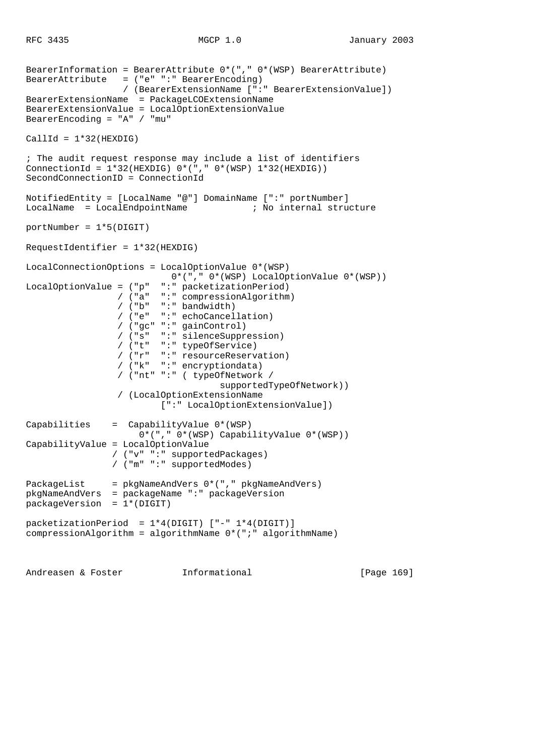```
BearerInformation = BearerAttribute 0*("," 0*(WSP) BearerAttribute)
BearerAttribute   = ("e" ":" BearerEncoding)
                  / (BearerExtensionName [":" BearerExtensionValue])
BearerExtensionName  = PackageLCOExtensionName
BearerExtensionValue = LocalOptionExtensionName
BearerEncoding = "A" / "mu"

CallId = 1*32(HEXDIG)

; The audit request response may include a list of identifiers
ConnectionId = 1*32(HEXDIG) 0*("," 0*(WSP) 1*32(HEXDIG))
SecondConnectionID = ConnectionId

NotifiedEntity = [LocalName "@"] DomainName [":" portNumber]
LocalName  = LocalEndpointName            ; No internal structure

portNumber = 1*5(DIGIT)

RequestIdentifier = 1*32(HEXDIG)

LocalConnectionOptions = LocalOptionValue 0*(WSP)
                           0*("," 0*(WSP) LocalOptionValue 0*(WSP))
LocalOptionValue = ("p"  ":" packetizationPeriod)
                 / ("a"  ":" compressionAlgorithm)
                 / ("b"  ":" bandwidth)
                 / ("e"  ":" echoCancellation)
                 / ("gc" ":" gainControl)
                 / ("s"  ":" silenceSuppression)
                 / ("t"  ":" typeOfService)
                 / ("r"  ":" resourceReservation)
                 / ("k"  ":" encryptiondata)
                 / ("nt" ":" ( typeOfNetwork /
                                    supportedTypeOfNetwork))
                 / (LocalOptionExtensionName
                         [":" LocalOptionExtensionValue])

Capabilities    =  CapabilityValue 0*(WSP)
                     0*("," 0*(WSP) CapabilityValue 0*(WSP))
CapabilityValue = LocalOptionValue
                / ("v" ":" supportedPackages)
                / ("m" ":" supportedModes)

PackageList     = pkgNameAndVers 0*("," pkgNameAndVers)
pkgNameAndVers  = packageName ":" packageVersion
packageVersion  = 1*(DIGIT)

packetizationPeriod  = 1*4(DIGIT) ["-" 1*4(DIGIT)]
compressionAlgorithm = algorithmName 0*(";" algorithmName)
```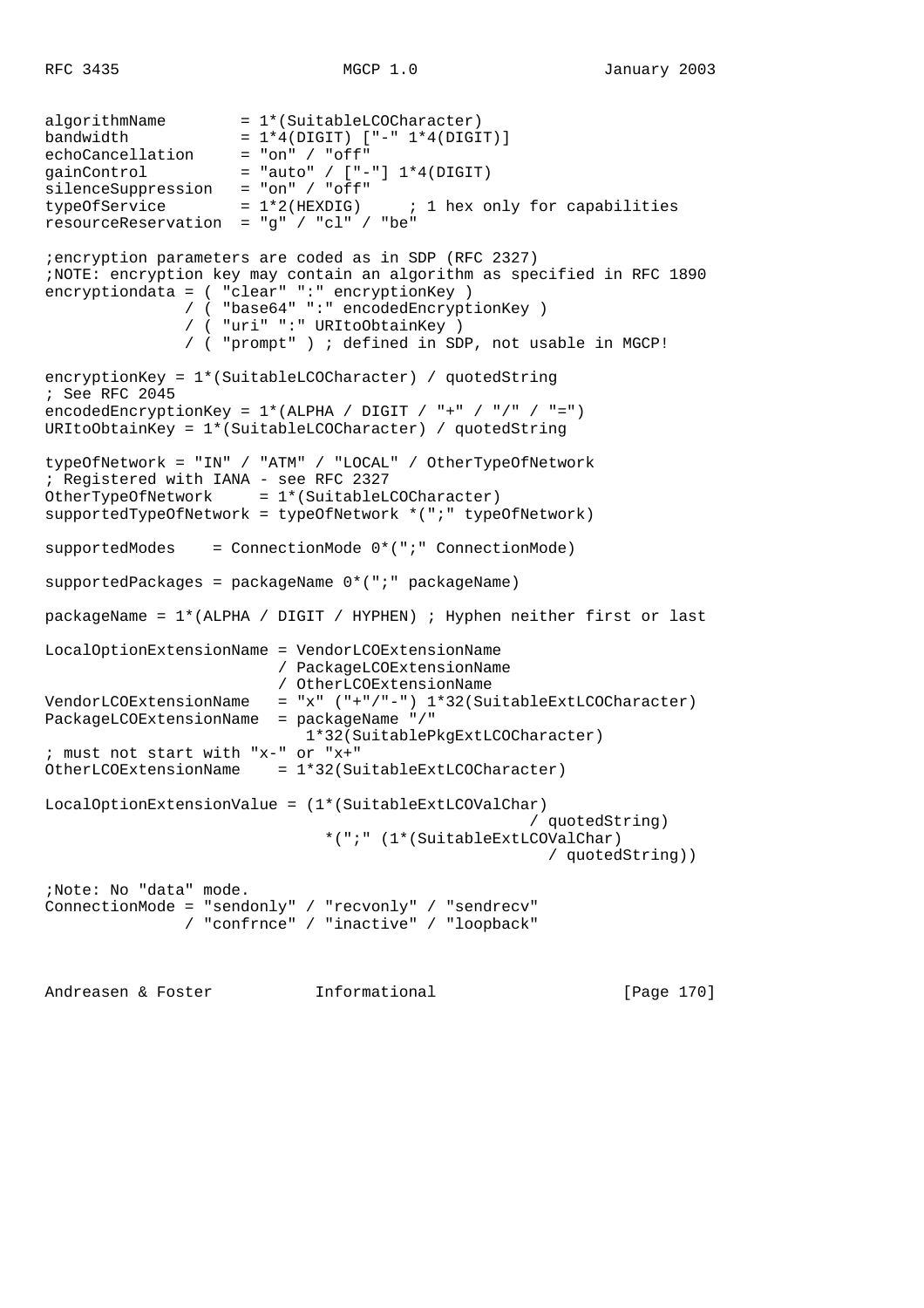```
algorithmName        = 1*(SuitableLCOCharacter)
bandwidth            = 1*4(DIGIT) ["-" 1*4(DIGIT)]
echoCancellation     = "on" / "off"
gainControl          = "auto" / ["-"] 1*4(DIGIT)
silenceSuppression   = "on" / "off"
typeOfService        = 1*2(HEXDIG)     ; 1 hex only for capabilities
resourceReservation  = "g" / "cl" / "be"

;encryption parameters are coded as in SDP (RFC 2327)
;NOTE: encryption key may contain an algorithm as specified in RFC 1890
encryptiondata = ( "clear" ":" encryptionKey )
               / ( "base64" ":" encodedEncryptionKey )
               / ( "uri" ":" URItoObtainKey )
               / ( "prompt" ) ; defined in SDP, not usable in MGCP!

encryptionKey = 1*(SuitableLCOCharacter) / quotedString
; See RFC 2045
encodedEncryptionKey = 1*(ALPHA / DIGIT / "+" / "/" / "=")
URItoObtainKey = 1*(SuitableLCOCharacter) / quotedString

typeOfNetwork = "IN" / "ATM" / "LOCAL" / OtherTypeOfNetwork
; Registered with IANA - see RFC 2327
OtherTypeOfNetwork     = 1*(SuitableLCOCharacter)
supportedTypeOfNetwork = typeOfNetwork *(";" typeOfNetwork)

supportedModes    = ConnectionMode 0*(";" ConnectionMode)

supportedPackages = packageName 0*(";" packageName)

packageName = 1*(ALPHA / DIGIT / HYPHEN) ; Hyphen neither first or last

LocalOptionExtensionName = VendorLCOExtensionName
                         / PackageLCOExtensionName
                         / OtherLCOExtensionName
VendorLCOExtensionName   = "x" ("+"/"-") 1*32(SuitableExtLCOCharacter)
PackageLCOExtensionName  = packageName "/"
                           1*32(SuitablePkgExtLCOCharacter)
; must not start with "x-" or "x+"
OtherLCOExtensionName    = 1*32(SuitableExtLCOCharacter)

LocalOptionExtensionValue = (1*(SuitableExtLCOValChar)
                                                   / quotedString)
                              *(";" (1*(SuitableExtLCOValChar)
                                                     / quotedString))

;Note: No "data" mode.
ConnectionMode = "sendonly" / "recvonly" / "sendrecv"
               / "confrnce" / "inactive" / "loopback"
```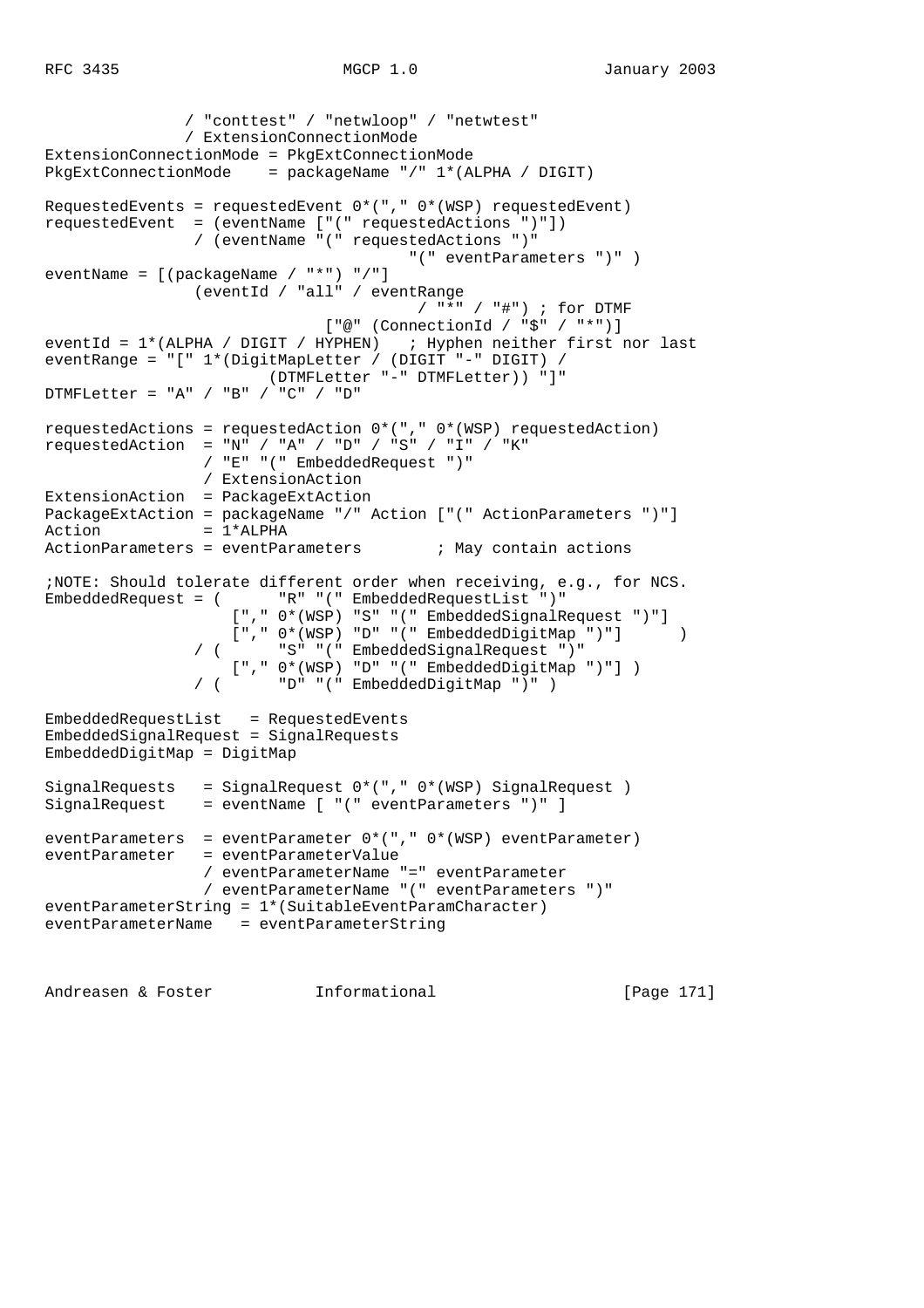```
               / "conttest" / "netwloop" / "netwtest"
               / ExtensionConnectionMode
ExtensionConnectionMode = PkgExtConnectionMode
PkgExtConnectionMode    = packageName "/" 1*(ALPHA / DIGIT)

RequestedEvents = requestedEvent 0*("," 0*(WSP) requestedEvent)
requestedEvent  = (eventName ["(" requestedActions ")"])
                / (eventName "(" requestedActions ")"
                                        "(" eventParameters ")" )
eventName = [(packageName / "*") "/"]
                (eventId / "all" / eventRange
                                        / "*" / "#") ; for DTMF
                              ["@" (ConnectionId / "$" / "*")]
eventId = 1*(ALPHA / DIGIT / HYPHEN)   ; Hyphen neither first nor last
eventRange = "[" 1*(DigitMapLetter / (DIGIT "-" DIGIT) /
                        (DTMFLetter "-" DTMFLetter)) "]"
DTMFLetter = "A" / "B" / "C" / "D"

requestedActions = requestedAction 0*("," 0*(WSP) requestedAction)
requestedAction  = "N" / "A" / "D" / "S" / "I" / "K"
                 / "E" "(" EmbeddedRequest ")"
                 / ExtensionAction
ExtensionAction  = PackageExtAction
PackageExtAction = packageName "/" Action ["(" ActionParameters ")"]
Action           = 1*ALPHA
ActionParameters = eventParameters        ; May contain actions

;NOTE: Should tolerate different order when receiving, e.g., for NCS.
EmbeddedRequest = (      "R" "(" EmbeddedRequestList ")"
                    ["," 0*(WSP) "S" "(" EmbeddedSignalRequest ")"]
                    ["," 0*(WSP) "D" "(" EmbeddedDigitMap ")"]      )
               / (      "S" "(" EmbeddedSignalRequest ")"
                    ["," 0*(WSP) "D" "(" EmbeddedDigitMap ")"] )
               / (      "D" "(" EmbeddedDigitMap ")" )

EmbeddedRequestList   = RequestedEvents
EmbeddedSignalRequest = SignalRequests
EmbeddedDigitMap = DigitMap

SignalRequests   = SignalRequest 0*("," 0*(WSP) SignalRequest )
SignalRequest    = eventName [ "(" eventParameters ")" ]

eventParameters  = eventParameter 0*("," 0*(WSP) eventParameter)
eventParameter   = eventParameterValue
                 / eventParameterName "=" eventParameter
                 / eventParameterName "(" eventParameters ")"
eventParameterString = 1*(SuitableEventParamCharacter)
eventParameterName   = eventParameterString
```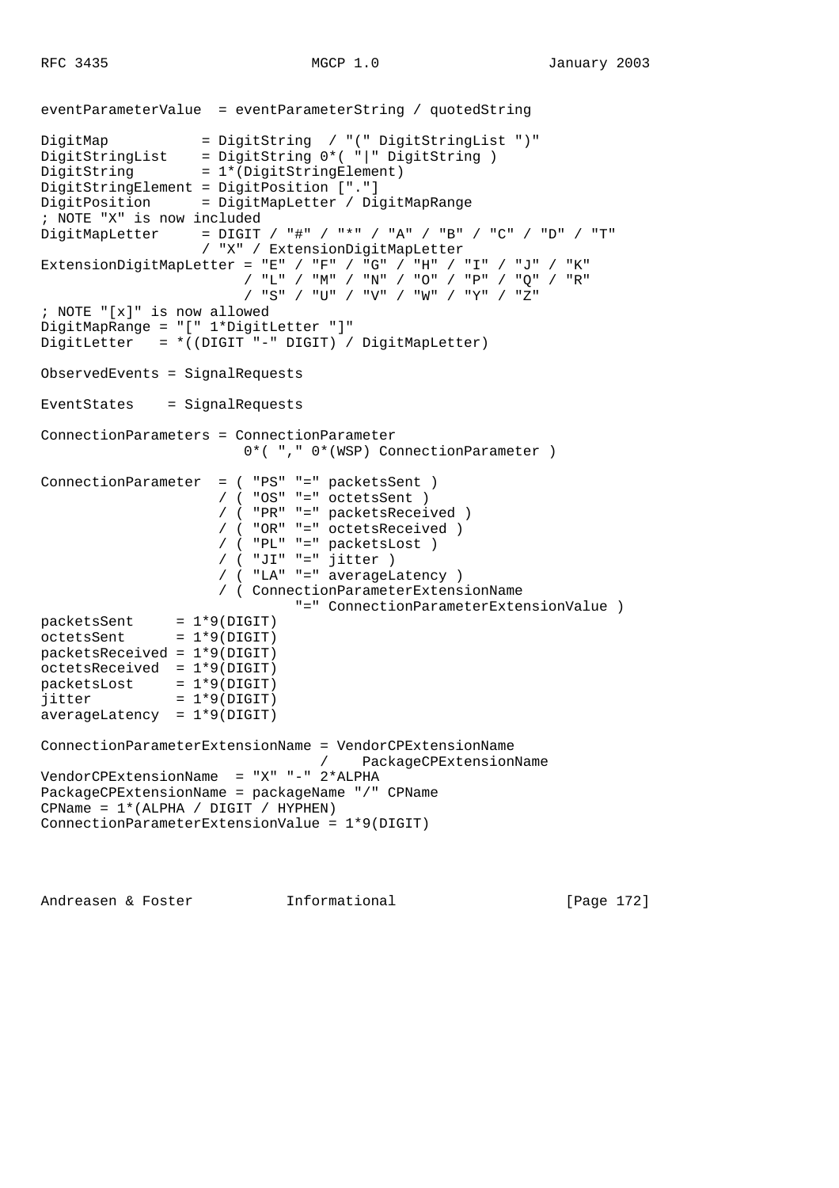```
eventParameterValue  = eventParameterString / quotedString

DigitMap           = DigitString  / "(" DigitStringList ")"
DigitStringList    = DigitString 0*( "|" DigitString )
DigitString        = 1*(DigitStringElement)
DigitStringElement = DigitPosition ["."]
DigitPosition      = DigitMapLetter / DigitMapRange
; NOTE "X" is now included
DigitMapLetter     = DIGIT / "#" / "*" / "A" / "B" / "C" / "D" / "T"
                   / "X" / ExtensionDigitMapLetter
ExtensionDigitMapLetter = "E" / "F" / "G" / "H" / "I" / "J" / "K"
                        / "L" / "M" / "N" / "O" / "P" / "Q" / "R"
                        / "S" / "U" / "V" / "W" / "Y" / "Z"
; NOTE "[x]" is now allowed
DigitMapRange = "[" 1*DigitLetter "]"
DigitLetter   = *((DIGIT "-" DIGIT) / DigitMapLetter)

ObservedEvents = SignalRequests

EventStates    = SignalRequests

ConnectionParameters = ConnectionParameter
                        0*( "," 0*(WSP) ConnectionParameter )

ConnectionParameter  = ( "PS" "=" packetsSent )
                     / ( "OS" "=" octetsSent )
                     / ( "PR" "=" packetsReceived )
                     / ( "OR" "=" octetsReceived )
                     / ( "PL" "=" packetsLost )
                     / ( "JI" "=" jitter )
                     / ( "LA" "=" averageLatency )
                     / ( ConnectionParameterExtensionName
                              "=" ConnectionParameterExtensionValue )
packetsSent     = 1*9(DIGIT)
octetsSent      = 1*9(DIGIT)
packetsReceived = 1*9(DIGIT)
octetsReceived  = 1*9(DIGIT)
packetsLost     = 1*9(DIGIT)
jitter          = 1*9(DIGIT)
averageLatency  = 1*9(DIGIT)

ConnectionParameterExtensionName = VendorCPExtensionName
                                 /    PackageCPExtensionName
VendorCPExtensionName  = "X" "-" 2*ALPHA
PackageCPExtensionName = packageName "/" CPName
CPName = 1*(ALPHA / DIGIT / HYPHEN)
ConnectionParameterExtensionValue = 1*9(DIGIT)
```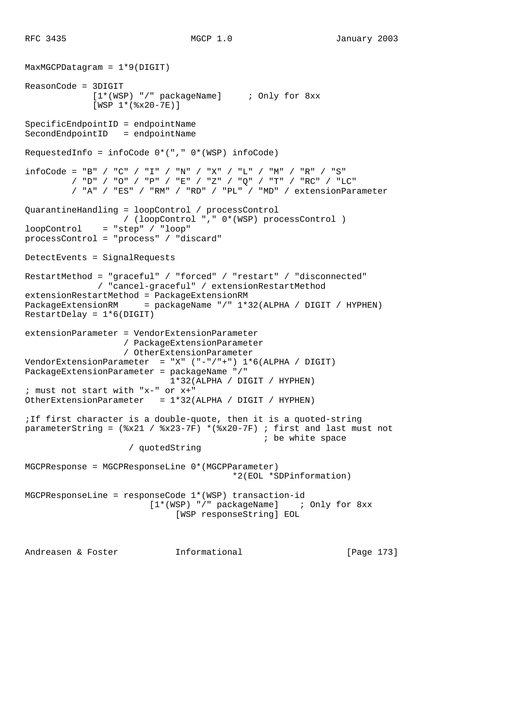```
MaxMGCPDatagram = 1*9(DIGIT)

ReasonCode = 3DIGIT
             [1*(WSP) "/" packageName]     ; Only for 8xx
             [WSP 1*(%x20-7E)]

SpecificEndpointID = endpointName
SecondEndpointID   = endpointName

RequestedInfo = infoCode 0*("," 0*(WSP) infoCode)

infoCode = "B" / "C" / "I" / "N" / "X" / "L" / "M" / "R" / "S"
         / "D" / "O" / "P" / "E" / "Z" / "Q" / "T" / "RC" / "LC"
         / "A" / "ES" / "RM" / "RD" / "PL" / "MD" / extensionParameter

QuarantineHandling = loopControl / processControl
                   / (loopControl "," 0*(WSP) processControl )
loopControl    = "step" / "loop"
processControl = "process" / "discard"

DetectEvents = SignalRequests

RestartMethod = "graceful" / "forced" / "restart" / "disconnected"
              / "cancel-graceful" / extensionRestartMethod
extensionRestartMethod = PackageExtensionRM
PackageExtensionRM     = packageName "/" 1*32(ALPHA / DIGIT / HYPHEN)
RestartDelay = 1*6(DIGIT)

extensionParameter = VendorExtensionParameter
                   / PackageExtensionParameter
                   / OtherExtensionParameter
VendorExtensionParameter  = "X" ("-"/"+") 1*6(ALPHA / DIGIT)
PackageExtensionParameter = packageName "/"
                            1*32(ALPHA / DIGIT / HYPHEN)
; must not start with "x-" or x+"
OtherExtensionParameter   = 1*32(ALPHA / DIGIT / HYPHEN)

;If first character is a double-quote, then it is a quoted-string
parameterString = (%x21 / %x23-7F) *(%x20-7F) ; first and last must not
                                               ; be white space
                    / quotedString

MGCPResponse = MGCPResponseLine 0*(MGCPParameter)
                                      *2(EOL *SDPinformation)

MGCPResponseLine = responseCode 1*(WSP) transaction-id
                        [1*(WSP) "/" packageName]    ; Only for 8xx
                             [WSP responseString] EOL
```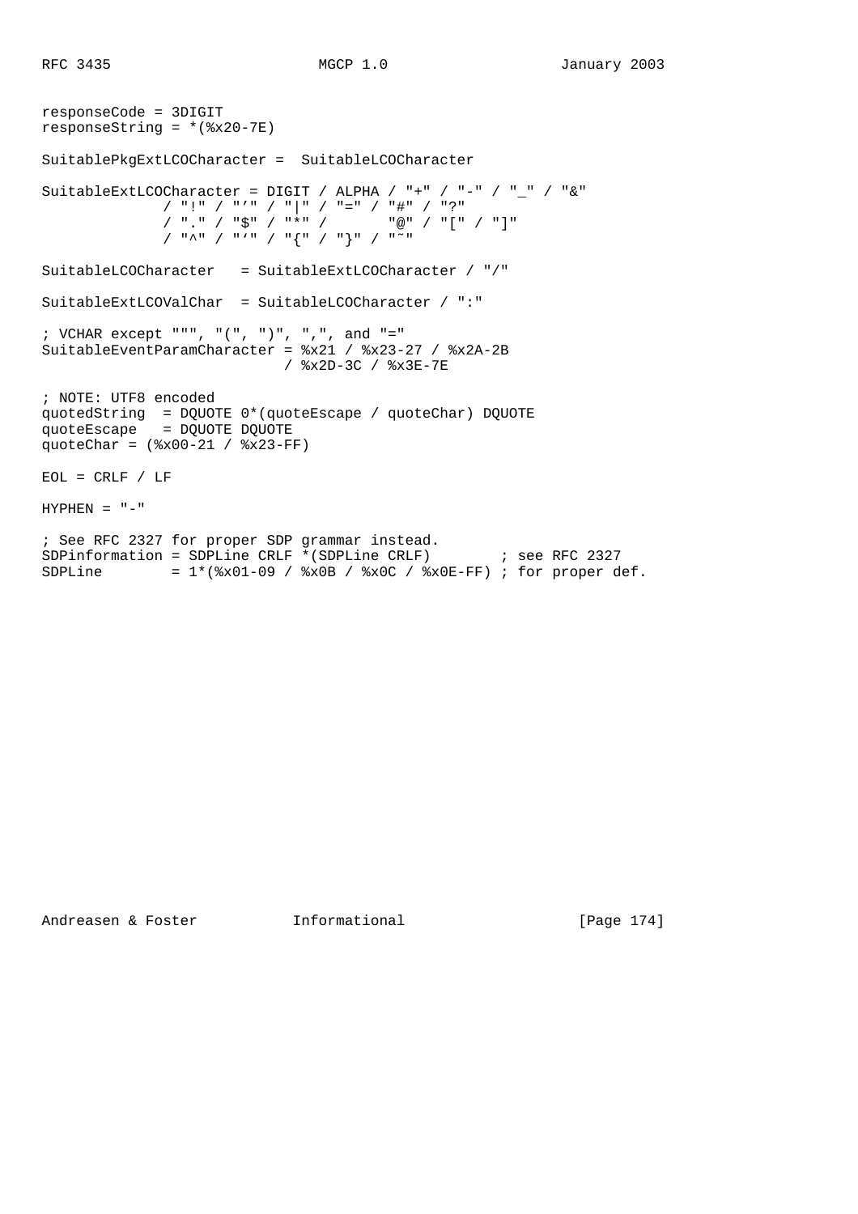```
responseCode = 3DIGIT
responseString = *(%x20-7E)

SuitablePkgExtLCOCharacter =  SuitableLCOCharacter

SuitableExtLCOCharacter = DIGIT / ALPHA / "+" / "-" / "_" / "&"
              / "!" / "'" / "|" / "=" / "#" / "?"
              / "." / "$" / "*" /       "@" / "[" / "]"
              / "^" / "`" / "{" / "}" / "~"

SuitableLCOCharacter   = SuitableExtLCOCharacter / "/"

SuitableExtLCOValChar  = SuitableLCOCharacter / ":"

; VCHAR except """, "(", ")", ",", and "="
SuitableEventParamCharacter = %x21 / %x23-27 / %x2A-2B
                            / %x2D-3C / %x3E-7E

; NOTE: UTF8 encoded
quotedString  = DQUOTE 0*(quoteEscape / quoteChar) DQUOTE
quoteEscape   = DQUOTE DQUOTE
quoteChar = (%x00-21 / %x23-FF)

EOL = CRLF / LF

HYPHEN = "-"

; See RFC 2327 for proper SDP grammar instead.
SDPinformation = SDPLine CRLF *(SDPLine CRLF)        ; see RFC 2327
SDPLine        = 1*(%x01-09 / %x0B / %x0C / %x0E-FF) ; for proper def.
```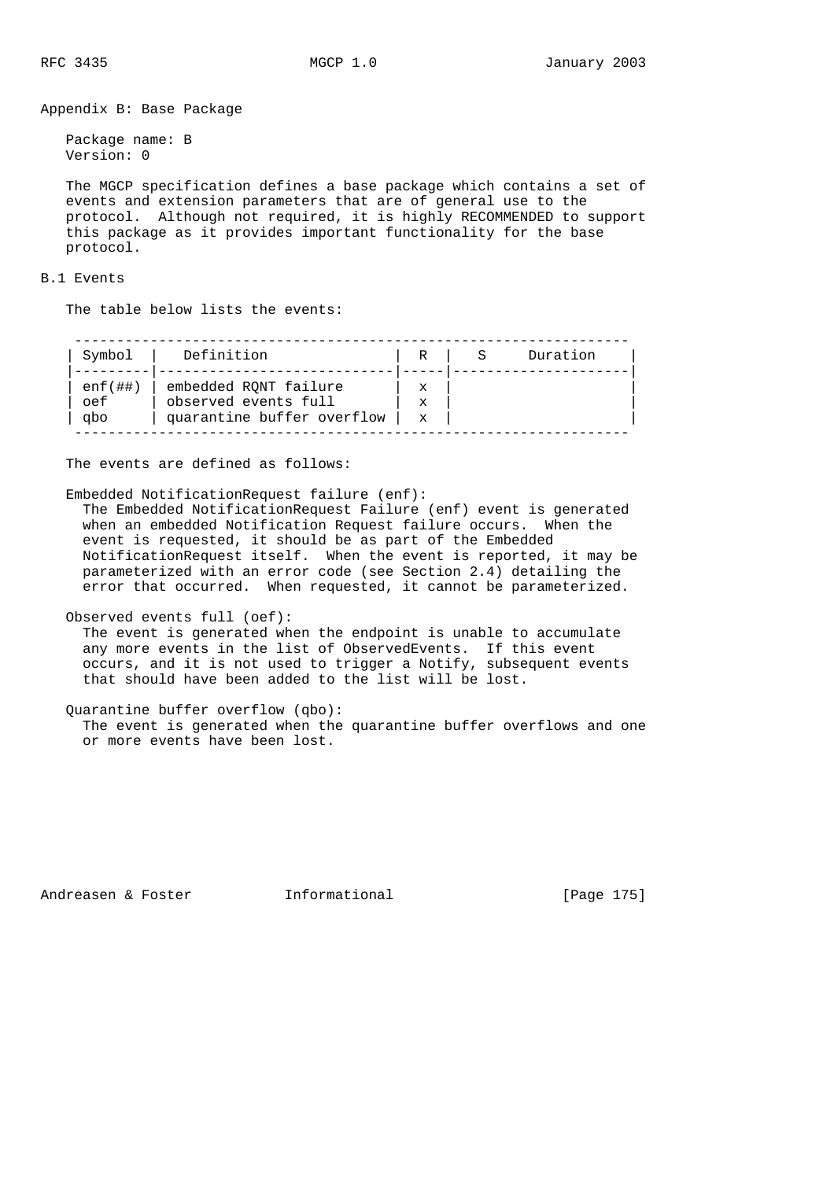## Appendix B: Base Package

Package name: B
Version: 0

The MGCP specification defines a base package which contains a set of events and extension parameters that are of general use to the protocol. Although not required, it is highly RECOMMENDED to support this package as it provides important functionality for the base protocol.

### B.1 Events

The table below lists the events:

| Symbol | Definition | R | S | Duration |
|---|---|---|---|---|
| enf(##) | embedded RQNT failure | x | | |
| oef | observed events full | x | | |
| qbo | quarantine buffer overflow | x | | |

The events are defined as follows:

Embedded NotificationRequest failure (enf):
The Embedded NotificationRequest Failure (enf) event is generated when an embedded Notification Request failure occurs. When the event is requested, it should be as part of the Embedded NotificationRequest itself. When the event is reported, it may be parameterized with an error code (see Section 2.4) detailing the error that occurred. When requested, it cannot be parameterized.

Observed events full (oef):
The event is generated when the endpoint is unable to accumulate any more events in the list of ObservedEvents. If this event occurs, and it is not used to trigger a Notify, subsequent events that should have been added to the list will be lost.

Quarantine buffer overflow (qbo):
The event is generated when the quarantine buffer overflows and one or more events have been lost.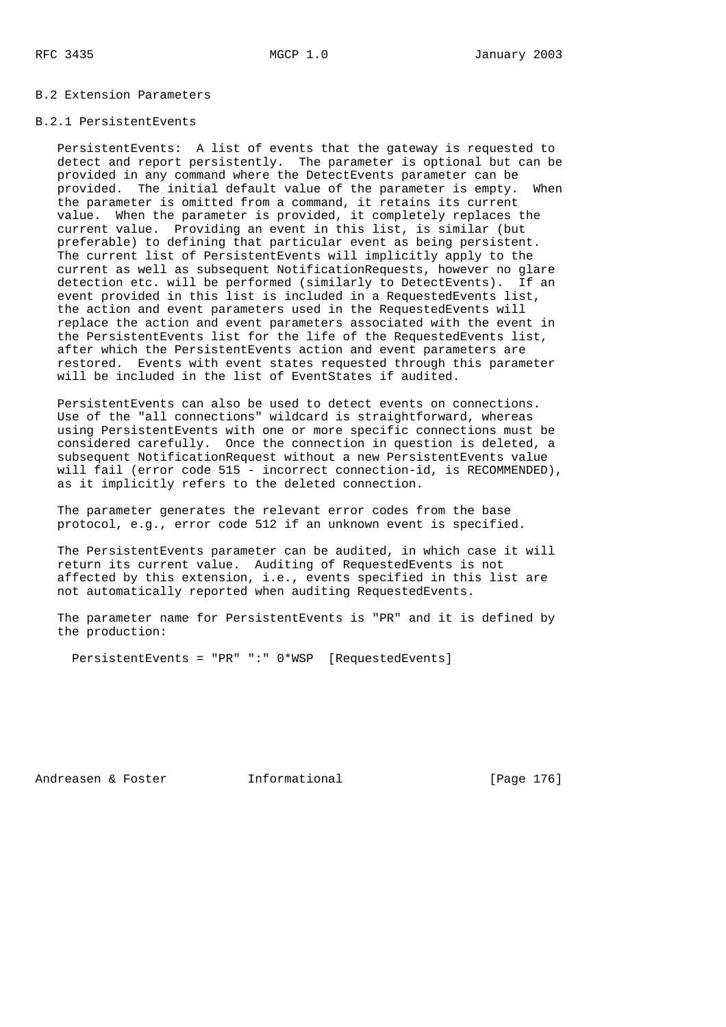## B.2 Extension Parameters

### B.2.1 PersistentEvents

PersistentEvents: A list of events that the gateway is requested to detect and report persistently. The parameter is optional but can be provided in any command where the DetectEvents parameter can be provided. The initial default value of the parameter is empty. When the parameter is omitted from a command, it retains its current value. When the parameter is provided, it completely replaces the current value. Providing an event in this list, is similar (but preferable) to defining that particular event as being persistent. The current list of PersistentEvents will implicitly apply to the current as well as subsequent NotificationRequests, however no glare detection etc. will be performed (similarly to DetectEvents). If an event provided in this list is included in a RequestedEvents list, the action and event parameters used in the RequestedEvents will replace the action and event parameters associated with the event in the PersistentEvents list for the life of the RequestedEvents list, after which the PersistentEvents action and event parameters are restored. Events with event states requested through this parameter will be included in the list of EventStates if audited.

PersistentEvents can also be used to detect events on connections. Use of the "all connections" wildcard is straightforward, whereas using PersistentEvents with one or more specific connections must be considered carefully. Once the connection in question is deleted, a subsequent NotificationRequest without a new PersistentEvents value will fail (error code 515 - incorrect connection-id, is RECOMMENDED), as it implicitly refers to the deleted connection.

The parameter generates the relevant error codes from the base protocol, e.g., error code 512 if an unknown event is specified.

The PersistentEvents parameter can be audited, in which case it will return its current value. Auditing of RequestedEvents is not affected by this extension, i.e., events specified in this list are not automatically reported when auditing RequestedEvents.

The parameter name for PersistentEvents is "PR" and it is defined by the production:

```
PersistentEvents = "PR" ":" 0*WSP  [RequestedEvents]
```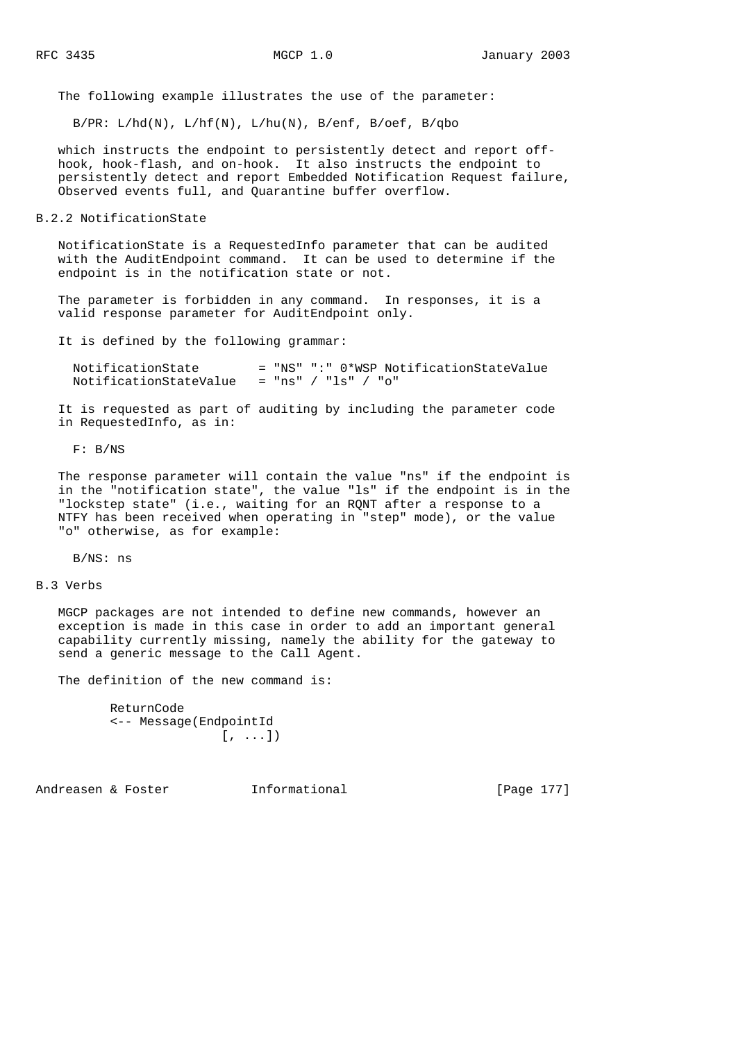The following example illustrates the use of the parameter:

```
B/PR: L/hd(N), L/hf(N), L/hu(N), B/enf, B/oef, B/qbo
```

which instructs the endpoint to persistently detect and report off-hook, hook-flash, and on-hook. It also instructs the endpoint to persistently detect and report Embedded Notification Request failure, Observed events full, and Quarantine buffer overflow.

### B.2.2 NotificationState

NotificationState is a RequestedInfo parameter that can be audited with the AuditEndpoint command. It can be used to determine if the endpoint is in the notification state or not.

The parameter is forbidden in any command. In responses, it is a valid response parameter for AuditEndpoint only.

It is defined by the following grammar:

```
NotificationState        = "NS" ":" 0*WSP NotificationStateValue
NotificationStateValue   = "ns" / "ls" / "o"
```

It is requested as part of auditing by including the parameter code in RequestedInfo, as in:

```
F: B/NS
```

The response parameter will contain the value "ns" if the endpoint is in the "notification state", the value "ls" if the endpoint is in the "lockstep state" (i.e., waiting for an RQNT after a response to a NTFY has been received when operating in "step" mode), or the value "o" otherwise, as for example:

```
B/NS: ns
```

## B.3 Verbs

MGCP packages are not intended to define new commands, however an exception is made in this case in order to add an important general capability currently missing, namely the ability for the gateway to send a generic message to the Call Agent.

The definition of the new command is:

```
ReturnCode
<-- Message(EndpointId
            [, ...])
```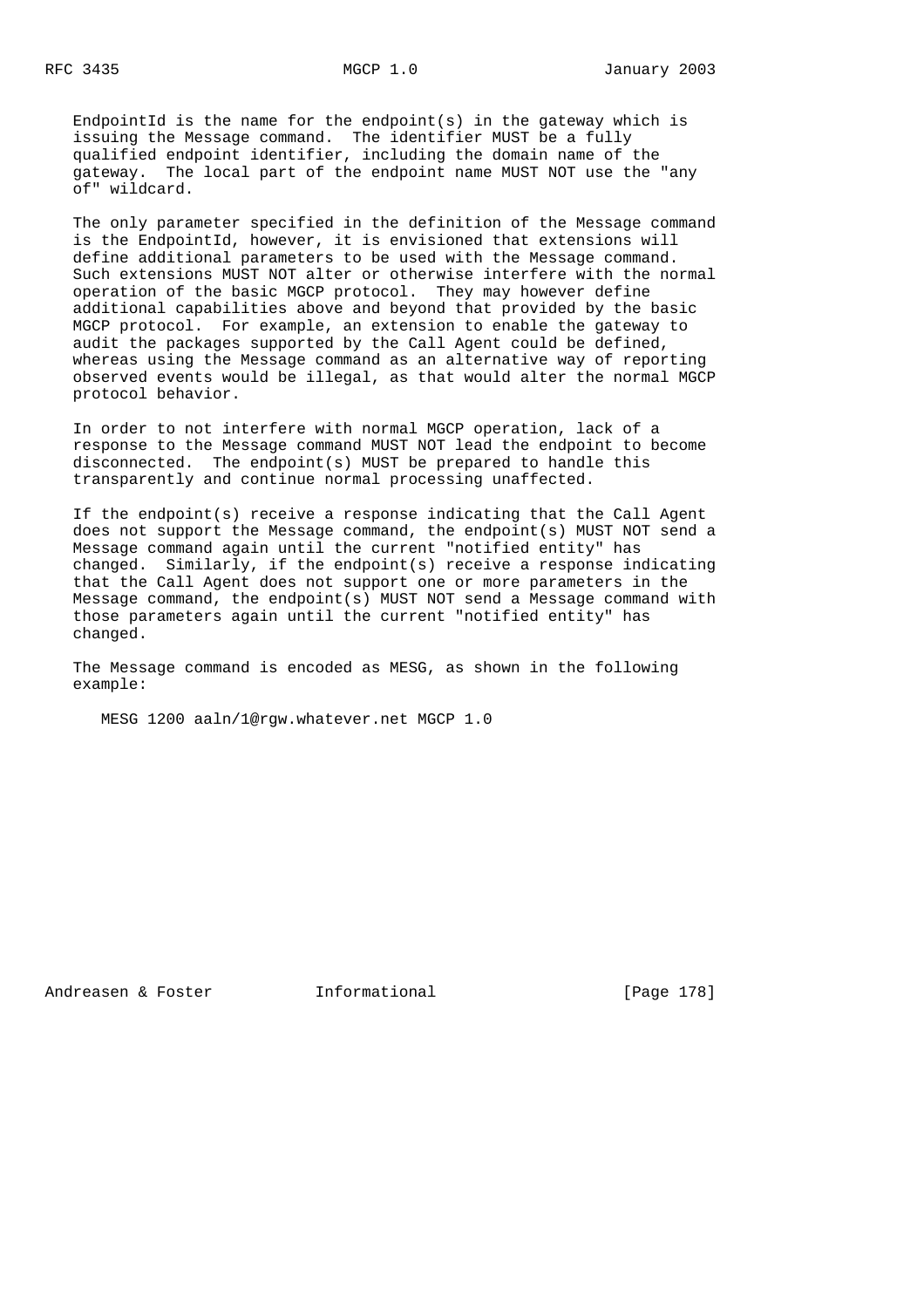EndpointId is the name for the endpoint(s) in the gateway which is issuing the Message command. The identifier MUST be a fully qualified endpoint identifier, including the domain name of the gateway. The local part of the endpoint name MUST NOT use the "any of" wildcard.

The only parameter specified in the definition of the Message command is the EndpointId, however, it is envisioned that extensions will define additional parameters to be used with the Message command. Such extensions MUST NOT alter or otherwise interfere with the normal operation of the basic MGCP protocol. They may however define additional capabilities above and beyond that provided by the basic MGCP protocol. For example, an extension to enable the gateway to audit the packages supported by the Call Agent could be defined, whereas using the Message command as an alternative way of reporting observed events would be illegal, as that would alter the normal MGCP protocol behavior.

In order to not interfere with normal MGCP operation, lack of a response to the Message command MUST NOT lead the endpoint to become disconnected. The endpoint(s) MUST be prepared to handle this transparently and continue normal processing unaffected.

If the endpoint(s) receive a response indicating that the Call Agent does not support the Message command, the endpoint(s) MUST NOT send a Message command again until the current "notified entity" has changed. Similarly, if the endpoint(s) receive a response indicating that the Call Agent does not support one or more parameters in the Message command, the endpoint(s) MUST NOT send a Message command with those parameters again until the current "notified entity" has changed.

The Message command is encoded as MESG, as shown in the following example:

```
MESG 1200 aaln/1@rgw.whatever.net MGCP 1.0
```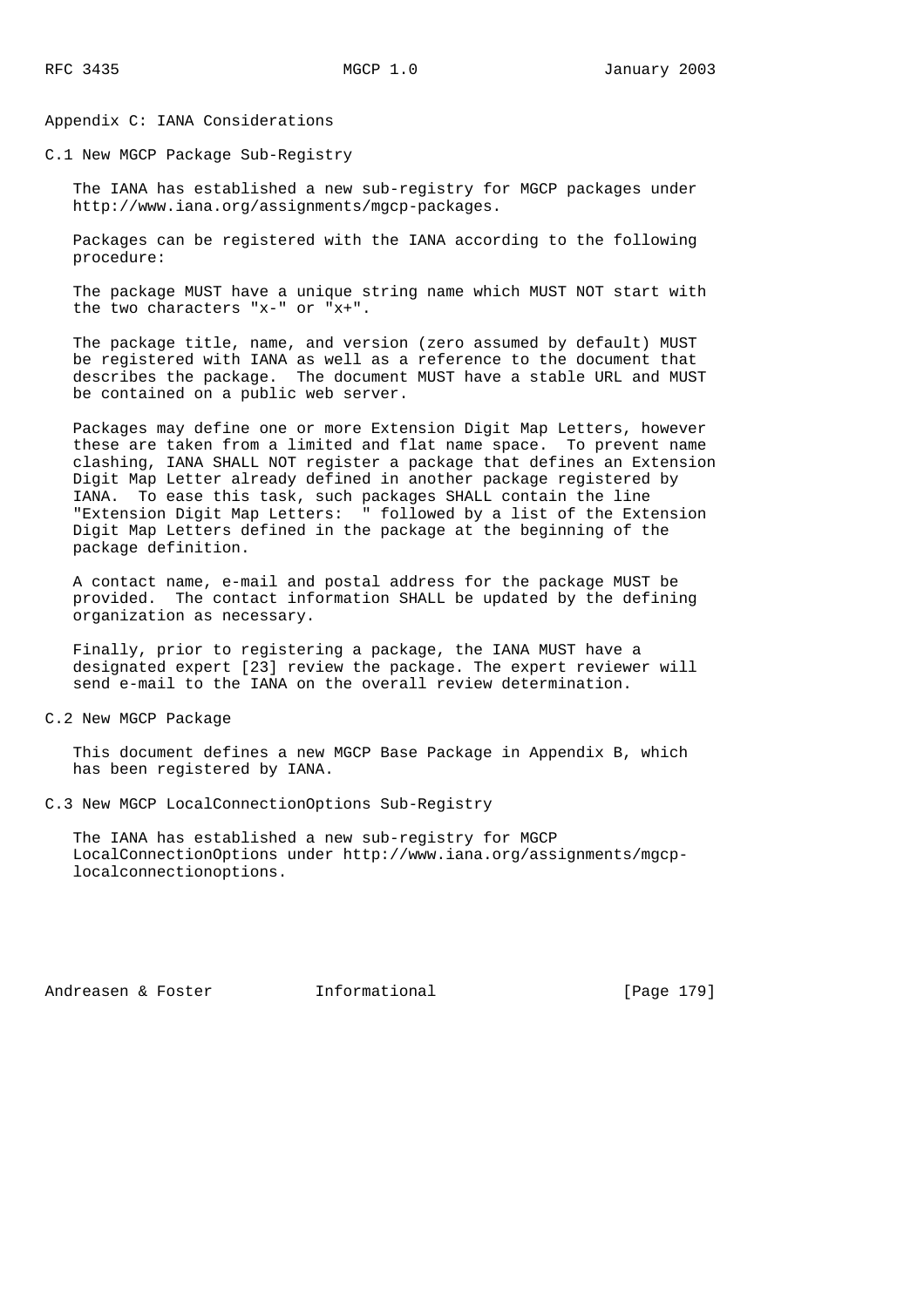# Appendix C: IANA Considerations

## C.1 New MGCP Package Sub-Registry

The IANA has established a new sub-registry for MGCP packages under http://www.iana.org/assignments/mgcp-packages.

Packages can be registered with the IANA according to the following procedure:

The package MUST have a unique string name which MUST NOT start with the two characters "x-" or "x+".

The package title, name, and version (zero assumed by default) MUST be registered with IANA as well as a reference to the document that describes the package. The document MUST have a stable URL and MUST be contained on a public web server.

Packages may define one or more Extension Digit Map Letters, however these are taken from a limited and flat name space. To prevent name clashing, IANA SHALL NOT register a package that defines an Extension Digit Map Letter already defined in another package registered by IANA. To ease this task, such packages SHALL contain the line "Extension Digit Map Letters: " followed by a list of the Extension Digit Map Letters defined in the package at the beginning of the package definition.

A contact name, e-mail and postal address for the package MUST be provided. The contact information SHALL be updated by the defining organization as necessary.

Finally, prior to registering a package, the IANA MUST have a designated expert [23] review the package. The expert reviewer will send e-mail to the IANA on the overall review determination.

## C.2 New MGCP Package

This document defines a new MGCP Base Package in Appendix B, which has been registered by IANA.

## C.3 New MGCP LocalConnectionOptions Sub-Registry

The IANA has established a new sub-registry for MGCP LocalConnectionOptions under http://www.iana.org/assignments/mgcp-localconnectionoptions.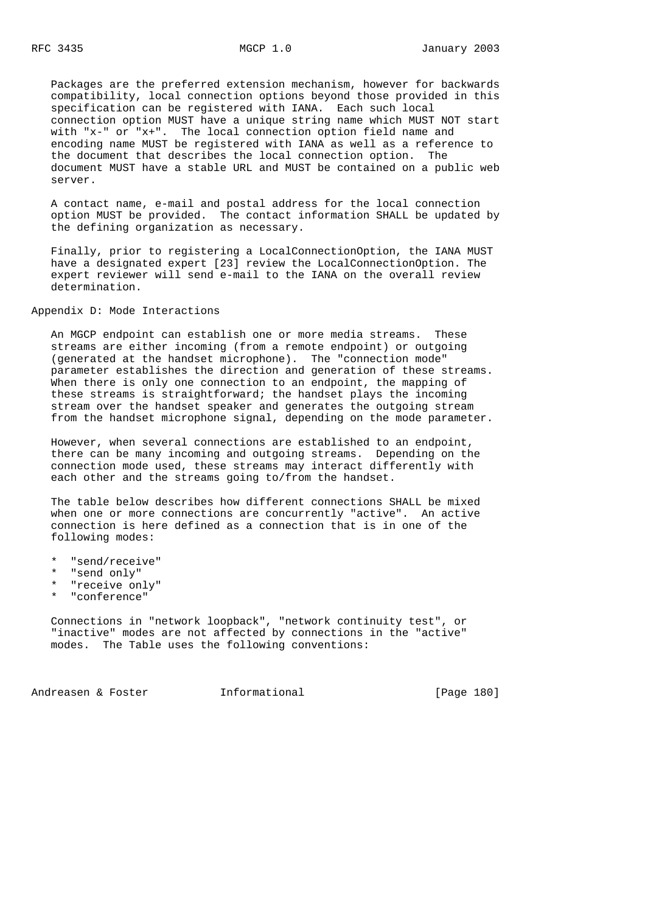Packages are the preferred extension mechanism, however for backwards compatibility, local connection options beyond those provided in this specification can be registered with IANA. Each such local connection option MUST have a unique string name which MUST NOT start with "x-" or "x+". The local connection option field name and encoding name MUST be registered with IANA as well as a reference to the document that describes the local connection option. The document MUST have a stable URL and MUST be contained on a public web server.

A contact name, e-mail and postal address for the local connection option MUST be provided. The contact information SHALL be updated by the defining organization as necessary.

Finally, prior to registering a LocalConnectionOption, the IANA MUST have a designated expert [23] review the LocalConnectionOption. The expert reviewer will send e-mail to the IANA on the overall review determination.

## Appendix D: Mode Interactions

An MGCP endpoint can establish one or more media streams. These streams are either incoming (from a remote endpoint) or outgoing (generated at the handset microphone). The "connection mode" parameter establishes the direction and generation of these streams. When there is only one connection to an endpoint, the mapping of these streams is straightforward; the handset plays the incoming stream over the handset speaker and generates the outgoing stream from the handset microphone signal, depending on the mode parameter.

However, when several connections are established to an endpoint, there can be many incoming and outgoing streams. Depending on the connection mode used, these streams may interact differently with each other and the streams going to/from the handset.

The table below describes how different connections SHALL be mixed when one or more connections are concurrently "active". An active connection is here defined as a connection that is in one of the following modes:

* "send/receive"
* "send only"
* "receive only"
* "conference"

Connections in "network loopback", "network continuity test", or "inactive" modes are not affected by connections in the "active" modes. The Table uses the following conventions: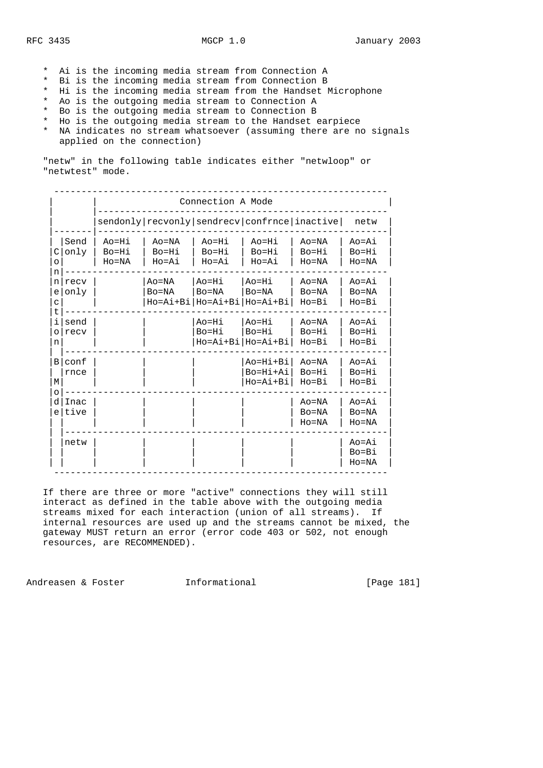* Ai is the incoming media stream from Connection A
* Bi is the incoming media stream from Connection B
* Hi is the incoming media stream from the Handset Microphone
* Ao is the outgoing media stream to Connection A
* Bo is the outgoing media stream to Connection B
* Ho is the outgoing media stream to the Handset earpiece
* NA indicates no stream whatsoever (assuming there are no signals applied on the connection)

"netw" in the following table indicates either "netwloop" or "netwtest" mode.

| Connection B Mode | Connection A Mode: sendonly | recvonly | sendrecv | confrnce | inactive | netw |
|---|---|---|---|---|---|---|
| Send only | Ao=Hi Bo=Hi Ho=NA | Ao=NA Bo=Hi Ho=Ai | Ao=Hi Bo=Hi Ho=Ai | Ao=Hi Bo=Hi Ho=Ai | Ao=NA Bo=Hi Ho=NA | Ao=Ai Bo=Hi Ho=NA |
| recv only | | Ao=NA Bo=NA Ho=Ai+Bi | Ao=Hi Bo=NA Ho=Ai+Bi | Ao=Hi Bo=NA Ho=Ai+Bi | Ao=NA Bo=NA Ho=Bi | Ao=Ai Bo=NA Ho=Bi |
| send recv | | | Ao=Hi Bo=Hi Ho=Ai+Bi | Ao=Hi Bo=Hi Ho=Ai+Bi | Ao=NA Bo=Hi Ho=Bi | Ao=Ai Bo=Hi Ho=Bi |
| conf rnce | | | | Ao=Hi+Bi Bo=Hi+Ai Ho=Ai+Bi | Ao=NA Bo=Hi Ho=Bi | Ao=Ai Bo=Hi Ho=Bi |
| Inac tive | | | | | Ao=NA Bo=NA Ho=NA | Ao=Ai Bo=NA Ho=NA |
| netw | | | | | | Ao=Ai Bo=Bi Ho=NA |

If there are three or more "active" connections they will still interact as defined in the table above with the outgoing media streams mixed for each interaction (union of all streams). If internal resources are used up and the streams cannot be mixed, the gateway MUST return an error (error code 403 or 502, not enough resources, are RECOMMENDED).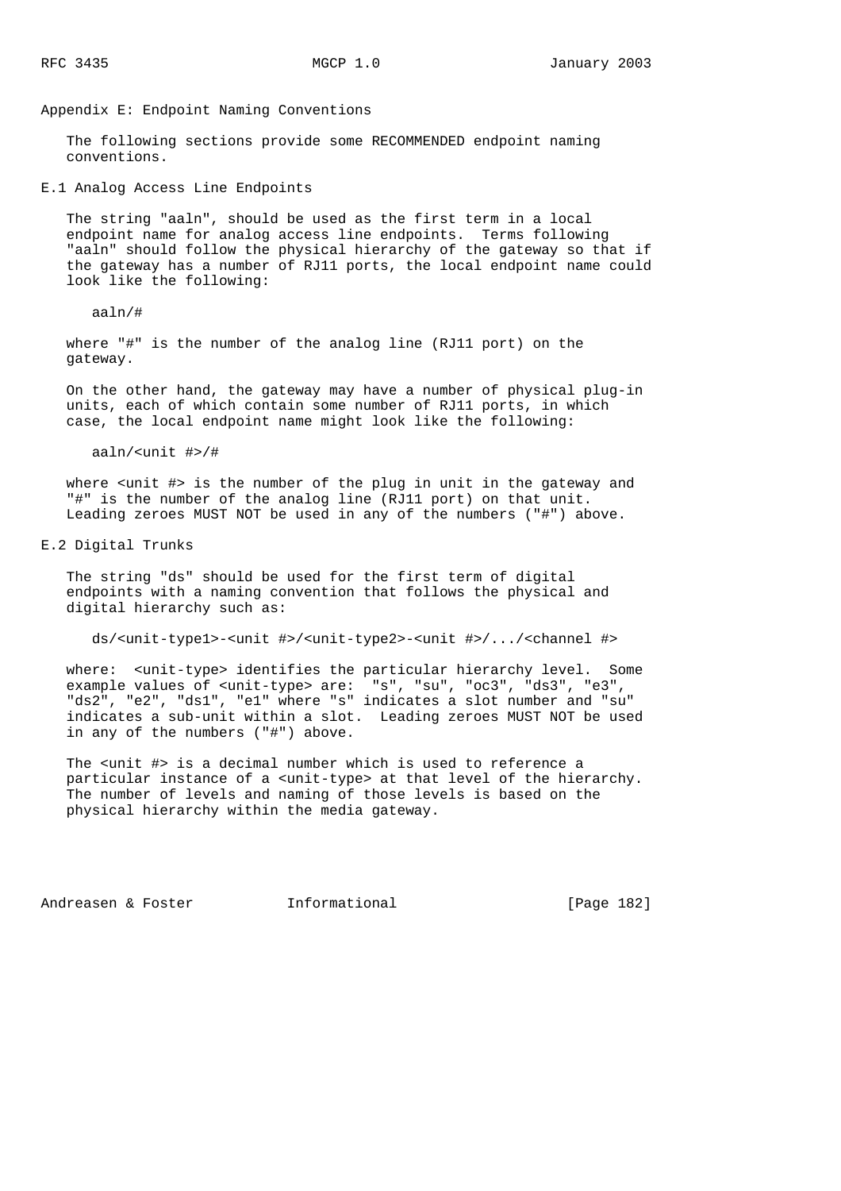# Appendix E: Endpoint Naming Conventions

The following sections provide some RECOMMENDED endpoint naming conventions.

## E.1 Analog Access Line Endpoints

The string "aaln", should be used as the first term in a local endpoint name for analog access line endpoints. Terms following "aaln" should follow the physical hierarchy of the gateway so that if the gateway has a number of RJ11 ports, the local endpoint name could look like the following:

```
aaln/#
```

where "#" is the number of the analog line (RJ11 port) on the gateway.

On the other hand, the gateway may have a number of physical plug-in units, each of which contain some number of RJ11 ports, in which case, the local endpoint name might look like the following:

```
aaln/<unit #>/#
```

where <unit #> is the number of the plug in unit in the gateway and "#" is the number of the analog line (RJ11 port) on that unit. Leading zeroes MUST NOT be used in any of the numbers ("#") above.

## E.2 Digital Trunks

The string "ds" should be used for the first term of digital endpoints with a naming convention that follows the physical and digital hierarchy such as:

```
ds/<unit-type1>-<unit #>/<unit-type2>-<unit #>/.../<channel #>
```

where: <unit-type> identifies the particular hierarchy level. Some example values of <unit-type> are: "s", "su", "oc3", "ds3", "e3", "ds2", "e2", "ds1", "e1" where "s" indicates a slot number and "su" indicates a sub-unit within a slot. Leading zeroes MUST NOT be used in any of the numbers ("#") above.

The <unit #> is a decimal number which is used to reference a particular instance of a <unit-type> at that level of the hierarchy. The number of levels and naming of those levels is based on the physical hierarchy within the media gateway.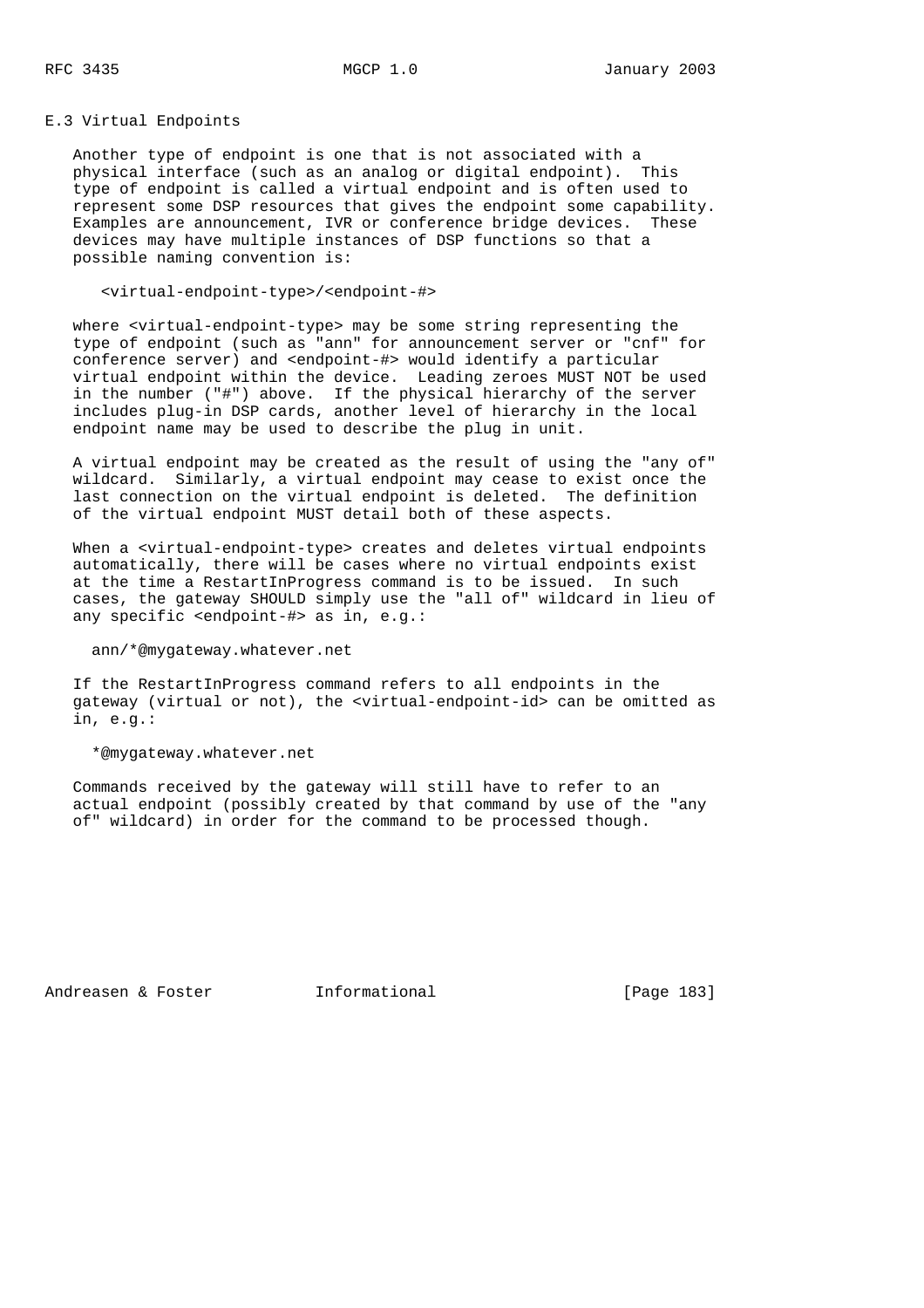### E.3 Virtual Endpoints

Another type of endpoint is one that is not associated with a physical interface (such as an analog or digital endpoint). This type of endpoint is called a virtual endpoint and is often used to represent some DSP resources that gives the endpoint some capability. Examples are announcement, IVR or conference bridge devices. These devices may have multiple instances of DSP functions so that a possible naming convention is:

```
<virtual-endpoint-type>/<endpoint-#>
```

where <virtual-endpoint-type> may be some string representing the type of endpoint (such as "ann" for announcement server or "cnf" for conference server) and <endpoint-#> would identify a particular virtual endpoint within the device. Leading zeroes MUST NOT be used in the number ("#") above. If the physical hierarchy of the server includes plug-in DSP cards, another level of hierarchy in the local endpoint name may be used to describe the plug in unit.

A virtual endpoint may be created as the result of using the "any of" wildcard. Similarly, a virtual endpoint may cease to exist once the last connection on the virtual endpoint is deleted. The definition of the virtual endpoint MUST detail both of these aspects.

When a <virtual-endpoint-type> creates and deletes virtual endpoints automatically, there will be cases where no virtual endpoints exist at the time a RestartInProgress command is to be issued. In such cases, the gateway SHOULD simply use the "all of" wildcard in lieu of any specific <endpoint-#> as in, e.g.:

```
ann/*@mygateway.whatever.net
```

If the RestartInProgress command refers to all endpoints in the gateway (virtual or not), the <virtual-endpoint-id> can be omitted as in, e.g.:

```
*@mygateway.whatever.net
```

Commands received by the gateway will still have to refer to an actual endpoint (possibly created by that command by use of the "any of" wildcard) in order for the command to be processed though.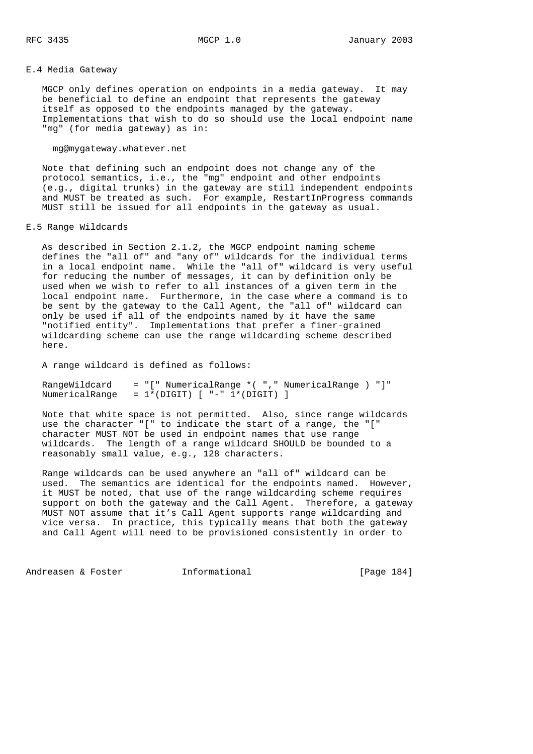## E.4 Media Gateway

MGCP only defines operation on endpoints in a media gateway. It may be beneficial to define an endpoint that represents the gateway itself as opposed to the endpoints managed by the gateway. Implementations that wish to do so should use the local endpoint name "mg" (for media gateway) as in:

```
mg@mygateway.whatever.net
```

Note that defining such an endpoint does not change any of the protocol semantics, i.e., the "mg" endpoint and other endpoints (e.g., digital trunks) in the gateway are still independent endpoints and MUST be treated as such. For example, RestartInProgress commands MUST still be issued for all endpoints in the gateway as usual.

## E.5 Range Wildcards

As described in Section 2.1.2, the MGCP endpoint naming scheme defines the "all of" and "any of" wildcards for the individual terms in a local endpoint name. While the "all of" wildcard is very useful for reducing the number of messages, it can by definition only be used when we wish to refer to all instances of a given term in the local endpoint name. Furthermore, in the case where a command is to be sent by the gateway to the Call Agent, the "all of" wildcard can only be used if all of the endpoints named by it have the same "notified entity". Implementations that prefer a finer-grained wildcarding scheme can use the range wildcarding scheme described here.

A range wildcard is defined as follows:

```
RangeWildcard    = "[" NumericalRange *( "," NumericalRange ) "]"
NumericalRange   = 1*(DIGIT) [ "-" 1*(DIGIT) ]
```

Note that white space is not permitted. Also, since range wildcards use the character "[" to indicate the start of a range, the "[" character MUST NOT be used in endpoint names that use range wildcards. The length of a range wildcard SHOULD be bounded to a reasonably small value, e.g., 128 characters.

Range wildcards can be used anywhere an "all of" wildcard can be used. The semantics are identical for the endpoints named. However, it MUST be noted, that use of the range wildcarding scheme requires support on both the gateway and the Call Agent. Therefore, a gateway MUST NOT assume that it's Call Agent supports range wildcarding and vice versa. In practice, this typically means that both the gateway and Call Agent will need to be provisioned consistently in order to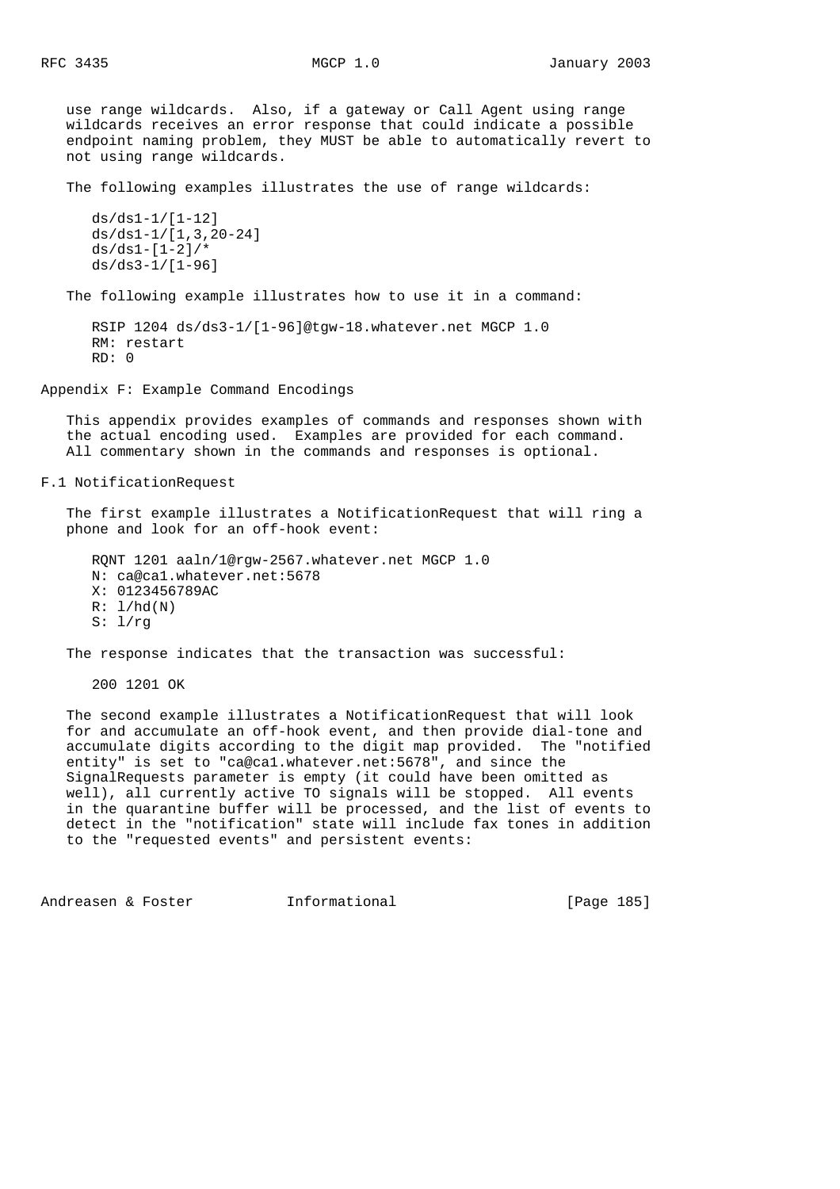use range wildcards. Also, if a gateway or Call Agent using range wildcards receives an error response that could indicate a possible endpoint naming problem, they MUST be able to automatically revert to not using range wildcards.

The following examples illustrates the use of range wildcards:

```
ds/ds1-1/[1-12]
ds/ds1-1/[1,3,20-24]
ds/ds1-[1-2]/*
ds/ds3-1/[1-96]
```

The following example illustrates how to use it in a command:

```
RSIP 1204 ds/ds3-1/[1-96]@tgw-18.whatever.net MGCP 1.0
RM: restart
RD: 0
```

# Appendix F: Example Command Encodings

This appendix provides examples of commands and responses shown with the actual encoding used. Examples are provided for each command. All commentary shown in the commands and responses is optional.

## F.1 NotificationRequest

The first example illustrates a NotificationRequest that will ring a phone and look for an off-hook event:

```
RQNT 1201 aaln/1@rgw-2567.whatever.net MGCP 1.0
N: ca@ca1.whatever.net:5678
X: 0123456789AC
R: l/hd(N)
S: l/rg
```

The response indicates that the transaction was successful:

```
200 1201 OK
```

The second example illustrates a NotificationRequest that will look for and accumulate an off-hook event, and then provide dial-tone and accumulate digits according to the digit map provided. The "notified entity" is set to "ca@ca1.whatever.net:5678", and since the SignalRequests parameter is empty (it could have been omitted as well), all currently active TO signals will be stopped. All events in the quarantine buffer will be processed, and the list of events to detect in the "notification" state will include fax tones in addition to the "requested events" and persistent events: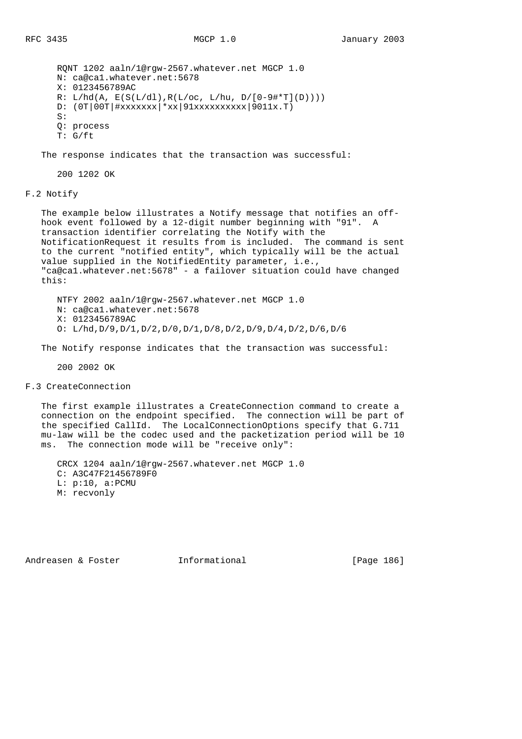```
RQNT 1202 aaln/1@rgw-2567.whatever.net MGCP 1.0
N: ca@ca1.whatever.net:5678
X: 0123456789AC
R: L/hd(A, E(S(L/dl),R(L/oc, L/hu, D/[0-9#*T](D))))
D: (0T|00T|#xxxxxxx|*xx|91xxxxxxxxxx|9011x.T)
S:
Q: process
T: G/ft
```

The response indicates that the transaction was successful:

```
200 1202 OK
```

## F.2 Notify

The example below illustrates a Notify message that notifies an off-hook event followed by a 12-digit number beginning with "91". A transaction identifier correlating the Notify with the NotificationRequest it results from is included. The command is sent to the current "notified entity", which typically will be the actual value supplied in the NotifiedEntity parameter, i.e., "ca@ca1.whatever.net:5678" - a failover situation could have changed this:

```
NTFY 2002 aaln/1@rgw-2567.whatever.net MGCP 1.0
N: ca@ca1.whatever.net:5678
X: 0123456789AC
O: L/hd,D/9,D/1,D/2,D/0,D/1,D/8,D/2,D/9,D/4,D/2,D/6,D/6
```

The Notify response indicates that the transaction was successful:

```
200 2002 OK
```

## F.3 CreateConnection

The first example illustrates a CreateConnection command to create a connection on the endpoint specified. The connection will be part of the specified CallId. The LocalConnectionOptions specify that G.711 mu-law will be the codec used and the packetization period will be 10 ms. The connection mode will be "receive only":

```
CRCX 1204 aaln/1@rgw-2567.whatever.net MGCP 1.0
C: A3C47F21456789F0
L: p:10, a:PCMU
M: recvonly
```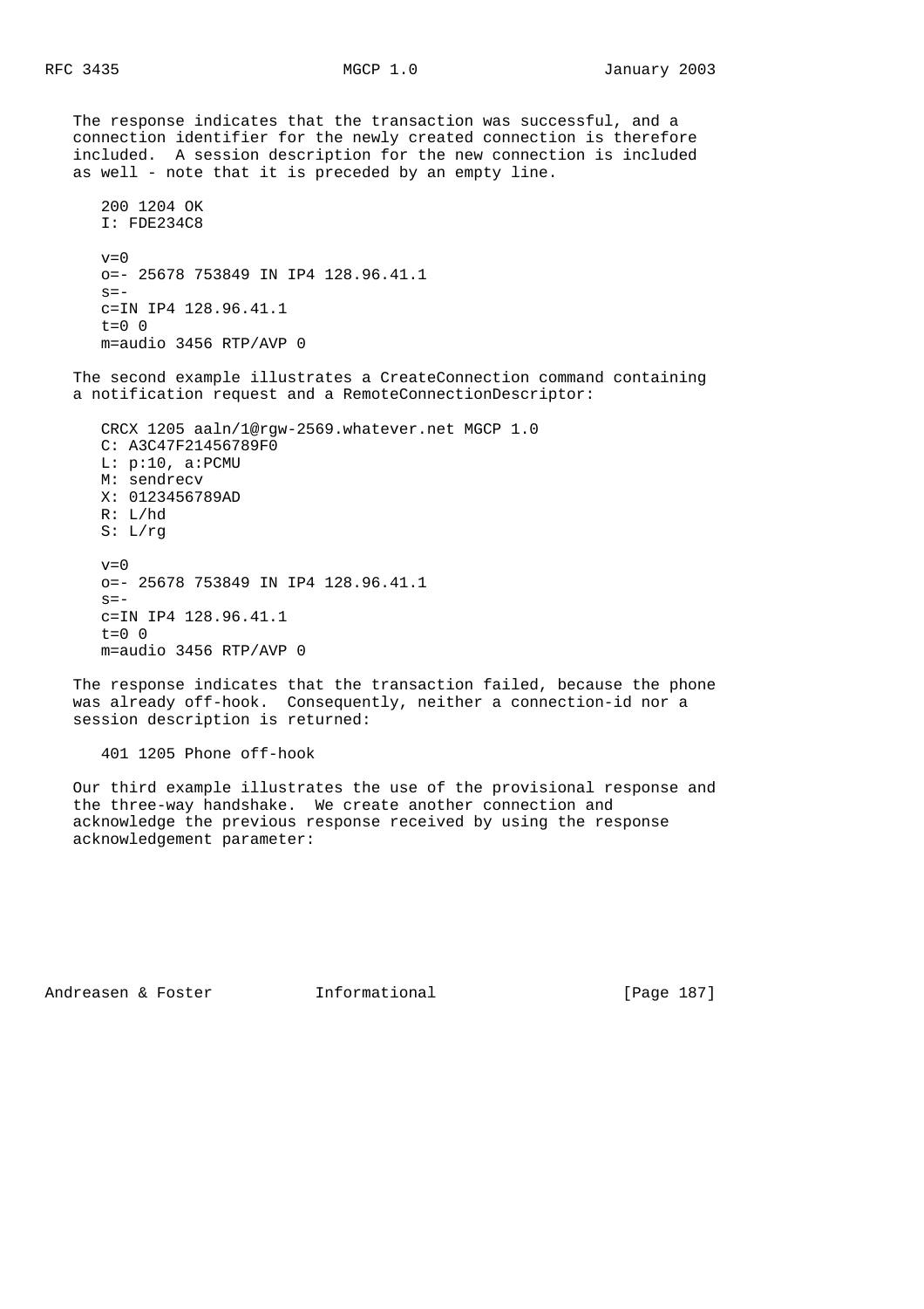The response indicates that the transaction was successful, and a connection identifier for the newly created connection is therefore included. A session description for the new connection is included as well - note that it is preceded by an empty line.

```
200 1204 OK
I: FDE234C8

v=0
o=- 25678 753849 IN IP4 128.96.41.1
s=-
c=IN IP4 128.96.41.1
t=0 0
m=audio 3456 RTP/AVP 0
```

The second example illustrates a CreateConnection command containing a notification request and a RemoteConnectionDescriptor:

```
CRCX 1205 aaln/1@rgw-2569.whatever.net MGCP 1.0
C: A3C47F21456789F0
L: p:10, a:PCMU
M: sendrecv
X: 0123456789AD
R: L/hd
S: L/rg

v=0
o=- 25678 753849 IN IP4 128.96.41.1
s=-
c=IN IP4 128.96.41.1
t=0 0
m=audio 3456 RTP/AVP 0
```

The response indicates that the transaction failed, because the phone was already off-hook. Consequently, neither a connection-id nor a session description is returned:

```
401 1205 Phone off-hook
```

Our third example illustrates the use of the provisional response and the three-way handshake. We create another connection and acknowledge the previous response received by using the response acknowledgement parameter: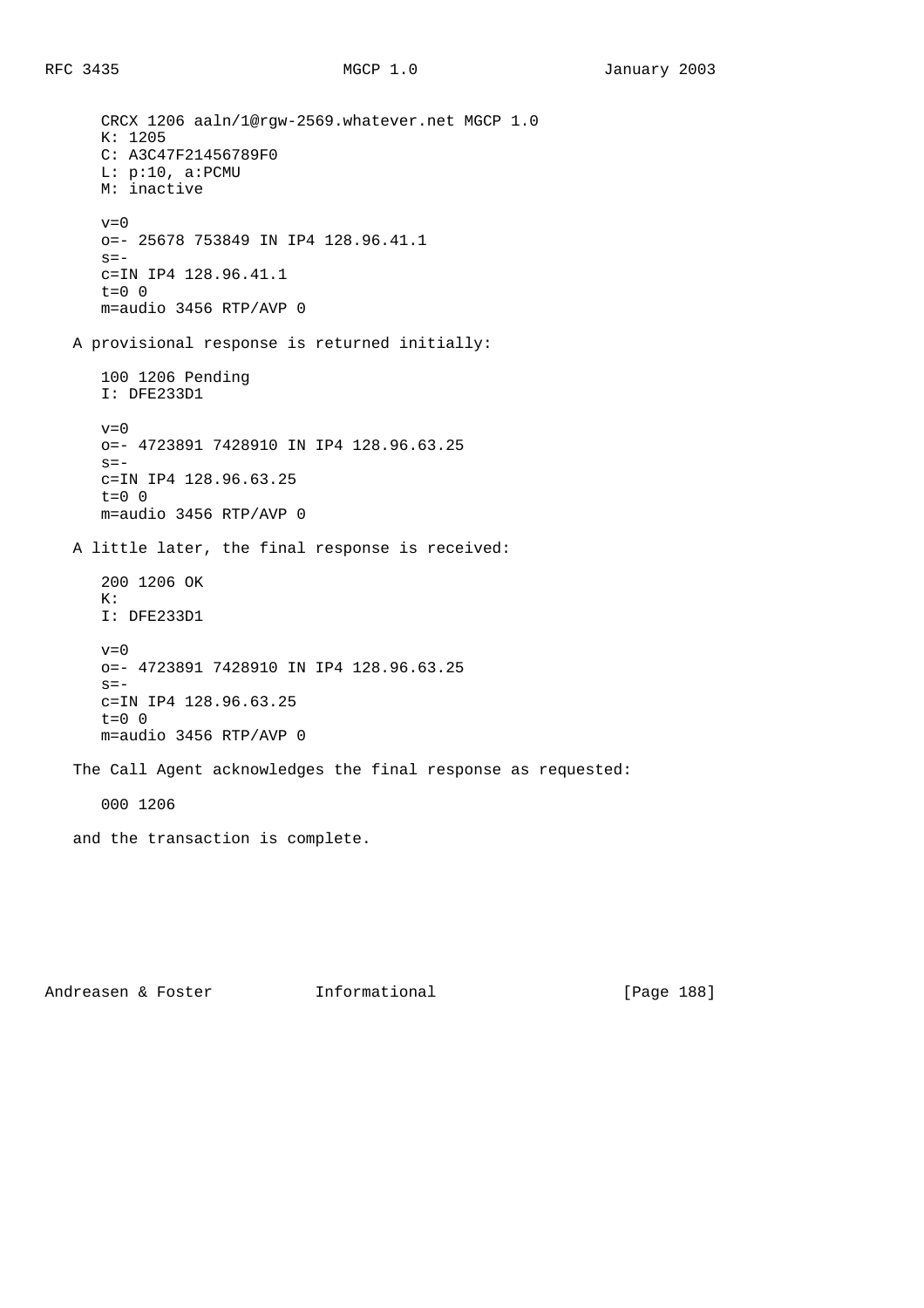```
CRCX 1206 aaln/1@rgw-2569.whatever.net MGCP 1.0
K: 1205
C: A3C47F21456789F0
L: p:10, a:PCMU
M: inactive

v=0
o=- 25678 753849 IN IP4 128.96.41.1
s=-
c=IN IP4 128.96.41.1
t=0 0
m=audio 3456 RTP/AVP 0
```

A provisional response is returned initially:

```
100 1206 Pending
I: DFE233D1

v=0
o=- 4723891 7428910 IN IP4 128.96.63.25
s=-
c=IN IP4 128.96.63.25
t=0 0
m=audio 3456 RTP/AVP 0
```

A little later, the final response is received:

```
200 1206 OK
K:
I: DFE233D1

v=0
o=- 4723891 7428910 IN IP4 128.96.63.25
s=-
c=IN IP4 128.96.63.25
t=0 0
m=audio 3456 RTP/AVP 0
```

The Call Agent acknowledges the final response as requested:

```
000 1206
```

and the transaction is complete.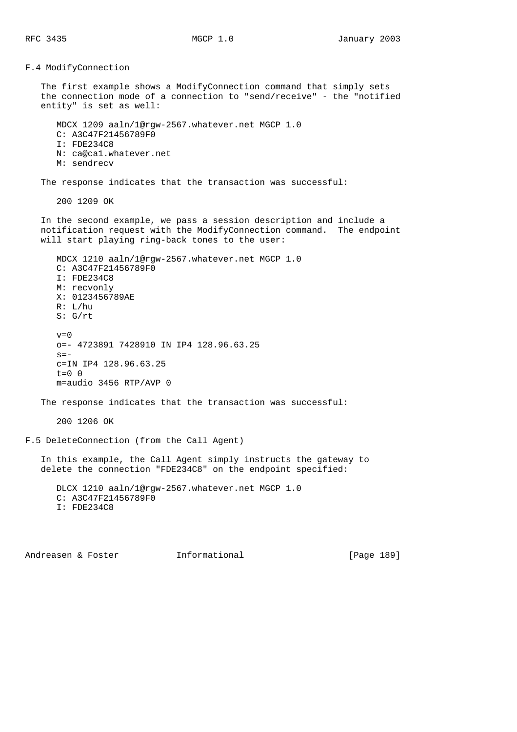### F.4 ModifyConnection

The first example shows a ModifyConnection command that simply sets the connection mode of a connection to "send/receive" - the "notified entity" is set as well:

```
MDCX 1209 aaln/1@rgw-2567.whatever.net MGCP 1.0
C: A3C47F21456789F0
I: FDE234C8
N: ca@ca1.whatever.net
M: sendrecv
```

The response indicates that the transaction was successful:

```
200 1209 OK
```

In the second example, we pass a session description and include a notification request with the ModifyConnection command. The endpoint will start playing ring-back tones to the user:

```
MDCX 1210 aaln/1@rgw-2567.whatever.net MGCP 1.0
C: A3C47F21456789F0
I: FDE234C8
M: recvonly
X: 0123456789AE
R: L/hu
S: G/rt

v=0
o=- 4723891 7428910 IN IP4 128.96.63.25
s=-
c=IN IP4 128.96.63.25
t=0 0
m=audio 3456 RTP/AVP 0
```

The response indicates that the transaction was successful:

```
200 1206 OK
```

### F.5 DeleteConnection (from the Call Agent)

In this example, the Call Agent simply instructs the gateway to delete the connection "FDE234C8" on the endpoint specified:

```
DLCX 1210 aaln/1@rgw-2567.whatever.net MGCP 1.0
C: A3C47F21456789F0
I: FDE234C8
```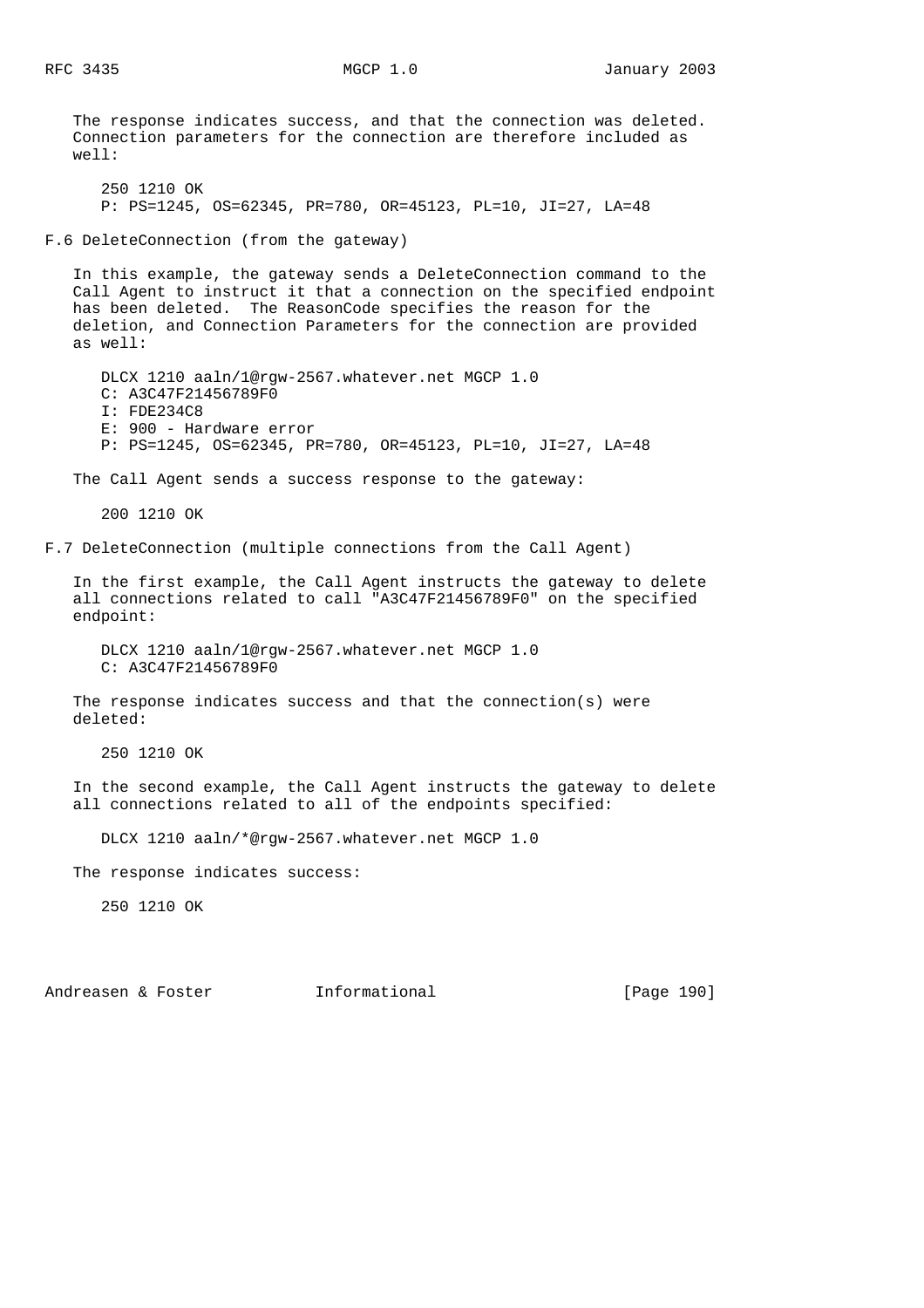The response indicates success, and that the connection was deleted. Connection parameters for the connection are therefore included as well:

```
250 1210 OK
P: PS=1245, OS=62345, PR=780, OR=45123, PL=10, JI=27, LA=48
```

### F.6 DeleteConnection (from the gateway)

In this example, the gateway sends a DeleteConnection command to the Call Agent to instruct it that a connection on the specified endpoint has been deleted. The ReasonCode specifies the reason for the deletion, and Connection Parameters for the connection are provided as well:

```
DLCX 1210 aaln/1@rgw-2567.whatever.net MGCP 1.0
C: A3C47F21456789F0
I: FDE234C8
E: 900 - Hardware error
P: PS=1245, OS=62345, PR=780, OR=45123, PL=10, JI=27, LA=48
```

The Call Agent sends a success response to the gateway:

```
200 1210 OK
```

### F.7 DeleteConnection (multiple connections from the Call Agent)

In the first example, the Call Agent instructs the gateway to delete all connections related to call "A3C47F21456789F0" on the specified endpoint:

```
DLCX 1210 aaln/1@rgw-2567.whatever.net MGCP 1.0
C: A3C47F21456789F0
```

The response indicates success and that the connection(s) were deleted:

```
250 1210 OK
```

In the second example, the Call Agent instructs the gateway to delete all connections related to all of the endpoints specified:

```
DLCX 1210 aaln/*@rgw-2567.whatever.net MGCP 1.0
```

The response indicates success:

```
250 1210 OK
```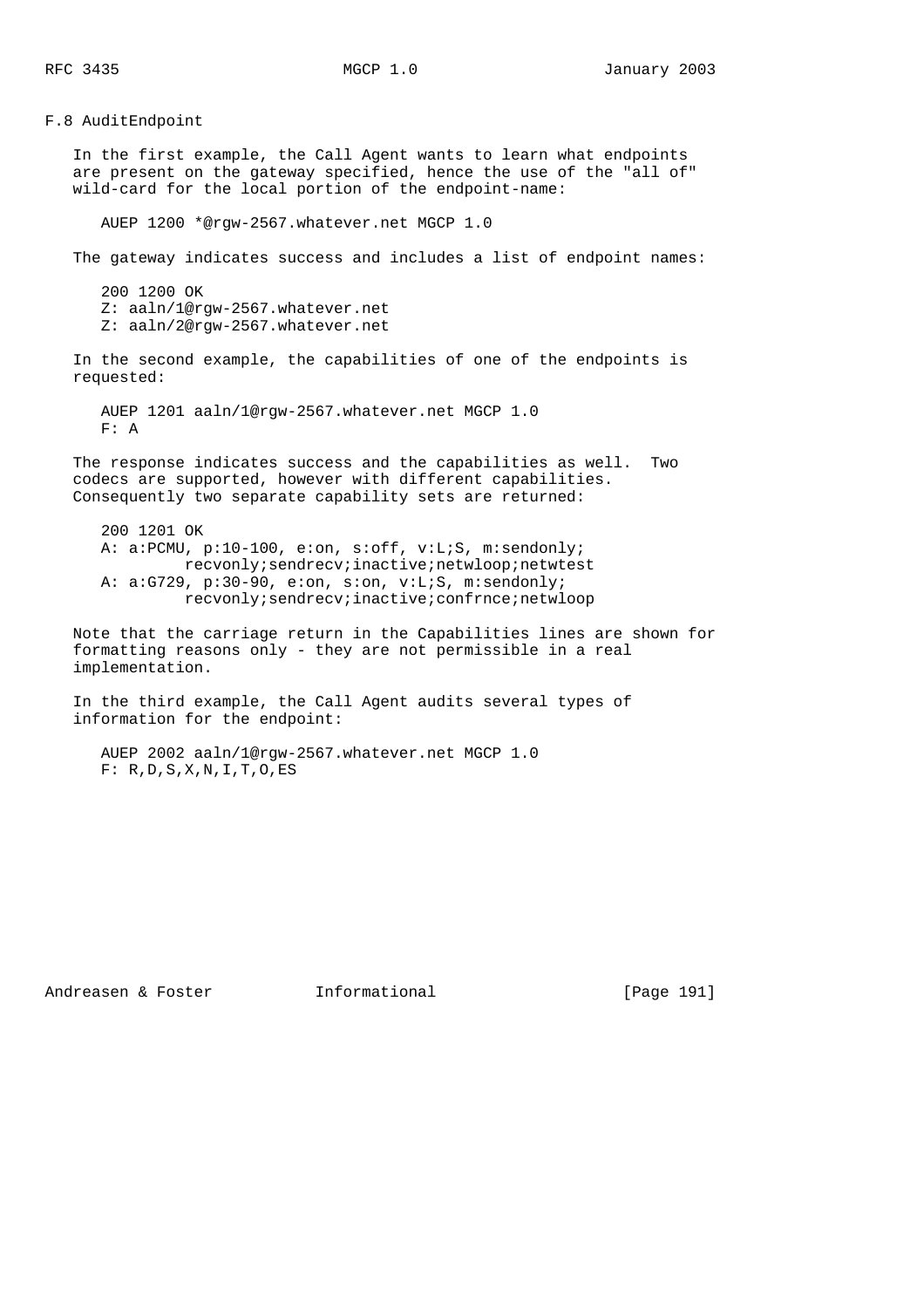## F.8 AuditEndpoint

In the first example, the Call Agent wants to learn what endpoints are present on the gateway specified, hence the use of the "all of" wild-card for the local portion of the endpoint-name:

```
AUEP 1200 *@rgw-2567.whatever.net MGCP 1.0
```

The gateway indicates success and includes a list of endpoint names:

```
200 1200 OK
Z: aaln/1@rgw-2567.whatever.net
Z: aaln/2@rgw-2567.whatever.net
```

In the second example, the capabilities of one of the endpoints is requested:

```
AUEP 1201 aaln/1@rgw-2567.whatever.net MGCP 1.0
F: A
```

The response indicates success and the capabilities as well. Two codecs are supported, however with different capabilities. Consequently two separate capability sets are returned:

```
200 1201 OK
A: a:PCMU, p:10-100, e:on, s:off, v:L;S, m:sendonly;
         recvonly;sendrecv;inactive;netwloop;netwtest
A: a:G729, p:30-90, e:on, s:on, v:L;S, m:sendonly;
         recvonly;sendrecv;inactive;confrnce;netwloop
```

Note that the carriage return in the Capabilities lines are shown for formatting reasons only - they are not permissible in a real implementation.

In the third example, the Call Agent audits several types of information for the endpoint:

```
AUEP 2002 aaln/1@rgw-2567.whatever.net MGCP 1.0
F: R,D,S,X,N,I,T,O,ES
```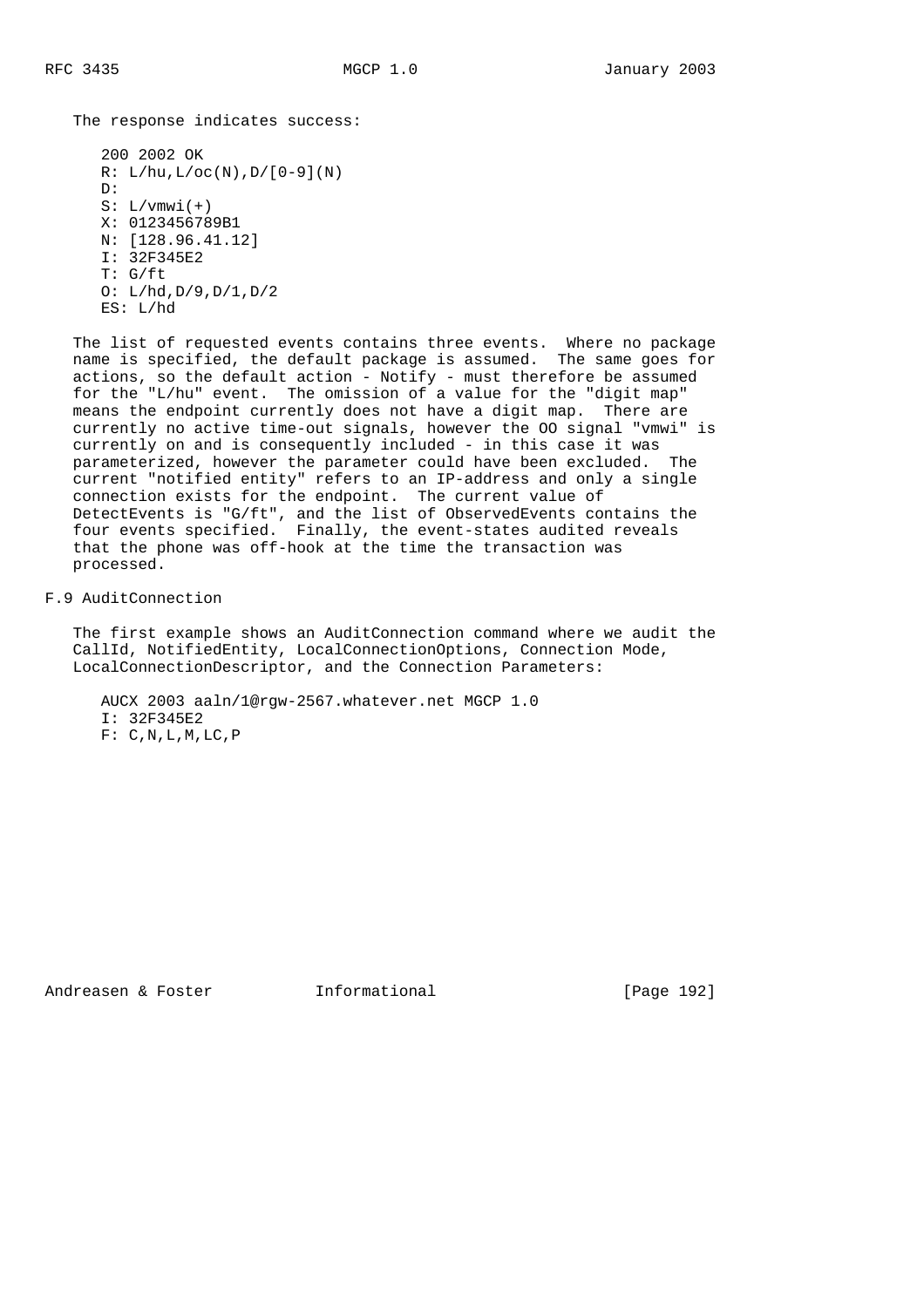The response indicates success:

```
200 2002 OK
R: L/hu,L/oc(N),D/[0-9](N)
D:
S: L/vmwi(+)
X: 0123456789B1
N: [128.96.41.12]
I: 32F345E2
T: G/ft
O: L/hd,D/9,D/1,D/2
ES: L/hd
```

The list of requested events contains three events. Where no package name is specified, the default package is assumed. The same goes for actions, so the default action - Notify - must therefore be assumed for the "L/hu" event. The omission of a value for the "digit map" means the endpoint currently does not have a digit map. There are currently no active time-out signals, however the OO signal "vmwi" is currently on and is consequently included - in this case it was parameterized, however the parameter could have been excluded. The current "notified entity" refers to an IP-address and only a single connection exists for the endpoint. The current value of DetectEvents is "G/ft", and the list of ObservedEvents contains the four events specified. Finally, the event-states audited reveals that the phone was off-hook at the time the transaction was processed.

## F.9 AuditConnection

The first example shows an AuditConnection command where we audit the CallId, NotifiedEntity, LocalConnectionOptions, Connection Mode, LocalConnectionDescriptor, and the Connection Parameters:

```
AUCX 2003 aaln/1@rgw-2567.whatever.net MGCP 1.0
I: 32F345E2
F: C,N,L,M,LC,P
```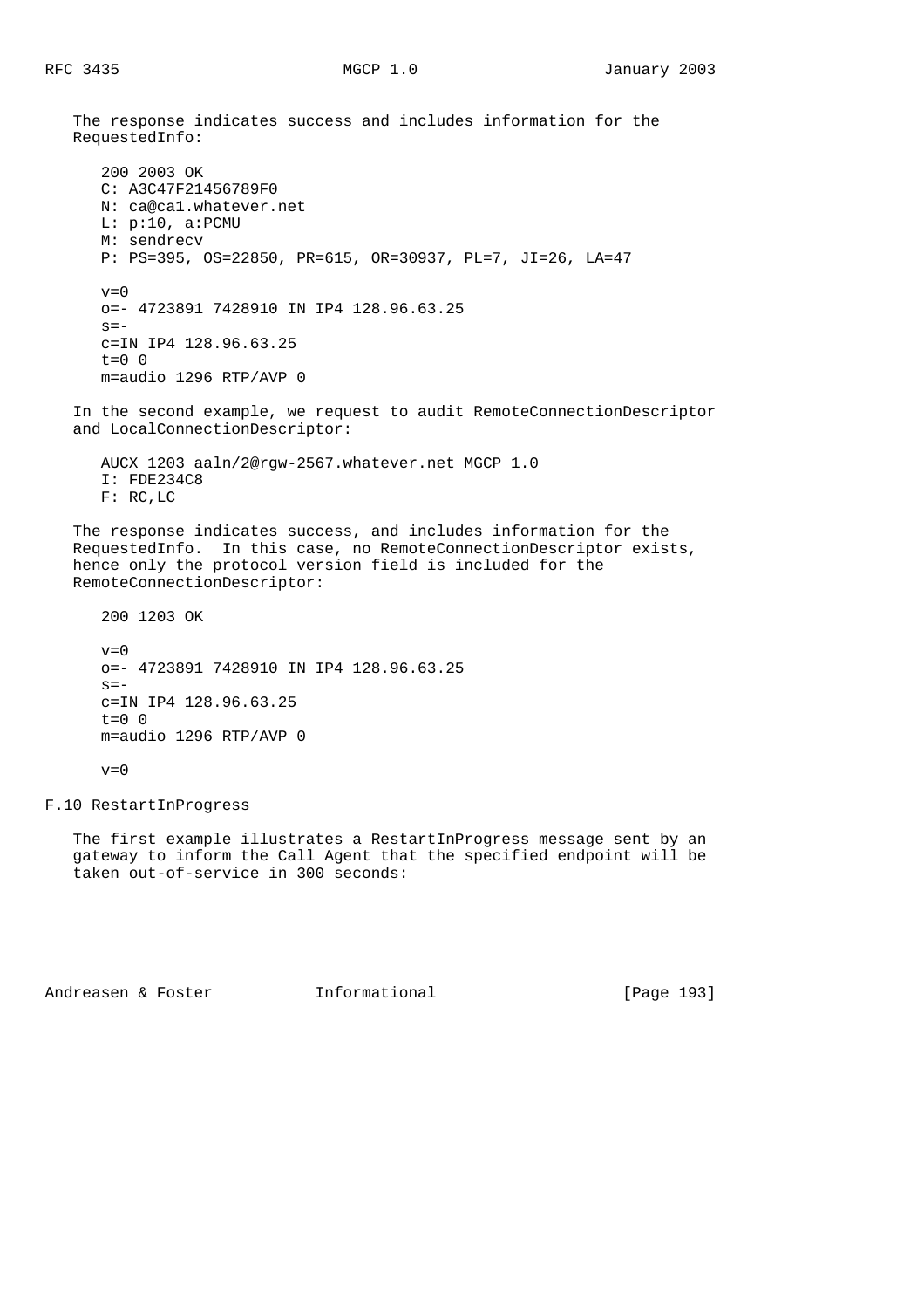The response indicates success and includes information for the RequestedInfo:

```
200 2003 OK
C: A3C47F21456789F0
N: ca@ca1.whatever.net
L: p:10, a:PCMU
M: sendrecv
P: PS=395, OS=22850, PR=615, OR=30937, PL=7, JI=26, LA=47

v=0
o=- 4723891 7428910 IN IP4 128.96.63.25
s=-
c=IN IP4 128.96.63.25
t=0 0
m=audio 1296 RTP/AVP 0
```

In the second example, we request to audit RemoteConnectionDescriptor and LocalConnectionDescriptor:

```
AUCX 1203 aaln/2@rgw-2567.whatever.net MGCP 1.0
I: FDE234C8
F: RC,LC
```

The response indicates success, and includes information for the RequestedInfo. In this case, no RemoteConnectionDescriptor exists, hence only the protocol version field is included for the RemoteConnectionDescriptor:

```
200 1203 OK

v=0
o=- 4723891 7428910 IN IP4 128.96.63.25
s=-
c=IN IP4 128.96.63.25
t=0 0
m=audio 1296 RTP/AVP 0

v=0
```

## F.10 RestartInProgress

The first example illustrates a RestartInProgress message sent by an gateway to inform the Call Agent that the specified endpoint will be taken out-of-service in 300 seconds: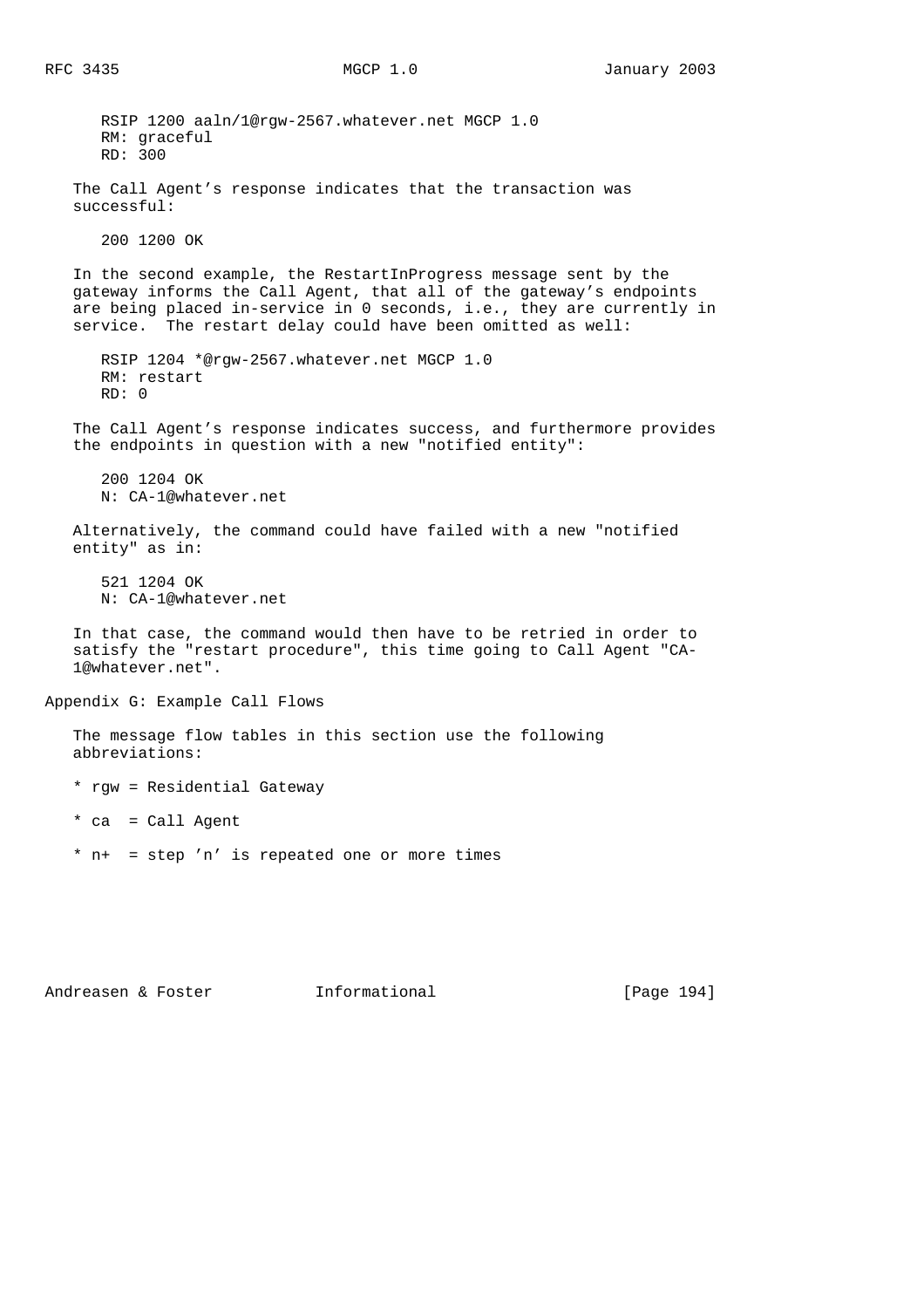```
RSIP 1200 aaln/1@rgw-2567.whatever.net MGCP 1.0
RM: graceful
RD: 300
```

The Call Agent's response indicates that the transaction was successful:

```
200 1200 OK
```

In the second example, the RestartInProgress message sent by the gateway informs the Call Agent, that all of the gateway's endpoints are being placed in-service in 0 seconds, i.e., they are currently in service. The restart delay could have been omitted as well:

```
RSIP 1204 *@rgw-2567.whatever.net MGCP 1.0
RM: restart
RD: 0
```

The Call Agent's response indicates success, and furthermore provides the endpoints in question with a new "notified entity":

```
200 1204 OK
N: CA-1@whatever.net
```

Alternatively, the command could have failed with a new "notified entity" as in:

```
521 1204 OK
N: CA-1@whatever.net
```

In that case, the command would then have to be retried in order to satisfy the "restart procedure", this time going to Call Agent "CA-1@whatever.net".

## Appendix G: Example Call Flows

The message flow tables in this section use the following abbreviations:

* rgw = Residential Gateway
* ca  = Call Agent
* n+  = step 'n' is repeated one or more times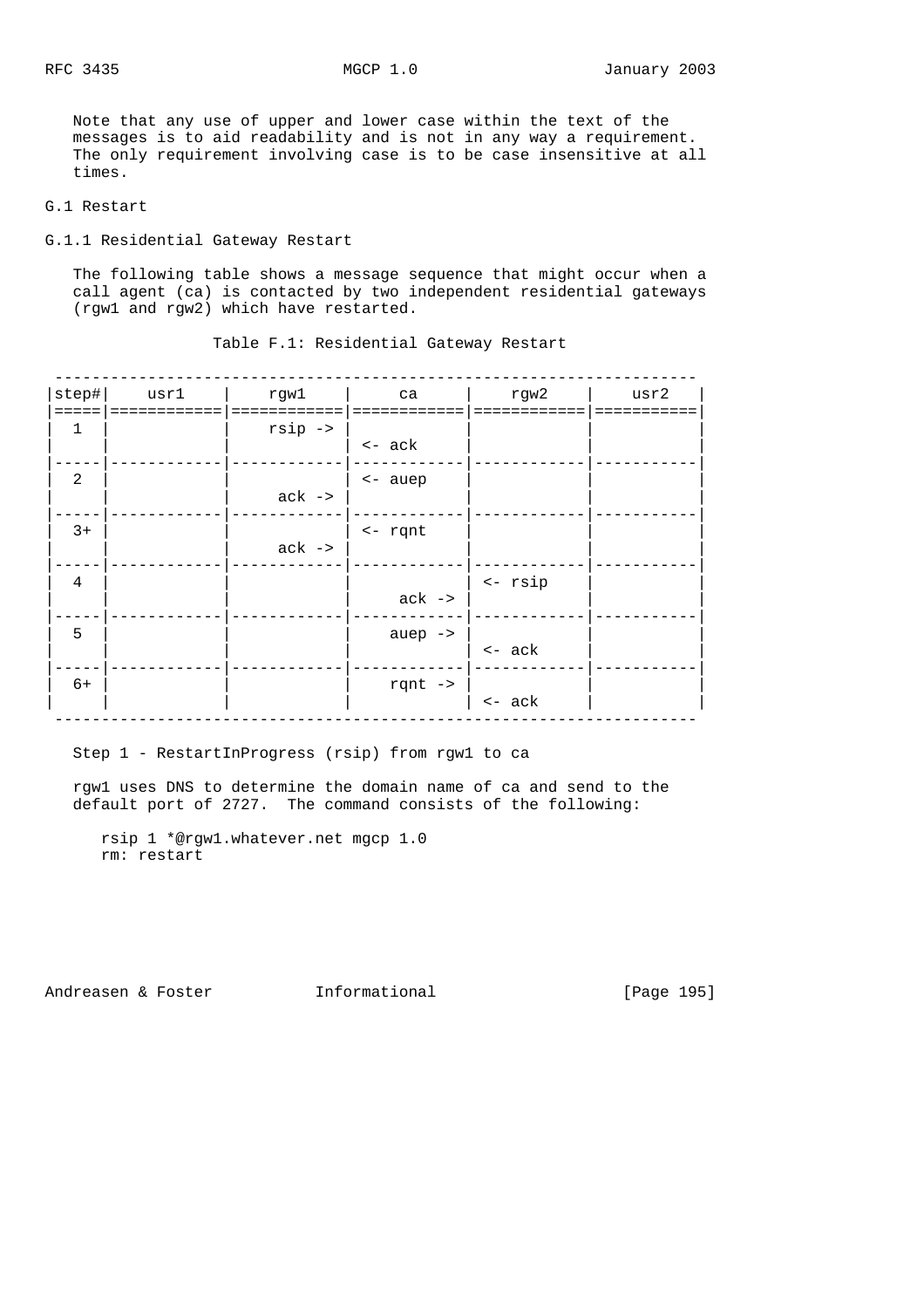Note that any use of upper and lower case within the text of the messages is to aid readability and is not in any way a requirement. The only requirement involving case is to be case insensitive at all times.

## G.1 Restart

### G.1.1 Residential Gateway Restart

The following table shows a message sequence that might occur when a call agent (ca) is contacted by two independent residential gateways (rgw1 and rgw2) which have restarted.

Table F.1: Residential Gateway Restart

| step# | usr1 | rgw1 | ca | rgw2 | usr2 |
|---|---|---|---|---|---|
| 1 | | rsip -> | <- ack | | |
| 2 | | ack -> | <- auep | | |
| 3+ | | ack -> | <- rqnt | | |
| 4 | | | ack -> | <- rsip | |
| 5 | | | auep -> | <- ack | |
| 6+ | | | rqnt -> | <- ack | |

Step 1 - RestartInProgress (rsip) from rgw1 to ca

rgw1 uses DNS to determine the domain name of ca and send to the default port of 2727. The command consists of the following:

```
rsip 1 *@rgw1.whatever.net mgcp 1.0
rm: restart
```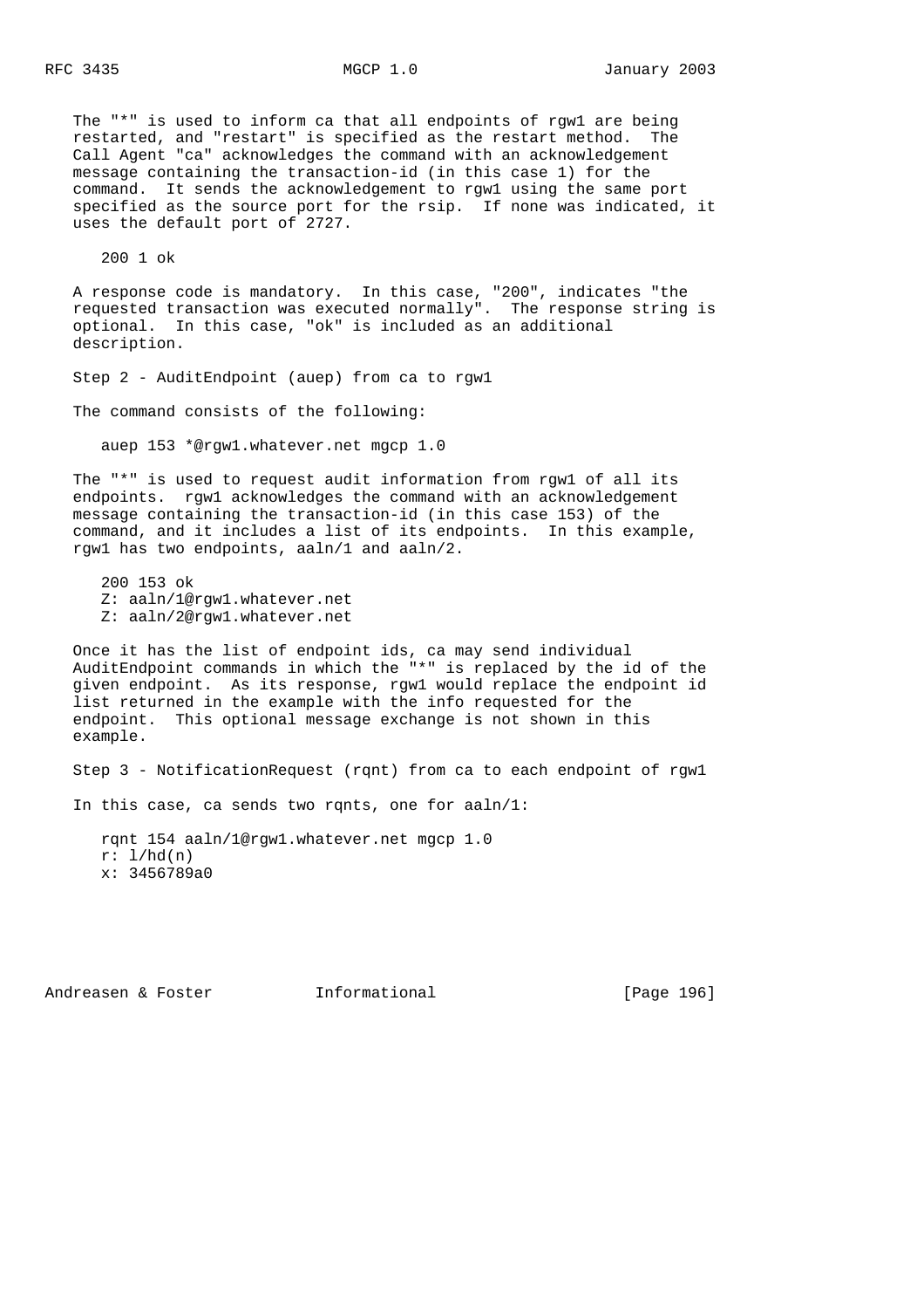The "*" is used to inform ca that all endpoints of rgw1 are being restarted, and "restart" is specified as the restart method. The Call Agent "ca" acknowledges the command with an acknowledgement message containing the transaction-id (in this case 1) for the command. It sends the acknowledgement to rgw1 using the same port specified as the source port for the rsip. If none was indicated, it uses the default port of 2727.

```
200 1 ok
```

A response code is mandatory. In this case, "200", indicates "the requested transaction was executed normally". The response string is optional. In this case, "ok" is included as an additional description.

Step 2 - AuditEndpoint (auep) from ca to rgw1

The command consists of the following:

```
auep 153 *@rgw1.whatever.net mgcp 1.0
```

The "*" is used to request audit information from rgw1 of all its endpoints. rgw1 acknowledges the command with an acknowledgement message containing the transaction-id (in this case 153) of the command, and it includes a list of its endpoints. In this example, rgw1 has two endpoints, aaln/1 and aaln/2.

```
200 153 ok
Z: aaln/1@rgw1.whatever.net
Z: aaln/2@rgw1.whatever.net
```

Once it has the list of endpoint ids, ca may send individual AuditEndpoint commands in which the "*" is replaced by the id of the given endpoint. As its response, rgw1 would replace the endpoint id list returned in the example with the info requested for the endpoint. This optional message exchange is not shown in this example.

Step 3 - NotificationRequest (rqnt) from ca to each endpoint of rgw1

In this case, ca sends two rqnts, one for aaln/1:

```
rqnt 154 aaln/1@rgw1.whatever.net mgcp 1.0
r: l/hd(n)
x: 3456789a0
```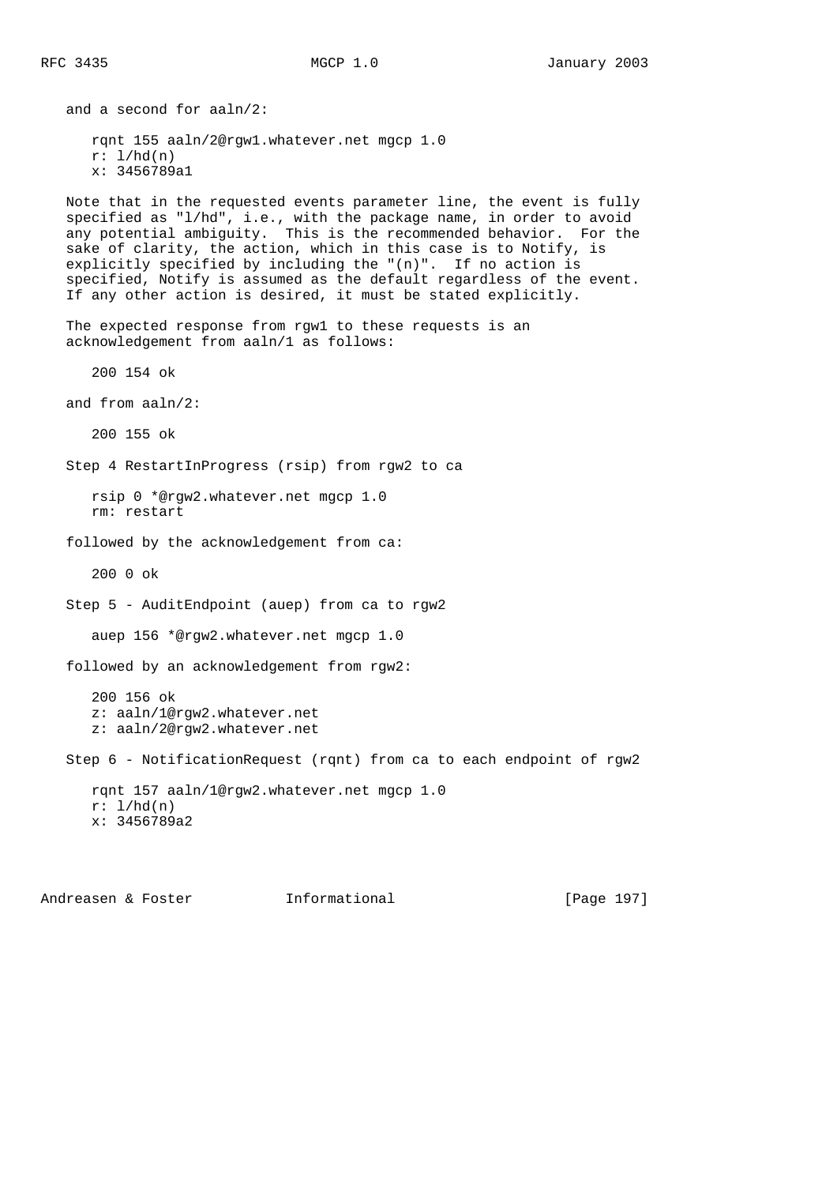and a second for aaln/2:

```
rqnt 155 aaln/2@rgw1.whatever.net mgcp 1.0
r: l/hd(n)
x: 3456789a1
```

Note that in the requested events parameter line, the event is fully specified as "l/hd", i.e., with the package name, in order to avoid any potential ambiguity. This is the recommended behavior. For the sake of clarity, the action, which in this case is to Notify, is explicitly specified by including the "(n)". If no action is specified, Notify is assumed as the default regardless of the event. If any other action is desired, it must be stated explicitly.

The expected response from rgw1 to these requests is an acknowledgement from aaln/1 as follows:

```
200 154 ok
```

and from aaln/2:

```
200 155 ok
```

Step 4 RestartInProgress (rsip) from rgw2 to ca

```
rsip 0 *@rgw2.whatever.net mgcp 1.0
rm: restart
```

followed by the acknowledgement from ca:

```
200 0 ok
```

Step 5 - AuditEndpoint (auep) from ca to rgw2

```
auep 156 *@rgw2.whatever.net mgcp 1.0
```

followed by an acknowledgement from rgw2:

```
200 156 ok
z: aaln/1@rgw2.whatever.net
z: aaln/2@rgw2.whatever.net
```

Step 6 - NotificationRequest (rqnt) from ca to each endpoint of rgw2

```
rqnt 157 aaln/1@rgw2.whatever.net mgcp 1.0
r: l/hd(n)
x: 3456789a2
```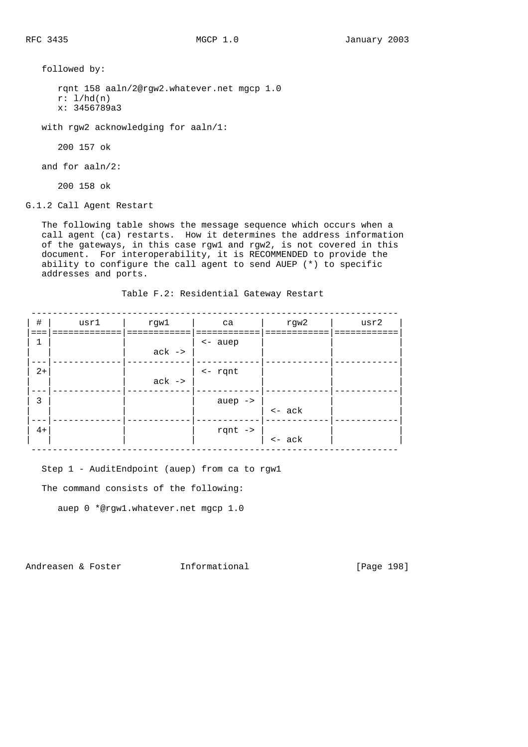followed by:

```
rqnt 158 aaln/2@rgw2.whatever.net mgcp 1.0
r: l/hd(n)
x: 3456789a3
```

with rgw2 acknowledging for aaln/1:

```
200 157 ok
```

and for aaln/2:

```
200 158 ok
```

### G.1.2 Call Agent Restart

The following table shows the message sequence which occurs when a call agent (ca) restarts. How it determines the address information of the gateways, in this case rgw1 and rgw2, is not covered in this document. For interoperability, it is RECOMMENDED to provide the ability to configure the call agent to send AUEP (*) to specific addresses and ports.

Table F.2: Residential Gateway Restart

| # | usr1 | rgw1 | ca | rgw2 | usr2 |
|---|---|---|---|---|---|
| 1 | | | <- auep | | |
| | | ack -> | | | |
| 2+ | | | <- rqnt | | |
| | | ack -> | | | |
| 3 | | | auep -> | | |
| | | | | <- ack | |
| 4+ | | | rqnt -> | | |
| | | | | <- ack | |

Step 1 - AuditEndpoint (auep) from ca to rgw1

The command consists of the following:

```
auep 0 *@rgw1.whatever.net mgcp 1.0
```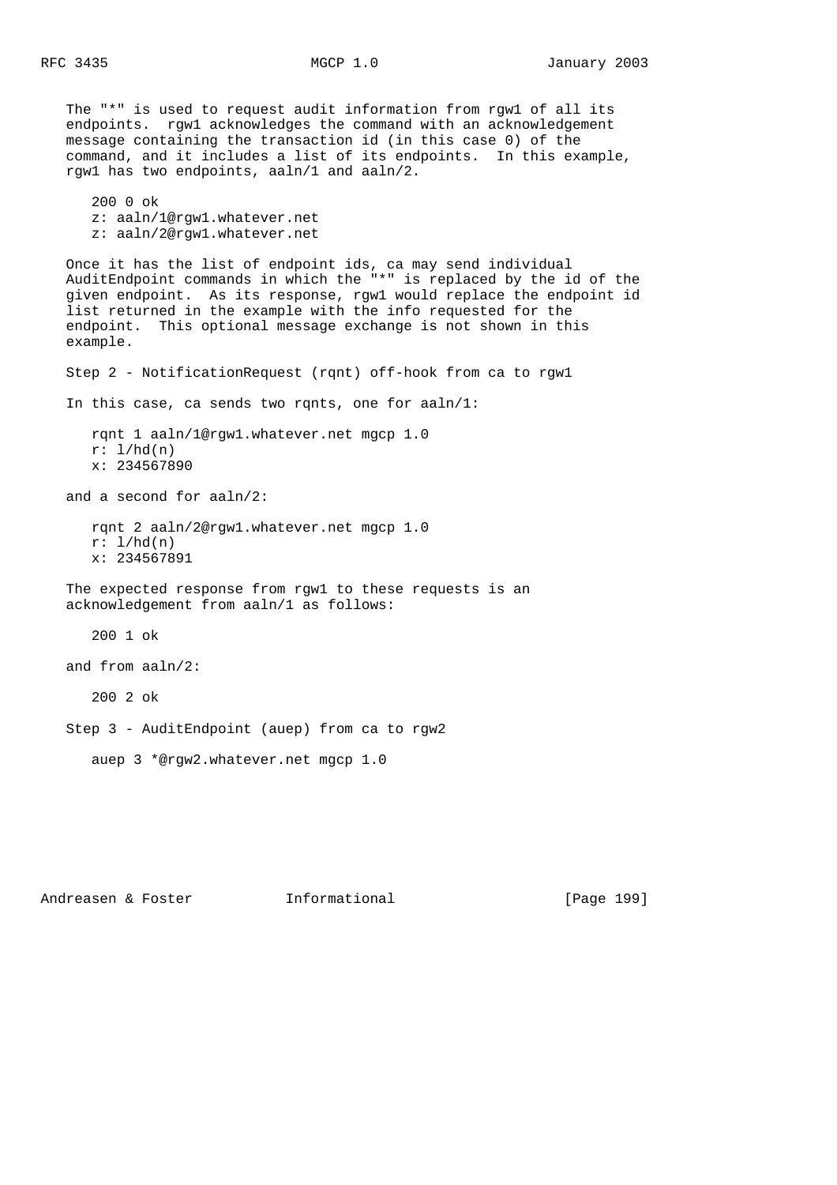The "*" is used to request audit information from rgw1 of all its endpoints. rgw1 acknowledges the command with an acknowledgement message containing the transaction id (in this case 0) of the command, and it includes a list of its endpoints. In this example, rgw1 has two endpoints, aaln/1 and aaln/2.

```
200 0 ok
z: aaln/1@rgw1.whatever.net
z: aaln/2@rgw1.whatever.net
```

Once it has the list of endpoint ids, ca may send individual AuditEndpoint commands in which the "*" is replaced by the id of the given endpoint. As its response, rgw1 would replace the endpoint id list returned in the example with the info requested for the endpoint. This optional message exchange is not shown in this example.

Step 2 - NotificationRequest (rqnt) off-hook from ca to rgw1

In this case, ca sends two rqnts, one for aaln/1:

```
rqnt 1 aaln/1@rgw1.whatever.net mgcp 1.0
r: l/hd(n)
x: 234567890
```

and a second for aaln/2:

```
rqnt 2 aaln/2@rgw1.whatever.net mgcp 1.0
r: l/hd(n)
x: 234567891
```

The expected response from rgw1 to these requests is an acknowledgement from aaln/1 as follows:

```
200 1 ok
```

and from aaln/2:

```
200 2 ok
```

Step 3 - AuditEndpoint (auep) from ca to rgw2

```
auep 3 *@rgw2.whatever.net mgcp 1.0
```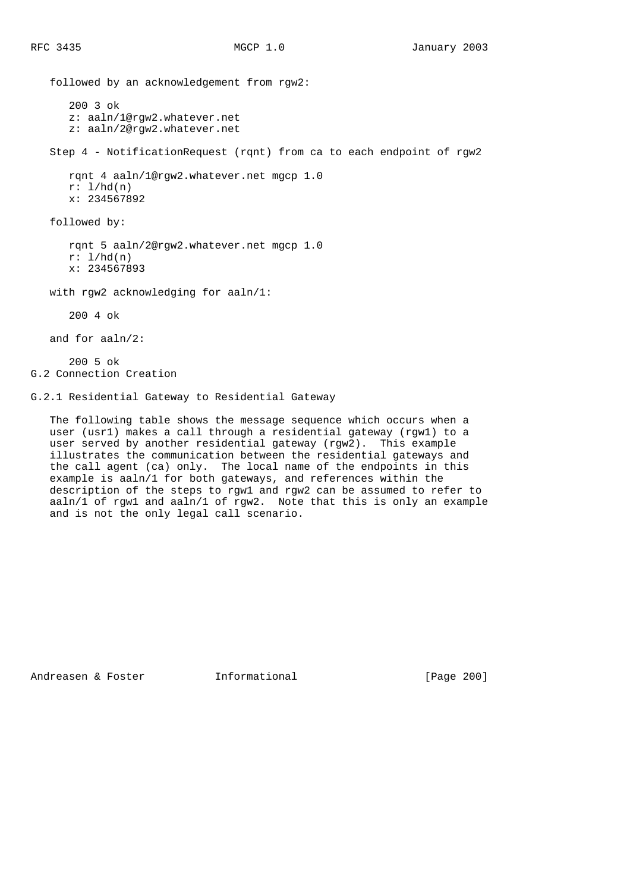followed by an acknowledgement from rgw2:

```
200 3 ok
z: aaln/1@rgw2.whatever.net
z: aaln/2@rgw2.whatever.net
```

Step 4 - NotificationRequest (rqnt) from ca to each endpoint of rgw2

```
rqnt 4 aaln/1@rgw2.whatever.net mgcp 1.0
r: l/hd(n)
x: 234567892
```

followed by:

```
rqnt 5 aaln/2@rgw2.whatever.net mgcp 1.0
r: l/hd(n)
x: 234567893
```

with rgw2 acknowledging for aaln/1:

```
200 4 ok
```

and for aaln/2:

```
200 5 ok
```

## G.2 Connection Creation

### G.2.1 Residential Gateway to Residential Gateway

The following table shows the message sequence which occurs when a user (usr1) makes a call through a residential gateway (rgw1) to a user served by another residential gateway (rgw2). This example illustrates the communication between the residential gateways and the call agent (ca) only. The local name of the endpoints in this example is aaln/1 for both gateways, and references within the description of the steps to rgw1 and rgw2 can be assumed to refer to aaln/1 of rgw1 and aaln/1 of rgw2. Note that this is only an example and is not the only legal call scenario.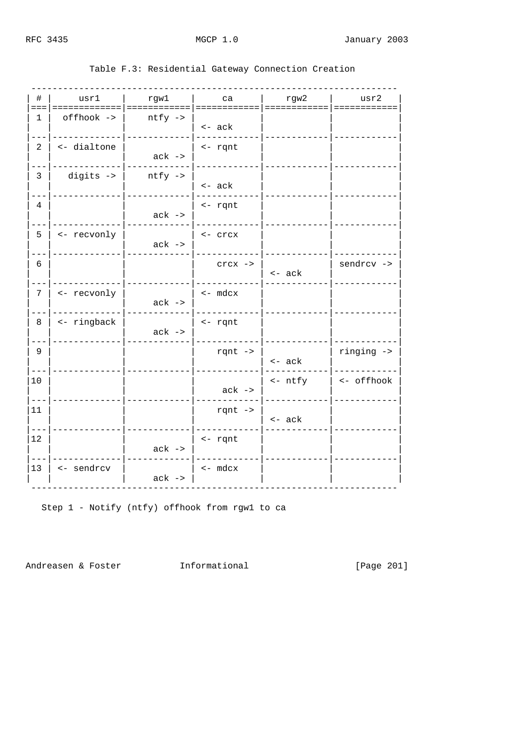Table F.3: Residential Gateway Connection Creation

| # | usr1 | rgw1 | ca | rgw2 | usr2 |
|---|---|---|---|---|---|
| 1 | offhook -> | ntfy -> <br> | <br> <- ack | | |
| 2 | <- dialtone | <br> ack -> | <- rqnt | | |
| 3 | digits -> | ntfy -> <br> | <br> <- ack | | |
| 4 | | <br> ack -> | <- rqnt | | |
| 5 | <- recvonly | <br> ack -> | <- crcx | | |
| 6 | | | crcx -> | <br> <- ack | sendrcv -> |
| 7 | <- recvonly | <br> ack -> | <- mdcx | | |
| 8 | <- ringback | <br> ack -> | <- rqnt | | |
| 9 | | | rqnt -> | <br> <- ack | ringing -> |
| 10 | | | <br> ack -> | <- ntfy | <- offhook |
| 11 | | | rqnt -> | <br> <- ack | |
| 12 | | <br> ack -> | <- rqnt | | |
| 13 | <- sendrcv | <br> ack -> | <- mdcx | | |

Step 1 - Notify (ntfy) offhook from rgw1 to ca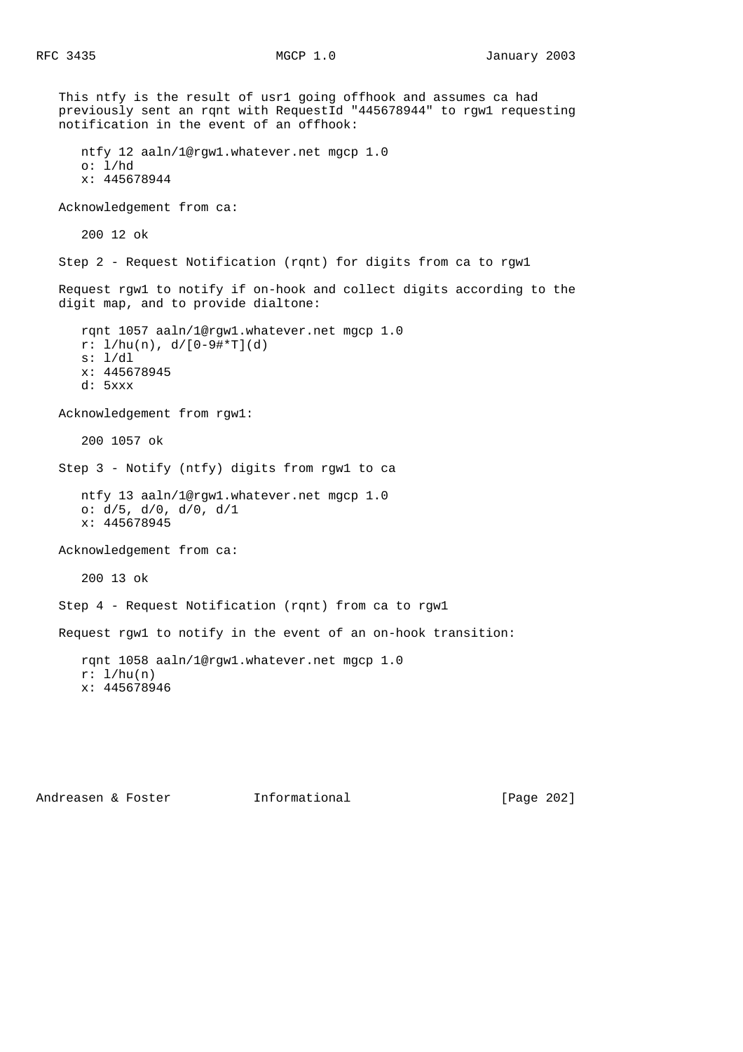This ntfy is the result of usr1 going offhook and assumes ca had previously sent an rqnt with RequestId "445678944" to rgw1 requesting notification in the event of an offhook:

```
ntfy 12 aaln/1@rgw1.whatever.net mgcp 1.0
o: l/hd
x: 445678944
```

Acknowledgement from ca:

```
200 12 ok
```

Step 2 - Request Notification (rqnt) for digits from ca to rgw1

Request rgw1 to notify if on-hook and collect digits according to the digit map, and to provide dialtone:

```
rqnt 1057 aaln/1@rgw1.whatever.net mgcp 1.0
r: l/hu(n), d/[0-9#*T](d)
s: l/dl
x: 445678945
d: 5xxx
```

Acknowledgement from rgw1:

```
200 1057 ok
```

Step 3 - Notify (ntfy) digits from rgw1 to ca

```
ntfy 13 aaln/1@rgw1.whatever.net mgcp 1.0
o: d/5, d/0, d/0, d/1
x: 445678945
```

Acknowledgement from ca:

```
200 13 ok
```

Step 4 - Request Notification (rqnt) from ca to rgw1

Request rgw1 to notify in the event of an on-hook transition:

```
rqnt 1058 aaln/1@rgw1.whatever.net mgcp 1.0
r: l/hu(n)
x: 445678946
```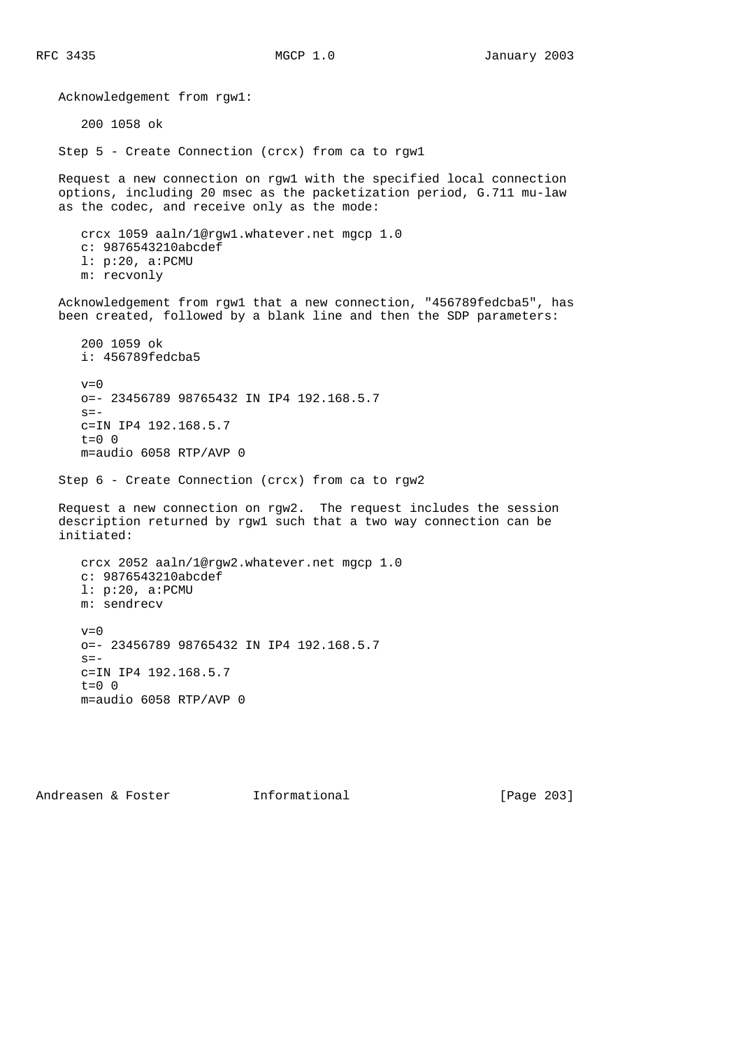Acknowledgement from rgw1:

```
200 1058 ok
```

Step 5 - Create Connection (crcx) from ca to rgw1

Request a new connection on rgw1 with the specified local connection options, including 20 msec as the packetization period, G.711 mu-law as the codec, and receive only as the mode:

```
crcx 1059 aaln/1@rgw1.whatever.net mgcp 1.0
c: 9876543210abcdef
l: p:20, a:PCMU
m: recvonly
```

Acknowledgement from rgw1 that a new connection, "456789fedcba5", has been created, followed by a blank line and then the SDP parameters:

```
200 1059 ok
i: 456789fedcba5

v=0
o=- 23456789 98765432 IN IP4 192.168.5.7
s=-
c=IN IP4 192.168.5.7
t=0 0
m=audio 6058 RTP/AVP 0
```

Step 6 - Create Connection (crcx) from ca to rgw2

Request a new connection on rgw2. The request includes the session description returned by rgw1 such that a two way connection can be initiated:

```
crcx 2052 aaln/1@rgw2.whatever.net mgcp 1.0
c: 9876543210abcdef
l: p:20, a:PCMU
m: sendrecv

v=0
o=- 23456789 98765432 IN IP4 192.168.5.7
s=-
c=IN IP4 192.168.5.7
t=0 0
m=audio 6058 RTP/AVP 0
```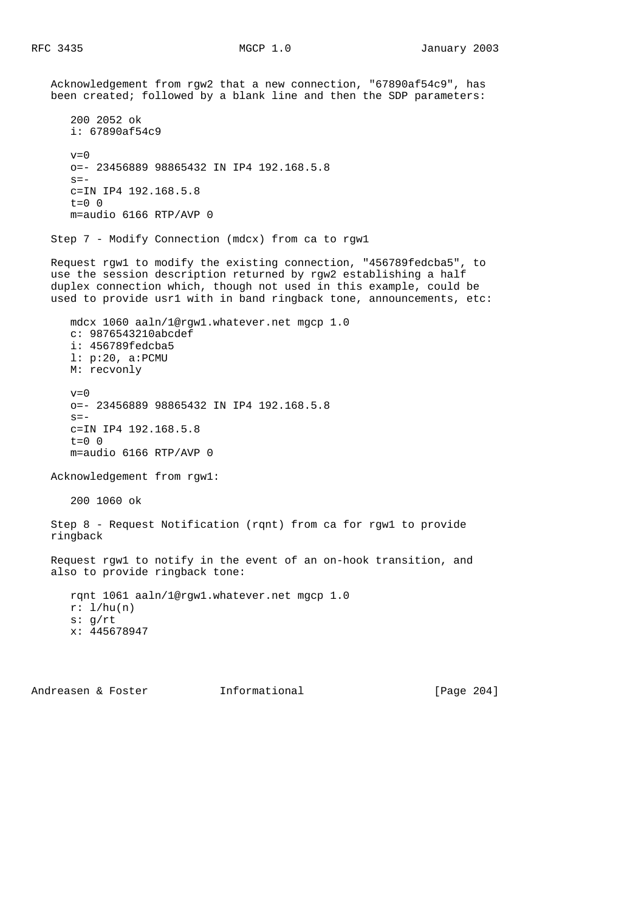Acknowledgement from rgw2 that a new connection, "67890af54c9", has been created; followed by a blank line and then the SDP parameters:

```
200 2052 ok
i: 67890af54c9

v=0
o=- 23456889 98865432 IN IP4 192.168.5.8
s=-
c=IN IP4 192.168.5.8
t=0 0
m=audio 6166 RTP/AVP 0
```

Step 7 - Modify Connection (mdcx) from ca to rgw1

Request rgw1 to modify the existing connection, "456789fedcba5", to use the session description returned by rgw2 establishing a half duplex connection which, though not used in this example, could be used to provide usr1 with in band ringback tone, announcements, etc:

```
mdcx 1060 aaln/1@rgw1.whatever.net mgcp 1.0
c: 9876543210abcdef
i: 456789fedcba5
l: p:20, a:PCMU
M: recvonly

v=0
o=- 23456889 98865432 IN IP4 192.168.5.8
s=-
c=IN IP4 192.168.5.8
t=0 0
m=audio 6166 RTP/AVP 0
```

Acknowledgement from rgw1:

```
200 1060 ok
```

Step 8 - Request Notification (rqnt) from ca for rgw1 to provide ringback

Request rgw1 to notify in the event of an on-hook transition, and also to provide ringback tone:

```
rqnt 1061 aaln/1@rgw1.whatever.net mgcp 1.0
r: l/hu(n)
s: g/rt
x: 445678947
```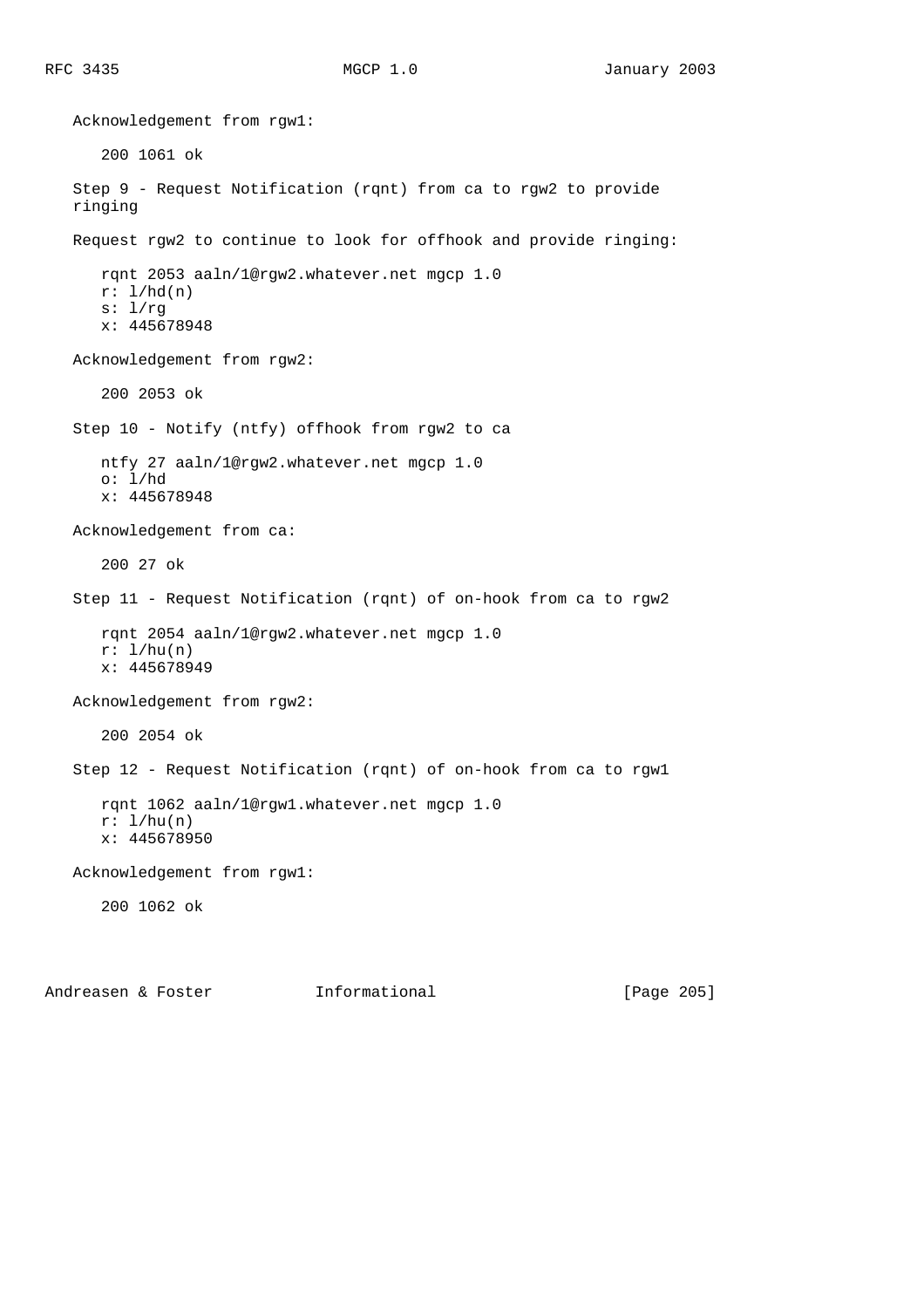Acknowledgement from rgw1:

```
200 1061 ok
```

Step 9 - Request Notification (rqnt) from ca to rgw2 to provide ringing

Request rgw2 to continue to look for offhook and provide ringing:

```
rqnt 2053 aaln/1@rgw2.whatever.net mgcp 1.0
r: l/hd(n)
s: l/rg
x: 445678948
```

Acknowledgement from rgw2:

```
200 2053 ok
```

Step 10 - Notify (ntfy) offhook from rgw2 to ca

```
ntfy 27 aaln/1@rgw2.whatever.net mgcp 1.0
o: l/hd
x: 445678948
```

Acknowledgement from ca:

```
200 27 ok
```

Step 11 - Request Notification (rqnt) of on-hook from ca to rgw2

```
rqnt 2054 aaln/1@rgw2.whatever.net mgcp 1.0
r: l/hu(n)
x: 445678949
```

Acknowledgement from rgw2:

```
200 2054 ok
```

Step 12 - Request Notification (rqnt) of on-hook from ca to rgw1

```
rqnt 1062 aaln/1@rgw1.whatever.net mgcp 1.0
r: l/hu(n)
x: 445678950
```

Acknowledgement from rgw1:

```
200 1062 ok
```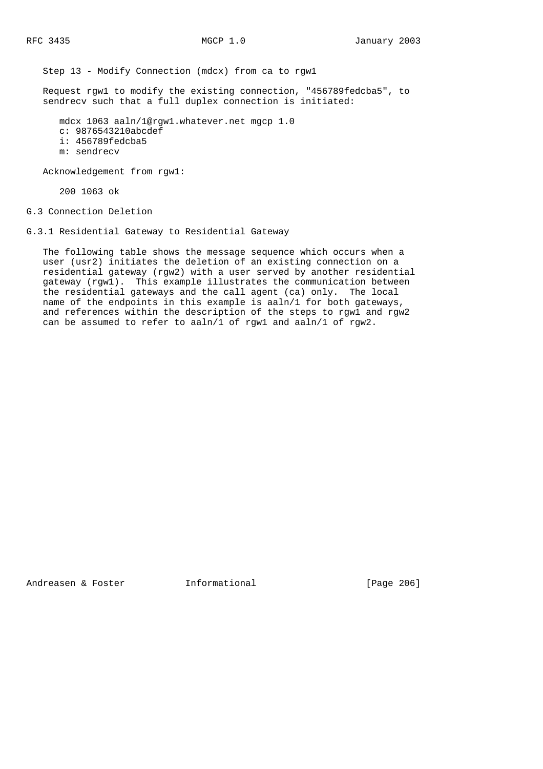Step 13 - Modify Connection (mdcx) from ca to rgw1

Request rgw1 to modify the existing connection, "456789fedcba5", to sendrecv such that a full duplex connection is initiated:

```
mdcx 1063 aaln/1@rgw1.whatever.net mgcp 1.0
c: 9876543210abcdef
i: 456789fedcba5
m: sendrecv
```

Acknowledgement from rgw1:

```
200 1063 ok
```

## G.3 Connection Deletion

### G.3.1 Residential Gateway to Residential Gateway

The following table shows the message sequence which occurs when a user (usr2) initiates the deletion of an existing connection on a residential gateway (rgw2) with a user served by another residential gateway (rgw1). This example illustrates the communication between the residential gateways and the call agent (ca) only. The local name of the endpoints in this example is aaln/1 for both gateways, and references within the description of the steps to rgw1 and rgw2 can be assumed to refer to aaln/1 of rgw1 and aaln/1 of rgw2.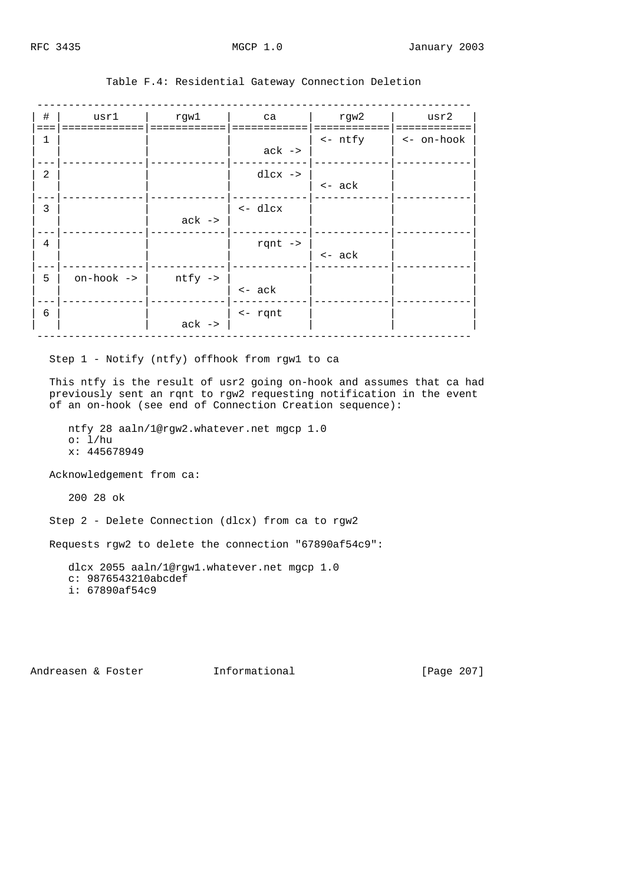Table F.4: Residential Gateway Connection Deletion

| # | usr1 | rgw1 | ca | rgw2 | usr2 |
|---|---|---|---|---|---|
| 1 | | | ack -> | <- ntfy | <- on-hook |
| 2 | | | dlcx -> | <- ack | |
| 3 | | ack -> | <- dlcx | | |
| 4 | | | rqnt -> | <- ack | |
| 5 | on-hook -> | ntfy -> | <- ack | | |
| 6 | | ack -> | <- rqnt | | |

Step 1 - Notify (ntfy) offhook from rgw1 to ca

This ntfy is the result of usr2 going on-hook and assumes that ca had previously sent an rqnt to rgw2 requesting notification in the event of an on-hook (see end of Connection Creation sequence):

```
ntfy 28 aaln/1@rgw2.whatever.net mgcp 1.0
o: l/hu
x: 445678949
```

Acknowledgement from ca:

```
200 28 ok
```

Step 2 - Delete Connection (dlcx) from ca to rgw2

Requests rgw2 to delete the connection "67890af54c9":

```
dlcx 2055 aaln/1@rgw1.whatever.net mgcp 1.0
c: 9876543210abcdef
i: 67890af54c9
```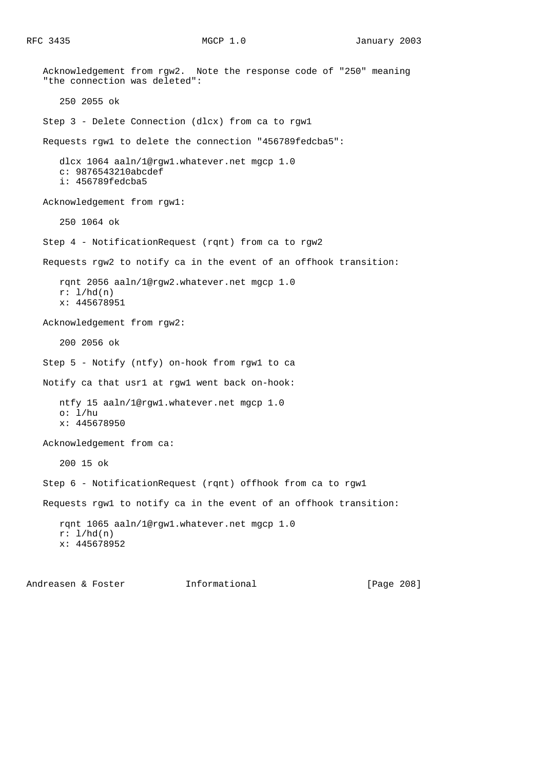Acknowledgement from rgw2.  Note the response code of "250" meaning "the connection was deleted":

```
250 2055 ok
```

Step 3 - Delete Connection (dlcx) from ca to rgw1

Requests rgw1 to delete the connection "456789fedcba5":

```
dlcx 1064 aaln/1@rgw1.whatever.net mgcp 1.0
c: 9876543210abcdef
i: 456789fedcba5
```

Acknowledgement from rgw1:

```
250 1064 ok
```

Step 4 - NotificationRequest (rqnt) from ca to rgw2

Requests rgw2 to notify ca in the event of an offhook transition:

```
rqnt 2056 aaln/1@rgw2.whatever.net mgcp 1.0
r: l/hd(n)
x: 445678951
```

Acknowledgement from rgw2:

```
200 2056 ok
```

Step 5 - Notify (ntfy) on-hook from rgw1 to ca

Notify ca that usr1 at rgw1 went back on-hook:

```
ntfy 15 aaln/1@rgw1.whatever.net mgcp 1.0
o: l/hu
x: 445678950
```

Acknowledgement from ca:

```
200 15 ok
```

Step 6 - NotificationRequest (rqnt) offhook from ca to rgw1

Requests rgw1 to notify ca in the event of an offhook transition:

```
rqnt 1065 aaln/1@rgw1.whatever.net mgcp 1.0
r: l/hd(n)
x: 445678952
```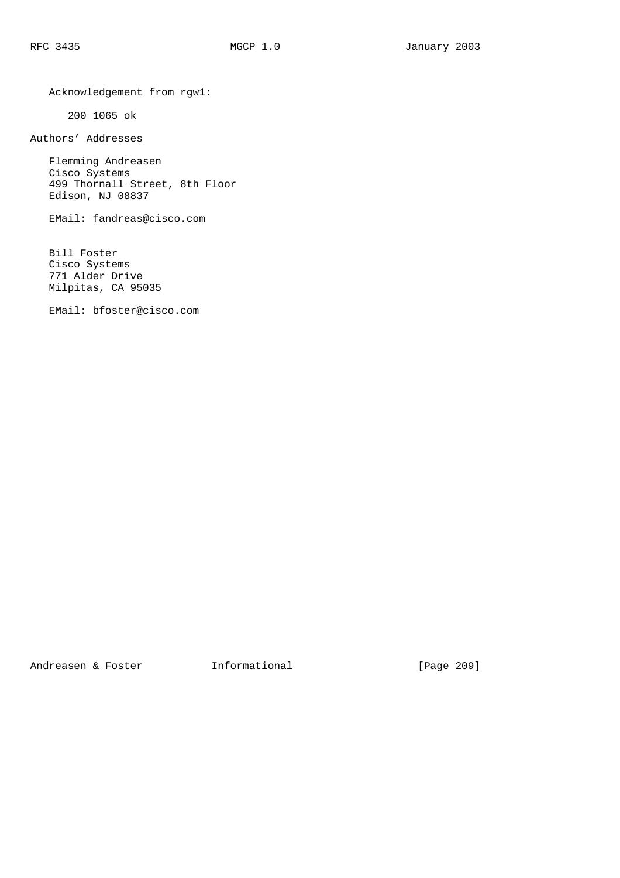Acknowledgement from rgw1:

```
200 1065 ok
```

## Authors' Addresses

Flemming Andreasen
Cisco Systems
499 Thornall Street, 8th Floor
Edison, NJ 08837

EMail: fandreas@cisco.com

Bill Foster
Cisco Systems
771 Alder Drive
Milpitas, CA 95035

EMail: bfoster@cisco.com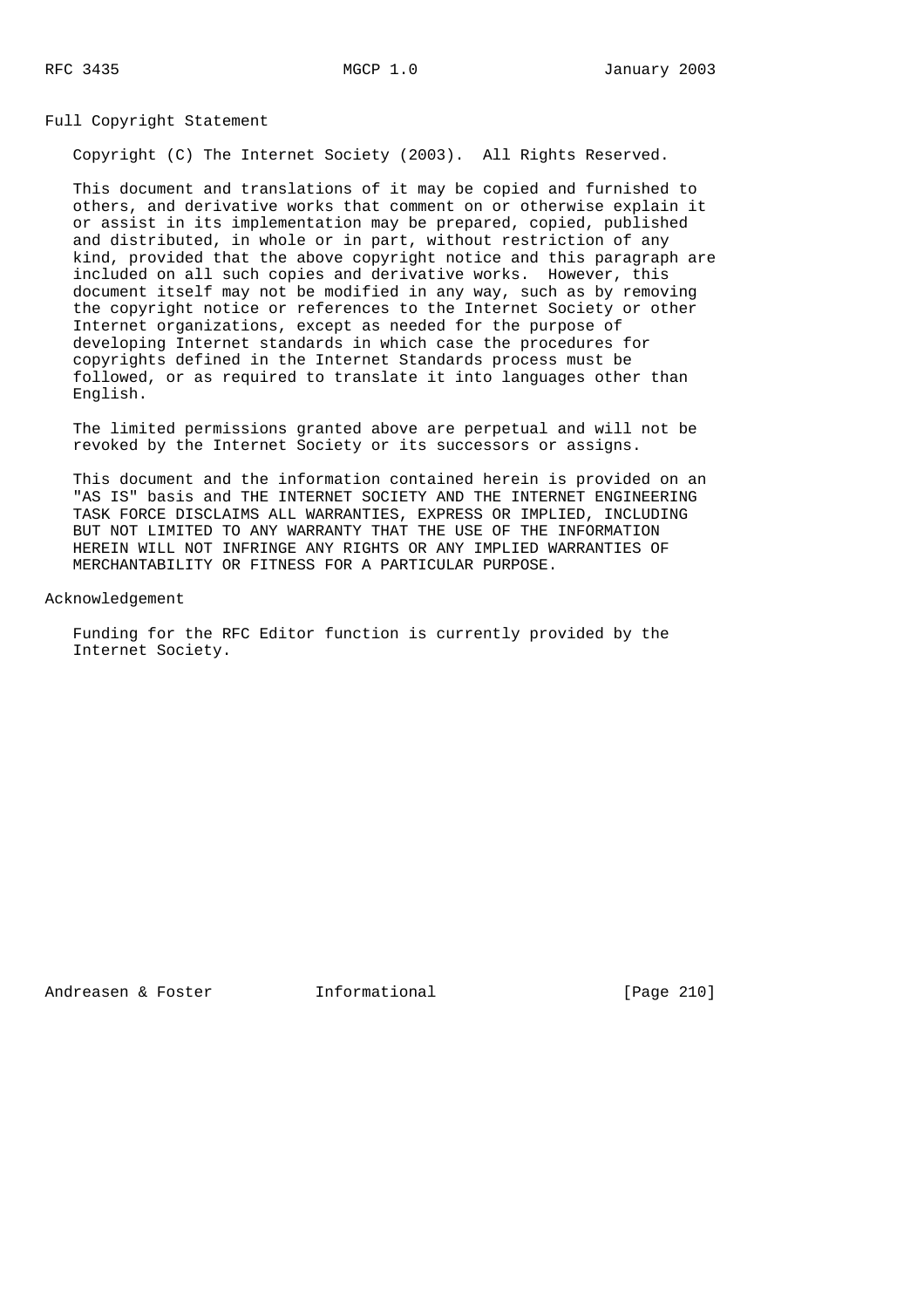## Full Copyright Statement

Copyright (C) The Internet Society (2003). All Rights Reserved.

This document and translations of it may be copied and furnished to others, and derivative works that comment on or otherwise explain it or assist in its implementation may be prepared, copied, published and distributed, in whole or in part, without restriction of any kind, provided that the above copyright notice and this paragraph are included on all such copies and derivative works. However, this document itself may not be modified in any way, such as by removing the copyright notice or references to the Internet Society or other Internet organizations, except as needed for the purpose of developing Internet standards in which case the procedures for copyrights defined in the Internet Standards process must be followed, or as required to translate it into languages other than English.

The limited permissions granted above are perpetual and will not be revoked by the Internet Society or its successors or assigns.

This document and the information contained herein is provided on an "AS IS" basis and THE INTERNET SOCIETY AND THE INTERNET ENGINEERING TASK FORCE DISCLAIMS ALL WARRANTIES, EXPRESS OR IMPLIED, INCLUDING BUT NOT LIMITED TO ANY WARRANTY THAT THE USE OF THE INFORMATION HEREIN WILL NOT INFRINGE ANY RIGHTS OR ANY IMPLIED WARRANTIES OF MERCHANTABILITY OR FITNESS FOR A PARTICULAR PURPOSE.

## Acknowledgement

Funding for the RFC Editor function is currently provided by the Internet Society.